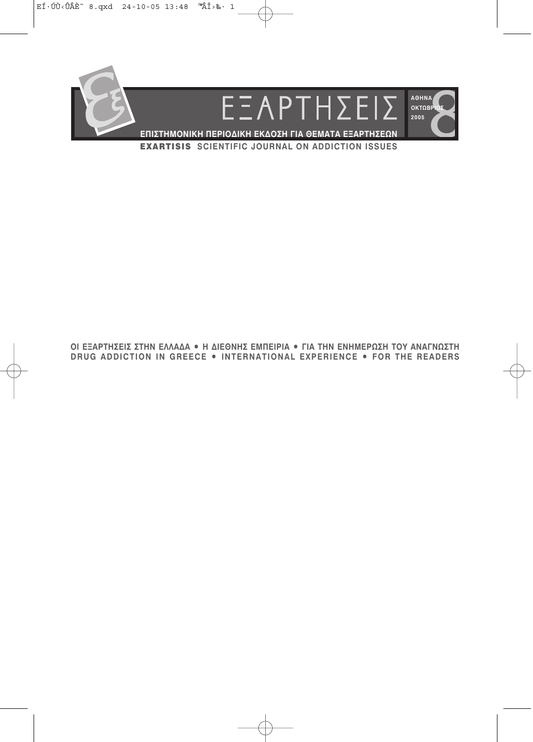# ΕΞΑΡΤΗΣΕΙΣ

ΑΘΗΝΑ
ΟΚΤΩΒΡΙΟΣ
2005

8

**ΕΠΙΣΤΗΜΟΝΙΚΗ ΠΕΡΙΟΔΙΚΗ ΕΚΔΟΣΗ ΓΙΑ ΘΕΜΑΤΑ ΕΞΑΡΤΗΣΕΩΝ**

**EXARTISIS** SCIENTIFIC JOURNAL ON ADDICTION ISSUES

**ΟΙ ΕΞΑΡΤΗΣΕΙΣ ΣΤΗΝ ΕΛΛΑΔΑ • Η ΔΙΕΘΝΗΣ ΕΜΠΕΙΡΙΑ • ΓΙΑ ΤΗΝ ΕΝΗΜΕΡΩΣΗ ΤΟΥ ΑΝΑΓΝΩΣΤΗ**

**DRUG ADDICTION IN GREECE • INTERNATIONAL EXPERIENCE • FOR THE READERS**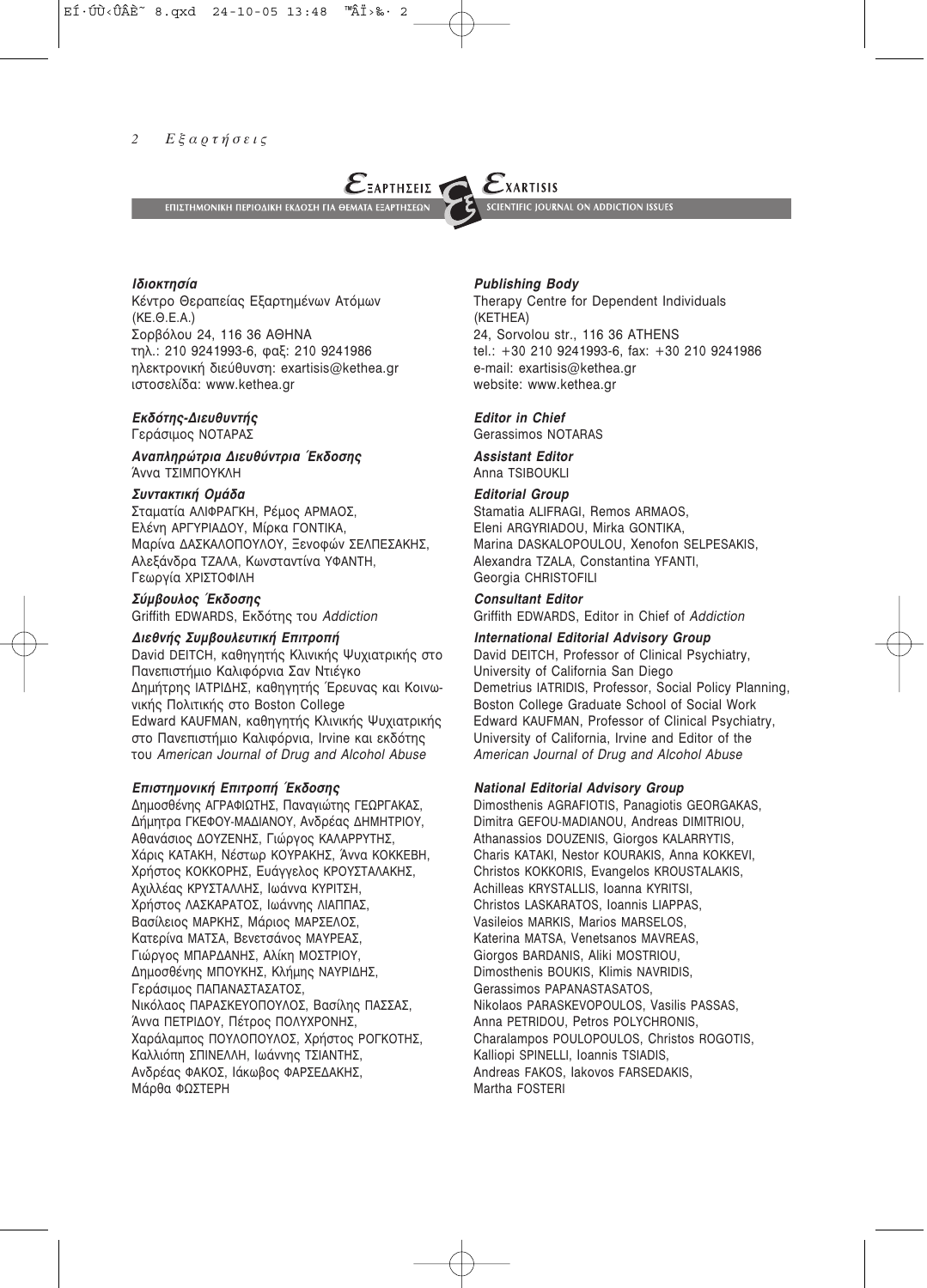**ΕΞΑΡΤΗΣΕΙΣ** — ΕΠΙΣΤΗΜΟΝΙΚΗ ΠΕΡΙΟΔΙΚΗ ΕΚΔΟΣΗ ΓΙΑ ΘΕΜΑΤΑ ΕΞΑΡΤΗΣΕΩΝ

**EXARTISIS** — SCIENTIFIC JOURNAL ON ADDICTION ISSUES

***Ιδιοκτησία***
Κέντρο Θεραπείας Εξαρτημένων Ατόμων (ΚΕ.Θ.Ε.Α.)
Σορβόλου 24, 116 36 ΑΘΗΝΑ
τηλ.: 210 9241993-6, φαξ: 210 9241986
ηλεκτρονική διεύθυνση: exartisis@kethea.gr
ιστοσελίδα: www.kethea.gr

***Εκδότης-Διευθυντής***
Γεράσιμος ΝΟΤΑΡΑΣ

***Αναπληρώτρια Διευθύντρια Έκδοσης***
Άννα ΤΣΙΜΠΟΥΚΛΗ

***Συντακτική Ομάδα***
Σταματία ΑΛΙΦΡΑΓΚΗ, Ρέμος ΑΡΜΑΟΣ, Ελένη ΑΡΓΥΡΙΑΔΟΥ, Μίρκα ΓΟΝΤΙΚΑ, Μαρίνα ΔΑΣΚΑΛΟΠΟΥΛΟΥ, Ξενοφών ΣΕΛΠΕΣΑΚΗΣ, Αλεξάνδρα ΤΖΑΛΑ, Κωνσταντίνα ΥΦΑΝΤΗ, Γεωργία ΧΡΙΣΤΟΦΙΛΗ

***Σύμβουλος Έκδοσης***
Griffith EDWARDS, Εκδότης του *Addiction*

***Διεθνής Συμβουλευτική Επιτροπή***
David DEITCH, καθηγητής Κλινικής Ψυχιατρικής στο Πανεπιστήμιο Καλιφόρνια Σαν Ντιέγκο
Δημήτρης ΙΑΤΡΙΔΗΣ, καθηγητής Έρευνας και Κοινωνικής Πολιτικής στο Boston College
Edward KAUFMAN, καθηγητής Κλινικής Ψυχιατρικής στο Πανεπιστήμιο Καλιφόρνια, Irvine και εκδότης του *American Journal of Drug and Alcohol Abuse*

***Επιστημονική Επιτροπή Έκδοσης***
Δημοσθένης ΑΓΡΑΦΙΩΤΗΣ, Παναγιώτης ΓΕΩΡΓΑΚΑΣ, Δήμητρα ΓΚΕΦΟΥ-ΜΑΔΙΑΝΟΥ, Ανδρέας ΔΗΜΗΤΡΙΟΥ, Αθανάσιος ΔΟΥΖΕΝΗΣ, Γιώργος ΚΑΛΑΡΡΥΤΗΣ, Χάρις ΚΑΤΑΚΗ, Νέστωρ ΚΟΥΡΑΚΗΣ, Άννα ΚΟΚΚΕΒΗ, Χρήστος ΚΟΚΚΟΡΗΣ, Ευάγγελος ΚΡΟΥΣΤΑΛΑΚΗΣ, Αχιλλέας ΚΡΥΣΤΑΛΛΗΣ, Ιωάννα ΚΥΡΙΤΣΗ, Χρήστος ΛΑΣΚΑΡΑΤΟΣ, Ιωάννης ΛΙΑΠΠΑΣ, Βασίλειος ΜΑΡΚΗΣ, Μάριος ΜΑΡΣΕΛΟΣ, Κατερίνα ΜΑΤΣΑ, Βενετσάνος ΜΑΥΡΕΑΣ, Γιώργος ΜΠΑΡΔΑΝΗΣ, Αλίκη ΜΟΣΤΡΙΟΥ, Δημοσθένης ΜΠΟΥΚΗΣ, Κλήμης ΝΑΥΡΙΔΗΣ, Γεράσιμος ΠΑΠΑΝΑΣΤΑΣΑΤΟΣ, Νικόλαος ΠΑΡΑΣΚΕΥΟΠΟΥΛΟΣ, Βασίλης ΠΑΣΣΑΣ, Άννα ΠΕΤΡΙΔΟΥ, Πέτρος ΠΟΛΥΧΡΟΝΗΣ, Χαράλαμπος ΠΟΥΛΟΠΟΥΛΟΣ, Χρήστος ΡΟΓΚΟΤΗΣ, Καλλιόπη ΣΠΙΝΕΛΛΗ, Ιωάννης ΤΣΙΑΝΤΗΣ, Ανδρέας ΦΑΚΟΣ, Ιάκωβος ΦΑΡΣΕΔΑΚΗΣ, Μάρθα ΦΩΣΤΕΡΗ

***Publishing Body***
Therapy Centre for Dependent Individuals (KETHEA)
24, Sorvolou str., 116 36 ATHENS
tel.: +30 210 9241993-6, fax: +30 210 9241986
e-mail: exartisis@kethea.gr
website: www.kethea.gr

***Editor in Chief***
Gerassimos NOTARAS

***Assistant Editor***
Anna TSIBOUKLI

***Editorial Group***
Stamatia ALIFRAGI, Remos ARMAOS, Eleni ARGYRIADOU, Mirka GONTIKA, Marina DASKALOPOULOU, Xenofon SELPESAKIS, Alexandra TZALA, Constantina YFANTI, Georgia CHRISTOFILI

***Consultant Editor***
Griffith EDWARDS, Editor in Chief of *Addiction*

***International Editorial Advisory Group***
David DEITCH, Professor of Clinical Psychiatry, University of California San Diego
Demetrius IATRIDIS, Professor, Social Policy Planning, Boston College Graduate School of Social Work
Edward KAUFMAN, Professor of Clinical Psychiatry, University of California, Irvine and Editor of the *American Journal of Drug and Alcohol Abuse*

***National Editorial Advisory Group***
Dimosthenis AGRAFIOTIS, Panagiotis GEORGAKAS, Dimitra GEFOU-MADIANOU, Andreas DIMITRIOU, Athanassios DOUZENIS, Giorgos KALARRYTIS, Charis KATAKI, Nestor KOURAKIS, Anna KOKKEVI, Christos KOKKORIS, Evangelos KROUSTALAKIS, Achilleas KRYSTALLIS, Ioanna KYRITSI, Christos LASKARATOS, Ioannis LIAPPAS, Vasileios MARKIS, Marios MARSELOS, Katerina MATSA, Venetsanos MAVREAS, Giorgos BARDANIS, Aliki MOSTRIOU, Dimosthenis BOUKIS, Klimis NAVRIDIS, Gerassimos PAPANASTASATOS, Nikolaos PARASKEVOPOULOS, Vasilis PASSAS, Anna PETRIDOU, Petros POLYCHRONIS, Charalampos POULOPOULOS, Christos ROGOTIS, Kalliopi SPINELLI, Ioannis TSIADIS, Andreas FAKOS, Iakovos FARSEDAKIS, Martha FOSTERI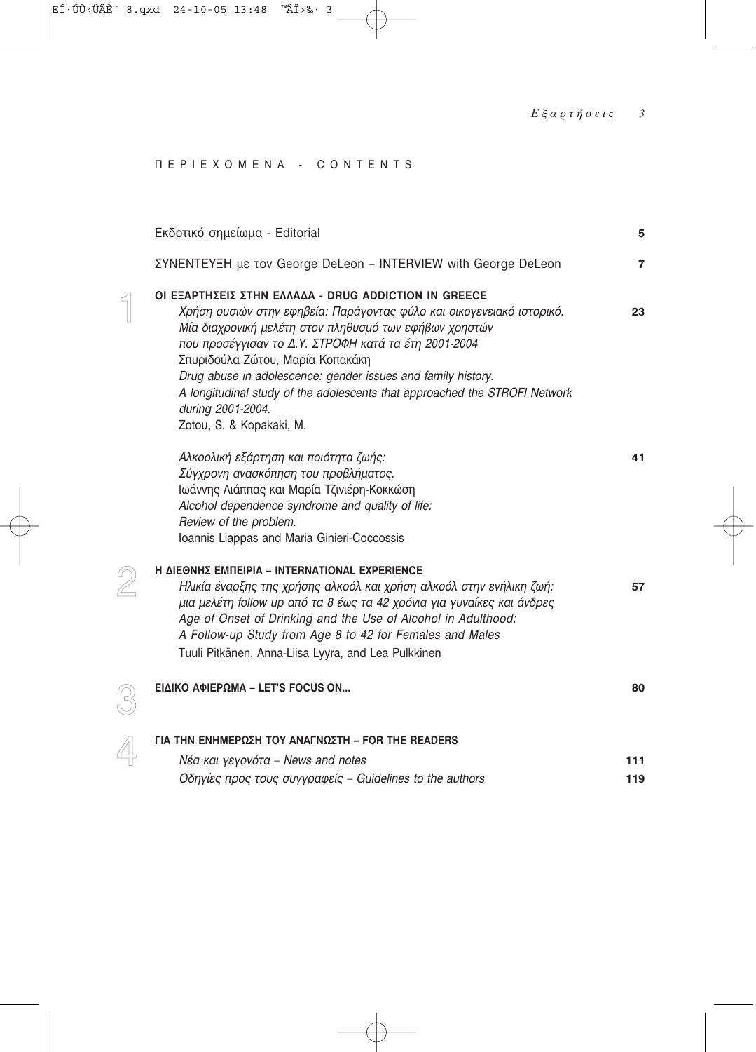# ΠΕΡΙΕΧΟΜΕΝΑ - CONTENTS

| | |
|---|---|
| Εκδοτικό σημείωμα - Editorial | 5 |
| ΣΥΝΕΝΤΕΥΞΗ με τον George DeLeon – INTERVIEW with George DeLeon | 7 |

## 1 ΟΙ ΕΞΑΡΤΗΣΕΙΣ ΣΤΗΝ ΕΛΛΑΔΑ - DRUG ADDICTION IN GREECE

*Χρήση ουσιών στην εφηβεία: Παράγοντας φύλο και οικογενειακό ιστορικό. Μία διαχρονική μελέτη στον πληθυσμό των εφήβων χρηστών που προσέγγισαν το Δ.Υ. ΣΤΡΟΦΗ κατά τα έτη 2001-2004* — 23
Σπυριδούλα Ζώτου, Μαρία Κοπακάκη
*Drug abuse in adolescence: gender issues and family history. A longitudinal study of the adolescents that approached the STROFI Network during 2001-2004.*
Zotou, S. & Kopakaki, M.

*Αλκοολική εξάρτηση και ποιότητα ζωής: Σύγχρονη ανασκόπηση του προβλήματος.* — 41
Ιωάννης Λιάππας και Μαρία Τζινιέρη-Κοκκώση
*Alcohol dependence syndrome and quality of life: Review of the problem.*
Ioannis Liappas and Maria Ginieri-Coccossis

## 2 Η ΔΙΕΘΝΗΣ ΕΜΠΕΙΡΙΑ – INTERNATIONAL EXPERIENCE

*Ηλικία έναρξης της χρήσης αλκοόλ και χρήση αλκοόλ στην ενήλικη ζωή: μια μελέτη follow up από τα 8 έως τα 42 χρόνια για γυναίκες και άνδρες* — 57
*Age of Onset of Drinking and the Use of Alcohol in Adulthood: A Follow-up Study from Age 8 to 42 for Females and Males*
Tuuli Pitkänen, Anna-Liisa Lyyra, and Lea Pulkkinen

## 3 ΕΙΔΙΚΟ ΑΦΙΕΡΩΜΑ – LET'S FOCUS ON... — 80

## 4 ΓΙΑ ΤΗΝ ΕΝΗΜΕΡΩΣΗ ΤΟΥ ΑΝΑΓΝΩΣΤΗ – FOR THE READERS

| | |
|---|---|
| *Νέα και γεγονότα – News and notes* | 111 |
| *Οδηγίες προς τους συγγραφείς – Guidelines to the authors* | 119 |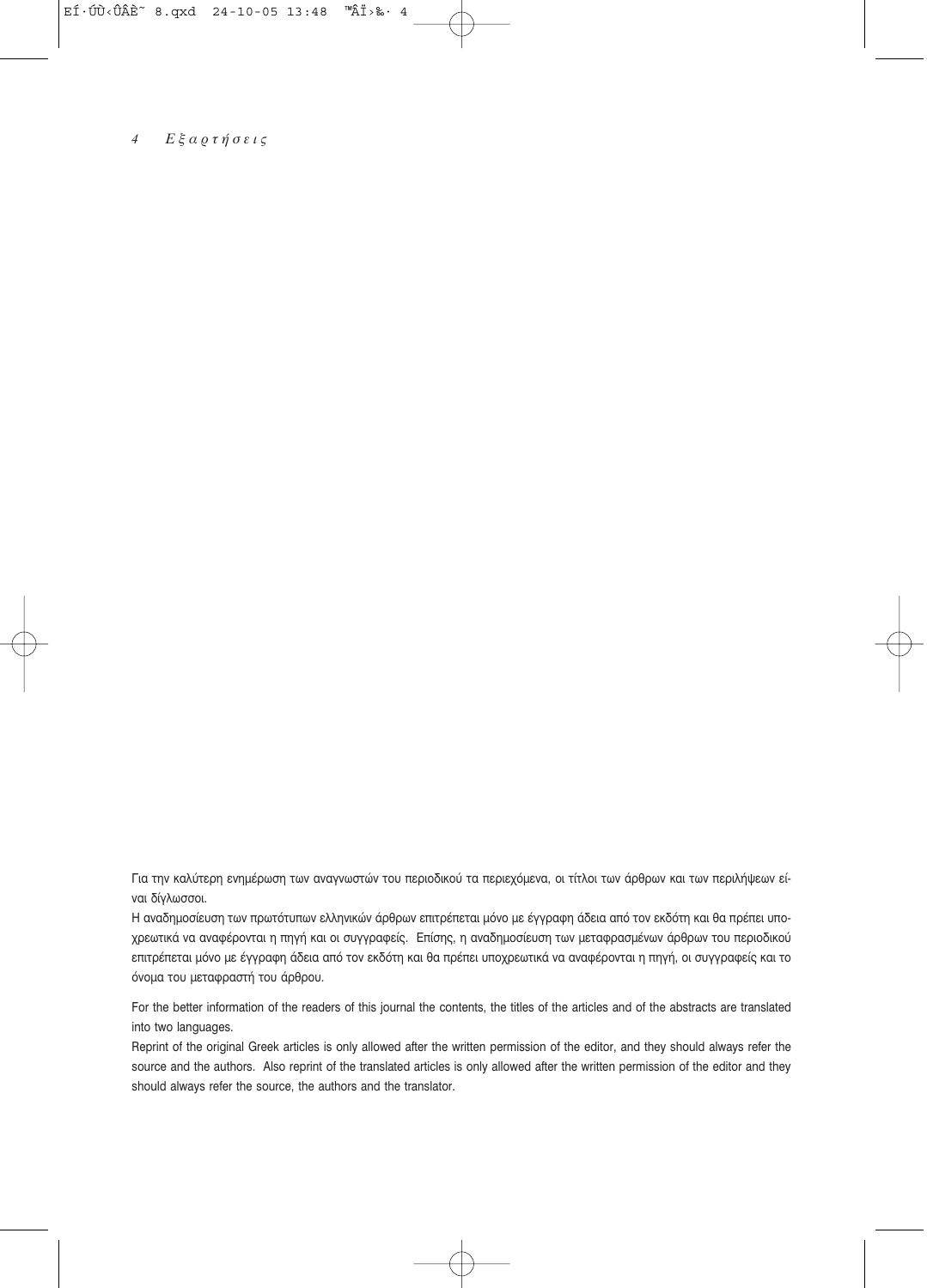Για την καλύτερη ενημέρωση των αναγνωστών του περιοδικού τα περιεχόμενα, οι τίτλοι των άρθρων και των περιλήψεων είναι δίγλωσσοι.

Η αναδημοσίευση των πρωτότυπων ελληνικών άρθρων επιτρέπεται μόνο με έγγραφη άδεια από τον εκδότη και θα πρέπει υποχρεωτικά να αναφέρονται η πηγή και οι συγγραφείς. Επίσης, η αναδημοσίευση των μεταφρασμένων άρθρων του περιοδικού επιτρέπεται μόνο με έγγραφη άδεια από τον εκδότη και θα πρέπει υποχρεωτικά να αναφέρονται η πηγή, οι συγγραφείς και το όνομα του μεταφραστή του άρθρου.

For the better information of the readers of this journal the contents, the titles of the articles and of the abstracts are translated into two languages.

Reprint of the original Greek articles is only allowed after the written permission of the editor, and they should always refer the source and the authors. Also reprint of the translated articles is only allowed after the written permission of the editor and they should always refer the source, the authors and the translator.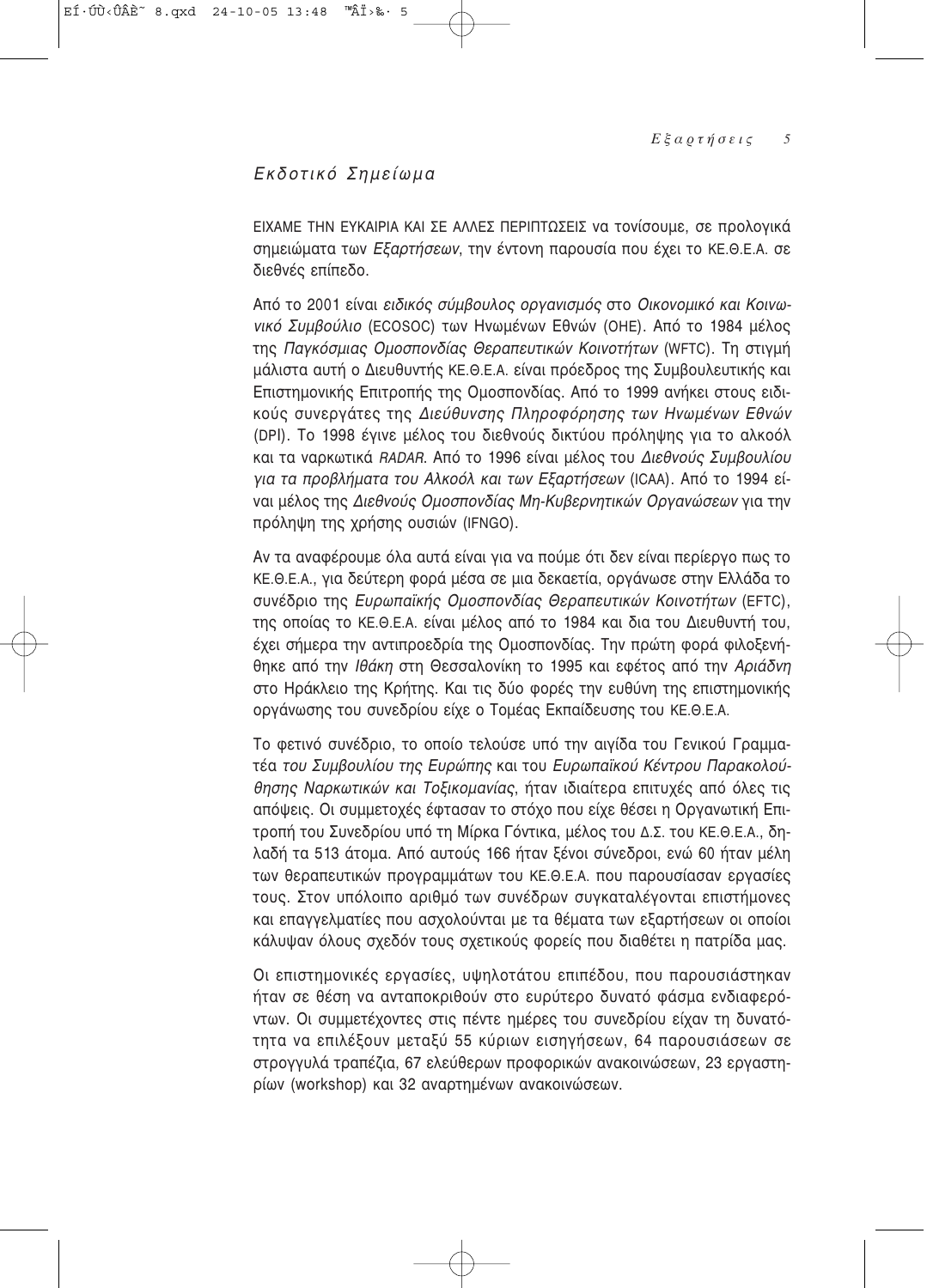*Εκδοτικό Σημείωμα*

ΕΙΧΑΜΕ ΤΗΝ ΕΥΚΑΙΡΙΑ ΚΑΙ ΣΕ ΑΛΛΕΣ ΠΕΡΙΠΤΩΣΕΙΣ να τονίσουμε, σε προλογικά σημειώματα των *Εξαρτήσεων*, την έντονη παρουσία που έχει το ΚΕ.Θ.Ε.Α. σε διεθνές επίπεδο.

Από το 2001 είναι *ειδικός σύμβουλος οργανισμός* στο *Οικονομικό και Κοινωνικό Συμβούλιο* (ECOSOC) των Ηνωμένων Εθνών (ΟΗΕ). Από το 1984 μέλος της *Παγκόσμιας Ομοσπονδίας Θεραπευτικών Κοινοτήτων* (WFTC). Τη στιγμή μάλιστα αυτή ο Διευθυντής ΚΕ.Θ.Ε.Α. είναι πρόεδρος της Συμβουλευτικής και Επιστημονικής Επιτροπής της Ομοσπονδίας. Από το 1999 ανήκει στους ειδικούς συνεργάτες της *Διεύθυνσης Πληροφόρησης των Ηνωμένων Εθνών* (DPI). Το 1998 έγινε μέλος του διεθνούς δικτύου πρόληψης για το αλκοόλ και τα ναρκωτικά *RADAR*. Από το 1996 είναι μέλος του *Διεθνούς Συμβουλίου για τα προβλήματα του Αλκοόλ και των Εξαρτήσεων* (ICAA). Από το 1994 είναι μέλος της *Διεθνούς Ομοσπονδίας Μη-Κυβερνητικών Οργανώσεων* για την πρόληψη της χρήσης ουσιών (IFNGO).

Αν τα αναφέρουμε όλα αυτά είναι για να πούμε ότι δεν είναι περίεργο πως το ΚΕ.Θ.Ε.Α., για δεύτερη φορά μέσα σε μια δεκαετία, οργάνωσε στην Ελλάδα το συνέδριο της *Ευρωπαϊκής Ομοσπονδίας Θεραπευτικών Κοινοτήτων* (EFTC), της οποίας το ΚΕ.Θ.Ε.Α. είναι μέλος από το 1984 και δια του Διευθυντή του, έχει σήμερα την αντιπροεδρία της Ομοσπονδίας. Την πρώτη φορά φιλοξενήθηκε από την *Ιθάκη* στη Θεσσαλονίκη το 1995 και εφέτος από την *Αριάδνη* στο Ηράκλειο της Κρήτης. Και τις δύο φορές την ευθύνη της επιστημονικής οργάνωσης του συνεδρίου είχε ο Τομέας Εκπαίδευσης του ΚΕ.Θ.Ε.Α.

Το φετινό συνέδριο, το οποίο τελούσε υπό την αιγίδα του Γενικού Γραμματέα *του Συμβουλίου της Ευρώπης* και του *Ευρωπαϊκού Κέντρου Παρακολούθησης Ναρκωτικών και Τοξικομανίας*, ήταν ιδιαίτερα επιτυχές από όλες τις απόψεις. Οι συμμετοχές έφτασαν το στόχο που είχε θέσει η Οργανωτική Επιτροπή του Συνεδρίου υπό τη Μίρκα Γόντικα, μέλος του Δ.Σ. του ΚΕ.Θ.Ε.Α., δηλαδή τα 513 άτομα. Από αυτούς 166 ήταν ξένοι σύνεδροι, ενώ 60 ήταν μέλη των θεραπευτικών προγραμμάτων του ΚΕ.Θ.Ε.Α. που παρουσίασαν εργασίες τους. Στον υπόλοιπο αριθμό των συνέδρων συγκαταλέγονται επιστήμονες και επαγγελματίες που ασχολούνται με τα θέματα των εξαρτήσεων οι οποίοι κάλυψαν όλους σχεδόν τους σχετικούς φορείς που διαθέτει η πατρίδα μας.

Οι επιστημονικές εργασίες, υψηλοτάτου επιπέδου, που παρουσιάστηκαν ήταν σε θέση να ανταποκριθούν στο ευρύτερο δυνατό φάσμα ενδιαφερόντων. Οι συμμετέχοντες στις πέντε ημέρες του συνεδρίου είχαν τη δυνατότητα να επιλέξουν μεταξύ 55 κύριων εισηγήσεων, 64 παρουσιάσεων σε στρογγυλά τραπέζια, 67 ελεύθερων προφορικών ανακοινώσεων, 23 εργαστηρίων (workshop) και 32 αναρτημένων ανακοινώσεων.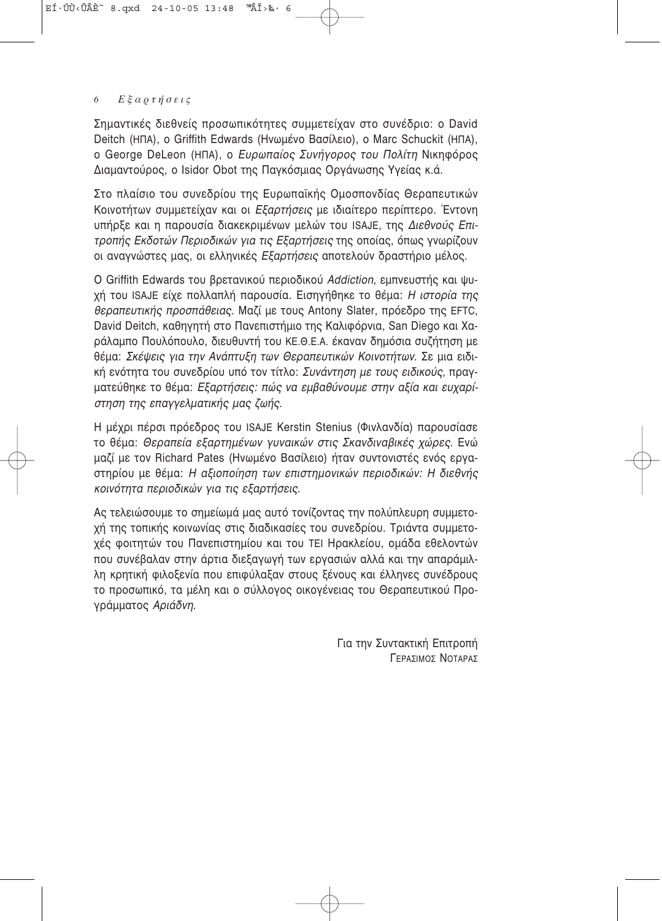Σημαντικές διεθνείς προσωπικότητες συμμετείχαν στο συνέδριο: ο David Deitch (ΗΠΑ), ο Griffith Edwards (Ηνωμένο Βασίλειο), ο Marc Schuckit (ΗΠΑ), ο George DeLeon (ΗΠΑ), ο *Ευρωπαίος Συνήγορος του Πολίτη* Νικηφόρος Διαμαντούρος, ο Isidor Obot της Παγκόσμιας Οργάνωσης Υγείας κ.ά.

Στο πλαίσιο του συνεδρίου της Ευρωπαϊκής Ομοσπονδίας Θεραπευτικών Κοινοτήτων συμμετείχαν και οι *Εξαρτήσεις* με ιδιαίτερο περίπτερο. Έντονη υπήρξε και η παρουσία διακεκριμένων μελών του ISAJE, της *Διεθνούς Επιτροπής Εκδοτών Περιοδικών για τις Εξαρτήσεις* της οποίας, όπως γνωρίζουν οι αναγνώστες μας, οι ελληνικές *Εξαρτήσεις* αποτελούν δραστήριο μέλος.

Ο Griffith Edwards του βρετανικού περιοδικού *Addiction*, εμπνευστής και ψυχή του ISAJE είχε πολλαπλή παρουσία. Εισηγήθηκε το θέμα: *Η ιστορία της θεραπευτικής προσπάθειας*. Μαζί με τους Antony Slater, πρόεδρο της EFTC, David Deitch, καθηγητή στο Πανεπιστήμιο της Καλιφόρνια, San Diego και Χαράλαμπο Πουλόπουλο, διευθυντή του ΚΕ.Θ.Ε.Α. έκαναν δημόσια συζήτηση με θέμα: *Σκέψεις για την Ανάπτυξη των Θεραπευτικών Κοινοτήτων*. Σε μια ειδική ενότητα του συνεδρίου υπό τον τίτλο: *Συνάντηση με τους ειδικούς*, πραγματεύθηκε το θέμα: *Εξαρτήσεις: πώς να εμβαθύνουμε στην αξία και ευχαρίστηση της επαγγελματικής μας ζωής*.

Η μέχρι πέρσι πρόεδρος του ISAJE Kerstin Stenius (Φινλανδία) παρουσίασε το θέμα: *Θεραπεία εξαρτημένων γυναικών στις Σκανδιναβικές χώρες*. Ενώ μαζί με τον Richard Pates (Ηνωμένο Βασίλειο) ήταν συντονιστές ενός εργαστηρίου με θέμα: *Η αξιοποίηση των επιστημονικών περιοδικών: Η διεθνής κοινότητα περιοδικών για τις εξαρτήσεις*.

Ας τελειώσουμε το σημείωμά μας αυτό τονίζοντας την πολύπλευρη συμμετοχή της τοπικής κοινωνίας στις διαδικασίες του συνεδρίου. Τριάντα συμμετοχές φοιτητών του Πανεπιστημίου και του ΤΕΙ Ηρακλείου, ομάδα εθελοντών που συνέβαλαν στην άρτια διεξαγωγή των εργασιών αλλά και την απαράμιλλη κρητική φιλοξενία που επιφύλαξαν στους ξένους και έλληνες συνέδρους το προσωπικό, τα μέλη και ο σύλλογος οικογένειας του Θεραπευτικού Προγράμματος *Αριάδνη*.

Για την Συντακτική Επιτροπή  
ΓΕΡΑΣΙΜΟΣ ΝΟΤΑΡΑΣ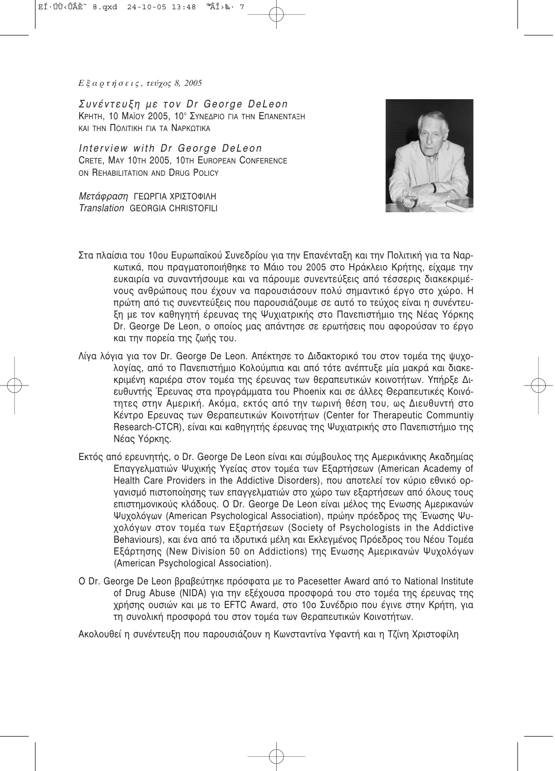*Εξαρτήσεις, τεύχος 8, 2005*

# *Συνέντευξη με τον Dr George DeLeon*

ΚΡΗΤΗ, 10 ΜΑΪΟΥ 2005, 10ο ΣΥΝΕΔΡΙΟ ΓΙΑ ΤΗΝ ΕΠΑΝΕΝΤΑΞΗ ΚΑΙ ΤΗΝ ΠΟΛΙΤΙΚΗ ΓΙΑ ΤΑ ΝΑΡΚΩΤΙΚΑ

# *Interview with Dr George DeLeon*

CRETE, MAY 10TH 2005, 10TH EUROPEAN CONFERENCE ON REHABILITATION AND DRUG POLICY

*Μετάφραση* ΓΕΩΡΓΙΑ ΧΡΙΣΤΟΦΙΛΗ
*Translation* GEORGIA CHRISTOFILI

Στα πλαίσια του 10ου Ευρωπαϊκού Συνεδρίου για την Επανένταξη και την Πολιτική για τα Ναρκωτικά, που πραγματοποιήθηκε το Μάιο του 2005 στο Ηράκλειο Κρήτης, είχαμε την ευκαιρία να συναντήσουμε και να πάρουμε συνεντεύξεις από τέσσερις διακεκριμένους ανθρώπους που έχουν να παρουσιάσουν πολύ σημαντικό έργο στο χώρο. Η πρώτη από τις συνεντεύξεις που παρουσιάζουμε σε αυτό το τεύχος είναι η συνέντευξη με τον καθηγητή έρευνας της Ψυχιατρικής στο Πανεπιστήμιο της Νέας Υόρκης Dr. George De Leon, ο οποίος μας απάντησε σε ερωτήσεις που αφορούσαν το έργο και την πορεία της ζωής του.

Λίγα λόγια για τον Dr. George De Leon. Απέκτησε το Διδακτορικό του στον τομέα της ψυχολογίας, από το Πανεπιστήμιο Κολούμπια και από τότε ανέπτυξε μία μακρά και διακεκριμένη καριέρα στον τομέα της έρευνας των θεραπευτικών κοινοτήτων. Υπήρξε Διευθυντής Έρευνας στα προγράμματα του Phoenix και σε άλλες Θεραπευτικές Κοινότητες στην Αμερική. Ακόμα, εκτός από την τωρινή θέση του, ως Διευθυντή στο Κέντρο Ερευνας των Θεραπευτικών Κοινοτήτων (Center for Therapeutic Communtiy Research-CTCR), είναι και καθηγητής έρευνας της Ψυχιατρικής στο Πανεπιστήμιο της Νέας Υόρκης.

Εκτός από ερευνητής, ο Dr. George De Leon είναι και σύμβουλος της Αμερικάνικης Ακαδημίας Επαγγελματιών Ψυχικής Υγείας στον τομέα των Εξαρτήσεων (American Academy of Health Care Providers in the Addictive Disorders), που αποτελεί τον κύριο εθνικό οργανισμό πιστοποίησης των επαγγελματιών στο χώρο των εξαρτήσεων από όλους τους επιστημονικούς κλάδους. Ο Dr. George De Leon είναι μέλος της Ενωσης Αμερικανών Ψυχολόγων (American Psychological Association), πρώην πρόεδρος της Ένωσης Ψυχολόγων στον τομέα των Εξαρτήσεων (Society of Psychologists in the Addictive Behaviours), και ένα από τα ιδρυτικά μέλη και Εκλεγμένος Πρόεδρος του Νέου Τομέα Εξάρτησης (New Division 50 on Addictions) της Ενωσης Αμερικανών Ψυχολόγων (American Psychological Association).

Ο Dr. George De Leon βραβεύτηκε πρόσφατα με το Pacesetter Award από το National Institute of Drug Abuse (NIDA) για την εξέχουσα προσφορά του στο τομέα της έρευνας της χρήσης ουσιών και με το EFTC Award, στο 10ο Συνέδριο που έγινε στην Κρήτη, για τη συνολική προσφορά του στον τομέα των Θεραπευτικών Κοινοτήτων.

Ακολουθεί η συνέντευξη που παρουσιάζουν η Κωνσταντίνα Υφαντή και η Τζίνη Χριστοφίλη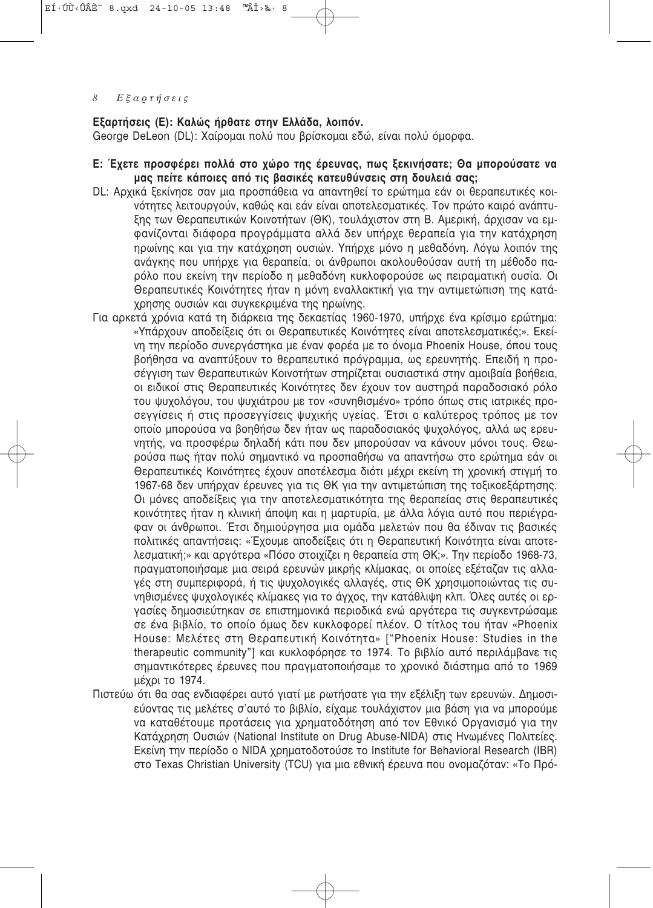**Εξαρτήσεις (Ε): Καλώς ήρθατε στην Ελλάδα, λοιπόν.**

George DeLeon (DL): Χαίρομαι πολύ που βρίσκομαι εδώ, είναι πολύ όμορφα.

**Ε: Έχετε προσφέρει πολλά στο χώρο της έρευνας, πως ξεκινήσατε; Θα μπορούσατε να μας πείτε κάποιες από τις βασικές κατευθύνσεις στη δουλειά σας;**

DL: Αρχικά ξεκίνησε σαν μια προσπάθεια να απαντηθεί το ερώτημα εάν οι θεραπευτικές κοινότητες λειτουργούν, καθώς και εάν είναι αποτελεσματικές. Τον πρώτο καιρό ανάπτυξης των Θεραπευτικών Κοινοτήτων (ΘΚ), τουλάχιστον στη Β. Αμερική, άρχισαν να εμφανίζονται διάφορα προγράμματα αλλά δεν υπήρχε θεραπεία για την κατάχρηση ηρωίνης και για την κατάχρηση ουσιών. Υπήρχε μόνο η μεθαδόνη. Λόγω λοιπόν της ανάγκης που υπήρχε για θεραπεία, οι άνθρωποι ακολουθούσαν αυτή τη μέθοδο παρόλο που εκείνη την περίοδο η μεθαδόνη κυκλοφορούσε ως πειραματική ουσία. Οι Θεραπευτικές Κοινότητες ήταν η μόνη εναλλακτική για την αντιμετώπιση της κατάχρησης ουσιών και συγκεκριμένα της ηρωίνης.

Για αρκετά χρόνια κατά τη διάρκεια της δεκαετίας 1960-1970, υπήρχε ένα κρίσιμο ερώτημα: «Υπάρχουν αποδείξεις ότι οι Θεραπευτικές Κοινότητες είναι αποτελεσματικές;». Εκείνη την περίοδο συνεργάστηκα με έναν φορέα με το όνομα Phoenix House, όπου τους βοήθησα να αναπτύξουν το θεραπευτικό πρόγραμμα, ως ερευνητής. Επειδή η προσέγγιση των Θεραπευτικών Κοινοτήτων στηρίζεται ουσιαστικά στην αμοιβαία βοήθεια, οι ειδικοί στις Θεραπευτικές Κοινότητες δεν έχουν τον αυστηρά παραδοσιακό ρόλο του ψυχολόγου, του ψυχιάτρου με τον «συνηθισμένο» τρόπο όπως στις ιατρικές προσεγγίσεις ή στις προσεγγίσεις ψυχικής υγείας. Έτσι ο καλύτερος τρόπος με τον οποίο μπορούσα να βοηθήσω δεν ήταν ως παραδοσιακός ψυχολόγος, αλλά ως ερευνητής, να προσφέρω δηλαδή κάτι που δεν μπορούσαν να κάνουν μόνοι τους. Θεωρούσα πως ήταν πολύ σημαντικό να προσπαθήσω να απαντήσω στο ερώτημα εάν οι Θεραπευτικές Κοινότητες έχουν αποτέλεσμα διότι μέχρι εκείνη τη χρονική στιγμή το 1967-68 δεν υπήρχαν έρευνες για τις ΘΚ για την αντιμετώπιση της τοξικοεξάρτησης. Οι μόνες αποδείξεις για την αποτελεσματικότητα της θεραπείας στις θεραπευτικές κοινότητες ήταν η κλινική άποψη και η μαρτυρία, με άλλα λόγια αυτό που περιέγραφαν οι άνθρωποι. Έτσι δημιούργησα μια ομάδα μελετών που θα έδιναν τις βασικές πολιτικές απαντήσεις: «Έχουμε αποδείξεις ότι η Θεραπευτική Κοινότητα είναι αποτελεσματική;» και αργότερα «Πόσο στοιχίζει η θεραπεία στη ΘΚ;». Την περίοδο 1968-73, πραγματοποιήσαμε μια σειρά ερευνών μικρής κλίμακας, οι οποίες εξέταζαν τις αλλαγές στη συμπεριφορά, ή τις ψυχολογικές αλλαγές, στις ΘΚ χρησιμοποιώντας τις συνηθισμένες ψυχολογικές κλίμακες για το άγχος, την κατάθλιψη κλπ. Όλες αυτές οι εργασίες δημοσιεύτηκαν σε επιστημονικά περιοδικά ενώ αργότερα τις συγκεντρώσαμε σε ένα βιβλίο, το οποίο όμως δεν κυκλοφορεί πλέον. Ο τίτλος του ήταν «Phoenix House: Μελέτες στη Θεραπευτική Κοινότητα» ["Phoenix House: Studies in the therapeutic community"] και κυκλοφόρησε το 1974. Το βιβλίο αυτό περιλάμβανε τις σημαντικότερες έρευνες που πραγματοποιήσαμε το χρονικό διάστημα από το 1969 μέχρι το 1974.

Πιστεύω ότι θα σας ενδιαφέρει αυτό γιατί με ρωτήσατε για την εξέλιξη των ερευνών. Δημοσιεύοντας τις μελέτες σ'αυτό το βιβλίο, είχαμε τουλάχιστον μια βάση για να μπορούμε να καταθέτουμε προτάσεις για χρηματοδότηση από τον Εθνικό Οργανισμό για την Κατάχρηση Ουσιών (National Institute on Drug Abuse-NIDA) στις Ηνωμένες Πολιτείες. Εκείνη την περίοδο ο NIDA χρηματοδοτούσε το Institute for Behavioral Research (IBR) στο Texas Christian University (TCU) για μια εθνική έρευνα που ονομαζόταν: «Το Πρό-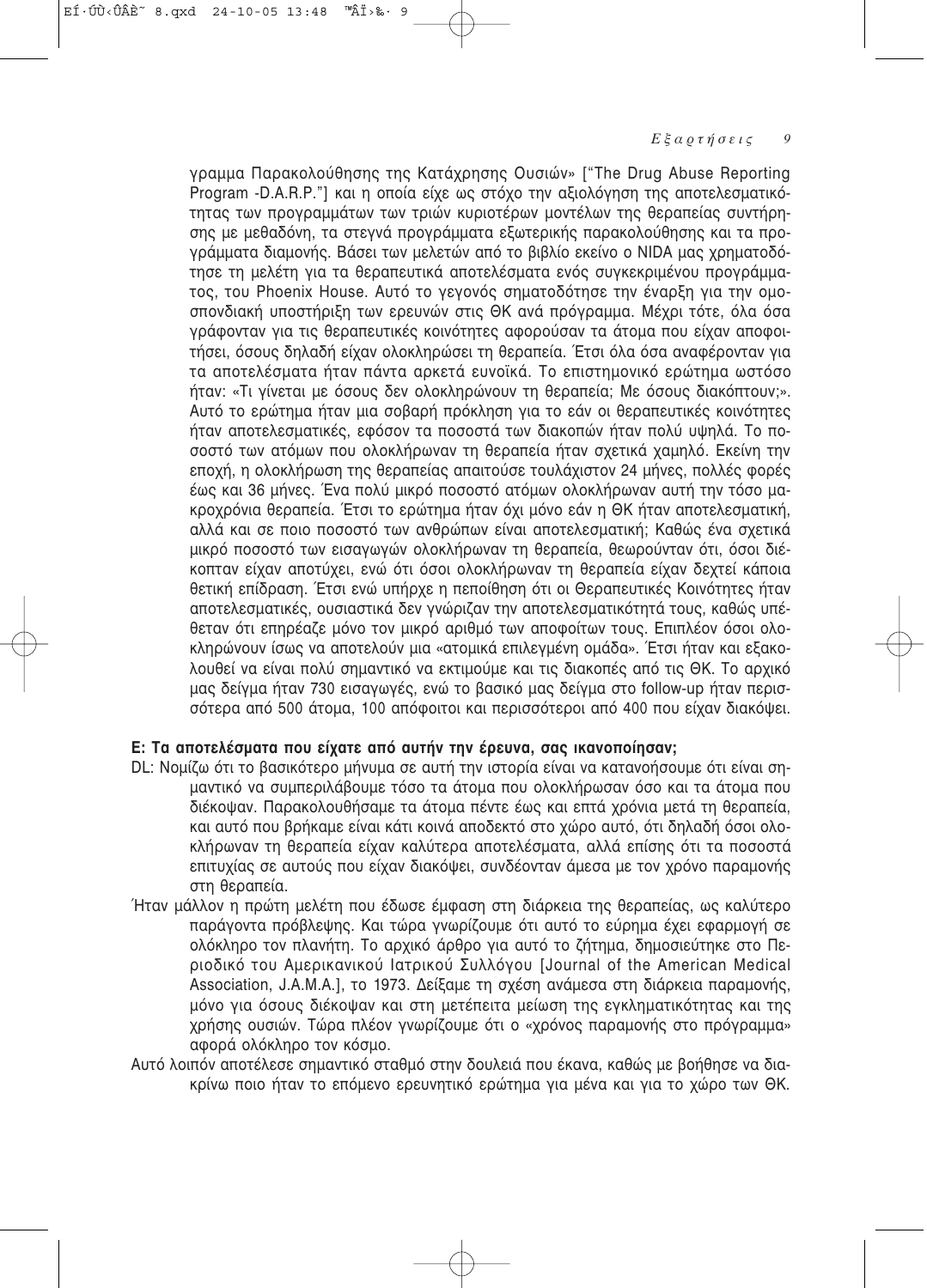γραμμα Παρακολούθησης της Κατάχρησης Ουσιών» ["The Drug Abuse Reporting Program -D.A.R.P."] και η οποία είχε ως στόχο την αξιολόγηση της αποτελεσματικότητας των προγραμμάτων των τριών κυριοτέρων μοντέλων της θεραπείας συντήρησης με μεθαδόνη, τα στεγνά προγράμματα εξωτερικής παρακολούθησης και τα προγράμματα διαμονής. Βάσει των μελετών από το βιβλίο εκείνο ο NIDA μας χρηματοδότησε τη μελέτη για τα θεραπευτικά αποτελέσματα ενός συγκεκριμένου προγράμματος, του Phoenix House. Αυτό το γεγονός σηματοδότησε την έναρξη για την ομοσπονδιακή υποστήριξη των ερευνών στις ΘΚ ανά πρόγραμμα. Μέχρι τότε, όλα όσα γράφονταν για τις θεραπευτικές κοινότητες αφορούσαν τα άτομα που είχαν αποφοιτήσει, όσους δηλαδή είχαν ολοκληρώσει τη θεραπεία. Έτσι όλα όσα αναφέρονταν για τα αποτελέσματα ήταν πάντα αρκετά ευνοϊκά. Το επιστημονικό ερώτημα ωστόσο ήταν: «Τι γίνεται με όσους δεν ολοκληρώνουν τη θεραπεία; Με όσους διακόπτουν;». Αυτό το ερώτημα ήταν μια σοβαρή πρόκληση για το εάν οι θεραπευτικές κοινότητες ήταν αποτελεσματικές, εφόσον τα ποσοστά των διακοπών ήταν πολύ υψηλά. Το ποσοστό των ατόμων που ολοκλήρωναν τη θεραπεία ήταν σχετικά χαμηλό. Εκείνη την εποχή, η ολοκλήρωση της θεραπείας απαιτούσε τουλάχιστον 24 μήνες, πολλές φορές έως και 36 μήνες. Ένα πολύ μικρό ποσοστό ατόμων ολοκλήρωναν αυτή την τόσο μακροχρόνια θεραπεία. Έτσι το ερώτημα ήταν όχι μόνο εάν η ΘΚ ήταν αποτελεσματική, αλλά και σε ποιο ποσοστό των ανθρώπων είναι αποτελεσματική; Καθώς ένα σχετικά μικρό ποσοστό των εισαγωγών ολοκλήρωναν τη θεραπεία, θεωρούνταν ότι, όσοι διέκοπταν είχαν αποτύχει, ενώ ότι όσοι ολοκλήρωναν τη θεραπεία είχαν δεχτεί κάποια θετική επίδραση. Έτσι ενώ υπήρχε η πεποίθηση ότι οι Θεραπευτικές Κοινότητες ήταν αποτελεσματικές, ουσιαστικά δεν γνώριζαν την αποτελεσματικότητά τους, καθώς υπέθεταν ότι επηρέαζε μόνο τον μικρό αριθμό των αποφοίτων τους. Επιπλέον όσοι ολοκληρώνουν ίσως να αποτελούν μια «ατομικά επιλεγμένη ομάδα». Έτσι ήταν και εξακολουθεί να είναι πολύ σημαντικό να εκτιμούμε και τις διακοπές από τις ΘΚ. Το αρχικό μας δείγμα ήταν 730 εισαγωγές, ενώ το βασικό μας δείγμα στο follow-up ήταν περισσότερα από 500 άτομα, 100 απόφοιτοι και περισσότεροι από 400 που είχαν διακόψει.

**Ε: Τα αποτελέσματα που είχατε από αυτήν την έρευνα, σας ικανοποίησαν;**

DL: Νομίζω ότι το βασικότερο μήνυμα σε αυτή την ιστορία είναι να κατανοήσουμε ότι είναι σημαντικό να συμπεριλάβουμε τόσο τα άτομα που ολοκλήρωσαν όσο και τα άτομα που διέκοψαν. Παρακολουθήσαμε τα άτομα πέντε έως και επτά χρόνια μετά τη θεραπεία, και αυτό που βρήκαμε είναι κάτι κοινά αποδεκτό στο χώρο αυτό, ότι δηλαδή όσοι ολοκλήρωναν τη θεραπεία είχαν καλύτερα αποτελέσματα, αλλά επίσης ότι τα ποσοστά επιτυχίας σε αυτούς που είχαν διακόψει, συνδέονταν άμεσα με τον χρόνο παραμονής στη θεραπεία.

Ήταν μάλλον η πρώτη μελέτη που έδωσε έμφαση στη διάρκεια της θεραπείας, ως καλύτερο παράγοντα πρόβλεψης. Και τώρα γνωρίζουμε ότι αυτό το εύρημα έχει εφαρμογή σε ολόκληρο τον πλανήτη. Το αρχικό άρθρο για αυτό το ζήτημα, δημοσιεύτηκε στο Περιοδικό του Αμερικανικού Ιατρικού Συλλόγου [Journal of the American Medical Association, J.A.M.A.], το 1973. Δείξαμε τη σχέση ανάμεσα στη διάρκεια παραμονής, μόνο για όσους διέκοψαν και στη μετέπειτα μείωση της εγκληματικότητας και της χρήσης ουσιών. Τώρα πλέον γνωρίζουμε ότι ο «χρόνος παραμονής στο πρόγραμμα» αφορά ολόκληρο τον κόσμο.

Αυτό λοιπόν αποτέλεσε σημαντικό σταθμό στην δουλειά που έκανα, καθώς με βοήθησε να διακρίνω ποιο ήταν το επόμενο ερευνητικό ερώτημα για μένα και για το χώρο των ΘΚ.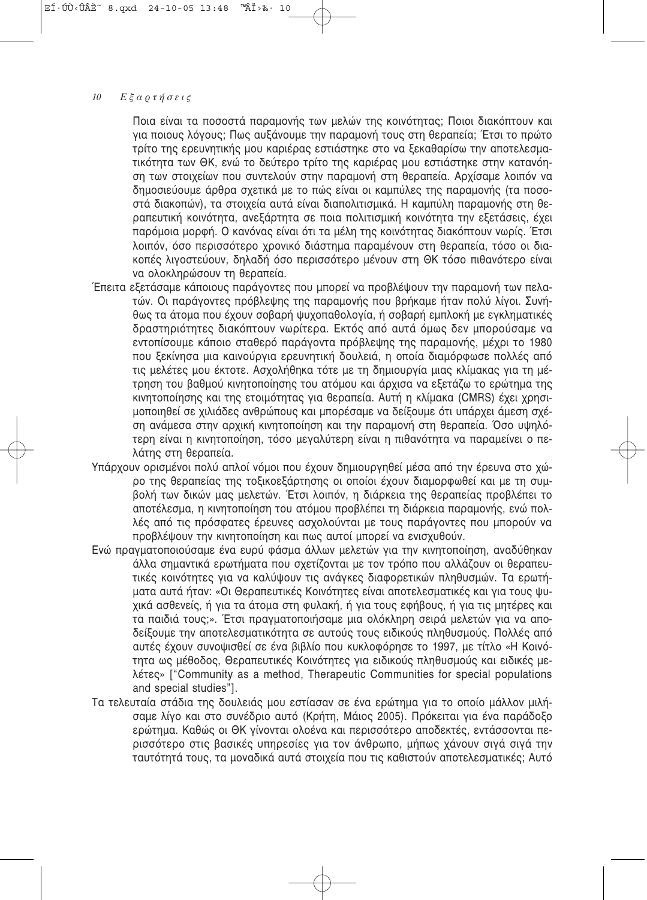Ποια είναι τα ποσοστά παραμονής των μελών της κοινότητας; Ποιοι διακόπτουν και για ποιους λόγους; Πως αυξάνουμε την παραμονή τους στη θεραπεία; Έτσι το πρώτο τρίτο της ερευνητικής μου καριέρας εστιάστηκε στο να ξεκαθαρίσω την αποτελεσματικότητα των ΘΚ, ενώ το δεύτερο τρίτο της καριέρας μου εστιάστηκε στην κατανόηση των στοιχείων που συντελούν στην παραμονή στη θεραπεία. Αρχίσαμε λοιπόν να δημοσιεύουμε άρθρα σχετικά με το πώς είναι οι καμπύλες της παραμονής (τα ποσοστά διακοπών), τα στοιχεία αυτά είναι διαπολιτισμικά. Η καμπύλη παραμονής στη θεραπευτική κοινότητα, ανεξάρτητα σε ποια πολιτισμική κοινότητα την εξετάσεις, έχει παρόμοια μορφή. Ο κανόνας είναι ότι τα μέλη της κοινότητας διακόπτουν νωρίς. Έτσι λοιπόν, όσο περισσότερο χρονικό διάστημα παραμένουν στη θεραπεία, τόσο οι διακοπές λιγοστεύουν, δηλαδή όσο περισσότερο μένουν στη ΘΚ τόσο πιθανότερο είναι να ολοκληρώσουν τη θεραπεία.

Έπειτα εξετάσαμε κάποιους παράγοντες που μπορεί να προβλέψουν την παραμονή των πελατών. Οι παράγοντες πρόβλεψης της παραμονής που βρήκαμε ήταν πολύ λίγοι. Συνήθως τα άτομα που έχουν σοβαρή ψυχοπαθολογία, ή σοβαρή εμπλοκή με εγκληματικές δραστηριότητες διακόπτουν νωρίτερα. Εκτός από αυτά όμως δεν μπορούσαμε να εντοπίσουμε κάποιο σταθερό παράγοντα πρόβλεψης της παραμονής, μέχρι το 1980 που ξεκίνησα μια καινούργια ερευνητική δουλειά, η οποία διαμόρφωσε πολλές από τις μελέτες μου έκτοτε. Ασχολήθηκα τότε με τη δημιουργία μιας κλίμακας για τη μέτρηση του βαθμού κινητοποίησης του ατόμου και άρχισα να εξετάζω το ερώτημα της κινητοποίησης και της ετοιμότητας για θεραπεία. Αυτή η κλίμακα (CMRS) έχει χρησιμοποιηθεί σε χιλιάδες ανθρώπους και μπορέσαμε να δείξουμε ότι υπάρχει άμεση σχέση ανάμεσα στην αρχική κινητοποίηση και την παραμονή στη θεραπεία. Όσο υψηλότερη είναι η κινητοποίηση, τόσο μεγαλύτερη είναι η πιθανότητα να παραμείνει ο πελάτης στη θεραπεία.

Υπάρχουν ορισμένοι πολύ απλοί νόμοι που έχουν δημιουργηθεί μέσα από την έρευνα στο χώρο της θεραπείας της τοξικοεξάρτησης οι οποίοι έχουν διαμορφωθεί και με τη συμβολή των δικών μας μελετών. Έτσι λοιπόν, η διάρκεια της θεραπείας προβλέπει το αποτέλεσμα, η κινητοποίηση του ατόμου προβλέπει τη διάρκεια παραμονής, ενώ πολλές από τις πρόσφατες έρευνες ασχολούνται με τους παράγοντες που μπορούν να προβλέψουν την κινητοποίηση και πως αυτοί μπορεί να ενισχυθούν.

Ενώ πραγματοποιούσαμε ένα ευρύ φάσμα άλλων μελετών για την κινητοποίηση, αναδύθηκαν άλλα σημαντικά ερωτήματα που σχετίζονται με τον τρόπο που αλλάζουν οι θεραπευτικές κοινότητες για να καλύψουν τις ανάγκες διαφορετικών πληθυσμών. Τα ερωτήματα αυτά ήταν: «Οι Θεραπευτικές Κοινότητες είναι αποτελεσματικές και για τους ψυχικά ασθενείς, ή για τα άτομα στη φυλακή, ή για τους εφήβους, ή για τις μητέρες και τα παιδιά τους;». Έτσι πραγματοποιήσαμε μια ολόκληρη σειρά μελετών για να αποδείξουμε την αποτελεσματικότητα σε αυτούς τους ειδικούς πληθυσμούς. Πολλές από αυτές έχουν συνοψισθεί σε ένα βιβλίο που κυκλοφόρησε το 1997, με τίτλο «Η Κοινότητα ως μέθοδος, Θεραπευτικές Κοινότητες για ειδικούς πληθυσμούς και ειδικές μελέτες» ["Community as a method, Therapeutic Communities for special populations and special studies"].

Τα τελευταία στάδια της δουλειάς μου εστίασαν σε ένα ερώτημα για το οποίο μάλλον μιλήσαμε λίγο και στο συνέδριο αυτό (Κρήτη, Μάιος 2005). Πρόκειται για ένα παράδοξο ερώτημα. Καθώς οι ΘΚ γίνονται ολοένα και περισσότερο αποδεκτές, εντάσσονται περισσότερο στις βασικές υπηρεσίες για τον άνθρωπο, μήπως χάνουν σιγά σιγά την ταυτότητά τους, τα μοναδικά αυτά στοιχεία που τις καθιστούν αποτελεσματικές; Αυτό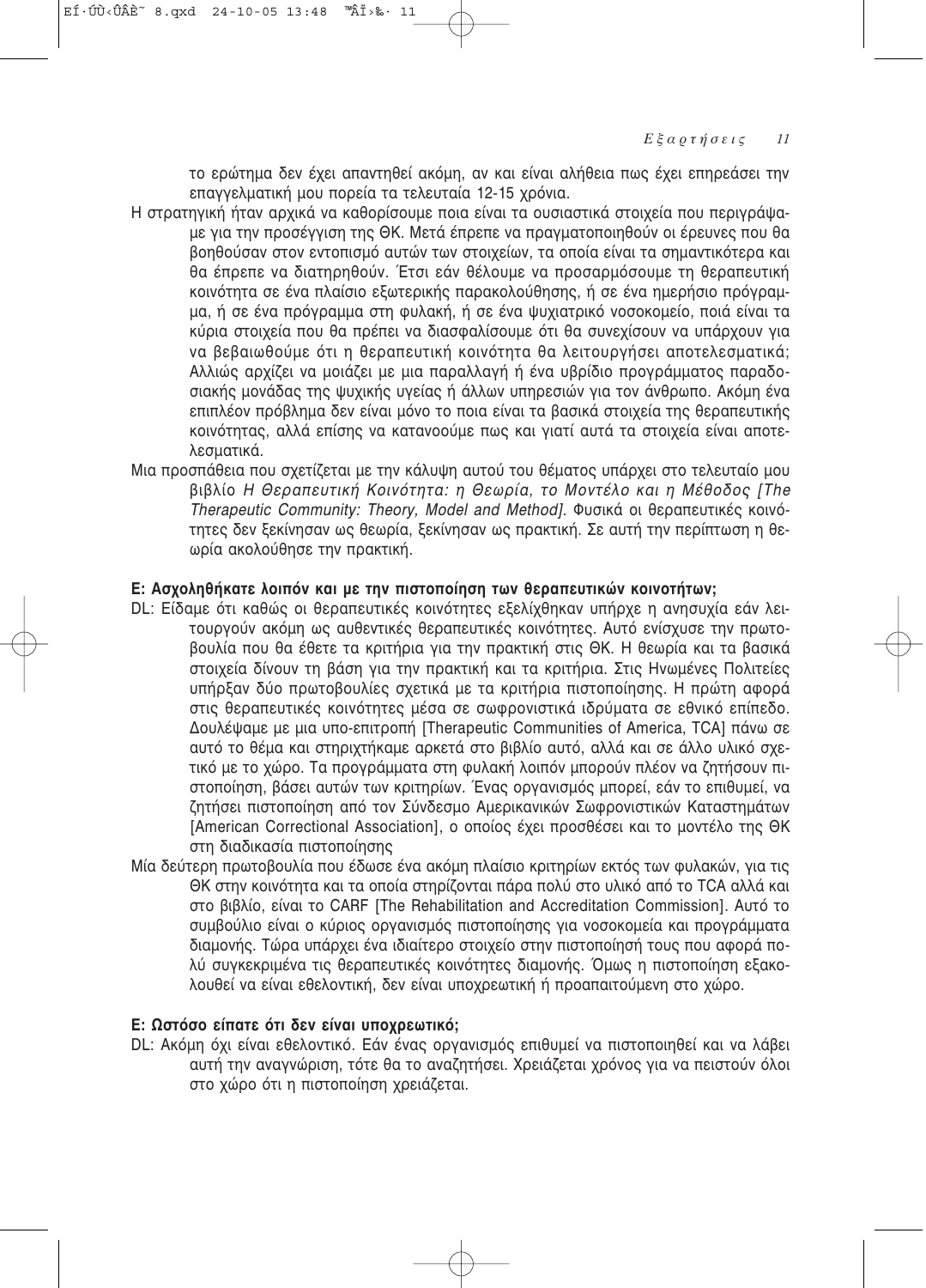το ερώτημα δεν έχει απαντηθεί ακόμη, αν και είναι αλήθεια πως έχει επηρεάσει την επαγγελματική μου πορεία τα τελευταία 12-15 χρόνια.

Η στρατηγική ήταν αρχικά να καθορίσουμε ποια είναι τα ουσιαστικά στοιχεία που περιγράψαμε για την προσέγγιση της ΘΚ. Μετά έπρεπε να πραγματοποιηθούν οι έρευνες που θα βοηθούσαν στον εντοπισμό αυτών των στοιχείων, τα οποία είναι τα σημαντικότερα και θα έπρεπε να διατηρηθούν. Έτσι εάν θέλουμε να προσαρμόσουμε τη θεραπευτική κοινότητα σε ένα πλαίσιο εξωτερικής παρακολούθησης, ή σε ένα ημερήσιο πρόγραμμα, ή σε ένα πρόγραμμα στη φυλακή, ή σε ένα ψυχιατρικό νοσοκομείο, ποιά είναι τα κύρια στοιχεία που θα πρέπει να διασφαλίσουμε ότι θα συνεχίσουν να υπάρχουν για να βεβαιωθούμε ότι η θεραπευτική κοινότητα θα λειτουργήσει αποτελεσματικά; Αλλιώς αρχίζει να μοιάζει με μια παραλλαγή ή ένα υβρίδιο προγράμματος παραδοσιακής μονάδας της ψυχικής υγείας ή άλλων υπηρεσιών για τον άνθρωπο. Ακόμη ένα επιπλέον πρόβλημα δεν είναι μόνο το ποια είναι τα βασικά στοιχεία της θεραπευτικής κοινότητας, αλλά επίσης να κατανοούμε πως και γιατί αυτά τα στοιχεία είναι αποτελεσματικά.

Μια προσπάθεια που σχετίζεται με την κάλυψη αυτού του θέματος υπάρχει στο τελευταίο μου βιβλίο *Η Θεραπευτική Κοινότητα: η Θεωρία, το Μοντέλο και η Μέθοδος [The Therapeutic Community: Theory, Model and Method]*. Φυσικά οι θεραπευτικές κοινότητες δεν ξεκίνησαν ως θεωρία, ξεκίνησαν ως πρακτική. Σε αυτή την περίπτωση η θεωρία ακολούθησε την πρακτική.

**Ε: Ασχοληθήκατε λοιπόν και με την πιστοποίηση των θεραπευτικών κοινοτήτων;**

DL: Είδαμε ότι καθώς οι θεραπευτικές κοινότητες εξελίχθηκαν υπήρχε η ανησυχία εάν λειτουργούν ακόμη ως αυθεντικές θεραπευτικές κοινότητες. Αυτό ενίσχυσε την πρωτοβουλία που θα έθετε τα κριτήρια για την πρακτική στις ΘΚ. Η θεωρία και τα βασικά στοιχεία δίνουν τη βάση για την πρακτική και τα κριτήρια. Στις Ηνωμένες Πολιτείες υπήρξαν δύο πρωτοβουλίες σχετικά με τα κριτήρια πιστοποίησης. Η πρώτη αφορά στις θεραπευτικές κοινότητες μέσα σε σωφρονιστικά ιδρύματα σε εθνικό επίπεδο. Δουλέψαμε με μια υπο-επιτροπή [Therapeutic Communities of America, TCA] πάνω σε αυτό το θέμα και στηριχτήκαμε αρκετά στο βιβλίο αυτό, αλλά και σε άλλο υλικό σχετικό με το χώρο. Τα προγράμματα στη φυλακή λοιπόν μπορούν πλέον να ζητήσουν πιστοποίηση, βάσει αυτών των κριτηρίων. Ένας οργανισμός μπορεί, εάν το επιθυμεί, να ζητήσει πιστοποίηση από τον Σύνδεσμο Αμερικανικών Σωφρονιστικών Καταστημάτων [American Correctional Association], ο οποίος έχει προσθέσει και το μοντέλο της ΘΚ στη διαδικασία πιστοποίησης

Μία δεύτερη πρωτοβουλία που έδωσε ένα ακόμη πλαίσιο κριτηρίων εκτός των φυλακών, για τις ΘΚ στην κοινότητα και τα οποία στηρίζονται πάρα πολύ στο υλικό από το TCA αλλά και στο βιβλίο, είναι το CARF [The Rehabilitation and Accreditation Commission]. Αυτό το συμβούλιο είναι ο κύριος οργανισμός πιστοποίησης για νοσοκομεία και προγράμματα διαμονής. Τώρα υπάρχει ένα ιδιαίτερο στοιχείο στην πιστοποίησή τους που αφορά πολύ συγκεκριμένα τις θεραπευτικές κοινότητες διαμονής. Όμως η πιστοποίηση εξακολουθεί να είναι εθελοντική, δεν είναι υποχρεωτική ή προαπαιτούμενη στο χώρο.

**Ε: Ωστόσο είπατε ότι δεν είναι υποχρεωτικό;**

DL: Ακόμη όχι είναι εθελοντικό. Εάν ένας οργανισμός επιθυμεί να πιστοποιηθεί και να λάβει αυτή την αναγνώριση, τότε θα το αναζητήσει. Χρειάζεται χρόνος για να πειστούν όλοι στο χώρο ότι η πιστοποίηση χρειάζεται.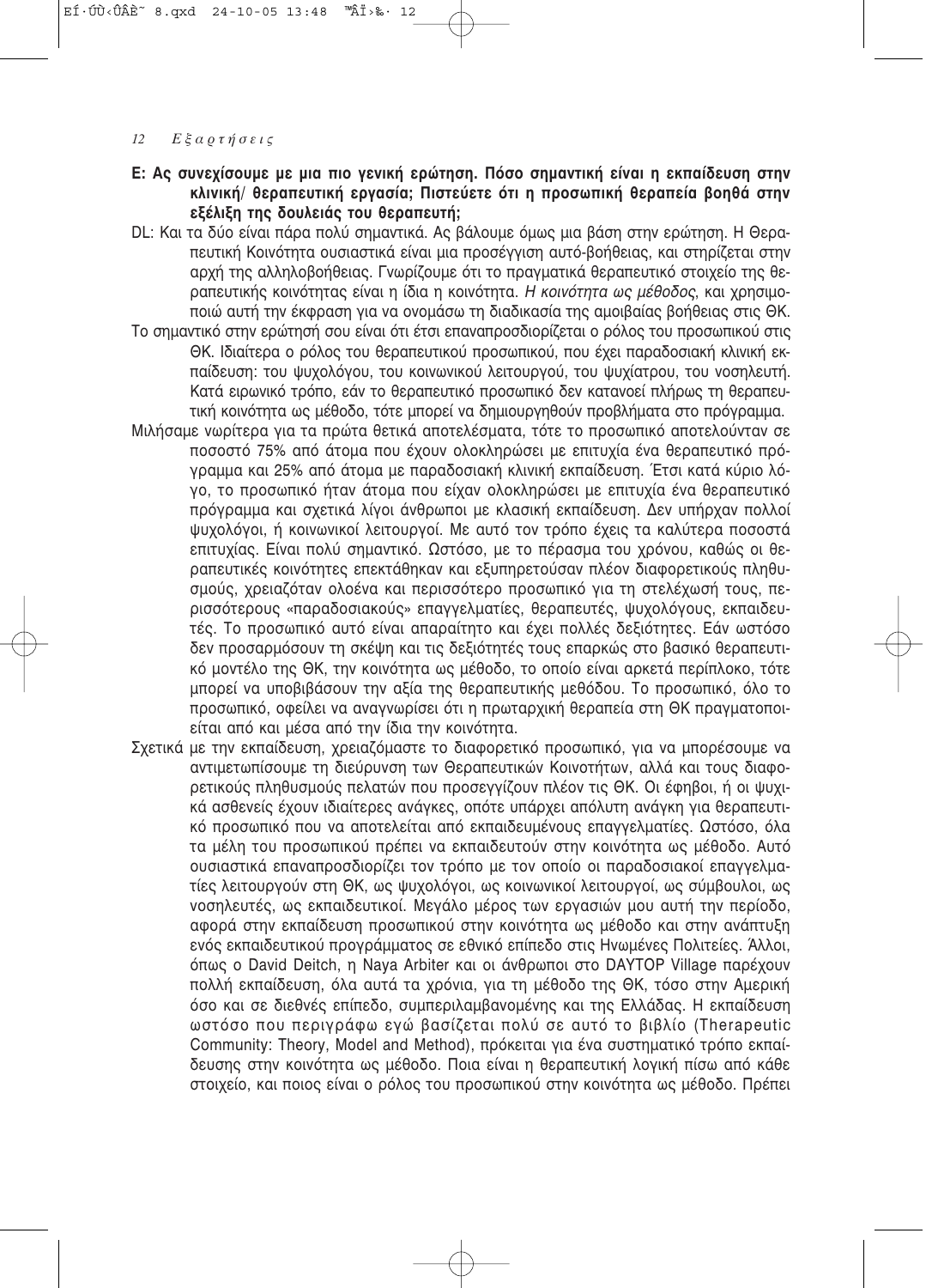**Ε: Ας συνεχίσουμε με μια πιο γενική ερώτηση. Πόσο σημαντική είναι η εκπαίδευση στην κλινική/ θεραπευτική εργασία; Πιστεύετε ότι η προσωπική θεραπεία βοηθά στην εξέλιξη της δουλειάς του θεραπευτή;**

DL: Και τα δύο είναι πάρα πολύ σημαντικά. Ας βάλουμε όμως μια βάση στην ερώτηση. Η Θεραπευτική Κοινότητα ουσιαστικά είναι μια προσέγγιση αυτό-βοήθειας, και στηρίζεται στην αρχή της αλληλοβοήθειας. Γνωρίζουμε ότι το πραγματικά θεραπευτικό στοιχείο της θεραπευτικής κοινότητας είναι η ίδια η κοινότητα. *Η κοινότητα ως μέθοδος*, και χρησιμοποιώ αυτή την έκφραση για να ονομάσω τη διαδικασία της αμοιβαίας βοήθειας στις ΘΚ.

Το σημαντικό στην ερώτησή σου είναι ότι έτσι επαναπροσδιορίζεται ο ρόλος του προσωπικού στις ΘΚ. Ιδιαίτερα ο ρόλος του θεραπευτικού προσωπικού, που έχει παραδοσιακή κλινική εκπαίδευση: του ψυχολόγου, του κοινωνικού λειτουργού, του ψυχίατρου, του νοσηλευτή. Κατά ειρωνικό τρόπο, εάν το θεραπευτικό προσωπικό δεν κατανοεί πλήρως τη θεραπευτική κοινότητα ως μέθοδο, τότε μπορεί να δημιουργηθούν προβλήματα στο πρόγραμμα.

Μιλήσαμε νωρίτερα για τα πρώτα θετικά αποτελέσματα, τότε το προσωπικό αποτελούνταν σε ποσοστό 75% από άτομα που έχουν ολοκληρώσει με επιτυχία ένα θεραπευτικό πρόγραμμα και 25% από άτομα με παραδοσιακή κλινική εκπαίδευση. Έτσι κατά κύριο λόγο, το προσωπικό ήταν άτομα που είχαν ολοκληρώσει με επιτυχία ένα θεραπευτικό πρόγραμμα και σχετικά λίγοι άνθρωποι με κλασική εκπαίδευση. Δεν υπήρχαν πολλοί ψυχολόγοι, ή κοινωνικοί λειτουργοί. Με αυτό τον τρόπο έχεις τα καλύτερα ποσοστά επιτυχίας. Είναι πολύ σημαντικό. Ωστόσο, με το πέρασμα του χρόνου, καθώς οι θεραπευτικές κοινότητες επεκτάθηκαν και εξυπηρετούσαν πλέον διαφορετικούς πληθυσμούς, χρειαζόταν ολοένα και περισσότερο προσωπικό για τη στελέχωσή τους, περισσότερους «παραδοσιακούς» επαγγελματίες, θεραπευτές, ψυχολόγους, εκπαιδευτές. Το προσωπικό αυτό είναι απαραίτητο και έχει πολλές δεξιότητες. Εάν ωστόσο δεν προσαρμόσουν τη σκέψη και τις δεξιότητές τους επαρκώς στο βασικό θεραπευτικό μοντέλο της ΘΚ, την κοινότητα ως μέθοδο, το οποίο είναι αρκετά περίπλοκο, τότε μπορεί να υποβιβάσουν την αξία της θεραπευτικής μεθόδου. Το προσωπικό, όλο το προσωπικό, οφείλει να αναγνωρίσει ότι η πρωταρχική θεραπεία στη ΘΚ πραγματοποιείται από και μέσα από την ίδια την κοινότητα.

Σχετικά με την εκπαίδευση, χρειαζόμαστε το διαφορετικό προσωπικό, για να μπορέσουμε να αντιμετωπίσουμε τη διεύρυνση των Θεραπευτικών Κοινοτήτων, αλλά και τους διαφορετικούς πληθυσμούς πελατών που προσεγγίζουν πλέον τις ΘΚ. Οι έφηβοι, ή οι ψυχικά ασθενείς έχουν ιδιαίτερες ανάγκες, οπότε υπάρχει απόλυτη ανάγκη για θεραπευτικό προσωπικό που να αποτελείται από εκπαιδευμένους επαγγελματίες. Ωστόσο, όλα τα μέλη του προσωπικού πρέπει να εκπαιδευτούν στην κοινότητα ως μέθοδο. Αυτό ουσιαστικά επαναπροσδιορίζει τον τρόπο με τον οποίο οι παραδοσιακοί επαγγελματίες λειτουργούν στη ΘΚ, ως ψυχολόγοι, ως κοινωνικοί λειτουργοί, ως σύμβουλοι, ως νοσηλευτές, ως εκπαιδευτικοί. Μεγάλο μέρος των εργασιών μου αυτή την περίοδο, αφορά στην εκπαίδευση προσωπικού στην κοινότητα ως μέθοδο και στην ανάπτυξη ενός εκπαιδευτικού προγράμματος σε εθνικό επίπεδο στις Ηνωμένες Πολιτείες. Άλλοι, όπως ο David Deitch, η Naya Arbiter και οι άνθρωποι στο DAYTOP Village παρέχουν πολλή εκπαίδευση, όλα αυτά τα χρόνια, για τη μέθοδο της ΘΚ, τόσο στην Αμερική όσο και σε διεθνές επίπεδο, συμπεριλαμβανομένης και της Ελλάδας. Η εκπαίδευση ωστόσο που περιγράφω εγώ βασίζεται πολύ σε αυτό το βιβλίο (Therapeutic Community: Theory, Model and Method), πρόκειται για ένα συστηματικό τρόπο εκπαίδευσης στην κοινότητα ως μέθοδο. Ποια είναι η θεραπευτική λογική πίσω από κάθε στοιχείο, και ποιος είναι ο ρόλος του προσωπικού στην κοινότητα ως μέθοδο. Πρέπει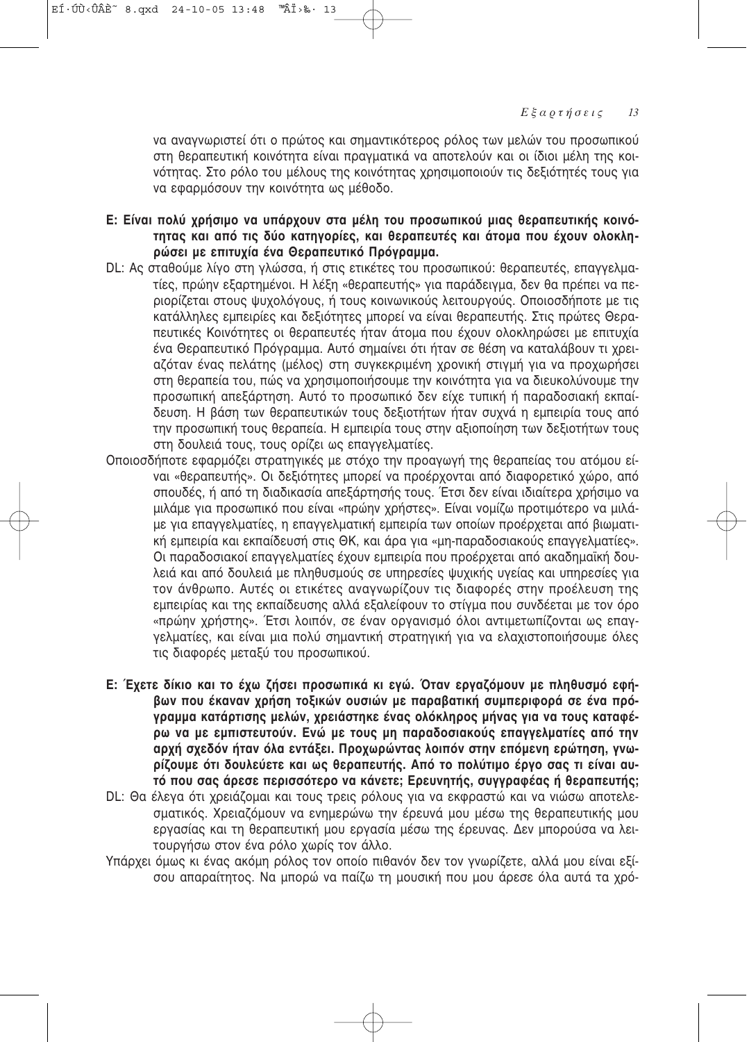να αναγνωριστεί ότι ο πρώτος και σημαντικότερος ρόλος των μελών του προσωπικού στη θεραπευτική κοινότητα είναι πραγματικά να αποτελούν και οι ίδιοι μέλη της κοινότητας. Στο ρόλο του μέλους της κοινότητας χρησιμοποιούν τις δεξιότητές τους για να εφαρμόσουν την κοινότητα ως μέθοδο.

**Ε: Είναι πολύ χρήσιμο να υπάρχουν στα μέλη του προσωπικού μιας θεραπευτικής κοινότητας και από τις δύο κατηγορίες, και θεραπευτές και άτομα που έχουν ολοκληρώσει με επιτυχία ένα Θεραπευτικό Πρόγραμμα.**

DL: Ας σταθούμε λίγο στη γλώσσα, ή στις ετικέτες του προσωπικού: θεραπευτές, επαγγελματίες, πρώην εξαρτημένοι. Η λέξη «θεραπευτής» για παράδειγμα, δεν θα πρέπει να περιορίζεται στους ψυχολόγους, ή τους κοινωνικούς λειτουργούς. Οποιοσδήποτε με τις κατάλληλες εμπειρίες και δεξιότητες μπορεί να είναι θεραπευτής. Στις πρώτες Θεραπευτικές Κοινότητες οι θεραπευτές ήταν άτομα που έχουν ολοκληρώσει με επιτυχία ένα Θεραπευτικό Πρόγραμμα. Αυτό σημαίνει ότι ήταν σε θέση να καταλάβουν τι χρειαζόταν ένας πελάτης (μέλος) στη συγκεκριμένη χρονική στιγμή για να προχωρήσει στη θεραπεία του, πώς να χρησιμοποιήσουμε την κοινότητα για να διευκολύνουμε την προσωπική απεξάρτηση. Αυτό το προσωπικό δεν είχε τυπική ή παραδοσιακή εκπαίδευση. Η βάση των θεραπευτικών τους δεξιοτήτων ήταν συχνά η εμπειρία τους από την προσωπική τους θεραπεία. Η εμπειρία τους στην αξιοποίηση των δεξιοτήτων τους στη δουλειά τους, τους ορίζει ως επαγγελματίες.

Οποιοσδήποτε εφαρμόζει στρατηγικές με στόχο την προαγωγή της θεραπείας του ατόμου είναι «θεραπευτής». Οι δεξιότητες μπορεί να προέρχονται από διαφορετικό χώρο, από σπουδές, ή από τη διαδικασία απεξάρτησής τους. Έτσι δεν είναι ιδιαίτερα χρήσιμο να μιλάμε για προσωπικό που είναι «πρώην χρήστες». Είναι νομίζω προτιμότερο να μιλάμε για επαγγελματίες, η επαγγελματική εμπειρία των οποίων προέρχεται από βιωματική εμπειρία και εκπαίδευσή στις ΘΚ, και άρα για «μη-παραδοσιακούς επαγγελματίες». Οι παραδοσιακοί επαγγελματίες έχουν εμπειρία που προέρχεται από ακαδημαϊκή δουλειά και από δουλειά με πληθυσμούς σε υπηρεσίες ψυχικής υγείας και υπηρεσίες για τον άνθρωπο. Αυτές οι ετικέτες αναγνωρίζουν τις διαφορές στην προέλευση της εμπειρίας και της εκπαίδευσης αλλά εξαλείφουν το στίγμα που συνδέεται με τον όρο «πρώην χρήστης». Έτσι λοιπόν, σε έναν οργανισμό όλοι αντιμετωπίζονται ως επαγγελματίες, και είναι μια πολύ σημαντική στρατηγική για να ελαχιστοποιήσουμε όλες τις διαφορές μεταξύ του προσωπικού.

**Ε: Έχετε δίκιο και το έχω ζήσει προσωπικά κι εγώ. Όταν εργαζόμουν με πληθυσμό εφήβων που έκαναν χρήση τοξικών ουσιών με παραβατική συμπεριφορά σε ένα πρόγραμμα κατάρτισης μελών, χρειάστηκε ένας ολόκληρος μήνας για να τους καταφέρω να με εμπιστευτούν. Ενώ με τους μη παραδοσιακούς επαγγελματίες από την αρχή σχεδόν ήταν όλα εντάξει. Προχωρώντας λοιπόν στην επόμενη ερώτηση, γνωρίζουμε ότι δουλεύετε και ως θεραπευτής. Από το πολύτιμο έργο σας τι είναι αυτό που σας άρεσε περισσότερο να κάνετε; Ερευνητής, συγγραφέας ή θεραπευτής;**

DL: Θα έλεγα ότι χρειάζομαι και τους τρεις ρόλους για να εκφραστώ και να νιώσω αποτελεσματικός. Χρειαζόμουν να ενημερώνω την έρευνά μου μέσω της θεραπευτικής μου εργασίας και τη θεραπευτική μου εργασία μέσω της έρευνας. Δεν μπορούσα να λειτουργήσω στον ένα ρόλο χωρίς τον άλλο.

Υπάρχει όμως κι ένας ακόμη ρόλος τον οποίο πιθανόν δεν τον γνωρίζετε, αλλά μου είναι εξίσου απαραίτητος. Να μπορώ να παίζω τη μουσική που μου άρεσε όλα αυτά τα χρό-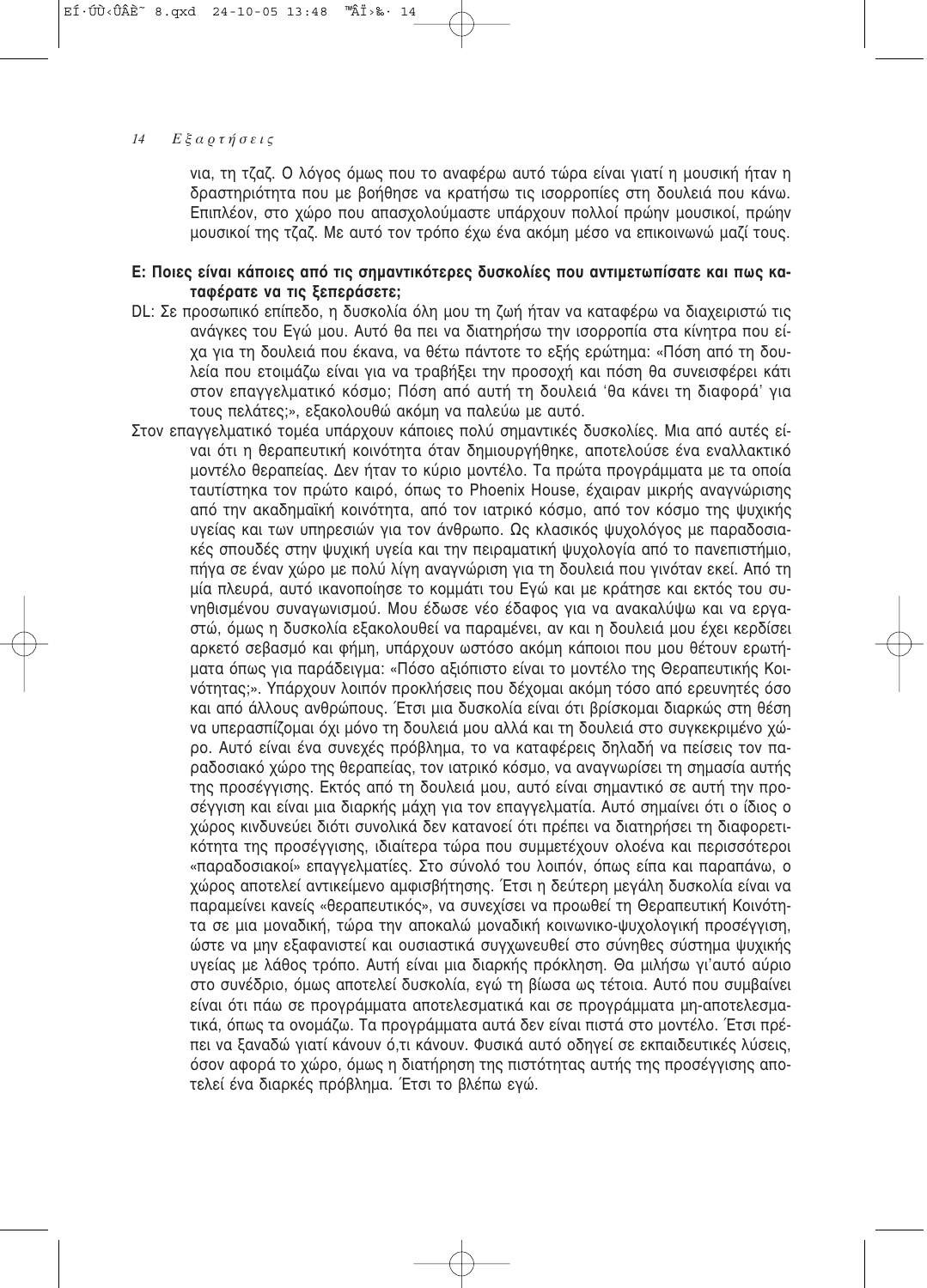νια, τη τζαζ. Ο λόγος όμως που το αναφέρω αυτό τώρα είναι γιατί η μουσική ήταν η δραστηριότητα που με βοήθησε να κρατήσω τις ισορροπίες στη δουλειά που κάνω. Επιπλέον, στο χώρο που απασχολούμαστε υπάρχουν πολλοί πρώην μουσικοί, πρώην μουσικοί της τζαζ. Με αυτό τον τρόπο έχω ένα ακόμη μέσο να επικοινωνώ μαζί τους.

**Ε: Ποιες είναι κάποιες από τις σημαντικότερες δυσκολίες που αντιμετωπίσατε και πως καταφέρατε να τις ξεπεράσετε;**

DL: Σε προσωπικό επίπεδο, η δυσκολία όλη μου τη ζωή ήταν να καταφέρω να διαχειριστώ τις ανάγκες του Εγώ μου. Αυτό θα πει να διατηρήσω την ισορροπία στα κίνητρα που είχα για τη δουλειά που έκανα, να θέτω πάντοτε το εξής ερώτημα: «Πόση από τη δουλεία που ετοιμάζω είναι για να τραβήξει την προσοχή και πόση θα συνεισφέρει κάτι στον επαγγελματικό κόσμο; Πόση από αυτή τη δουλειά 'θα κάνει τη διαφορά' για τους πελάτες;», εξακολουθώ ακόμη να παλεύω με αυτό.

Στον επαγγελματικό τομέα υπάρχουν κάποιες πολύ σημαντικές δυσκολίες. Μια από αυτές είναι ότι η θεραπευτική κοινότητα όταν δημιουργήθηκε, αποτελούσε ένα εναλλακτικό μοντέλο θεραπείας. Δεν ήταν το κύριο μοντέλο. Τα πρώτα προγράμματα με τα οποία ταυτίστηκα τον πρώτο καιρό, όπως το Phoenix House, έχαιραν μικρής αναγνώρισης από την ακαδημαϊκή κοινότητα, από τον ιατρικό κόσμο, από τον κόσμο της ψυχικής υγείας και των υπηρεσιών για τον άνθρωπο. Ως κλασικός ψυχολόγος με παραδοσιακές σπουδές στην ψυχική υγεία και την πειραματική ψυχολογία από το πανεπιστήμιο, πήγα σε έναν χώρο με πολύ λίγη αναγνώριση για τη δουλειά που γινόταν εκεί. Από τη μία πλευρά, αυτό ικανοποίησε το κομμάτι του Εγώ και με κράτησε και εκτός του συνηθισμένου συναγωνισμού. Μου έδωσε νέο έδαφος για να ανακαλύψω και να εργαστώ, όμως η δυσκολία εξακολουθεί να παραμένει, αν και η δουλειά μου έχει κερδίσει αρκετό σεβασμό και φήμη, υπάρχουν ωστόσο ακόμη κάποιοι που μου θέτουν ερωτήματα όπως για παράδειγμα: «Πόσο αξιόπιστο είναι το μοντέλο της Θεραπευτικής Κοινότητας;». Υπάρχουν λοιπόν προκλήσεις που δέχομαι ακόμη τόσο από ερευνητές όσο και από άλλους ανθρώπους. Έτσι μια δυσκολία είναι ότι βρίσκομαι διαρκώς στη θέση να υπερασπίζομαι όχι μόνο τη δουλειά μου αλλά και τη δουλειά στο συγκεκριμένο χώρο. Αυτό είναι ένα συνεχές πρόβλημα, το να καταφέρεις δηλαδή να πείσεις τον παραδοσιακό χώρο της θεραπείας, τον ιατρικό κόσμο, να αναγνωρίσει τη σημασία αυτής της προσέγγισης. Εκτός από τη δουλειά μου, αυτό είναι σημαντικό σε αυτή την προσέγγιση και είναι μια διαρκής μάχη για τον επαγγελματία. Αυτό σημαίνει ότι ο ίδιος ο χώρος κινδυνεύει διότι συνολικά δεν κατανοεί ότι πρέπει να διατηρήσει τη διαφορετικότητα της προσέγγισης, ιδιαίτερα τώρα που συμμετέχουν ολοένα και περισσότεροι «παραδοσιακοί» επαγγελματίες. Στο σύνολό του λοιπόν, όπως είπα και παραπάνω, ο χώρος αποτελεί αντικείμενο αμφισβήτησης. Έτσι η δεύτερη μεγάλη δυσκολία είναι να παραμείνει κανείς «θεραπευτικός», να συνεχίσει να προωθεί τη Θεραπευτική Κοινότητα σε μια μοναδική, τώρα την αποκαλώ μοναδική κοινωνικο-ψυχολογική προσέγγιση, ώστε να μην εξαφανιστεί και ουσιαστικά συγχωνευθεί στο σύνηθες σύστημα ψυχικής υγείας με λάθος τρόπο. Αυτή είναι μια διαρκής πρόκληση. Θα μιλήσω γι'αυτό αύριο στο συνέδριο, όμως αποτελεί δυσκολία, εγώ τη βίωσα ως τέτοια. Αυτό που συμβαίνει είναι ότι πάω σε προγράμματα αποτελεσματικά και σε προγράμματα μη-αποτελεσματικά, όπως τα ονομάζω. Τα προγράμματα αυτά δεν είναι πιστά στο μοντέλο. Έτσι πρέπει να ξαναδώ γιατί κάνουν ό,τι κάνουν. Φυσικά αυτό οδηγεί σε εκπαιδευτικές λύσεις, όσον αφορά το χώρο, όμως η διατήρηση της πιστότητας αυτής της προσέγγισης αποτελεί ένα διαρκές πρόβλημα. Έτσι το βλέπω εγώ.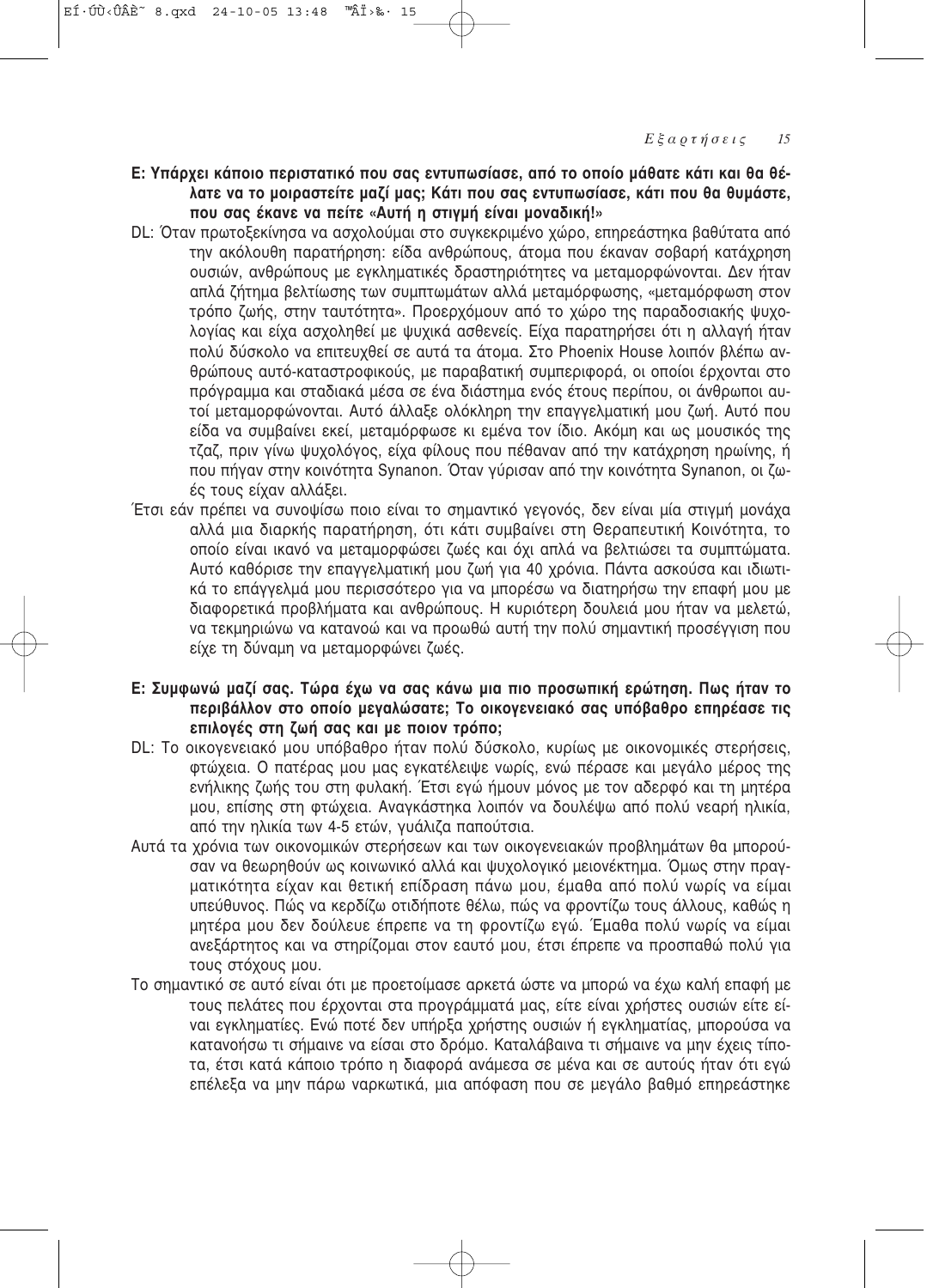**Ε: Υπάρχει κάποιο περιστατικό που σας εντυπωσίασε, από το οποίο μάθατε κάτι και θα θέλατε να το μοιραστείτε μαζί μας; Κάτι που σας εντυπωσίασε, κάτι που θα θυμάστε, που σας έκανε να πείτε «Αυτή η στιγμή είναι μοναδική!»**

DL: Όταν πρωτοξεκίνησα να ασχολούμαι στο συγκεκριμένο χώρο, επηρεάστηκα βαθύτατα από την ακόλουθη παρατήρηση: είδα ανθρώπους, άτομα που έκαναν σοβαρή κατάχρηση ουσιών, ανθρώπους με εγκληματικές δραστηριότητες να μεταμορφώνονται. Δεν ήταν απλά ζήτημα βελτίωσης των συμπτωμάτων αλλά μεταμόρφωσης, «μεταμόρφωση στον τρόπο ζωής, στην ταυτότητα». Προερχόμουν από το χώρο της παραδοσιακής ψυχολογίας και είχα ασχοληθεί με ψυχικά ασθενείς. Είχα παρατηρήσει ότι η αλλαγή ήταν πολύ δύσκολο να επιτευχθεί σε αυτά τα άτομα. Στο Phoenix House λοιπόν βλέπω ανθρώπους αυτό-καταστροφικούς, με παραβατική συμπεριφορά, οι οποίοι έρχονται στο πρόγραμμα και σταδιακά μέσα σε ένα διάστημα ενός έτους περίπου, οι άνθρωποι αυτοί μεταμορφώνονται. Αυτό άλλαξε ολόκληρη την επαγγελματική μου ζωή. Αυτό που είδα να συμβαίνει εκεί, μεταμόρφωσε κι εμένα τον ίδιο. Ακόμη και ως μουσικός της τζαζ, πριν γίνω ψυχολόγος, είχα φίλους που πέθαναν από την κατάχρηση ηρωίνης, ή που πήγαν στην κοινότητα Synanon. Όταν γύρισαν από την κοινότητα Synanon, οι ζωές τους είχαν αλλάξει.

Έτσι εάν πρέπει να συνοψίσω ποιο είναι το σημαντικό γεγονός, δεν είναι μία στιγμή μονάχα αλλά μια διαρκής παρατήρηση, ότι κάτι συμβαίνει στη Θεραπευτική Κοινότητα, το οποίο είναι ικανό να μεταμορφώσει ζωές και όχι απλά να βελτιώσει τα συμπτώματα. Αυτό καθόρισε την επαγγελματική μου ζωή για 40 χρόνια. Πάντα ασκούσα και ιδιωτικά το επάγγελμά μου περισσότερο για να μπορέσω να διατηρήσω την επαφή μου με διαφορετικά προβλήματα και ανθρώπους. Η κυριότερη δουλειά μου ήταν να μελετώ, να τεκμηριώνω να κατανοώ και να προωθώ αυτή την πολύ σημαντική προσέγγιση που είχε τη δύναμη να μεταμορφώνει ζωές.

**Ε: Συμφωνώ μαζί σας. Τώρα έχω να σας κάνω μια πιο προσωπική ερώτηση. Πως ήταν το περιβάλλον στο οποίο μεγαλώσατε; Το οικογενειακό σας υπόβαθρο επηρέασε τις επιλογές στη ζωή σας και με ποιον τρόπο;**

DL: Το οικογενειακό μου υπόβαθρο ήταν πολύ δύσκολο, κυρίως με οικονομικές στερήσεις, φτώχεια. Ο πατέρας μου μας εγκατέλειψε νωρίς, ενώ πέρασε και μεγάλο μέρος της ενήλικης ζωής του στη φυλακή. Έτσι εγώ ήμουν μόνος με τον αδερφό και τη μητέρα μου, επίσης στη φτώχεια. Αναγκάστηκα λοιπόν να δουλέψω από πολύ νεαρή ηλικία, από την ηλικία των 4-5 ετών, γυάλιζα παπούτσια.

Αυτά τα χρόνια των οικονομικών στερήσεων και των οικογενειακών προβλημάτων θα μπορούσαν να θεωρηθούν ως κοινωνικό αλλά και ψυχολογικό μειονέκτημα. Όμως στην πραγματικότητα είχαν και θετική επίδραση πάνω μου, έμαθα από πολύ νωρίς να είμαι υπεύθυνος. Πώς να κερδίζω οτιδήποτε θέλω, πώς να φροντίζω τους άλλους, καθώς η μητέρα μου δεν δούλευε έπρεπε να τη φροντίζω εγώ. Έμαθα πολύ νωρίς να είμαι ανεξάρτητος και να στηρίζομαι στον εαυτό μου, έτσι έπρεπε να προσπαθώ πολύ για τους στόχους μου.

Το σημαντικό σε αυτό είναι ότι με προετοίμασε αρκετά ώστε να μπορώ να έχω καλή επαφή με τους πελάτες που έρχονται στα προγράμματά μας, είτε είναι χρήστες ουσιών είτε είναι εγκληματίες. Ενώ ποτέ δεν υπήρξα χρήστης ουσιών ή εγκληματίας, μπορούσα να κατανοήσω τι σήμαινε να είσαι στο δρόμο. Καταλάβαινα τι σήμαινε να μην έχεις τίποτα, έτσι κατά κάποιο τρόπο η διαφορά ανάμεσα σε μένα και σε αυτούς ήταν ότι εγώ επέλεξα να μην πάρω ναρκωτικά, μια απόφαση που σε μεγάλο βαθμό επηρεάστηκε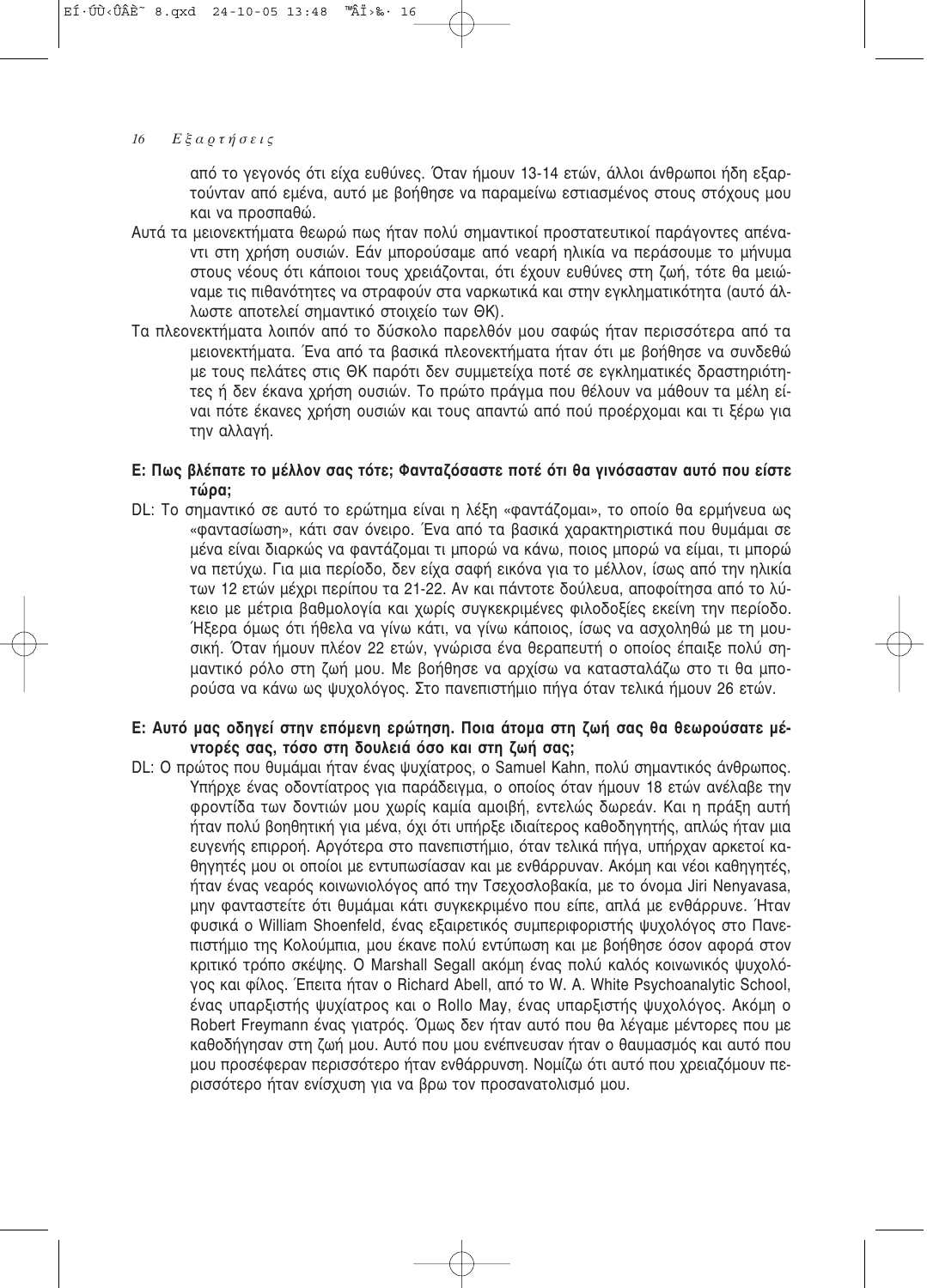από το γεγονός ότι είχα ευθύνες. Όταν ήμουν 13-14 ετών, άλλοι άνθρωποι ήδη εξαρτούνταν από εμένα, αυτό με βοήθησε να παραμείνω εστιασμένος στους στόχους μου και να προσπαθώ.

Αυτά τα μειονεκτήματα θεωρώ πως ήταν πολύ σημαντικοί προστατευτικοί παράγοντες απέναντι στη χρήση ουσιών. Εάν μπορούσαμε από νεαρή ηλικία να περάσουμε το μήνυμα στους νέους ότι κάποιοι τους χρειάζονται, ότι έχουν ευθύνες στη ζωή, τότε θα μειώναμε τις πιθανότητες να στραφούν στα ναρκωτικά και στην εγκληματικότητα (αυτό άλλωστε αποτελεί σημαντικό στοιχείο των ΘΚ).

Τα πλεονεκτήματα λοιπόν από το δύσκολο παρελθόν μου σαφώς ήταν περισσότερα από τα μειονεκτήματα. Ένα από τα βασικά πλεονεκτήματα ήταν ότι με βοήθησε να συνδεθώ με τους πελάτες στις ΘΚ παρότι δεν συμμετείχα ποτέ σε εγκληματικές δραστηριότητες ή δεν έκανα χρήση ουσιών. Το πρώτο πράγμα που θέλουν να μάθουν τα μέλη είναι πότε έκανες χρήση ουσιών και τους απαντώ από πού προέρχομαι και τι ξέρω για την αλλαγή.

**Ε: Πως βλέπατε το μέλλον σας τότε; Φανταζόσαστε ποτέ ότι θα γινόσασταν αυτό που είστε τώρα;**

DL: Το σημαντικό σε αυτό το ερώτημα είναι η λέξη «φαντάζομαι», το οποίο θα ερμήνευα ως «φαντασίωση», κάτι σαν όνειρο. Ένα από τα βασικά χαρακτηριστικά που θυμάμαι σε μένα είναι διαρκώς να φαντάζομαι τι μπορώ να κάνω, ποιος μπορώ να είμαι, τι μπορώ να πετύχω. Για μια περίοδο, δεν είχα σαφή εικόνα για το μέλλον, ίσως από την ηλικία των 12 ετών μέχρι περίπου τα 21-22. Αν και πάντοτε δούλευα, αποφοίτησα από το λύκειο με μέτρια βαθμολογία και χωρίς συγκεκριμένες φιλοδοξίες εκείνη την περίοδο. Ήξερα όμως ότι ήθελα να γίνω κάτι, να γίνω κάποιος, ίσως να ασχοληθώ με τη μουσική. Όταν ήμουν πλέον 22 ετών, γνώρισα ένα θεραπευτή ο οποίος έπαιξε πολύ σημαντικό ρόλο στη ζωή μου. Με βοήθησε να αρχίσω να κατασταλάζω στο τι θα μπορούσα να κάνω ως ψυχολόγος. Στο πανεπιστήμιο πήγα όταν τελικά ήμουν 26 ετών.

**Ε: Αυτό μας οδηγεί στην επόμενη ερώτηση. Ποια άτομα στη ζωή σας θα θεωρούσατε μέντορές σας, τόσο στη δουλειά όσο και στη ζωή σας;**

DL: Ο πρώτος που θυμάμαι ήταν ένας ψυχίατρος, ο Samuel Kahn, πολύ σημαντικός άνθρωπος. Υπήρχε ένας οδοντίατρος για παράδειγμα, ο οποίος όταν ήμουν 18 ετών ανέλαβε την φροντίδα των δοντιών μου χωρίς καμία αμοιβή, εντελώς δωρεάν. Και η πράξη αυτή ήταν πολύ βοηθητική για μένα, όχι ότι υπήρξε ιδιαίτερος καθοδηγητής, απλώς ήταν μια ευγενής επιρροή. Αργότερα στο πανεπιστήμιο, όταν τελικά πήγα, υπήρχαν αρκετοί καθηγητές μου οι οποίοι με εντυπωσίασαν και με ενθάρρυναν. Ακόμη και νέοι καθηγητές, ήταν ένας νεαρός κοινωνιολόγος από την Τσεχοσλοβακία, με το όνομα Jiri Nenyavasa, μην φανταστείτε ότι θυμάμαι κάτι συγκεκριμένο που είπε, απλά με ενθάρρυνε. Ήταν φυσικά ο William Shoenfeld, ένας εξαιρετικός συμπεριφοριστής ψυχολόγος στο Πανεπιστήμιο της Κολούμπια, μου έκανε πολύ εντύπωση και με βοήθησε όσον αφορά στον κριτικό τρόπο σκέψης. Ο Marshall Segall ακόμη ένας πολύ καλός κοινωνικός ψυχολόγος και φίλος. Έπειτα ήταν ο Richard Abell, από το W. A. White Psychoanalytic School, ένας υπαρξιστής ψυχίατρος και ο Rollo May, ένας υπαρξιστής ψυχολόγος. Ακόμη ο Robert Freymann ένας γιατρός. Όμως δεν ήταν αυτό που θα λέγαμε μέντορες που με καθοδήγησαν στη ζωή μου. Αυτό που μου ενέπνευσαν ήταν ο θαυμασμός και αυτό που μου προσέφεραν περισσότερο ήταν ενθάρρυνση. Νομίζω ότι αυτό που χρειαζόμουν περισσότερο ήταν ενίσχυση για να βρω τον προσανατολισμό μου.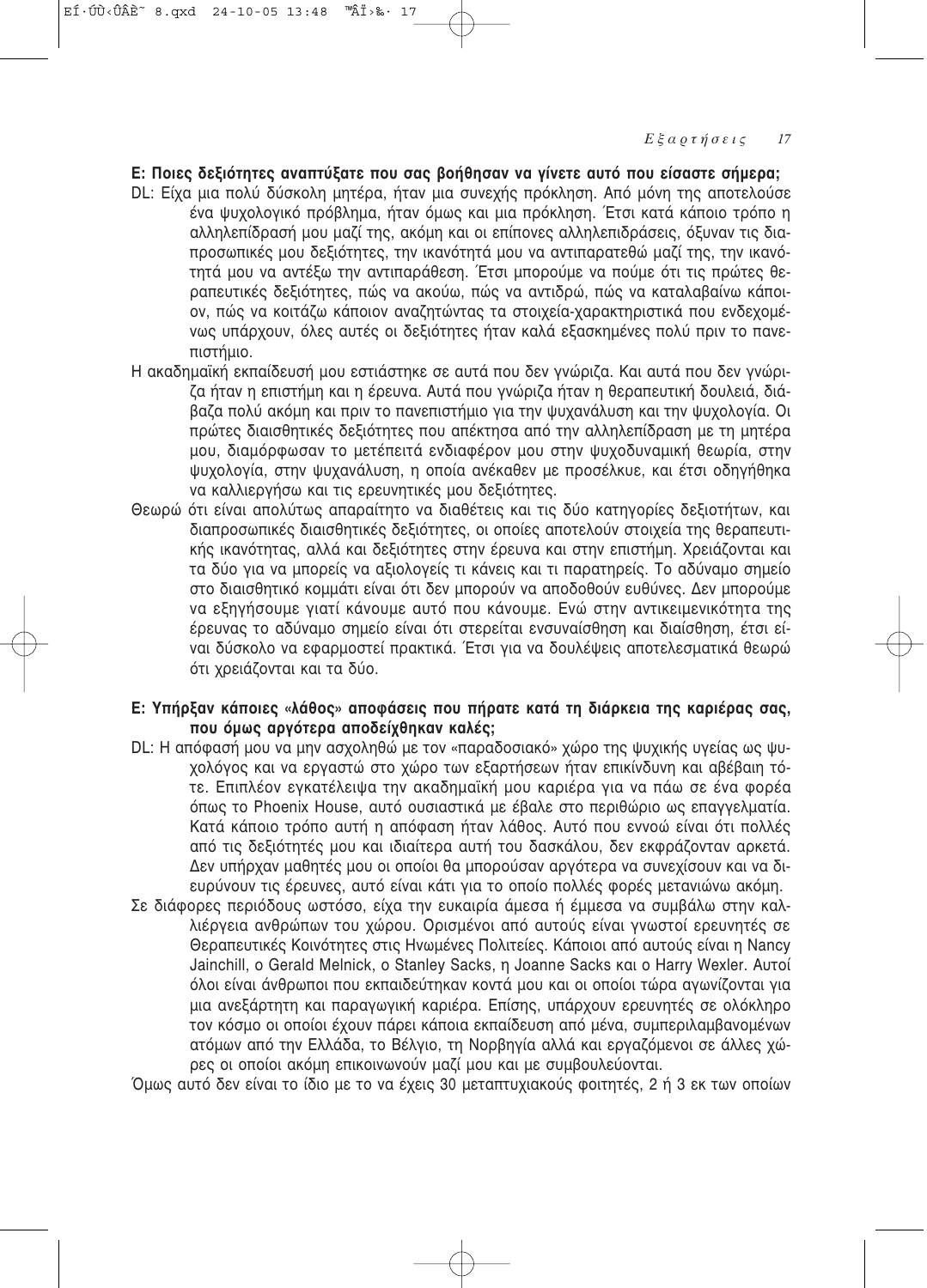**Ε: Ποιες δεξιότητες αναπτύξατε που σας βοήθησαν να γίνετε αυτό που είσαστε σήμερα;**

DL: Είχα μια πολύ δύσκολη μητέρα, ήταν μια συνεχής πρόκληση. Από μόνη της αποτελούσε ένα ψυχολογικό πρόβλημα, ήταν όμως και μια πρόκληση. Έτσι κατά κάποιο τρόπο η αλληλεπίδρασή μου μαζί της, ακόμη και οι επίπονες αλληλεπιδράσεις, όξυναν τις διαπροσωπικές μου δεξιότητες, την ικανότητά μου να αντιπαρατεθώ μαζί της, την ικανότητά μου να αντέξω την αντιπαράθεση. Έτσι μπορούμε να πούμε ότι τις πρώτες θεραπευτικές δεξιότητες, πώς να ακούω, πώς να αντιδρώ, πώς να καταλαβαίνω κάποιον, πώς να κοιτάζω κάποιον αναζητώντας τα στοιχεία-χαρακτηριστικά που ενδεχομένως υπάρχουν, όλες αυτές οι δεξιότητες ήταν καλά εξασκημένες πολύ πριν το πανεπιστήμιο.

Η ακαδημαϊκή εκπαίδευσή μου εστιάστηκε σε αυτά που δεν γνώριζα. Και αυτά που δεν γνώριζα ήταν η επιστήμη και η έρευνα. Αυτά που γνώριζα ήταν η θεραπευτική δουλειά, διάβαζα πολύ ακόμη και πριν το πανεπιστήμιο για την ψυχανάλυση και την ψυχολογία. Οι πρώτες διαισθητικές δεξιότητες που απέκτησα από την αλληλεπίδραση με τη μητέρα μου, διαμόρφωσαν το μετέπειτά ενδιαφέρον μου στην ψυχοδυναμική θεωρία, στην ψυχολογία, στην ψυχανάλυση, η οποία ανέκαθεν με προσέλκυε, και έτσι οδηγήθηκα να καλλιεργήσω και τις ερευνητικές μου δεξιότητες.

Θεωρώ ότι είναι απολύτως απαραίτητο να διαθέτεις και τις δύο κατηγορίες δεξιοτήτων, και διαπροσωπικές διαισθητικές δεξιότητες, οι οποίες αποτελούν στοιχεία της θεραπευτικής ικανότητας, αλλά και δεξιότητες στην έρευνα και στην επιστήμη. Χρειάζονται και τα δύο για να μπορείς να αξιολογείς τι κάνεις και τι παρατηρείς. Το αδύναμο σημείο στο διαισθητικό κομμάτι είναι ότι δεν μπορούν να αποδοθούν ευθύνες. Δεν μπορούμε να εξηγήσουμε γιατί κάνουμε αυτό που κάνουμε. Ενώ στην αντικειμενικότητα της έρευνας το αδύναμο σημείο είναι ότι στερείται ενσυναίσθηση και διαίσθηση, έτσι είναι δύσκολο να εφαρμοστεί πρακτικά. Έτσι για να δουλέψεις αποτελεσματικά θεωρώ ότι χρειάζονται και τα δύο.

**Ε: Υπήρξαν κάποιες «λάθος» αποφάσεις που πήρατε κατά τη διάρκεια της καριέρας σας, που όμως αργότερα αποδείχθηκαν καλές;**

DL: Η απόφασή μου να μην ασχοληθώ με τον «παραδοσιακό» χώρο της ψυχικής υγείας ως ψυχολόγος και να εργαστώ στο χώρο των εξαρτήσεων ήταν επικίνδυνη και αβέβαιη τότε. Επιπλέον εγκατέλειψα την ακαδημαϊκή μου καριέρα για να πάω σε ένα φορέα όπως το Phoenix House, αυτό ουσιαστικά με έβαλε στο περιθώριο ως επαγγελματία. Κατά κάποιο τρόπο αυτή η απόφαση ήταν λάθος. Αυτό που εννοώ είναι ότι πολλές από τις δεξιότητές μου και ιδιαίτερα αυτή του δασκάλου, δεν εκφράζονταν αρκετά. Δεν υπήρχαν μαθητές μου οι οποίοι θα μπορούσαν αργότερα να συνεχίσουν και να διευρύνουν τις έρευνες, αυτό είναι κάτι για το οποίο πολλές φορές μετανιώνω ακόμη.

Σε διάφορες περιόδους ωστόσο, είχα την ευκαιρία άμεσα ή έμμεσα να συμβάλω στην καλλιέργεια ανθρώπων του χώρου. Ορισμένοι από αυτούς είναι γνωστοί ερευνητές σε Θεραπευτικές Κοινότητες στις Ηνωμένες Πολιτείες. Κάποιοι από αυτούς είναι η Nancy Jainchill, ο Gerald Melnick, ο Stanley Sacks, η Joanne Sacks και ο Harry Wexler. Αυτοί όλοι είναι άνθρωποι που εκπαιδεύτηκαν κοντά μου και οι οποίοι τώρα αγωνίζονται για μια ανεξάρτητη και παραγωγική καριέρα. Επίσης, υπάρχουν ερευνητές σε ολόκληρο τον κόσμο οι οποίοι έχουν πάρει κάποια εκπαίδευση από μένα, συμπεριλαμβανομένων ατόμων από την Ελλάδα, το Βέλγιο, τη Νορβηγία αλλά και εργαζόμενοι σε άλλες χώρες οι οποίοι ακόμη επικοινωνούν μαζί μου και με συμβουλεύονται.

Όμως αυτό δεν είναι το ίδιο με το να έχεις 30 μεταπτυχιακούς φοιτητές, 2 ή 3 εκ των οποίων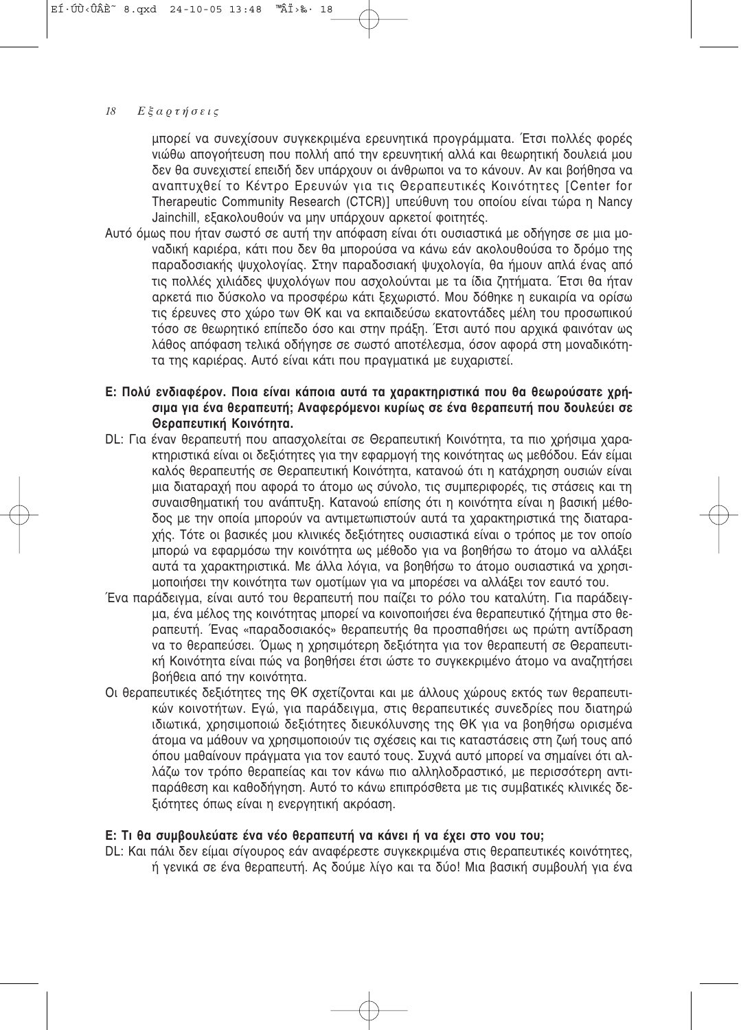μπορεί να συνεχίσουν συγκεκριμένα ερευνητικά προγράμματα. Έτσι πολλές φορές νιώθω απογοήτευση που πολλή από την ερευνητική αλλά και θεωρητική δουλειά μου δεν θα συνεχιστεί επειδή δεν υπάρχουν οι άνθρωποι να το κάνουν. Αν και βοήθησα να αναπτυχθεί το Κέντρο Ερευνών για τις Θεραπευτικές Κοινότητες [Center for Therapeutic Community Research (CTCR)] υπεύθυνη του οποίου είναι τώρα η Nancy Jainchill, εξακολουθούν να μην υπάρχουν αρκετοί φοιτητές.

Αυτό όμως που ήταν σωστό σε αυτή την απόφαση είναι ότι ουσιαστικά με οδήγησε σε μια μοναδική καριέρα, κάτι που δεν θα μπορούσα να κάνω εάν ακολουθούσα το δρόμο της παραδοσιακής ψυχολογίας. Στην παραδοσιακή ψυχολογία, θα ήμουν απλά ένας από τις πολλές χιλιάδες ψυχολόγων που ασχολούνται με τα ίδια ζητήματα. Έτσι θα ήταν αρκετά πιο δύσκολο να προσφέρω κάτι ξεχωριστό. Μου δόθηκε η ευκαιρία να ορίσω τις έρευνες στο χώρο των ΘΚ και να εκπαιδεύσω εκατοντάδες μέλη του προσωπικού τόσο σε θεωρητικό επίπεδο όσο και στην πράξη. Έτσι αυτό που αρχικά φαινόταν ως λάθος απόφαση τελικά οδήγησε σε σωστό αποτέλεσμα, όσον αφορά στη μοναδικότητα της καριέρας. Αυτό είναι κάτι που πραγματικά με ευχαριστεί.

**Ε: Πολύ ενδιαφέρον. Ποια είναι κάποια αυτά τα χαρακτηριστικά που θα θεωρούσατε χρήσιμα για ένα θεραπευτή; Αναφερόμενοι κυρίως σε ένα θεραπευτή που δουλεύει σε Θεραπευτική Κοινότητα.**

DL: Για έναν θεραπευτή που απασχολείται σε Θεραπευτική Κοινότητα, τα πιο χρήσιμα χαρακτηριστικά είναι οι δεξιότητες για την εφαρμογή της κοινότητας ως μεθόδου. Εάν είμαι καλός θεραπευτής σε Θεραπευτική Κοινότητα, κατανοώ ότι η κατάχρηση ουσιών είναι μια διαταραχή που αφορά το άτομο ως σύνολο, τις συμπεριφορές, τις στάσεις και τη συναισθηματική του ανάπτυξη. Κατανοώ επίσης ότι η κοινότητα είναι η βασική μέθοδος με την οποία μπορούν να αντιμετωπιστούν αυτά τα χαρακτηριστικά της διαταραχής. Τότε οι βασικές μου κλινικές δεξιότητες ουσιαστικά είναι ο τρόπος με τον οποίο μπορώ να εφαρμόσω την κοινότητα ως μέθοδο για να βοηθήσω το άτομο να αλλάξει αυτά τα χαρακτηριστικά. Με άλλα λόγια, να βοηθήσω το άτομο ουσιαστικά να χρησιμοποιήσει την κοινότητα των ομοτίμων για να μπορέσει να αλλάξει τον εαυτό του.

Ένα παράδειγμα, είναι αυτό του θεραπευτή που παίζει το ρόλο του καταλύτη. Για παράδειγμα, ένα μέλος της κοινότητας μπορεί να κοινοποιήσει ένα θεραπευτικό ζήτημα στο θεραπευτή. Ένας «παραδοσιακός» θεραπευτής θα προσπαθήσει ως πρώτη αντίδραση να το θεραπεύσει. Όμως η χρησιμότερη δεξιότητα για τον θεραπευτή σε Θεραπευτική Κοινότητα είναι πώς να βοηθήσει έτσι ώστε το συγκεκριμένο άτομο να αναζητήσει βοήθεια από την κοινότητα.

Οι θεραπευτικές δεξιότητες της ΘΚ σχετίζονται και με άλλους χώρους εκτός των θεραπευτικών κοινοτήτων. Εγώ, για παράδειγμα, στις θεραπευτικές συνεδρίες που διατηρώ ιδιωτικά, χρησιμοποιώ δεξιότητες διευκόλυνσης της ΘΚ για να βοηθήσω ορισμένα άτομα να μάθουν να χρησιμοποιούν τις σχέσεις και τις καταστάσεις στη ζωή τους από όπου μαθαίνουν πράγματα για τον εαυτό τους. Συχνά αυτό μπορεί να σημαίνει ότι αλλάζω τον τρόπο θεραπείας και τον κάνω πιο αλληλοδραστικό, με περισσότερη αντιπαράθεση και καθοδήγηση. Αυτό το κάνω επιπρόσθετα με τις συμβατικές κλινικές δεξιότητες όπως είναι η ενεργητική ακρόαση.

**Ε: Τι θα συμβουλεύατε ένα νέο θεραπευτή να κάνει ή να έχει στο νου του;**

DL: Και πάλι δεν είμαι σίγουρος εάν αναφέρεστε συγκεκριμένα στις θεραπευτικές κοινότητες, ή γενικά σε ένα θεραπευτή. Ας δούμε λίγο και τα δύο! Μια βασική συμβουλή για ένα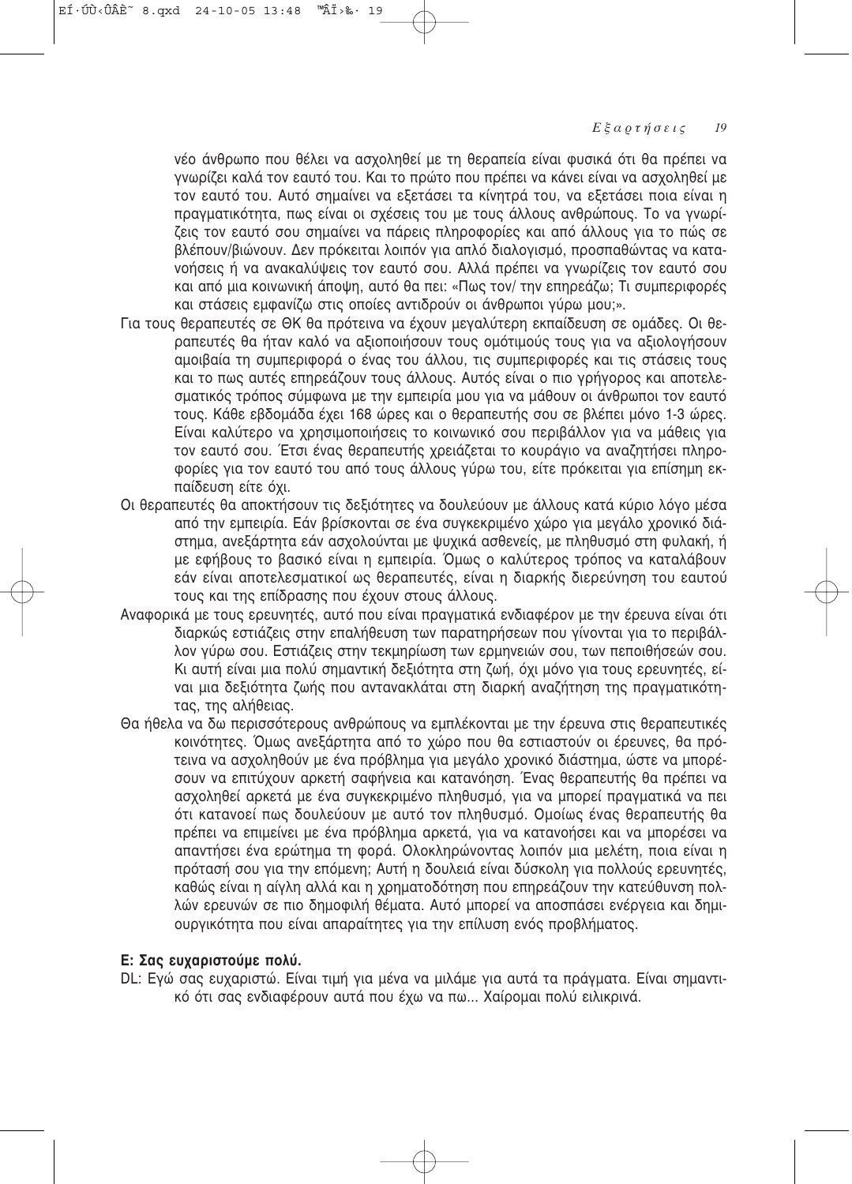νέο άνθρωπο που θέλει να ασχοληθεί με τη θεραπεία είναι φυσικά ότι θα πρέπει να γνωρίζει καλά τον εαυτό του. Και το πρώτο που πρέπει να κάνει είναι να ασχοληθεί με τον εαυτό του. Αυτό σημαίνει να εξετάσει τα κίνητρά του, να εξετάσει ποια είναι η πραγματικότητα, πως είναι οι σχέσεις του με τους άλλους ανθρώπους. Το να γνωρίζεις τον εαυτό σου σημαίνει να πάρεις πληροφορίες και από άλλους για το πώς σε βλέπουν/βιώνουν. Δεν πρόκειται λοιπόν για απλό διαλογισμό, προσπαθώντας να κατανοήσεις ή να ανακαλύψεις τον εαυτό σου. Αλλά πρέπει να γνωρίζεις τον εαυτό σου και από μια κοινωνική άποψη, αυτό θα πει: «Πως τον/ την επηρεάζω; Τι συμπεριφορές και στάσεις εμφανίζω στις οποίες αντιδρούν οι άνθρωποι γύρω μου;».

Για τους θεραπευτές σε ΘΚ θα πρότεινα να έχουν μεγαλύτερη εκπαίδευση σε ομάδες. Οι θεραπευτές θα ήταν καλό να αξιοποιήσουν τους ομότιμούς τους για να αξιολογήσουν αμοιβαία τη συμπεριφορά ο ένας του άλλου, τις συμπεριφορές και τις στάσεις τους και το πως αυτές επηρεάζουν τους άλλους. Αυτός είναι ο πιο γρήγορος και αποτελεσματικός τρόπος σύμφωνα με την εμπειρία μου για να μάθουν οι άνθρωποι τον εαυτό τους. Κάθε εβδομάδα έχει 168 ώρες και ο θεραπευτής σου σε βλέπει μόνο 1-3 ώρες. Είναι καλύτερο να χρησιμοποιήσεις το κοινωνικό σου περιβάλλον για να μάθεις για τον εαυτό σου. Έτσι ένας θεραπευτής χρειάζεται το κουράγιο να αναζητήσει πληροφορίες για τον εαυτό του από τους άλλους γύρω του, είτε πρόκειται για επίσημη εκπαίδευση είτε όχι.

Οι θεραπευτές θα αποκτήσουν τις δεξιότητες να δουλεύουν με άλλους κατά κύριο λόγο μέσα από την εμπειρία. Εάν βρίσκονται σε ένα συγκεκριμένο χώρο για μεγάλο χρονικό διάστημα, ανεξάρτητα εάν ασχολούνται με ψυχικά ασθενείς, με πληθυσμό στη φυλακή, ή με εφήβους το βασικό είναι η εμπειρία. Όμως ο καλύτερος τρόπος να καταλάβουν εάν είναι αποτελεσματικοί ως θεραπευτές, είναι η διαρκής διερεύνηση του εαυτού τους και της επίδρασης που έχουν στους άλλους.

Αναφορικά με τους ερευνητές, αυτό που είναι πραγματικά ενδιαφέρον με την έρευνα είναι ότι διαρκώς εστιάζεις στην επαλήθευση των παρατηρήσεων που γίνονται για το περιβάλλον γύρω σου. Εστιάζεις στην τεκμηρίωση των ερμηνειών σου, των πεποιθήσεών σου. Κι αυτή είναι μια πολύ σημαντική δεξιότητα στη ζωή, όχι μόνο για τους ερευνητές, είναι μια δεξιότητα ζωής που αντανακλάται στη διαρκή αναζήτηση της πραγματικότητας, της αλήθειας.

Θα ήθελα να δω περισσότερους ανθρώπους να εμπλέκονται με την έρευνα στις θεραπευτικές κοινότητες. Όμως ανεξάρτητα από το χώρο που θα εστιαστούν οι έρευνες, θα πρότεινα να ασχοληθούν με ένα πρόβλημα για μεγάλο χρονικό διάστημα, ώστε να μπορέσουν να επιτύχουν αρκετή σαφήνεια και κατανόηση. Ένας θεραπευτής θα πρέπει να ασχοληθεί αρκετά με ένα συγκεκριμένο πληθυσμό, για να μπορεί πραγματικά να πει ότι κατανοεί πως δουλεύουν με αυτό τον πληθυσμό. Ομοίως ένας θεραπευτής θα πρέπει να επιμείνει με ένα πρόβλημα αρκετά, για να κατανοήσει και να μπορέσει να απαντήσει ένα ερώτημα τη φορά. Ολοκληρώνοντας λοιπόν μια μελέτη, ποια είναι η πρότασή σου για την επόμενη; Αυτή η δουλειά είναι δύσκολη για πολλούς ερευνητές, καθώς είναι η αίγλη αλλά και η χρηματοδότηση που επηρεάζουν την κατεύθυνση πολλών ερευνών σε πιο δημοφιλή θέματα. Αυτό μπορεί να αποσπάσει ενέργεια και δημιουργικότητα που είναι απαραίτητες για την επίλυση ενός προβλήματος.

**Ε: Σας ευχαριστούμε πολύ.**

DL: Εγώ σας ευχαριστώ. Είναι τιμή για μένα να μιλάμε για αυτά τα πράγματα. Είναι σημαντικό ότι σας ενδιαφέρουν αυτά που έχω να πω... Χαίρομαι πολύ ειλικρινά.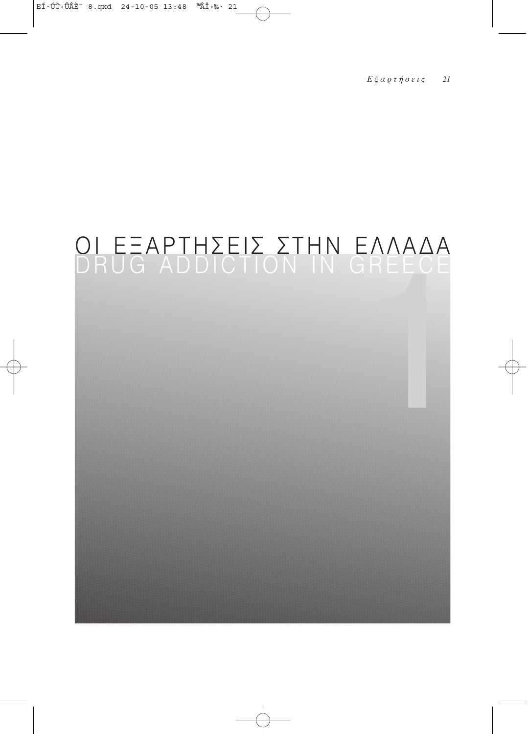# ΟΙ ΕΞΑΡΤΗΣΕΙΣ ΣΤΗΝ ΕΛΛΑΔΑ
# DRUG ADDICTION IN GREECE

1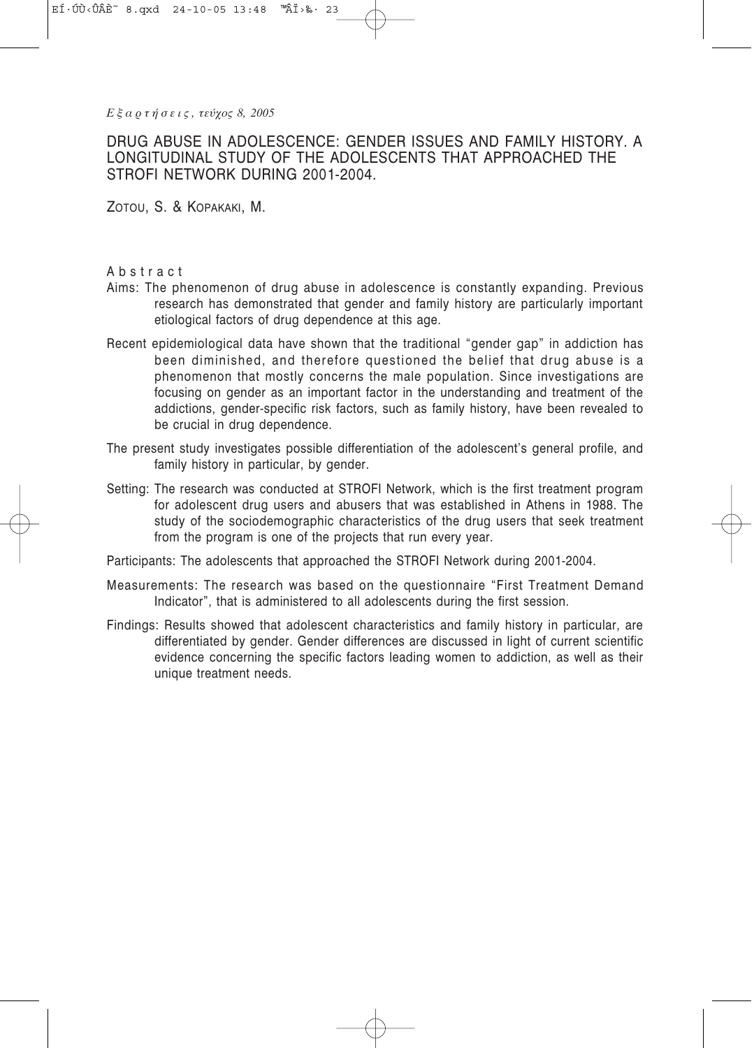# DRUG ABUSE IN ADOLESCENCE: GENDER ISSUES AND FAMILY HISTORY. A LONGITUDINAL STUDY OF THE ADOLESCENTS THAT APPROACHED THE STROFI NETWORK DURING 2001-2004.

ZOTOU, S. & KOPAKAKI, M.

## Abstract

Aims: The phenomenon of drug abuse in adolescence is constantly expanding. Previous research has demonstrated that gender and family history are particularly important etiological factors of drug dependence at this age.

Recent epidemiological data have shown that the traditional "gender gap" in addiction has been diminished, and therefore questioned the belief that drug abuse is a phenomenon that mostly concerns the male population. Since investigations are focusing on gender as an important factor in the understanding and treatment of the addictions, gender-specific risk factors, such as family history, have been revealed to be crucial in drug dependence.

The present study investigates possible differentiation of the adolescent's general profile, and family history in particular, by gender.

Setting: The research was conducted at STROFI Network, which is the first treatment program for adolescent drug users and abusers that was established in Athens in 1988. The study of the sociodemographic characteristics of the drug users that seek treatment from the program is one of the projects that run every year.

Participants: The adolescents that approached the STROFI Network during 2001-2004.

Measurements: The research was based on the questionnaire "First Treatment Demand Indicator", that is administered to all adolescents during the first session.

Findings: Results showed that adolescent characteristics and family history in particular, are differentiated by gender. Gender differences are discussed in light of current scientific evidence concerning the specific factors leading women to addiction, as well as their unique treatment needs.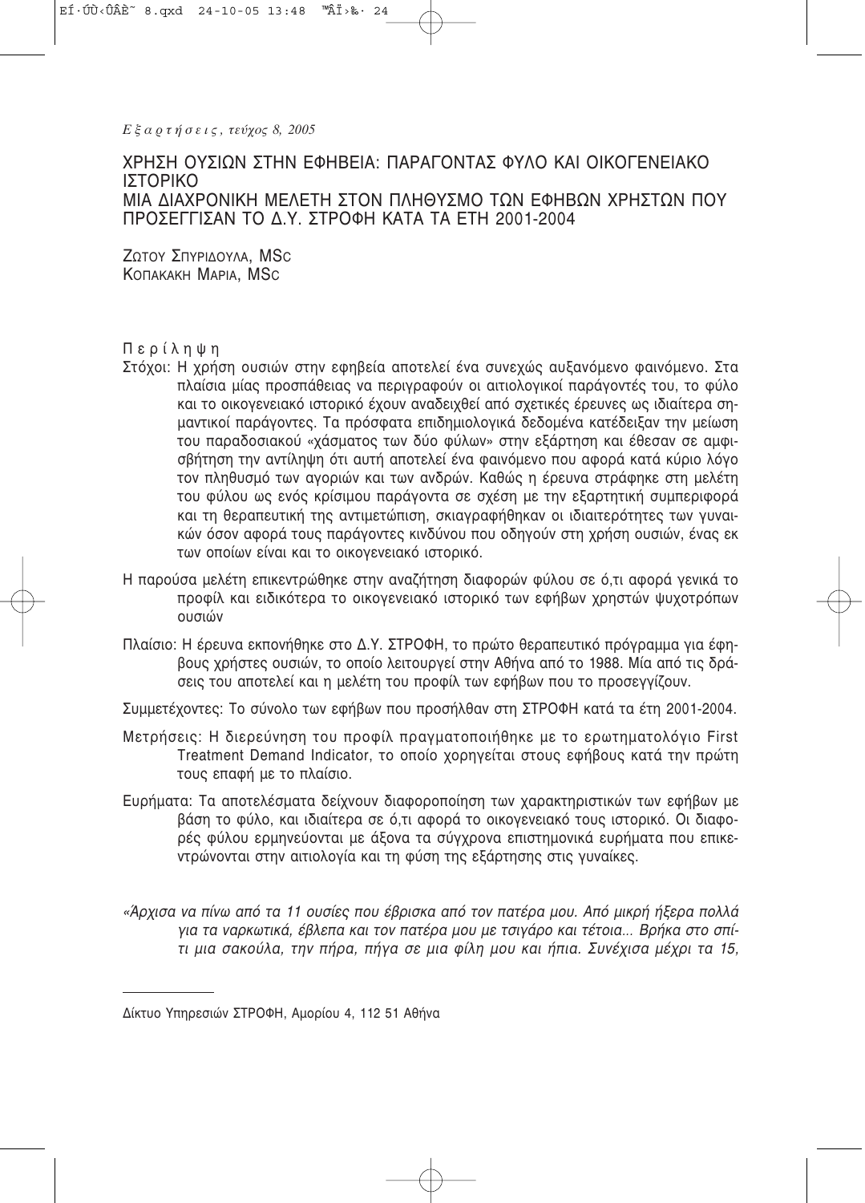*Εξαρτήσεις, τεύχος 8, 2005*

# ΧΡΗΣΗ ΟΥΣΙΩΝ ΣΤΗΝ ΕΦΗΒΕΙΑ: ΠΑΡΑΓΟΝΤΑΣ ΦΥΛΟ ΚΑΙ ΟΙΚΟΓΕΝΕΙΑΚΟ ΙΣΤΟΡΙΚΟ
## ΜΙΑ ΔΙΑΧΡΟΝΙΚΗ ΜΕΛΕΤΗ ΣΤΟΝ ΠΛΗΘΥΣΜΟ ΤΩΝ ΕΦΗΒΩΝ ΧΡΗΣΤΩΝ ΠΟΥ ΠΡΟΣΕΓΓΙΣΑΝ ΤΟ Δ.Υ. ΣΤΡΟΦΗ ΚΑΤΑ ΤΑ ΕΤΗ 2001-2004

ΖΩΤΟΥ ΣΠΥΡΙΔΟΥΛΑ, MSc
ΚΟΠΑΚΑΚΗ ΜΑΡΙΑ, MSc

Περίληψη

Στόχοι: Η χρήση ουσιών στην εφηβεία αποτελεί ένα συνεχώς αυξανόμενο φαινόμενο. Στα πλαίσια μίας προσπάθειας να περιγραφούν οι αιτιολογικοί παράγοντές του, το φύλο και το οικογενειακό ιστορικό έχουν αναδειχθεί από σχετικές έρευνες ως ιδιαίτερα σημαντικοί παράγοντες. Τα πρόσφατα επιδημιολογικά δεδομένα κατέδειξαν την μείωση του παραδοσιακού «χάσματος των δύο φύλων» στην εξάρτηση και έθεσαν σε αμφισβήτηση την αντίληψη ότι αυτή αποτελεί ένα φαινόμενο που αφορά κατά κύριο λόγο τον πληθυσμό των αγοριών και των ανδρών. Καθώς η έρευνα στράφηκε στη μελέτη του φύλου ως ενός κρίσιμου παράγοντα σε σχέση με την εξαρτητική συμπεριφορά και τη θεραπευτική της αντιμετώπιση, σκιαγραφήθηκαν οι ιδιαιτερότητες των γυναικών όσον αφορά τους παράγοντες κινδύνου που οδηγούν στη χρήση ουσιών, ένας εκ των οποίων είναι και το οικογενειακό ιστορικό.

Η παρούσα μελέτη επικεντρώθηκε στην αναζήτηση διαφορών φύλου σε ό,τι αφορά γενικά το προφίλ και ειδικότερα το οικογενειακό ιστορικό των εφήβων χρηστών ψυχοτρόπων ουσιών

Πλαίσιο: Η έρευνα εκπονήθηκε στο Δ.Υ. ΣΤΡΟΦΗ, το πρώτο θεραπευτικό πρόγραμμα για έφηβους χρήστες ουσιών, το οποίο λειτουργεί στην Αθήνα από το 1988. Μία από τις δράσεις του αποτελεί και η μελέτη του προφίλ των εφήβων που το προσεγγίζουν.

Συμμετέχοντες: Το σύνολο των εφήβων που προσήλθαν στη ΣΤΡΟΦΗ κατά τα έτη 2001-2004.

Μετρήσεις: Η διερεύνηση του προφίλ πραγματοποιήθηκε με το ερωτηματολόγιο First Treatment Demand Indicator, το οποίο χορηγείται στους εφήβους κατά την πρώτη τους επαφή με το πλαίσιο.

Ευρήματα: Τα αποτελέσματα δείχνουν διαφοροποίηση των χαρακτηριστικών των εφήβων με βάση το φύλο, και ιδιαίτερα σε ό,τι αφορά το οικογενειακό τους ιστορικό. Οι διαφορές φύλου ερμηνεύονται με άξονα τα σύγχρονα επιστημονικά ευρήματα που επικεντρώνονται στην αιτιολογία και τη φύση της εξάρτησης στις γυναίκες.

*«Άρχισα να πίνω από τα 11 ουσίες που έβρισκα από τον πατέρα μου. Από μικρή ήξερα πολλά για τα ναρκωτικά, έβλεπα και τον πατέρα μου με τσιγάρο και τέτοια... Βρήκα στο σπίτι μια σακούλα, την πήρα, πήγα σε μια φίλη μου και ήπια. Συνέχισα μέχρι τα 15,*

Δίκτυο Υπηρεσιών ΣΤΡΟΦΗ, Αμορίου 4, 112 51 Αθήνα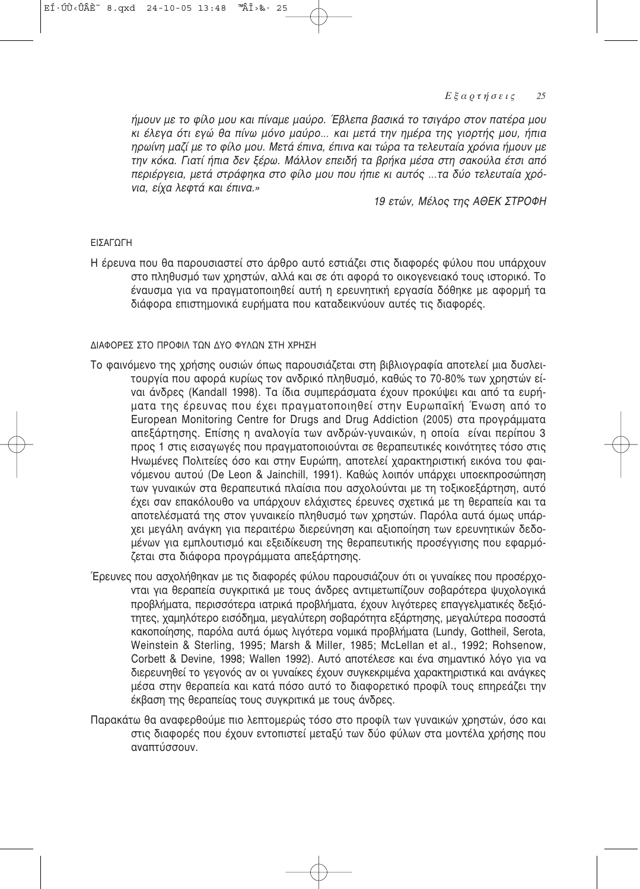*ήμουν με το φίλο μου και πίναμε μαύρο. Έβλεπα βασικά το τσιγάρο στον πατέρα μου κι έλεγα ότι εγώ θα πίνω μόνο μαύρο... και μετά την ημέρα της γιορτής μου, ήπια ηρωίνη μαζί με το φίλο μου. Μετά έπινα, έπινα και τώρα τα τελευταία χρόνια ήμουν με την κόκα. Γιατί ήπια δεν ξέρω. Μάλλον επειδή τα βρήκα μέσα στη σακούλα έτσι από περιέργεια, μετά στράφηκα στο φίλο μου που ήπιε κι αυτός ...τα δύο τελευταία χρόνια, είχα λεφτά και έπινα.»*

*19 ετών, Μέλος της ΑΘΕΚ ΣΤΡΟΦΗ*

## ΕΙΣΑΓΩΓΗ

Η έρευνα που θα παρουσιαστεί στο άρθρο αυτό εστιάζει στις διαφορές φύλου που υπάρχουν στο πληθυσμό των χρηστών, αλλά και σε ότι αφορά το οικογενειακό τους ιστορικό. Το έναυσμα για να πραγματοποιηθεί αυτή η ερευνητική εργασία δόθηκε με αφορμή τα διάφορα επιστημονικά ευρήματα που καταδεικνύουν αυτές τις διαφορές.

## ΔΙΑΦΟΡΕΣ ΣΤΟ ΠΡΟΦΙΛ ΤΩΝ ΔΥΟ ΦΥΛΩΝ ΣΤΗ ΧΡΗΣΗ

Το φαινόμενο της χρήσης ουσιών όπως παρουσιάζεται στη βιβλιογραφία αποτελεί μια δυσλειτουργία που αφορά κυρίως τον ανδρικό πληθυσμό, καθώς το 70-80% των χρηστών είναι άνδρες (Kandall 1998). Τα ίδια συμπεράσματα έχουν προκύψει και από τα ευρήματα της έρευνας που έχει πραγματοποιηθεί στην Ευρωπαϊκή Ένωση από το European Monitoring Centre for Drugs and Drug Addiction (2005) στα προγράμματα απεξάρτησης. Επίσης η αναλογία των ανδρών-γυναικών, η οποία είναι περίπου 3 προς 1 στις εισαγωγές που πραγματοποιούνται σε θεραπευτικές κοινότητες τόσο στις Ηνωμένες Πολιτείες όσο και στην Ευρώπη, αποτελεί χαρακτηριστική εικόνα του φαινόμενου αυτού (De Leon & Jainchill, 1991). Καθώς λοιπόν υπάρχει υποεκπροσώπηση των γυναικών στα θεραπευτικά πλαίσια που ασχολούνται με τη τοξικοεξάρτηση, αυτό έχει σαν επακόλουθο να υπάρχουν ελάχιστες έρευνες σχετικά με τη θεραπεία και τα αποτελέσματά της στον γυναικείο πληθυσμό των χρηστών. Παρόλα αυτά όμως υπάρχει μεγάλη ανάγκη για περαιτέρω διερεύνηση και αξιοποίηση των ερευνητικών δεδομένων για εμπλουτισμό και εξειδίκευση της θεραπευτικής προσέγγισης που εφαρμόζεται στα διάφορα προγράμματα απεξάρτησης.

Έρευνες που ασχολήθηκαν με τις διαφορές φύλου παρουσιάζουν ότι οι γυναίκες που προσέρχονται για θεραπεία συγκριτικά με τους άνδρες αντιμετωπίζουν σοβαρότερα ψυχολογικά προβλήματα, περισσότερα ιατρικά προβλήματα, έχουν λιγότερες επαγγελματικές δεξιότητες, χαμηλότερο εισόδημα, μεγαλύτερη σοβαρότητα εξάρτησης, μεγαλύτερα ποσοστά κακοποίησης, παρόλα αυτά όμως λιγότερα νομικά προβλήματα (Lundy, Gottheil, Serota, Weinstein & Sterling, 1995; Marsh & Miller, 1985; McLellan et al., 1992; Rohsenow, Corbett & Devine, 1998; Wallen 1992). Αυτό αποτέλεσε και ένα σημαντικό λόγο για να διερευνηθεί το γεγονός αν οι γυναίκες έχουν συγκεκριμένα χαρακτηριστικά και ανάγκες μέσα στην θεραπεία και κατά πόσο αυτό το διαφορετικό προφίλ τους επηρεάζει την έκβαση της θεραπείας τους συγκριτικά με τους άνδρες.

Παρακάτω θα αναφερθούμε πιο λεπτομερώς τόσο στο προφίλ των γυναικών χρηστών, όσο και στις διαφορές που έχουν εντοπιστεί μεταξύ των δύο φύλων στα μοντέλα χρήσης που αναπτύσσουν.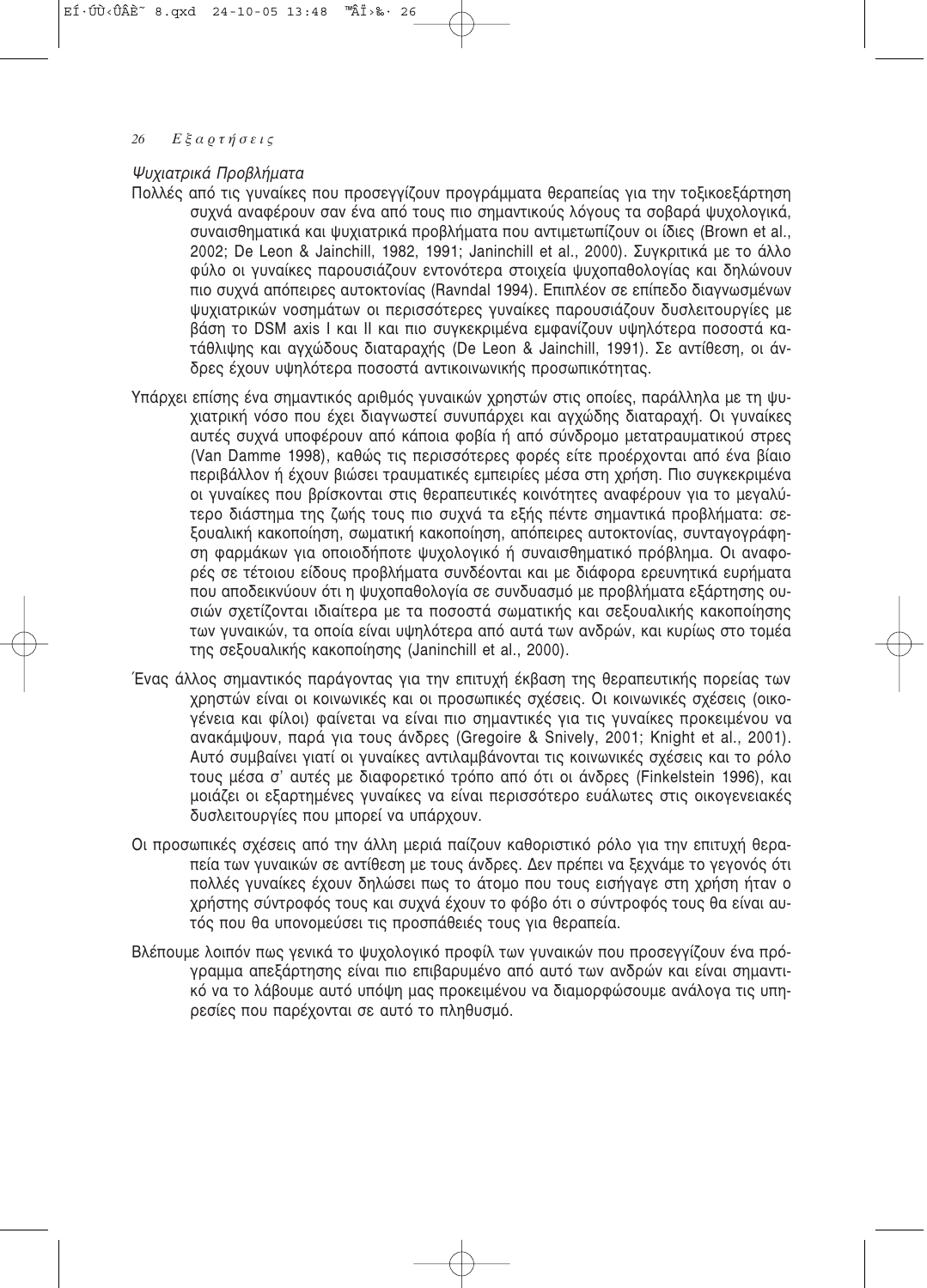*Ψυχιατρικά Προβλήματα*

Πολλές από τις γυναίκες που προσεγγίζουν προγράμματα θεραπείας για την τοξικοεξάρτηση συχνά αναφέρουν σαν ένα από τους πιο σημαντικούς λόγους τα σοβαρά ψυχολογικά, συναισθηματικά και ψυχιατρικά προβλήματα που αντιμετωπίζουν οι ίδιες (Brown et al., 2002; De Leon & Jainchill, 1982, 1991; Janinchill et al., 2000). Συγκριτικά με το άλλο φύλο οι γυναίκες παρουσιάζουν εντονότερα στοιχεία ψυχοπαθολογίας και δηλώνουν πιο συχνά απόπειρες αυτοκτονίας (Ravndal 1994). Επιπλέον σε επίπεδο διαγνωσμένων ψυχιατρικών νοσημάτων οι περισσότερες γυναίκες παρουσιάζουν δυσλειτουργίες με βάση το DSM axis I και II και πιο συγκεκριμένα εμφανίζουν υψηλότερα ποσοστά κατάθλιψης και αγχώδους διαταραχής (De Leon & Jainchill, 1991). Σε αντίθεση, οι άνδρες έχουν υψηλότερα ποσοστά αντικοινωνικής προσωπικότητας.

Υπάρχει επίσης ένα σημαντικός αριθμός γυναικών χρηστών στις οποίες, παράλληλα με τη ψυχιατρική νόσο που έχει διαγνωστεί συνυπάρχει και αγχώδης διαταραχή. Οι γυναίκες αυτές συχνά υποφέρουν από κάποια φοβία ή από σύνδρομο μετατραυματικού στρες (Van Damme 1998), καθώς τις περισσότερες φορές είτε προέρχονται από ένα βίαιο περιβάλλον ή έχουν βιώσει τραυματικές εμπειρίες μέσα στη χρήση. Πιο συγκεκριμένα οι γυναίκες που βρίσκονται στις θεραπευτικές κοινότητες αναφέρουν για το μεγαλύτερο διάστημα της ζωής τους πιο συχνά τα εξής πέντε σημαντικά προβλήματα: σεξουαλική κακοποίηση, σωματική κακοποίηση, απόπειρες αυτοκτονίας, συνταγογράφηση φαρμάκων για οποιοδήποτε ψυχολογικό ή συναισθηματικό πρόβλημα. Οι αναφορές σε τέτοιου είδους προβλήματα συνδέονται και με διάφορα ερευνητικά ευρήματα που αποδεικνύουν ότι η ψυχοπαθολογία σε συνδυασμό με προβλήματα εξάρτησης ουσιών σχετίζονται ιδιαίτερα με τα ποσοστά σωματικής και σεξουαλικής κακοποίησης των γυναικών, τα οποία είναι υψηλότερα από αυτά των ανδρών, και κυρίως στο τομέα της σεξουαλικής κακοποίησης (Janinchill et al., 2000).

Ένας άλλος σημαντικός παράγοντας για την επιτυχή έκβαση της θεραπευτικής πορείας των χρηστών είναι οι κοινωνικές και οι προσωπικές σχέσεις. Οι κοινωνικές σχέσεις (οικογένεια και φίλοι) φαίνεται να είναι πιο σημαντικές για τις γυναίκες προκειμένου να ανακάμψουν, παρά για τους άνδρες (Gregoire & Snively, 2001; Knight et al., 2001). Αυτό συμβαίνει γιατί οι γυναίκες αντιλαμβάνονται τις κοινωνικές σχέσεις και το ρόλο τους μέσα σ' αυτές με διαφορετικό τρόπο από ότι οι άνδρες (Finkelstein 1996), και μοιάζει οι εξαρτημένες γυναίκες να είναι περισσότερο ευάλωτες στις οικογενειακές δυσλειτουργίες που μπορεί να υπάρχουν.

Οι προσωπικές σχέσεις από την άλλη μεριά παίζουν καθοριστικό ρόλο για την επιτυχή θεραπεία των γυναικών σε αντίθεση με τους άνδρες. Δεν πρέπει να ξεχνάμε το γεγονός ότι πολλές γυναίκες έχουν δηλώσει πως το άτομο που τους εισήγαγε στη χρήση ήταν ο χρήστης σύντροφός τους και συχνά έχουν το φόβο ότι ο σύντροφός τους θα είναι αυτός που θα υπονομεύσει τις προσπάθειές τους για θεραπεία.

Βλέπουμε λοιπόν πως γενικά το ψυχολογικό προφίλ των γυναικών που προσεγγίζουν ένα πρόγραμμα απεξάρτησης είναι πιο επιβαρυμένο από αυτό των ανδρών και είναι σημαντικό να το λάβουμε αυτό υπόψη μας προκειμένου να διαμορφώσουμε ανάλογα τις υπηρεσίες που παρέχονται σε αυτό το πληθυσμό.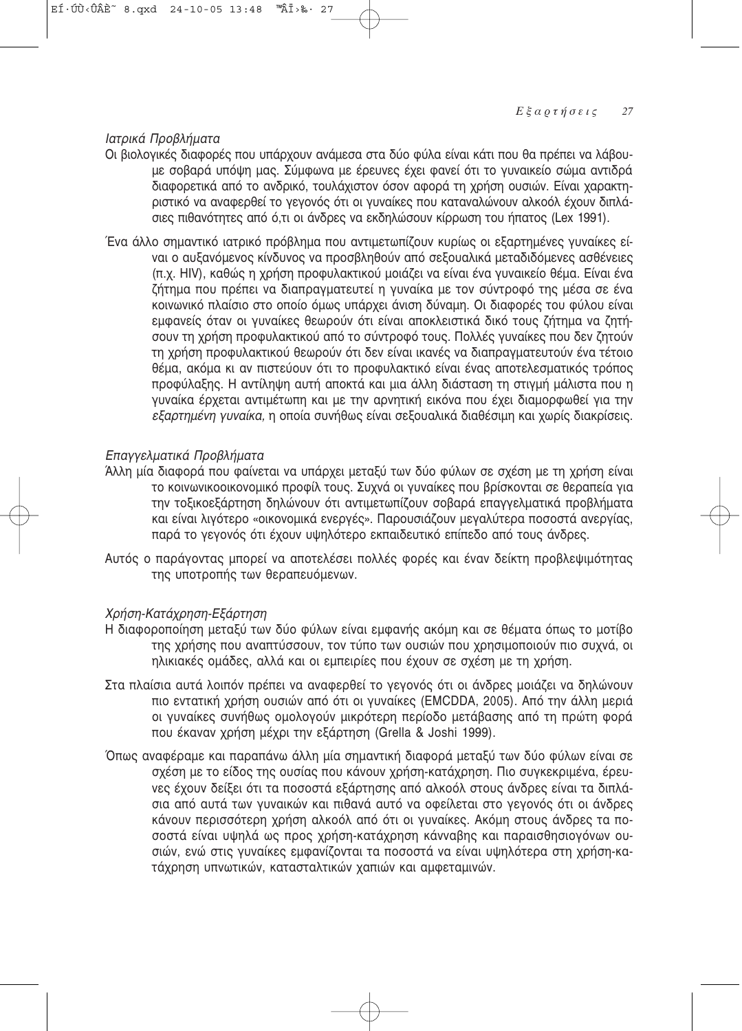*Ιατρικά Προβλήματα*

Οι βιολογικές διαφορές που υπάρχουν ανάμεσα στα δύο φύλα είναι κάτι που θα πρέπει να λάβουμε σοβαρά υπόψη μας. Σύμφωνα με έρευνες έχει φανεί ότι το γυναικείο σώμα αντιδρά διαφορετικά από το ανδρικό, τουλάχιστον όσον αφορά τη χρήση ουσιών. Είναι χαρακτηριστικό να αναφερθεί το γεγονός ότι οι γυναίκες που καταναλώνουν αλκοόλ έχουν διπλάσιες πιθανότητες από ό,τι οι άνδρες να εκδηλώσουν κίρρωση του ήπατος (Lex 1991).

Ένα άλλο σημαντικό ιατρικό πρόβλημα που αντιμετωπίζουν κυρίως οι εξαρτημένες γυναίκες είναι ο αυξανόμενος κίνδυνος να προσβληθούν από σεξουαλικά μεταδιδόμενες ασθένειες (π.χ. HIV), καθώς η χρήση προφυλακτικού μοιάζει να είναι ένα γυναικείο θέμα. Είναι ένα ζήτημα που πρέπει να διαπραγματευτεί η γυναίκα με τον σύντροφό της μέσα σε ένα κοινωνικό πλαίσιο στο οποίο όμως υπάρχει άνιση δύναμη. Οι διαφορές του φύλου είναι εμφανείς όταν οι γυναίκες θεωρούν ότι είναι αποκλειστικά δικό τους ζήτημα να ζητήσουν τη χρήση προφυλακτικού από το σύντροφό τους. Πολλές γυναίκες που δεν ζητούν τη χρήση προφυλακτικού θεωρούν ότι δεν είναι ικανές να διαπραγματευτούν ένα τέτοιο θέμα, ακόμα κι αν πιστεύουν ότι το προφυλακτικό είναι ένας αποτελεσματικός τρόπος προφύλαξης. Η αντίληψη αυτή αποκτά και μια άλλη διάσταση τη στιγμή μάλιστα που η γυναίκα έρχεται αντιμέτωπη και με την αρνητική εικόνα που έχει διαμορφωθεί για την *εξαρτημένη γυναίκα,* η οποία συνήθως είναι σεξουαλικά διαθέσιμη και χωρίς διακρίσεις.

*Επαγγελματικά Προβλήματα*

Άλλη μία διαφορά που φαίνεται να υπάρχει μεταξύ των δύο φύλων σε σχέση με τη χρήση είναι το κοινωνικοοικονομικό προφίλ τους. Συχνά οι γυναίκες που βρίσκονται σε θεραπεία για την τοξικοεξάρτηση δηλώνουν ότι αντιμετωπίζουν σοβαρά επαγγελματικά προβλήματα και είναι λιγότερο «οικονομικά ενεργές». Παρουσιάζουν μεγαλύτερα ποσοστά ανεργίας, παρά το γεγονός ότι έχουν υψηλότερο εκπαιδευτικό επίπεδο από τους άνδρες.

Αυτός ο παράγοντας μπορεί να αποτελέσει πολλές φορές και έναν δείκτη προβλεψιμότητας της υποτροπής των θεραπευόμενων.

*Χρήση-Κατάχρηση-Εξάρτηση*

Η διαφοροποίηση μεταξύ των δύο φύλων είναι εμφανής ακόμη και σε θέματα όπως το μοτίβο της χρήσης που αναπτύσσουν, τον τύπο των ουσιών που χρησιμοποιούν πιο συχνά, οι ηλικιακές ομάδες, αλλά και οι εμπειρίες που έχουν σε σχέση με τη χρήση.

Στα πλαίσια αυτά λοιπόν πρέπει να αναφερθεί το γεγονός ότι οι άνδρες μοιάζει να δηλώνουν πιο εντατική χρήση ουσιών από ότι οι γυναίκες (EMCDDA, 2005). Από την άλλη μεριά οι γυναίκες συνήθως ομολογούν μικρότερη περίοδο μετάβασης από τη πρώτη φορά που έκαναν χρήση μέχρι την εξάρτηση (Grella & Joshi 1999).

Όπως αναφέραμε και παραπάνω άλλη μία σημαντική διαφορά μεταξύ των δύο φύλων είναι σε σχέση με το είδος της ουσίας που κάνουν χρήση-κατάχρηση. Πιο συγκεκριμένα, έρευνες έχουν δείξει ότι τα ποσοστά εξάρτησης από αλκοόλ στους άνδρες είναι τα διπλάσια από αυτά των γυναικών και πιθανά αυτό να οφείλεται στο γεγονός ότι οι άνδρες κάνουν περισσότερη χρήση αλκοόλ από ότι οι γυναίκες. Ακόμη στους άνδρες τα ποσοστά είναι υψηλά ως προς χρήση-κατάχρηση κάνναβης και παραισθησιογόνων ουσιών, ενώ στις γυναίκες εμφανίζονται τα ποσοστά να είναι υψηλότερα στη χρήση-κατάχρηση υπνωτικών, κατασταλτικών χαπιών και αμφεταμινών.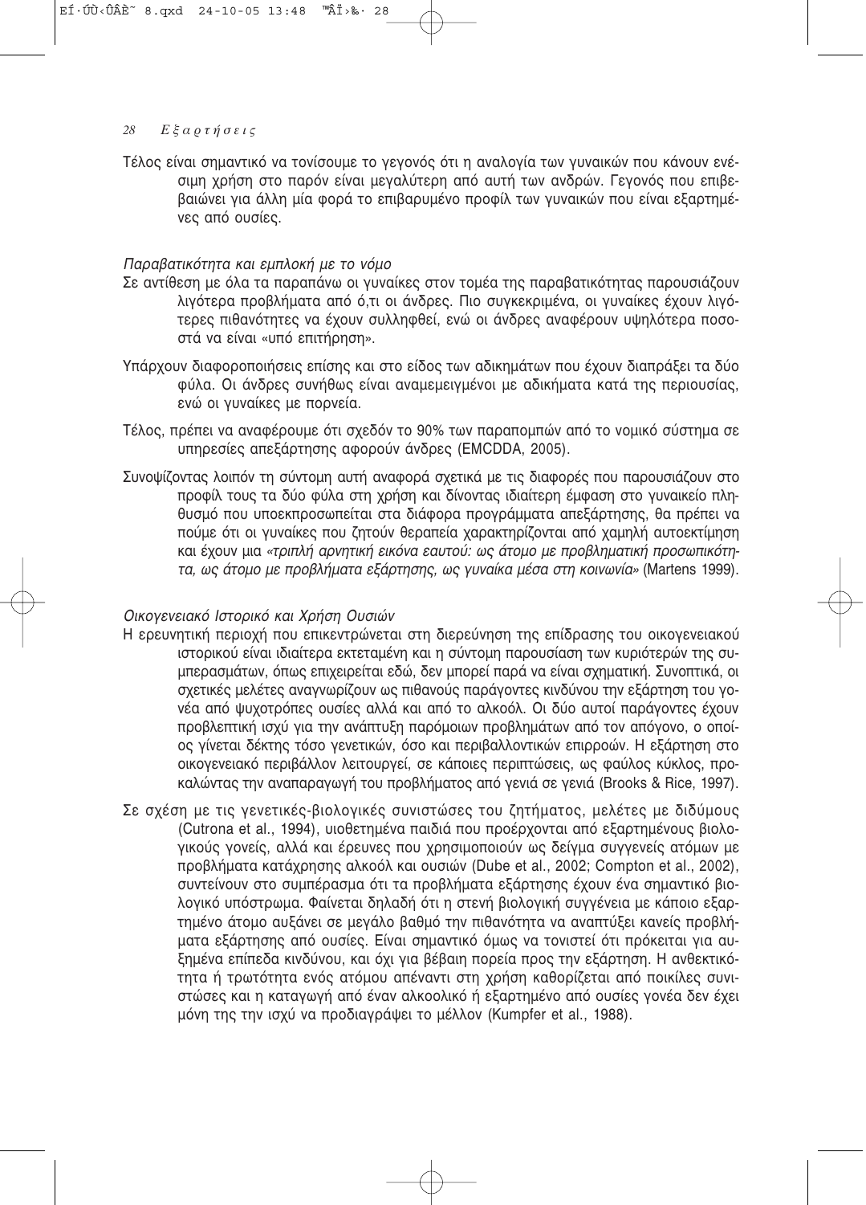Τέλος είναι σημαντικό να τονίσουμε το γεγονός ότι η αναλογία των γυναικών που κάνουν ενέσιμη χρήση στο παρόν είναι μεγαλύτερη από αυτή των ανδρών. Γεγονός που επιβεβαιώνει για άλλη μία φορά το επιβαρυμένο προφίλ των γυναικών που είναι εξαρτημένες από ουσίες.

*Παραβατικότητα και εμπλοκή με το νόμο*

Σε αντίθεση με όλα τα παραπάνω οι γυναίκες στον τομέα της παραβατικότητας παρουσιάζουν λιγότερα προβλήματα από ό,τι οι άνδρες. Πιο συγκεκριμένα, οι γυναίκες έχουν λιγότερες πιθανότητες να έχουν συλληφθεί, ενώ οι άνδρες αναφέρουν υψηλότερα ποσοστά να είναι «υπό επιτήρηση».

Υπάρχουν διαφοροποιήσεις επίσης και στο είδος των αδικημάτων που έχουν διαπράξει τα δύο φύλα. Οι άνδρες συνήθως είναι αναμεμειγμένοι με αδικήματα κατά της περιουσίας, ενώ οι γυναίκες με πορνεία.

Τέλος, πρέπει να αναφέρουμε ότι σχεδόν το 90% των παραπομπών από το νομικό σύστημα σε υπηρεσίες απεξάρτησης αφορούν άνδρες (EMCDDA, 2005).

Συνοψίζοντας λοιπόν τη σύντομη αυτή αναφορά σχετικά με τις διαφορές που παρουσιάζουν στο προφίλ τους τα δύο φύλα στη χρήση και δίνοντας ιδιαίτερη έμφαση στο γυναικείο πληθυσμό που υποεκπροσωπείται στα διάφορα προγράμματα απεξάρτησης, θα πρέπει να πούμε ότι οι γυναίκες που ζητούν θεραπεία χαρακτηρίζονται από χαμηλή αυτοεκτίμηση και έχουν μια *«τριπλή αρνητική εικόνα εαυτού: ως άτομο με προβληματική προσωπικότητα, ως άτομο με προβλήματα εξάρτησης, ως γυναίκα μέσα στη κοινωνία»* (Martens 1999).

*Οικογενειακό Ιστορικό και Χρήση Ουσιών*

Η ερευνητική περιοχή που επικεντρώνεται στη διερεύνηση της επίδρασης του οικογενειακού ιστορικού είναι ιδιαίτερα εκτεταμένη και η σύντομη παρουσίαση των κυριότερών της συμπερασμάτων, όπως επιχειρείται εδώ, δεν μπορεί παρά να είναι σχηματική. Συνοπτικά, οι σχετικές μελέτες αναγνωρίζουν ως πιθανούς παράγοντες κινδύνου την εξάρτηση του γονέα από ψυχοτρόπες ουσίες αλλά και από το αλκοόλ. Οι δύο αυτοί παράγοντες έχουν προβλεπτική ισχύ για την ανάπτυξη παρόμοιων προβλημάτων από τον απόγονο, ο οποίος γίνεται δέκτης τόσο γενετικών, όσο και περιβαλλοντικών επιρροών. Η εξάρτηση στο οικογενειακό περιβάλλον λειτουργεί, σε κάποιες περιπτώσεις, ως φαύλος κύκλος, προκαλώντας την αναπαραγωγή του προβλήματος από γενιά σε γενιά (Brooks & Rice, 1997).

Σε σχέση με τις γενετικές-βιολογικές συνιστώσες του ζητήματος, μελέτες με διδύμους (Cutrona et al., 1994), υιοθετημένα παιδιά που προέρχονται από εξαρτημένους βιολογικούς γονείς, αλλά και έρευνες που χρησιμοποιούν ως δείγμα συγγενείς ατόμων με προβλήματα κατάχρησης αλκοόλ και ουσιών (Dube et al., 2002; Compton et al., 2002), συντείνουν στο συμπέρασμα ότι τα προβλήματα εξάρτησης έχουν ένα σημαντικό βιολογικό υπόστρωμα. Φαίνεται δηλαδή ότι η στενή βιολογική συγγένεια με κάποιο εξαρτημένο άτομο αυξάνει σε μεγάλο βαθμό την πιθανότητα να αναπτύξει κανείς προβλήματα εξάρτησης από ουσίες. Είναι σημαντικό όμως να τονιστεί ότι πρόκειται για αυξημένα επίπεδα κινδύνου, και όχι για βέβαιη πορεία προς την εξάρτηση. Η ανθεκτικότητα ή τρωτότητα ενός ατόμου απέναντι στη χρήση καθορίζεται από ποικίλες συνιστώσες και η καταγωγή από έναν αλκοολικό ή εξαρτημένο από ουσίες γονέα δεν έχει μόνη της την ισχύ να προδιαγράψει το μέλλον (Kumpfer et al., 1988).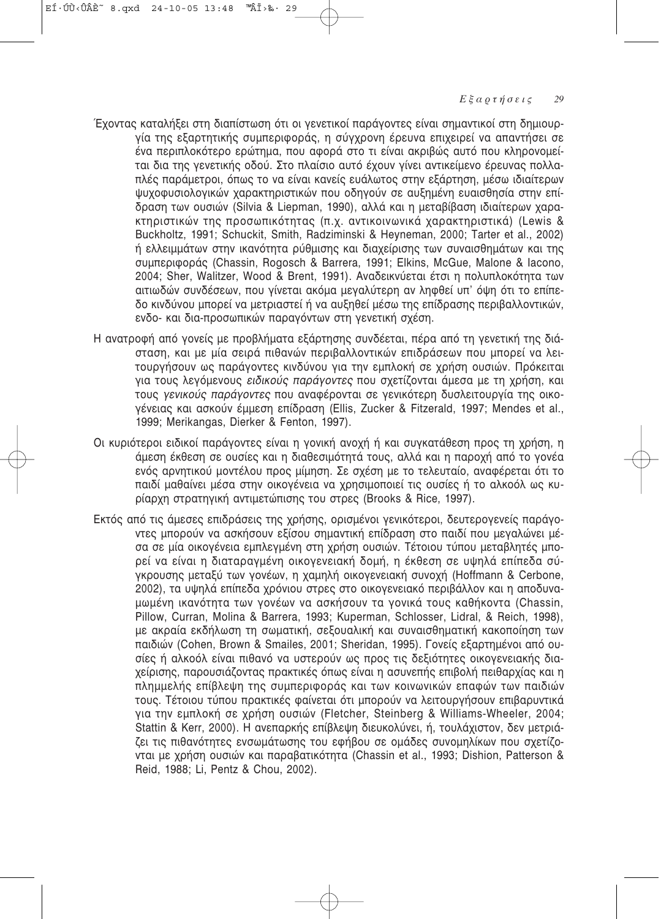Έχοντας καταλήξει στη διαπίστωση ότι οι γενετικοί παράγοντες είναι σημαντικοί στη δημιουργία της εξαρτητικής συμπεριφοράς, η σύγχρονη έρευνα επιχειρεί να απαντήσει σε ένα περιπλοκότερο ερώτημα, που αφορά στο τι είναι ακριβώς αυτό που κληρονομείται δια της γενετικής οδού. Στο πλαίσιο αυτό έχουν γίνει αντικείμενο έρευνας πολλαπλές παράμετροι, όπως το να είναι κανείς ευάλωτος στην εξάρτηση, μέσω ιδιαίτερων ψυχοφυσιολογικών χαρακτηριστικών που οδηγούν σε αυξημένη ευαισθησία στην επίδραση των ουσιών (Silvia & Liepman, 1990), αλλά και η μεταβίβαση ιδιαίτερων χαρακτηριστικών της προσωπικότητας (π.χ. αντικοινωνικά χαρακτηριστικά) (Lewis & Buckholtz, 1991; Schuckit, Smith, Radziminski & Heyneman, 2000; Tarter et al., 2002) ή ελλειμμάτων στην ικανότητα ρύθμισης και διαχείρισης των συναισθημάτων και της συμπεριφοράς (Chassin, Rogosch & Barrera, 1991; Elkins, McGue, Malone & Iacono, 2004; Sher, Walitzer, Wood & Brent, 1991). Αναδεικνύεται έτσι η πολυπλοκότητα των αιτιωδών συνδέσεων, που γίνεται ακόμα μεγαλύτερη αν ληφθεί υπ' όψη ότι το επίπεδο κινδύνου μπορεί να μετριαστεί ή να αυξηθεί μέσω της επίδρασης περιβαλλοντικών, ενδο- και δια-προσωπικών παραγόντων στη γενετική σχέση.

Η ανατροφή από γονείς με προβλήματα εξάρτησης συνδέεται, πέρα από τη γενετική της διάσταση, και με μία σειρά πιθανών περιβαλλοντικών επιδράσεων που μπορεί να λειτουργήσουν ως παράγοντες κινδύνου για την εμπλοκή σε χρήση ουσιών. Πρόκειται για τους λεγόμενους *ειδικούς παράγοντες* που σχετίζονται άμεσα με τη χρήση, και τους *γενικούς παράγοντες* που αναφέρονται σε γενικότερη δυσλειτουργία της οικογένειας και ασκούν έμμεση επίδραση (Ellis, Zucker & Fitzerald, 1997; Mendes et al., 1999; Merikangas, Dierker & Fenton, 1997).

Οι κυριότεροι ειδικοί παράγοντες είναι η γονική ανοχή ή και συγκατάθεση προς τη χρήση, η άμεση έκθεση σε ουσίες και η διαθεσιμότητά τους, αλλά και η παροχή από το γονέα ενός αρνητικού μοντέλου προς μίμηση. Σε σχέση με το τελευταίο, αναφέρεται ότι το παιδί μαθαίνει μέσα στην οικογένεια να χρησιμοποιεί τις ουσίες ή το αλκοόλ ως κυρίαρχη στρατηγική αντιμετώπισης του στρες (Brooks & Rice, 1997).

Εκτός από τις άμεσες επιδράσεις της χρήσης, ορισμένοι γενικότεροι, δευτερογενείς παράγοντες μπορούν να ασκήσουν εξίσου σημαντική επίδραση στο παιδί που μεγαλώνει μέσα σε μία οικογένεια εμπλεγμένη στη χρήση ουσιών. Τέτοιου τύπου μεταβλητές μπορεί να είναι η διαταραγμένη οικογενειακή δομή, η έκθεση σε υψηλά επίπεδα σύγκρουσης μεταξύ των γονέων, η χαμηλή οικογενειακή συνοχή (Hoffmann & Cerbone, 2002), τα υψηλά επίπεδα χρόνιου στρες στο οικογενειακό περιβάλλον και η αποδυναμωμένη ικανότητα των γονέων να ασκήσουν τα γονικά τους καθήκοντα (Chassin, Pillow, Curran, Molina & Barrera, 1993; Kuperman, Schlosser, Lidral, & Reich, 1998), με ακραία εκδήλωση τη σωματική, σεξουαλική και συναισθηματική κακοποίηση των παιδιών (Cohen, Brown & Smailes, 2001; Sheridan, 1995). Γονείς εξαρτημένοι από ουσίες ή αλκοόλ είναι πιθανό να υστερούν ως προς τις δεξιότητες οικογενειακής διαχείρισης, παρουσιάζοντας πρακτικές όπως είναι η ασυνεπής επιβολή πειθαρχίας και η πλημμελής επίβλεψη της συμπεριφοράς και των κοινωνικών επαφών των παιδιών τους. Τέτοιου τύπου πρακτικές φαίνεται ότι μπορούν να λειτουργήσουν επιβαρυντικά για την εμπλοκή σε χρήση ουσιών (Fletcher, Steinberg & Williams-Wheeler, 2004; Stattin & Kerr, 2000). Η ανεπαρκής επίβλεψη διευκολύνει, ή, τουλάχιστον, δεν μετριάζει τις πιθανότητες ενσωμάτωσης του εφήβου σε ομάδες συνομηλίκων που σχετίζονται με χρήση ουσιών και παραβατικότητα (Chassin et al., 1993; Dishion, Patterson & Reid, 1988; Li, Pentz & Chou, 2002).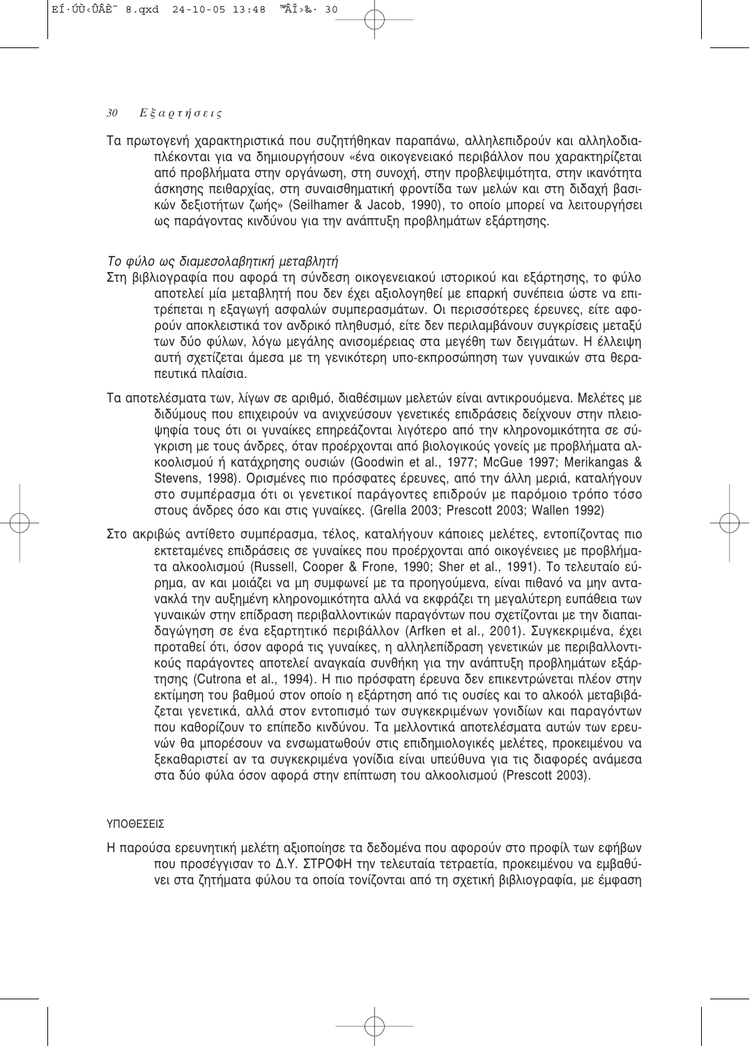Τα πρωτογενή χαρακτηριστικά που συζητήθηκαν παραπάνω, αλληλεπιδρούν και αλληλοδιαπλέκονται για να δημιουργήσουν «ένα οικογενειακό περιβάλλον που χαρακτηρίζεται από προβλήματα στην οργάνωση, στη συνοχή, στην προβλεψιμότητα, στην ικανότητα άσκησης πειθαρχίας, στη συναισθηματική φροντίδα των μελών και στη διδαχή βασικών δεξιοτήτων ζωής» (Seilhamer & Jacob, 1990), το οποίο μπορεί να λειτουργήσει ως παράγοντας κινδύνου για την ανάπτυξη προβλημάτων εξάρτησης.

### *Το φύλο ως διαμεσολαβητική μεταβλητή*

Στη βιβλιογραφία που αφορά τη σύνδεση οικογενειακού ιστορικού και εξάρτησης, το φύλο αποτελεί μία μεταβλητή που δεν έχει αξιολογηθεί με επαρκή συνέπεια ώστε να επιτρέπεται η εξαγωγή ασφαλών συμπερασμάτων. Οι περισσότερες έρευνες, είτε αφορούν αποκλειστικά τον ανδρικό πληθυσμό, είτε δεν περιλαμβάνουν συγκρίσεις μεταξύ των δύο φύλων, λόγω μεγάλης ανισομέρειας στα μεγέθη των δειγμάτων. Η έλλειψη αυτή σχετίζεται άμεσα με τη γενικότερη υπο-εκπροσώπηση των γυναικών στα θεραπευτικά πλαίσια.

Τα αποτελέσματα των, λίγων σε αριθμό, διαθέσιμων μελετών είναι αντικρουόμενα. Μελέτες με διδύμους που επιχειρούν να ανιχνεύσουν γενετικές επιδράσεις δείχνουν στην πλειοψηφία τους ότι οι γυναίκες επηρεάζονται λιγότερο από την κληρονομικότητα σε σύγκριση με τους άνδρες, όταν προέρχονται από βιολογικούς γονείς με προβλήματα αλκοολισμού ή κατάχρησης ουσιών (Goodwin et al., 1977; McGue 1997; Merikangas & Stevens, 1998). Ορισμένες πιο πρόσφατες έρευνες, από την άλλη μεριά, καταλήγουν στο συμπέρασμα ότι οι γενετικοί παράγοντες επιδρούν με παρόμοιο τρόπο τόσο στους άνδρες όσο και στις γυναίκες. (Grella 2003; Prescott 2003; Wallen 1992)

Στο ακριβώς αντίθετο συμπέρασμα, τέλος, καταλήγουν κάποιες μελέτες, εντοπίζοντας πιο εκτεταμένες επιδράσεις σε γυναίκες που προέρχονται από οικογένειες με προβλήματα αλκοολισμού (Russell, Cooper & Frone, 1990; Sher et al., 1991). Το τελευταίο εύρημα, αν και μοιάζει να μη συμφωνεί με τα προηγούμενα, είναι πιθανό να μην αντανακλά την αυξημένη κληρονομικότητα αλλά να εκφράζει τη μεγαλύτερη ευπάθεια των γυναικών στην επίδραση περιβαλλοντικών παραγόντων που σχετίζονται με την διαπαιδαγώγηση σε ένα εξαρτητικό περιβάλλον (Arfken et al., 2001). Συγκεκριμένα, έχει προταθεί ότι, όσον αφορά τις γυναίκες, η αλληλεπίδραση γενετικών με περιβαλλοντικούς παράγοντες αποτελεί αναγκαία συνθήκη για την ανάπτυξη προβλημάτων εξάρτησης (Cutrona et al., 1994). Η πιο πρόσφατη έρευνα δεν επικεντρώνεται πλέον στην εκτίμηση του βαθμού στον οποίο η εξάρτηση από τις ουσίες και το αλκοόλ μεταβιβάζεται γενετικά, αλλά στον εντοπισμό των συγκεκριμένων γονιδίων και παραγόντων που καθορίζουν το επίπεδο κινδύνου. Τα μελλοντικά αποτελέσματα αυτών των ερευνών θα μπορέσουν να ενσωματωθούν στις επιδημιολογικές μελέτες, προκειμένου να ξεκαθαριστεί αν τα συγκεκριμένα γονίδια είναι υπεύθυνα για τις διαφορές ανάμεσα στα δύο φύλα όσον αφορά στην επίπτωση του αλκοολισμού (Prescott 2003).

## ΥΠΟΘΕΣΕΙΣ

Η παρούσα ερευνητική μελέτη αξιοποίησε τα δεδομένα που αφορούν στο προφίλ των εφήβων που προσέγγισαν το Δ.Υ. ΣΤΡΟΦΗ την τελευταία τετραετία, προκειμένου να εμβαθύνει στα ζητήματα φύλου τα οποία τονίζονται από τη σχετική βιβλιογραφία, με έμφαση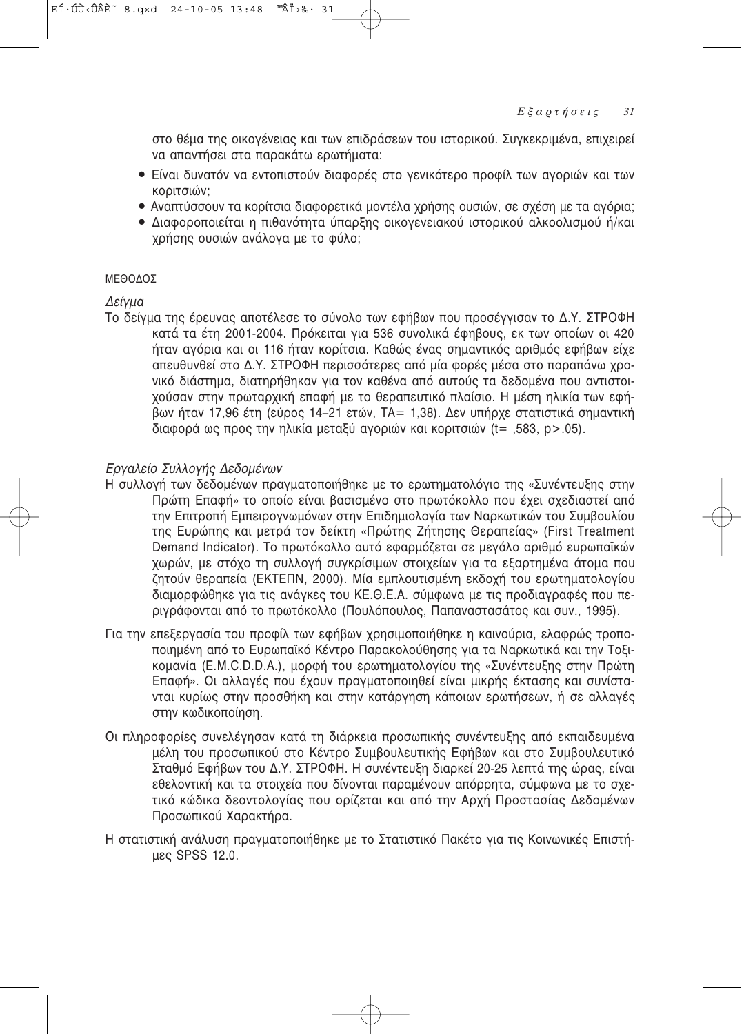στο θέμα της οικογένειας και των επιδράσεων του ιστορικού. Συγκεκριμένα, επιχειρεί να απαντήσει στα παρακάτω ερωτήματα:

- Είναι δυνατόν να εντοπιστούν διαφορές στο γενικότερο προφίλ των αγοριών και των κοριτσιών;
- Αναπτύσσουν τα κορίτσια διαφορετικά μοντέλα χρήσης ουσιών, σε σχέση με τα αγόρια;
- Διαφοροποιείται η πιθανότητα ύπαρξης οικογενειακού ιστορικού αλκοολισμού ή/και χρήσης ουσιών ανάλογα με το φύλο;

## ΜΕΘΟΔΟΣ

### *Δείγμα*

Το δείγμα της έρευνας αποτέλεσε το σύνολο των εφήβων που προσέγγισαν το Δ.Υ. ΣΤΡΟΦΗ κατά τα έτη 2001-2004. Πρόκειται για 536 συνολικά έφηβους, εκ των οποίων οι 420 ήταν αγόρια και οι 116 ήταν κορίτσια. Καθώς ένας σημαντικός αριθμός εφήβων είχε απευθυνθεί στο Δ.Υ. ΣΤΡΟΦΗ περισσότερες από μία φορές μέσα στο παραπάνω χρονικό διάστημα, διατηρήθηκαν για τον καθένα από αυτούς τα δεδομένα που αντιστοιχούσαν στην πρωταρχική επαφή με το θεραπευτικό πλαίσιο. Η μέση ηλικία των εφήβων ήταν 17,96 έτη (εύρος 14–21 ετών, ΤΑ= 1,38). Δεν υπήρχε στατιστικά σημαντική διαφορά ως προς την ηλικία μεταξύ αγοριών και κοριτσιών ($t = ,583$, $p > .05$).

### *Εργαλείο Συλλογής Δεδομένων*

Η συλλογή των δεδομένων πραγματοποιήθηκε με το ερωτηματολόγιο της «Συνέντευξης στην Πρώτη Επαφή» το οποίο είναι βασισμένο στο πρωτόκολλο που έχει σχεδιαστεί από την Επιτροπή Εμπειρογνωμόνων στην Επιδημιολογία των Ναρκωτικών του Συμβουλίου της Ευρώπης και μετρά τον δείκτη «Πρώτης Ζήτησης Θεραπείας» (First Treatment Demand Indicator). Το πρωτόκολλο αυτό εφαρμόζεται σε μεγάλο αριθμό ευρωπαϊκών χωρών, με στόχο τη συλλογή συγκρίσιμων στοιχείων για τα εξαρτημένα άτομα που ζητούν θεραπεία (ΕΚΤΕΠΝ, 2000). Μία εμπλουτισμένη εκδοχή του ερωτηματολογίου διαμορφώθηκε για τις ανάγκες του ΚΕ.Θ.Ε.Α. σύμφωνα με τις προδιαγραφές που περιγράφονται από το πρωτόκολλο (Πουλόπουλος, Παπαναστασάτος και συν., 1995).

Για την επεξεργασία του προφίλ των εφήβων χρησιμοποιήθηκε η καινούρια, ελαφρώς τροποποιημένη από το Ευρωπαϊκό Κέντρο Παρακολούθησης για τα Ναρκωτικά και την Τοξικομανία (E.M.C.D.D.A.), μορφή του ερωτηματολογίου της «Συνέντευξης στην Πρώτη Επαφή». Οι αλλαγές που έχουν πραγματοποιηθεί είναι μικρής έκτασης και συνίστανται κυρίως στην προσθήκη και στην κατάργηση κάποιων ερωτήσεων, ή σε αλλαγές στην κωδικοποίηση.

Οι πληροφορίες συνελέγησαν κατά τη διάρκεια προσωπικής συνέντευξης από εκπαιδευμένα μέλη του προσωπικού στο Κέντρο Συμβουλευτικής Εφήβων και στο Συμβουλευτικό Σταθμό Εφήβων του Δ.Υ. ΣΤΡΟΦΗ. Η συνέντευξη διαρκεί 20-25 λεπτά της ώρας, είναι εθελοντική και τα στοιχεία που δίνονται παραμένουν απόρρητα, σύμφωνα με το σχετικό κώδικα δεοντολογίας που ορίζεται και από την Αρχή Προστασίας Δεδομένων Προσωπικού Χαρακτήρα.

Η στατιστική ανάλυση πραγματοποιήθηκε με το Στατιστικό Πακέτο για τις Κοινωνικές Επιστήμες SPSS 12.0.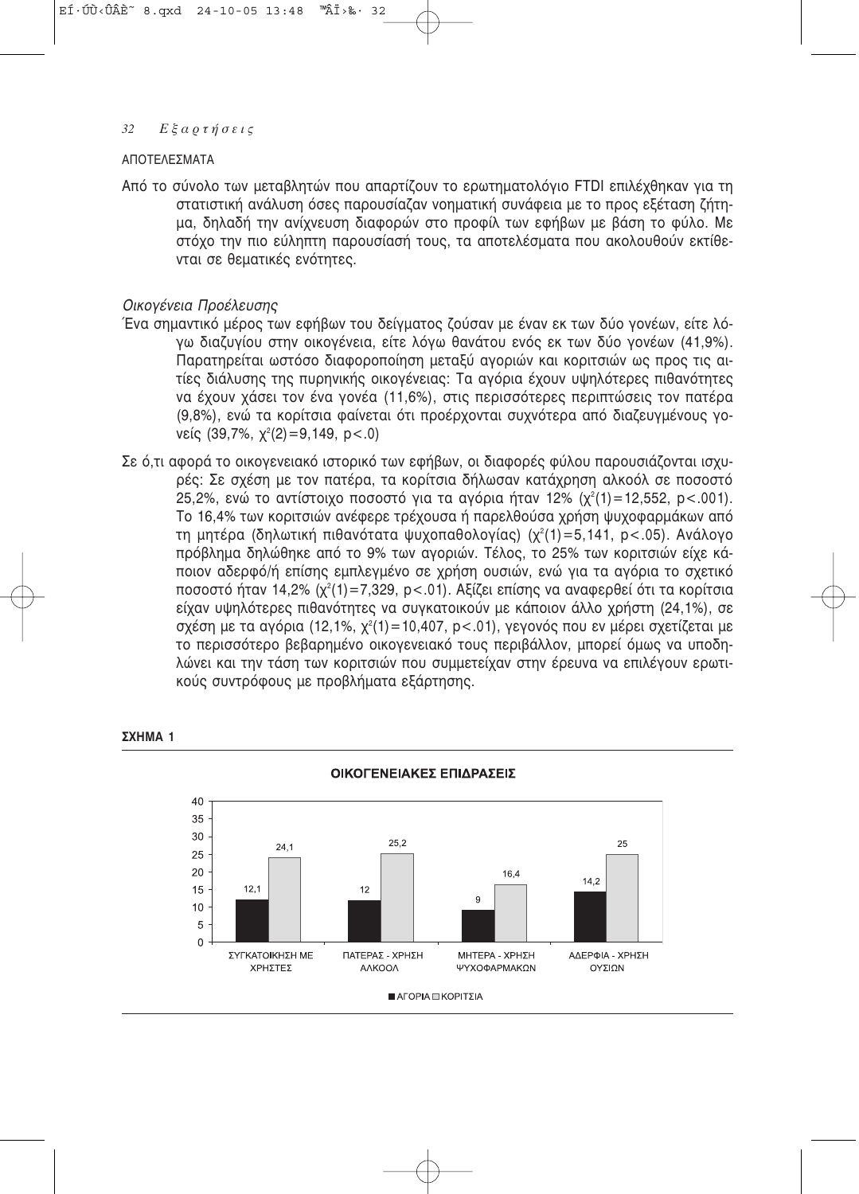## ΑΠΟΤΕΛΕΣΜΑΤΑ

Από το σύνολο των μεταβλητών που απαρτίζουν το ερωτηματολόγιο FTDI επιλέχθηκαν για τη στατιστική ανάλυση όσες παρουσίαζαν νοηματική συνάφεια με το προς εξέταση ζήτημα, δηλαδή την ανίχνευση διαφορών στο προφίλ των εφήβων με βάση το φύλο. Με στόχο την πιο εύληπτη παρουσίασή τους, τα αποτελέσματα που ακολουθούν εκτίθενται σε θεματικές ενότητες.

### *Οικογένεια Προέλευσης*

Ένα σημαντικό μέρος των εφήβων του δείγματος ζούσαν με έναν εκ των δύο γονέων, είτε λόγω διαζυγίου στην οικογένεια, είτε λόγω θανάτου ενός εκ των δύο γονέων (41,9%). Παρατηρείται ωστόσο διαφοροποίηση μεταξύ αγοριών και κοριτσιών ως προς τις αιτίες διάλυσης της πυρηνικής οικογένειας: Τα αγόρια έχουν υψηλότερες πιθανότητες να έχουν χάσει τον ένα γονέα (11,6%), στις περισσότερες περιπτώσεις τον πατέρα (9,8%), ενώ τα κορίτσια φαίνεται ότι προέρχονται συχνότερα από διαζευγμένους γονείς (39,7%, $\chi^2(2)=9{,}149$, $p<.0$)

Σε ό,τι αφορά το οικογενειακό ιστορικό των εφήβων, οι διαφορές φύλου παρουσιάζονται ισχυρές: Σε σχέση με τον πατέρα, τα κορίτσια δήλωσαν κατάχρηση αλκοόλ σε ποσοστό 25,2%, ενώ το αντίστοιχο ποσοστό για τα αγόρια ήταν 12% ($\chi^2(1)=12{,}552$, $p<.001$). Το 16,4% των κοριτσιών ανέφερε τρέχουσα ή παρελθούσα χρήση ψυχοφαρμάκων από τη μητέρα (δηλωτική πιθανότατα ψυχοπαθολογίας) ($\chi^2(1)=5{,}141$, $p<.05$). Ανάλογο πρόβλημα δηλώθηκε από το 9% των αγοριών. Τέλος, το 25% των κοριτσιών είχε κάποιον αδερφό/ή επίσης εμπλεγμένο σε χρήση ουσιών, ενώ για τα αγόρια το σχετικό ποσοστό ήταν 14,2% ($\chi^2(1)=7{,}329$, $p<.01$). Αξίζει επίσης να αναφερθεί ότι τα κορίτσια είχαν υψηλότερες πιθανότητες να συγκατοικούν με κάποιον άλλο χρήστη (24,1%), σε σχέση με τα αγόρια (12,1%, $\chi^2(1)=10{,}407$, $p<.01$), γεγονός που εν μέρει σχετίζεται με το περισσότερο βεβαρημένο οικογενειακό τους περιβάλλον, μπορεί όμως να υποδηλώνει και την τάση των κοριτσιών που συμμετείχαν στην έρευνα να επιλέγουν ερωτικούς συντρόφους με προβλήματα εξάρτησης.

**ΣΧΗΜΑ 1**

ΟΙΚΟΓΕΝΕΙΑΚΕΣ ΕΠΙΔΡΑΣΕΙΣ

| | ΑΓΟΡΙΑ | ΚΟΡΙΤΣΙΑ |
|---|---|---|
| ΣΥΓΚΑΤΟΙΚΗΣΗ ΜΕ ΧΡΗΣΤΕΣ | 12,1 | 24,1 |
| ΠΑΤΕΡΑΣ - ΧΡΗΣΗ ΑΛΚΟΟΛ | 12 | 25,2 |
| ΜΗΤΕΡΑ - ΧΡΗΣΗ ΨΥΧΟΦΑΡΜΑΚΩΝ | 9 | 16,4 |
| ΑΔΕΡΦΙΑ - ΧΡΗΣΗ ΟΥΣΙΩΝ | 14,2 | 25 |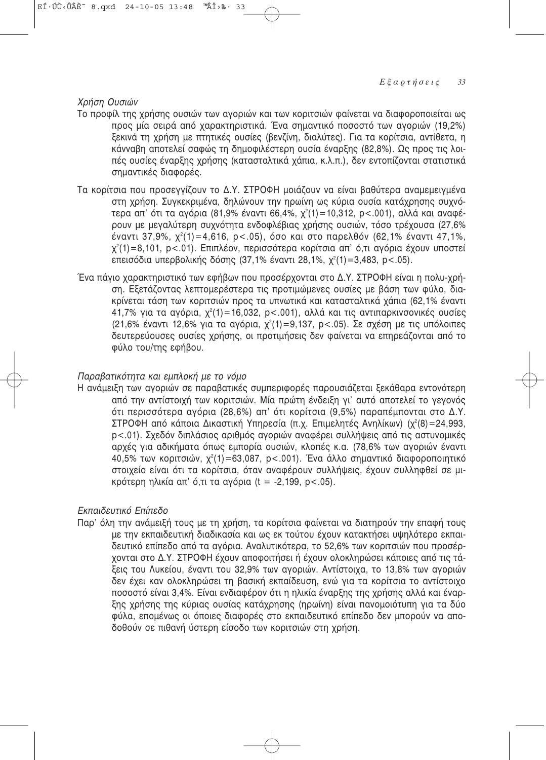*Χρήση Ουσιών*

Το προφίλ της χρήσης ουσιών των αγοριών και των κοριτσιών φαίνεται να διαφοροποιείται ως προς μία σειρά από χαρακτηριστικά. Ένα σημαντικό ποσοστό των αγοριών (19,2%) ξεκινά τη χρήση με πτητικές ουσίες (βενζίνη, διαλύτες). Για τα κορίτσια, αντίθετα, η κάνναβη αποτελεί σαφώς τη δημοφιλέστερη ουσία έναρξης (82,8%). Ως προς τις λοιπές ουσίες έναρξης χρήσης (κατασταλτικά χάπια, κ.λ.π.), δεν εντοπίζονται στατιστικά σημαντικές διαφορές.

Τα κορίτσια που προσεγγίζουν το Δ.Υ. ΣΤΡΟΦΗ μοιάζουν να είναι βαθύτερα αναμεμειγμένα στη χρήση. Συγκεκριμένα, δηλώνουν την ηρωίνη ως κύρια ουσία κατάχρησης συχνότερα απ' ότι τα αγόρια (81,9% έναντι 66,4%, $\chi^2(1)=10,312$, $p<.001$), αλλά και αναφέρουν με μεγαλύτερη συχνότητα ενδοφλέβιας χρήσης ουσιών, τόσο τρέχουσα (27,6% έναντι 37,9%, $\chi^2(1)=4,616$, $p<.05$), όσο και στο παρελθόν (62,1% έναντι 47,1%, $\chi^2(1)=8,101$, $p<.01$). Επιπλέον, περισσότερα κορίτσια απ' ό,τι αγόρια έχουν υποστεί επεισόδια υπερβολικής δόσης (37,1% έναντι 28,1%, $\chi^2(1)=3,483$, $p<.05$).

Ένα πάγιο χαρακτηριστικό των εφήβων που προσέρχονται στο Δ.Υ. ΣΤΡΟΦΗ είναι η πολυ-χρήση. Εξετάζοντας λεπτομερέστερα τις προτιμώμενες ουσίες με βάση των φύλο, διακρίνεται τάση των κοριτσιών προς τα υπνωτικά και κατασταλτικά χάπια (62,1% έναντι 41,7% για τα αγόρια, $\chi^2(1)=16,032$, $p<.001$), αλλά και τις αντιπαρκινσονικές ουσίες (21,6% έναντι 12,6% για τα αγόρια, $\chi^2(1)=9,137$, $p<.05$). Σε σχέση με τις υπόλοιπες δευτερεύουσες ουσίες χρήσης, οι προτιμήσεις δεν φαίνεται να επηρεάζονται από το φύλο του/της εφήβου.

*Παραβατικότητα και εμπλοκή με το νόμο*

Η ανάμειξη των αγοριών σε παραβατικές συμπεριφορές παρουσιάζεται ξεκάθαρα εντονότερη από την αντίστοιχή των κοριτσιών. Μία πρώτη ένδειξη γι' αυτό αποτελεί το γεγονός ότι περισσότερα αγόρια (28,6%) απ' ότι κορίτσια (9,5%) παραπέμπονται στο Δ.Υ. ΣΤΡΟΦΗ από κάποια Δικαστική Υπηρεσία (π.χ. Επιμελητές Ανηλίκων) ($\chi^2(8)=24,993$, $p<.01$). Σχεδόν διπλάσιος αριθμός αγοριών αναφέρει συλλήψεις από τις αστυνομικές αρχές για αδικήματα όπως εμπορία ουσιών, κλοπές κ.α. (78,6% των αγοριών έναντι 40,5% των κοριτσιών, $\chi^2(1)=63,087$, $p<.001$). Ένα άλλο σημαντικό διαφοροποιητικό στοιχείο είναι ότι τα κορίτσια, όταν αναφέρουν συλλήψεις, έχουν συλληφθεί σε μικρότερη ηλικία απ' ό,τι τα αγόρια ($t = -2,199$, $p<.05$).

*Εκπαιδευτικό Επίπεδο*

Παρ' όλη την ανάμειξή τους με τη χρήση, τα κορίτσια φαίνεται να διατηρούν την επαφή τους με την εκπαιδευτική διαδικασία και ως εκ τούτου έχουν κατακτήσει υψηλότερο εκπαιδευτικό επίπεδο από τα αγόρια. Αναλυτικότερα, το 52,6% των κοριτσιών που προσέρχονται στο Δ.Υ. ΣΤΡΟΦΗ έχουν αποφοιτήσει ή έχουν ολοκληρώσει κάποιες από τις τάξεις του Λυκείου, έναντι του 32,9% των αγοριών. Αντίστοιχα, το 13,8% των αγοριών δεν έχει καν ολοκληρώσει τη βασική εκπαίδευση, ενώ για τα κορίτσια το αντίστοιχο ποσοστό είναι 3,4%. Είναι ενδιαφέρον ότι η ηλικία έναρξης της χρήσης αλλά και έναρξης χρήσης της κύριας ουσίας κατάχρησης (ηρωίνη) είναι πανομοιότυπη για τα δύο φύλα, επομένως οι όποιες διαφορές στο εκπαιδευτικό επίπεδο δεν μπορούν να αποδοθούν σε πιθανή ύστερη είσοδο των κοριτσιών στη χρήση.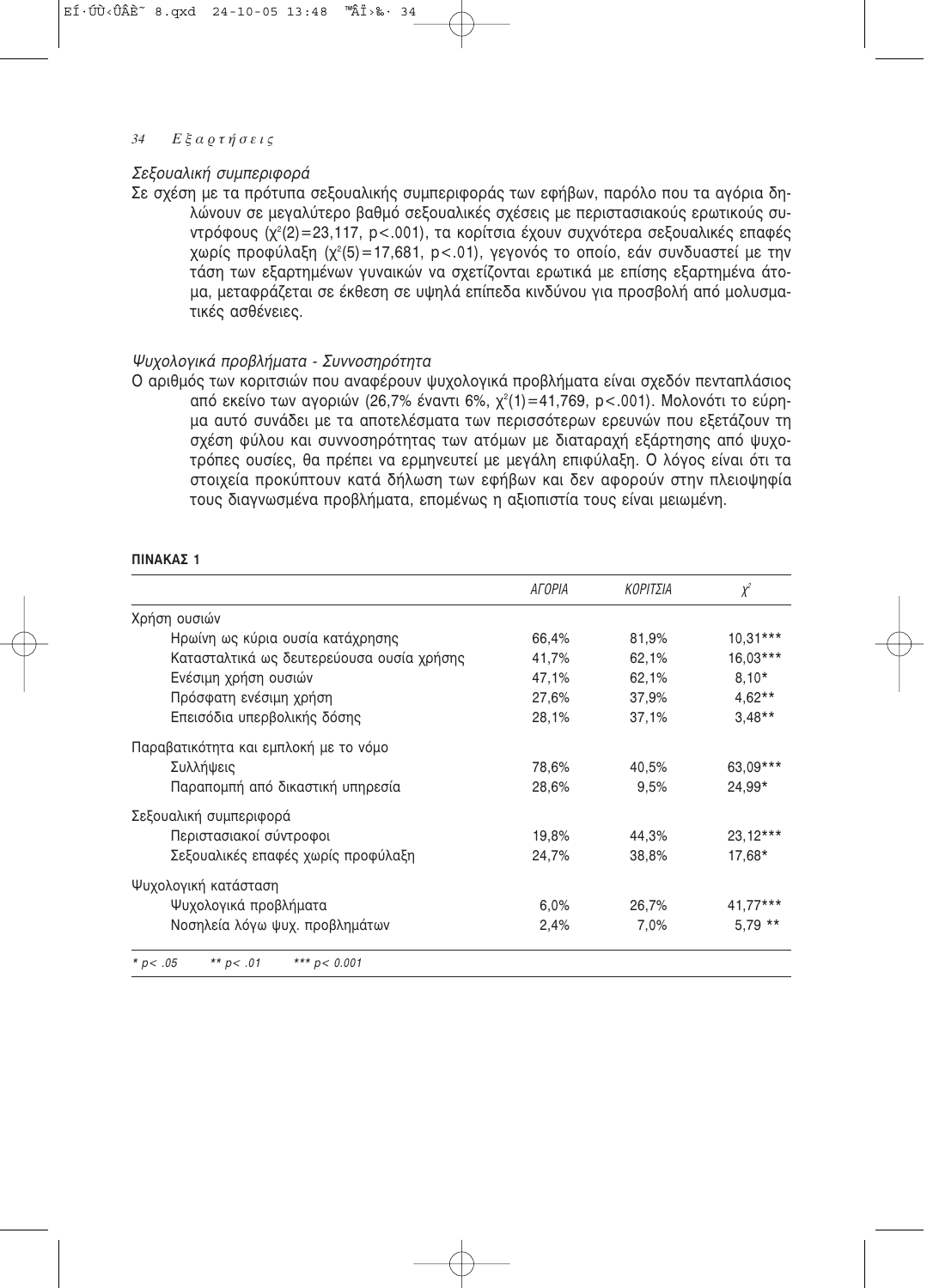*Σεξουαλική συμπεριφορά*

Σε σχέση με τα πρότυπα σεξουαλικής συμπεριφοράς των εφήβων, παρόλο που τα αγόρια δηλώνουν σε μεγαλύτερο βαθμό σεξουαλικές σχέσεις με περιστασιακούς ερωτικούς συντρόφους ($\chi^2(2)=23,117$, $p<.001$), τα κορίτσια έχουν συχνότερα σεξουαλικές επαφές χωρίς προφύλαξη ($\chi^2(5)=17,681$, $p<.01$), γεγονός το οποίο, εάν συνδυαστεί με την τάση των εξαρτημένων γυναικών να σχετίζονται ερωτικά με επίσης εξαρτημένα άτομα, μεταφράζεται σε έκθεση σε υψηλά επίπεδα κινδύνου για προσβολή από μολυσματικές ασθένειες.

*Ψυχολογικά προβλήματα - Συννοσηρότητα*

Ο αριθμός των κοριτσιών που αναφέρουν ψυχολογικά προβλήματα είναι σχεδόν πενταπλάσιος από εκείνο των αγοριών (26,7% έναντι 6%, $\chi^2(1)=41,769$, $p<.001$). Μολονότι το εύρημα αυτό συνάδει με τα αποτελέσματα των περισσότερων ερευνών που εξετάζουν τη σχέση φύλου και συννοσηρότητας των ατόμων με διαταραχή εξάρτησης από ψυχοτρόπες ουσίες, θα πρέπει να ερμηνευτεί με μεγάλη επιφύλαξη. Ο λόγος είναι ότι τα στοιχεία προκύπτουν κατά δήλωση των εφήβων και δεν αφορούν στην πλειοψηφία τους διαγνωσμένα προβλήματα, επομένως η αξιοπιστία τους είναι μειωμένη.

**ΠΙΝΑΚΑΣ 1**

| | *ΑΓΟΡΙΑ* | *ΚΟΡΙΤΣΙΑ* | $\chi^2$ |
|---|---|---|---|
| Χρήση ουσιών | | | |
| Ηρωίνη ως κύρια ουσία κατάχρησης | 66,4% | 81,9% | 10,31*** |
| Κατασταλτικά ως δευτερεύουσα ουσία χρήσης | 41,7% | 62,1% | 16,03*** |
| Ενέσιμη χρήση ουσιών | 47,1% | 62,1% | 8,10* |
| Πρόσφατη ενέσιμη χρήση | 27,6% | 37,9% | 4,62** |
| Επεισόδια υπερβολικής δόσης | 28,1% | 37,1% | 3,48** |
| Παραβατικότητα και εμπλοκή με το νόμο | | | |
| Συλλήψεις | 78,6% | 40,5% | 63,09*** |
| Παραπομπή από δικαστική υπηρεσία | 28,6% | 9,5% | 24,99* |
| Σεξουαλική συμπεριφορά | | | |
| Περιστασιακοί σύντροφοι | 19,8% | 44,3% | 23,12*** |
| Σεξουαλικές επαφές χωρίς προφύλαξη | 24,7% | 38,8% | 17,68* |
| Ψυχολογική κατάσταση | | | |
| Ψυχολογικά προβλήματα | 6,0% | 26,7% | 41,77*** |
| Νοσηλεία λόγω ψυχ. προβλημάτων | 2,4% | 7,0% | 5,79 ** |

*\* p< .05   \*\* p< .01   \*\*\* p< 0.001*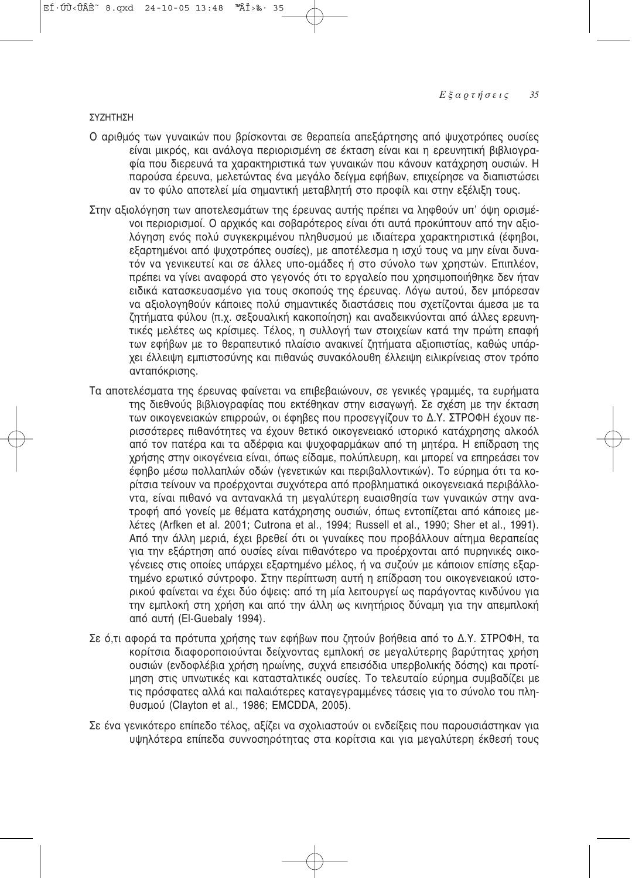ΣΥΖΗΤΗΣΗ

Ο αριθμός των γυναικών που βρίσκονται σε θεραπεία απεξάρτησης από ψυχοτρόπες ουσίες είναι μικρός, και ανάλογα περιορισμένη σε έκταση είναι και η ερευνητική βιβλιογραφία που διερευνά τα χαρακτηριστικά των γυναικών που κάνουν κατάχρηση ουσιών. Η παρούσα έρευνα, μελετώντας ένα μεγάλο δείγμα εφήβων, επιχείρησε να διαπιστώσει αν το φύλο αποτελεί μία σημαντική μεταβλητή στο προφίλ και στην εξέλιξη τους.

Στην αξιολόγηση των αποτελεσμάτων της έρευνας αυτής πρέπει να ληφθούν υπ' όψη ορισμένοι περιορισμοί. Ο αρχικός και σοβαρότερος είναι ότι αυτά προκύπτουν από την αξιολόγηση ενός πολύ συγκεκριμένου πληθυσμού με ιδιαίτερα χαρακτηριστικά (έφηβοι, εξαρτημένοι από ψυχοτρόπες ουσίες), με αποτέλεσμα η ισχύ τους να μην είναι δυνατόν να γενικευτεί και σε άλλες υπο-ομάδες ή στο σύνολο των χρηστών. Επιπλέον, πρέπει να γίνει αναφορά στο γεγονός ότι το εργαλείο που χρησιμοποιήθηκε δεν ήταν ειδικά κατασκευασμένο για τους σκοπούς της έρευνας. Λόγω αυτού, δεν μπόρεσαν να αξιολογηθούν κάποιες πολύ σημαντικές διαστάσεις που σχετίζονται άμεσα με τα ζητήματα φύλου (π.χ. σεξουαλική κακοποίηση) και αναδεικνύονται από άλλες ερευνητικές μελέτες ως κρίσιμες. Τέλος, η συλλογή των στοιχείων κατά την πρώτη επαφή των εφήβων με το θεραπευτικό πλαίσιο ανακινεί ζητήματα αξιοπιστίας, καθώς υπάρχει έλλειψη εμπιστοσύνης και πιθανώς συνακόλουθη έλλειψη ειλικρίνειας στον τρόπο ανταπόκρισης.

Τα αποτελέσματα της έρευνας φαίνεται να επιβεβαιώνουν, σε γενικές γραμμές, τα ευρήματα της διεθνούς βιβλιογραφίας που εκτέθηκαν στην εισαγωγή. Σε σχέση με την έκταση των οικογενειακών επιρροών, οι έφηβες που προσεγγίζουν το Δ.Υ. ΣΤΡΟΦΗ έχουν περισσότερες πιθανότητες να έχουν θετικό οικογενειακό ιστορικό κατάχρησης αλκοόλ από τον πατέρα και τα αδέρφια και ψυχοφαρμάκων από τη μητέρα. Η επίδραση της χρήσης στην οικογένεια είναι, όπως είδαμε, πολύπλευρη, και μπορεί να επηρεάσει τον έφηβο μέσω πολλαπλών οδών (γενετικών και περιβαλλοντικών). Το εύρημα ότι τα κορίτσια τείνουν να προέρχονται συχνότερα από προβληματικά οικογενειακά περιβάλλοντα, είναι πιθανό να αντανακλά τη μεγαλύτερη ευαισθησία των γυναικών στην ανατροφή από γονείς με θέματα κατάχρησης ουσιών, όπως εντοπίζεται από κάποιες μελέτες (Arfken et al. 2001; Cutrona et al., 1994; Russell et al., 1990; Sher et al., 1991). Από την άλλη μεριά, έχει βρεθεί ότι οι γυναίκες που προβάλλουν αίτημα θεραπείας για την εξάρτηση από ουσίες είναι πιθανότερο να προέρχονται από πυρηνικές οικογένειες στις οποίες υπάρχει εξαρτημένο μέλος, ή να συζούν με κάποιον επίσης εξαρτημένο ερωτικό σύντροφο. Στην περίπτωση αυτή η επίδραση του οικογενειακού ιστορικού φαίνεται να έχει δύο όψεις: από τη μία λειτουργεί ως παράγοντας κινδύνου για την εμπλοκή στη χρήση και από την άλλη ως κινητήριος δύναμη για την απεμπλοκή από αυτή (El-Guebaly 1994).

Σε ό,τι αφορά τα πρότυπα χρήσης των εφήβων που ζητούν βοήθεια από το Δ.Υ. ΣΤΡΟΦΗ, τα κορίτσια διαφοροποιούνται δείχνοντας εμπλοκή σε μεγαλύτερης βαρύτητας χρήση ουσιών (ενδοφλέβια χρήση ηρωίνης, συχνά επεισόδια υπερβολικής δόσης) και προτίμηση στις υπνωτικές και κατασταλτικές ουσίες. Το τελευταίο εύρημα συμβαδίζει με τις πρόσφατες αλλά και παλαιότερες καταγεγραμμένες τάσεις για το σύνολο του πληθυσμού (Clayton et al., 1986; EMCDDA, 2005).

Σε ένα γενικότερο επίπεδο τέλος, αξίζει να σχολιαστούν οι ενδείξεις που παρουσιάστηκαν για υψηλότερα επίπεδα συννοσηρότητας στα κορίτσια και για μεγαλύτερη έκθεσή τους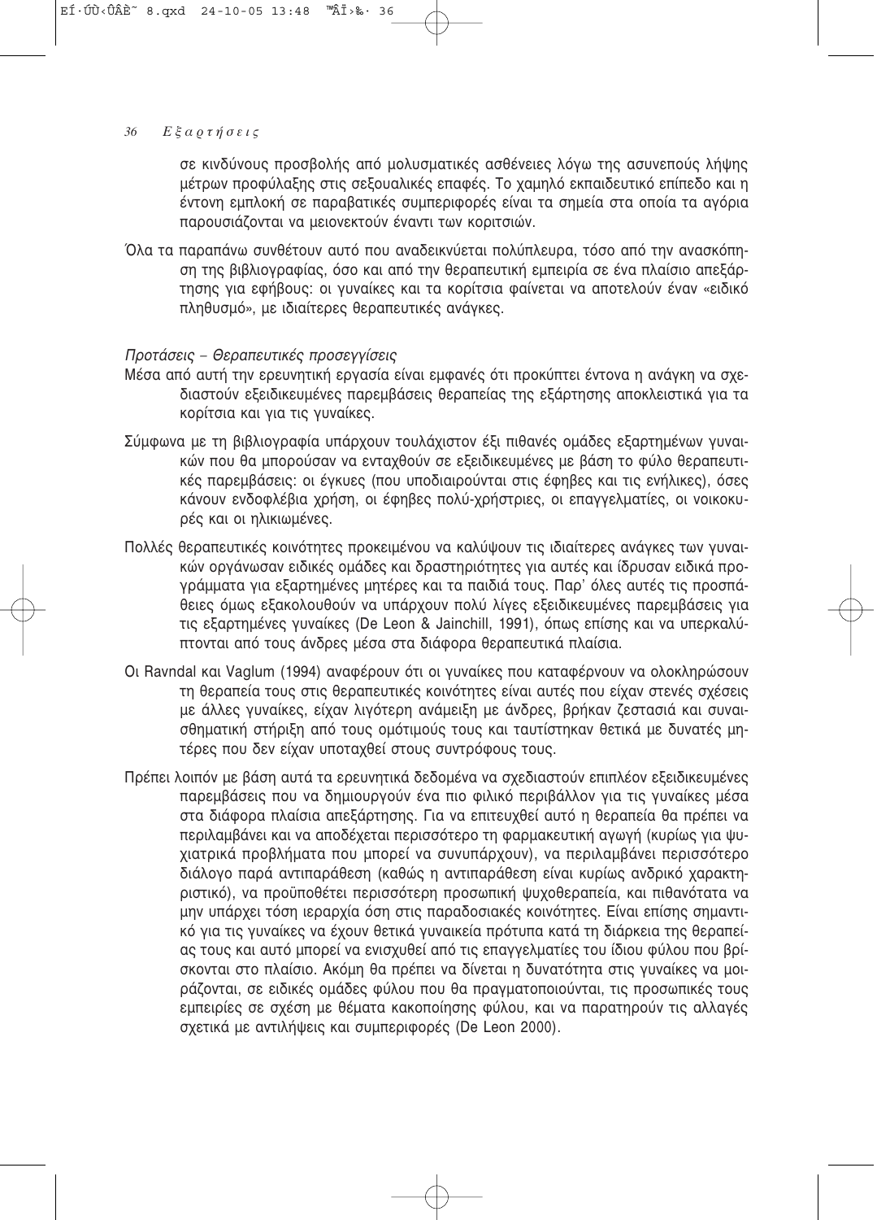σε κινδύνους προσβολής από μολυσματικές ασθένειες λόγω της ασυνεπούς λήψης μέτρων προφύλαξης στις σεξουαλικές επαφές. Το χαμηλό εκπαιδευτικό επίπεδο και η έντονη εμπλοκή σε παραβατικές συμπεριφορές είναι τα σημεία στα οποία τα αγόρια παρουσιάζονται να μειονεκτούν έναντι των κοριτσιών.

Όλα τα παραπάνω συνθέτουν αυτό που αναδεικνύεται πολύπλευρα, τόσο από την ανασκόπηση της βιβλιογραφίας, όσο και από την θεραπευτική εμπειρία σε ένα πλαίσιο απεξάρτησης για εφήβους: οι γυναίκες και τα κορίτσια φαίνεται να αποτελούν έναν «ειδικό πληθυσμό», με ιδιαίτερες θεραπευτικές ανάγκες.

*Προτάσεις – Θεραπευτικές προσεγγίσεις*

Μέσα από αυτή την ερευνητική εργασία είναι εμφανές ότι προκύπτει έντονα η ανάγκη να σχεδιαστούν εξειδικευμένες παρεμβάσεις θεραπείας της εξάρτησης αποκλειστικά για τα κορίτσια και για τις γυναίκες.

Σύμφωνα με τη βιβλιογραφία υπάρχουν τουλάχιστον έξι πιθανές ομάδες εξαρτημένων γυναικών που θα μπορούσαν να ενταχθούν σε εξειδικευμένες με βάση το φύλο θεραπευτικές παρεμβάσεις: οι έγκυες (που υποδιαιρούνται στις έφηβες και τις ενήλικες), όσες κάνουν ενδοφλέβια χρήση, οι έφηβες πολύ-χρήστριες, οι επαγγελματίες, οι νοικοκυρές και οι ηλικιωμένες.

Πολλές θεραπευτικές κοινότητες προκειμένου να καλύψουν τις ιδιαίτερες ανάγκες των γυναικών οργάνωσαν ειδικές ομάδες και δραστηριότητες για αυτές και ίδρυσαν ειδικά προγράμματα για εξαρτημένες μητέρες και τα παιδιά τους. Παρ' όλες αυτές τις προσπάθειες όμως εξακολουθούν να υπάρχουν πολύ λίγες εξειδικευμένες παρεμβάσεις για τις εξαρτημένες γυναίκες (De Leon & Jainchill, 1991), όπως επίσης και να υπερκαλύπτονται από τους άνδρες μέσα στα διάφορα θεραπευτικά πλαίσια.

Οι Ravndal και Vaglum (1994) αναφέρουν ότι οι γυναίκες που καταφέρνουν να ολοκληρώσουν τη θεραπεία τους στις θεραπευτικές κοινότητες είναι αυτές που είχαν στενές σχέσεις με άλλες γυναίκες, είχαν λιγότερη ανάμειξη με άνδρες, βρήκαν ζεστασιά και συναισθηματική στήριξη από τους ομότιμούς τους και ταυτίστηκαν θετικά με δυνατές μητέρες που δεν είχαν υποταχθεί στους συντρόφους τους.

Πρέπει λοιπόν με βάση αυτά τα ερευνητικά δεδομένα να σχεδιαστούν επιπλέον εξειδικευμένες παρεμβάσεις που να δημιουργούν ένα πιο φιλικό περιβάλλον για τις γυναίκες μέσα στα διάφορα πλαίσια απεξάρτησης. Για να επιτευχθεί αυτό η θεραπεία θα πρέπει να περιλαμβάνει και να αποδέχεται περισσότερο τη φαρμακευτική αγωγή (κυρίως για ψυχιατρικά προβλήματα που μπορεί να συνυπάρχουν), να περιλαμβάνει περισσότερο διάλογο παρά αντιπαράθεση (καθώς η αντιπαράθεση είναι κυρίως ανδρικό χαρακτηριστικό), να προϋποθέτει περισσότερη προσωπική ψυχοθεραπεία, και πιθανότατα να μην υπάρχει τόση ιεραρχία όση στις παραδοσιακές κοινότητες. Είναι επίσης σημαντικό για τις γυναίκες να έχουν θετικά γυναικεία πρότυπα κατά τη διάρκεια της θεραπείας τους και αυτό μπορεί να ενισχυθεί από τις επαγγελματίες του ίδιου φύλου που βρίσκονται στο πλαίσιο. Ακόμη θα πρέπει να δίνεται η δυνατότητα στις γυναίκες να μοιράζονται, σε ειδικές ομάδες φύλου που θα πραγματοποιούνται, τις προσωπικές τους εμπειρίες σε σχέση με θέματα κακοποίησης φύλου, και να παρατηρούν τις αλλαγές σχετικά με αντιλήψεις και συμπεριφορές (De Leon 2000).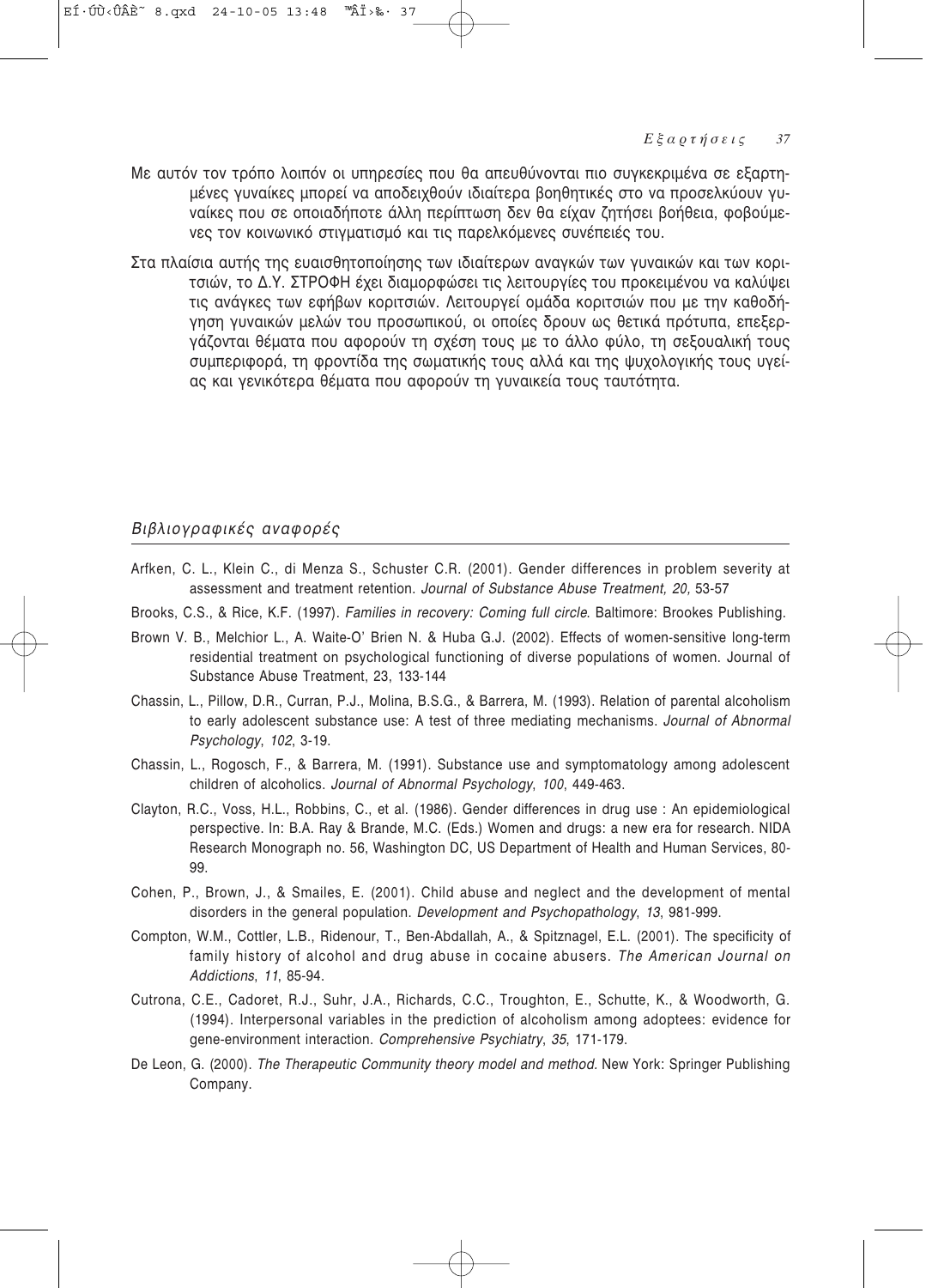Με αυτόν τον τρόπο λοιπόν οι υπηρεσίες που θα απευθύνονται πιο συγκεκριμένα σε εξαρτημένες γυναίκες μπορεί να αποδειχθούν ιδιαίτερα βοηθητικές στο να προσελκύουν γυναίκες που σε οποιαδήποτε άλλη περίπτωση δεν θα είχαν ζητήσει βοήθεια, φοβούμενες τον κοινωνικό στιγματισμό και τις παρελκόμενες συνέπειές του.

Στα πλαίσια αυτής της ευαισθητοποίησης των ιδιαίτερων αναγκών των γυναικών και των κοριτσιών, το Δ.Υ. ΣΤΡΟΦΗ έχει διαμορφώσει τις λειτουργίες του προκειμένου να καλύψει τις ανάγκες των εφήβων κοριτσιών. Λειτουργεί ομάδα κοριτσιών που με την καθοδήγηση γυναικών μελών του προσωπικού, οι οποίες δρουν ως θετικά πρότυπα, επεξεργάζονται θέματα που αφορούν τη σχέση τους με το άλλο φύλο, τη σεξουαλική τους συμπεριφορά, τη φροντίδα της σωματικής τους αλλά και της ψυχολογικής τους υγείας και γενικότερα θέματα που αφορούν τη γυναικεία τους ταυτότητα.

## *Βιβλιογραφικές αναφορές*

Arfken, C. L., Klein C., di Menza S., Schuster C.R. (2001). Gender differences in problem severity at assessment and treatment retention. *Journal of Substance Abuse Treatment, 20,* 53-57

Brooks, C.S., & Rice, K.F. (1997). *Families in recovery: Coming full circle*. Baltimore: Brookes Publishing.

Brown V. B., Melchior L., A. Waite-O' Brien N. & Huba G.J. (2002). Effects of women-sensitive long-term residential treatment on psychological functioning of diverse populations of women. Journal of Substance Abuse Treatment, 23, 133-144

Chassin, L., Pillow, D.R., Curran, P.J., Molina, B.S.G., & Barrera, M. (1993). Relation of parental alcoholism to early adolescent substance use: A test of three mediating mechanisms. *Journal of Abnormal Psychology*, *102*, 3-19.

Chassin, L., Rogosch, F., & Barrera, M. (1991). Substance use and symptomatology among adolescent children of alcoholics. *Journal of Abnormal Psychology*, *100*, 449-463.

Clayton, R.C., Voss, H.L., Robbins, C., et al. (1986). Gender differences in drug use : An epidemiological perspective. In: B.A. Ray & Brande, M.C. (Eds.) Women and drugs: a new era for research. NIDA Research Monograph no. 56, Washington DC, US Department of Health and Human Services, 80-99.

Cohen, P., Brown, J., & Smailes, E. (2001). Child abuse and neglect and the development of mental disorders in the general population. *Development and Psychopathology*, *13*, 981-999.

Compton, W.M., Cottler, L.B., Ridenour, T., Ben-Abdallah, A., & Spitznagel, E.L. (2001). The specificity of family history of alcohol and drug abuse in cocaine abusers. *The American Journal on Addictions*, *11*, 85-94.

Cutrona, C.E., Cadoret, R.J., Suhr, J.A., Richards, C.C., Troughton, E., Schutte, K., & Woodworth, G. (1994). Interpersonal variables in the prediction of alcoholism among adoptees: evidence for gene-environment interaction. *Comprehensive Psychiatry*, *35*, 171-179.

De Leon, G. (2000). *The Therapeutic Community theory model and method*. New York: Springer Publishing Company.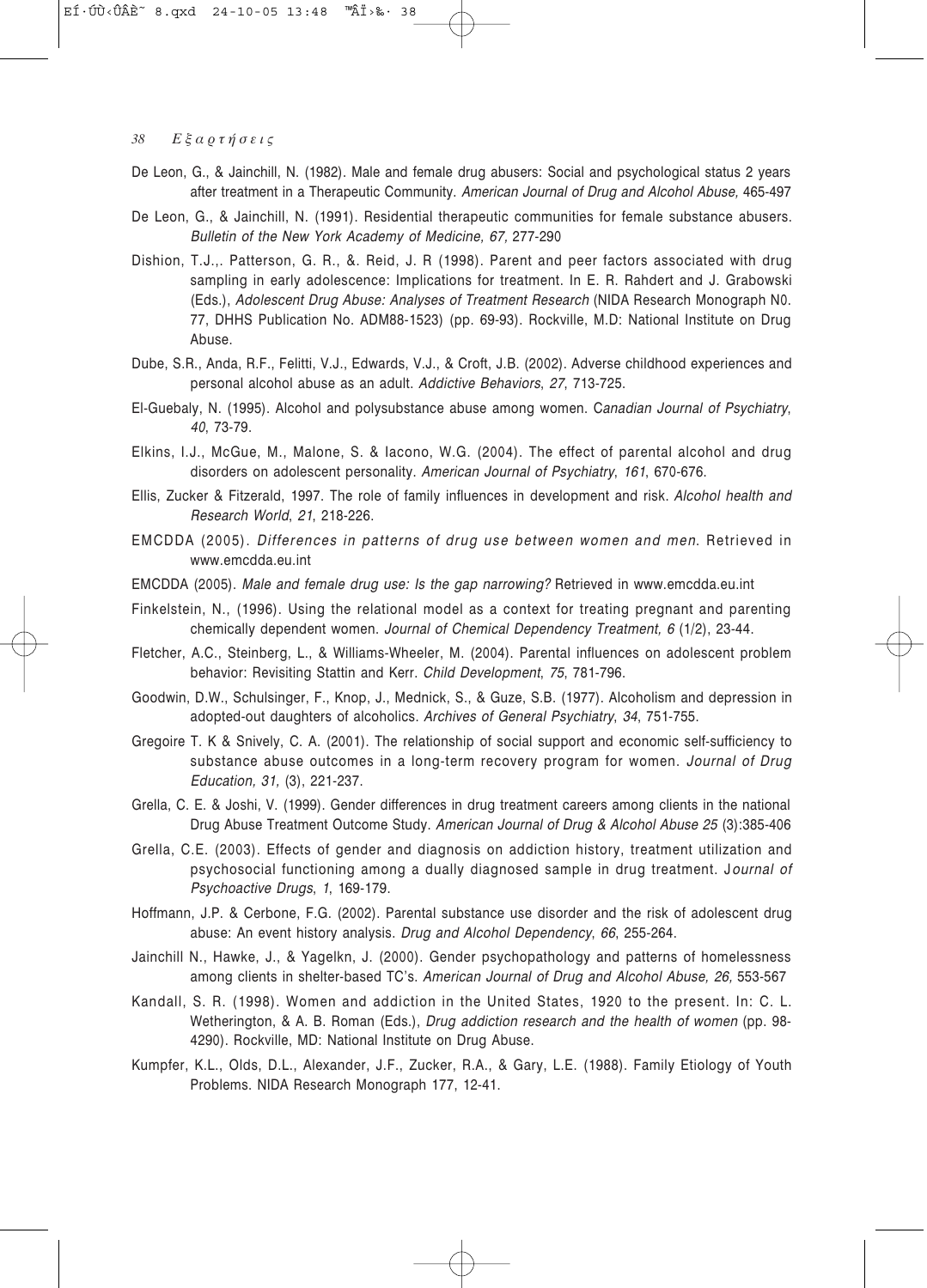De Leon, G., & Jainchill, N. (1982). Male and female drug abusers: Social and psychological status 2 years after treatment in a Therapeutic Community. *American Journal of Drug and Alcohol Abuse,* 465-497

De Leon, G., & Jainchill, N. (1991). Residential therapeutic communities for female substance abusers. *Bulletin of the New York Academy of Medicine, 67,* 277-290

Dishion, T.J.,. Patterson, G. R., &. Reid, J. R (1998). Parent and peer factors associated with drug sampling in early adolescence: Implications for treatment. In E. R. Rahdert and J. Grabowski (Eds.), *Adolescent Drug Abuse: Analyses of Treatment Research* (NIDA Research Monograph N0. 77, DHHS Publication No. ADM88-1523) (pp. 69-93). Rockville, M.D: National Institute on Drug Abuse.

Dube, S.R., Anda, R.F., Felitti, V.J., Edwards, V.J., & Croft, J.B. (2002). Adverse childhood experiences and personal alcohol abuse as an adult. *Addictive Behaviors*, *27*, 713-725.

El-Guebaly, N. (1995). Alcohol and polysubstance abuse among women. C*anadian Journal of Psychiatry*, *40*, 73-79.

Elkins, I.J., McGue, M., Malone, S. & Iacono, W.G. (2004). The effect of parental alcohol and drug disorders on adolescent personality. *American Journal of Psychiatry*, *161*, 670-676.

Ellis, Zucker & Fitzerald, 1997. The role of family influences in development and risk. *Alcohol health and Research World*, *21*, 218-226.

EMCDDA (2005). *Differences in patterns of drug use between women and men.* Retrieved in www.emcdda.eu.int

EMCDDA (2005). *Male and female drug use: Is the gap narrowing?* Retrieved in www.emcdda.eu.int

Finkelstein, N., (1996). Using the relational model as a context for treating pregnant and parenting chemically dependent women. *Journal of Chemical Dependency Treatment, 6* (1/2), 23-44.

Fletcher, A.C., Steinberg, L., & Williams-Wheeler, M. (2004). Parental influences on adolescent problem behavior: Revisiting Stattin and Kerr. *Child Development*, *75*, 781-796.

Goodwin, D.W., Schulsinger, F., Knop, J., Mednick, S., & Guze, S.B. (1977). Alcoholism and depression in adopted-out daughters of alcoholics. *Archives of General Psychiatry*, *34*, 751-755.

Gregoire T. K & Snively, C. A. (2001). The relationship of social support and economic self-sufficiency to substance abuse outcomes in a long-term recovery program for women. *Journal of Drug Education, 31,* (3), 221-237.

Grella, C. E. & Joshi, V. (1999). Gender differences in drug treatment careers among clients in the national Drug Abuse Treatment Outcome Study. *American Journal of Drug & Alcohol Abuse 25* (3):385-406

Grella, C.E. (2003). Effects of gender and diagnosis on addiction history, treatment utilization and psychosocial functioning among a dually diagnosed sample in drug treatment. J*ournal of Psychoactive Drugs*, *1*, 169-179.

Hoffmann, J.P. & Cerbone, F.G. (2002). Parental substance use disorder and the risk of adolescent drug abuse: An event history analysis. *Drug and Alcohol Dependency*, *66*, 255-264.

Jainchill N., Hawke, J., & Yagelkn, J. (2000). Gender psychopathology and patterns of homelessness among clients in shelter-based TC's. *American Journal of Drug and Alcohol Abuse, 26,* 553-567

Kandall, S. R. (1998). Women and addiction in the United States, 1920 to the present. In: C. L. Wetherington, & A. B. Roman (Eds.), *Drug addiction research and the health of women* (pp. 98-4290). Rockville, MD: National Institute on Drug Abuse.

Kumpfer, K.L., Olds, D.L., Alexander, J.F., Zucker, R.A., & Gary, L.E. (1988). Family Etiology of Youth Problems. NIDA Research Monograph 177, 12-41.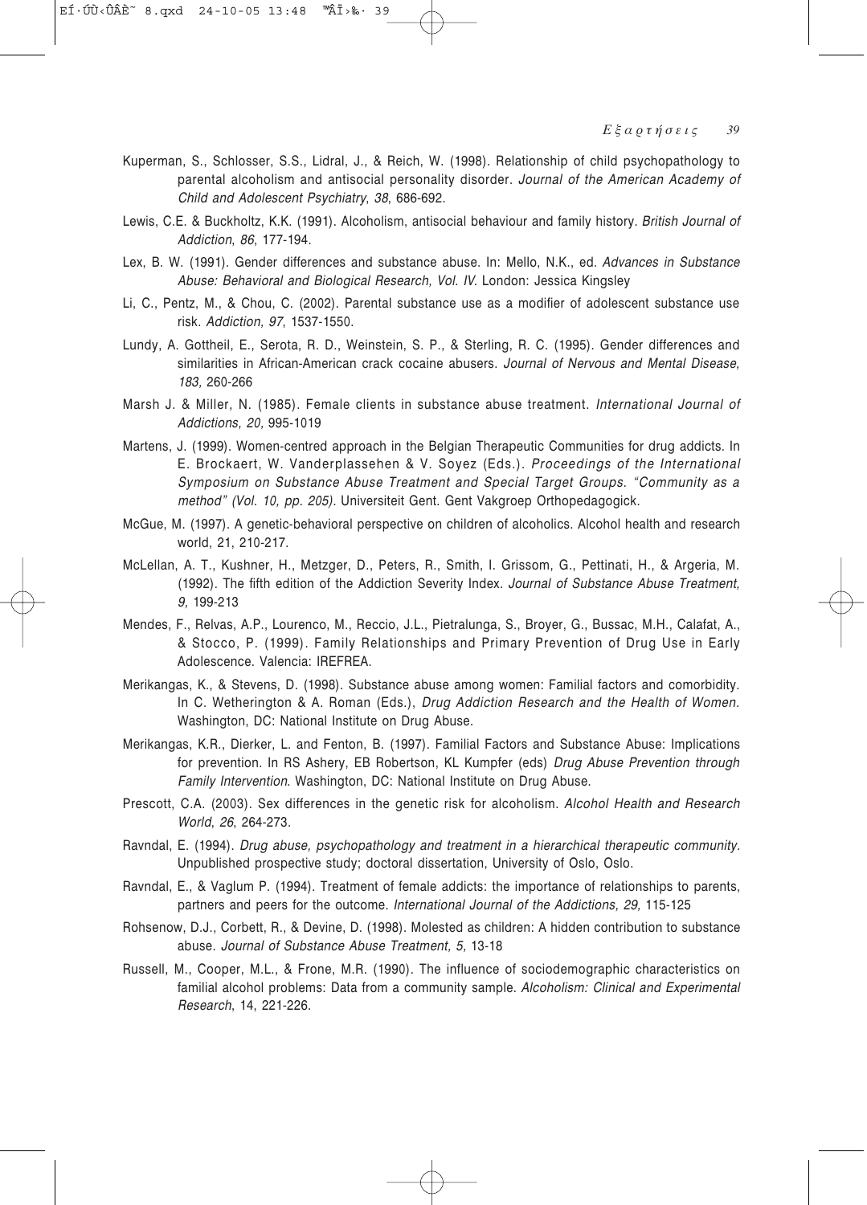Kuperman, S., Schlosser, S.S., Lidral, J., & Reich, W. (1998). Relationship of child psychopathology to parental alcoholism and antisocial personality disorder. *Journal of the American Academy of Child and Adolescent Psychiatry*, *38*, 686-692.

Lewis, C.E. & Buckholtz, K.K. (1991). Alcoholism, antisocial behaviour and family history. *British Journal of Addiction*, *86*, 177-194.

Lex, B. W. (1991). Gender differences and substance abuse. In: Mello, N.K., ed. *Advances in Substance Abuse: Behavioral and Biological Research, Vol. IV*. London: Jessica Kingsley

Li, C., Pentz, M., & Chou, C. (2002). Parental substance use as a modifier of adolescent substance use risk. *Addiction, 97*, 1537-1550.

Lundy, A. Gottheil, E., Serota, R. D., Weinstein, S. P., & Sterling, R. C. (1995). Gender differences and similarities in African-American crack cocaine abusers. *Journal of Nervous and Mental Disease, 183*, 260-266

Marsh J. & Miller, N. (1985). Female clients in substance abuse treatment. *International Journal of Addictions, 20*, 995-1019

Martens, J. (1999). Women-centred approach in the Belgian Therapeutic Communities for drug addicts. In E. Brockaert, W. Vanderplassehen & V. Soyez (Eds.). *Proceedings of the International Symposium on Substance Abuse Treatment and Special Target Groups. "Community as a method" (Vol. 10, pp. 205)*. Universiteit Gent. Gent Vakgroep Orthopedagogick.

McGue, M. (1997). A genetic-behavioral perspective on children of alcoholics. Alcohol health and research world, 21, 210-217.

McLellan, A. T., Kushner, H., Metzger, D., Peters, R., Smith, I. Grissom, G., Pettinati, H., & Argeria, M. (1992). The fifth edition of the Addiction Severity Index. *Journal of Substance Abuse Treatment, 9*, 199-213

Mendes, F., Relvas, A.P., Lourenco, M., Reccio, J.L., Pietralunga, S., Broyer, G., Bussac, M.H., Calafat, A., & Stocco, P. (1999). Family Relationships and Primary Prevention of Drug Use in Early Adolescence. Valencia: IREFREA.

Merikangas, K., & Stevens, D. (1998). Substance abuse among women: Familial factors and comorbidity. In C. Wetherington & A. Roman (Eds.), *Drug Addiction Research and the Health of Women*. Washington, DC: National Institute on Drug Abuse.

Merikangas, K.R., Dierker, L. and Fenton, B. (1997). Familial Factors and Substance Abuse: Implications for prevention. In RS Ashery, EB Robertson, KL Kumpfer (eds) *Drug Abuse Prevention through Family Intervention*. Washington, DC: National Institute on Drug Abuse.

Prescott, C.A. (2003). Sex differences in the genetic risk for alcoholism. *Alcohol Health and Research World*, *26*, 264-273.

Ravndal, E. (1994). *Drug abuse, psychopathology and treatment in a hierarchical therapeutic community*. Unpublished prospective study; doctoral dissertation, University of Oslo, Oslo.

Ravndal, E., & Vaglum P. (1994). Treatment of female addicts: the importance of relationships to parents, partners and peers for the outcome. *International Journal of the Addictions, 29*, 115-125

Rohsenow, D.J., Corbett, R., & Devine, D. (1998). Molested as children: A hidden contribution to substance abuse. *Journal of Substance Abuse Treatment, 5*, 13-18

Russell, M., Cooper, M.L., & Frone, M.R. (1990). The influence of sociodemographic characteristics on familial alcohol problems: Data from a community sample. *Alcoholism: Clinical and Experimental Research*, 14, 221-226.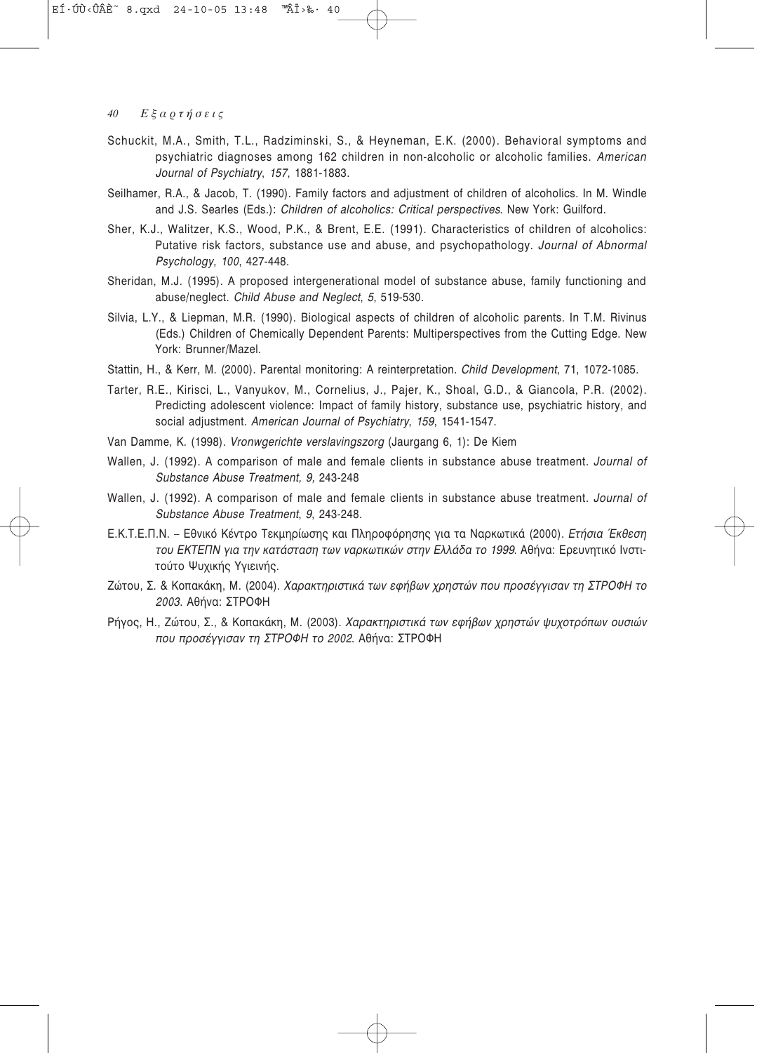Schuckit, M.A., Smith, T.L., Radziminski, S., & Heyneman, E.K. (2000). Behavioral symptoms and psychiatric diagnoses among 162 children in non-alcoholic or alcoholic families. *American Journal of Psychiatry*, *157*, 1881-1883.

Seilhamer, R.A., & Jacob, T. (1990). Family factors and adjustment of children of alcoholics. In M. Windle and J.S. Searles (Eds.): *Children of alcoholics: Critical perspectives*. New York: Guilford.

Sher, K.J., Walitzer, K.S., Wood, P.K., & Brent, E.E. (1991). Characteristics of children of alcoholics: Putative risk factors, substance use and abuse, and psychopathology. *Journal of Abnormal Psychology*, *100*, 427-448.

Sheridan, M.J. (1995). A proposed intergenerational model of substance abuse, family functioning and abuse/neglect. *Child Abuse and Neglect*, *5*, 519-530.

Silvia, L.Y., & Liepman, M.R. (1990). Biological aspects of children of alcoholic parents. In T.M. Rivinus (Eds.) Children of Chemically Dependent Parents: Multiperspectives from the Cutting Edge. New York: Brunner/Mazel.

Stattin, H., & Kerr, M. (2000). Parental monitoring: A reinterpretation. *Child Development*, 71, 1072-1085.

Tarter, R.E., Kirisci, L., Vanyukov, M., Cornelius, J., Pajer, K., Shoal, G.D., & Giancola, P.R. (2002). Predicting adolescent violence: Impact of family history, substance use, psychiatric history, and social adjustment. *American Journal of Psychiatry*, *159*, 1541-1547.

Van Damme, K. (1998). *Vronwgerichte verslavingszorg* (Jaurgang 6, 1): De Kiem

Wallen, J. (1992). A comparison of male and female clients in substance abuse treatment. *Journal of Substance Abuse Treatment, 9,* 243-248

Wallen, J. (1992). A comparison of male and female clients in substance abuse treatment. *Journal of Substance Abuse Treatment*, *9*, 243-248.

Ε.Κ.Τ.Ε.Π.Ν. – Εθνικό Κέντρο Τεκμηρίωσης και Πληροφόρησης για τα Ναρκωτικά (2000). *Ετήσια Έκθεση του ΕΚΤΕΠΝ για την κατάσταση των ναρκωτικών στην Ελλάδα το 1999*. Αθήνα: Ερευνητικό Ινστιτούτο Ψυχικής Υγιεινής.

Ζώτου, Σ. & Κοπακάκη, Μ. (2004). *Χαρακτηριστικά των εφήβων χρηστών που προσέγγισαν τη ΣΤΡΟΦΗ το 2003*. Αθήνα: ΣΤΡΟΦΗ

Ρήγος, Η., Ζώτου, Σ., & Κοπακάκη, Μ. (2003). *Χαρακτηριστικά των εφήβων χρηστών ψυχοτρόπων ουσιών που προσέγγισαν τη ΣΤΡΟΦΗ το 2002*. Αθήνα: ΣΤΡΟΦΗ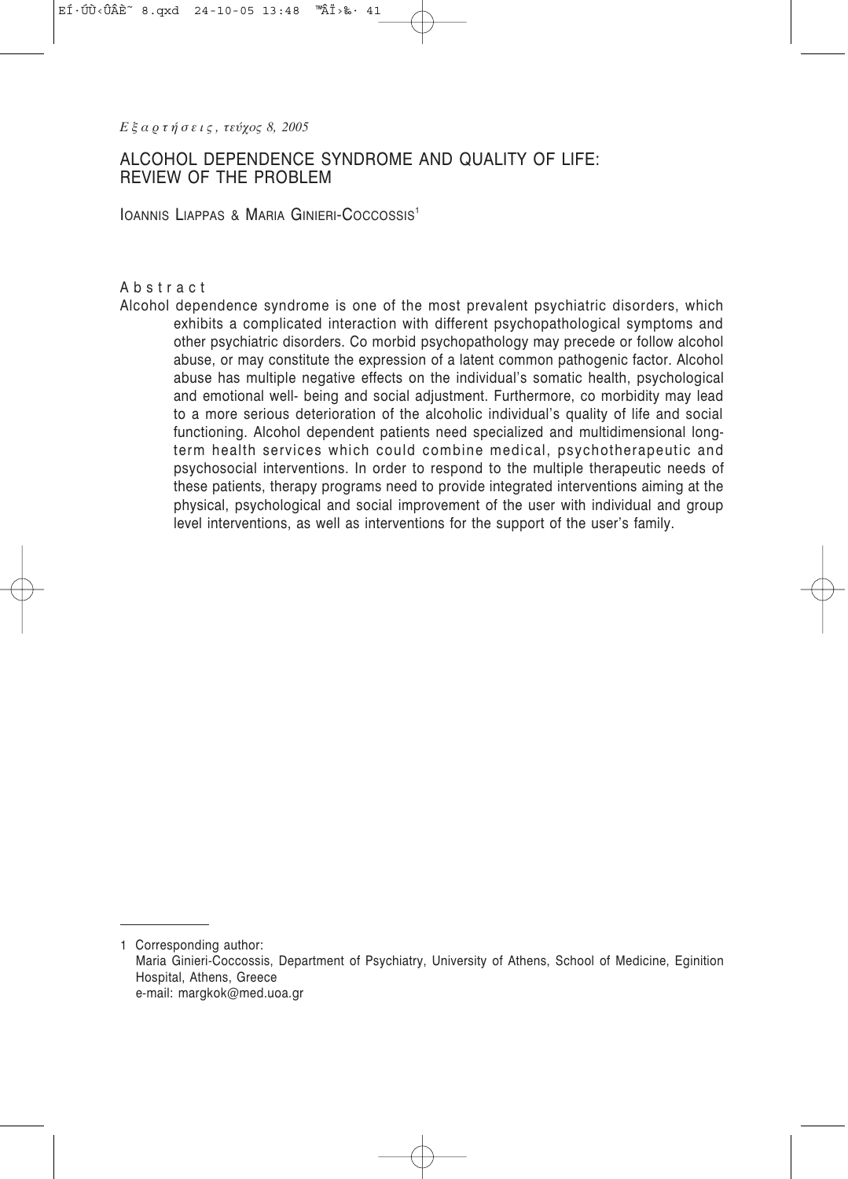# ALCOHOL DEPENDENCE SYNDROME AND QUALITY OF LIFE: REVIEW OF THE PROBLEM

IOANNIS LIAPPAS & MARIA GINIERI-COCCOSSIS[1]

## Abstract

Alcohol dependence syndrome is one of the most prevalent psychiatric disorders, which exhibits a complicated interaction with different psychopathological symptoms and other psychiatric disorders. Co morbid psychopathology may precede or follow alcohol abuse, or may constitute the expression of a latent common pathogenic factor. Alcohol abuse has multiple negative effects on the individual's somatic health, psychological and emotional well- being and social adjustment. Furthermore, co morbidity may lead to a more serious deterioration of the alcoholic individual's quality of life and social functioning. Alcohol dependent patients need specialized and multidimensional long-term health services which could combine medical, psychotherapeutic and psychosocial interventions. In order to respond to the multiple therapeutic needs of these patients, therapy programs need to provide integrated interventions aiming at the physical, psychological and social improvement of the user with individual and group level interventions, as well as interventions for the support of the user's family.

---

1 Corresponding author:
Maria Ginieri-Coccossis, Department of Psychiatry, University of Athens, School of Medicine, Eginition Hospital, Athens, Greece
e-mail: margkok@med.uoa.gr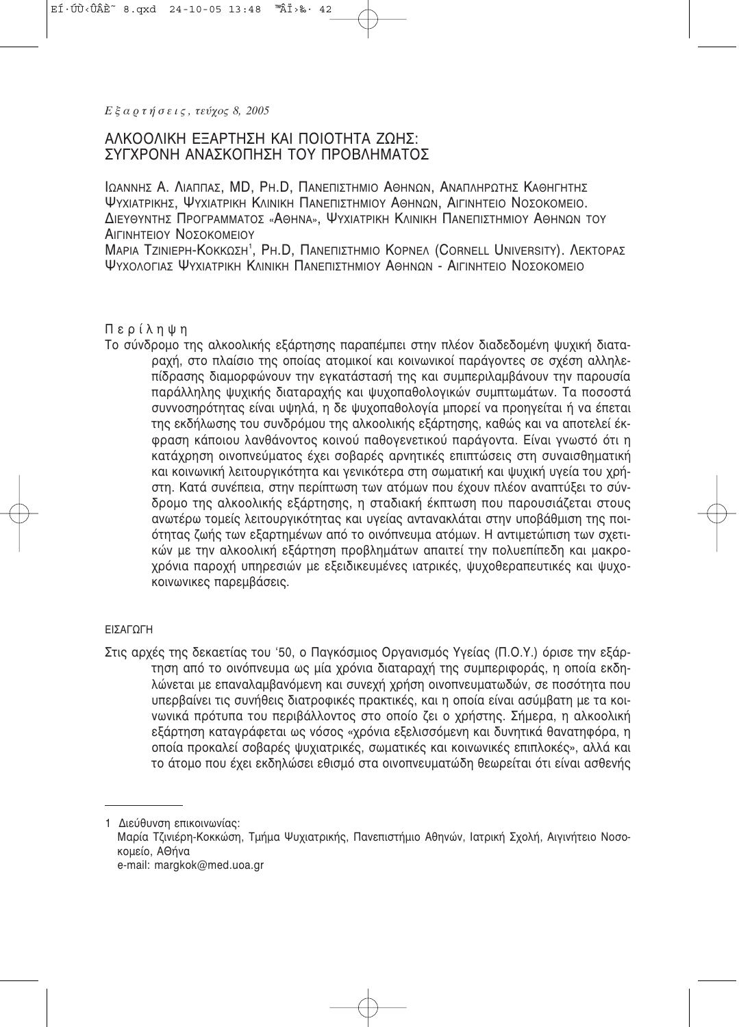*Εξαρτήσεις, τεύχος 8, 2005*

# ΑΛΚΟΟΛΙΚΗ ΕΞΑΡΤΗΣΗ ΚΑΙ ΠΟΙΟΤΗΤΑ ΖΩΗΣ: ΣΥΓΧΡΟΝΗ ΑΝΑΣΚΟΠΗΣΗ ΤΟΥ ΠΡΟΒΛΗΜΑΤΟΣ

ΙΩΑΝΝΗΣ Α. ΛΙΑΠΠΑΣ, MD, PH.D, ΠΑΝΕΠΙΣΤΗΜΙΟ ΑΘΗΝΩΝ, ΑΝΑΠΛΗΡΩΤΗΣ ΚΑΘΗΓΗΤΗΣ ΨΥΧΙΑΤΡΙΚΗΣ, ΨΥΧΙΑΤΡΙΚΗ ΚΛΙΝΙΚΗ ΠΑΝΕΠΙΣΤΗΜΙΟΥ ΑΘΗΝΩΝ, ΑΙΓΙΝΗΤΕΙΟ ΝΟΣΟΚΟΜΕΙΟ. ΔΙΕΥΘΥΝΤΗΣ ΠΡΟΓΡΑΜΜΑΤΟΣ «ΑΘΗΝΑ», ΨΥΧΙΑΤΡΙΚΗ ΚΛΙΝΙΚΗ ΠΑΝΕΠΙΣΤΗΜΙΟΥ ΑΘΗΝΩΝ ΤΟΥ ΑΙΓΙΝΗΤΕΙΟΥ ΝΟΣΟΚΟΜΕΙΟΥ

ΜΑΡΙΑ ΤΖΙΝΙΕΡΗ-ΚΟΚΚΩΣΗ[1], PH.D, ΠΑΝΕΠΙΣΤΗΜΙΟ ΚΟΡΝΕΛ (CORNELL UNIVERSITY). ΛΕΚΤΟΡΑΣ ΨΥΧΟΛΟΓΙΑΣ ΨΥΧΙΑΤΡΙΚΗ ΚΛΙΝΙΚΗ ΠΑΝΕΠΙΣΤΗΜΙΟΥ ΑΘΗΝΩΝ - ΑΙΓΙΝΗΤΕΙΟ ΝΟΣΟΚΟΜΕΙΟ

## Περίληψη

Το σύνδρομο της αλκοολικής εξάρτησης παραπέμπει στην πλέον διαδεδομένη ψυχική διαταραχή, στο πλαίσιο της οποίας ατομικοί και κοινωνικοί παράγοντες σε σχέση αλληλεπίδρασης διαμορφώνουν την εγκατάστασή της και συμπεριλαμβάνουν την παρουσία παράλληλης ψυχικής διαταραχής και ψυχοπαθολογικών συμπτωμάτων. Τα ποσοστά συννοσηρότητας είναι υψηλά, η δε ψυχοπαθολογία μπορεί να προηγείται ή να έπεται της εκδήλωσης του συνδρόμου της αλκοολικής εξάρτησης, καθώς και να αποτελεί έκφραση κάποιου λανθάνοντος κοινού παθογενετικού παράγοντα. Είναι γνωστό ότι η κατάχρηση οινοπνεύματος έχει σοβαρές αρνητικές επιπτώσεις στη συναισθηματική και κοινωνική λειτουργικότητα και γενικότερα στη σωματική και ψυχική υγεία του χρήστη. Κατά συνέπεια, στην περίπτωση των ατόμων που έχουν πλέον αναπτύξει το σύνδρομο της αλκοολικής εξάρτησης, η σταδιακή έκπτωση που παρουσιάζεται στους ανωτέρω τομείς λειτουργικότητας και υγείας αντανακλάται στην υποβάθμιση της ποιότητας ζωής των εξαρτημένων από το οινόπνευμα ατόμων. Η αντιμετώπιση των σχετικών με την αλκοολική εξάρτηση προβλημάτων απαιτεί την πολυεπίπεδη και μακροχρόνια παροχή υπηρεσιών με εξειδικευμένες ιατρικές, ψυχοθεραπευτικές και ψυχοκοινωνικες παρεμβάσεις.

## ΕΙΣΑΓΩΓΗ

Στις αρχές της δεκαετίας του '50, ο Παγκόσμιος Οργανισμός Υγείας (Π.Ο.Υ.) όρισε την εξάρτηση από το οινόπνευμα ως μία χρόνια διαταραχή της συμπεριφοράς, η οποία εκδηλώνεται με επαναλαμβανόμενη και συνεχή χρήση οινοπνευματωδών, σε ποσότητα που υπερβαίνει τις συνήθεις διατροφικές πρακτικές, και η οποία είναι ασύμβατη με τα κοινωνικά πρότυπα του περιβάλλοντος στο οποίο ζει ο χρήστης. Σήμερα, η αλκοολική εξάρτηση καταγράφεται ως νόσος «χρόνια εξελισσόμενη και δυνητικά θανατηφόρα, η οποία προκαλεί σοβαρές ψυχιατρικές, σωματικές και κοινωνικές επιπλοκές», αλλά και το άτομο που έχει εκδηλώσει εθισμό στα οινοπνευματώδη θεωρείται ότι είναι ασθενής

---

1 Διεύθυνση επικοινωνίας:
Μαρία Τζινιέρη-Κοκκώση, Τμήμα Ψυχιατρικής, Πανεπιστήμιο Αθηνών, Ιατρική Σχολή, Αιγινήτειο Νοσοκομείο, Αθήνα
e-mail: margkok@med.uoa.gr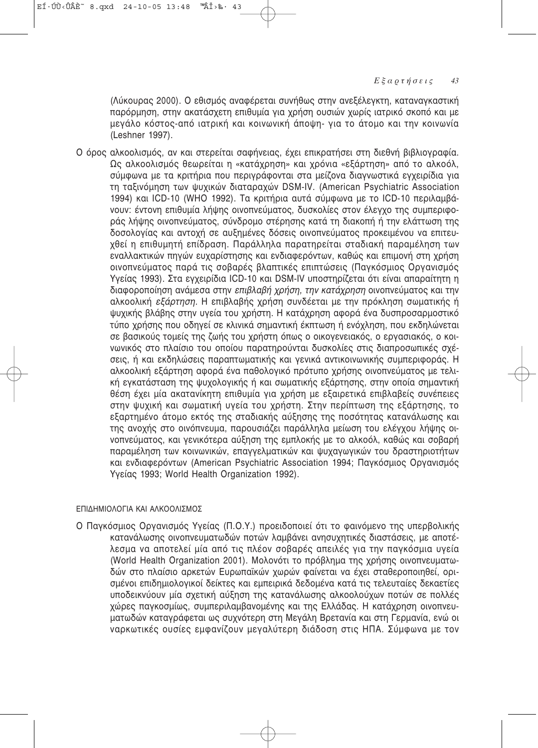(Λύκουρας 2000). Ο εθισμός αναφέρεται συνήθως στην ανεξέλεγκτη, καταναγκαστική παρόρμηση, στην ακατάσχετη επιθυμία για χρήση ουσιών χωρίς ιατρικό σκοπό και με μεγάλο κόστος-από ιατρική και κοινωνική άποψη- για το άτομο και την κοινωνία (Leshner 1997).

Ο όρος αλκοολισμός, αν και στερείται σαφήνειας, έχει επικρατήσει στη διεθνή βιβλιογραφία. Ως αλκοολισμός θεωρείται η «κατάχρηση» και χρόνια «εξάρτηση» από το αλκοόλ, σύμφωνα με τα κριτήρια που περιγράφονται στα μείζονα διαγνωστικά εγχειρίδια για τη ταξινόμηση των ψυχικών διαταραχών DSM-IV. (American Psychiatric Association 1994) και ICD-10 (WHO 1992). Τα κριτήρια αυτά σύμφωνα με το ICD-10 περιλαμβάνουν: έντονη επιθυμία λήψης οινοπνεύματος, δυσκολίες στον έλεγχο της συμπεριφοράς λήψης οινοπνεύματος, σύνδρομο στέρησης κατά τη διακοπή ή την ελάττωση της δοσολογίας και αντοχή σε αυξημένες δόσεις οινοπνεύματος προκειμένου να επιτευχθεί η επιθυμητή επίδραση. Παράλληλα παρατηρείται σταδιακή παραμέληση των εναλλακτικών πηγών ευχαρίστησης και ενδιαφερόντων, καθώς και επιμονή στη χρήση οινοπνεύματος παρά τις σοβαρές βλαπτικές επιπτώσεις (Παγκόσμιος Οργανισμός Υγείας 1993). Στα εγχειρίδια ICD-10 και DSM-IV υποστηρίζεται ότι είναι απαραίτητη η διαφοροποίηση ανάμεσα στην *επιβλαβή χρήση, την κατάχρηση* οινοπνεύματος και την αλκοολική *εξάρτηση*. Η επιβλαβής χρήση συνδέεται με την πρόκληση σωματικής ή ψυχικής βλάβης στην υγεία του χρήστη. Η κατάχρηση αφορά ένα δυσπροσαρμοστικό τύπο χρήσης που οδηγεί σε κλινικά σημαντική έκπτωση ή ενόχληση, που εκδηλώνεται σε βασικούς τομείς της ζωής του χρήστη όπως ο οικογενειακός, ο εργασιακός, ο κοινωνικός στο πλαίσιο του οποίου παρατηρούνται δυσκολίες στις διαπροσωπικές σχέσεις, ή και εκδηλώσεις παραπτωματικής και γενικά αντικοινωνικής συμπεριφοράς. Η αλκοολική εξάρτηση αφορά ένα παθολογικό πρότυπο χρήσης οινοπνεύματος με τελική εγκατάσταση της ψυχολογικής ή και σωματικής εξάρτησης, στην οποία σημαντική θέση έχει μία ακατανίκητη επιθυμία για χρήση με εξαιρετικά επιβλαβείς συνέπειες στην ψυχική και σωματική υγεία του χρήστη. Στην περίπτωση της εξάρτησης, το εξαρτημένο άτομο εκτός της σταδιακής αύξησης της ποσότητας κατανάλωσης και της ανοχής στο οινόπνευμα, παρουσιάζει παράλληλα μείωση του ελέγχου λήψης οινοπνεύματος, και γενικότερα αύξηση της εμπλοκής με το αλκοόλ, καθώς και σοβαρή παραμέληση των κοινωνικών, επαγγελματικών και ψυχαγωγικών του δραστηριοτήτων και ενδιαφερόντων (American Psychiatric Association 1994; Παγκόσμιος Οργανισμός Υγείας 1993; World Health Organization 1992).

## ΕΠΙΔΗΜΙΟΛΟΓΙΑ ΚΑΙ ΑΛΚΟΟΛΙΣΜΟΣ

Ο Παγκόσμιος Οργανισμός Υγείας (Π.Ο.Υ.) προειδοποιεί ότι το φαινόμενο της υπερβολικής κατανάλωσης οινοπνευματωδών ποτών λαμβάνει ανησυχητικές διαστάσεις, με αποτέλεσμα να αποτελεί μία από τις πλέον σοβαρές απειλές για την παγκόσμια υγεία (World Health Organization 2001). Μολονότι το πρόβλημα της χρήσης οινοπνευματωδών στο πλαίσιο αρκετών Ευρωπαϊκών χωρών φαίνεται να έχει σταθεροποιηθεί, ορισμένοι επιδημιολογικοί δείκτες και εμπειρικά δεδομένα κατά τις τελευταίες δεκαετίες υποδεικνύουν μία σχετική αύξηση της κατανάλωσης αλκοολούχων ποτών σε πολλές χώρες παγκοσμίως, συμπεριλαμβανομένης και της Ελλάδας. Η κατάχρηση οινοπνευματωδών καταγράφεται ως συχνότερη στη Μεγάλη Βρετανία και στη Γερμανία, ενώ οι ναρκωτικές ουσίες εμφανίζουν μεγαλύτερη διάδοση στις ΗΠΑ. Σύμφωνα με τον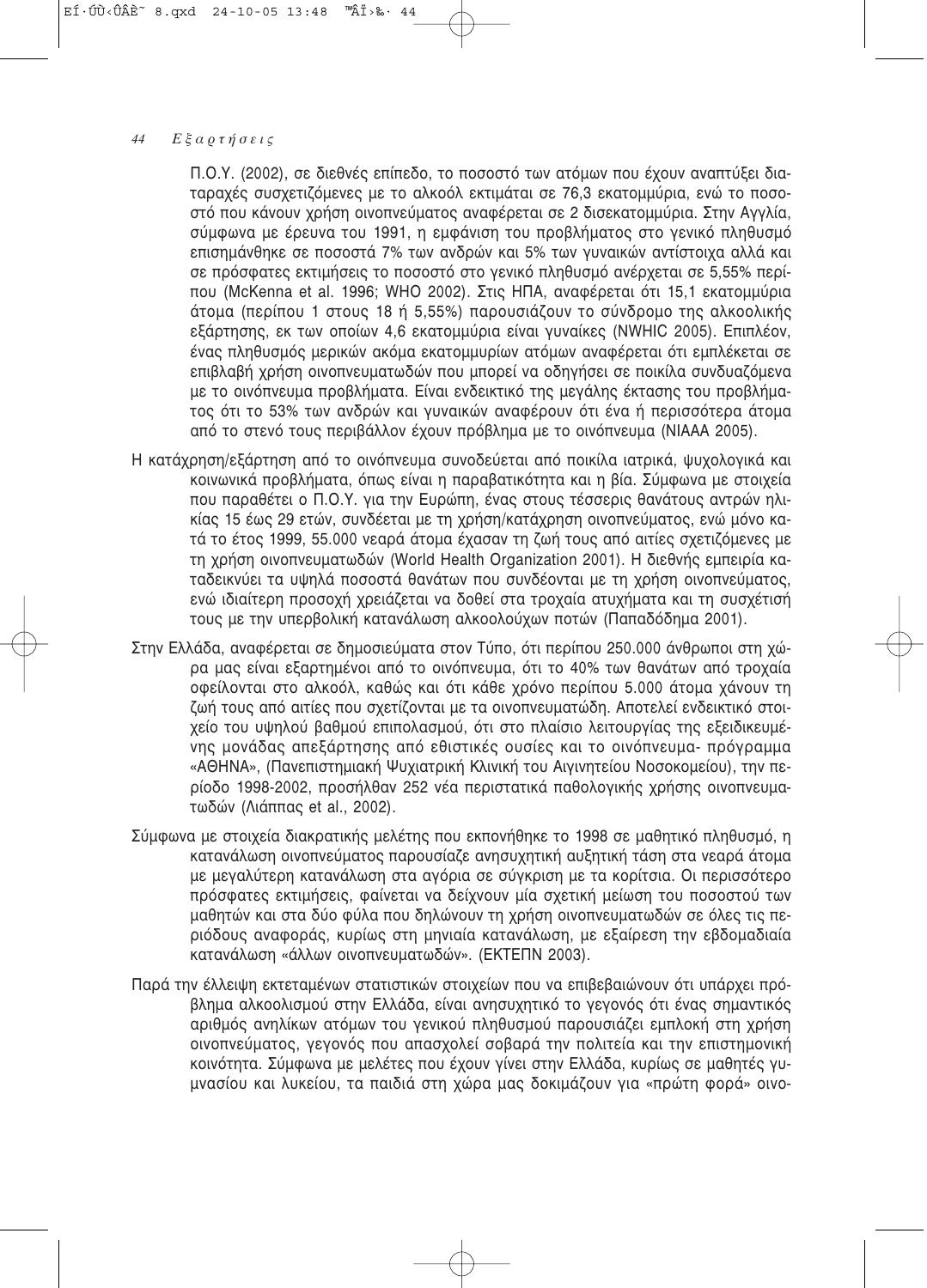Π.Ο.Υ. (2002), σε διεθνές επίπεδο, το ποσοστό των ατόμων που έχουν αναπτύξει διαταραχές συσχετιζόμενες με το αλκοόλ εκτιμάται σε 76,3 εκατομμύρια, ενώ το ποσοστό που κάνουν χρήση οινοπνεύματος αναφέρεται σε 2 δισεκατομμύρια. Στην Αγγλία, σύμφωνα με έρευνα του 1991, η εμφάνιση του προβλήματος στο γενικό πληθυσμό επισημάνθηκε σε ποσοστά 7% των ανδρών και 5% των γυναικών αντίστοιχα αλλά και σε πρόσφατες εκτιμήσεις το ποσοστό στο γενικό πληθυσμό ανέρχεται σε 5,55% περίπου (McKenna et al. 1996; WHO 2002). Στις ΗΠΑ, αναφέρεται ότι 15,1 εκατομμύρια άτομα (περίπου 1 στους 18 ή 5,55%) παρουσιάζουν το σύνδρομο της αλκοολικής εξάρτησης, εκ των οποίων 4,6 εκατομμύρια είναι γυναίκες (NWHIC 2005). Επιπλέον, ένας πληθυσμός μερικών ακόμα εκατομμυρίων ατόμων αναφέρεται ότι εμπλέκεται σε επιβλαβή χρήση οινοπνευματωδών που μπορεί να οδηγήσει σε ποικίλα συνδυαζόμενα με το οινόπνευμα προβλήματα. Είναι ενδεικτικό της μεγάλης έκτασης του προβλήματος ότι το 53% των ανδρών και γυναικών αναφέρουν ότι ένα ή περισσότερα άτομα από το στενό τους περιβάλλον έχουν πρόβλημα με το οινόπνευμα (NIAAA 2005).

Η κατάχρηση/εξάρτηση από το οινόπνευμα συνοδεύεται από ποικίλα ιατρικά, ψυχολογικά και κοινωνικά προβλήματα, όπως είναι η παραβατικότητα και η βία. Σύμφωνα με στοιχεία που παραθέτει ο Π.Ο.Υ. για την Ευρώπη, ένας στους τέσσερις θανάτους αντρών ηλικίας 15 έως 29 ετών, συνδέεται με τη χρήση/κατάχρηση οινοπνεύματος, ενώ μόνο κατά το έτος 1999, 55.000 νεαρά άτομα έχασαν τη ζωή τους από αιτίες σχετιζόμενες με τη χρήση οινοπνευματωδών (World Health Organization 2001). Η διεθνής εμπειρία καταδεικνύει τα υψηλά ποσοστά θανάτων που συνδέονται με τη χρήση οινοπνεύματος, ενώ ιδιαίτερη προσοχή χρειάζεται να δοθεί στα τροχαία ατυχήματα και τη συσχέτισή τους με την υπερβολική κατανάλωση αλκοολούχων ποτών (Παπαδόδημα 2001).

Στην Ελλάδα, αναφέρεται σε δημοσιεύματα στον Τύπο, ότι περίπου 250.000 άνθρωποι στη χώρα μας είναι εξαρτημένοι από το οινόπνευμα, ότι το 40% των θανάτων από τροχαία οφείλονται στο αλκοόλ, καθώς και ότι κάθε χρόνο περίπου 5.000 άτομα χάνουν τη ζωή τους από αιτίες που σχετίζονται με τα οινοπνευματώδη. Αποτελεί ενδεικτικό στοιχείο του υψηλού βαθμού επιπολασμού, ότι στο πλαίσιο λειτουργίας της εξειδικευμένης μονάδας απεξάρτησης από εθιστικές ουσίες και το οινόπνευμα- πρόγραμμα «ΑΘΗΝΑ», (Πανεπιστημιακή Ψυχιατρική Κλινική του Αιγινητείου Νοσοκομείου), την περίοδο 1998-2002, προσήλθαν 252 νέα περιστατικά παθολογικής χρήσης οινοπνευματωδών (Λιάππας et al., 2002).

Σύμφωνα με στοιχεία διακρατικής μελέτης που εκπονήθηκε το 1998 σε μαθητικό πληθυσμό, η κατανάλωση οινοπνεύματος παρουσίαζε ανησυχητική αυξητική τάση στα νεαρά άτομα με μεγαλύτερη κατανάλωση στα αγόρια σε σύγκριση με τα κορίτσια. Οι περισσότερο πρόσφατες εκτιμήσεις, φαίνεται να δείχνουν μία σχετική μείωση του ποσοστού των μαθητών και στα δύο φύλα που δηλώνουν τη χρήση οινοπνευματωδών σε όλες τις περιόδους αναφοράς, κυρίως στη μηνιαία κατανάλωση, με εξαίρεση την εβδομαδιαία κατανάλωση «άλλων οινοπνευματωδών». (ΕΚΤΕΠΝ 2003).

Παρά την έλλειψη εκτεταμένων στατιστικών στοιχείων που να επιβεβαιώνουν ότι υπάρχει πρόβλημα αλκοολισμού στην Ελλάδα, είναι ανησυχητικό το γεγονός ότι ένας σημαντικός αριθμός ανηλίκων ατόμων του γενικού πληθυσμού παρουσιάζει εμπλοκή στη χρήση οινοπνεύματος, γεγονός που απασχολεί σοβαρά την πολιτεία και την επιστημονική κοινότητα. Σύμφωνα με μελέτες που έχουν γίνει στην Ελλάδα, κυρίως σε μαθητές γυμνασίου και λυκείου, τα παιδιά στη χώρα μας δοκιμάζουν για «πρώτη φορά» οινο-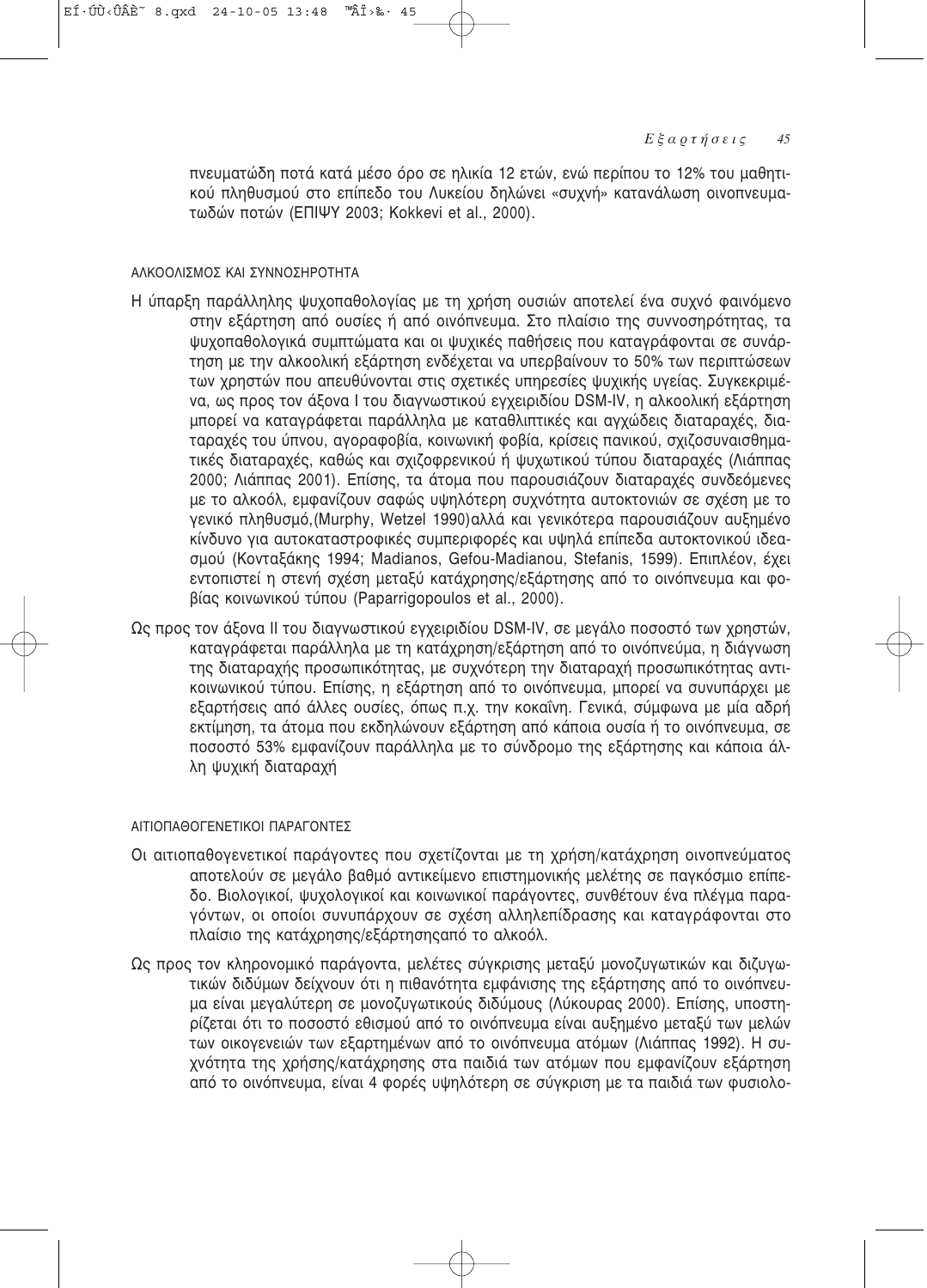πνευματώδη ποτά κατά μέσο όρο σε ηλικία 12 ετών, ενώ περίπου το 12% του μαθητικού πληθυσμού στο επίπεδο του Λυκείου δηλώνει «συχνή» κατανάλωση οινοπνευματωδών ποτών (ΕΠΙΨΥ 2003; Kokkevi et al., 2000).

### ΑΛΚΟΟΛΙΣΜΟΣ ΚΑΙ ΣΥΝΝΟΣΗΡΟΤΗΤΑ

Η ύπαρξη παράλληλης ψυχοπαθολογίας με τη χρήση ουσιών αποτελεί ένα συχνό φαινόμενο στην εξάρτηση από ουσίες ή από οινόπνευμα. Στο πλαίσιο της συννοσηρότητας, τα ψυχοπαθολογικά συμπτώματα και οι ψυχικές παθήσεις που καταγράφονται σε συνάρτηση με την αλκοολική εξάρτηση ενδέχεται να υπερβαίνουν το 50% των περιπτώσεων των χρηστών που απευθύνονται στις σχετικές υπηρεσίες ψυχικής υγείας. Συγκεκριμένα, ως προς τον άξονα I του διαγνωστικού εγχειριδίου DSM-IV, η αλκοολική εξάρτηση μπορεί να καταγράφεται παράλληλα με καταθλιπτικές και αγχώδεις διαταραχές, διαταραχές του ύπνου, αγοραφοβία, κοινωνική φοβία, κρίσεις πανικού, σχιζοσυναισθηματικές διαταραχές, καθώς και σχιζοφρενικού ή ψυχωτικού τύπου διαταραχές (Λιάππας 2000; Λιάππας 2001). Επίσης, τα άτομα που παρουσιάζουν διαταραχές συνδεόμενες με το αλκοόλ, εμφανίζουν σαφώς υψηλότερη συχνότητα αυτοκτονιών σε σχέση με το γενικό πληθυσμό,(Murphy, Wetzel 1990)αλλά και γενικότερα παρουσιάζουν αυξημένο κίνδυνο για αυτοκαταστροφικές συμπεριφορές και υψηλά επίπεδα αυτοκτονικού ιδεασμού (Κονταξάκης 1994; Madianos, Gefou-Madianou, Stefanis, 1599). Επιπλέον, έχει εντοπιστεί η στενή σχέση μεταξύ κατάχρησης/εξάρτησης από το οινόπνευμα και φοβίας κοινωνικού τύπου (Paparrigopoulos et al., 2000).

Ως προς τον άξονα II του διαγνωστικού εγχειριδίου DSM-IV, σε μεγάλο ποσοστό των χρηστών, καταγράφεται παράλληλα με τη κατάχρηση/εξάρτηση από το οινόπνεύμα, η διάγνωση της διαταραχής προσωπικότητας, με συχνότερη την διαταραχή προσωπικότητας αντικοινωνικού τύπου. Επίσης, η εξάρτηση από το οινόπνευμα, μπορεί να συνυπάρχει με εξαρτήσεις από άλλες ουσίες, όπως π.χ. την κοκαΐνη. Γενικά, σύμφωνα με μία αδρή εκτίμηση, τα άτομα που εκδηλώνουν εξάρτηση από κάποια ουσία ή το οινόπνευμα, σε ποσοστό 53% εμφανίζουν παράλληλα με το σύνδρομο της εξάρτησης και κάποια άλλη ψυχική διαταραχή

### ΑΙΤΙΟΠΑΘΟΓΕΝΕΤΙΚΟΙ ΠΑΡΑΓΟΝΤΕΣ

Οι αιτιοπαθογενετικοί παράγοντες που σχετίζονται με τη χρήση/κατάχρηση οινοπνεύματος αποτελούν σε μεγάλο βαθμό αντικείμενο επιστημονικής μελέτης σε παγκόσμιο επίπεδο. Βιολογικοί, ψυχολογικοί και κοινωνικοί παράγοντες, συνθέτουν ένα πλέγμα παραγόντων, οι οποίοι συνυπάρχουν σε σχέση αλληλεπίδρασης και καταγράφονται στο πλαίσιο της κατάχρησης/εξάρτησηςαπό το αλκοόλ.

Ως προς τον κληρονομικό παράγοντα, μελέτες σύγκρισης μεταξύ μονοζυγωτικών και διζυγωτικών διδύμων δείχνουν ότι η πιθανότητα εμφάνισης της εξάρτησης από το οινόπνευμα είναι μεγαλύτερη σε μονοζυγωτικούς διδύμους (Λύκουρας 2000). Επίσης, υποστηρίζεται ότι το ποσοστό εθισμού από το οινόπνευμα είναι αυξημένο μεταξύ των μελών των οικογενειών των εξαρτημένων από το οινόπνευμα ατόμων (Λιάππας 1992). Η συχνότητα της χρήσης/κατάχρησης στα παιδιά των ατόμων που εμφανίζουν εξάρτηση από το οινόπνευμα, είναι 4 φορές υψηλότερη σε σύγκριση με τα παιδιά των φυσιολο-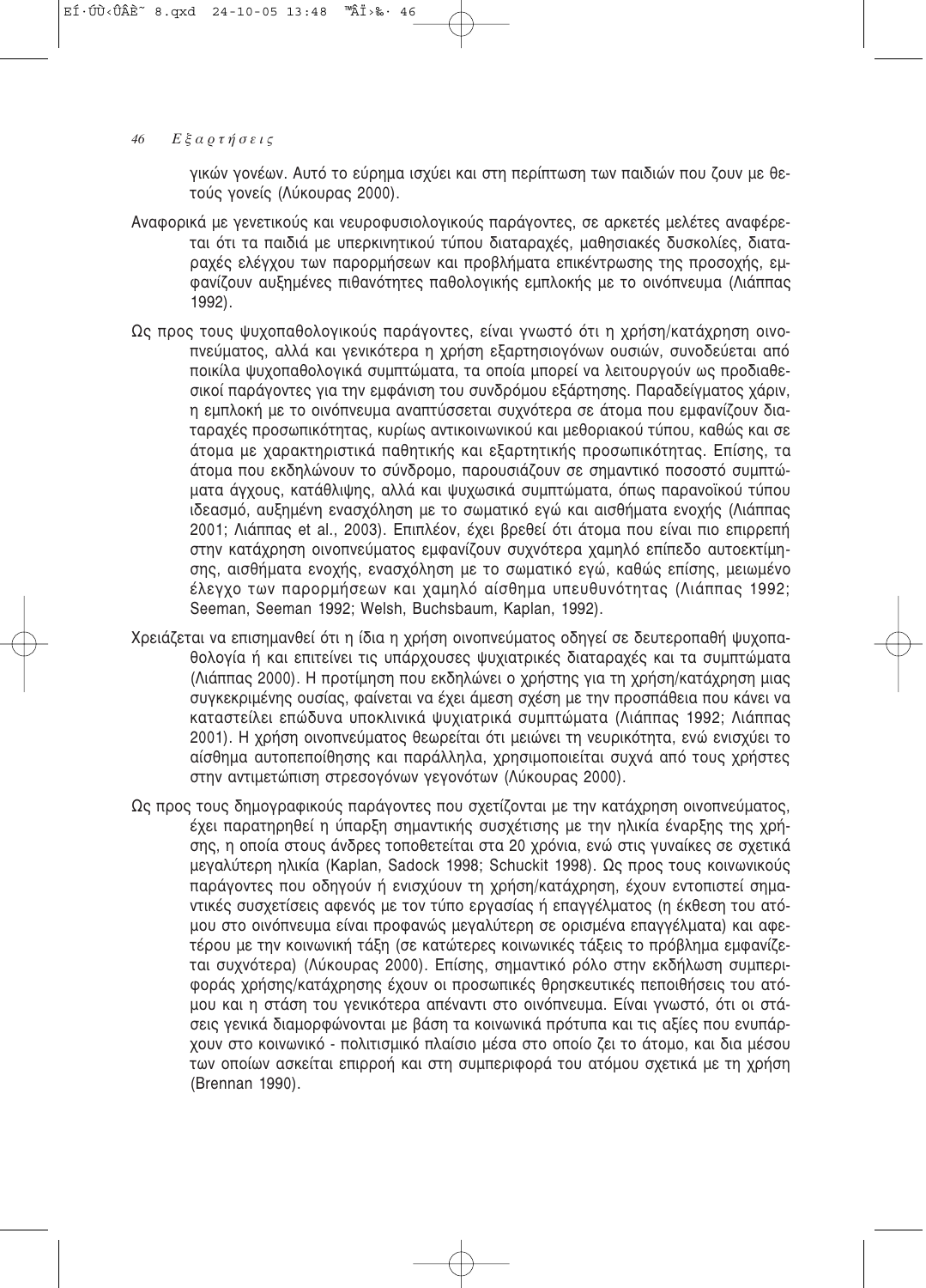γικών γονέων. Αυτό το εύρημα ισχύει και στη περίπτωση των παιδιών που ζουν με θετούς γονείς (Λύκουρας 2000).

Αναφορικά με γενετικούς και νευροφυσιολογικούς παράγοντες, σε αρκετές μελέτες αναφέρεται ότι τα παιδιά με υπερκινητικού τύπου διαταραχές, μαθησιακές δυσκολίες, διαταραχές ελέγχου των παρορμήσεων και προβλήματα επικέντρωσης της προσοχής, εμφανίζουν αυξημένες πιθανότητες παθολογικής εμπλοκής με το οινόπνευμα (Λιάππας 1992).

Ως προς τους ψυχοπαθολογικούς παράγοντες, είναι γνωστό ότι η χρήση/κατάχρηση οινοπνεύματος, αλλά και γενικότερα η χρήση εξαρτησιογόνων ουσιών, συνοδεύεται από ποικίλα ψυχοπαθολογικά συμπτώματα, τα οποία μπορεί να λειτουργούν ως προδιαθεσικοί παράγοντες για την εμφάνιση του συνδρόμου εξάρτησης. Παραδείγματος χάριν, η εμπλοκή με το οινόπνευμα αναπτύσσεται συχνότερα σε άτομα που εμφανίζουν διαταραχές προσωπικότητας, κυρίως αντικοινωνικού και μεθοριακού τύπου, καθώς και σε άτομα με χαρακτηριστικά παθητικής και εξαρτητικής προσωπικότητας. Επίσης, τα άτομα που εκδηλώνουν το σύνδρομο, παρουσιάζουν σε σημαντικό ποσοστό συμπτώματα άγχους, κατάθλιψης, αλλά και ψυχωσικά συμπτώματα, όπως παρανοϊκού τύπου ιδεασμό, αυξημένη ενασχόληση με το σωματικό εγώ και αισθήματα ενοχής (Λιάππας 2001; Λιάππας et al., 2003). Επιπλέον, έχει βρεθεί ότι άτομα που είναι πιο επιρρεπή στην κατάχρηση οινοπνεύματος εμφανίζουν συχνότερα χαμηλό επίπεδο αυτοεκτίμησης, αισθήματα ενοχής, ενασχόληση με το σωματικό εγώ, καθώς επίσης, μειωμένο έλεγχο των παρορμήσεων και χαμηλό αίσθημα υπευθυνότητας (Λιάππας 1992; Seeman, Seeman 1992; Welsh, Buchsbaum, Kaplan, 1992).

Χρειάζεται να επισημανθεί ότι η ίδια η χρήση οινοπνεύματος οδηγεί σε δευτεροπαθή ψυχοπαθολογία ή και επιτείνει τις υπάρχουσες ψυχιατρικές διαταραχές και τα συμπτώματα (Λιάππας 2000). Η προτίμηση που εκδηλώνει ο χρήστης για τη χρήση/κατάχρηση μιας συγκεκριμένης ουσίας, φαίνεται να έχει άμεση σχέση με την προσπάθεια που κάνει να καταστείλει επώδυνα υποκλινικά ψυχιατρικά συμπτώματα (Λιάππας 1992; Λιάππας 2001). Η χρήση οινοπνεύματος θεωρείται ότι μειώνει τη νευρικότητα, ενώ ενισχύει το αίσθημα αυτοπεποίθησης και παράλληλα, χρησιμοποιείται συχνά από τους χρήστες στην αντιμετώπιση στρεσογόνων γεγονότων (Λύκουρας 2000).

Ως προς τους δημογραφικούς παράγοντες που σχετίζονται με την κατάχρηση οινοπνεύματος, έχει παρατηρηθεί η ύπαρξη σημαντικής συσχέτισης με την ηλικία έναρξης της χρήσης, η οποία στους άνδρες τοποθετείται στα 20 χρόνια, ενώ στις γυναίκες σε σχετικά μεγαλύτερη ηλικία (Kaplan, Sadock 1998; Schuckit 1998). Ως προς τους κοινωνικούς παράγοντες που οδηγούν ή ενισχύουν τη χρήση/κατάχρηση, έχουν εντοπιστεί σημαντικές συσχετίσεις αφενός με τον τύπο εργασίας ή επαγγέλματος (η έκθεση του ατόμου στο οινόπνευμα είναι προφανώς μεγαλύτερη σε ορισμένα επαγγέλματα) και αφετέρου με την κοινωνική τάξη (σε κατώτερες κοινωνικές τάξεις το πρόβλημα εμφανίζεται συχνότερα) (Λύκουρας 2000). Επίσης, σημαντικό ρόλο στην εκδήλωση συμπεριφοράς χρήσης/κατάχρησης έχουν οι προσωπικές θρησκευτικές πεποιθήσεις του ατόμου και η στάση του γενικότερα απέναντι στο οινόπνευμα. Είναι γνωστό, ότι οι στάσεις γενικά διαμορφώνονται με βάση τα κοινωνικά πρότυπα και τις αξίες που ενυπάρχουν στο κοινωνικό - πολιτισμικό πλαίσιο μέσα στο οποίο ζει το άτομο, και δια μέσου των οποίων ασκείται επιρροή και στη συμπεριφορά του ατόμου σχετικά με τη χρήση (Brennan 1990).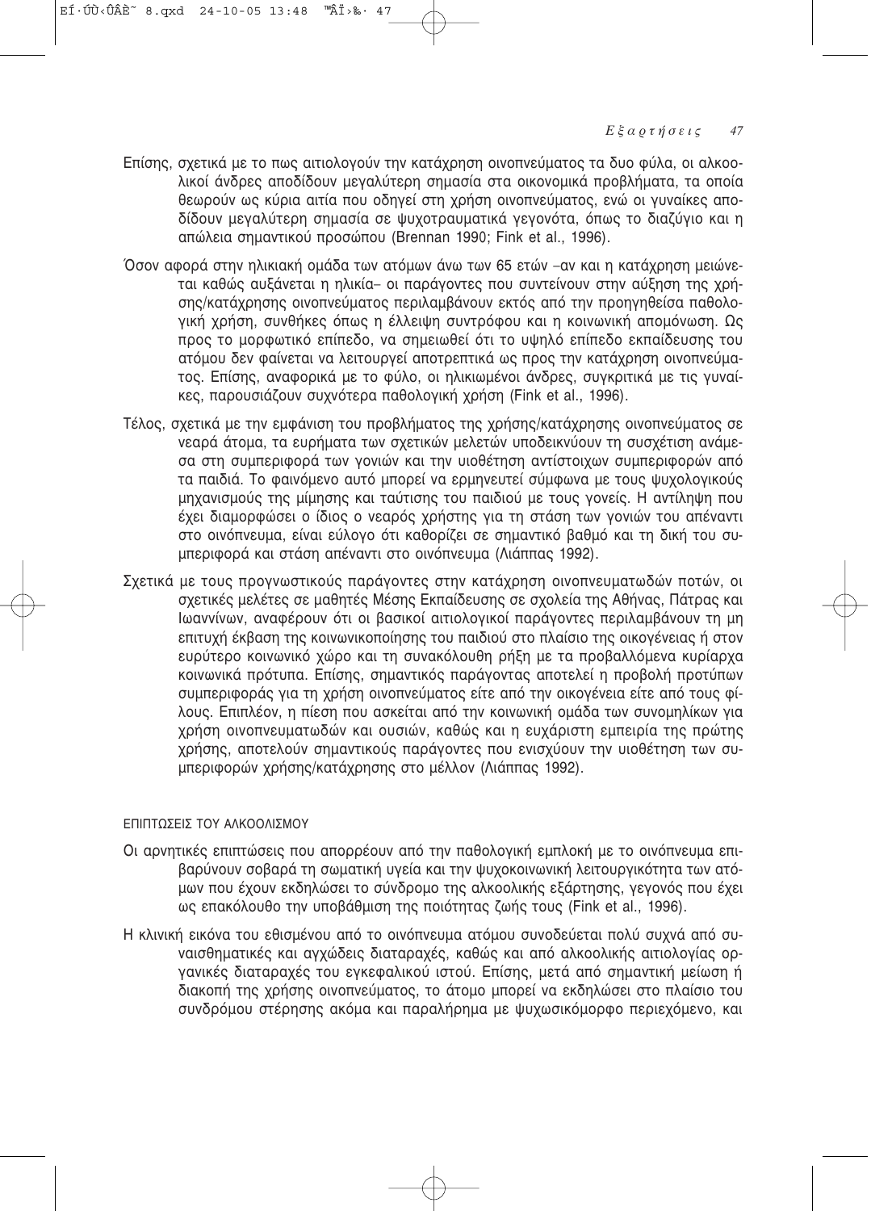Επίσης, σχετικά με το πως αιτιολογούν την κατάχρηση οινοπνεύματος τα δυο φύλα, οι αλκοολικοί άνδρες αποδίδουν μεγαλύτερη σημασία στα οικονομικά προβλήματα, τα οποία θεωρούν ως κύρια αιτία που οδηγεί στη χρήση οινοπνεύματος, ενώ οι γυναίκες αποδίδουν μεγαλύτερη σημασία σε ψυχοτραυματικά γεγονότα, όπως το διαζύγιο και η απώλεια σημαντικού προσώπου (Brennan 1990; Fink et al., 1996).

Όσον αφορά στην ηλικιακή ομάδα των ατόμων άνω των 65 ετών –αν και η κατάχρηση μειώνεται καθώς αυξάνεται η ηλικία– οι παράγοντες που συντείνουν στην αύξηση της χρήσης/κατάχρησης οινοπνεύματος περιλαμβάνουν εκτός από την προηγηθείσα παθολογική χρήση, συνθήκες όπως η έλλειψη συντρόφου και η κοινωνική απομόνωση. Ως προς το μορφωτικό επίπεδο, να σημειωθεί ότι το υψηλό επίπεδο εκπαίδευσης του ατόμου δεν φαίνεται να λειτουργεί αποτρεπτικά ως προς την κατάχρηση οινοπνεύματος. Επίσης, αναφορικά με το φύλο, οι ηλικιωμένοι άνδρες, συγκριτικά με τις γυναίκες, παρουσιάζουν συχνότερα παθολογική χρήση (Fink et al., 1996).

Τέλος, σχετικά με την εμφάνιση του προβλήματος της χρήσης/κατάχρησης οινοπνεύματος σε νεαρά άτομα, τα ευρήματα των σχετικών μελετών υποδεικνύουν τη συσχέτιση ανάμεσα στη συμπεριφορά των γονιών και την υιοθέτηση αντίστοιχων συμπεριφορών από τα παιδιά. Το φαινόμενο αυτό μπορεί να ερμηνευτεί σύμφωνα με τους ψυχολογικούς μηχανισμούς της μίμησης και ταύτισης του παιδιού με τους γονείς. Η αντίληψη που έχει διαμορφώσει ο ίδιος ο νεαρός χρήστης για τη στάση των γονιών του απέναντι στο οινόπνευμα, είναι εύλογο ότι καθορίζει σε σημαντικό βαθμό και τη δική του συμπεριφορά και στάση απέναντι στο οινόπνευμα (Λιάππας 1992).

Σχετικά με τους προγνωστικούς παράγοντες στην κατάχρηση οινοπνευματωδών ποτών, οι σχετικές μελέτες σε μαθητές Μέσης Εκπαίδευσης σε σχολεία της Αθήνας, Πάτρας και Ιωαννίνων, αναφέρουν ότι οι βασικοί αιτιολογικοί παράγοντες περιλαμβάνουν τη μη επιτυχή έκβαση της κοινωνικοποίησης του παιδιού στο πλαίσιο της οικογένειας ή στον ευρύτερο κοινωνικό χώρο και τη συνακόλουθη ρήξη με τα προβαλλόμενα κυρίαρχα κοινωνικά πρότυπα. Επίσης, σημαντικός παράγοντας αποτελεί η προβολή προτύπων συμπεριφοράς για τη χρήση οινοπνεύματος είτε από την οικογένεια είτε από τους φίλους. Επιπλέον, η πίεση που ασκείται από την κοινωνική ομάδα των συνομηλίκων για χρήση οινοπνευματωδών και ουσιών, καθώς και η ευχάριστη εμπειρία της πρώτης χρήσης, αποτελούν σημαντικούς παράγοντες που ενισχύουν την υιοθέτηση των συμπεριφορών χρήσης/κατάχρησης στο μέλλον (Λιάππας 1992).

### ΕΠΙΠΤΩΣΕΙΣ ΤΟΥ ΑΛΚΟΟΛΙΣΜΟΥ

Οι αρνητικές επιπτώσεις που απορρέουν από την παθολογική εμπλοκή με το οινόπνευμα επιβαρύνουν σοβαρά τη σωματική υγεία και την ψυχοκοινωνική λειτουργικότητα των ατόμων που έχουν εκδηλώσει το σύνδρομο της αλκοολικής εξάρτησης, γεγονός που έχει ως επακόλουθο την υποβάθμιση της ποιότητας ζωής τους (Fink et al., 1996).

Η κλινική εικόνα του εθισμένου από το οινόπνευμα ατόμου συνοδεύεται πολύ συχνά από συναισθηματικές και αγχώδεις διαταραχές, καθώς και από αλκοολικής αιτιολογίας οργανικές διαταραχές του εγκεφαλικού ιστού. Επίσης, μετά από σημαντική μείωση ή διακοπή της χρήσης οινοπνεύματος, το άτομο μπορεί να εκδηλώσει στο πλαίσιο του συνδρόμου στέρησης ακόμα και παραλήρημα με ψυχωσικόμορφο περιεχόμενο, και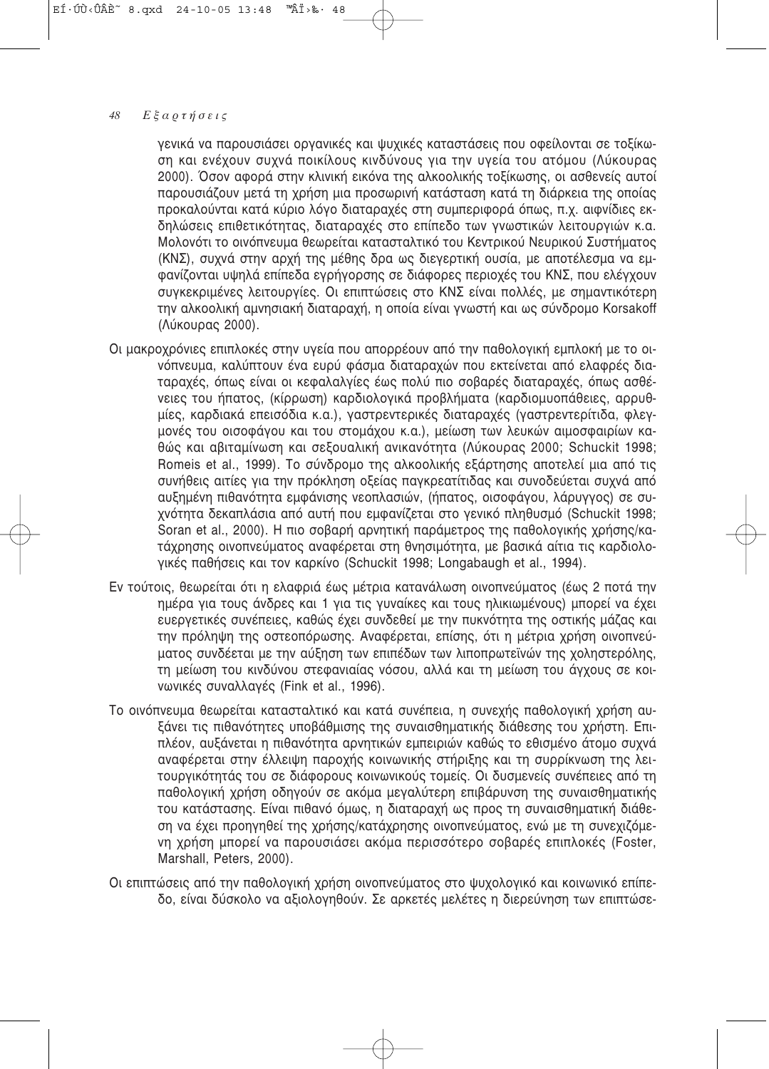γενικά να παρουσιάσει οργανικές και ψυχικές καταστάσεις που οφείλονται σε τοξίκωση και ενέχουν συχνά ποικίλους κινδύνους για την υγεία του ατόμου (Λύκουρας 2000). Όσον αφορά στην κλινική εικόνα της αλκοολικής τοξίκωσης, οι ασθενείς αυτοί παρουσιάζουν μετά τη χρήση μια προσωρινή κατάσταση κατά τη διάρκεια της οποίας προκαλούνται κατά κύριο λόγο διαταραχές στη συμπεριφορά όπως, π.χ. αιφνίδιες εκδηλώσεις επιθετικότητας, διαταραχές στο επίπεδο των γνωστικών λειτουργιών κ.α. Μολονότι το οινόπνευμα θεωρείται κατασταλτικό του Κεντρικού Νευρικού Συστήματος (ΚΝΣ), συχνά στην αρχή της μέθης δρα ως διεγερτική ουσία, με αποτέλεσμα να εμφανίζονται υψηλά επίπεδα εγρήγορσης σε διάφορες περιοχές του ΚΝΣ, που ελέγχουν συγκεκριμένες λειτουργίες. Οι επιπτώσεις στο ΚΝΣ είναι πολλές, με σημαντικότερη την αλκοολική αμνησιακή διαταραχή, η οποία είναι γνωστή και ως σύνδρομο Korsakoff (Λύκουρας 2000).

Οι μακροχρόνιες επιπλοκές στην υγεία που απορρέουν από την παθολογική εμπλοκή με το οινόπνευμα, καλύπτουν ένα ευρύ φάσμα διαταραχών που εκτείνεται από ελαφρές διαταραχές, όπως είναι οι κεφαλαλγίες έως πολύ πιο σοβαρές διαταραχές, όπως ασθένειες του ήπατος, (κίρρωση) καρδιολογικά προβλήματα (καρδιομυοπάθειες, αρρυθμίες, καρδιακά επεισόδια κ.α.), γαστρεντερικές διαταραχές (γαστρεντερίτιδα, φλεγμονές του οισοφάγου και του στομάχου κ.α.), μείωση των λευκών αιμοσφαιρίων καθώς και αβιταμίνωση και σεξουαλική ανικανότητα (Λύκουρας 2000; Schuckit 1998; Romeis et al., 1999). Το σύνδρομο της αλκοολικής εξάρτησης αποτελεί μια από τις συνήθεις αιτίες για την πρόκληση οξείας παγκρεατίτιδας και συνοδεύεται συχνά από αυξημένη πιθανότητα εμφάνισης νεοπλασιών, (ήπατος, οισοφάγου, λάρυγγος) σε συχνότητα δεκαπλάσια από αυτή που εμφανίζεται στο γενικό πληθυσμό (Schuckit 1998; Soran et al., 2000). Η πιο σοβαρή αρνητική παράμετρος της παθολογικής χρήσης/κατάχρησης οινοπνεύματος αναφέρεται στη θνησιμότητα, με βασικά αίτια τις καρδιολογικές παθήσεις και τον καρκίνο (Schuckit 1998; Longabaugh et al., 1994).

Εν τούτοις, θεωρείται ότι η ελαφριά έως μέτρια κατανάλωση οινοπνεύματος (έως 2 ποτά την ημέρα για τους άνδρες και 1 για τις γυναίκες και τους ηλικιωμένους) μπορεί να έχει ευεργετικές συνέπειες, καθώς έχει συνδεθεί με την πυκνότητα της οστικής μάζας και την πρόληψη της οστεοπόρωσης. Αναφέρεται, επίσης, ότι η μέτρια χρήση οινοπνεύματος συνδέεται με την αύξηση των επιπέδων των λιποπρωτεϊνών της χοληστερόλης, τη μείωση του κινδύνου στεφανιαίας νόσου, αλλά και τη μείωση του άγχους σε κοινωνικές συναλλαγές (Fink et al., 1996).

Το οινόπνευμα θεωρείται κατασταλτικό και κατά συνέπεια, η συνεχής παθολογική χρήση αυξάνει τις πιθανότητες υποβάθμισης της συναισθηματικής διάθεσης του χρήστη. Επιπλέον, αυξάνεται η πιθανότητα αρνητικών εμπειριών καθώς το εθισμένο άτομο συχνά αναφέρεται στην έλλειψη παροχής κοινωνικής στήριξης και τη συρρίκνωση της λειτουργικότητάς του σε διάφορους κοινωνικούς τομείς. Οι δυσμενείς συνέπειες από τη παθολογική χρήση οδηγούν σε ακόμα μεγαλύτερη επιβάρυνση της συναισθηματικής του κατάστασης. Είναι πιθανό όμως, η διαταραχή ως προς τη συναισθηματική διάθεση να έχει προηγηθεί της χρήσης/κατάχρησης οινοπνεύματος, ενώ με τη συνεχιζόμενη χρήση μπορεί να παρουσιάσει ακόμα περισσότερο σοβαρές επιπλοκές (Foster, Marshall, Peters, 2000).

Οι επιπτώσεις από την παθολογική χρήση οινοπνεύματος στο ψυχολογικό και κοινωνικό επίπεδο, είναι δύσκολο να αξιολογηθούν. Σε αρκετές μελέτες η διερεύνηση των επιπτώσε-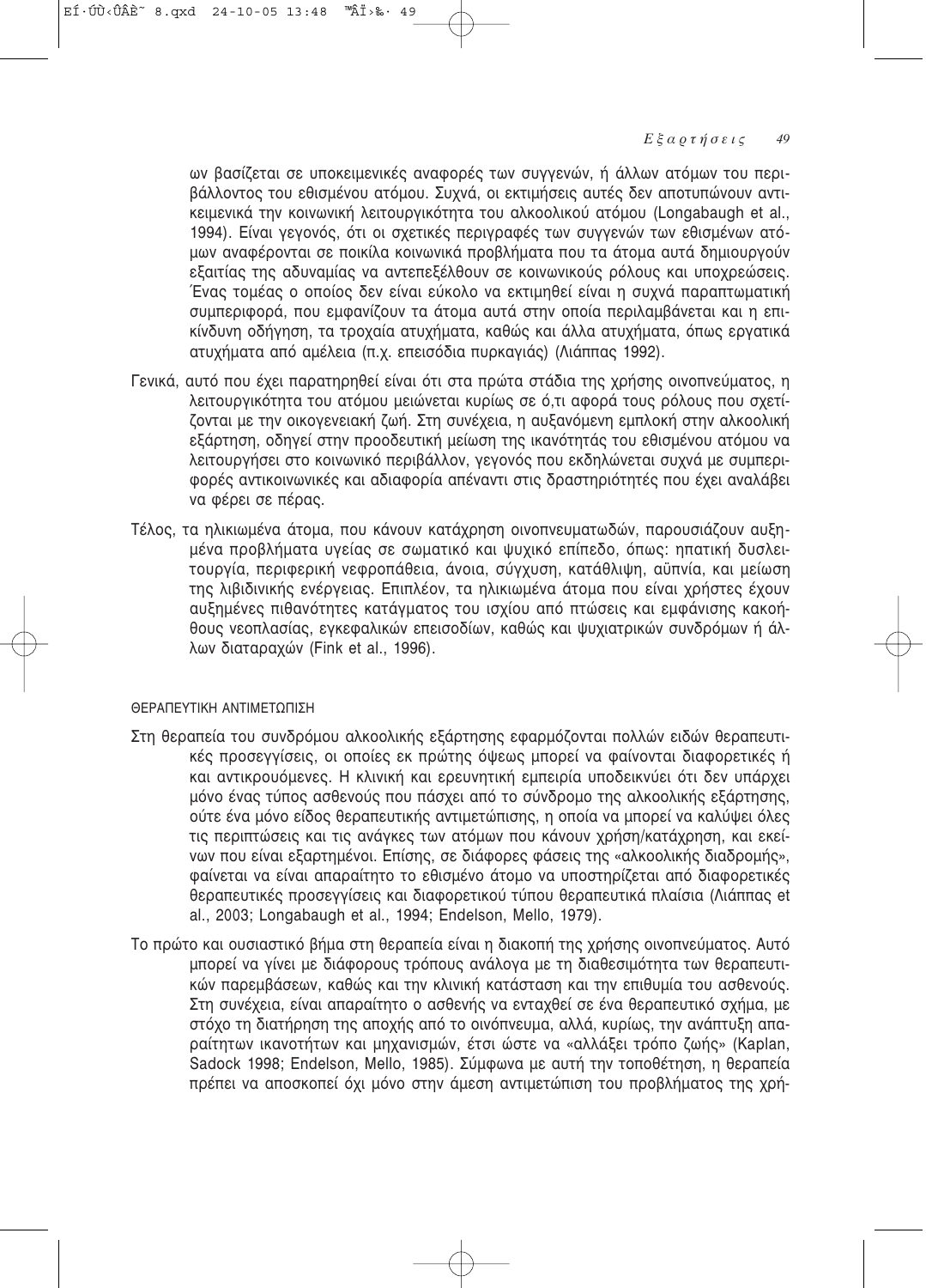ων βασίζεται σε υποκειμενικές αναφορές των συγγενών, ή άλλων ατόμων του περιβάλλοντος του εθισμένου ατόμου. Συχνά, οι εκτιμήσεις αυτές δεν αποτυπώνουν αντικειμενικά την κοινωνική λειτουργικότητα του αλκοολικού ατόμου (Longabaugh et al., 1994). Είναι γεγονός, ότι οι σχετικές περιγραφές των συγγενών των εθισμένων ατόμων αναφέρονται σε ποικίλα κοινωνικά προβλήματα που τα άτομα αυτά δημιουργούν εξαιτίας της αδυναμίας να αντεπεξέλθουν σε κοινωνικούς ρόλους και υποχρεώσεις. Ένας τομέας ο οποίος δεν είναι εύκολο να εκτιμηθεί είναι η συχνά παραπτωματική συμπεριφορά, που εμφανίζουν τα άτομα αυτά στην οποία περιλαμβάνεται και η επικίνδυνη οδήγηση, τα τροχαία ατυχήματα, καθώς και άλλα ατυχήματα, όπως εργατικά ατυχήματα από αμέλεια (π.χ. επεισόδια πυρκαγιάς) (Λιάππας 1992).

Γενικά, αυτό που έχει παρατηρηθεί είναι ότι στα πρώτα στάδια της χρήσης οινοπνεύματος, η λειτουργικότητα του ατόμου μειώνεται κυρίως σε ό,τι αφορά τους ρόλους που σχετίζονται με την οικογενειακή ζωή. Στη συνέχεια, η αυξανόμενη εμπλοκή στην αλκοολική εξάρτηση, οδηγεί στην προοδευτική μείωση της ικανότητάς του εθισμένου ατόμου να λειτουργήσει στο κοινωνικό περιβάλλον, γεγονός που εκδηλώνεται συχνά με συμπεριφορές αντικοινωνικές και αδιαφορία απέναντι στις δραστηριότητές που έχει αναλάβει να φέρει σε πέρας.

Τέλος, τα ηλικιωμένα άτομα, που κάνουν κατάχρηση οινοπνευματωδών, παρουσιάζουν αυξημένα προβλήματα υγείας σε σωματικό και ψυχικό επίπεδο, όπως: ηπατική δυσλειτουργία, περιφερική νεφροπάθεια, άνοια, σύγχυση, κατάθλιψη, αϋπνία, και μείωση της λιβιδινικής ενέργειας. Επιπλέον, τα ηλικιωμένα άτομα που είναι χρήστες έχουν αυξημένες πιθανότητες κατάγματος του ισχίου από πτώσεις και εμφάνισης κακοήθους νεοπλασίας, εγκεφαλικών επεισοδίων, καθώς και ψυχιατρικών συνδρόμων ή άλλων διαταραχών (Fink et al., 1996).

## ΘΕΡΑΠΕΥΤΙΚΗ ΑΝΤΙΜΕΤΩΠΙΣΗ

Στη θεραπεία του συνδρόμου αλκοολικής εξάρτησης εφαρμόζονται πολλών ειδών θεραπευτικές προσεγγίσεις, οι οποίες εκ πρώτης όψεως μπορεί να φαίνονται διαφορετικές ή και αντικρουόμενες. Η κλινική και ερευνητική εμπειρία υποδεικνύει ότι δεν υπάρχει μόνο ένας τύπος ασθενούς που πάσχει από το σύνδρομο της αλκοολικής εξάρτησης, ούτε ένα μόνο είδος θεραπευτικής αντιμετώπισης, η οποία να μπορεί να καλύψει όλες τις περιπτώσεις και τις ανάγκες των ατόμων που κάνουν χρήση/κατάχρηση, και εκείνων που είναι εξαρτημένοι. Επίσης, σε διάφορες φάσεις της «αλκοολικής διαδρομής», φαίνεται να είναι απαραίτητο το εθισμένο άτομο να υποστηρίζεται από διαφορετικές θεραπευτικές προσεγγίσεις και διαφορετικού τύπου θεραπευτικά πλαίσια (Λιάππας et al., 2003; Longabaugh et al., 1994; Endelson, Mello, 1979).

Το πρώτο και ουσιαστικό βήμα στη θεραπεία είναι η διακοπή της χρήσης οινοπνεύματος. Αυτό μπορεί να γίνει με διάφορους τρόπους ανάλογα με τη διαθεσιμότητα των θεραπευτικών παρεμβάσεων, καθώς και την κλινική κατάσταση και την επιθυμία του ασθενούς. Στη συνέχεια, είναι απαραίτητο ο ασθενής να ενταχθεί σε ένα θεραπευτικό σχήμα, με στόχο τη διατήρηση της αποχής από το οινόπνευμα, αλλά, κυρίως, την ανάπτυξη απαραίτητων ικανοτήτων και μηχανισμών, έτσι ώστε να «αλλάξει τρόπο ζωής» (Kaplan, Sadock 1998; Endelson, Mello, 1985). Σύμφωνα με αυτή την τοποθέτηση, η θεραπεία πρέπει να αποσκοπεί όχι μόνο στην άμεση αντιμετώπιση του προβλήματος της χρή-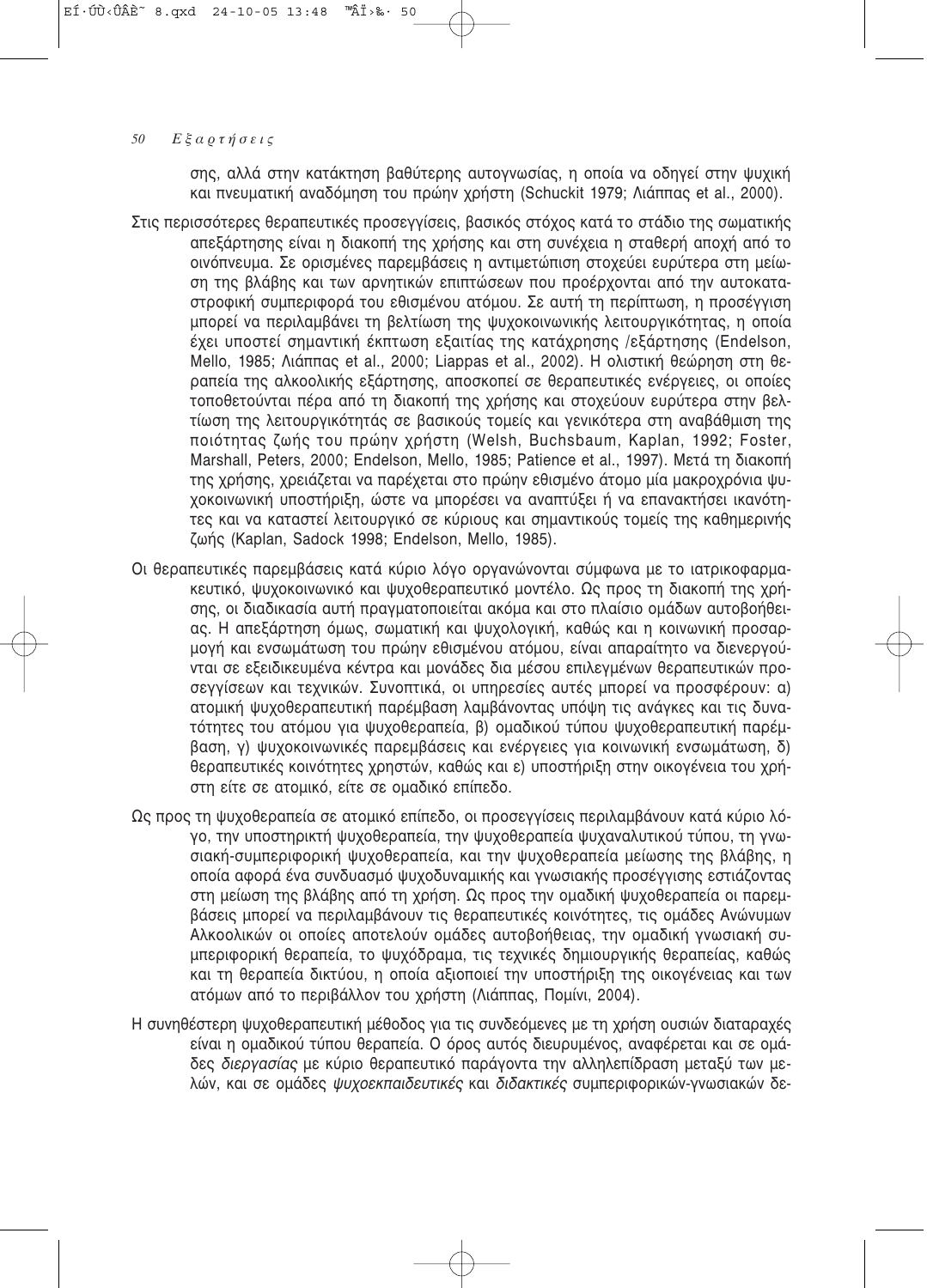σης, αλλά στην κατάκτηση βαθύτερης αυτογνωσίας, η οποία να οδηγεί στην ψυχική και πνευματική αναδόμηση του πρώην χρήστη (Schuckit 1979; Λιάππας et al., 2000).

Στις περισσότερες θεραπευτικές προσεγγίσεις, βασικός στόχος κατά το στάδιο της σωματικής απεξάρτησης είναι η διακοπή της χρήσης και στη συνέχεια η σταθερή αποχή από το οινόπνευμα. Σε ορισμένες παρεμβάσεις η αντιμετώπιση στοχεύει ευρύτερα στη μείωση της βλάβης και των αρνητικών επιπτώσεων που προέρχονται από την αυτοκαταστροφική συμπεριφορά του εθισμένου ατόμου. Σε αυτή τη περίπτωση, η προσέγγιση μπορεί να περιλαμβάνει τη βελτίωση της ψυχοκοινωνικής λειτουργικότητας, η οποία έχει υποστεί σημαντική έκπτωση εξαιτίας της κατάχρησης /εξάρτησης (Endelson, Mello, 1985; Λιάππας et al., 2000; Liappas et al., 2002). Η ολιστική θεώρηση στη θεραπεία της αλκοολικής εξάρτησης, αποσκοπεί σε θεραπευτικές ενέργειες, οι οποίες τοποθετούνται πέρα από τη διακοπή της χρήσης και στοχεύουν ευρύτερα στην βελτίωση της λειτουργικότητάς σε βασικούς τομείς και γενικότερα στη αναβάθμιση της ποιότητας ζωής του πρώην χρήστη (Welsh, Buchsbaum, Kaplan, 1992; Foster, Marshall, Peters, 2000; Endelson, Mello, 1985; Patience et al., 1997). Μετά τη διακοπή της χρήσης, χρειάζεται να παρέχεται στο πρώην εθισμένο άτομο μία μακροχρόνια ψυχοκοινωνική υποστήριξη, ώστε να μπορέσει να αναπτύξει ή να επανακτήσει ικανότητες και να καταστεί λειτουργικό σε κύριους και σημαντικούς τομείς της καθημερινής ζωής (Kaplan, Sadock 1998; Endelson, Mello, 1985).

Οι θεραπευτικές παρεμβάσεις κατά κύριο λόγο οργανώνονται σύμφωνα με το ιατρικοφαρμακευτικό, ψυχοκοινωνικό και ψυχοθεραπευτικό μοντέλο. Ως προς τη διακοπή της χρήσης, οι διαδικασία αυτή πραγματοποιείται ακόμα και στο πλαίσιο ομάδων αυτοβοήθειας. Η απεξάρτηση όμως, σωματική και ψυχολογική, καθώς και η κοινωνική προσαρμογή και ενσωμάτωση του πρώην εθισμένου ατόμου, είναι απαραίτητο να διενεργούνται σε εξειδικευμένα κέντρα και μονάδες δια μέσου επιλεγμένων θεραπευτικών προσεγγίσεων και τεχνικών. Συνοπτικά, οι υπηρεσίες αυτές μπορεί να προσφέρουν: α) ατομική ψυχοθεραπευτική παρέμβαση λαμβάνοντας υπόψη τις ανάγκες και τις δυνατότητες του ατόμου για ψυχοθεραπεία, β) ομαδικού τύπου ψυχοθεραπευτική παρέμβαση, γ) ψυχοκοινωνικές παρεμβάσεις και ενέργειες για κοινωνική ενσωμάτωση, δ) θεραπευτικές κοινότητες χρηστών, καθώς και ε) υποστήριξη στην οικογένεια του χρήστη είτε σε ατομικό, είτε σε ομαδικό επίπεδο.

Ως προς τη ψυχοθεραπεία σε ατομικό επίπεδο, οι προσεγγίσεις περιλαμβάνουν κατά κύριο λόγο, την υποστηρικτή ψυχοθεραπεία, την ψυχοθεραπεία ψυχαναλυτικού τύπου, τη γνωσιακή-συμπεριφορική ψυχοθεραπεία, και την ψυχοθεραπεία μείωσης της βλάβης, η οποία αφορά ένα συνδυασμό ψυχοδυναμικής και γνωσιακής προσέγγισης εστιάζοντας στη μείωση της βλάβης από τη χρήση. Ως προς την ομαδική ψυχοθεραπεία οι παρεμβάσεις μπορεί να περιλαμβάνουν τις θεραπευτικές κοινότητες, τις ομάδες Ανώνυμων Αλκοολικών οι οποίες αποτελούν ομάδες αυτοβοήθειας, την ομαδική γνωσιακή συμπεριφορική θεραπεία, το ψυχόδραμα, τις τεχνικές δημιουργικής θεραπείας, καθώς και τη θεραπεία δικτύου, η οποία αξιοποιεί την υποστήριξη της οικογένειας και των ατόμων από το περιβάλλον του χρήστη (Λιάππας, Πομίνι, 2004).

Η συνηθέστερη ψυχοθεραπευτική μέθοδος για τις συνδεόμενες με τη χρήση ουσιών διαταραχές είναι η ομαδικού τύπου θεραπεία. Ο όρος αυτός διευρυμένος, αναφέρεται και σε ομάδες *διεργασίας* με κύριο θεραπευτικό παράγοντα την αλληλεπίδραση μεταξύ των μελών, και σε ομάδες *ψυχοεκπαιδευτικές* και *διδακτικές* συμπεριφορικών-γνωσιακών δε-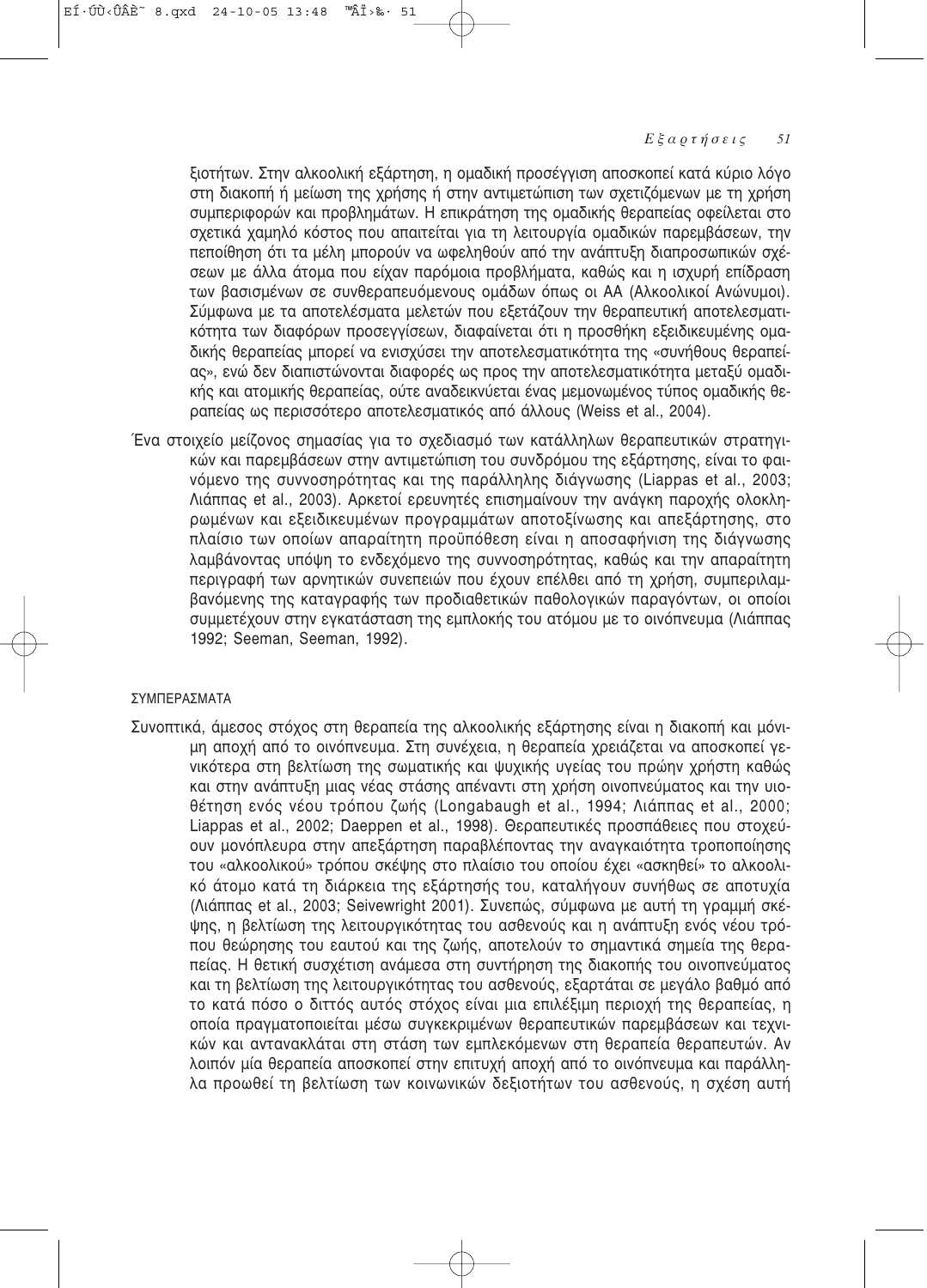ξιοτήτων. Στην αλκοολική εξάρτηση, η ομαδική προσέγγιση αποσκοπεί κατά κύριο λόγο στη διακοπή ή μείωση της χρήσης ή στην αντιμετώπιση των σχετιζόμενων με τη χρήση συμπεριφορών και προβλημάτων. Η επικράτηση της ομαδικής θεραπείας οφείλεται στο σχετικά χαμηλό κόστος που απαιτείται για τη λειτουργία ομαδικών παρεμβάσεων, την πεποίθηση ότι τα μέλη μπορούν να ωφεληθούν από την ανάπτυξη διαπροσωπικών σχέσεων με άλλα άτομα που είχαν παρόμοια προβλήματα, καθώς και η ισχυρή επίδραση των βασισμένων σε συνθεραπευόμενους ομάδων όπως οι ΑΑ (Αλκοολικοί Ανώνυμοι). Σύμφωνα με τα αποτελέσματα μελετών που εξετάζουν την θεραπευτική αποτελεσματικότητα των διαφόρων προσεγγίσεων, διαφαίνεται ότι η προσθήκη εξειδικευμένης ομαδικής θεραπείας μπορεί να ενισχύσει την αποτελεσματικότητα της «συνήθους θεραπείας», ενώ δεν διαπιστώνονται διαφορές ως προς την αποτελεσματικότητα μεταξύ ομαδικής και ατομικής θεραπείας, ούτε αναδεικνύεται ένας μεμονωμένος τύπος ομαδικής θεραπείας ως περισσότερο αποτελεσματικός από άλλους (Weiss et al., 2004).

Ένα στοιχείο μείζονος σημασίας για το σχεδιασμό των κατάλληλων θεραπευτικών στρατηγικών και παρεμβάσεων στην αντιμετώπιση του συνδρόμου της εξάρτησης, είναι το φαινόμενο της συννοσηρότητας και της παράλληλης διάγνωσης (Liappas et al., 2003; Λιάππας et al., 2003). Αρκετοί ερευνητές επισημαίνουν την ανάγκη παροχής ολοκληρωμένων και εξειδικευμένων προγραμμάτων αποτοξίνωσης και απεξάρτησης, στο πλαίσιο των οποίων απαραίτητη προϋπόθεση είναι η αποσαφήνιση της διάγνωσης λαμβάνοντας υπόψη το ενδεχόμενο της συννοσηρότητας, καθώς και την απαραίτητη περιγραφή των αρνητικών συνεπειών που έχουν επέλθει από τη χρήση, συμπεριλαμβανόμενης της καταγραφής των προδιαθετικών παθολογικών παραγόντων, οι οποίοι συμμετέχουν στην εγκατάσταση της εμπλοκής του ατόμου με το οινόπνευμα (Λιάππας 1992; Seeman, Seeman, 1992).

## ΣΥΜΠΕΡΑΣΜΑΤΑ

Συνοπτικά, άμεσος στόχος στη θεραπεία της αλκοολικής εξάρτησης είναι η διακοπή και μόνιμη αποχή από το οινόπνευμα. Στη συνέχεια, η θεραπεία χρειάζεται να αποσκοπεί γενικότερα στη βελτίωση της σωματικής και ψυχικής υγείας του πρώην χρήστη καθώς και στην ανάπτυξη μιας νέας στάσης απέναντι στη χρήση οινοπνεύματος και την υιοθέτηση ενός νέου τρόπου ζωής (Longabaugh et al., 1994; Λιάππας et al., 2000; Liappas et al., 2002; Daeppen et al., 1998). Θεραπευτικές προσπάθειες που στοχεύουν μονόπλευρα στην απεξάρτηση παραβλέποντας την αναγκαιότητα τροποποίησης του «αλκοολικού» τρόπου σκέψης στο πλαίσιο του οποίου έχει «ασκηθεί» το αλκοολικό άτομο κατά τη διάρκεια της εξάρτησής του, καταλήγουν συνήθως σε αποτυχία (Λιάππας et al., 2003; Seivewright 2001). Συνεπώς, σύμφωνα με αυτή τη γραμμή σκέψης, η βελτίωση της λειτουργικότητας του ασθενούς και η ανάπτυξη ενός νέου τρόπου θεώρησης του εαυτού και της ζωής, αποτελούν το σημαντικά σημεία της θεραπείας. Η θετική συσχέτιση ανάμεσα στη συντήρηση της διακοπής του οινοπνεύματος και τη βελτίωση της λειτουργικότητας του ασθενούς, εξαρτάται σε μεγάλο βαθμό από το κατά πόσο ο διττός αυτός στόχος είναι μια επιλέξιμη περιοχή της θεραπείας, η οποία πραγματοποιείται μέσω συγκεκριμένων θεραπευτικών παρεμβάσεων και τεχνικών και αντανακλάται στη στάση των εμπλεκόμενων στη θεραπεία θεραπευτών. Αν λοιπόν μία θεραπεία αποσκοπεί στην επιτυχή αποχή από το οινόπνευμα και παράλληλα προωθεί τη βελτίωση των κοινωνικών δεξιοτήτων του ασθενούς, η σχέση αυτή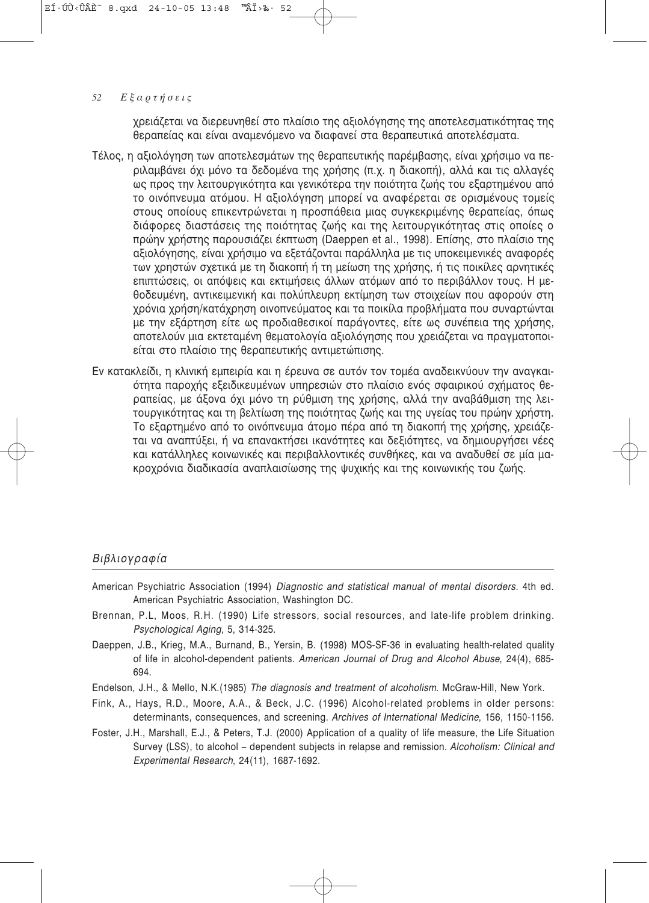χρειάζεται να διερευνηθεί στο πλαίσιο της αξιολόγησης της αποτελεσματικότητας της θεραπείας και είναι αναμενόμενο να διαφανεί στα θεραπευτικά αποτελέσματα.

Τέλος, η αξιολόγηση των αποτελεσμάτων της θεραπευτικής παρέμβασης, είναι χρήσιμο να περιλαμβάνει όχι μόνο τα δεδομένα της χρήσης (π.χ. η διακοπή), αλλά και τις αλλαγές ως προς την λειτουργικότητα και γενικότερα την ποιότητα ζωής του εξαρτημένου από το οινόπνευμα ατόμου. Η αξιολόγηση μπορεί να αναφέρεται σε ορισμένους τομείς στους οποίους επικεντρώνεται η προσπάθεια μιας συγκεκριμένης θεραπείας, όπως διάφορες διαστάσεις της ποιότητας ζωής και της λειτουργικότητας στις οποίες ο πρώην χρήστης παρουσιάζει έκπτωση (Daeppen et al., 1998). Επίσης, στο πλαίσιο της αξιολόγησης, είναι χρήσιμο να εξετάζονται παράλληλα με τις υποκειμενικές αναφορές των χρηστών σχετικά με τη διακοπή ή τη μείωση της χρήσης, ή τις ποικίλες αρνητικές επιπτώσεις, οι απόψεις και εκτιμήσεις άλλων ατόμων από το περιβάλλον τους. Η μεθοδευμένη, αντικειμενική και πολύπλευρη εκτίμηση των στοιχείων που αφορούν στη χρόνια χρήση/κατάχρηση οινοπνεύματος και τα ποικίλα προβλήματα που συναρτώνται με την εξάρτηση είτε ως προδιαθεσικοί παράγοντες, είτε ως συνέπεια της χρήσης, αποτελούν μια εκτεταμένη θεματολογία αξιολόγησης που χρειάζεται να πραγματοποιείται στο πλαίσιο της θεραπευτικής αντιμετώπισης.

Εν κατακλείδι, η κλινική εμπειρία και η έρευνα σε αυτόν τον τομέα αναδεικνύουν την αναγκαιότητα παροχής εξειδικευμένων υπηρεσιών στο πλαίσιο ενός σφαιρικού σχήματος θεραπείας, με άξονα όχι μόνο τη ρύθμιση της χρήσης, αλλά την αναβάθμιση της λειτουργικότητας και τη βελτίωση της ποιότητας ζωής και της υγείας του πρώην χρήστη. Το εξαρτημένο από το οινόπνευμα άτομο πέρα από τη διακοπή της χρήσης, χρειάζεται να αναπτύξει, ή να επανακτήσει ικανότητες και δεξιότητες, να δημιουργήσει νέες και κατάλληλες κοινωνικές και περιβαλλοντικές συνθήκες, και να αναδυθεί σε μία μακροχρόνια διαδικασία αναπλαισίωσης της ψυχικής και της κοινωνικής του ζωής.

## *Βιβλιογραφία*

American Psychiatric Association (1994) *Diagnostic and statistical manual of mental disorders*. 4th ed. American Psychiatric Association, Washington DC.

Brennan, P.L, Moos, R.H. (1990) Life stressors, social resources, and late-life problem drinking. *Psychological Aging*, 5, 314-325.

Daeppen, J.B., Krieg, M.A., Burnand, B., Yersin, B. (1998) MOS-SF-36 in evaluating health-related quality of life in alcohol-dependent patients. *American Journal of Drug and Alcohol Abuse*, 24(4), 685-694.

Endelson, J.H., & Mello, N.K.(1985) *The diagnosis and treatment of alcoholism*. McGraw-Hill, New York.

Fink, A., Hays, R.D., Moore, A.A., & Beck, J.C. (1996) Alcohol-related problems in older persons: determinants, consequences, and screening. *Archives of International Medicine*, 156, 1150-1156.

Foster, J.H., Marshall, E.J., & Peters, T.J. (2000) Application of a quality of life measure, the Life Situation Survey (LSS), to alcohol – dependent subjects in relapse and remission. *Alcoholism: Clinical and Experimental Research*, 24(11), 1687-1692.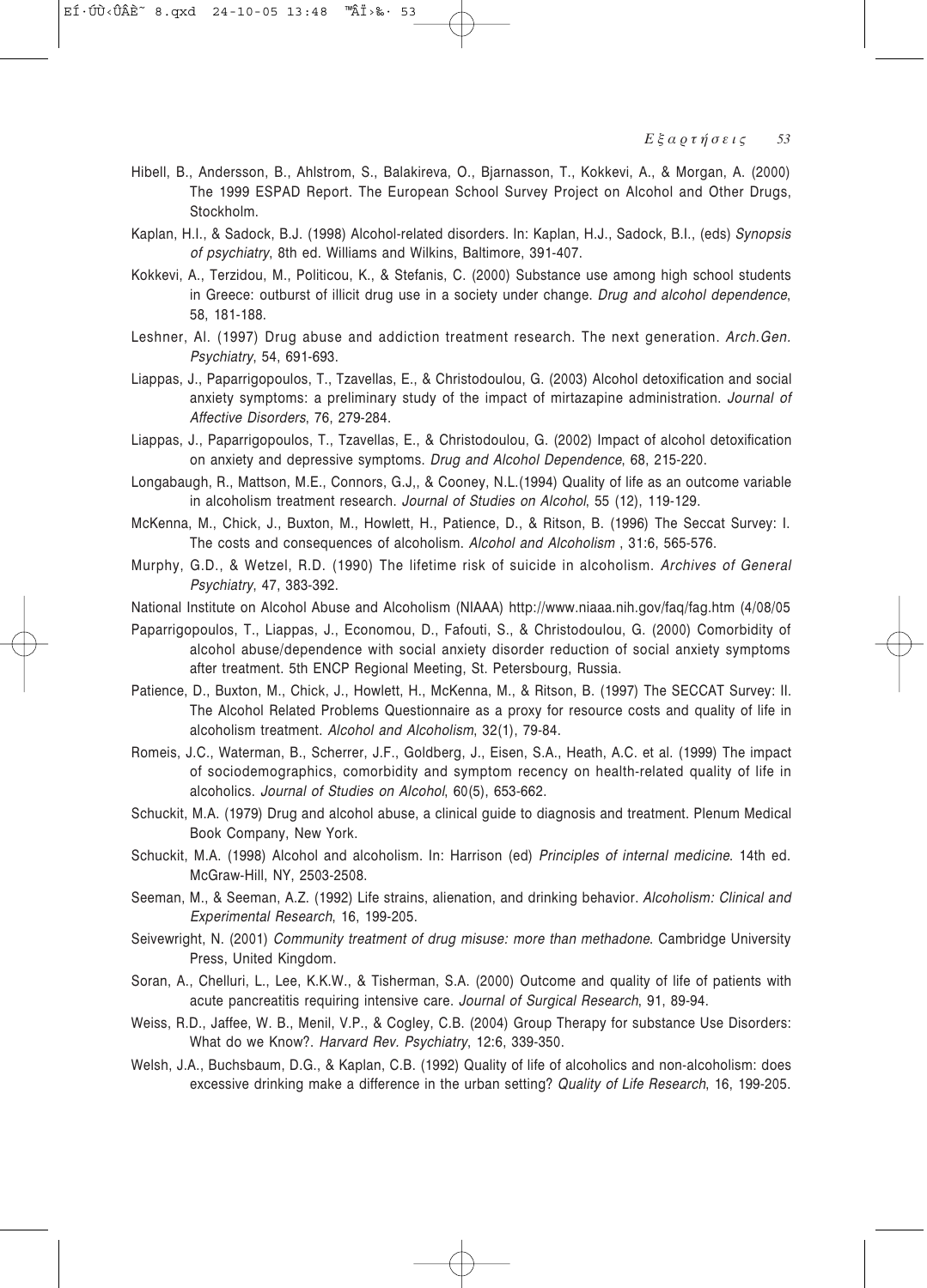Hibell, B., Andersson, B., Ahlstrom, S., Balakireva, O., Bjarnasson, T., Kokkevi, A., & Morgan, A. (2000) The 1999 ESPAD Report. The European School Survey Project on Alcohol and Other Drugs, Stockholm.

Kaplan, H.I., & Sadock, B.J. (1998) Alcohol-related disorders. In: Kaplan, H.J., Sadock, B.I., (eds) *Synopsis of psychiatry*, 8th ed. Williams and Wilkins, Baltimore, 391-407.

Kokkevi, A., Terzidou, M., Politicou, K., & Stefanis, C. (2000) Substance use among high school students in Greece: outburst of illicit drug use in a society under change. *Drug and alcohol dependence*, 58, 181-188.

Leshner, Al. (1997) Drug abuse and addiction treatment research. The next generation. *Arch.Gen. Psychiatry*, 54, 691-693.

Liappas, J., Paparrigopoulos, T., Tzavellas, E., & Christodoulou, G. (2003) Alcohol detoxification and social anxiety symptoms: a preliminary study of the impact of mirtazapine administration. *Journal of Affective Disorders*, 76, 279-284.

Liappas, J., Paparrigopoulos, T., Tzavellas, E., & Christodoulou, G. (2002) Impact of alcohol detoxification on anxiety and depressive symptoms. *Drug and Alcohol Dependence*, 68, 215-220.

Longabaugh, R., Mattson, M.E., Connors, G.J,, & Cooney, N.L.(1994) Quality of life as an outcome variable in alcoholism treatment research. *Journal of Studies on Alcohol*, 55 (12), 119-129.

McKenna, M., Chick, J., Buxton, M., Howlett, H., Patience, D., & Ritson, B. (1996) The Seccat Survey: I. The costs and consequences of alcoholism. *Alcohol and Alcoholism* , 31:6, 565-576.

Murphy, G.D., & Wetzel, R.D. (1990) The lifetime risk of suicide in alcoholism. *Archives of General Psychiatry*, 47, 383-392.

National Institute on Alcohol Abuse and Alcoholism (NIAAA) http://www.niaaa.nih.gov/faq/fag.htm (4/08/05

Paparrigopoulos, T., Liappas, J., Economou, D., Fafouti, S., & Christodoulou, G. (2000) Comorbidity of alcohol abuse/dependence with social anxiety disorder reduction of social anxiety symptoms after treatment. 5th ENCP Regional Meeting, St. Petersbourg, Russia.

Patience, D., Buxton, M., Chick, J., Howlett, H., McKenna, M., & Ritson, B. (1997) The SECCAT Survey: II. The Alcohol Related Problems Questionnaire as a proxy for resource costs and quality of life in alcoholism treatment. *Alcohol and Alcoholism*, 32(1), 79-84.

Romeis, J.C., Waterman, B., Scherrer, J.F., Goldberg, J., Eisen, S.A., Heath, A.C. et al. (1999) The impact of sociodemographics, comorbidity and symptom recency on health-related quality of life in alcoholics. *Journal of Studies on Alcohol*, 60(5), 653-662.

Schuckit, M.A. (1979) Drug and alcohol abuse, a clinical guide to diagnosis and treatment. Plenum Medical Book Company, New York.

Schuckit, M.A. (1998) Alcohol and alcoholism. In: Harrison (ed) *Principles of internal medicine*. 14th ed. McGraw-Hill, NY, 2503-2508.

Seeman, M., & Seeman, A.Z. (1992) Life strains, alienation, and drinking behavior. *Alcoholism: Clinical and Experimental Research*, 16, 199-205.

Seivewright, N. (2001) *Community treatment of drug misuse: more than methadone*. Cambridge University Press, United Kingdom.

Soran, A., Chelluri, L., Lee, K.K.W., & Tisherman, S.A. (2000) Outcome and quality of life of patients with acute pancreatitis requiring intensive care. *Journal of Surgical Research*, 91, 89-94.

Weiss, R.D., Jaffee, W. B., Menil, V.P., & Cogley, C.B. (2004) Group Therapy for substance Use Disorders: What do we Know?. *Harvard Rev. Psychiatry*, 12:6, 339-350.

Welsh, J.A., Buchsbaum, D.G., & Kaplan, C.B. (1992) Quality of life of alcoholics and non-alcoholism: does excessive drinking make a difference in the urban setting? *Quality of Life Research*, 16, 199-205.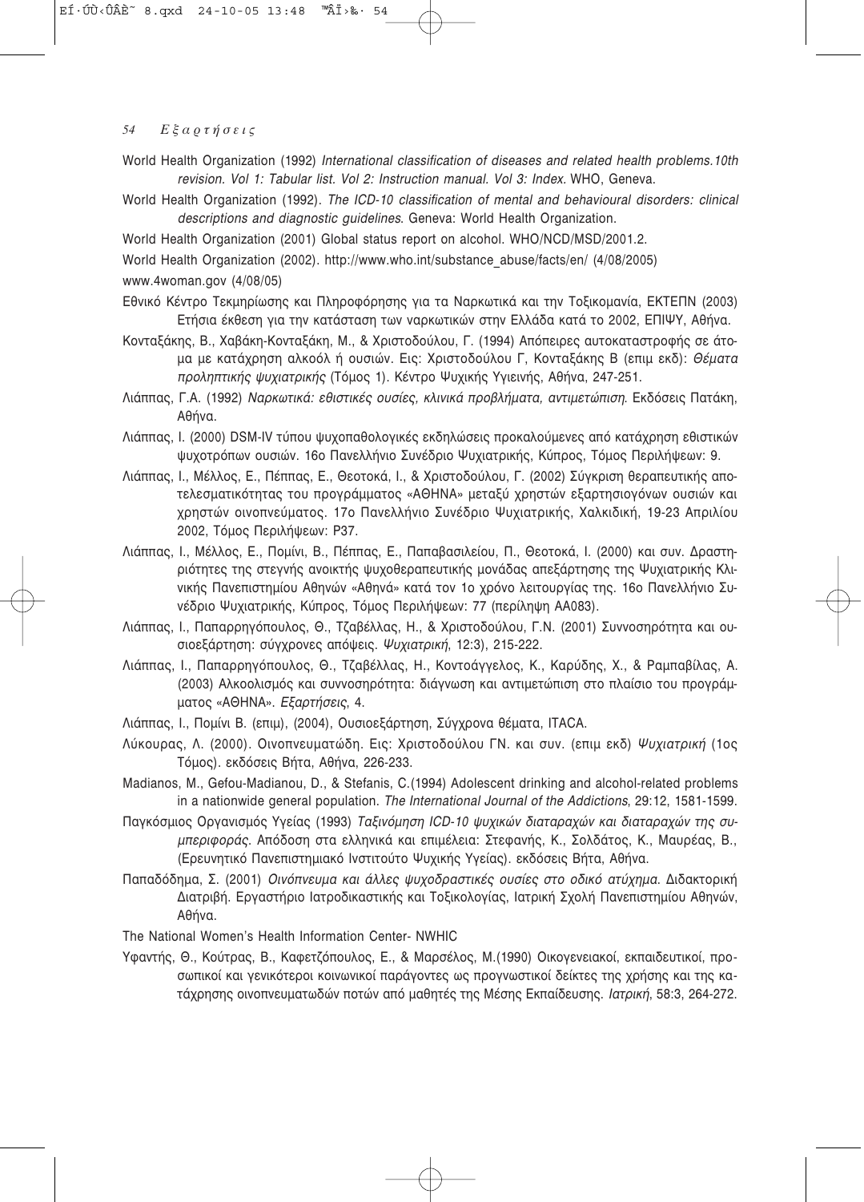World Health Organization (1992) *International classification of diseases and related health problems.10th revision. Vol 1: Tabular list. Vol 2: Instruction manual. Vol 3: Index*. WHO, Geneva.

World Health Organization (1992). *The ICD-10 classification of mental and behavioural disorders: clinical descriptions and diagnostic guidelines*. Geneva: World Health Organization.

World Health Organization (2001) Global status report on alcohol. WHO/NCD/MSD/2001.2.

World Health Organization (2002). http://www.who.int/substance_abuse/facts/en/ (4/08/2005)

www.4woman.gov (4/08/05)

Εθνικό Κέντρο Τεκμηρίωσης και Πληροφόρησης για τα Ναρκωτικά και την Τοξικομανία, ΕΚΤΕΠΝ (2003) Ετήσια έκθεση για την κατάσταση των ναρκωτικών στην Ελλάδα κατά το 2002, ΕΠΙΨΥ, Αθήνα.

Κονταξάκης, Β., Χαβάκη-Κονταξάκη, Μ., & Χριστοδούλου, Γ. (1994) Απόπειρες αυτοκαταστροφής σε άτομα με κατάχρηση αλκοόλ ή ουσιών. Εις: Χριστοδούλου Γ, Κονταξάκης Β (επιμ εκδ): *Θέματα προληπτικής ψυχιατρικής* (Τόμος 1). Κέντρο Ψυχικής Υγιεινής, Αθήνα, 247-251.

Λιάππας, Γ.Α. (1992) *Ναρκωτικά: εθιστικές ουσίες, κλινικά προβλήματα, αντιμετώπιση*. Εκδόσεις Πατάκη, Αθήνα.

Λιάππας, Ι. (2000) DSM-IV τύπου ψυχοπαθολογικές εκδηλώσεις προκαλούμενες από κατάχρηση εθιστικών ψυχοτρόπων ουσιών. 16ο Πανελλήνιο Συνέδριο Ψυχιατρικής, Κύπρος, Τόμος Περιλήψεων: 9.

Λιάππας, Ι., Μέλλος, Ε., Πέππας, Ε., Θεοτοκά, Ι., & Χριστοδούλου, Γ. (2002) Σύγκριση θεραπευτικής αποτελεσματικότητας του προγράμματος «ΑΘΗΝΑ» μεταξύ χρηστών εξαρτησιογόνων ουσιών και χρηστών οινοπνεύματος. 17ο Πανελλήνιο Συνέδριο Ψυχιατρικής, Χαλκιδική, 19-23 Απριλίου 2002, Τόμος Περιλήψεων: P37.

Λιάππας, Ι., Μέλλος, Ε., Πομίνι, Β., Πέππας, Ε., Παπαβασιλείου, Π., Θεοτοκά, Ι. (2000) και συν. Δραστηριότητες της στεγνής ανοικτής ψυχοθεραπευτικής μονάδας απεξάρτησης της Ψυχιατρικής Κλινικής Πανεπιστημίου Αθηνών «Αθηνά» κατά τον 1ο χρόνο λειτουργίας της. 16ο Πανελλήνιο Συνέδριο Ψυχιατρικής, Κύπρος, Τόμος Περιλήψεων: 77 (περίληψη ΑΑ083).

Λιάππας, Ι., Παπαρρηγόπουλος, Θ., Τζαβέλλας, Η., & Χριστοδούλου, Γ.Ν. (2001) Συννοσηρότητα και ουσιοεξάρτηση: σύγχρονες απόψεις. *Ψυχιατρική*, 12:3), 215-222.

Λιάππας, Ι., Παπαρρηγόπουλος, Θ., Τζαβέλλας, Η., Κοντοάγγελος, Κ., Καρύδης, Χ., & Ραμπαβίλας, Α. (2003) Αλκοολισμός και συννοσηρότητα: διάγνωση και αντιμετώπιση στο πλαίσιο του προγράμματος «ΑΘΗΝΑ». *Εξαρτήσεις*, 4.

Λιάππας, Ι., Πομίνι Β. (επιμ), (2004), Ουσιοεξάρτηση, Σύγχρονα θέματα, ITACA.

Λύκουρας, Λ. (2000). Οινοπνευματώδη. Εις: Χριστοδούλου ΓΝ. και συν. (επιμ εκδ) *Ψυχιατρική* (1ος Τόμος). εκδόσεις Βήτα, Αθήνα, 226-233.

Madianos, M., Gefou-Madianou, D., & Stefanis, C.(1994) Adolescent drinking and alcohol-related problems in a nationwide general population. *The International Journal of the Addictions*, 29:12, 1581-1599.

Παγκόσμιος Οργανισμός Υγείας (1993) *Ταξινόμηση ICD-10 ψυχικών διαταραχών και διαταραχών της συμπεριφοράς*. Απόδοση στα ελληνικά και επιμέλεια: Στεφανής, Κ., Σολδάτος, Κ., Μαυρέας, Β., (Ερευνητικό Πανεπιστημιακό Ινστιτούτο Ψυχικής Υγείας). εκδόσεις Βήτα, Αθήνα.

Παπαδόδημα, Σ. (2001) *Οινόπνευμα και άλλες ψυχοδραστικές ουσίες στο οδικό ατύχημα*. Διδακτορική Διατριβή. Εργαστήριο Ιατροδικαστικής και Τοξικολογίας, Ιατρική Σχολή Πανεπιστημίου Αθηνών, Αθήνα.

The National Women's Health Information Center- NWHIC

Υφαντής, Θ., Κούτρας, Β., Καφετζόπουλος, Ε., & Μαρσέλος, Μ.(1990) Οικογενειακοί, εκπαιδευτικοί, προσωπικοί και γενικότεροι κοινωνικοί παράγοντες ως προγνωστικοί δείκτες της χρήσης και της κατάχρησης οινοπνευματωδών ποτών από μαθητές της Μέσης Εκπαίδευσης. *Ιατρική*, 58:3, 264-272.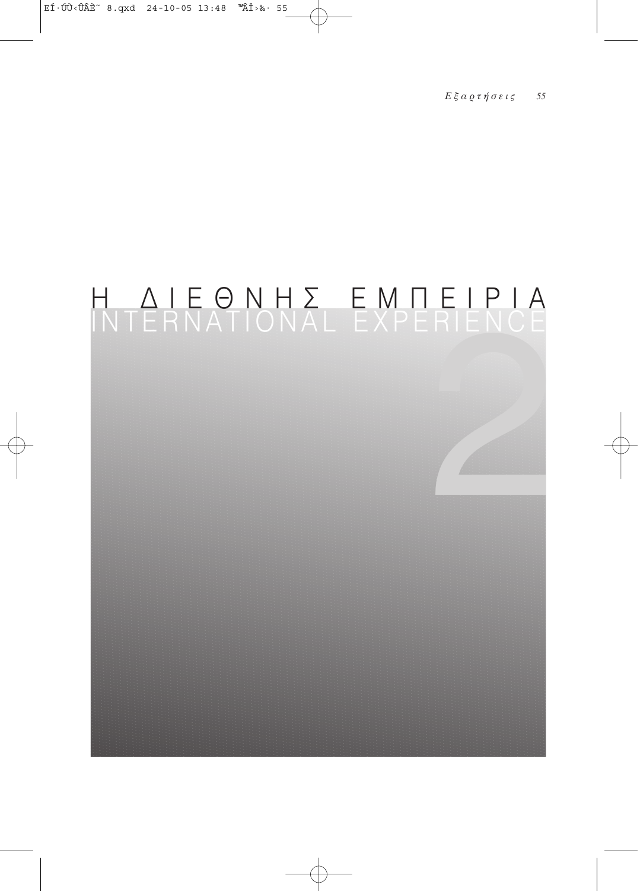# Η ΔΙΕΘΝΗΣ ΕΜΠΕΙΡΙΑ
# INTERNATIONAL EXPERIENCE

2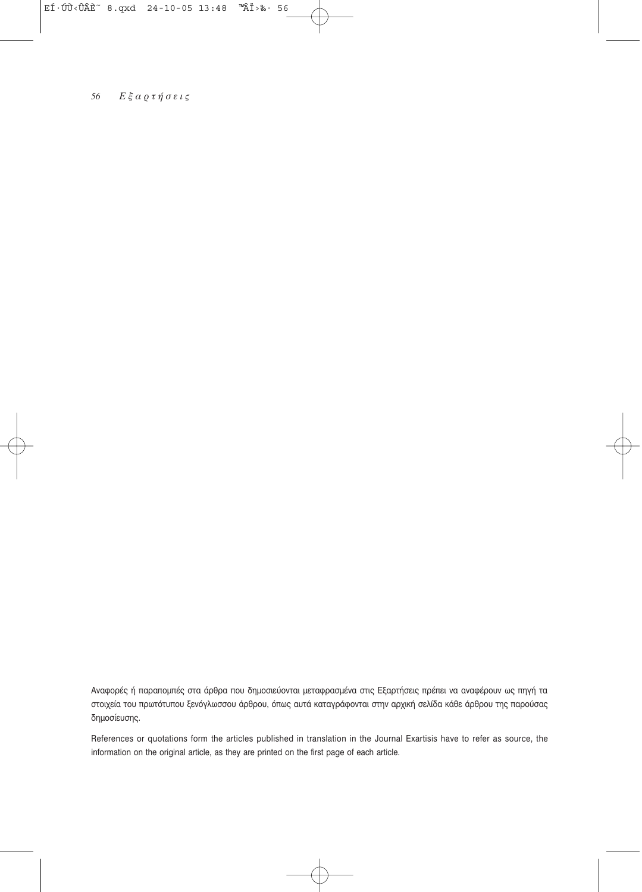Αναφορές ή παραπομπές στα άρθρα που δημοσιεύονται μεταφρασμένα στις Εξαρτήσεις πρέπει να αναφέρουν ως πηγή τα στοιχεία του πρωτότυπου ξενόγλωσσου άρθρου, όπως αυτά καταγράφονται στην αρχική σελίδα κάθε άρθρου της παρούσας δημοσίευσης.

References or quotations form the articles published in translation in the Journal Exartisis have to refer as source, the information on the original article, as they are printed on the first page of each article.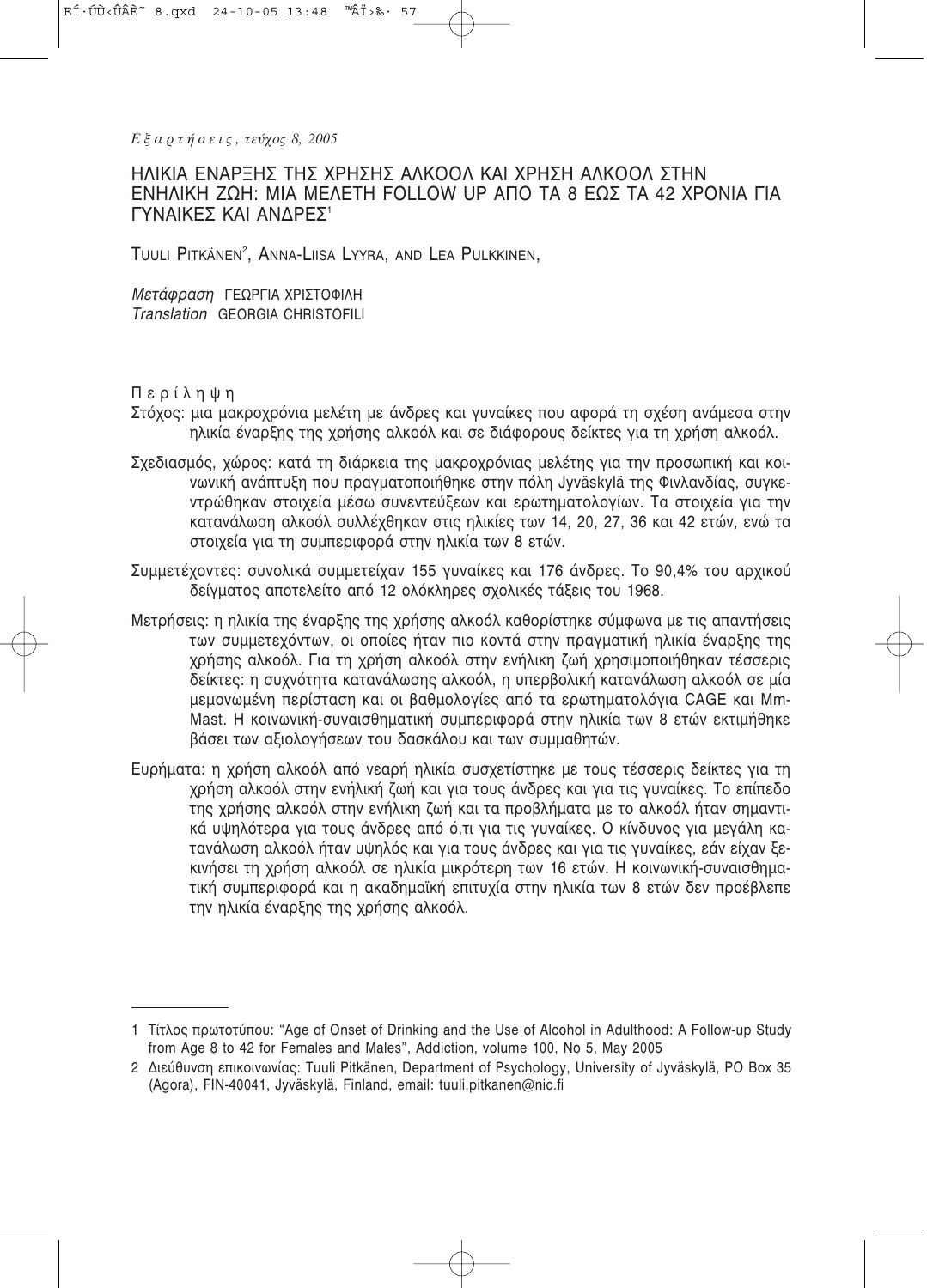*Εξαρτήσεις, τεύχος 8, 2005*

# ΗΛΙΚΙΑ ΕΝΑΡΞΗΣ ΤΗΣ ΧΡΗΣΗΣ ΑΛΚΟΟΛ ΚΑΙ ΧΡΗΣΗ ΑΛΚΟΟΛ ΣΤΗΝ ΕΝΗΛΙΚΗ ΖΩΗ: ΜΙΑ ΜΕΛΕΤΗ FOLLOW UP ΑΠΟ ΤΑ 8 ΕΩΣ ΤΑ 42 ΧΡΟΝΙΑ ΓΙΑ ΓΥΝΑΙΚΕΣ ΚΑΙ ΑΝΔΡΕΣ[1]

TUULI PITKÄNEN[2], ANNA-LIISA LYYRA, AND LEA PULKKINEN,

*Μετάφραση* ΓΕΩΡΓΙΑ ΧΡΙΣΤΟΦΙΛΗ
*Translation* GEORGIA CHRISTOFILI

## Περίληψη

Στόχος: μια μακροχρόνια μελέτη με άνδρες και γυναίκες που αφορά τη σχέση ανάμεσα στην ηλικία έναρξης της χρήσης αλκοόλ και σε διάφορους δείκτες για τη χρήση αλκοόλ.

Σχεδιασμός, χώρος: κατά τη διάρκεια της μακροχρόνιας μελέτης για την προσωπική και κοινωνική ανάπτυξη που πραγματοποιήθηκε στην πόλη Jyväskylä της Φινλανδίας, συγκεντρώθηκαν στοιχεία μέσω συνεντεύξεων και ερωτηματολογίων. Τα στοιχεία για την κατανάλωση αλκοόλ συλλέχθηκαν στις ηλικίες των 14, 20, 27, 36 και 42 ετών, ενώ τα στοιχεία για τη συμπεριφορά στην ηλικία των 8 ετών.

Συμμετέχοντες: συνολικά συμμετείχαν 155 γυναίκες και 176 άνδρες. Το 90,4% του αρχικού δείγματος αποτελείτο από 12 ολόκληρες σχολικές τάξεις του 1968.

Μετρήσεις: η ηλικία της έναρξης της χρήσης αλκοόλ καθορίστηκε σύμφωνα με τις απαντήσεις των συμμετεχόντων, οι οποίες ήταν πιο κοντά στην πραγματική ηλικία έναρξης της χρήσης αλκοόλ. Για τη χρήση αλκοόλ στην ενήλικη ζωή χρησιμοποιήθηκαν τέσσερις δείκτες: η συχνότητα κατανάλωσης αλκοόλ, η υπερβολική κατανάλωση αλκοόλ σε μία μεμονωμένη περίσταση και οι βαθμολογίες από τα ερωτηματολόγια CAGE και Mm-Mast. Η κοινωνική-συναισθηματική συμπεριφορά στην ηλικία των 8 ετών εκτιμήθηκε βάσει των αξιολογήσεων του δασκάλου και των συμμαθητών.

Ευρήματα: η χρήση αλκοόλ από νεαρή ηλικία συσχετίστηκε με τους τέσσερις δείκτες για τη χρήση αλκοόλ στην ενήλικη ζωή και για τους άνδρες και για τις γυναίκες. Το επίπεδο της χρήσης αλκοόλ στην ενήλικη ζωή και τα προβλήματα με το αλκοόλ ήταν σημαντικά υψηλότερα για τους άνδρες από ό,τι για τις γυναίκες. Ο κίνδυνος για μεγάλη κατανάλωση αλκοόλ ήταν υψηλός και για τους άνδρες και για τις γυναίκες, εάν είχαν ξεκινήσει τη χρήση αλκοόλ σε ηλικία μικρότερη των 16 ετών. Η κοινωνική-συναισθηματική συμπεριφορά και η ακαδημαϊκή επιτυχία στην ηλικία των 8 ετών δεν προέβλεπε την ηλικία έναρξης της χρήσης αλκοόλ.

---

1 Τίτλος πρωτοτύπου: "Age of Onset of Drinking and the Use of Alcohol in Adulthood: A Follow-up Study from Age 8 to 42 for Females and Males", Addiction, volume 100, No 5, May 2005

2 Διεύθυνση επικοινωνίας: Tuuli Pitkänen, Department of Psychology, University of Jyväskylä, PO Box 35 (Agora), FIN-40041, Jyväskylä, Finland, email: tuuli.pitkanen@nic.fi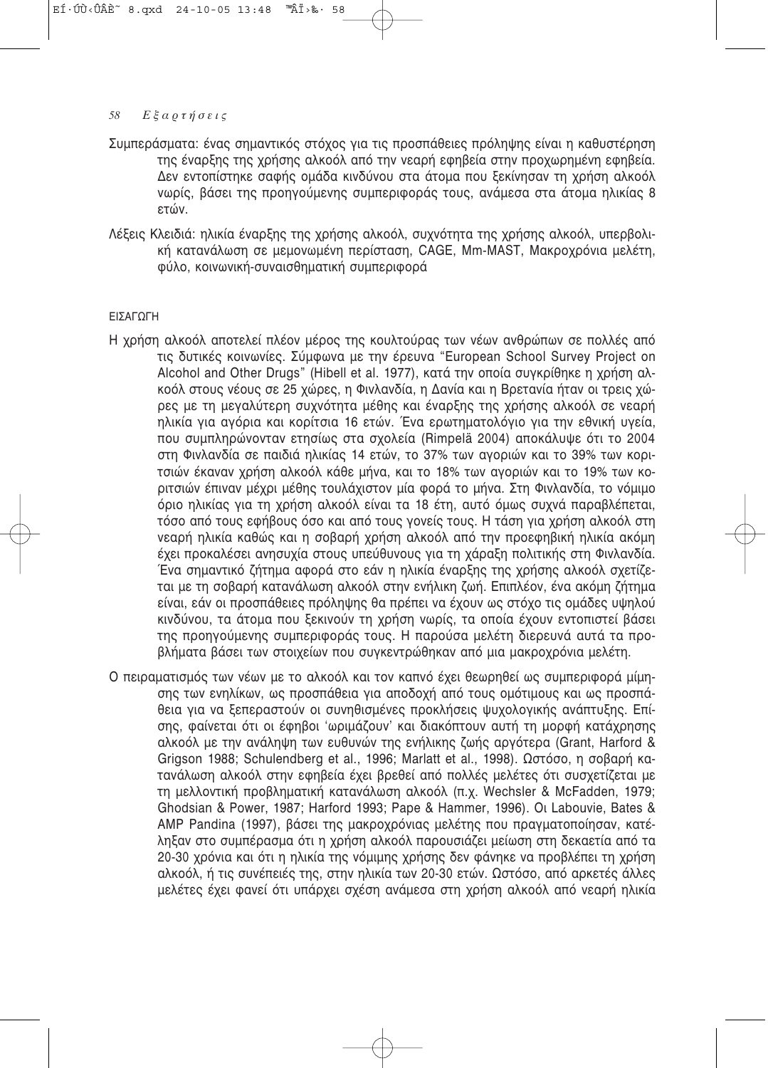Συμπεράσματα: ένας σημαντικός στόχος για τις προσπάθειες πρόληψης είναι η καθυστέρηση της έναρξης της χρήσης αλκοόλ από την νεαρή εφηβεία στην προχωρημένη εφηβεία. Δεν εντοπίστηκε σαφής ομάδα κινδύνου στα άτομα που ξεκίνησαν τη χρήση αλκοόλ νωρίς, βάσει της προηγούμενης συμπεριφοράς τους, ανάμεσα στα άτομα ηλικίας 8 ετών.

Λέξεις Κλειδιά: ηλικία έναρξης της χρήσης αλκοόλ, συχνότητα της χρήσης αλκοόλ, υπερβολική κατανάλωση σε μεμονωμένη περίσταση, CAGE, Mm-MAST, Μακροχρόνια μελέτη, φύλο, κοινωνική-συναισθηματική συμπεριφορά

## ΕΙΣΑΓΩΓΗ

Η χρήση αλκοόλ αποτελεί πλέον μέρος της κουλτούρας των νέων ανθρώπων σε πολλές από τις δυτικές κοινωνίες. Σύμφωνα με την έρευνα "European School Survey Project on Alcohol and Other Drugs" (Hibell et al. 1977), κατά την οποία συγκρίθηκε η χρήση αλκοόλ στους νέους σε 25 χώρες, η Φινλανδία, η Δανία και η Βρετανία ήταν οι τρεις χώρες με τη μεγαλύτερη συχνότητα μέθης και έναρξης της χρήσης αλκοόλ σε νεαρή ηλικία για αγόρια και κορίτσια 16 ετών. Ένα ερωτηματολόγιο για την εθνική υγεία, που συμπληρώνονταν ετησίως στα σχολεία (Rimpelä 2004) αποκάλυψε ότι το 2004 στη Φινλανδία σε παιδιά ηλικίας 14 ετών, το 37% των αγοριών και το 39% των κοριτσιών έκαναν χρήση αλκοόλ κάθε μήνα, και το 18% των αγοριών και το 19% των κοριτσιών έπιναν μέχρι μέθης τουλάχιστον μία φορά το μήνα. Στη Φινλανδία, το νόμιμο όριο ηλικίας για τη χρήση αλκοόλ είναι τα 18 έτη, αυτό όμως συχνά παραβλέπεται, τόσο από τους εφήβους όσο και από τους γονείς τους. Η τάση για χρήση αλκοόλ στη νεαρή ηλικία καθώς και η σοβαρή χρήση αλκοόλ από την προεφηβική ηλικία ακόμη έχει προκαλέσει ανησυχία στους υπεύθυνους για τη χάραξη πολιτικής στη Φινλανδία. Ένα σημαντικό ζήτημα αφορά στο εάν η ηλικία έναρξης της χρήσης αλκοόλ σχετίζεται με τη σοβαρή κατανάλωση αλκοόλ στην ενήλικη ζωή. Επιπλέον, ένα ακόμη ζήτημα είναι, εάν οι προσπάθειες πρόληψης θα πρέπει να έχουν ως στόχο τις ομάδες υψηλού κινδύνου, τα άτομα που ξεκινούν τη χρήση νωρίς, τα οποία έχουν εντοπιστεί βάσει της προηγούμενης συμπεριφοράς τους. Η παρούσα μελέτη διερευνά αυτά τα προβλήματα βάσει των στοιχείων που συγκεντρώθηκαν από μια μακροχρόνια μελέτη.

Ο πειραματισμός των νέων με το αλκοόλ και τον καπνό έχει θεωρηθεί ως συμπεριφορά μίμησης των ενηλίκων, ως προσπάθεια για αποδοχή από τους ομότιμους και ως προσπάθεια για να ξεπεραστούν οι συνηθισμένες προκλήσεις ψυχολογικής ανάπτυξης. Επίσης, φαίνεται ότι οι έφηβοι 'ωριμάζουν' και διακόπτουν αυτή τη μορφή κατάχρησης αλκοόλ με την ανάληψη των ευθυνών της ενήλικης ζωής αργότερα (Grant, Harford & Grigson 1988; Schulendberg et al., 1996; Marlatt et al., 1998). Ωστόσο, η σοβαρή κατανάλωση αλκοόλ στην εφηβεία έχει βρεθεί από πολλές μελέτες ότι συσχετίζεται με τη μελλοντική προβληματική κατανάλωση αλκοόλ (π.χ. Wechsler & McFadden, 1979; Ghodsian & Power, 1987; Harford 1993; Pape & Hammer, 1996). Οι Labouvie, Bates & AMP Pandina (1997), βάσει της μακροχρόνιας μελέτης που πραγματοποίησαν, κατέληξαν στο συμπέρασμα ότι η χρήση αλκοόλ παρουσιάζει μείωση στη δεκαετία από τα 20-30 χρόνια και ότι η ηλικία της νόμιμης χρήσης δεν φάνηκε να προβλέπει τη χρήση αλκοόλ, ή τις συνέπειές της, στην ηλικία των 20-30 ετών. Ωστόσο, από αρκετές άλλες μελέτες έχει φανεί ότι υπάρχει σχέση ανάμεσα στη χρήση αλκοόλ από νεαρή ηλικία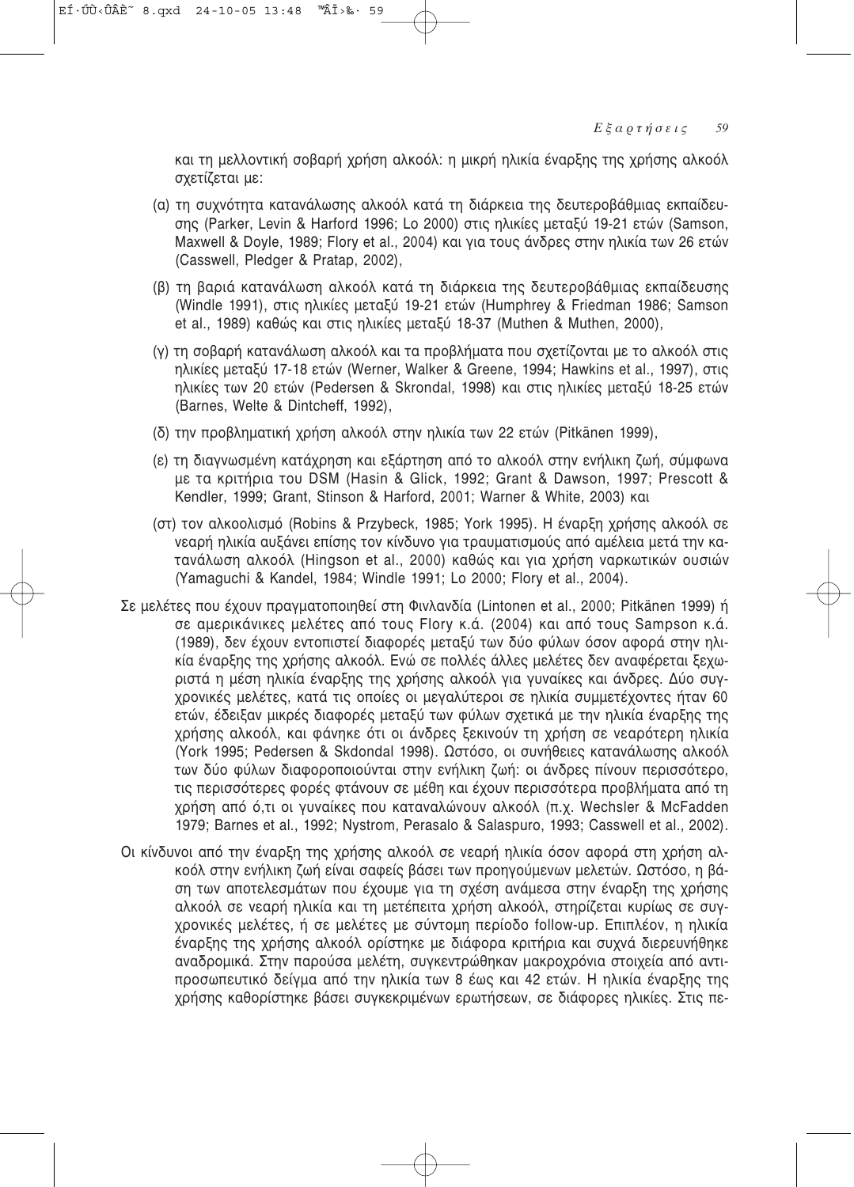και τη μελλοντική σοβαρή χρήση αλκοόλ: η μικρή ηλικία έναρξης της χρήσης αλκοόλ σχετίζεται με:

(α) τη συχνότητα κατανάλωσης αλκοόλ κατά τη διάρκεια της δευτεροβάθμιας εκπαίδευσης (Parker, Levin & Harford 1996; Lo 2000) στις ηλικίες μεταξύ 19-21 ετών (Samson, Maxwell & Doyle, 1989; Flory et al., 2004) και για τους άνδρες στην ηλικία των 26 ετών (Casswell, Pledger & Pratap, 2002),

(β) τη βαριά κατανάλωση αλκοόλ κατά τη διάρκεια της δευτεροβάθμιας εκπαίδευσης (Windle 1991), στις ηλικίες μεταξύ 19-21 ετών (Humphrey & Friedman 1986; Samson et al., 1989) καθώς και στις ηλικίες μεταξύ 18-37 (Muthen & Muthen, 2000),

(γ) τη σοβαρή κατανάλωση αλκοόλ και τα προβλήματα που σχετίζονται με το αλκοόλ στις ηλικίες μεταξύ 17-18 ετών (Werner, Walker & Greene, 1994; Hawkins et al., 1997), στις ηλικίες των 20 ετών (Pedersen & Skrondal, 1998) και στις ηλικίες μεταξύ 18-25 ετών (Barnes, Welte & Dintcheff, 1992),

(δ) την προβληματική χρήση αλκοόλ στην ηλικία των 22 ετών (Pitkänen 1999),

(ε) τη διαγνωσμένη κατάχρηση και εξάρτηση από το αλκοόλ στην ενήλικη ζωή, σύμφωνα με τα κριτήρια του DSM (Hasin & Glick, 1992; Grant & Dawson, 1997; Prescott & Kendler, 1999; Grant, Stinson & Harford, 2001; Warner & White, 2003) και

(στ) τον αλκοολισμό (Robins & Przybeck, 1985; York 1995). Η έναρξη χρήσης αλκοόλ σε νεαρή ηλικία αυξάνει επίσης τον κίνδυνο για τραυματισμούς από αμέλεια μετά την κατανάλωση αλκοόλ (Hingson et al., 2000) καθώς και για χρήση ναρκωτικών ουσιών (Yamaguchi & Kandel, 1984; Windle 1991; Lo 2000; Flory et al., 2004).

Σε μελέτες που έχουν πραγματοποιηθεί στη Φινλανδία (Lintonen et al., 2000; Pitkänen 1999) ή σε αμερικάνικες μελέτες από τους Flory κ.ά. (2004) και από τους Sampson κ.ά. (1989), δεν έχουν εντοπιστεί διαφορές μεταξύ των δύο φύλων όσον αφορά στην ηλικία έναρξης της χρήσης αλκοόλ. Ενώ σε πολλές άλλες μελέτες δεν αναφέρεται ξεχωριστά η μέση ηλικία έναρξης της χρήσης αλκοόλ για γυναίκες και άνδρες. Δύο συγχρονικές μελέτες, κατά τις οποίες οι μεγαλύτεροι σε ηλικία συμμετέχοντες ήταν 60 ετών, έδειξαν μικρές διαφορές μεταξύ των φύλων σχετικά με την ηλικία έναρξης της χρήσης αλκοόλ, και φάνηκε ότι οι άνδρες ξεκινούν τη χρήση σε νεαρότερη ηλικία (York 1995; Pedersen & Skdondal 1998). Ωστόσο, οι συνήθειες κατανάλωσης αλκοόλ των δύο φύλων διαφοροποιούνται στην ενήλικη ζωή: οι άνδρες πίνουν περισσότερο, τις περισσότερες φορές φτάνουν σε μέθη και έχουν περισσότερα προβλήματα από τη χρήση από ό,τι οι γυναίκες που καταναλώνουν αλκοόλ (π.χ. Wechsler & McFadden 1979; Barnes et al., 1992; Nystrom, Perasalo & Salaspuro, 1993; Casswell et al., 2002).

Οι κίνδυνοι από την έναρξη της χρήσης αλκοόλ σε νεαρή ηλικία όσον αφορά στη χρήση αλκοόλ στην ενήλικη ζωή είναι σαφείς βάσει των προηγούμενων μελετών. Ωστόσο, η βάση των αποτελεσμάτων που έχουμε για τη σχέση ανάμεσα στην έναρξη της χρήσης αλκοόλ σε νεαρή ηλικία και τη μετέπειτα χρήση αλκοόλ, στηρίζεται κυρίως σε συγχρονικές μελέτες, ή σε μελέτες με σύντομη περίοδο follow-up. Επιπλέον, η ηλικία έναρξης της χρήσης αλκοόλ ορίστηκε με διάφορα κριτήρια και συχνά διερευνήθηκε αναδρομικά. Στην παρούσα μελέτη, συγκεντρώθηκαν μακροχρόνια στοιχεία από αντιπροσωπευτικό δείγμα από την ηλικία των 8 έως και 42 ετών. Η ηλικία έναρξης της χρήσης καθορίστηκε βάσει συγκεκριμένων ερωτήσεων, σε διάφορες ηλικίες. Στις πε-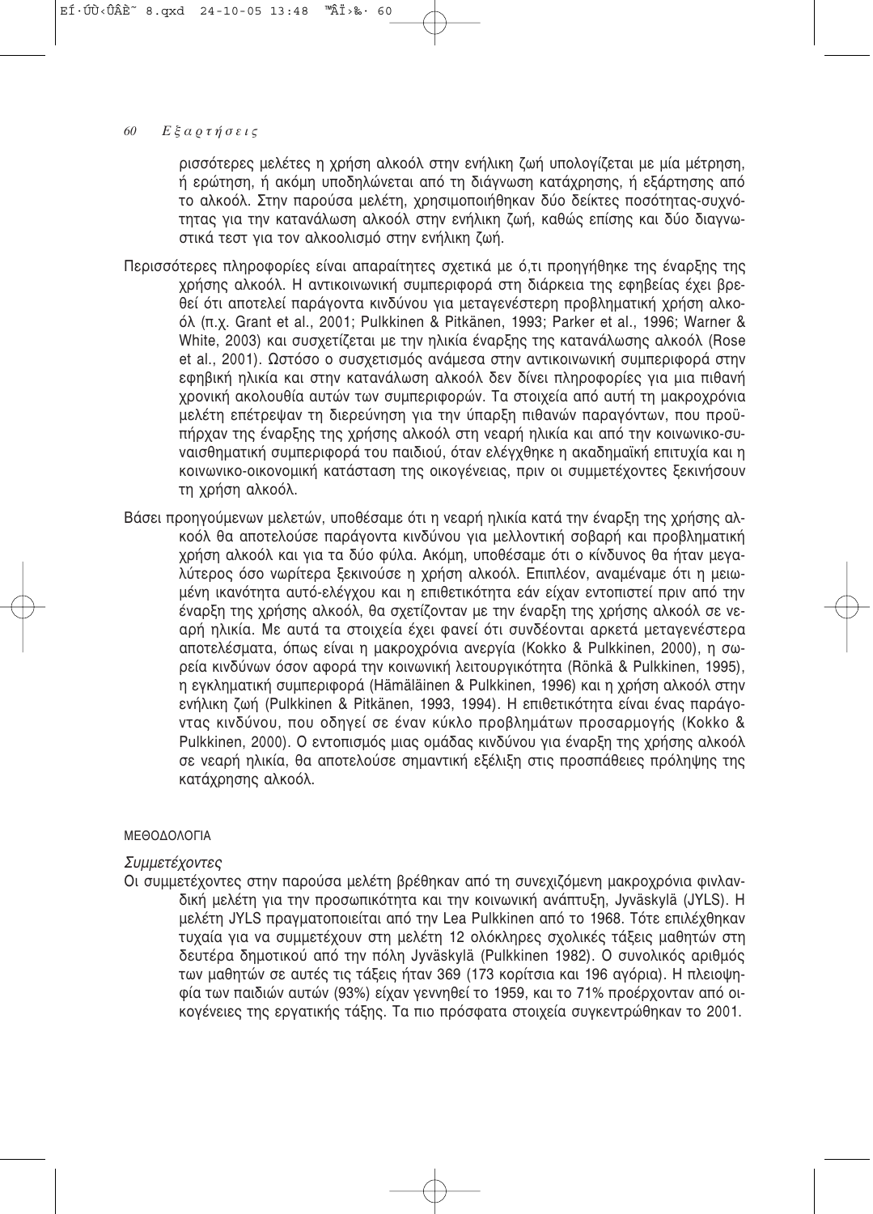ρισσότερες μελέτες η χρήση αλκοόλ στην ενήλικη ζωή υπολογίζεται με μία μέτρηση, ή ερώτηση, ή ακόμη υποδηλώνεται από τη διάγνωση κατάχρησης, ή εξάρτησης από το αλκοόλ. Στην παρούσα μελέτη, χρησιμοποιήθηκαν δύο δείκτες ποσότητας-συχνότητας για την κατανάλωση αλκοόλ στην ενήλικη ζωή, καθώς επίσης και δύο διαγνωστικά τεστ για τον αλκοολισμό στην ενήλικη ζωή.

Περισσότερες πληροφορίες είναι απαραίτητες σχετικά με ό,τι προηγήθηκε της έναρξης της χρήσης αλκοόλ. Η αντικοινωνική συμπεριφορά στη διάρκεια της εφηβείας έχει βρεθεί ότι αποτελεί παράγοντα κινδύνου για μεταγενέστερη προβληματική χρήση αλκοόλ (π.χ. Grant et al., 2001; Pulkkinen & Pitkänen, 1993; Parker et al., 1996; Warner & White, 2003) και συσχετίζεται με την ηλικία έναρξης της κατανάλωσης αλκοόλ (Rose et al., 2001). Ωστόσο ο συσχετισμός ανάμεσα στην αντικοινωνική συμπεριφορά στην εφηβική ηλικία και στην κατανάλωση αλκοόλ δεν δίνει πληροφορίες για μια πιθανή χρονική ακολουθία αυτών των συμπεριφορών. Τα στοιχεία από αυτή τη μακροχρόνια μελέτη επέτρεψαν τη διερεύνηση για την ύπαρξη πιθανών παραγόντων, που προϋπήρχαν της έναρξης της χρήσης αλκοόλ στη νεαρή ηλικία και από την κοινωνικο-συναισθηματική συμπεριφορά του παιδιού, όταν ελέγχθηκε η ακαδημαϊκή επιτυχία και η κοινωνικο-οικονομική κατάσταση της οικογένειας, πριν οι συμμετέχοντες ξεκινήσουν τη χρήση αλκοόλ.

Βάσει προηγούμενων μελετών, υποθέσαμε ότι η νεαρή ηλικία κατά την έναρξη της χρήσης αλκοόλ θα αποτελούσε παράγοντα κινδύνου για μελλοντική σοβαρή και προβληματική χρήση αλκοόλ και για τα δύο φύλα. Ακόμη, υποθέσαμε ότι ο κίνδυνος θα ήταν μεγαλύτερος όσο νωρίτερα ξεκινούσε η χρήση αλκοόλ. Επιπλέον, αναμέναμε ότι η μειωμένη ικανότητα αυτό-ελέγχου και η επιθετικότητα εάν είχαν εντοπιστεί πριν από την έναρξη της χρήσης αλκοόλ, θα σχετίζονταν με την έναρξη της χρήσης αλκοόλ σε νεαρή ηλικία. Με αυτά τα στοιχεία έχει φανεί ότι συνδέονται αρκετά μεταγενέστερα αποτελέσματα, όπως είναι η μακροχρόνια ανεργία (Kokko & Pulkkinen, 2000), η σωρεία κινδύνων όσον αφορά την κοινωνική λειτουργικότητα (Rönkä & Pulkkinen, 1995), η εγκληματική συμπεριφορά (Hämäläinen & Pulkkinen, 1996) και η χρήση αλκοόλ στην ενήλικη ζωή (Pulkkinen & Pitkänen, 1993, 1994). Η επιθετικότητα είναι ένας παράγοντας κινδύνου, που οδηγεί σε έναν κύκλο προβλημάτων προσαρμογής (Kokko & Pulkkinen, 2000). Ο εντοπισμός μιας ομάδας κινδύνου για έναρξη της χρήσης αλκοόλ σε νεαρή ηλικία, θα αποτελούσε σημαντική εξέλιξη στις προσπάθειες πρόληψης της κατάχρησης αλκοόλ.

## ΜΕΘΟΔΟΛΟΓΙΑ

### *Συμμετέχοντες*

Οι συμμετέχοντες στην παρούσα μελέτη βρέθηκαν από τη συνεχιζόμενη μακροχρόνια φινλανδική μελέτη για την προσωπικότητα και την κοινωνική ανάπτυξη, Jyväskylä (JYLS). Η μελέτη JYLS πραγματοποιείται από την Lea Pulkkinen από το 1968. Τότε επιλέχθηκαν τυχαία για να συμμετέχουν στη μελέτη 12 ολόκληρες σχολικές τάξεις μαθητών στη δευτέρα δημοτικού από την πόλη Jyväskylä (Pulkkinen 1982). Ο συνολικός αριθμός των μαθητών σε αυτές τις τάξεις ήταν 369 (173 κορίτσια και 196 αγόρια). Η πλειοψηφία των παιδιών αυτών (93%) είχαν γεννηθεί το 1959, και το 71% προέρχονταν από οικογένειες της εργατικής τάξης. Τα πιο πρόσφατα στοιχεία συγκεντρώθηκαν το 2001.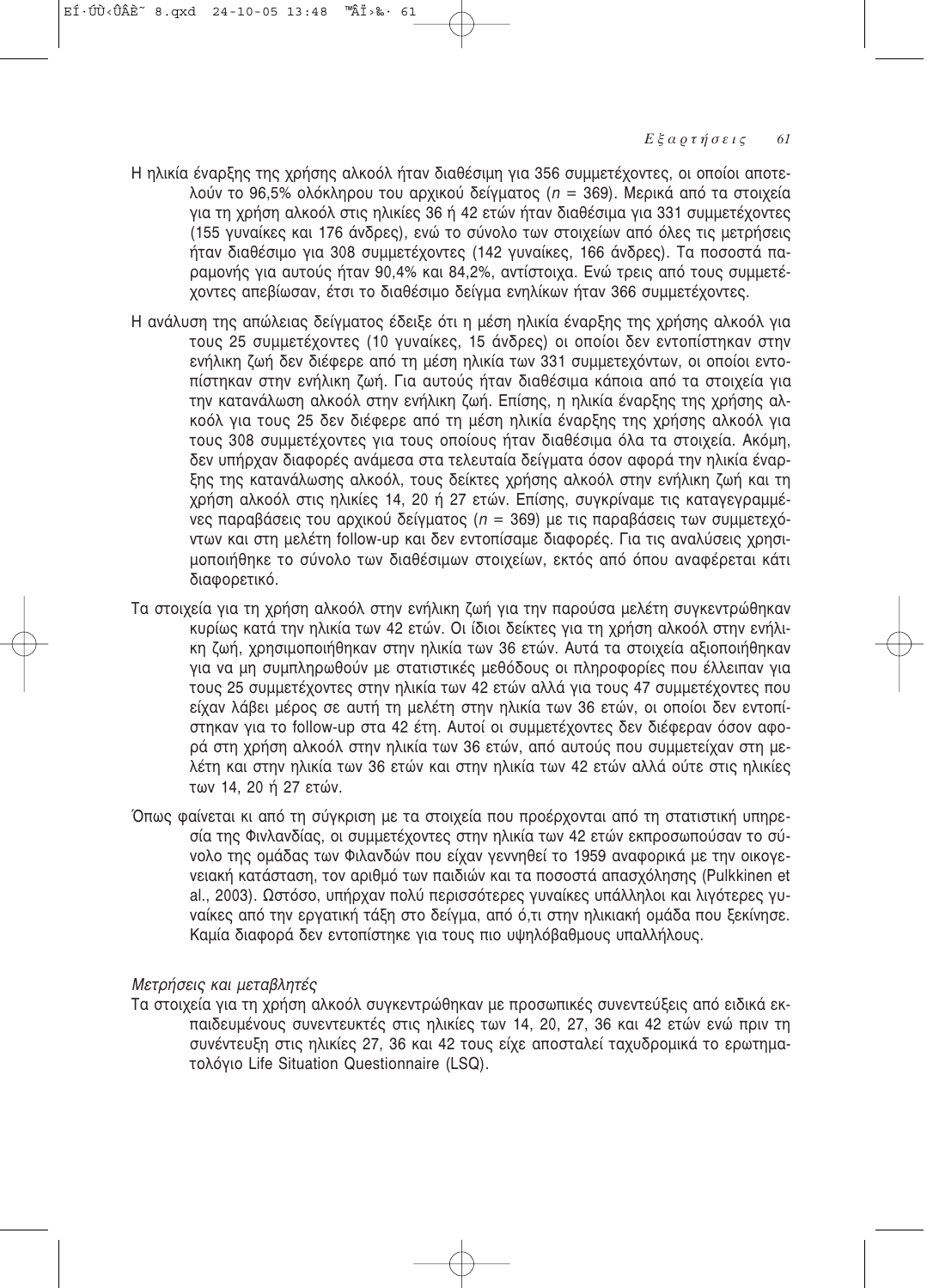Η ηλικία έναρξης της χρήσης αλκοόλ ήταν διαθέσιμη για 356 συμμετέχοντες, οι οποίοι αποτελούν το 96,5% ολόκληρου του αρχικού δείγματος ($n$ = 369). Μερικά από τα στοιχεία για τη χρήση αλκοόλ στις ηλικίες 36 ή 42 ετών ήταν διαθέσιμα για 331 συμμετέχοντες (155 γυναίκες και 176 άνδρες), ενώ το σύνολο των στοιχείων από όλες τις μετρήσεις ήταν διαθέσιμο για 308 συμμετέχοντες (142 γυναίκες, 166 άνδρες). Τα ποσοστά παραμονής για αυτούς ήταν 90,4% και 84,2%, αντίστοιχα. Ενώ τρεις από τους συμμετέχοντες απεβίωσαν, έτσι το διαθέσιμο δείγμα ενηλίκων ήταν 366 συμμετέχοντες.

Η ανάλυση της απώλειας δείγματος έδειξε ότι η μέση ηλικία έναρξης της χρήσης αλκοόλ για τους 25 συμμετέχοντες (10 γυναίκες, 15 άνδρες) οι οποίοι δεν εντοπίστηκαν στην ενήλικη ζωή δεν διέφερε από τη μέση ηλικία των 331 συμμετεχόντων, οι οποίοι εντοπίστηκαν στην ενήλικη ζωή. Για αυτούς ήταν διαθέσιμα κάποια από τα στοιχεία για την κατανάλωση αλκοόλ στην ενήλικη ζωή. Επίσης, η ηλικία έναρξης της χρήσης αλκοόλ για τους 25 δεν διέφερε από τη μέση ηλικία έναρξης της χρήσης αλκοόλ για τους 308 συμμετέχοντες για τους οποίους ήταν διαθέσιμα όλα τα στοιχεία. Ακόμη, δεν υπήρχαν διαφορές ανάμεσα στα τελευταία δείγματα όσον αφορά την ηλικία έναρξης της κατανάλωσης αλκοόλ, τους δείκτες χρήσης αλκοόλ στην ενήλικη ζωή και τη χρήση αλκοόλ στις ηλικίες 14, 20 ή 27 ετών. Επίσης, συγκρίναμε τις καταγεγραμμένες παραβάσεις του αρχικού δείγματος ($n$ = 369) με τις παραβάσεις των συμμετεχόντων και στη μελέτη follow-up και δεν εντοπίσαμε διαφορές. Για τις αναλύσεις χρησιμοποιήθηκε το σύνολο των διαθέσιμων στοιχείων, εκτός από όπου αναφέρεται κάτι διαφορετικό.

Τα στοιχεία για τη χρήση αλκοόλ στην ενήλικη ζωή για την παρούσα μελέτη συγκεντρώθηκαν κυρίως κατά την ηλικία των 42 ετών. Οι ίδιοι δείκτες για τη χρήση αλκοόλ στην ενήλικη ζωή, χρησιμοποιήθηκαν στην ηλικία των 36 ετών. Αυτά τα στοιχεία αξιοποιήθηκαν για να μη συμπληρωθούν με στατιστικές μεθόδους οι πληροφορίες που έλλειπαν για τους 25 συμμετέχοντες στην ηλικία των 42 ετών αλλά για τους 47 συμμετέχοντες που είχαν λάβει μέρος σε αυτή τη μελέτη στην ηλικία των 36 ετών, οι οποίοι δεν εντοπίστηκαν για το follow-up στα 42 έτη. Αυτοί οι συμμετέχοντες δεν διέφεραν όσον αφορά στη χρήση αλκοόλ στην ηλικία των 36 ετών, από αυτούς που συμμετείχαν στη μελέτη και στην ηλικία των 36 ετών και στην ηλικία των 42 ετών αλλά ούτε στις ηλικίες των 14, 20 ή 27 ετών.

Όπως φαίνεται κι από τη σύγκριση με τα στοιχεία που προέρχονται από τη στατιστική υπηρεσία της Φινλανδίας, οι συμμετέχοντες στην ηλικία των 42 ετών εκπροσωπούσαν το σύνολο της ομάδας των Φιλανδών που είχαν γεννηθεί το 1959 αναφορικά με την οικογενειακή κατάσταση, τον αριθμό των παιδιών και τα ποσοστά απασχόλησης (Pulkkinen et al., 2003). Ωστόσο, υπήρχαν πολύ περισσότερες γυναίκες υπάλληλοι και λιγότερες γυναίκες από την εργατική τάξη στο δείγμα, από ό,τι στην ηλικιακή ομάδα που ξεκίνησε. Καμία διαφορά δεν εντοπίστηκε για τους πιο υψηλόβαθμους υπαλλήλους.

*Μετρήσεις και μεταβλητές*

Τα στοιχεία για τη χρήση αλκοόλ συγκεντρώθηκαν με προσωπικές συνεντεύξεις από ειδικά εκπαιδευμένους συνεντευκτές στις ηλικίες των 14, 20, 27, 36 και 42 ετών ενώ πριν τη συνέντευξη στις ηλικίες 27, 36 και 42 τους είχε αποσταλεί ταχυδρομικά το ερωτηματολόγιο Life Situation Questionnaire (LSQ).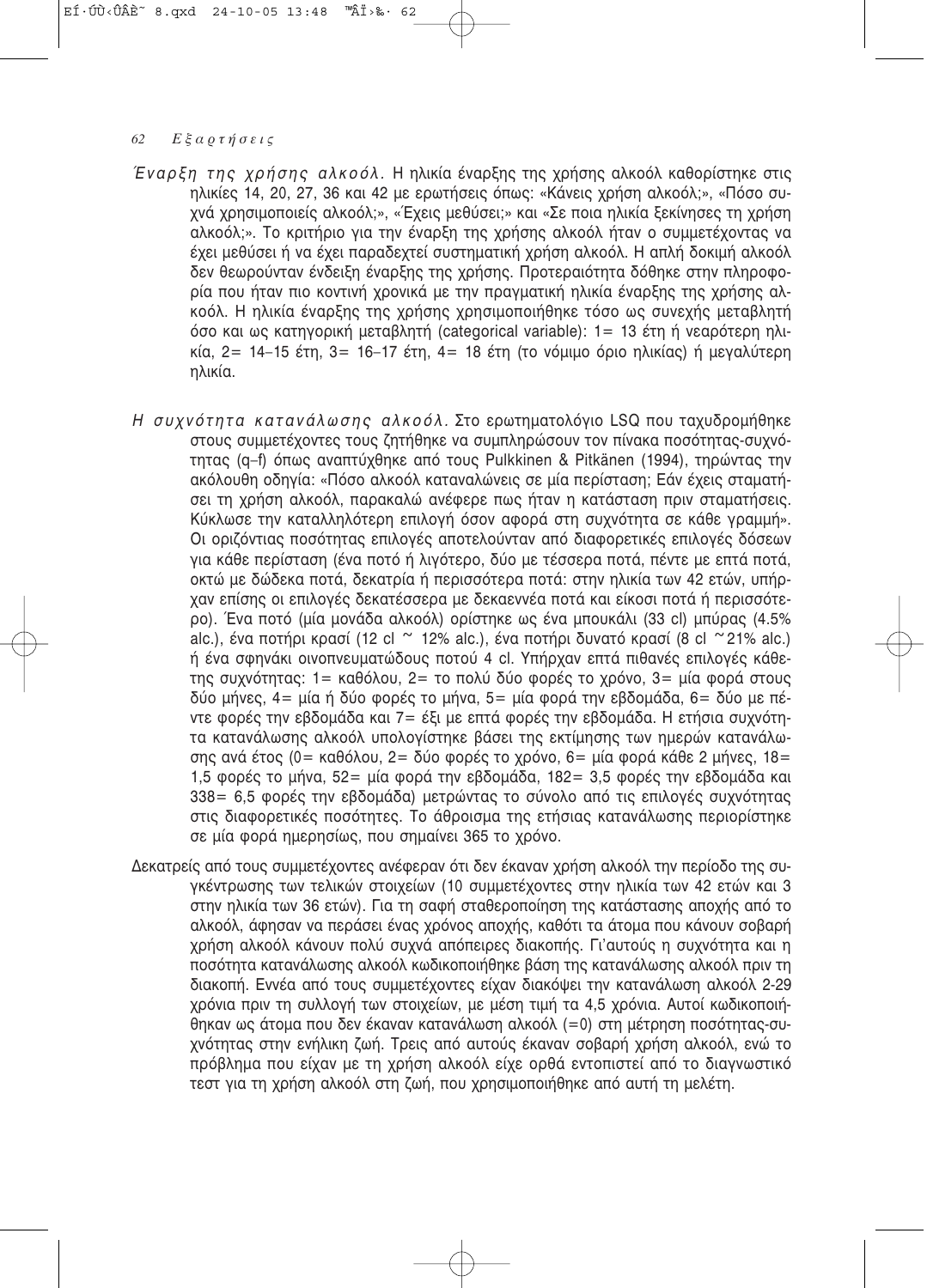*Έναρξη της χρήσης αλκοόλ.* Η ηλικία έναρξης της χρήσης αλκοόλ καθορίστηκε στις ηλικίες 14, 20, 27, 36 και 42 με ερωτήσεις όπως: «Κάνεις χρήση αλκοόλ;», «Πόσο συχνά χρησιμοποιείς αλκοόλ;», «Έχεις μεθύσει;» και «Σε ποια ηλικία ξεκίνησες τη χρήση αλκοόλ;». Το κριτήριο για την έναρξη της χρήσης αλκοόλ ήταν ο συμμετέχοντας να έχει μεθύσει ή να έχει παραδεχτεί συστηματική χρήση αλκοόλ. Η απλή δοκιμή αλκοόλ δεν θεωρούνταν ένδειξη έναρξης της χρήσης. Προτεραιότητα δόθηκε στην πληροφορία που ήταν πιο κοντινή χρονικά με την πραγματική ηλικία έναρξης της χρήσης αλκοόλ. Η ηλικία έναρξης της χρήσης χρησιμοποιήθηκε τόσο ως συνεχής μεταβλητή όσο και ως κατηγορική μεταβλητή (categorical variable): 1= 13 έτη ή νεαρότερη ηλικία, 2= 14–15 έτη, 3= 16–17 έτη, 4= 18 έτη (το νόμιμο όριο ηλικίας) ή μεγαλύτερη ηλικία.

*Η συχνότητα κατανάλωσης αλκοόλ.* Στο ερωτηματολόγιο LSQ που ταχυδρομήθηκε στους συμμετέχοντες τους ζητήθηκε να συμπληρώσουν τον πίνακα ποσότητας-συχνότητας (q–f) όπως αναπτύχθηκε από τους Pulkkinen & Pitkänen (1994), τηρώντας την ακόλουθη οδηγία: «Πόσο αλκοόλ καταναλώνεις σε μία περίσταση; Εάν έχεις σταματήσει τη χρήση αλκοόλ, παρακαλώ ανέφερε πως ήταν η κατάσταση πριν σταματήσεις. Κύκλωσε την καταλληλότερη επιλογή όσον αφορά στη συχνότητα σε κάθε γραμμή». Οι οριζόντιας ποσότητας επιλογές αποτελούνταν από διαφορετικές επιλογές δόσεων για κάθε περίσταση (ένα ποτό ή λιγότερο, δύο με τέσσερα ποτά, πέντε με επτά ποτά, οκτώ με δώδεκα ποτά, δεκατρία ή περισσότερα ποτά: στην ηλικία των 42 ετών, υπήρχαν επίσης οι επιλογές δεκατέσσερα με δεκαεννέα ποτά και είκοσι ποτά ή περισσότερο). Ένα ποτό (μία μονάδα αλκοόλ) ορίστηκε ως ένα μπουκάλι (33 cl) μπύρας (4.5% alc.), ένα ποτήρι κρασί (12 cl ~ 12% alc.), ένα ποτήρι δυνατό κρασί (8 cl ~21% alc.) ή ένα σφηνάκι οινοπνευματώδους ποτού 4 cl. Υπήρχαν επτά πιθανές επιλογές κάθετης συχνότητας: 1= καθόλου, 2= το πολύ δύο φορές το χρόνο, 3= μία φορά στους δύο μήνες, 4= μία ή δύο φορές το μήνα, 5= μία φορά την εβδομάδα, 6= δύο με πέντε φορές την εβδομάδα και 7= έξι με επτά φορές την εβδομάδα. Η ετήσια συχνότητα κατανάλωσης αλκοόλ υπολογίστηκε βάσει της εκτίμησης των ημερών κατανάλωσης ανά έτος (0= καθόλου, 2= δύο φορές το χρόνο, 6= μία φορά κάθε 2 μήνες, 18= 1,5 φορές το μήνα, 52= μία φορά την εβδομάδα, 182= 3,5 φορές την εβδομάδα και 338= 6,5 φορές την εβδομάδα) μετρώντας το σύνολο από τις επιλογές συχνότητας στις διαφορετικές ποσότητες. Το άθροισμα της ετήσιας κατανάλωσης περιορίστηκε σε μία φορά ημερησίως, που σημαίνει 365 το χρόνο.

Δεκατρείς από τους συμμετέχοντες ανέφεραν ότι δεν έκαναν χρήση αλκοόλ την περίοδο της συγκέντρωσης των τελικών στοιχείων (10 συμμετέχοντες στην ηλικία των 42 ετών και 3 στην ηλικία των 36 ετών). Για τη σαφή σταθεροποίηση της κατάστασης αποχής από το αλκοόλ, άφησαν να περάσει ένας χρόνος αποχής, καθότι τα άτομα που κάνουν σοβαρή χρήση αλκοόλ κάνουν πολύ συχνά απόπειρες διακοπής. Γι'αυτούς η συχνότητα και η ποσότητα κατανάλωσης αλκοόλ κωδικοποιήθηκε βάση της κατανάλωσης αλκοόλ πριν τη διακοπή. Εννέα από τους συμμετέχοντες είχαν διακόψει την κατανάλωση αλκοόλ 2-29 χρόνια πριν τη συλλογή των στοιχείων, με μέση τιμή τα 4,5 χρόνια. Αυτοί κωδικοποιήθηκαν ως άτομα που δεν έκαναν κατανάλωση αλκοόλ (=0) στη μέτρηση ποσότητας-συχνότητας στην ενήλικη ζωή. Τρεις από αυτούς έκαναν σοβαρή χρήση αλκοόλ, ενώ το πρόβλημα που είχαν με τη χρήση αλκοόλ είχε ορθά εντοπιστεί από το διαγνωστικό τεστ για τη χρήση αλκοόλ στη ζωή, που χρησιμοποιήθηκε από αυτή τη μελέτη.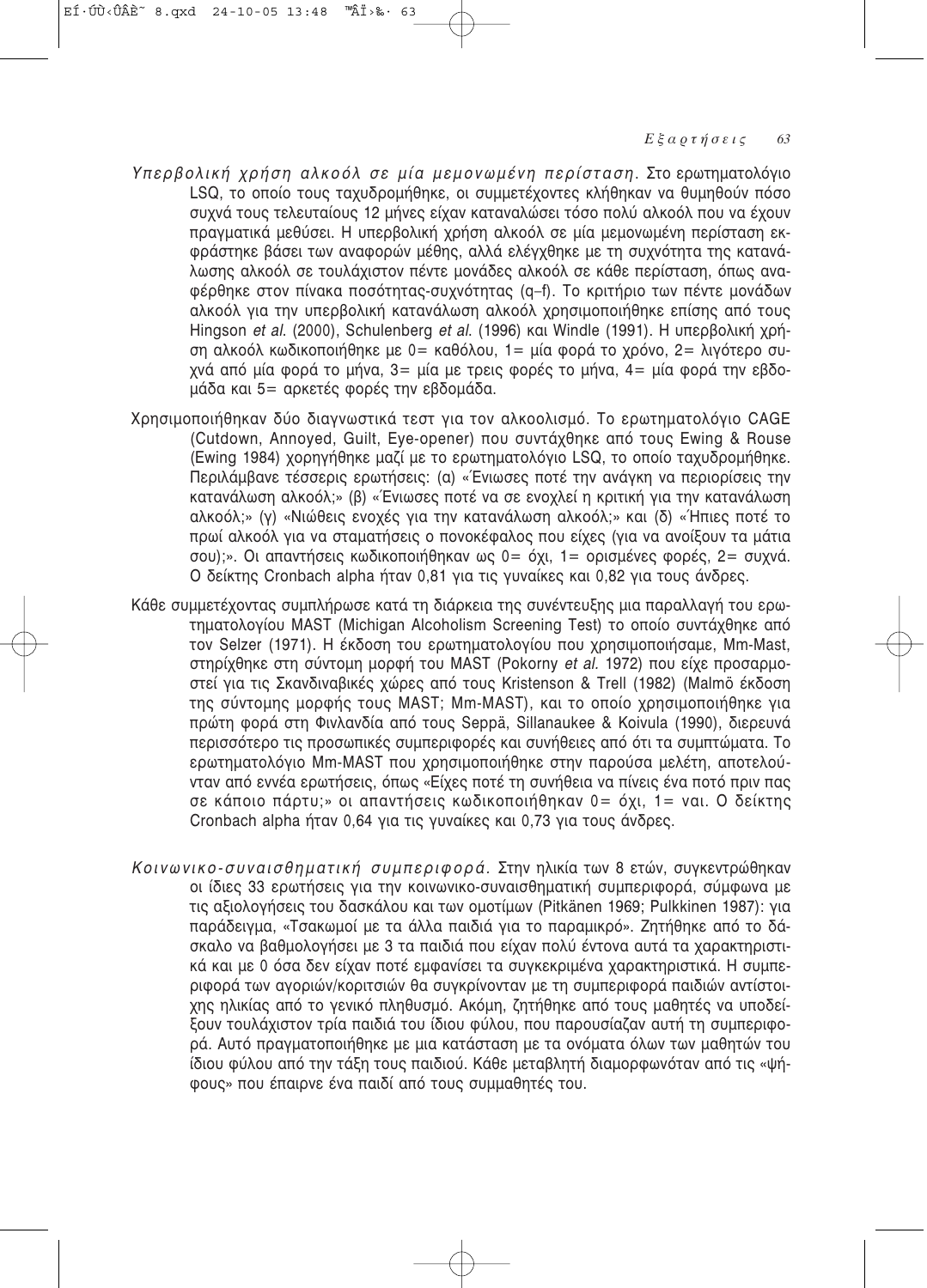*Υπερβολική χρήση αλκοόλ σε μία μεμονωμένη περίσταση.* Στο ερωτηματολόγιο LSQ, το οποίο τους ταχυδρομήθηκε, οι συμμετέχοντες κλήθηκαν να θυμηθούν πόσο συχνά τους τελευταίους 12 μήνες είχαν καταναλώσει τόσο πολύ αλκοόλ που να έχουν πραγματικά μεθύσει. Η υπερβολική χρήση αλκοόλ σε μία μεμονωμένη περίσταση εκφράστηκε βάσει των αναφορών μέθης, αλλά ελέγχθηκε με τη συχνότητα της κατανάλωσης αλκοόλ σε τουλάχιστον πέντε μονάδες αλκοόλ σε κάθε περίσταση, όπως αναφέρθηκε στον πίνακα ποσότητας-συχνότητας (q–f). Το κριτήριο των πέντε μονάδων αλκοόλ για την υπερβολική κατανάλωση αλκοόλ χρησιμοποιήθηκε επίσης από τους Hingson *et al.* (2000), Schulenberg *et al.* (1996) και Windle (1991). Η υπερβολική χρήση αλκοόλ κωδικοποιήθηκε με 0= καθόλου, 1= μία φορά το χρόνο, 2= λιγότερο συχνά από μία φορά το μήνα, 3= μία με τρεις φορές το μήνα, 4= μία φορά την εβδομάδα και 5= αρκετές φορές την εβδομάδα.

Χρησιμοποιήθηκαν δύο διαγνωστικά τεστ για τον αλκοολισμό. Το ερωτηματολόγιο CAGE (Cutdown, Annoyed, Guilt, Eye-opener) που συντάχθηκε από τους Ewing & Rouse (Ewing 1984) χορηγήθηκε μαζί με το ερωτηματολόγιο LSQ, το οποίο ταχυδρομήθηκε. Περιλάμβανε τέσσερις ερωτήσεις: (α) «Ένιωσες ποτέ την ανάγκη να περιορίσεις την κατανάλωση αλκοόλ;» (β) «Ένιωσες ποτέ να σε ενοχλεί η κριτική για την κατανάλωση αλκοόλ;» (γ) «Νιώθεις ενοχές για την κατανάλωση αλκοόλ;» και (δ) «Ήπιες ποτέ το πρωί αλκοόλ για να σταματήσεις ο πονοκέφαλος που είχες (για να ανοίξουν τα μάτια σου);». Οι απαντήσεις κωδικοποιήθηκαν ως 0= όχι, 1= ορισμένες φορές, 2= συχνά. Ο δείκτης Cronbach alpha ήταν 0,81 για τις γυναίκες και 0,82 για τους άνδρες.

Κάθε συμμετέχοντας συμπλήρωσε κατά τη διάρκεια της συνέντευξης μια παραλλαγή του ερωτηματολογίου MAST (Michigan Alcoholism Screening Test) το οποίο συντάχθηκε από τον Selzer (1971). Η έκδοση του ερωτηματολογίου που χρησιμοποιήσαμε, Mm-Mast, στηρίχθηκε στη σύντομη μορφή του MAST (Pokorny *et al.* 1972) που είχε προσαρμοστεί για τις Σκανδιναβικές χώρες από τους Kristenson & Trell (1982) (Malmö έκδοση της σύντομης μορφής τους MAST; Mm-MAST), και το οποίο χρησιμοποιήθηκε για πρώτη φορά στη Φινλανδία από τους Seppä, Sillanaukee & Koivula (1990), διερευνά περισσότερο τις προσωπικές συμπεριφορές και συνήθειες από ότι τα συμπτώματα. Το ερωτηματολόγιο Mm-MAST που χρησιμοποιήθηκε στην παρούσα μελέτη, αποτελούνταν από εννέα ερωτήσεις, όπως «Είχες ποτέ τη συνήθεια να πίνεις ένα ποτό πριν πας σε κάποιο πάρτυ;» οι απαντήσεις κωδικοποιήθηκαν 0= όχι, 1= ναι. Ο δείκτης Cronbach alpha ήταν 0,64 για τις γυναίκες και 0,73 για τους άνδρες.

*Κοινωνικο-συναισθηματική συμπεριφορά.* Στην ηλικία των 8 ετών, συγκεντρώθηκαν οι ίδιες 33 ερωτήσεις για την κοινωνικο-συναισθηματική συμπεριφορά, σύμφωνα με τις αξιολογήσεις του δασκάλου και των ομοτίμων (Pitkänen 1969; Pulkkinen 1987): για παράδειγμα, «Τσακωμοί με τα άλλα παιδιά για το παραμικρό». Ζητήθηκε από το δάσκαλο να βαθμολογήσει με 3 τα παιδιά που είχαν πολύ έντονα αυτά τα χαρακτηριστικά και με 0 όσα δεν είχαν ποτέ εμφανίσει τα συγκεκριμένα χαρακτηριστικά. Η συμπεριφορά των αγοριών/κοριτσιών θα συγκρίνονταν με τη συμπεριφορά παιδιών αντίστοιχης ηλικίας από το γενικό πληθυσμό. Ακόμη, ζητήθηκε από τους μαθητές να υποδείξουν τουλάχιστον τρία παιδιά του ίδιου φύλου, που παρουσίαζαν αυτή τη συμπεριφορά. Αυτό πραγματοποιήθηκε με μια κατάσταση με τα ονόματα όλων των μαθητών του ίδιου φύλου από την τάξη τους παιδιού. Κάθε μεταβλητή διαμορφωνόταν από τις «ψήφους» που έπαιρνε ένα παιδί από τους συμμαθητές του.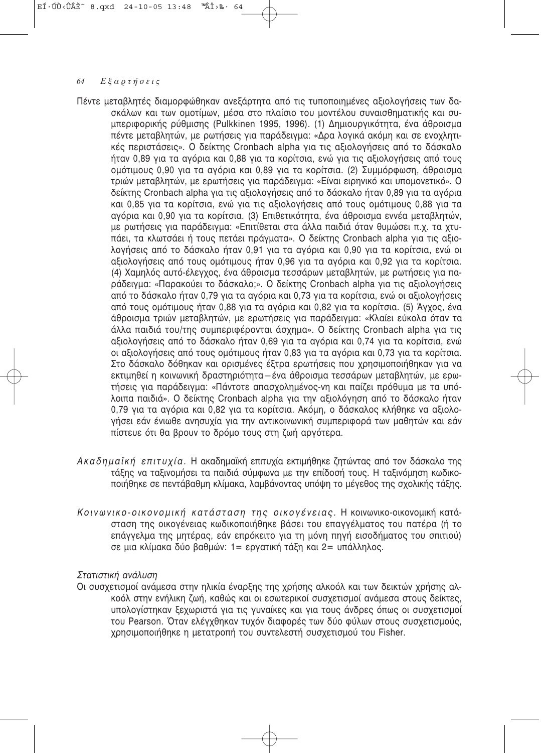Πέντε μεταβλητές διαμορφώθηκαν ανεξάρτητα από τις τυποποιημένες αξιολογήσεις των δασκάλων και των ομοτίμων, μέσα στο πλαίσιο του μοντέλου συναισθηματικής και συμπεριφορικής ρύθμισης (Pulkkinen 1995, 1996). (1) Δημιουργικότητα, ένα άθροισμα πέντε μεταβλητών, με ρωτήσεις για παράδειγμα: «Δρα λογικά ακόμη και σε ενοχλητικές περιστάσεις». Ο δείκτης Cronbach alpha για τις αξιολογήσεις από το δάσκαλο ήταν 0,89 για τα αγόρια και 0,88 για τα κορίτσια, ενώ για τις αξιολογήσεις από τους ομότιμους 0,90 για τα αγόρια και 0,89 για τα κορίτσια. (2) Συμμόρφωση, άθροισμα τριών μεταβλητών, με ερωτήσεις για παράδειγμα: «Είναι ειρηνικό και υπομονετικό». Ο δείκτης Cronbach alpha για τις αξιολογήσεις από το δάσκαλο ήταν 0,89 για τα αγόρια και 0,85 για τα κορίτσια, ενώ για τις αξιολογήσεις από τους ομότιμους 0,88 για τα αγόρια και 0,90 για τα κορίτσια. (3) Επιθετικότητα, ένα άθροισμα εννέα μεταβλητών, με ρωτήσεις για παράδειγμα: «Επιτίθεται στα άλλα παιδιά όταν θυμώσει π.χ. τα χτυπάει, τα κλωτσάει ή τους πετάει πράγματα». Ο δείκτης Cronbach alpha για τις αξιολογήσεις από το δάσκαλο ήταν 0,91 για τα αγόρια και 0,90 για τα κορίτσια, ενώ οι αξιολογήσεις από τους ομότιμους ήταν 0,96 για τα αγόρια και 0,92 για τα κορίτσια. (4) Χαμηλός αυτό-έλεγχος, ένα άθροισμα τεσσάρων μεταβλητών, με ρωτήσεις για παράδειγμα: «Παρακούει το δάσκαλο;». Ο δείκτης Cronbach alpha για τις αξιολογήσεις από το δάσκαλο ήταν 0,79 για τα αγόρια και 0,73 για τα κορίτσια, ενώ οι αξιολογήσεις από τους ομότιμους ήταν 0,88 για τα αγόρια και 0,82 για τα κορίτσια. (5) Άγχος, ένα άθροισμα τριών μεταβλητών, με ερωτήσεις για παράδειγμα: «Κλαίει εύκολα όταν τα άλλα παιδιά του/της συμπεριφέρονται άσχημα». Ο δείκτης Cronbach alpha για τις αξιολογήσεις από το δάσκαλο ήταν 0,69 για τα αγόρια και 0,74 για τα κορίτσια, ενώ οι αξιολογήσεις από τους ομότιμους ήταν 0,83 για τα αγόρια και 0,73 για τα κορίτσια. Στο δάσκαλο δόθηκαν και ορισμένες έξτρα ερωτήσεις που χρησιμοποιήθηκαν για να εκτιμηθεί η κοινωνική δραστηριότητα – ένα άθροισμα τεσσάρων μεταβλητών, με ερωτήσεις για παράδειγμα: «Πάντοτε απασχολημένος-νη και παίζει πρόθυμα με τα υπόλοιπα παιδιά». Ο δείκτης Cronbach alpha για την αξιολόγηση από το δάσκαλο ήταν 0,79 για τα αγόρια και 0,82 για τα κορίτσια. Ακόμη, ο δάσκαλος κλήθηκε να αξιολογήσει εάν ένιωθε ανησυχία για την αντικοινωνική συμπεριφορά των μαθητών και εάν πίστευε ότι θα βρουν το δρόμο τους στη ζωή αργότερα.

*Ακαδημαϊκή επιτυχία.* Η ακαδημαϊκή επιτυχία εκτιμήθηκε ζητώντας από τον δάσκαλο της τάξης να ταξινομήσει τα παιδιά σύμφωνα με την επίδοσή τους. Η ταξινόμηση κωδικοποιήθηκε σε πεντάβαθμη κλίμακα, λαμβάνοντας υπόψη το μέγεθος της σχολικής τάξης.

*Κοινωνικο-οικονομική κατάσταση της οικογένειας.* Η κοινωνικο-οικονομική κατάσταση της οικογένειας κωδικοποιήθηκε βάσει του επαγγέλματος του πατέρα (ή το επάγγελμα της μητέρας, εάν επρόκειτο για τη μόνη πηγή εισοδήματος του σπιτιού) σε μια κλίμακα δύο βαθμών: 1= εργατική τάξη και 2= υπάλληλος.

### *Στατιστική ανάλυση*

Οι συσχετισμοί ανάμεσα στην ηλικία έναρξης της χρήσης αλκοόλ και των δεικτών χρήσης αλκοόλ στην ενήλικη ζωή, καθώς και οι εσωτερικοί συσχετισμοί ανάμεσα στους δείκτες, υπολογίστηκαν ξεχωριστά για τις γυναίκες και για τους άνδρες όπως οι συσχετισμοί του Pearson. Όταν ελέγχθηκαν τυχόν διαφορές των δύο φύλων στους συσχετισμούς, χρησιμοποιήθηκε η μετατροπή του συντελεστή συσχετισμού του Fisher.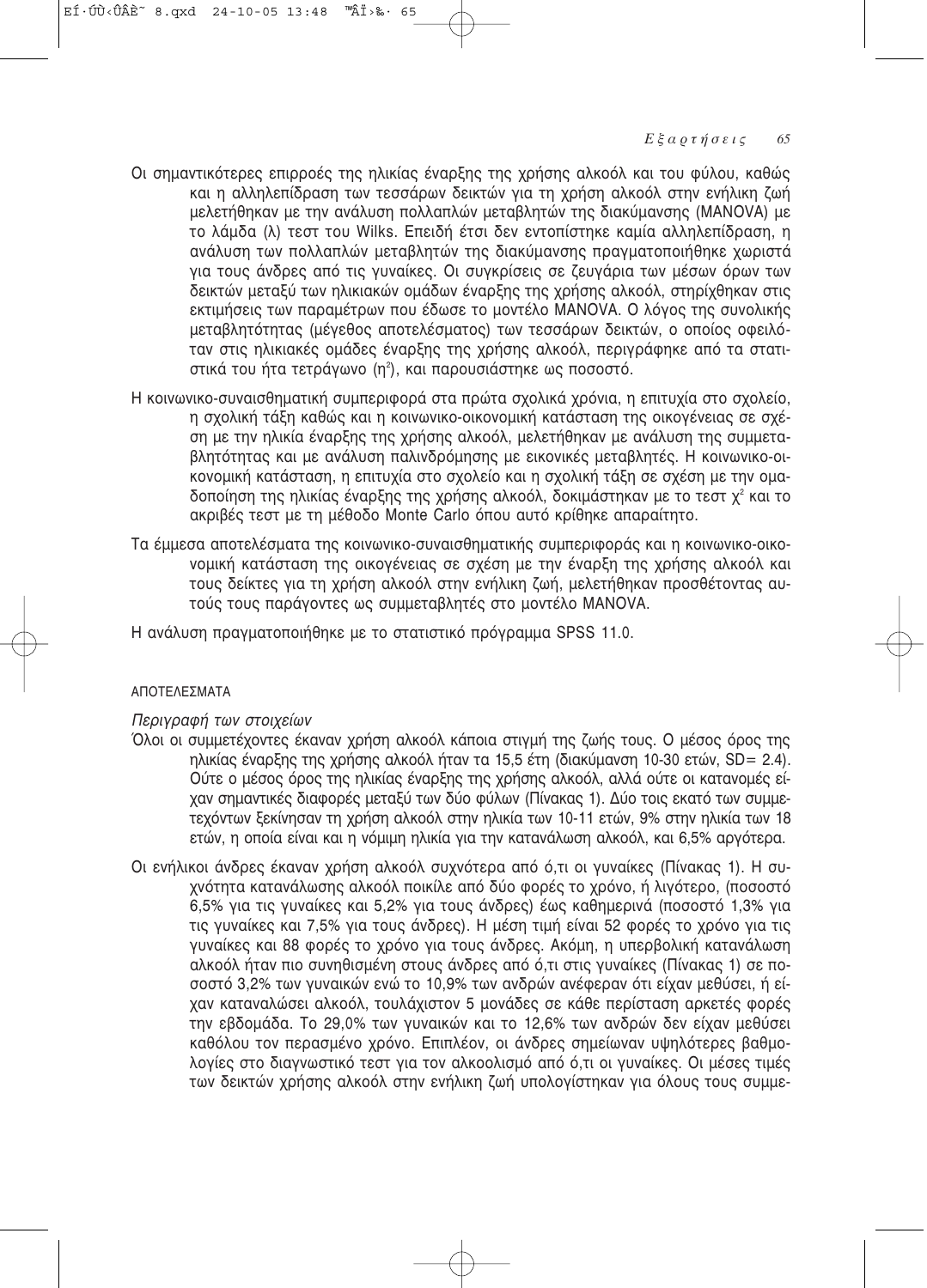Οι σημαντικότερες επιρροές της ηλικίας έναρξης της χρήσης αλκοόλ και του φύλου, καθώς και η αλληλεπίδραση των τεσσάρων δεικτών για τη χρήση αλκοόλ στην ενήλικη ζωή μελετήθηκαν με την ανάλυση πολλαπλών μεταβλητών της διακύμανσης (MANOVA) με το λάμδα (λ) τεστ του Wilks. Επειδή έτσι δεν εντοπίστηκε καμία αλληλεπίδραση, η ανάλυση των πολλαπλών μεταβλητών της διακύμανσης πραγματοποιήθηκε χωριστά για τους άνδρες από τις γυναίκες. Οι συγκρίσεις σε ζευγάρια των μέσων όρων των δεικτών μεταξύ των ηλικιακών ομάδων έναρξης της χρήσης αλκοόλ, στηρίχθηκαν στις εκτιμήσεις των παραμέτρων που έδωσε το μοντέλο MANOVA. Ο λόγος της συνολικής μεταβλητότητας (μέγεθος αποτελέσματος) των τεσσάρων δεικτών, ο οποίος οφειλόταν στις ηλικιακές ομάδες έναρξης της χρήσης αλκοόλ, περιγράφηκε από τα στατιστικά του ήτα τετράγωνο ($\eta^2$), και παρουσιάστηκε ως ποσοστό.

Η κοινωνικο-συναισθηματική συμπεριφορά στα πρώτα σχολικά χρόνια, η επιτυχία στο σχολείο, η σχολική τάξη καθώς και η κοινωνικο-οικονομική κατάσταση της οικογένειας σε σχέση με την ηλικία έναρξης της χρήσης αλκοόλ, μελετήθηκαν με ανάλυση της συμμεταβλητότητας και με ανάλυση παλινδρόμησης με εικονικές μεταβλητές. Η κοινωνικο-οικονομική κατάσταση, η επιτυχία στο σχολείο και η σχολική τάξη σε σχέση με την ομαδοποίηση της ηλικίας έναρξης της χρήσης αλκοόλ, δοκιμάστηκαν με το τεστ $\chi^2$ και το ακριβές τεστ με τη μέθοδο Monte Carlo όπου αυτό κρίθηκε απαραίτητο.

Τα έμμεσα αποτελέσματα της κοινωνικο-συναισθηματικής συμπεριφοράς και η κοινωνικο-οικονομική κατάσταση της οικογένειας σε σχέση με την έναρξη της χρήσης αλκοόλ και τους δείκτες για τη χρήση αλκοόλ στην ενήλικη ζωή, μελετήθηκαν προσθέτοντας αυτούς τους παράγοντες ως συμμεταβλητές στο μοντέλο MANOVA.

Η ανάλυση πραγματοποιήθηκε με το στατιστικό πρόγραμμα SPSS 11.0.

## ΑΠΟΤΕΛΕΣΜΑΤΑ

### *Περιγραφή των στοιχείων*

Όλοι οι συμμετέχοντες έκαναν χρήση αλκοόλ κάποια στιγμή της ζωής τους. Ο μέσος όρος της ηλικίας έναρξης της χρήσης αλκοόλ ήταν τα 15,5 έτη (διακύμανση 10-30 ετών, SD= 2.4). Ούτε ο μέσος όρος της ηλικίας έναρξης της χρήσης αλκοόλ, αλλά ούτε οι κατανομές είχαν σημαντικές διαφορές μεταξύ των δύο φύλων (Πίνακας 1). Δύο τοις εκατό των συμμετεχόντων ξεκίνησαν τη χρήση αλκοόλ στην ηλικία των 10-11 ετών, 9% στην ηλικία των 18 ετών, η οποία είναι και η νόμιμη ηλικία για την κατανάλωση αλκοόλ, και 6,5% αργότερα.

Οι ενήλικοι άνδρες έκαναν χρήση αλκοόλ συχνότερα από ό,τι οι γυναίκες (Πίνακας 1). Η συχνότητα κατανάλωσης αλκοόλ ποικίλε από δύο φορές το χρόνο, ή λιγότερο, (ποσοστό 6,5% για τις γυναίκες και 5,2% για τους άνδρες) έως καθημερινά (ποσοστό 1,3% για τις γυναίκες και 7,5% για τους άνδρες). Η μέση τιμή είναι 52 φορές το χρόνο για τις γυναίκες και 88 φορές το χρόνο για τους άνδρες. Ακόμη, η υπερβολική κατανάλωση αλκοόλ ήταν πιο συνηθισμένη στους άνδρες από ό,τι στις γυναίκες (Πίνακας 1) σε ποσοστό 3,2% των γυναικών ενώ το 10,9% των ανδρών ανέφεραν ότι είχαν μεθύσει, ή είχαν καταναλώσει αλκοόλ, τουλάχιστον 5 μονάδες σε κάθε περίσταση αρκετές φορές την εβδομάδα. Το 29,0% των γυναικών και το 12,6% των ανδρών δεν είχαν μεθύσει καθόλου τον περασμένο χρόνο. Επιπλέον, οι άνδρες σημείωναν υψηλότερες βαθμολογίες στο διαγνωστικό τεστ για τον αλκοολισμό από ό,τι οι γυναίκες. Οι μέσες τιμές των δεικτών χρήσης αλκοόλ στην ενήλικη ζωή υπολογίστηκαν για όλους τους συμμε-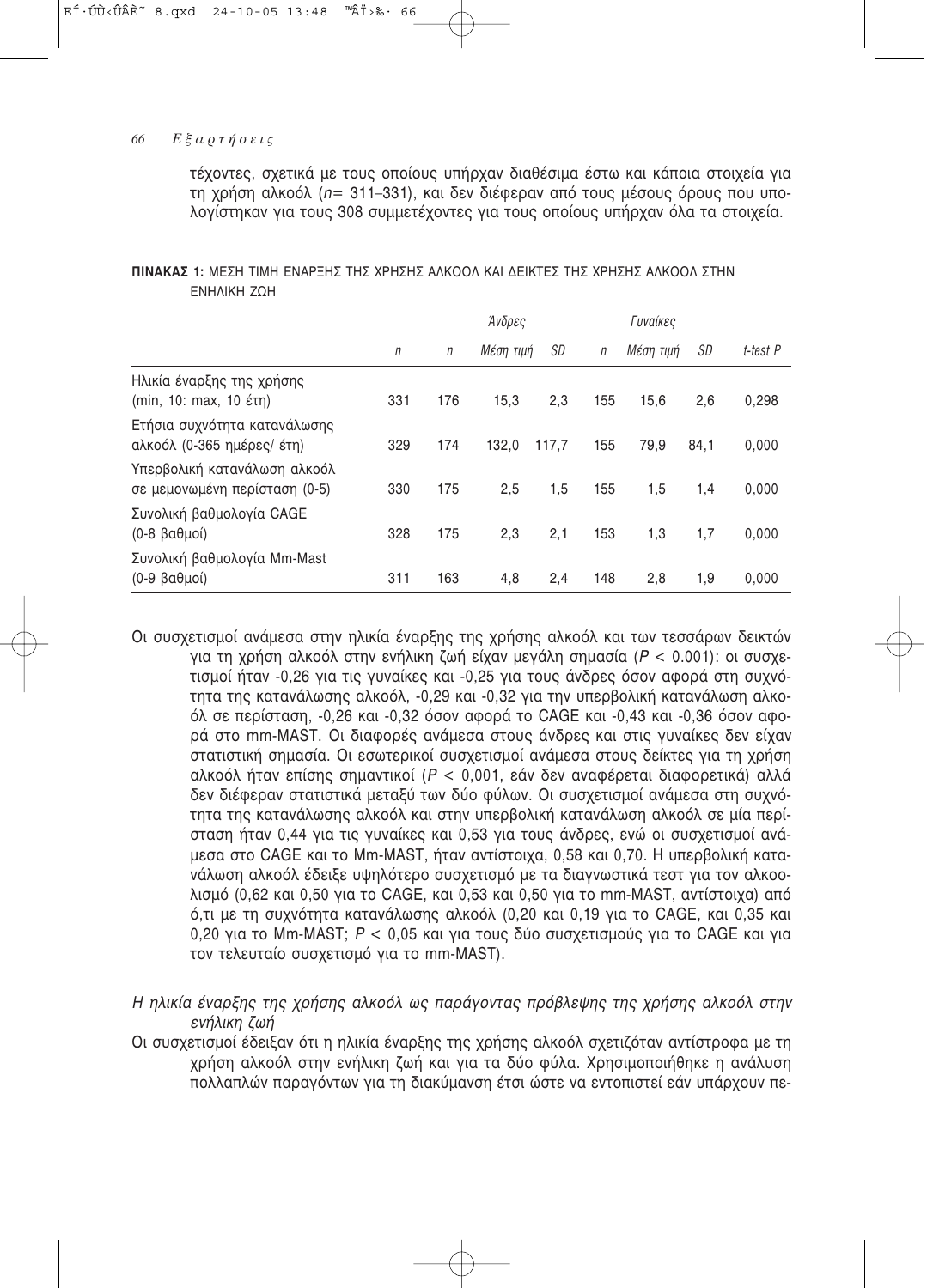τέχοντες, σχετικά με τους οποίους υπήρχαν διαθέσιμα έστω και κάποια στοιχεία για τη χρήση αλκοόλ (*n*= 311–331), και δεν διέφεραν από τους μέσους όρους που υπολογίστηκαν για τους 308 συμμετέχοντες για τους οποίους υπήρχαν όλα τα στοιχεία.

**ΠΙΝΑΚΑΣ 1:** ΜΕΣΗ ΤΙΜΗ ΕΝΑΡΞΗΣ ΤΗΣ ΧΡΗΣΗΣ ΑΛΚΟΟΛ ΚΑΙ ΔΕΙΚΤΕΣ ΤΗΣ ΧΡΗΣΗΣ ΑΛΚΟΟΛ ΣΤΗΝ ΕΝΗΛΙΚΗ ΖΩΗ

| | | *Άνδρες* | | | *Γυναίκες* | | | |
|---|---|---|---|---|---|---|---|---|
| | *n* | *n* | *Μέση τιμή* | *SD* | *n* | *Μέση τιμή* | *SD* | *t-test P* |
| Ηλικία έναρξης της χρήσης (min, 10: max, 10 έτη) | 331 | 176 | 15,3 | 2,3 | 155 | 15,6 | 2,6 | 0,298 |
| Ετήσια συχνότητα κατανάλωσης αλκοόλ (0-365 ημέρες/ έτη) | 329 | 174 | 132,0 | 117,7 | 155 | 79,9 | 84,1 | 0,000 |
| Υπερβολική κατανάλωση αλκοόλ σε μεμονωμένη περίσταση (0-5) | 330 | 175 | 2,5 | 1,5 | 155 | 1,5 | 1,4 | 0,000 |
| Συνολική βαθμολογία CAGE (0-8 βαθμοί) | 328 | 175 | 2,3 | 2,1 | 153 | 1,3 | 1,7 | 0,000 |
| Συνολική βαθμολογία Mm-Mast (0-9 βαθμοί) | 311 | 163 | 4,8 | 2,4 | 148 | 2,8 | 1,9 | 0,000 |

Οι συσχετισμοί ανάμεσα στην ηλικία έναρξης της χρήσης αλκοόλ και των τεσσάρων δεικτών για τη χρήση αλκοόλ στην ενήλικη ζωή είχαν μεγάλη σημασία ($P < 0.001$): οι συσχετισμοί ήταν -0,26 για τις γυναίκες και -0,25 για τους άνδρες όσον αφορά στη συχνότητα της κατανάλωσης αλκοόλ, -0,29 και -0,32 για την υπερβολική κατανάλωση αλκοόλ σε περίσταση, -0,26 και -0,32 όσον αφορά το CAGE και -0,43 και -0,36 όσον αφορά στο mm-MAST. Οι διαφορές ανάμεσα στους άνδρες και στις γυναίκες δεν είχαν στατιστική σημασία. Οι εσωτερικοί συσχετισμοί ανάμεσα στους δείκτες για τη χρήση αλκοόλ ήταν επίσης σημαντικοί ($P < 0{,}001$, εάν δεν αναφέρεται διαφορετικά) αλλά δεν διέφεραν στατιστικά μεταξύ των δύο φύλων. Οι συσχετισμοί ανάμεσα στη συχνότητα της κατανάλωσης αλκοόλ και στην υπερβολική κατανάλωση αλκοόλ σε μία περίσταση ήταν 0,44 για τις γυναίκες και 0,53 για τους άνδρες, ενώ οι συσχετισμοί ανάμεσα στο CAGE και το Mm-MAST, ήταν αντίστοιχα, 0,58 και 0,70. Η υπερβολική κατανάλωση αλκοόλ έδειξε υψηλότερο συσχετισμό με τα διαγνωστικά τεστ για τον αλκοολισμό (0,62 και 0,50 για το CAGE, και 0,53 και 0,50 για το mm-MAST, αντίστοιχα) από ό,τι με τη συχνότητα κατανάλωσης αλκοόλ (0,20 και 0,19 για το CAGE, και 0,35 και 0,20 για το Mm-MAST; $P < 0{,}05$ και για τους δύο συσχετισμούς για το CAGE και για τον τελευταίο συσχετισμό για το mm-MAST).

*Η ηλικία έναρξης της χρήσης αλκοόλ ως παράγοντας πρόβλεψης της χρήσης αλκοόλ στην ενήλικη ζωή*

Οι συσχετισμοί έδειξαν ότι η ηλικία έναρξης της χρήσης αλκοόλ σχετιζόταν αντίστροφα με τη χρήση αλκοόλ στην ενήλικη ζωή και για τα δύο φύλα. Χρησιμοποιήθηκε η ανάλυση πολλαπλών παραγόντων για τη διακύμανση έτσι ώστε να εντοπιστεί εάν υπάρχουν πε-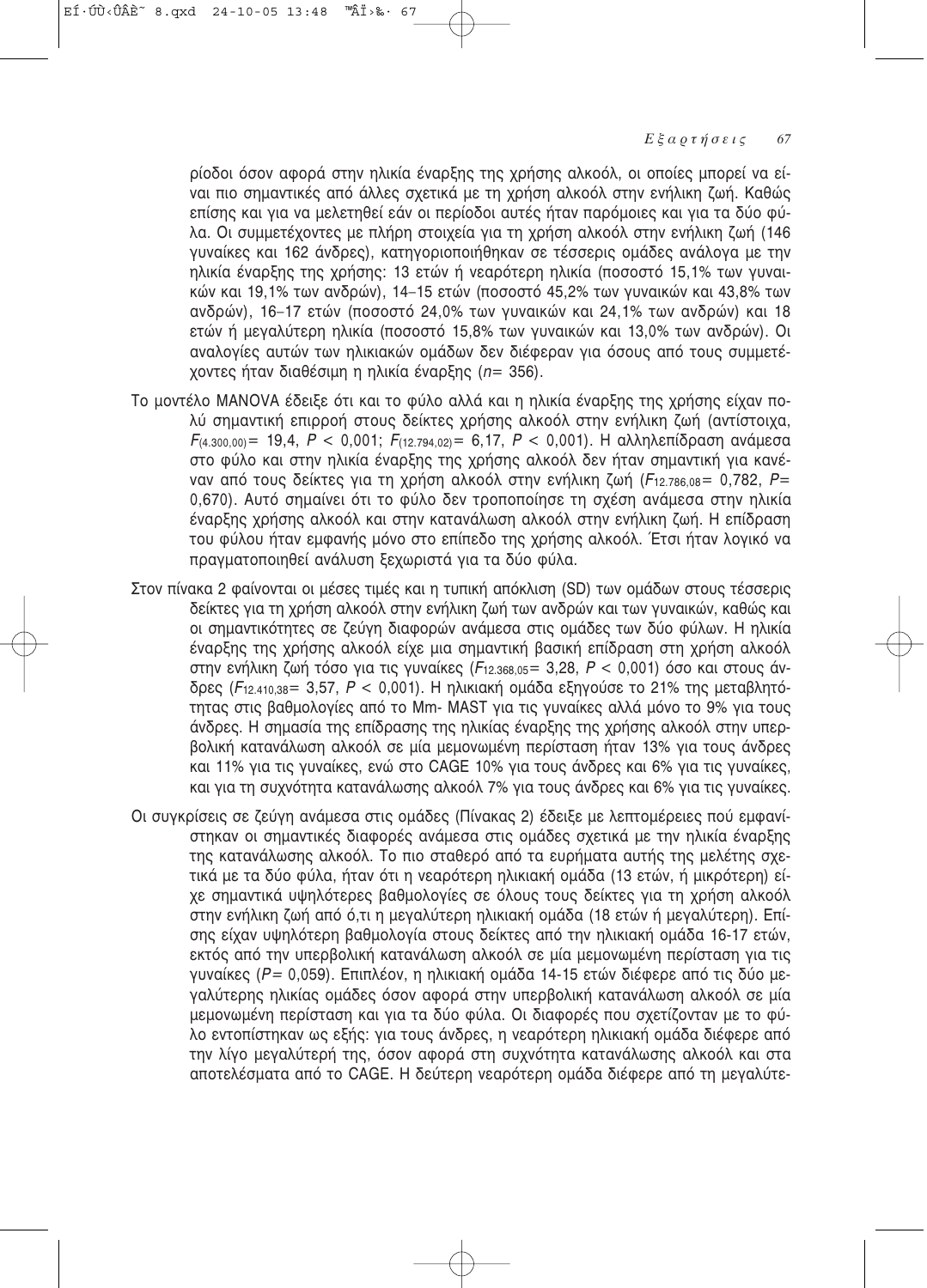ρίοδοι όσον αφορά στην ηλικία έναρξης της χρήσης αλκοόλ, οι οποίες μπορεί να είναι πιο σημαντικές από άλλες σχετικά με τη χρήση αλκοόλ στην ενήλικη ζωή. Καθώς επίσης και για να μελετηθεί εάν οι περίοδοι αυτές ήταν παρόμοιες και για τα δύο φύλα. Οι συμμετέχοντες με πλήρη στοιχεία για τη χρήση αλκοόλ στην ενήλικη ζωή (146 γυναίκες και 162 άνδρες), κατηγοριοποιήθηκαν σε τέσσερις ομάδες ανάλογα με την ηλικία έναρξης της χρήσης: 13 ετών ή νεαρότερη ηλικία (ποσοστό 15,1% των γυναικών και 19,1% των ανδρών), 14–15 ετών (ποσοστό 45,2% των γυναικών και 43,8% των ανδρών), 16–17 ετών (ποσοστό 24,0% των γυναικών και 24,1% των ανδρών) και 18 ετών ή μεγαλύτερη ηλικία (ποσοστό 15,8% των γυναικών και 13,0% των ανδρών). Οι αναλογίες αυτών των ηλικιακών ομάδων δεν διέφεραν για όσους από τους συμμετέχοντες ήταν διαθέσιμη η ηλικία έναρξης ($n = 356$).

Το μοντέλο MANOVA έδειξε ότι και το φύλο αλλά και η ηλικία έναρξης της χρήσης είχαν πολύ σημαντική επιρροή στους δείκτες χρήσης αλκοόλ στην ενήλικη ζωή (αντίστοιχα, $F_{(4.300,00)} = 19,4$, $P < 0,001$; $F_{(12.794,02)} = 6,17$, $P < 0,001$). Η αλληλεπίδραση ανάμεσα στο φύλο και στην ηλικία έναρξης της χρήσης αλκοόλ δεν ήταν σημαντική για κανέναν από τους δείκτες για τη χρήση αλκοόλ στην ενήλικη ζωή ($F_{12.786,08} = 0,782$, $P = 0,670$). Αυτό σημαίνει ότι το φύλο δεν τροποποίησε τη σχέση ανάμεσα στην ηλικία έναρξης χρήσης αλκοόλ και στην κατανάλωση αλκοόλ στην ενήλικη ζωή. Η επίδραση του φύλου ήταν εμφανής μόνο στο επίπεδο της χρήσης αλκοόλ. Έτσι ήταν λογικό να πραγματοποιηθεί ανάλυση ξεχωριστά για τα δύο φύλα.

Στον πίνακα 2 φαίνονται οι μέσες τιμές και η τυπική απόκλιση (SD) των ομάδων στους τέσσερις δείκτες για τη χρήση αλκοόλ στην ενήλικη ζωή των ανδρών και των γυναικών, καθώς και οι σημαντικότητες σε ζεύγη διαφορών ανάμεσα στις ομάδες των δύο φύλων. Η ηλικία έναρξης της χρήσης αλκοόλ είχε μια σημαντική βασική επίδραση στη χρήση αλκοόλ στην ενήλικη ζωή τόσο για τις γυναίκες ($F_{12.368,05} = 3,28$, $P < 0,001$) όσο και στους άνδρες ($F_{12.410,38} = 3,57$, $P < 0,001$). Η ηλικιακή ομάδα εξηγούσε το 21% της μεταβλητότητας στις βαθμολογίες από το Mm- MAST για τις γυναίκες αλλά μόνο το 9% για τους άνδρες. Η σημασία της επίδρασης της ηλικίας έναρξης της χρήσης αλκοόλ στην υπερβολική κατανάλωση αλκοόλ σε μία μεμονωμένη περίσταση ήταν 13% για τους άνδρες και 11% για τις γυναίκες, ενώ στο CAGE 10% για τους άνδρες και 6% για τις γυναίκες, και για τη συχνότητα κατανάλωσης αλκοόλ 7% για τους άνδρες και 6% για τις γυναίκες.

Οι συγκρίσεις σε ζεύγη ανάμεσα στις ομάδες (Πίνακας 2) έδειξε με λεπτομέρειες πού εμφανίστηκαν οι σημαντικές διαφορές ανάμεσα στις ομάδες σχετικά με την ηλικία έναρξης της κατανάλωσης αλκοόλ. Το πιο σταθερό από τα ευρήματα αυτής της μελέτης σχετικά με τα δύο φύλα, ήταν ότι η νεαρότερη ηλικιακή ομάδα (13 ετών, ή μικρότερη) είχε σημαντικά υψηλότερες βαθμολογίες σε όλους τους δείκτες για τη χρήση αλκοόλ στην ενήλικη ζωή από ό,τι η μεγαλύτερη ηλικιακή ομάδα (18 ετών ή μεγαλύτερη). Επίσης είχαν υψηλότερη βαθμολογία στους δείκτες από την ηλικιακή ομάδα 16-17 ετών, εκτός από την υπερβολική κατανάλωση αλκοόλ σε μία μεμονωμένη περίσταση για τις γυναίκες ($P = 0,059$). Επιπλέον, η ηλικιακή ομάδα 14-15 ετών διέφερε από τις δύο μεγαλύτερης ηλικίας ομάδες όσον αφορά στην υπερβολική κατανάλωση αλκοόλ σε μία μεμονωμένη περίσταση και για τα δύο φύλα. Οι διαφορές που σχετίζονταν με το φύλο εντοπίστηκαν ως εξής: για τους άνδρες, η νεαρότερη ηλικιακή ομάδα διέφερε από την λίγο μεγαλύτερή της, όσον αφορά στη συχνότητα κατανάλωσης αλκοόλ και στα αποτελέσματα από το CAGE. Η δεύτερη νεαρότερη ομάδα διέφερε από τη μεγαλύτε-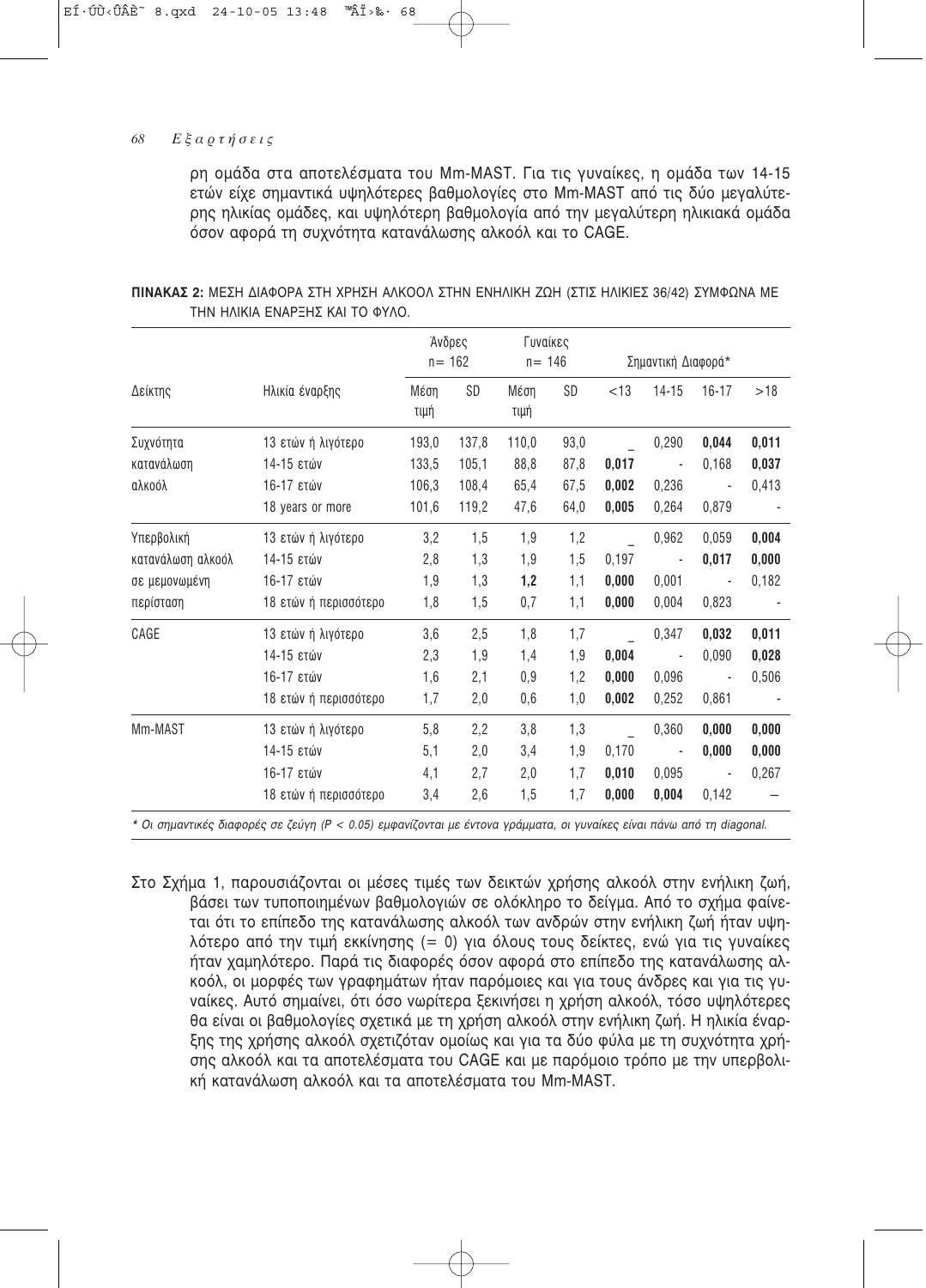ρη ομάδα στα αποτελέσματα του Mm-MAST. Για τις γυναίκες, η ομάδα των 14-15 ετών είχε σημαντικά υψηλότερες βαθμολογίες στο Mm-MAST από τις δύο μεγαλύτερης ηλικίας ομάδες, και υψηλότερη βαθμολογία από την μεγαλύτερη ηλικιακά ομάδα όσον αφορά τη συχνότητα κατανάλωσης αλκοόλ και το CAGE.

**ΠΙΝΑΚΑΣ 2:** ΜΕΣΗ ΔΙΑΦΟΡΑ ΣΤΗ ΧΡΗΣΗ ΑΛΚΟΟΛ ΣΤΗΝ ΕΝΗΛΙΚΗ ΖΩΗ (ΣΤΙΣ ΗΛΙΚΙΕΣ 36/42) ΣΥΜΦΩΝΑ ΜΕ ΤΗΝ ΗΛΙΚΙΑ ΕΝΑΡΞΗΣ ΚΑΙ ΤΟ ΦΥΛΟ.

| | | Άνδρες n= 162 | | Γυναίκες n= 146 | | Σημαντική Διαφορά* | | | |
|---|---|---|---|---|---|---|---|---|---|
| Δείκτης | Ηλικία έναρξης | Μέση τιμή | SD | Μέση τιμή | SD | <13 | 14-15 | 16-17 | >18 |
| Συχνότητα κατανάλωση αλκοόλ | 13 ετών ή λιγότερο | 193,0 | 137,8 | 110,0 | 93,0 | _ | 0,290 | **0,044** | **0,011** |
| | 14-15 ετών | 133,5 | 105,1 | 88,8 | 87,8 | **0,017** | - | 0,168 | **0,037** |
| | 16-17 ετών | 106,3 | 108,4 | 65,4 | 67,5 | **0,002** | 0,236 | - | 0,413 |
| | 18 years or more | 101,6 | 119,2 | 47,6 | 64,0 | **0,005** | 0,264 | 0,879 | - |
| Υπερβολική κατανάλωση αλκοόλ σε μεμονωμένη περίσταση | 13 ετών ή λιγότερο | 3,2 | 1,5 | 1,9 | 1,2 | _ | 0,962 | 0,059 | **0,004** |
| | 14-15 ετών | 2,8 | 1,3 | 1,9 | 1,5 | 0,197 | - | **0,017** | **0,000** |
| | 16-17 ετών | 1,9 | 1,3 | **1,2** | 1,1 | **0,000** | 0,001 | - | 0,182 |
| | 18 ετών ή περισσότερο | 1,8 | 1,5 | 0,7 | 1,1 | **0,000** | 0,004 | 0,823 | - |
| CAGE | 13 ετών ή λιγότερο | 3,6 | 2,5 | 1,8 | 1,7 | _ | 0,347 | **0,032** | **0,011** |
| | 14-15 ετών | 2,3 | 1,9 | 1,4 | 1,9 | **0,004** | - | 0,090 | **0,028** |
| | 16-17 ετών | 1,6 | 2,1 | 0,9 | 1,2 | **0,000** | 0,096 | - | 0,506 |
| | 18 ετών ή περισσότερο | 1,7 | 2,0 | 0,6 | 1,0 | **0,002** | 0,252 | 0,861 | - |
| Mm-MAST | 13 ετών ή λιγότερο | 5,8 | 2,2 | 3,8 | 1,3 | _ | 0,360 | **0,000** | **0,000** |
| | 14-15 ετών | 5,1 | 2,0 | 3,4 | 1,9 | 0,170 | - | **0,000** | **0,000** |
| | 16-17 ετών | 4,1 | 2,7 | 2,0 | 1,7 | **0,010** | 0,095 | - | 0,267 |
| | 18 ετών ή περισσότερο | 3,4 | 2,6 | 1,5 | 1,7 | **0,000** | **0,004** | 0,142 | – |

*\* Οι σημαντικές διαφορές σε ζεύγη (P < 0.05) εμφανίζονται με έντονα γράμματα, οι γυναίκες είναι πάνω από τη diagonal.*

Στο Σχήμα 1, παρουσιάζονται οι μέσες τιμές των δεικτών χρήσης αλκοόλ στην ενήλικη ζωή, βάσει των τυποποιημένων βαθμολογιών σε ολόκληρο το δείγμα. Από το σχήμα φαίνεται ότι το επίπεδο της κατανάλωσης αλκοόλ των ανδρών στην ενήλικη ζωή ήταν υψηλότερο από την τιμή εκκίνησης (= 0) για όλους τους δείκτες, ενώ για τις γυναίκες ήταν χαμηλότερο. Παρά τις διαφορές όσον αφορά στο επίπεδο της κατανάλωσης αλκοόλ, οι μορφές των γραφημάτων ήταν παρόμοιες και για τους άνδρες και για τις γυναίκες. Αυτό σημαίνει, ότι όσο νωρίτερα ξεκινήσει η χρήση αλκοόλ, τόσο υψηλότερες θα είναι οι βαθμολογίες σχετικά με τη χρήση αλκοόλ στην ενήλικη ζωή. Η ηλικία έναρξης της χρήσης αλκοόλ σχετιζόταν ομοίως και για τα δύο φύλα με τη συχνότητα χρήσης αλκοόλ και τα αποτελέσματα του CAGE και με παρόμοιο τρόπο με την υπερβολική κατανάλωση αλκοόλ και τα αποτελέσματα του Mm-MAST.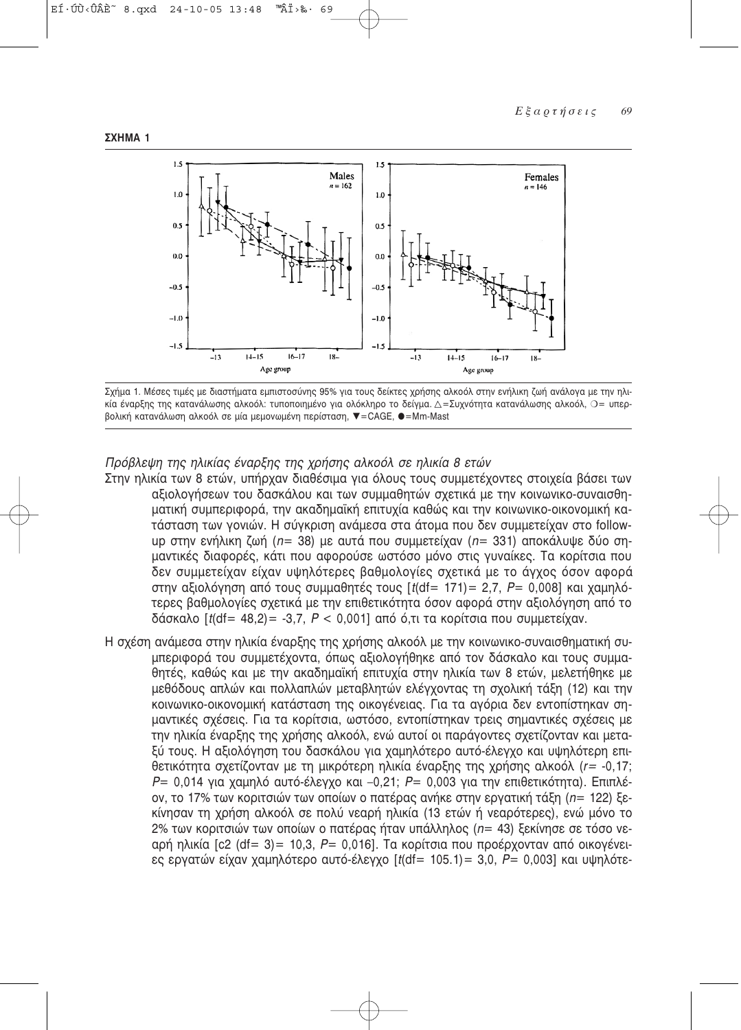**ΣΧΗΜΑ 1**

Σχήμα 1. Μέσες τιμές με διαστήματα εμπιστοσύνης 95% για τους δείκτες χρήσης αλκοόλ στην ενήλικη ζωή ανάλογα με την ηλικία έναρξης της κατανάλωσης αλκοόλ: τυποποιημένο για ολόκληρο το δείγμα. △=Συχνότητα κατανάλωσης αλκοόλ, ○= υπερβολική κατανάλωση αλκοόλ σε μία μεμονωμένη περίσταση, ▼=CAGE, ●=Mm-Mast

*Πρόβλεψη της ηλικίας έναρξης της χρήσης αλκοόλ σε ηλικία 8 ετών*

Στην ηλικία των 8 ετών, υπήρχαν διαθέσιμα για όλους τους συμμετέχοντες στοιχεία βάσει των αξιολογήσεων του δασκάλου και των συμμαθητών σχετικά με την κοινωνικο-συναισθηματική συμπεριφορά, την ακαδημαϊκή επιτυχία καθώς και την κοινωνικο-οικονομική κατάσταση των γονιών. Η σύγκριση ανάμεσα στα άτομα που δεν συμμετείχαν στο follow-up στην ενήλικη ζωή ($n$= 38) με αυτά που συμμετείχαν ($n$= 331) αποκάλυψε δύο σημαντικές διαφορές, κάτι που αφορούσε ωστόσο μόνο στις γυναίκες. Τα κορίτσια που δεν συμμετείχαν είχαν υψηλότερες βαθμολογίες σχετικά με το άγχος όσον αφορά στην αξιολόγηση από τους συμμαθητές τους [$t$(df= 171)= 2,7, $P$= 0,008] και χαμηλότερες βαθμολογίες σχετικά με την επιθετικότητα όσον αφορά στην αξιολόγηση από το δάσκαλο [$t$(df= 48,2)= -3,7, $P$ < 0,001] από ό,τι τα κορίτσια που συμμετείχαν.

Η σχέση ανάμεσα στην ηλικία έναρξης της χρήσης αλκοόλ με την κοινωνικο-συναισθηματική συμπεριφορά του συμμετέχοντα, όπως αξιολογήθηκε από τον δάσκαλο και τους συμμαθητές, καθώς και με την ακαδημαϊκή επιτυχία στην ηλικία των 8 ετών, μελετήθηκε με μεθόδους απλών και πολλαπλών μεταβλητών ελέγχοντας τη σχολική τάξη (12) και την κοινωνικο-οικονομική κατάσταση της οικογένειας. Για τα αγόρια δεν εντοπίστηκαν σημαντικές σχέσεις. Για τα κορίτσια, ωστόσο, εντοπίστηκαν τρεις σημαντικές σχέσεις με την ηλικία έναρξης της χρήσης αλκοόλ, ενώ αυτοί οι παράγοντες σχετίζονταν και μεταξύ τους. Η αξιολόγηση του δασκάλου για χαμηλότερο αυτό-έλεγχο και υψηλότερη επιθετικότητα σχετίζονταν με τη μικρότερη ηλικία έναρξης της χρήσης αλκοόλ ($r$= -0,17; $P$= 0,014 για χαμηλό αυτό-έλεγχο και −0,21; $P$= 0,003 για την επιθετικότητα). Επιπλέον, το 17% των κοριτσιών των οποίων ο πατέρας ανήκε στην εργατική τάξη ($n$= 122) ξεκίνησαν τη χρήση αλκοόλ σε πολύ νεαρή ηλικία (13 ετών ή νεαρότερες), ενώ μόνο το 2% των κοριτσιών των οποίων ο πατέρας ήταν υπάλληλος ($n$= 43) ξεκίνησε σε τόσο νεαρή ηλικία [c2 (df= 3)= 10,3, $P$= 0,016]. Τα κορίτσια που προέρχονταν από οικογένειες εργατών είχαν χαμηλότερο αυτό-έλεγχο [$t$(df= 105.1)= 3,0, $P$= 0,003] και υψηλότε-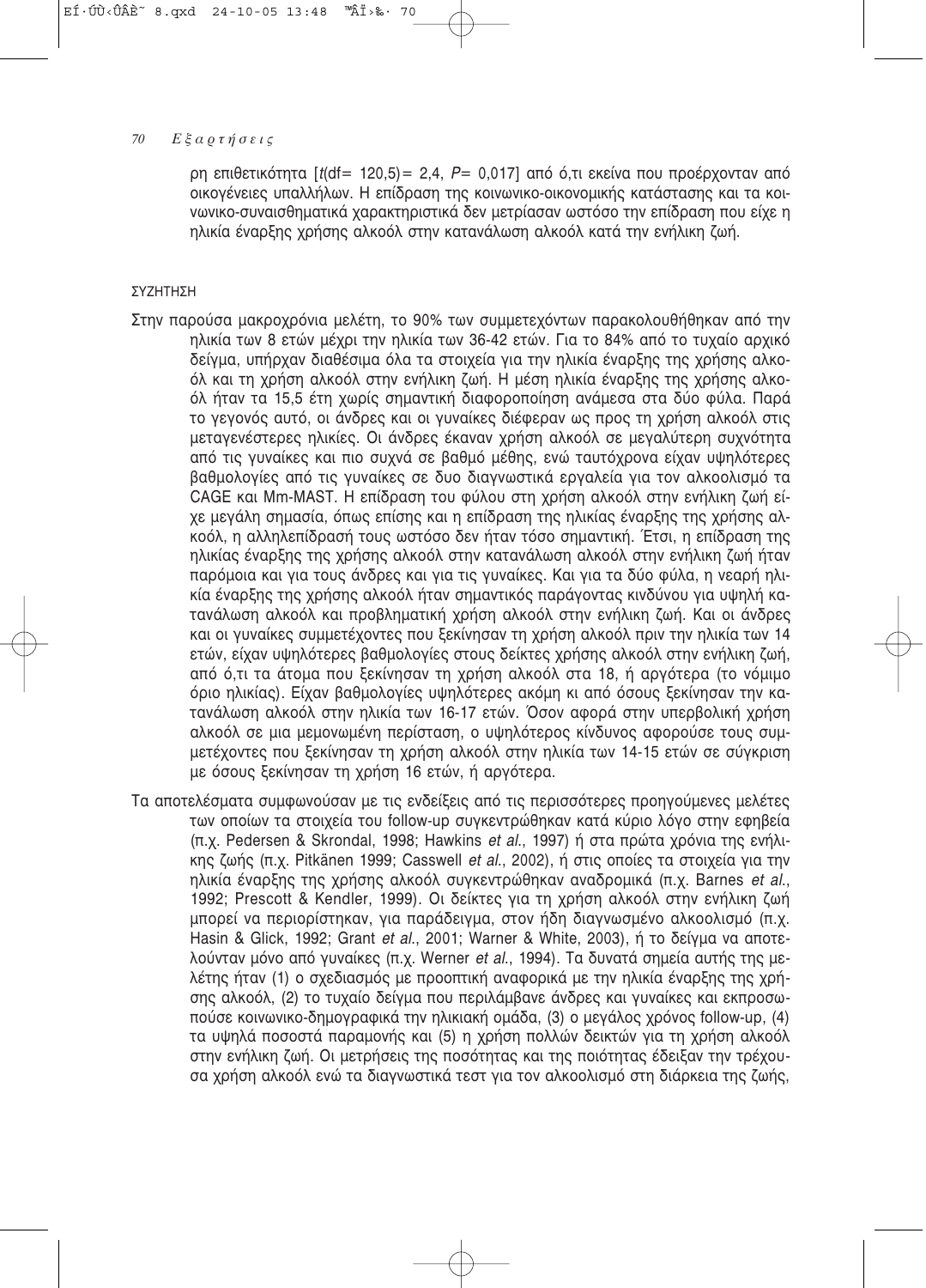ρη επιθετικότητα [$t$(df= 120,5)= 2,4, $P$= 0,017] από ό,τι εκείνα που προέρχονταν από οικογένειες υπαλλήλων. Η επίδραση της κοινωνικο-οικονομικής κατάστασης και τα κοινωνικο-συναισθηματικά χαρακτηριστικά δεν μετρίασαν ωστόσο την επίδραση που είχε η ηλικία έναρξης χρήσης αλκοόλ στην κατανάλωση αλκοόλ κατά την ενήλικη ζωή.

## ΣΥΖΗΤΗΣΗ

Στην παρούσα μακροχρόνια μελέτη, το 90% των συμμετεχόντων παρακολουθήθηκαν από την ηλικία των 8 ετών μέχρι την ηλικία των 36-42 ετών. Για το 84% από το τυχαίο αρχικό δείγμα, υπήρχαν διαθέσιμα όλα τα στοιχεία για την ηλικία έναρξης της χρήσης αλκοόλ και τη χρήση αλκοόλ στην ενήλικη ζωή. Η μέση ηλικία έναρξης της χρήσης αλκοόλ ήταν τα 15,5 έτη χωρίς σημαντική διαφοροποίηση ανάμεσα στα δύο φύλα. Παρά το γεγονός αυτό, οι άνδρες και οι γυναίκες διέφεραν ως προς τη χρήση αλκοόλ στις μεταγενέστερες ηλικίες. Οι άνδρες έκαναν χρήση αλκοόλ σε μεγαλύτερη συχνότητα από τις γυναίκες και πιο συχνά σε βαθμό μέθης, ενώ ταυτόχρονα είχαν υψηλότερες βαθμολογίες από τις γυναίκες σε δυο διαγνωστικά εργαλεία για τον αλκοολισμό τα CAGE και Mm-MAST. Η επίδραση του φύλου στη χρήση αλκοόλ στην ενήλικη ζωή είχε μεγάλη σημασία, όπως επίσης και η επίδραση της ηλικίας έναρξης της χρήσης αλκοόλ, η αλληλεπίδρασή τους ωστόσο δεν ήταν τόσο σημαντική. Έτσι, η επίδραση της ηλικίας έναρξης της χρήσης αλκοόλ στην κατανάλωση αλκοόλ στην ενήλικη ζωή ήταν παρόμοια και για τους άνδρες και για τις γυναίκες. Και για τα δύο φύλα, η νεαρή ηλικία έναρξης της χρήσης αλκοόλ ήταν σημαντικός παράγοντας κινδύνου για υψηλή κατανάλωση αλκοόλ και προβληματική χρήση αλκοόλ στην ενήλικη ζωή. Και οι άνδρες και οι γυναίκες συμμετέχοντες που ξεκίνησαν τη χρήση αλκοόλ πριν την ηλικία των 14 ετών, είχαν υψηλότερες βαθμολογίες στους δείκτες χρήσης αλκοόλ στην ενήλικη ζωή, από ό,τι τα άτομα που ξεκίνησαν τη χρήση αλκοόλ στα 18, ή αργότερα (το νόμιμο όριο ηλικίας). Είχαν βαθμολογίες υψηλότερες ακόμη κι από όσους ξεκίνησαν την κατανάλωση αλκοόλ στην ηλικία των 16-17 ετών. Όσον αφορά στην υπερβολική χρήση αλκοόλ σε μια μεμονωμένη περίσταση, ο υψηλότερος κίνδυνος αφορούσε τους συμμετέχοντες που ξεκίνησαν τη χρήση αλκοόλ στην ηλικία των 14-15 ετών σε σύγκριση με όσους ξεκίνησαν τη χρήση 16 ετών, ή αργότερα.

Τα αποτελέσματα συμφωνούσαν με τις ενδείξεις από τις περισσότερες προηγούμενες μελέτες των οποίων τα στοιχεία του follow-up συγκεντρώθηκαν κατά κύριο λόγο στην εφηβεία (π.χ. Pedersen & Skrondal, 1998; Hawkins *et al.*, 1997) ή στα πρώτα χρόνια της ενήλικης ζωής (π.χ. Pitkänen 1999; Casswell *et al.*, 2002), ή στις οποίες τα στοιχεία για την ηλικία έναρξης της χρήσης αλκοόλ συγκεντρώθηκαν αναδρομικά (π.χ. Barnes *et al.*, 1992; Prescott & Kendler, 1999). Οι δείκτες για τη χρήση αλκοόλ στην ενήλικη ζωή μπορεί να περιορίστηκαν, για παράδειγμα, στον ήδη διαγνωσμένο αλκοολισμό (π.χ. Hasin & Glick, 1992; Grant *et al.*, 2001; Warner & White, 2003), ή το δείγμα να αποτελούνταν μόνο από γυναίκες (π.χ. Werner *et al.*, 1994). Τα δυνατά σημεία αυτής της μελέτης ήταν (1) ο σχεδιασμός με προοπτική αναφορικά με την ηλικία έναρξης της χρήσης αλκοόλ, (2) το τυχαίο δείγμα που περιλάμβανε άνδρες και γυναίκες και εκπροσωπούσε κοινωνικο-δημογραφικά την ηλικιακή ομάδα, (3) ο μεγάλος χρόνος follow-up, (4) τα υψηλά ποσοστά παραμονής και (5) η χρήση πολλών δεικτών για τη χρήση αλκοόλ στην ενήλικη ζωή. Οι μετρήσεις της ποσότητας και της ποιότητας έδειξαν την τρέχουσα χρήση αλκοόλ ενώ τα διαγνωστικά τεστ για τον αλκοολισμό στη διάρκεια της ζωής,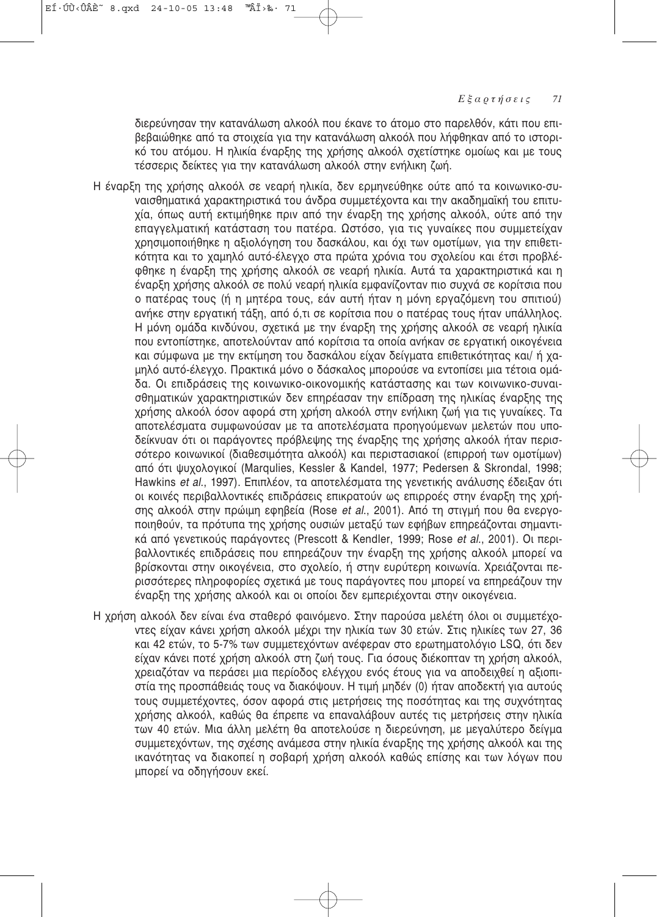διερεύνησαν την κατανάλωση αλκοόλ που έκανε το άτομο στο παρελθόν, κάτι που επιβεβαιώθηκε από τα στοιχεία για την κατανάλωση αλκοόλ που λήφθηκαν από το ιστορικό του ατόμου. Η ηλικία έναρξης της χρήσης αλκοόλ σχετίστηκε ομοίως και με τους τέσσερις δείκτες για την κατανάλωση αλκοόλ στην ενήλικη ζωή.

- Η έναρξη της χρήσης αλκοόλ σε νεαρή ηλικία, δεν ερμηνεύθηκε ούτε από τα κοινωνικο-συναισθηματικά χαρακτηριστικά του άνδρα συμμετέχοντα και την ακαδημαϊκή του επιτυχία, όπως αυτή εκτιμήθηκε πριν από την έναρξη της χρήσης αλκοόλ, ούτε από την επαγγελματική κατάσταση του πατέρα. Ωστόσο, για τις γυναίκες που συμμετείχαν χρησιμοποιήθηκε η αξιολόγηση του δασκάλου, και όχι των ομοτίμων, για την επιθετικότητα και το χαμηλό αυτό-έλεγχο στα πρώτα χρόνια του σχολείου και έτσι προβλέφθηκε η έναρξη της χρήσης αλκοόλ σε νεαρή ηλικία. Αυτά τα χαρακτηριστικά και η έναρξη χρήσης αλκοόλ σε πολύ νεαρή ηλικία εμφανίζονταν πιο συχνά σε κορίτσια που ο πατέρας τους (ή η μητέρα τους, εάν αυτή ήταν η μόνη εργαζόμενη του σπιτιού) ανήκε στην εργατική τάξη, από ό,τι σε κορίτσια που ο πατέρας τους ήταν υπάλληλος. Η μόνη ομάδα κινδύνου, σχετικά με την έναρξη της χρήσης αλκοόλ σε νεαρή ηλικία που εντοπίστηκε, αποτελούνταν από κορίτσια τα οποία ανήκαν σε εργατική οικογένεια και σύμφωνα με την εκτίμηση του δασκάλου είχαν δείγματα επιθετικότητας και/ ή χαμηλό αυτό-έλεγχο. Πρακτικά μόνο ο δάσκαλος μπορούσε να εντοπίσει μια τέτοια ομάδα. Οι επιδράσεις της κοινωνικο-οικονομικής κατάστασης και των κοινωνικο-συναισθηματικών χαρακτηριστικών δεν επηρέασαν την επίδραση της ηλικίας έναρξης της χρήσης αλκοόλ όσον αφορά στη χρήση αλκοόλ στην ενήλικη ζωή για τις γυναίκες. Τα αποτελέσματα συμφωνούσαν με τα αποτελέσματα προηγούμενων μελετών που υποδείκνυαν ότι οι παράγοντες πρόβλεψης της έναρξης της χρήσης αλκοόλ ήταν περισσότερο κοινωνικοί (διαθεσιμότητα αλκοόλ) και περιστασιακοί (επιρροή των ομοτίμων) από ότι ψυχολογικοί (Marqulies, Kessler & Kandel, 1977; Pedersen & Skrondal, 1998; Hawkins *et al.*, 1997). Επιπλέον, τα αποτελέσματα της γενετικής ανάλυσης έδειξαν ότι οι κοινές περιβαλλοντικές επιδράσεις επικρατούν ως επιρροές στην έναρξη της χρήσης αλκοόλ στην πρώιμη εφηβεία (Rose *et al.*, 2001). Από τη στιγμή που θα ενεργοποιηθούν, τα πρότυπα της χρήσης ουσιών μεταξύ των εφήβων επηρεάζονται σημαντικά από γενετικούς παράγοντες (Prescott & Kendler, 1999; Rose *et al.*, 2001). Οι περιβαλλοντικές επιδράσεις που επηρεάζουν την έναρξη της χρήσης αλκοόλ μπορεί να βρίσκονται στην οικογένεια, στο σχολείο, ή στην ευρύτερη κοινωνία. Χρειάζονται περισσότερες πληροφορίες σχετικά με τους παράγοντες που μπορεί να επηρεάζουν την έναρξη της χρήσης αλκοόλ και οι οποίοι δεν εμπεριέχονται στην οικογένεια.

- Η χρήση αλκοόλ δεν είναι ένα σταθερό φαινόμενο. Στην παρούσα μελέτη όλοι οι συμμετέχοντες είχαν κάνει χρήση αλκοόλ μέχρι την ηλικία των 30 ετών. Στις ηλικίες των 27, 36 και 42 ετών, το 5-7% των συμμετεχόντων ανέφεραν στο ερωτηματολόγιο LSQ, ότι δεν είχαν κάνει ποτέ χρήση αλκοόλ στη ζωή τους. Για όσους διέκοπταν τη χρήση αλκοόλ, χρειαζόταν να περάσει μια περίοδος ελέγχου ενός έτους για να αποδειχθεί η αξιοπιστία της προσπάθειάς τους να διακόψουν. Η τιμή μηδέν (0) ήταν αποδεκτή για αυτούς τους συμμετέχοντες, όσον αφορά στις μετρήσεις της ποσότητας και της συχνότητας χρήσης αλκοόλ, καθώς θα έπρεπε να επαναλάβουν αυτές τις μετρήσεις στην ηλικία των 40 ετών. Μια άλλη μελέτη θα αποτελούσε η διερεύνηση, με μεγαλύτερο δείγμα συμμετεχόντων, της σχέσης ανάμεσα στην ηλικία έναρξης της χρήσης αλκοόλ και της ικανότητας να διακοπεί η σοβαρή χρήση αλκοόλ καθώς επίσης και των λόγων που μπορεί να οδηγήσουν εκεί.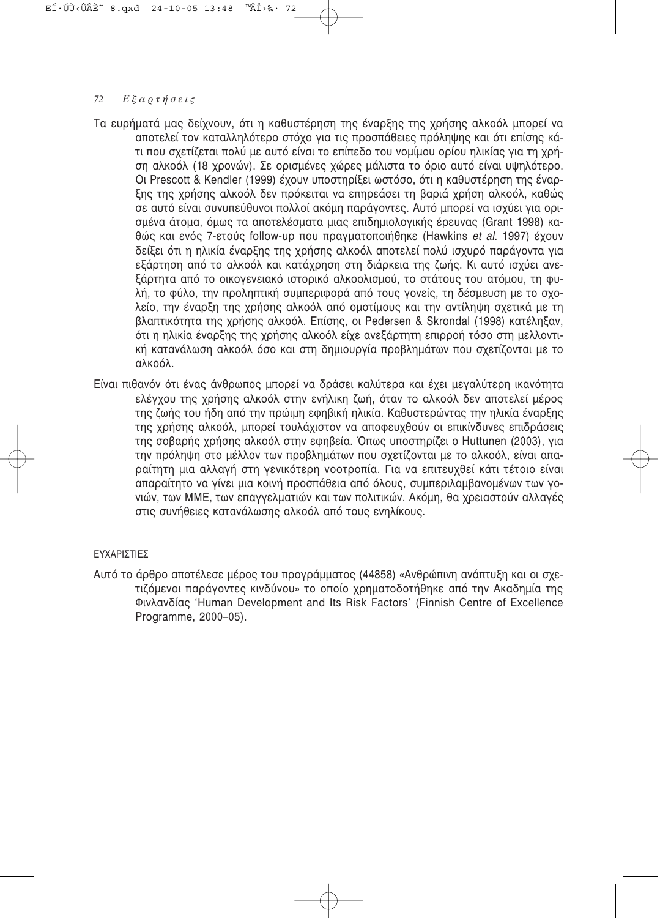Τα ευρήματά μας δείχνουν, ότι η καθυστέρηση της έναρξης της χρήσης αλκοόλ μπορεί να αποτελεί τον καταλληλότερο στόχο για τις προσπάθειες πρόληψης και ότι επίσης κάτι που σχετίζεται πολύ με αυτό είναι το επίπεδο του νομίμου ορίου ηλικίας για τη χρήση αλκοόλ (18 χρονών). Σε ορισμένες χώρες μάλιστα το όριο αυτό είναι υψηλότερο. Οι Prescott & Kendler (1999) έχουν υποστηρίξει ωστόσο, ότι η καθυστέρηση της έναρξης της χρήσης αλκοόλ δεν πρόκειται να επηρεάσει τη βαριά χρήση αλκοόλ, καθώς σε αυτό είναι συνυπεύθυνοι πολλοί ακόμη παράγοντες. Αυτό μπορεί να ισχύει για ορισμένα άτομα, όμως τα αποτελέσματα μιας επιδημιολογικής έρευνας (Grant 1998) καθώς και ενός 7-ετούς follow-up που πραγματοποιήθηκε (Hawkins *et al.* 1997) έχουν δείξει ότι η ηλικία έναρξης της χρήσης αλκοόλ αποτελεί πολύ ισχυρό παράγοντα για εξάρτηση από το αλκοόλ και κατάχρηση στη διάρκεια της ζωής. Κι αυτό ισχύει ανεξάρτητα από το οικογενειακό ιστορικό αλκοολισμού, το στάτους του ατόμου, τη φυλή, το φύλο, την προληπτική συμπεριφορά από τους γονείς, τη δέσμευση με το σχολείο, την έναρξη της χρήσης αλκοόλ από ομοτίμους και την αντίληψη σχετικά με τη βλαπτικότητα της χρήσης αλκοόλ. Επίσης, οι Pedersen & Skrondal (1998) κατέληξαν, ότι η ηλικία έναρξης της χρήσης αλκοόλ είχε ανεξάρτητη επιρροή τόσο στη μελλοντική κατανάλωση αλκοόλ όσο και στη δημιουργία προβλημάτων που σχετίζονται με το αλκοόλ.

Είναι πιθανόν ότι ένας άνθρωπος μπορεί να δράσει καλύτερα και έχει μεγαλύτερη ικανότητα ελέγχου της χρήσης αλκοόλ στην ενήλικη ζωή, όταν το αλκοόλ δεν αποτελεί μέρος της ζωής του ήδη από την πρώιμη εφηβική ηλικία. Καθυστερώντας την ηλικία έναρξης της χρήσης αλκοόλ, μπορεί τουλάχιστον να αποφευχθούν οι επικίνδυνες επιδράσεις της σοβαρής χρήσης αλκοόλ στην εφηβεία. Όπως υποστηρίζει ο Huttunen (2003), για την πρόληψη στο μέλλον των προβλημάτων που σχετίζονται με το αλκοόλ, είναι απαραίτητη μια αλλαγή στη γενικότερη νοοτροπία. Για να επιτευχθεί κάτι τέτοιο είναι απαραίτητο να γίνει μια κοινή προσπάθεια από όλους, συμπεριλαμβανομένων των γονιών, των ΜΜΕ, των επαγγελματιών και των πολιτικών. Ακόμη, θα χρειαστούν αλλαγές στις συνήθειες κατανάλωσης αλκοόλ από τους ενηλίκους.

## ΕΥΧΑΡΙΣΤΙΕΣ

Αυτό το άρθρο αποτέλεσε μέρος του προγράμματος (44858) «Ανθρώπινη ανάπτυξη και οι σχετιζόμενοι παράγοντες κινδύνου» το οποίο χρηματοδοτήθηκε από την Ακαδημία της Φινλανδίας 'Human Development and Its Risk Factors' (Finnish Centre of Excellence Programme, 2000–05).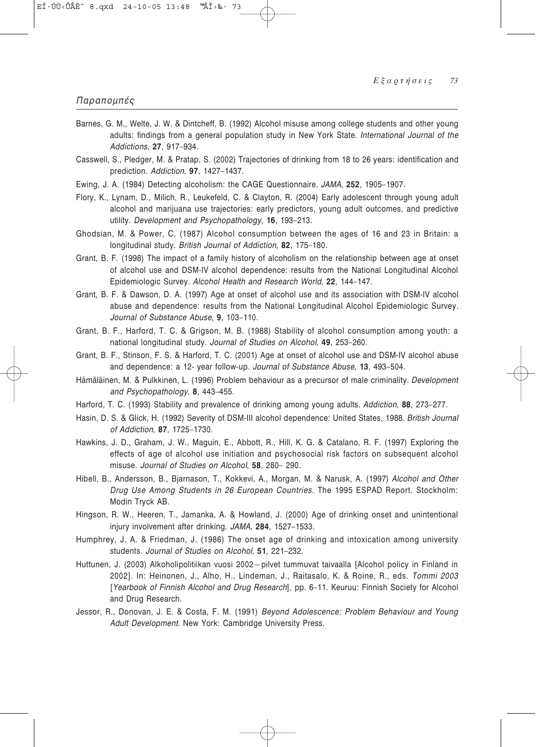## Παραπομπές

Barnes, G. M., Welte, J. W. & Dintcheff, B. (1992) Alcohol misuse among college students and other young adults: findings from a general population study in New York State. *International Journal of the Addictions*, **27**, 917–934.

Casswell, S., Pledger, M. & Pratap, S. (2002) Trajectories of drinking from 18 to 26 years: identification and prediction. *Addiction*, **97**, 1427–1437.

Ewing, J. A. (1984) Detecting alcoholism: the CAGE Questionnaire. *JAMA*, **252**, 1905–1907.

Flory, K., Lynam, D., Milich, R., Leukefeld, C. & Clayton, R. (2004) Early adolescent through young adult alcohol and marijuana use trajectories: early predictors, young adult outcomes, and predictive utility. *Development and Psychopathology*, **16**, 193–213.

Ghodsian, M. & Power, C. (1987) Alcohol consumption between the ages of 16 and 23 in Britain: a longitudinal study. *British Journal of Addiction*, **82**, 175–180.

Grant, B. F. (1998) The impact of a family history of alcoholism on the relationship between age at onset of alcohol use and DSM-IV alcohol dependence: results from the National Longitudinal Alcohol Epidemiologic Survey. *Alcohol Health and Research World*, **22**, 144–147.

Grant, B. F. & Dawson, D. A. (1997) Age at onset of alcohol use and its association with DSM-IV alcohol abuse and dependence: results from the National Longitudinal Alcohol Epidemiologic Survey. *Journal of Substance Abuse*, **9**, 103–110.

Grant, B. F., Harford, T. C. & Grigson, M. B. (1988) Stability of alcohol consumption among youth: a national longitudinal study. *Journal of Studies on Alcohol*, **49**, 253–260.

Grant, B. F., Stinson, F. S. & Harford, T. C. (2001) Age at onset of alcohol use and DSM-IV alcohol abuse and dependence: a 12- year follow-up. *Journal of Substance Abuse*, **13**, 493–504.

Hämäläinen, M. & Pulkkinen, L. (1996) Problem behaviour as a precursor of male criminality. *Development and Psychopathology*, **8**, 443–455.

Harford, T. C. (1993) Stability and prevalence of drinking among young adults. *Addiction*, **88**, 273–277.

Hasin, D. S. & Glick, H. (1992) Severity of DSM-III alcohol dependence: United States, 1988. *British Journal of Addiction*, **87**, 1725–1730.

Hawkins, J. D., Graham, J. W., Maguin, E., Abbott, R., Hill, K. G. & Catalano, R. F. (1997) Exploring the effects of age of alcohol use initiation and psychosocial risk factors on subsequent alcohol misuse. *Journal of Studies on Alcohol*, **58**, 280– 290.

Hibell, B., Andersson, B., Bjarnason, T., Kokkevi, A., Morgan, M. & Narusk, A. (1997) *Alcohol and Other Drug Use Among Students in 26 European Countries.* The 1995 ESPAD Report. Stockholm: Modin Tryck AB.

Hingson, R. W., Heeren, T., Jamanka, A. & Howland, J. (2000) Age of drinking onset and unintentional injury involvement after drinking. *JAMA*, **284**, 1527–1533.

Humphrey, J. A. & Friedman, J. (1986) The onset age of drinking and intoxication among university students. *Journal of Studies on Alcohol*, **51**, 221–232.

Huttunen, J. (2003) Alkoholipolitiikan vuosi 2002 – pilvet tummuvat taivaalla [Alcohol policy in Finland in 2002]. In: Heinonen, J., Alho, H., Lindeman, J., Raitasalo, K. & Roine, R., eds. *Tommi 2003* [*Yearbook of Finnish Alcohol and Drug Research*], pp. 6–11. Keuruu: Finnish Society for Alcohol and Drug Research.

Jessor, R., Donovan, J. E. & Costa, F. M. (1991) *Beyond Adolescence: Problem Behaviour and Young Adult Development.* New York: Cambridge University Press.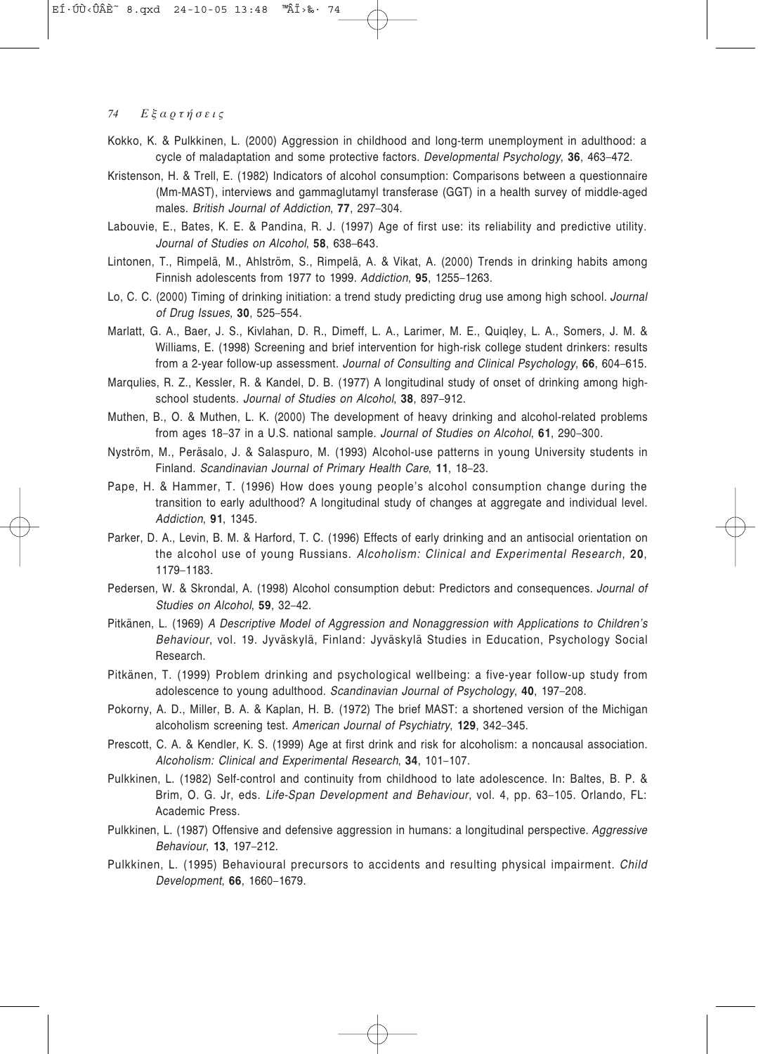Kokko, K. & Pulkkinen, L. (2000) Aggression in childhood and long-term unemployment in adulthood: a cycle of maladaptation and some protective factors. *Developmental Psychology*, **36**, 463–472.

Kristenson, H. & Trell, E. (1982) Indicators of alcohol consumption: Comparisons between a questionnaire (Mm-MAST), interviews and gammaglutamyl transferase (GGT) in a health survey of middle-aged males. *British Journal of Addiction*, **77**, 297–304.

Labouvie, E., Bates, K. E. & Pandina, R. J. (1997) Age of first use: its reliability and predictive utility. *Journal of Studies on Alcohol*, **58**, 638–643.

Lintonen, T., Rimpelä, M., Ahlström, S., Rimpelä, A. & Vikat, A. (2000) Trends in drinking habits among Finnish adolescents from 1977 to 1999. *Addiction*, **95**, 1255–1263.

Lo, C. C. (2000) Timing of drinking initiation: a trend study predicting drug use among high school. *Journal of Drug Issues*, **30**, 525–554.

Marlatt, G. A., Baer, J. S., Kivlahan, D. R., Dimeff, L. A., Larimer, M. E., Quiqley, L. A., Somers, J. M. & Williams, E. (1998) Screening and brief intervention for high-risk college student drinkers: results from a 2-year follow-up assessment. *Journal of Consulting and Clinical Psychology*, **66**, 604–615.

Marqulies, R. Z., Kessler, R. & Kandel, D. B. (1977) A longitudinal study of onset of drinking among high-school students. *Journal of Studies on Alcohol*, **38**, 897–912.

Muthen, B., O. & Muthen, L. K. (2000) The development of heavy drinking and alcohol-related problems from ages 18–37 in a U.S. national sample. *Journal of Studies on Alcohol*, **61**, 290–300.

Nyström, M., Peräsalo, J. & Salaspuro, M. (1993) Alcohol-use patterns in young University students in Finland. *Scandinavian Journal of Primary Health Care*, **11**, 18–23.

Pape, H. & Hammer, T. (1996) How does young people's alcohol consumption change during the transition to early adulthood? A longitudinal study of changes at aggregate and individual level. *Addiction*, **91**, 1345.

Parker, D. A., Levin, B. M. & Harford, T. C. (1996) Effects of early drinking and an antisocial orientation on the alcohol use of young Russians. *Alcoholism: Clinical and Experimental Research*, **20**, 1179–1183.

Pedersen, W. & Skrondal, A. (1998) Alcohol consumption debut: Predictors and consequences. *Journal of Studies on Alcohol*, **59**, 32–42.

Pitkänen, L. (1969) *A Descriptive Model of Aggression and Nonaggression with Applications to Children's Behaviour*, vol. 19. Jyväskylä, Finland: Jyväskylä Studies in Education, Psychology Social Research.

Pitkänen, T. (1999) Problem drinking and psychological wellbeing: a five-year follow-up study from adolescence to young adulthood. *Scandinavian Journal of Psychology*, **40**, 197–208.

Pokorny, A. D., Miller, B. A. & Kaplan, H. B. (1972) The brief MAST: a shortened version of the Michigan alcoholism screening test. *American Journal of Psychiatry*, **129**, 342–345.

Prescott, C. A. & Kendler, K. S. (1999) Age at first drink and risk for alcoholism: a noncausal association. *Alcoholism: Clinical and Experimental Research*, **34**, 101–107.

Pulkkinen, L. (1982) Self-control and continuity from childhood to late adolescence. In: Baltes, B. P. & Brim, O. G. Jr, eds. *Life-Span Development and Behaviour*, vol. 4, pp. 63–105. Orlando, FL: Academic Press.

Pulkkinen, L. (1987) Offensive and defensive aggression in humans: a longitudinal perspective. *Aggressive Behaviour*, **13**, 197–212.

Pulkkinen, L. (1995) Behavioural precursors to accidents and resulting physical impairment. *Child Development*, **66**, 1660–1679.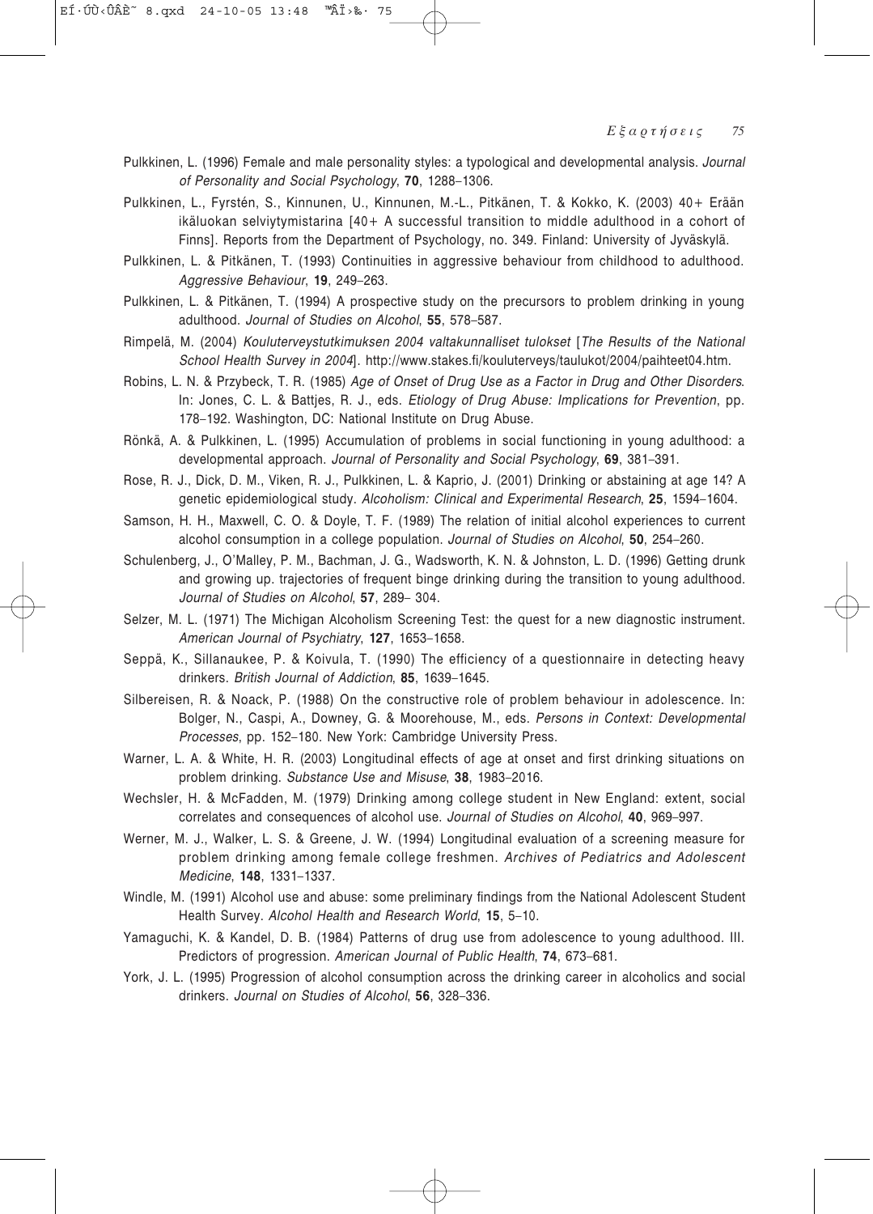Pulkkinen, L. (1996) Female and male personality styles: a typological and developmental analysis. *Journal of Personality and Social Psychology*, **70**, 1288–1306.

Pulkkinen, L., Fyrstén, S., Kinnunen, U., Kinnunen, M.-L., Pitkänen, T. & Kokko, K. (2003) 40+ Erään ikäluokan selviytymistarina [40+ A successful transition to middle adulthood in a cohort of Finns]. Reports from the Department of Psychology, no. 349. Finland: University of Jyväskylä.

Pulkkinen, L. & Pitkänen, T. (1993) Continuities in aggressive behaviour from childhood to adulthood. *Aggressive Behaviour*, **19**, 249–263.

Pulkkinen, L. & Pitkänen, T. (1994) A prospective study on the precursors to problem drinking in young adulthood. *Journal of Studies on Alcohol*, **55**, 578–587.

Rimpelä, M. (2004) *Kouluterveystutkimuksen 2004 valtakunnalliset tulokset* [*The Results of the National School Health Survey in 2004*]. http://www.stakes.fi/kouluterveys/taulukot/2004/paihteet04.htm.

Robins, L. N. & Przybeck, T. R. (1985) *Age of Onset of Drug Use as a Factor in Drug and Other Disorders*. In: Jones, C. L. & Battjes, R. J., eds. *Etiology of Drug Abuse: Implications for Prevention*, pp. 178–192. Washington, DC: National Institute on Drug Abuse.

Rönkä, A. & Pulkkinen, L. (1995) Accumulation of problems in social functioning in young adulthood: a developmental approach. *Journal of Personality and Social Psychology*, **69**, 381–391.

Rose, R. J., Dick, D. M., Viken, R. J., Pulkkinen, L. & Kaprio, J. (2001) Drinking or abstaining at age 14? A genetic epidemiological study. *Alcoholism: Clinical and Experimental Research*, **25**, 1594–1604.

Samson, H. H., Maxwell, C. O. & Doyle, T. F. (1989) The relation of initial alcohol experiences to current alcohol consumption in a college population. *Journal of Studies on Alcohol*, **50**, 254–260.

Schulenberg, J., O'Malley, P. M., Bachman, J. G., Wadsworth, K. N. & Johnston, L. D. (1996) Getting drunk and growing up. trajectories of frequent binge drinking during the transition to young adulthood. *Journal of Studies on Alcohol*, **57**, 289– 304.

Selzer, M. L. (1971) The Michigan Alcoholism Screening Test: the quest for a new diagnostic instrument. *American Journal of Psychiatry*, **127**, 1653–1658.

Seppä, K., Sillanaukee, P. & Koivula, T. (1990) The efficiency of a questionnaire in detecting heavy drinkers. *British Journal of Addiction*, **85**, 1639–1645.

Silbereisen, R. & Noack, P. (1988) On the constructive role of problem behaviour in adolescence. In: Bolger, N., Caspi, A., Downey, G. & Moorehouse, M., eds. *Persons in Context: Developmental Processes*, pp. 152–180. New York: Cambridge University Press.

Warner, L. A. & White, H. R. (2003) Longitudinal effects of age at onset and first drinking situations on problem drinking. *Substance Use and Misuse*, **38**, 1983–2016.

Wechsler, H. & McFadden, M. (1979) Drinking among college student in New England: extent, social correlates and consequences of alcohol use. *Journal of Studies on Alcohol*, **40**, 969–997.

Werner, M. J., Walker, L. S. & Greene, J. W. (1994) Longitudinal evaluation of a screening measure for problem drinking among female college freshmen. *Archives of Pediatrics and Adolescent Medicine*, **148**, 1331–1337.

Windle, M. (1991) Alcohol use and abuse: some preliminary findings from the National Adolescent Student Health Survey. *Alcohol Health and Research World*, **15**, 5–10.

Yamaguchi, K. & Kandel, D. B. (1984) Patterns of drug use from adolescence to young adulthood. III. Predictors of progression. *American Journal of Public Health*, **74**, 673–681.

York, J. L. (1995) Progression of alcohol consumption across the drinking career in alcoholics and social drinkers. *Journal on Studies of Alcohol*, **56**, 328–336.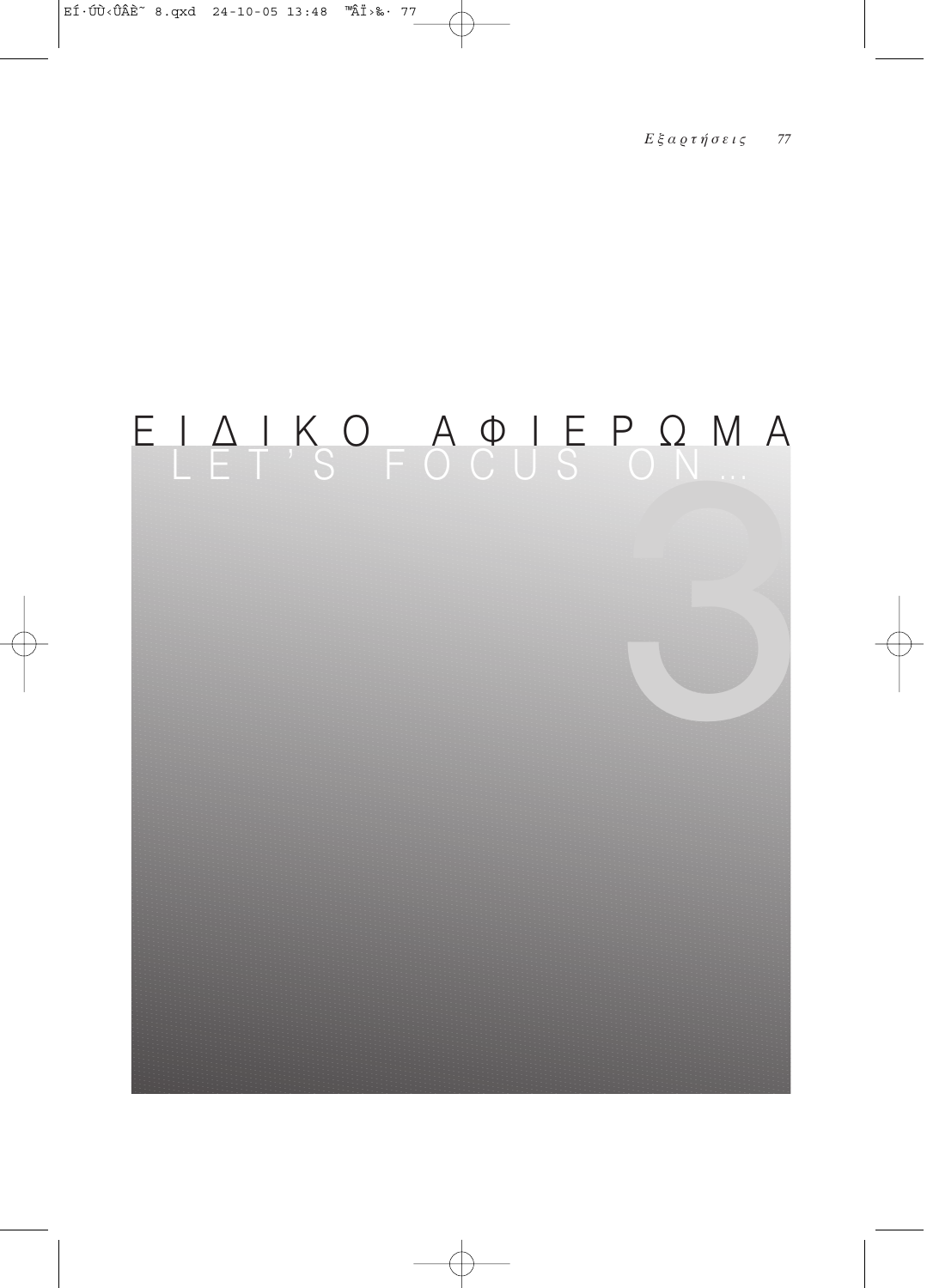# ΕΙΔΙΚΟ ΑΦΙΕΡΩΜΑ

## LET'S FOCUS ON...

3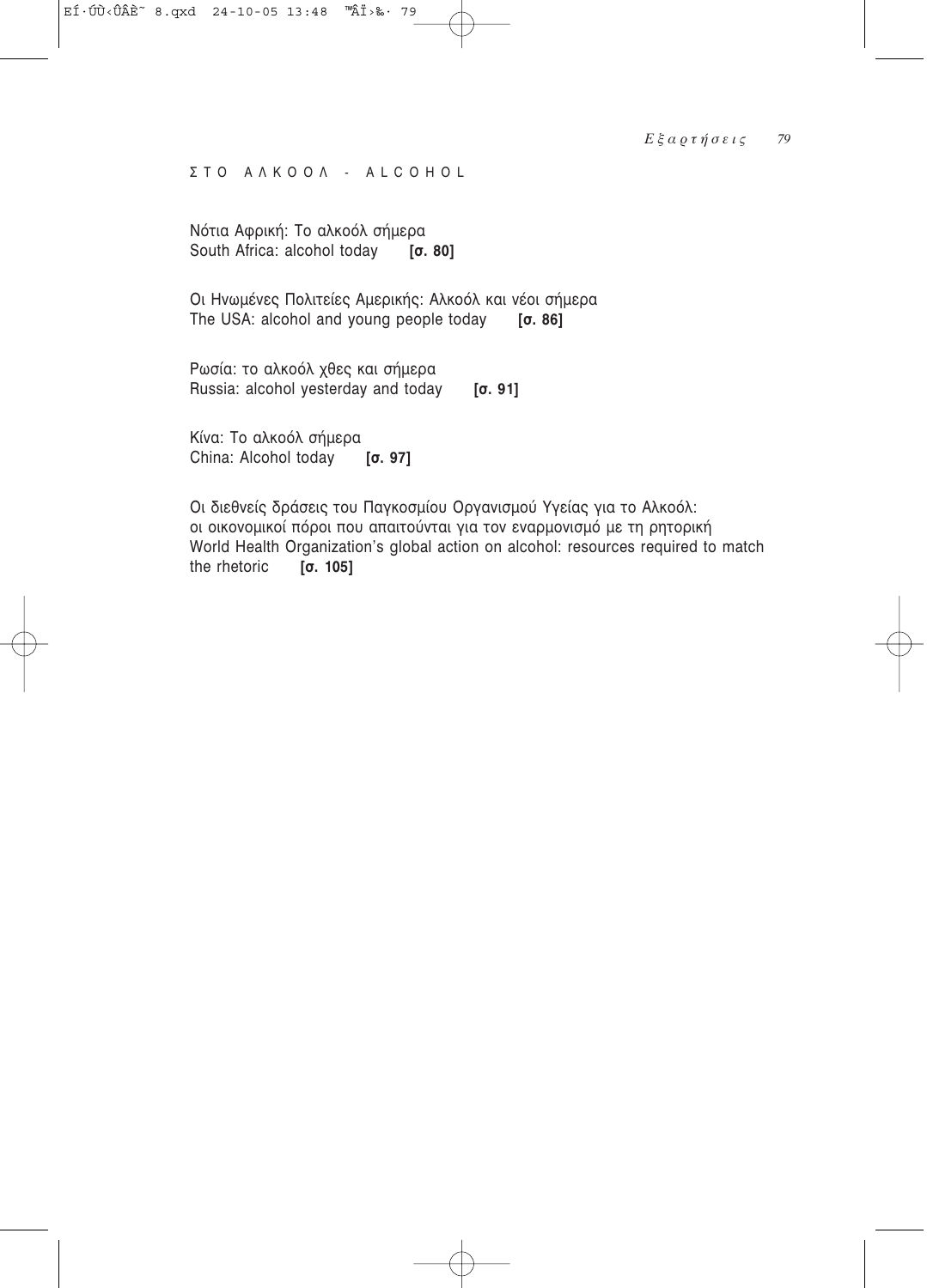## ΣΤΟ ΑΛΚΟΟΛ - ALCOHOL

Νότια Αφρική: Το αλκοόλ σήμερα
South Africa: alcohol today **[σ. 80]**

Οι Ηνωμένες Πολιτείες Αμερικής: Αλκοόλ και νέοι σήμερα
The USA: alcohol and young people today **[σ. 86]**

Ρωσία: το αλκοόλ χθες και σήμερα
Russia: alcohol yesterday and today **[σ. 91]**

Κίνα: Το αλκοόλ σήμερα
China: Alcohol today **[σ. 97]**

Οι διεθνείς δράσεις του Παγκοσμίου Οργανισμού Υγείας για το Αλκοόλ:
οι οικονομικοί πόροι που απαιτούνται για τον εναρμονισμό με τη ρητορική
World Health Organization's global action on alcohol: resources required to match the rhetoric **[σ. 105]**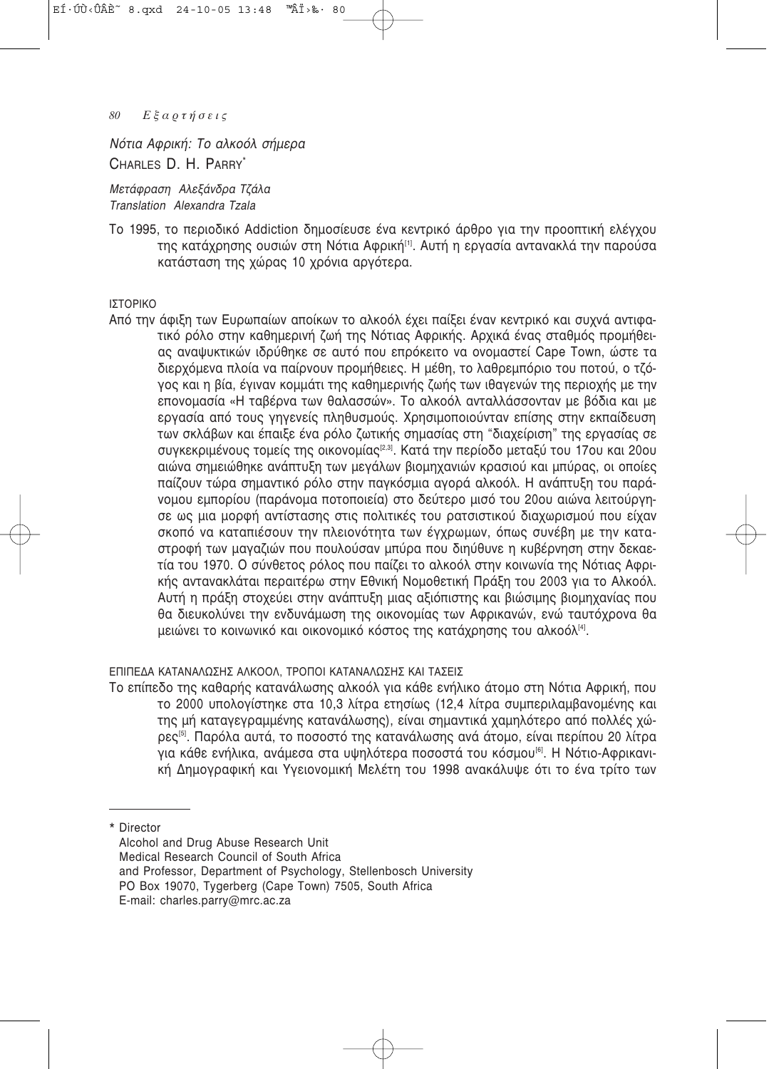*Νότια Αφρική: Το αλκοόλ σήμερα*

CHARLES D. H. PARRY*

*Μετάφραση Αλεξάνδρα Τζάλα*
*Translation Alexandra Tzala*

Το 1995, το περιοδικό Addiction δημοσίευσε ένα κεντρικό άρθρο για την προοπτική ελέγχου της κατάχρησης ουσιών στη Νότια Αφρική[1]. Αυτή η εργασία αντανακλά την παρούσα κατάσταση της χώρας 10 χρόνια αργότερα.

ΙΣΤΟΡΙΚΟ

Από την άφιξη των Ευρωπαίων αποίκων το αλκοόλ έχει παίξει έναν κεντρικό και συχνά αντιφατικό ρόλο στην καθημερινή ζωή της Νότιας Αφρικής. Αρχικά ένας σταθμός προμήθειας αναψυκτικών ιδρύθηκε σε αυτό που επρόκειτο να ονομαστεί Cape Town, ώστε τα διερχόμενα πλοία να παίρνουν προμήθειες. Η μέθη, το λαθρεμπόριο του ποτού, ο τζόγος και η βία, έγιναν κομμάτι της καθημερινής ζωής των ιθαγενών της περιοχής με την επονομασία «Η ταβέρνα των θαλασσών». Το αλκοόλ ανταλλάσσονταν με βόδια και με εργασία από τους γηγενείς πληθυσμούς. Χρησιμοποιούνταν επίσης στην εκπαίδευση των σκλάβων και έπαιξε ένα ρόλο ζωτικής σημασίας στη "διαχείριση" της εργασίας σε συγκεκριμένους τομείς της οικονομίας[2,3]. Κατά την περίοδο μεταξύ του 17ου και 20ου αιώνα σημειώθηκε ανάπτυξη των μεγάλων βιομηχανιών κρασιού και μπύρας, οι οποίες παίζουν τώρα σημαντικό ρόλο στην παγκόσμια αγορά αλκοόλ. Η ανάπτυξη του παράνομου εμπορίου (παράνομα ποτοποιεία) στο δεύτερο μισό του 20ου αιώνα λειτούργησε ως μια μορφή αντίστασης στις πολιτικές του ρατσιστικού διαχωρισμού που είχαν σκοπό να καταπιέσουν την πλειονότητα των έγχρωμων, όπως συνέβη με την καταστροφή των μαγαζιών που πουλούσαν μπύρα που διηύθυνε η κυβέρνηση στην δεκαετία του 1970. Ο σύνθετος ρόλος που παίζει το αλκοόλ στην κοινωνία της Νότιας Αφρικής αντανακλάται περαιτέρω στην Εθνική Νομοθετική Πράξη του 2003 για το Αλκοόλ. Αυτή η πράξη στοχεύει στην ανάπτυξη μιας αξιόπιστης και βιώσιμης βιομηχανίας που θα διευκολύνει την ενδυνάμωση της οικονομίας των Αφρικανών, ενώ ταυτόχρονα θα μειώνει το κοινωνικό και οικονομικό κόστος της κατάχρησης του αλκοόλ[4].

ΕΠΙΠΕΔΑ ΚΑΤΑΝΑΛΩΣΗΣ ΑΛΚΟΟΛ, ΤΡΟΠΟΙ ΚΑΤΑΝΑΛΩΣΗΣ ΚΑΙ ΤΑΣΕΙΣ

Το επίπεδο της καθαρής κατανάλωσης αλκοόλ για κάθε ενήλικο άτομο στη Νότια Αφρική, που το 2000 υπολογίστηκε στα 10,3 λίτρα ετησίως (12,4 λίτρα συμπεριλαμβανομένης και της μή καταγεγραμμένης κατανάλωσης), είναι σημαντικά χαμηλότερο από πολλές χώρες[5]. Παρόλα αυτά, το ποσοστό της κατανάλωσης ανά άτομο, είναι περίπου 20 λίτρα για κάθε ενήλικα, ανάμεσα στα υψηλότερα ποσοστά του κόσμου[6]. Η Νότιο-Αφρικανική Δημογραφική και Υγειονομική Μελέτη του 1998 ανακάλυψε ότι το ένα τρίτο των

---

\* Director
Alcohol and Drug Abuse Research Unit
Medical Research Council of South Africa
and Professor, Department of Psychology, Stellenbosch University
PO Box 19070, Tygerberg (Cape Town) 7505, South Africa
E-mail: charles.parry@mrc.ac.za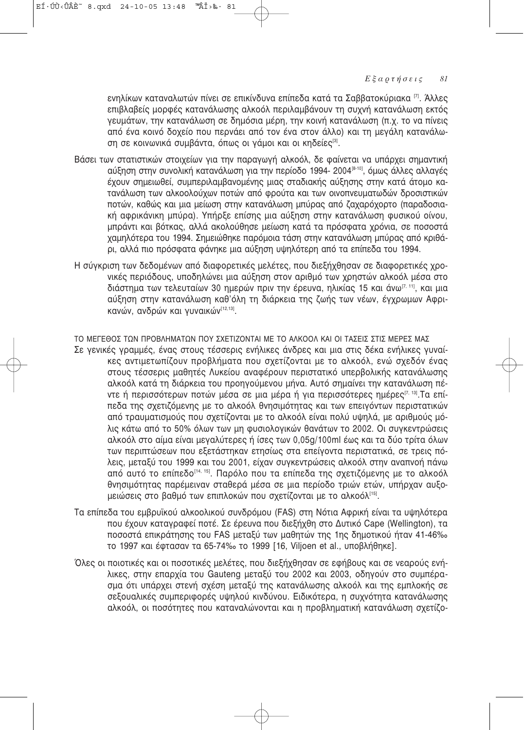ενηλίκων καταναλωτών πίνει σε επικίνδυνα επίπεδα κατά τα Σαββατοκύριακα [7]. Άλλες επιβλαβείς μορφές κατανάλωσης αλκοόλ περιλαμβάνουν τη συχνή κατανάλωση εκτός γευμάτων, την κατανάλωση σε δημόσια μέρη, την κοινή κατανάλωση (π.χ. το να πίνεις από ένα κοινό δοχείο που περνάει από τον ένα στον άλλο) και τη μεγάλη κατανάλωση σε κοινωνικά συμβάντα, όπως οι γάμοι και οι κηδείες[3].

Βάσει των στατιστικών στοιχείων για την παραγωγή αλκοόλ, δε φαίνεται να υπάρχει σημαντική αύξηση στην συνολική κατανάλωση για την περίοδο 1994- 2004[8-10], όμως άλλες αλλαγές έχουν σημειωθεί, συμπεριλαμβανομένης μιας σταδιακής αύξησης στην κατά άτομο κατανάλωση των αλκοολούχων ποτών από φρούτα και των οινοπνευματωδών δροσιστικών ποτών, καθώς και μια μείωση στην κατανάλωση μπύρας από ζαχαρόχορτο (παραδοσιακή αφρικάνικη μπύρα). Υπήρξε επίσης μια αύξηση στην κατανάλωση φυσικού οίνου, μπράντι και βότκας, αλλά ακολούθησε μείωση κατά τα πρόσφατα χρόνια, σε ποσοστά χαμηλότερα του 1994. Σημειώθηκε παρόμοια τάση στην κατανάλωση μπύρας από κριθάρι, αλλά πιο πρόσφατα φάνηκε μια αύξηση υψηλότερη από τα επίπεδα του 1994.

Η σύγκριση των δεδομένων από διαφορετικές μελέτες, που διεξήχθησαν σε διαφορετικές χρονικές περιόδους, υποδηλώνει μια αύξηση στον αριθμό των χρηστών αλκοόλ μέσα στο διάστημα των τελευταίων 30 ημερών πριν την έρευνα, ηλικίας 15 και άνω[7, 11], και μια αύξηση στην κατανάλωση καθ'όλη τη διάρκεια της ζωής των νέων, έγχρωμων Αφρικανών, ανδρών και γυναικών[12,13].

ΤΟ ΜΕΓΕΘΟΣ ΤΩΝ ΠΡΟΒΛΗΜΑΤΩΝ ΠΟΥ ΣΧΕΤΙΖΟΝΤΑΙ ΜΕ ΤΟ ΑΛΚΟΟΛ ΚΑΙ ΟΙ ΤΑΣΕΙΣ ΣΤΙΣ ΜΕΡΕΣ ΜΑΣ

Σε γενικές γραμμές, ένας στους τέσσερις ενήλικες άνδρες και μια στις δέκα ενήλικες γυναίκες αντιμετωπίζουν προβλήματα που σχετίζονται με το αλκοόλ, ενώ σχεδόν ένας στους τέσσερις μαθητές Λυκείου αναφέρουν περιστατικό υπερβολικής κατανάλωσης αλκοόλ κατά τη διάρκεια του προηγούμενου μήνα. Αυτό σημαίνει την κατανάλωση πέντε ή περισσότερων ποτών μέσα σε μια μέρα ή για περισσότερες ημέρες[7, 13].Τα επίπεδα της σχετιζόμενης με το αλκοόλ θνησιμότητας και των επειγόντων περιστατικών από τραυματισμούς που σχετίζονται με το αλκοόλ είναι πολύ υψηλά, με αριθμούς μόλις κάτω από το 50% όλων των μη φυσιολογικών θανάτων το 2002. Οι συγκεντρώσεις αλκοόλ στο αίμα είναι μεγαλύτερες ή ίσες των 0,05g/100ml έως και τα δύο τρίτα όλων των περιπτώσεων που εξετάστηκαν ετησίως στα επείγοντα περιστατικά, σε τρεις πόλεις, μεταξύ του 1999 και του 2001, είχαν συγκεντρώσεις αλκοόλ στην αναπνοή πάνω από αυτό το επίπεδο[14, 15]. Παρόλο που τα επίπεδα της σχετιζόμενης με το αλκοόλ θνησιμότητας παρέμειναν σταθερά μέσα σε μια περίοδο τριών ετών, υπήρχαν αυξομειώσεις στο βαθμό των επιπλοκών που σχετίζονται με το αλκοόλ[15].

Τα επίπεδα του εμβρυϊκού αλκοολικού συνδρόμου (FAS) στη Νότια Αφρική είναι τα υψηλότερα που έχουν καταγραφεί ποτέ. Σε έρευνα που διεξήχθη στο Δυτικό Cape (Wellington), τα ποσοστά επικράτησης του FAS μεταξύ των μαθητών της 1ης δημοτικού ήταν 41-46‰ το 1997 και έφτασαν τα 65-74‰ το 1999 [16, Viljoen et al., υποβλήθηκε].

Όλες οι ποιοτικές και οι ποσοτικές μελέτες, που διεξήχθησαν σε εφήβους και σε νεαρούς ενήλικες, στην επαρχία του Gauteng μεταξύ του 2002 και 2003, οδηγούν στο συμπέρασμα ότι υπάρχει στενή σχέση μεταξύ της κατανάλωσης αλκοόλ και της εμπλοκής σε σεξουαλικές συμπεριφορές υψηλού κινδύνου. Ειδικότερα, η συχνότητα κατανάλωσης αλκοόλ, οι ποσότητες που καταναλώνονται και η προβληματική κατανάλωση σχετίζο-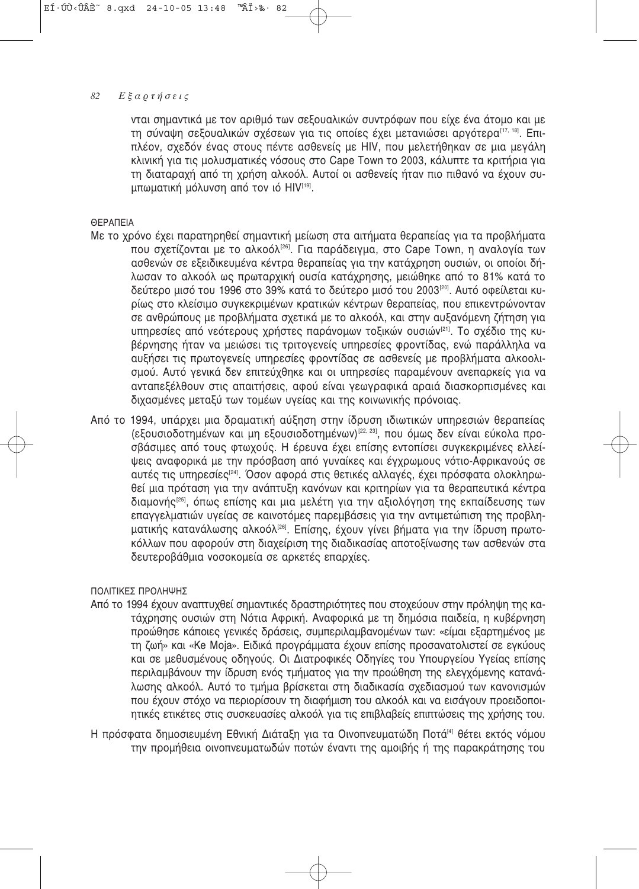νται σημαντικά με τον αριθμό των σεξουαλικών συντρόφων που είχε ένα άτομο και με τη σύναψη σεξουαλικών σχέσεων για τις οποίες έχει μετανιώσει αργότερα[17, 18]. Επιπλέον, σχεδόν ένας στους πέντε ασθενείς με HIV, που μελετήθηκαν σε μια μεγάλη κλινική για τις μολυσματικές νόσους στο Cape Town το 2003, κάλυπτε τα κριτήρια για τη διαταραχή από τη χρήση αλκοόλ. Αυτοί οι ασθενείς ήταν πιο πιθανό να έχουν συμπτωματική μόλυνση από τον ιό HIV[19].

### ΘΕΡΑΠΕΙΑ

Με το χρόνο έχει παρατηρηθεί σημαντική μείωση στα αιτήματα θεραπείας για τα προβλήματα που σχετίζονται με το αλκοόλ[26]. Για παράδειγμα, στο Cape Town, η αναλογία των ασθενών σε εξειδικευμένα κέντρα θεραπείας για την κατάχρηση ουσιών, οι οποίοι δήλωσαν το αλκοόλ ως πρωταρχική ουσία κατάχρησης, μειώθηκε από το 81% κατά το δεύτερο μισό του 1996 στο 39% κατά το δεύτερο μισό του 2003[20]. Αυτό οφείλεται κυρίως στο κλείσιμο συγκεκριμένων κρατικών κέντρων θεραπείας, που επικεντρώνονταν σε ανθρώπους με προβλήματα σχετικά με το αλκοόλ, και στην αυξανόμενη ζήτηση για υπηρεσίες από νεότερους χρήστες παράνομων τοξικών ουσιών[21]. Το σχέδιο της κυβέρνησης ήταν να μειώσει τις τριτογενείς υπηρεσίες φροντίδας, ενώ παράλληλα να αυξήσει τις πρωτογενείς υπηρεσίες φροντίδας σε ασθενείς με προβλήματα αλκοολισμού. Αυτό γενικά δεν επιτεύχθηκε και οι υπηρεσίες παραμένουν ανεπαρκείς για να ανταπεξέλθουν στις απαιτήσεις, αφού είναι γεωγραφικά αραιά διασκορπισμένες και διχασμένες μεταξύ των τομέων υγείας και της κοινωνικής πρόνοιας.

Από το 1994, υπάρχει μια δραματική αύξηση στην ίδρυση ιδιωτικών υπηρεσιών θεραπείας (εξουσιοδοτημένων και μη εξουσιοδοτημένων)[22, 23], που όμως δεν είναι εύκολα προσβάσιμες από τους φτωχούς. Η έρευνα έχει επίσης εντοπίσει συγκεκριμένες ελλείψεις αναφορικά με την πρόσβαση από γυναίκες και έγχρωμους νότιο-Αφρικανούς σε αυτές τις υπηρεσίες[24]. Όσον αφορά στις θετικές αλλαγές, έχει πρόσφατα ολοκληρωθεί μια πρόταση για την ανάπτυξη κανόνων και κριτηρίων για τα θεραπευτικά κέντρα διαμονής[25], όπως επίσης και μια μελέτη για την αξιολόγηση της εκπαίδευσης των επαγγελματιών υγείας σε καινοτόμες παρεμβάσεις για την αντιμετώπιση της προβληματικής κατανάλωσης αλκοόλ[26]. Επίσης, έχουν γίνει βήματα για την ίδρυση πρωτοκόλλων που αφορούν στη διαχείριση της διαδικασίας αποτοξίνωσης των ασθενών στα δευτεροβάθμια νοσοκομεία σε αρκετές επαρχίες.

### ΠΟΛΙΤΙΚΕΣ ΠΡΟΛΗΨΗΣ

Από το 1994 έχουν αναπτυχθεί σημαντικές δραστηριότητες που στοχεύουν στην πρόληψη της κατάχρησης ουσιών στη Νότια Αφρική. Αναφορικά με τη δημόσια παιδεία, η κυβέρνηση προώθησε κάποιες γενικές δράσεις, συμπεριλαμβανομένων των: «είμαι εξαρτημένος με τη ζωή» και «Ke Moja». Ειδικά προγράμματα έχουν επίσης προσανατολιστεί σε εγκύους και σε μεθυσμένους οδηγούς. Οι Διατροφικές Οδηγίες του Υπουργείου Υγείας επίσης περιλαμβάνουν την ίδρυση ενός τμήματος για την προώθηση της ελεγχόμενης κατανάλωσης αλκοόλ. Αυτό το τμήμα βρίσκεται στη διαδικασία σχεδιασμού των κανονισμών που έχουν στόχο να περιορίσουν τη διαφήμιση του αλκοόλ και να εισάγουν προειδοποιητικές ετικέτες στις συσκευασίες αλκοόλ για τις επιβλαβείς επιπτώσεις της χρήσης του.

Η πρόσφατα δημοσιευμένη Εθνική Διάταξη για τα Οινοπνευματώδη Ποτά[4] θέτει εκτός νόμου την προμήθεια οινοπνευματωδών ποτών έναντι της αμοιβής ή της παρακράτησης του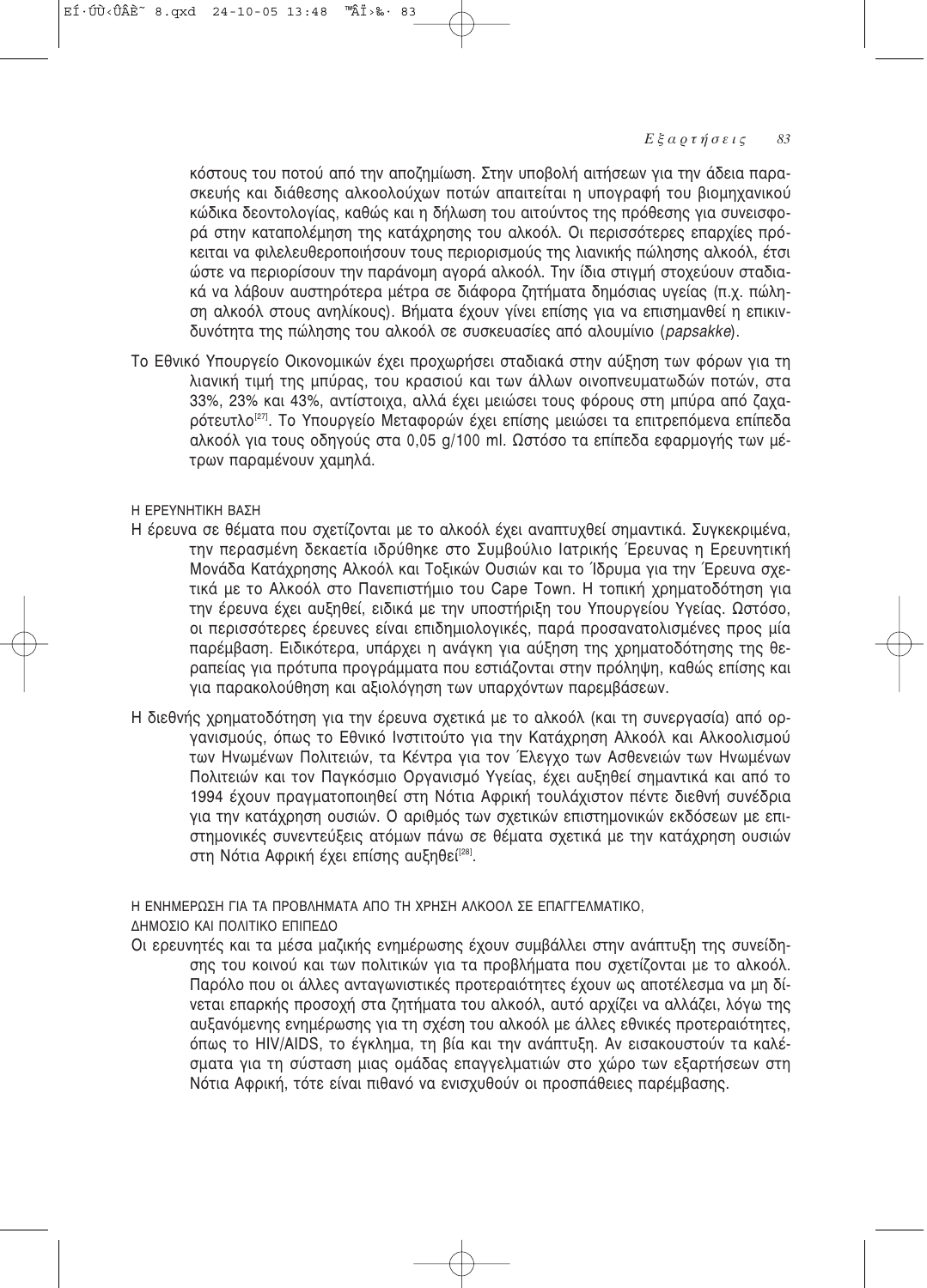κόστους του ποτού από την αποζημίωση. Στην υποβολή αιτήσεων για την άδεια παρασκευής και διάθεσης αλκοολούχων ποτών απαιτείται η υπογραφή του βιομηχανικού κώδικα δεοντολογίας, καθώς και η δήλωση του αιτούντος της πρόθεσης για συνεισφορά στην καταπολέμηση της κατάχρησης του αλκοόλ. Οι περισσότερες επαρχίες πρόκειται να φιλελευθεροποιήσουν τους περιορισμούς της λιανικής πώλησης αλκοόλ, έτσι ώστε να περιορίσουν την παράνομη αγορά αλκοόλ. Την ίδια στιγμή στοχεύουν σταδιακά να λάβουν αυστηρότερα μέτρα σε διάφορα ζητήματα δημόσιας υγείας (π.χ. πώληση αλκοόλ στους ανηλίκους). Βήματα έχουν γίνει επίσης για να επισημανθεί η επικινδυνότητα της πώλησης του αλκοόλ σε συσκευασίες από αλουμίνιο (*papsakke*).

Το Εθνικό Υπουργείο Οικονομικών έχει προχωρήσει σταδιακά στην αύξηση των φόρων για τη λιανική τιμή της μπύρας, του κρασιού και των άλλων οινοπνευματωδών ποτών, στα 33%, 23% και 43%, αντίστοιχα, αλλά έχει μειώσει τους φόρους στη μπύρα από ζαχαρότευτλο[27]. Το Υπουργείο Μεταφορών έχει επίσης μειώσει τα επιτρεπόμενα επίπεδα αλκοόλ για τους οδηγούς στα 0,05 g/100 ml. Ωστόσο τα επίπεδα εφαρμογής των μέτρων παραμένουν χαμηλά.

### Η ΕΡΕΥΝΗΤΙΚΗ ΒΑΣΗ

Η έρευνα σε θέματα που σχετίζονται με το αλκοόλ έχει αναπτυχθεί σημαντικά. Συγκεκριμένα, την περασμένη δεκαετία ιδρύθηκε στο Συμβούλιο Ιατρικής Έρευνας η Ερευνητική Μονάδα Κατάχρησης Αλκοόλ και Τοξικών Ουσιών και το Ίδρυμα για την Έρευνα σχετικά με το Αλκοόλ στο Πανεπιστήμιο του Cape Town. Η τοπική χρηματοδότηση για την έρευνα έχει αυξηθεί, ειδικά με την υποστήριξη του Υπουργείου Υγείας. Ωστόσο, οι περισσότερες έρευνες είναι επιδημιολογικές, παρά προσανατολισμένες προς μία παρέμβαση. Ειδικότερα, υπάρχει η ανάγκη για αύξηση της χρηματοδότησης της θεραπείας για πρότυπα προγράμματα που εστιάζονται στην πρόληψη, καθώς επίσης και για παρακολούθηση και αξιολόγηση των υπαρχόντων παρεμβάσεων.

Η διεθνής χρηματοδότηση για την έρευνα σχετικά με το αλκοόλ (και τη συνεργασία) από οργανισμούς, όπως το Εθνικό Ινστιτούτο για την Κατάχρηση Αλκοόλ και Αλκοολισμού των Ηνωμένων Πολιτειών, τα Κέντρα για τον Έλεγχο των Ασθενειών των Ηνωμένων Πολιτειών και τον Παγκόσμιο Οργανισμό Υγείας, έχει αυξηθεί σημαντικά και από το 1994 έχουν πραγματοποιηθεί στη Νότια Αφρική τουλάχιστον πέντε διεθνή συνέδρια για την κατάχρηση ουσιών. Ο αριθμός των σχετικών επιστημονικών εκδόσεων με επιστημονικές συνεντεύξεις ατόμων πάνω σε θέματα σχετικά με την κατάχρηση ουσιών στη Νότια Αφρική έχει επίσης αυξηθεί[28].

### Η ΕΝΗΜΕΡΩΣΗ ΓΙΑ ΤΑ ΠΡΟΒΛΗΜΑΤΑ ΑΠΟ ΤΗ ΧΡΗΣΗ ΑΛΚΟΟΛ ΣΕ ΕΠΑΓΓΕΛΜΑΤΙΚΟ, ΔΗΜΟΣΙΟ ΚΑΙ ΠΟΛΙΤΙΚΟ ΕΠΙΠΕΔΟ

Οι ερευνητές και τα μέσα μαζικής ενημέρωσης έχουν συμβάλλει στην ανάπτυξη της συνείδησης του κοινού και των πολιτικών για τα προβλήματα που σχετίζονται με το αλκοόλ. Παρόλο που οι άλλες ανταγωνιστικές προτεραιότητες έχουν ως αποτέλεσμα να μη δίνεται επαρκής προσοχή στα ζητήματα του αλκοόλ, αυτό αρχίζει να αλλάζει, λόγω της αυξανόμενης ενημέρωσης για τη σχέση του αλκοόλ με άλλες εθνικές προτεραιότητες, όπως το HIV/AIDS, το έγκλημα, τη βία και την ανάπτυξη. Αν εισακουστούν τα καλέσματα για τη σύσταση μιας ομάδας επαγγελματιών στο χώρο των εξαρτήσεων στη Νότια Αφρική, τότε είναι πιθανό να ενισχυθούν οι προσπάθειες παρέμβασης.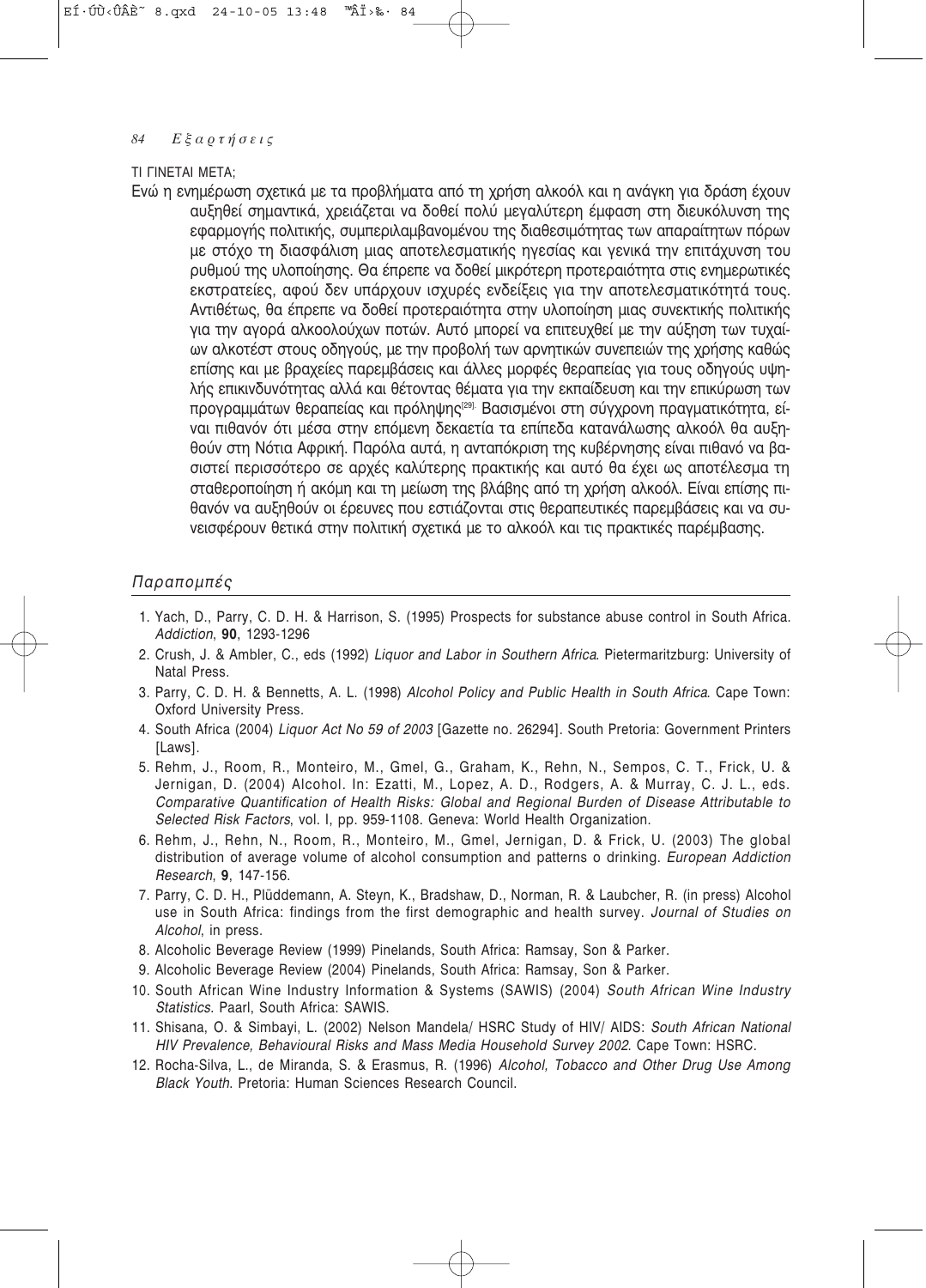ΤΙ ΓΙΝΕΤΑΙ ΜΕΤΑ;

Ενώ η ενημέρωση σχετικά με τα προβλήματα από τη χρήση αλκοόλ και η ανάγκη για δράση έχουν αυξηθεί σημαντικά, χρειάζεται να δοθεί πολύ μεγαλύτερη έμφαση στη διευκόλυνση της εφαρμογής πολιτικής, συμπεριλαμβανομένου της διαθεσιμότητας των απαραίτητων πόρων με στόχο τη διασφάλιση μιας αποτελεσματικής ηγεσίας και γενικά την επιτάχυνση του ρυθμού της υλοποίησης. Θα έπρεπε να δοθεί μικρότερη προτεραιότητα στις ενημερωτικές εκστρατείες, αφού δεν υπάρχουν ισχυρές ενδείξεις για την αποτελεσματικότητά τους. Αντιθέτως, θα έπρεπε να δοθεί προτεραιότητα στην υλοποίηση μιας συνεκτικής πολιτικής για την αγορά αλκοολούχων ποτών. Αυτό μπορεί να επιτευχθεί με την αύξηση των τυχαίων αλκοτέστ στους οδηγούς, με την προβολή των αρνητικών συνεπειών της χρήσης καθώς επίσης και με βραχείες παρεμβάσεις και άλλες μορφές θεραπείας για τους οδηγούς υψηλής επικινδυνότητας αλλά και θέτοντας θέματα για την εκπαίδευση και την επικύρωση των προγραμμάτων θεραπείας και πρόληψης[29]. Βασισμένοι στη σύγχρονη πραγματικότητα, είναι πιθανόν ότι μέσα στην επόμενη δεκαετία τα επίπεδα κατανάλωσης αλκοόλ θα αυξηθούν στη Νότια Αφρική. Παρόλα αυτά, η ανταπόκριση της κυβέρνησης είναι πιθανό να βασιστεί περισσότερο σε αρχές καλύτερης πρακτικής και αυτό θα έχει ως αποτέλεσμα τη σταθεροποίηση ή ακόμη και τη μείωση της βλάβης από τη χρήση αλκοόλ. Είναι επίσης πιθανόν να αυξηθούν οι έρευνες που εστιάζονται στις θεραπευτικές παρεμβάσεις και να συνεισφέρουν θετικά στην πολιτική σχετικά με το αλκοόλ και τις πρακτικές παρέμβασης.

## *Παραπομπές*

1. Yach, D., Parry, C. D. H. & Harrison, S. (1995) Prospects for substance abuse control in South Africa. *Addiction*, **90**, 1293-1296
2. Crush, J. & Ambler, C., eds (1992) *Liquor and Labor in Southern Africa*. Pietermaritzburg: University of Natal Press.
3. Parry, C. D. H. & Bennetts, A. L. (1998) *Alcohol Policy and Public Health in South Africa*. Cape Town: Oxford University Press.
4. South Africa (2004) *Liquor Act No 59 of 2003* [Gazette no. 26294]. South Pretoria: Government Printers [Laws].
5. Rehm, J., Room, R., Monteiro, M., Gmel, G., Graham, K., Rehn, N., Sempos, C. T., Frick, U. & Jernigan, D. (2004) Alcohol. In: Ezatti, M., Lopez, A. D., Rodgers, A. & Murray, C. J. L., eds. *Comparative Quantification of Health Risks: Global and Regional Burden of Disease Attributable to Selected Risk Factors*, vol. I, pp. 959-1108. Geneva: World Health Organization.
6. Rehm, J., Rehn, N., Room, R., Monteiro, M., Gmel, Jernigan, D. & Frick, U. (2003) The global distribution of average volume of alcohol consumption and patterns o drinking. *European Addiction Research*, **9**, 147-156.
7. Parry, C. D. H., Plüddemann, A. Steyn, K., Bradshaw, D., Norman, R. & Laubcher, R. (in press) Alcohol use in South Africa: findings from the first demographic and health survey. *Journal of Studies on Alcohol*, in press.
8. Alcoholic Beverage Review (1999) Pinelands, South Africa: Ramsay, Son & Parker.
9. Alcoholic Beverage Review (2004) Pinelands, South Africa: Ramsay, Son & Parker.
10. South African Wine Industry Information & Systems (SAWIS) (2004) *South African Wine Industry Statistics*. Paarl, South Africa: SAWIS.
11. Shisana, O. & Simbayi, L. (2002) Nelson Mandela/ HSRC Study of HIV/ AIDS: *South African National HIV Prevalence, Behavioural Risks and Mass Media Household Survey 2002*. Cape Town: HSRC.
12. Rocha-Silva, L., de Miranda, S. & Erasmus, R. (1996) *Alcohol, Tobacco and Other Drug Use Among Black Youth*. Pretoria: Human Sciences Research Council.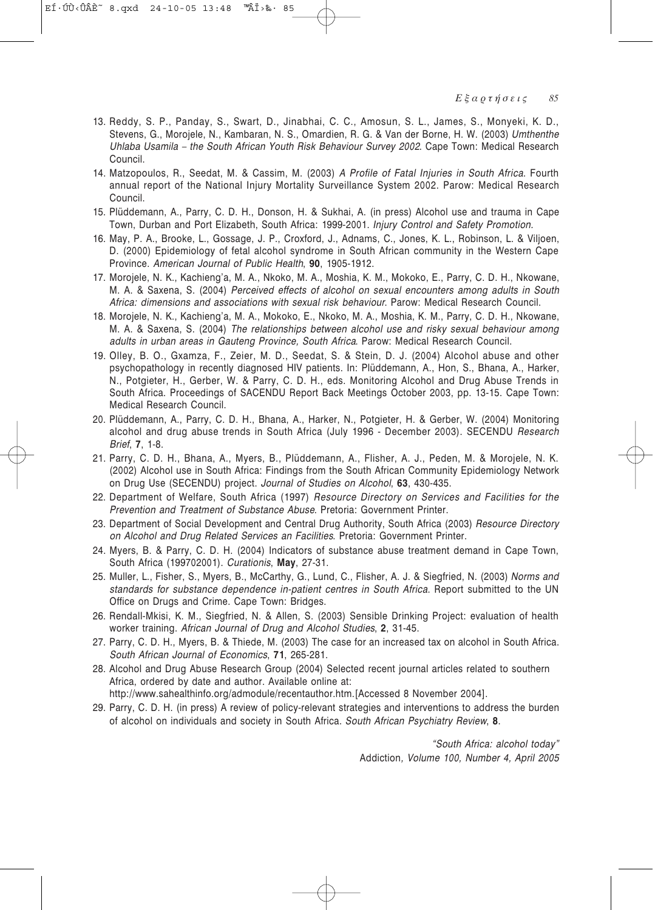13. Reddy, S. P., Panday, S., Swart, D., Jinabhai, C. C., Amosun, S. L., James, S., Monyeki, K. D., Stevens, G., Morojele, N., Kambaran, N. S., Omardien, R. G. & Van der Borne, H. W. (2003) *Umthenthe Uhlaba Usamila – the South African Youth Risk Behaviour Survey 2002*. Cape Town: Medical Research Council.
14. Matzopoulos, R., Seedat, M. & Cassim, M. (2003) *A Profile of Fatal Injuries in South Africa.* Fourth annual report of the National Injury Mortality Surveillance System 2002. Parow: Medical Research Council.
15. Plüddemann, A., Parry, C. D. H., Donson, H. & Sukhai, A. (in press) Alcohol use and trauma in Cape Town, Durban and Port Elizabeth, South Africa: 1999-2001. *Injury Control and Safety Promotion.*
16. May, P. A., Brooke, L., Gossage, J. P., Croxford, J., Adnams, C., Jones, K. L., Robinson, L. & Viljoen, D. (2000) Epidemiology of fetal alcohol syndrome in South African community in the Western Cape Province. *American Journal of Public Health*, **90**, 1905-1912.
17. Morojele, N. K., Kachieng'a, M. A., Nkoko, M. A., Moshia, K. M., Mokoko, E., Parry, C. D. H., Nkowane, M. A. & Saxena, S. (2004) *Perceived effects of alcohol on sexual encounters among adults in South Africa: dimensions and associations with sexual risk behaviour.* Parow: Medical Research Council.
18. Morojele, N. K., Kachieng'a, M. A., Mokoko, E., Nkoko, M. A., Moshia, K. M., Parry, C. D. H., Nkowane, M. A. & Saxena, S. (2004) *The relationships between alcohol use and risky sexual behaviour among adults in urban areas in Gauteng Province, South Africa*. Parow: Medical Research Council.
19. Olley, B. O., Gxamza, F., Zeier, M. D., Seedat, S. & Stein, D. J. (2004) Alcohol abuse and other psychopathology in recently diagnosed HIV patients. In: Plüddemann, A., Hon, S., Bhana, A., Harker, N., Potgieter, H., Gerber, W. & Parry, C. D. H., eds. Monitoring Alcohol and Drug Abuse Trends in South Africa. Proceedings of SACENDU Report Back Meetings October 2003, pp. 13-15. Cape Town: Medical Research Council.
20. Plüddemann, A., Parry, C. D. H., Bhana, A., Harker, N., Potgieter, H. & Gerber, W. (2004) Monitoring alcohol and drug abuse trends in South Africa (July 1996 - December 2003). SECENDU *Research Brief*, **7**, 1-8.
21. Parry, C. D. H., Bhana, A., Myers, B., Plüddemann, A., Flisher, A. J., Peden, M. & Morojele, N. K. (2002) Alcohol use in South Africa: Findings from the South African Community Epidemiology Network on Drug Use (SECENDU) project. *Journal of Studies on Alcohol*, **63**, 430-435.
22. Department of Welfare, South Africa (1997) *Resource Directory on Services and Facilities for the Prevention and Treatment of Substance Abuse*. Pretoria: Government Printer.
23. Department of Social Development and Central Drug Authority, South Africa (2003) *Resource Directory on Alcohol and Drug Related Services an Facilities*. Pretoria: Government Printer.
24. Myers, B. & Parry, C. D. H. (2004) Indicators of substance abuse treatment demand in Cape Town, South Africa (199702001). *Curationis*, **May**, 27-31.
25. Muller, L., Fisher, S., Myers, B., McCarthy, G., Lund, C., Flisher, A. J. & Siegfried, N. (2003) *Norms and standards for substance dependence in-patient centres in South Africa*. Report submitted to the UN Office on Drugs and Crime. Cape Town: Bridges.
26. Rendall-Mkisi, K. M., Siegfried, N. & Allen, S. (2003) Sensible Drinking Project: evaluation of health worker training. *African Journal of Drug and Alcohol Studies*, **2**, 31-45.
27. Parry, C. D. H., Myers, B. & Thiede, M. (2003) The case for an increased tax on alcohol in South Africa. *South African Journal of Economics*, **71**, 265-281.
28. Alcohol and Drug Abuse Research Group (2004) Selected recent journal articles related to southern Africa, ordered by date and author. Available online at: http://www.sahealthinfo.org/admodule/recentauthor.htm.[Accessed 8 November 2004].
29. Parry, C. D. H. (in press) A review of policy-relevant strategies and interventions to address the burden of alcohol on individuals and society in South Africa. *South African Psychiatry Review*, **8**.

*"South Africa: alcohol today"*
Addiction*, Volume 100, Number 4, April 2005*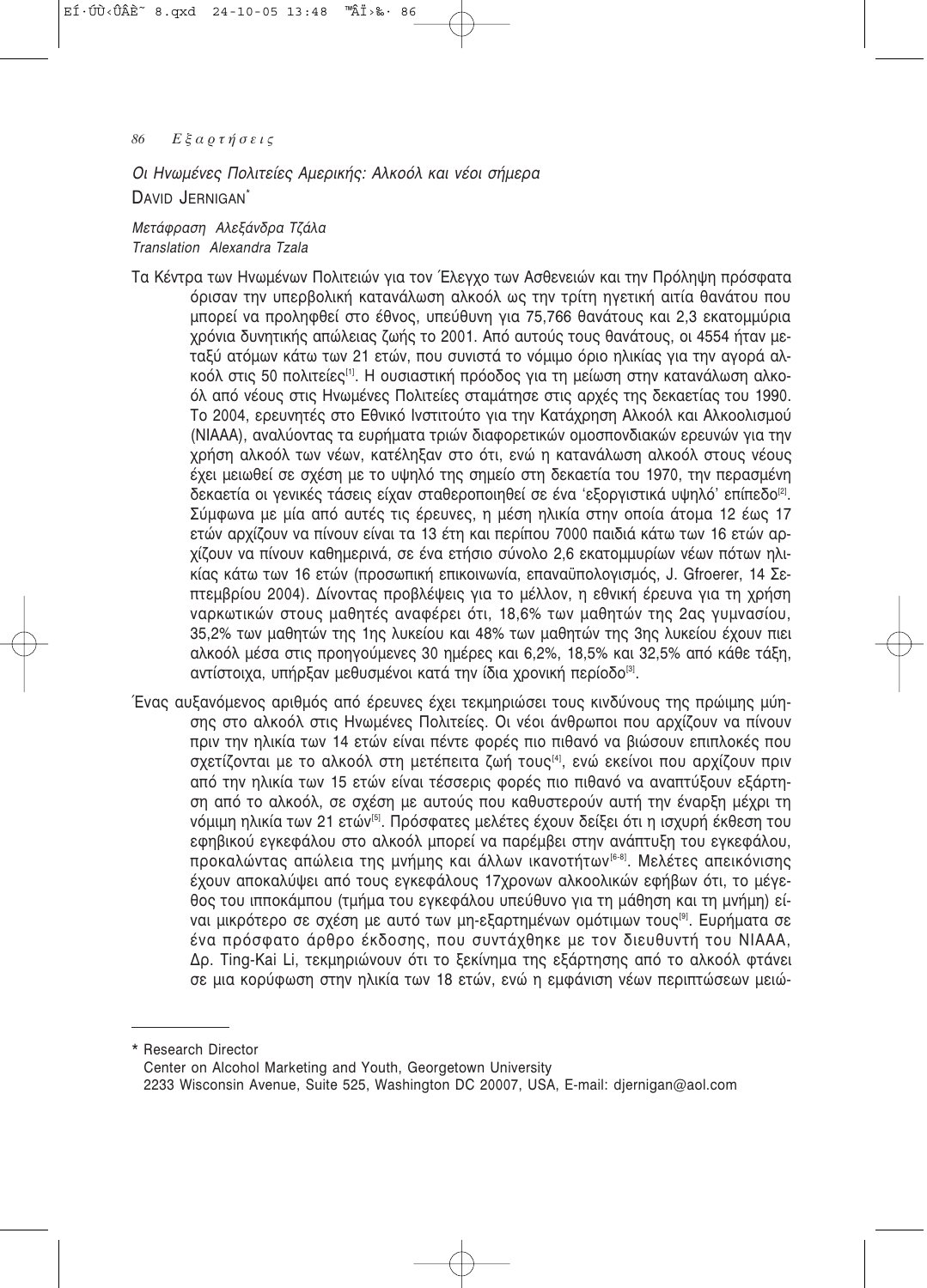*Οι Ηνωμένες Πολιτείες Αμερικής: Αλκοόλ και νέοι σήμερα*

DAVID JERNIGAN*

*Μετάφραση Αλεξάνδρα Τζάλα*
*Translation Alexandra Tzala*

Τα Κέντρα των Ηνωμένων Πολιτειών για τον Έλεγχο των Ασθενειών και την Πρόληψη πρόσφατα όρισαν την υπερβολική κατανάλωση αλκοόλ ως την τρίτη ηγετική αιτία θανάτου που μπορεί να προληφθεί στο έθνος, υπεύθυνη για 75,766 θανάτους και 2,3 εκατομμύρια χρόνια δυνητικής απώλειας ζωής το 2001. Από αυτούς τους θανάτους, οι 4554 ήταν μεταξύ ατόμων κάτω των 21 ετών, που συνιστά το νόμιμο όριο ηλικίας για την αγορά αλκοόλ στις 50 πολιτείες[1]. Η ουσιαστική πρόοδος για τη μείωση στην κατανάλωση αλκοόλ από νέους στις Ηνωμένες Πολιτείες σταμάτησε στις αρχές της δεκαετίας του 1990. Το 2004, ερευνητές στο Εθνικό Ινστιτούτο για την Κατάχρηση Αλκοόλ και Αλκοολισμού (NIAAA), αναλύοντας τα ευρήματα τριών διαφορετικών ομοσπονδιακών ερευνών για την χρήση αλκοόλ των νέων, κατέληξαν στο ότι, ενώ η κατανάλωση αλκοόλ στους νέους έχει μειωθεί σε σχέση με το υψηλό της σημείο στη δεκαετία του 1970, την περασμένη δεκαετία οι γενικές τάσεις είχαν σταθεροποιηθεί σε ένα 'εξοργιστικά υψηλό' επίπεδο[2]. Σύμφωνα με μία από αυτές τις έρευνες, η μέση ηλικία στην οποία άτομα 12 έως 17 ετών αρχίζουν να πίνουν είναι τα 13 έτη και περίπου 7000 παιδιά κάτω των 16 ετών αρχίζουν να πίνουν καθημερινά, σε ένα ετήσιο σύνολο 2,6 εκατομμυρίων νέων πότων ηλικίας κάτω των 16 ετών (προσωπική επικοινωνία, επαναϋπολογισμός, J. Gfroerer, 14 Σεπτεμβρίου 2004). Δίνοντας προβλέψεις για το μέλλον, η εθνική έρευνα για τη χρήση ναρκωτικών στους μαθητές αναφέρει ότι, 18,6% των μαθητών της 2ας γυμνασίου, 35,2% των μαθητών της 1ης λυκείου και 48% των μαθητών της 3ης λυκείου έχουν πιει αλκοόλ μέσα στις προηγούμενες 30 ημέρες και 6,2%, 18,5% και 32,5% από κάθε τάξη, αντίστοιχα, υπήρξαν μεθυσμένοι κατά την ίδια χρονική περίοδο[3].

Ένας αυξανόμενος αριθμός από έρευνες έχει τεκμηριώσει τους κινδύνους της πρώιμης μύησης στο αλκοόλ στις Ηνωμένες Πολιτείες. Οι νέοι άνθρωποι που αρχίζουν να πίνουν πριν την ηλικία των 14 ετών είναι πέντε φορές πιο πιθανό να βιώσουν επιπλοκές που σχετίζονται με το αλκοόλ στη μετέπειτα ζωή τους[4], ενώ εκείνοι που αρχίζουν πριν από την ηλικία των 15 ετών είναι τέσσερις φορές πιο πιθανό να αναπτύξουν εξάρτηση από το αλκοόλ, σε σχέση με αυτούς που καθυστερούν αυτή την έναρξη μέχρι τη νόμιμη ηλικία των 21 ετών[5]. Πρόσφατες μελέτες έχουν δείξει ότι η ισχυρή έκθεση του εφηβικού εγκεφάλου στο αλκοόλ μπορεί να παρέμβει στην ανάπτυξη του εγκεφάλου, προκαλώντας απώλεια της μνήμης και άλλων ικανοτήτων[6-8]. Μελέτες απεικόνισης έχουν αποκαλύψει από τους εγκεφάλους 17χρονων αλκοολικών εφήβων ότι, το μέγεθος του ιπποκάμπου (τμήμα του εγκεφάλου υπεύθυνο για τη μάθηση και τη μνήμη) είναι μικρότερο σε σχέση με αυτό των μη-εξαρτημένων ομότιμων τους[9]. Ευρήματα σε ένα πρόσφατο άρθρο έκδοσης, που συντάχθηκε με τον διευθυντή του NIAAA, Δρ. Ting-Kai Li, τεκμηριώνουν ότι το ξεκίνημα της εξάρτησης από το αλκοόλ φτάνει σε μια κορύφωση στην ηλικία των 18 ετών, ενώ η εμφάνιση νέων περιπτώσεων μειώ-

---

\* Research Director
Center on Alcohol Marketing and Youth, Georgetown University
2233 Wisconsin Avenue, Suite 525, Washington DC 20007, USA, E-mail: djernigan@aol.com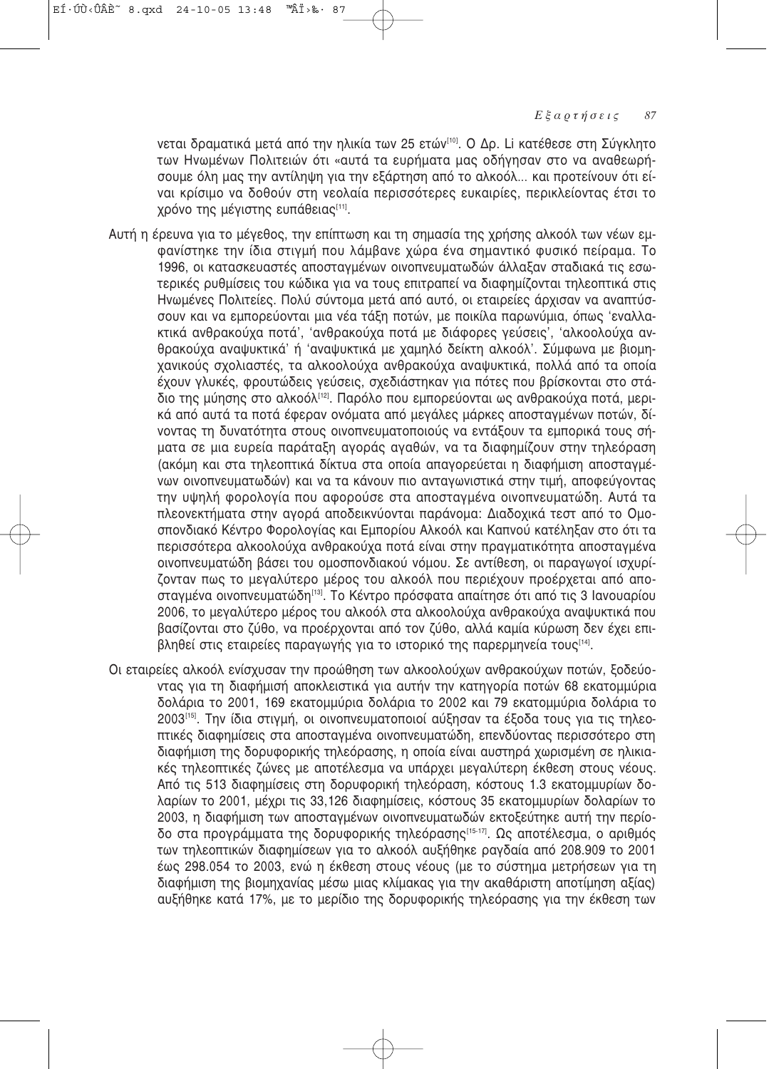νεται δραματικά μετά από την ηλικία των 25 ετών[10]. Ο Δρ. Li κατέθεσε στη Σύγκλητο των Ηνωμένων Πολιτειών ότι «αυτά τα ευρήματα μας οδήγησαν στο να αναθεωρήσουμε όλη μας την αντίληψη για την εξάρτηση από το αλκοόλ... και προτείνουν ότι είναι κρίσιμο να δοθούν στη νεολαία περισσότερες ευκαιρίες, περικλείοντας έτσι το χρόνο της μέγιστης ευπάθειας[11].

Αυτή η έρευνα για το μέγεθος, την επίπτωση και τη σημασία της χρήσης αλκοόλ των νέων εμφανίστηκε την ίδια στιγμή που λάμβανε χώρα ένα σημαντικό φυσικό πείραμα. Το 1996, οι κατασκευαστές αποσταγμένων οινοπνευματωδών άλλαξαν σταδιακά τις εσωτερικές ρυθμίσεις του κώδικα για να τους επιτραπεί να διαφημίζονται τηλεοπτικά στις Ηνωμένες Πολιτείες. Πολύ σύντομα μετά από αυτό, οι εταιρείες άρχισαν να αναπτύσσουν και να εμπορεύονται μια νέα τάξη ποτών, με ποικίλα παρωνύμια, όπως 'εναλλακτικά ανθρακούχα ποτά', 'ανθρακούχα ποτά με διάφορες γεύσεις', 'αλκοολούχα ανθρακούχα αναψυκτικά' ή 'αναψυκτικά με χαμηλό δείκτη αλκοόλ'. Σύμφωνα με βιομηχανικούς σχολιαστές, τα αλκοολούχα ανθρακούχα αναψυκτικά, πολλά από τα οποία έχουν γλυκές, φρουτώδεις γεύσεις, σχεδιάστηκαν για πότες που βρίσκονται στο στάδιο της μύησης στο αλκοόλ[12]. Παρόλο που εμπορεύονται ως ανθρακούχα ποτά, μερικά από αυτά τα ποτά έφεραν ονόματα από μεγάλες μάρκες αποσταγμένων ποτών, δίνοντας τη δυνατότητα στους οινοπνευματοποιούς να εντάξουν τα εμπορικά τους σήματα σε μια ευρεία παράταξη αγοράς αγαθών, να τα διαφημίζουν στην τηλεόραση (ακόμη και στα τηλεοπτικά δίκτυα στα οποία απαγορεύεται η διαφήμιση αποσταγμένων οινοπνευματωδών) και να τα κάνουν πιο ανταγωνιστικά στην τιμή, αποφεύγοντας την υψηλή φορολογία που αφορούσε στα αποσταγμένα οινοπνευματώδη. Αυτά τα πλεονεκτήματα στην αγορά αποδεικνύονται παράνομα: Διαδοχικά τεστ από το Ομοσπονδιακό Κέντρο Φορολογίας και Εμπορίου Αλκοόλ και Καπνού κατέληξαν στο ότι τα περισσότερα αλκοολούχα ανθρακούχα ποτά είναι στην πραγματικότητα αποσταγμένα οινοπνευματώδη βάσει του ομοσπονδιακού νόμου. Σε αντίθεση, οι παραγωγοί ισχυρίζονταν πως το μεγαλύτερο μέρος του αλκοόλ που περιέχουν προέρχεται από αποσταγμένα οινοπνευματώδη[13]. Το Κέντρο πρόσφατα απαίτησε ότι από τις 3 Ιανουαρίου 2006, το μεγαλύτερο μέρος του αλκοόλ στα αλκοολούχα ανθρακούχα αναψυκτικά που βασίζονται στο ζύθο, να προέρχονται από τον ζύθο, αλλά καμία κύρωση δεν έχει επιβληθεί στις εταιρείες παραγωγής για το ιστορικό της παρερμηνεία τους[14].

Οι εταιρείες αλκοόλ ενίσχυσαν την προώθηση των αλκοολούχων ανθρακούχων ποτών, ξοδεύοντας για τη διαφήμισή αποκλειστικά για αυτήν την κατηγορία ποτών 68 εκατομμύρια δολάρια το 2001, 169 εκατομμύρια δολάρια το 2002 και 79 εκατομμύρια δολάρια το 2003[15]. Την ίδια στιγμή, οι οινοπνευματοποιοί αύξησαν τα έξοδά τους για τις τηλεοπτικές διαφημίσεις στα αποσταγμένα οινοπνευματώδη, επενδύοντας περισσότερο στη διαφήμιση της δορυφορικής τηλεόρασης, η οποία είναι αυστηρά χωρισμένη σε ηλικιακές τηλεοπτικές ζώνες με αποτέλεσμα να υπάρχει μεγαλύτερη έκθεση στους νέους. Από τις 513 διαφημίσεις στη δορυφορική τηλεόραση, κόστους 1.3 εκατομμυρίων δολαρίων το 2001, μέχρι τις 33,126 διαφημίσεις, κόστους 35 εκατομμυρίων δολαρίων το 2003, η διαφήμιση των αποσταγμένων οινοπνευματωδών εκτοξεύτηκε αυτή την περίοδο στα προγράμματα της δορυφορικής τηλεόρασης[15-17]. Ως αποτέλεσμα, ο αριθμός των τηλεοπτικών διαφημίσεων για το αλκοόλ αυξήθηκε ραγδαία από 208.909 το 2001 έως 298.054 το 2003, ενώ η έκθεση στους νέους (με το σύστημα μετρήσεων για τη διαφήμιση της βιομηχανίας μέσω μιας κλίμακας για την ακαθάριστη αποτίμηση αξίας) αυξήθηκε κατά 17%, με το μερίδιο της δορυφορικής τηλεόρασης για την έκθεση των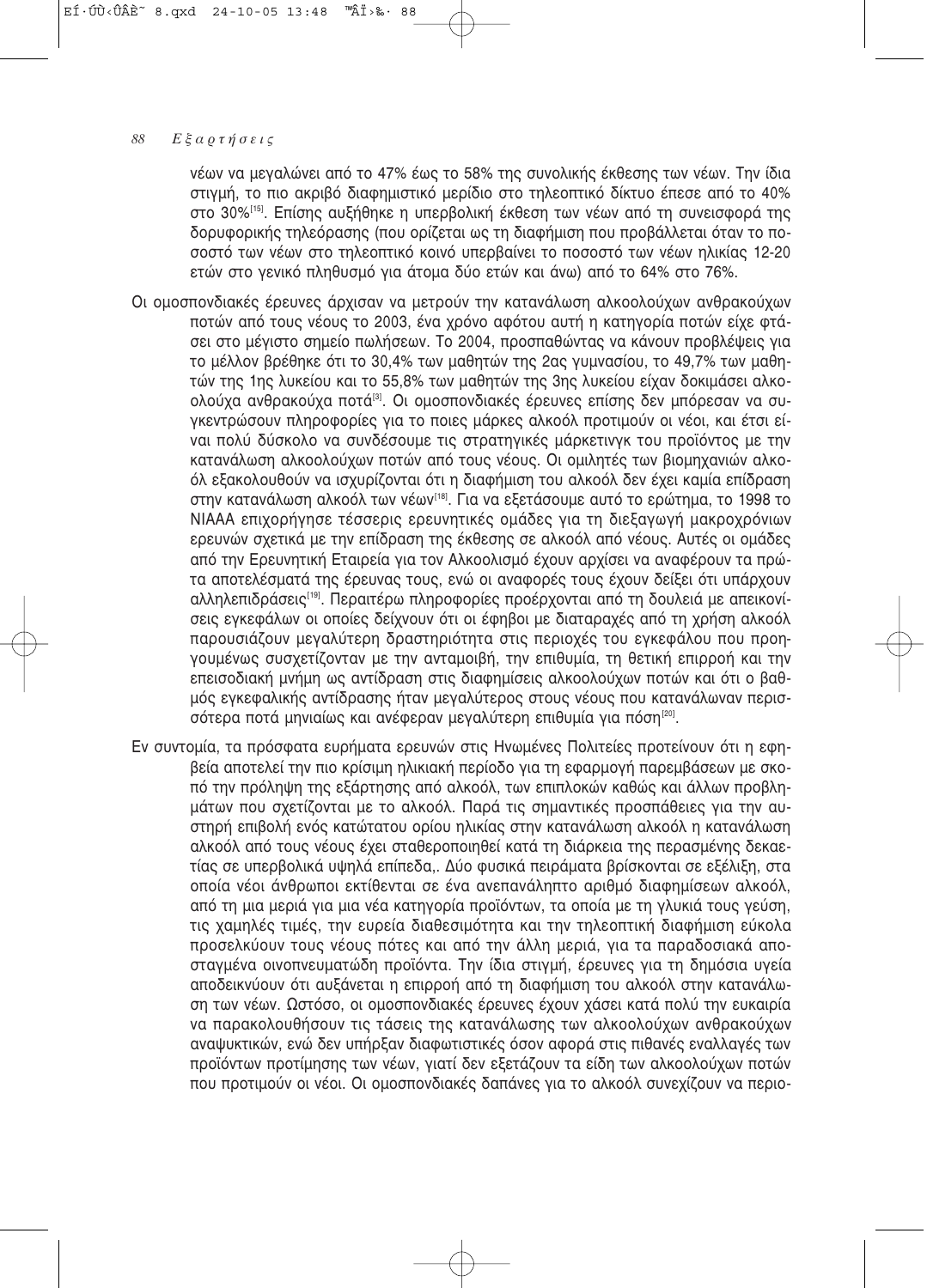νέων να μεγαλώνει από το 47% έως το 58% της συνολικής έκθεσης των νέων. Την ίδια στιγμή, το πιο ακριβό διαφημιστικό μερίδιο στο τηλεοπτικό δίκτυο έπεσε από το 40% στο 30%[15]. Επίσης αυξήθηκε η υπερβολική έκθεση των νέων από τη συνεισφορά της δορυφορικής τηλεόρασης (που ορίζεται ως τη διαφήμιση που προβάλλεται όταν το ποσοστό των νέων στο τηλεοπτικό κοινό υπερβαίνει το ποσοστό των νέων ηλικίας 12-20 ετών στο γενικό πληθυσμό για άτομα δύο ετών και άνω) από το 64% στο 76%.

Οι ομοσπονδιακές έρευνες άρχισαν να μετρούν την κατανάλωση αλκοολούχων ανθρακούχων ποτών από τους νέους το 2003, ένα χρόνο αφότου αυτή η κατηγορία ποτών είχε φτάσει στο μέγιστο σημείο πωλήσεων. Το 2004, προσπαθώντας να κάνουν προβλέψεις για το μέλλον βρέθηκε ότι το 30,4% των μαθητών της 2ας γυμνασίου, το 49,7% των μαθητών της 1ης λυκείου και το 55,8% των μαθητών της 3ης λυκείου είχαν δοκιμάσει αλκοολούχα ανθρακούχα ποτά[3]. Οι ομοσπονδιακές έρευνες επίσης δεν μπόρεσαν να συγκεντρώσουν πληροφορίες για το ποιες μάρκες αλκοόλ προτιμούν οι νέοι, και έτσι είναι πολύ δύσκολο να συνδέσουμε τις στρατηγικές μάρκετινγκ του προϊόντος με την κατανάλωση αλκοολούχων ποτών από τους νέους. Οι ομιλητές των βιομηχανιών αλκοόλ εξακολουθούν να ισχυρίζονται ότι η διαφήμιση του αλκοόλ δεν έχει καμία επίδραση στην κατανάλωση αλκοόλ των νέων[18]. Για να εξετάσουμε αυτό το ερώτημα, το 1998 το NIAAA επιχορήγησε τέσσερις ερευνητικές ομάδες για τη διεξαγωγή μακροχρόνιων ερευνών σχετικά με την επίδραση της έκθεσης σε αλκοόλ από νέους. Αυτές οι ομάδες από την Ερευνητική Εταιρεία για τον Αλκοολισμό έχουν αρχίσει να αναφέρουν τα πρώτα αποτελέσματά της έρευνας τους, ενώ οι αναφορές τους έχουν δείξει ότι υπάρχουν αλληλεπιδράσεις[19]. Περαιτέρω πληροφορίες προέρχονται από τη δουλειά με απεικονίσεις εγκεφάλων οι οποίες δείχνουν ότι οι έφηβοι με διαταραχές από τη χρήση αλκοόλ παρουσιάζουν μεγαλύτερη δραστηριότητα στις περιοχές του εγκεφάλου που προηγουμένως συσχετίζονταν με την ανταμοιβή, την επιθυμία, τη θετική επιρροή και την επεισοδιακή μνήμη ως αντίδραση στις διαφημίσεις αλκοολούχων ποτών και ότι ο βαθμός εγκεφαλικής αντίδρασης ήταν μεγαλύτερος στους νέους που κατανάλωναν περισσότερα ποτά μηνιαίως και ανέφεραν μεγαλύτερη επιθυμία για πόση[20].

Εν συντομία, τα πρόσφατα ευρήματα ερευνών στις Ηνωμένες Πολιτείες προτείνουν ότι η εφηβεία αποτελεί την πιο κρίσιμη ηλικιακή περίοδο για τη εφαρμογή παρεμβάσεων με σκοπό την πρόληψη της εξάρτησης από αλκοόλ, των επιπλοκών καθώς και άλλων προβλημάτων που σχετίζονται με το αλκοόλ. Παρά τις σημαντικές προσπάθειες για την αυστηρή επιβολή ενός κατώτατου ορίου ηλικίας στην κατανάλωση αλκοόλ η κατανάλωση αλκοόλ από τους νέους έχει σταθεροποιηθεί κατά τη διάρκεια της περασμένης δεκαετίας σε υπερβολικά υψηλά επίπεδα,. Δύο φυσικά πειράματα βρίσκονται σε εξέλιξη, στα οποία νέοι άνθρωποι εκτίθενται σε ένα ανεπανάληπτο αριθμό διαφημίσεων αλκοόλ, από τη μια μεριά για μια νέα κατηγορία προϊόντων, τα οποία με τη γλυκιά τους γεύση, τις χαμηλές τιμές, την ευρεία διαθεσιμότητα και την τηλεοπτική διαφήμιση εύκολα προσελκύουν τους νέους πότες και από την άλλη μεριά, για τα παραδοσιακά αποσταγμένα οινοπνευματώδη προϊόντα. Την ίδια στιγμή, έρευνες για τη δημόσια υγεία αποδεικνύουν ότι αυξάνεται η επιρροή από τη διαφήμιση του αλκοόλ στην κατανάλωση των νέων. Ωστόσο, οι ομοσπονδιακές έρευνες έχουν χάσει κατά πολύ την ευκαιρία να παρακολουθήσουν τις τάσεις της κατανάλωσης των αλκοολούχων ανθρακούχων αναψυκτικών, ενώ δεν υπήρξαν διαφωτιστικές όσον αφορά στις πιθανές εναλλαγές των προϊόντων προτίμησης των νέων, γιατί δεν εξετάζουν τα είδη των αλκοολούχων ποτών που προτιμούν οι νέοι. Οι ομοσπονδιακές δαπάνες για το αλκοόλ συνεχίζουν να περιο-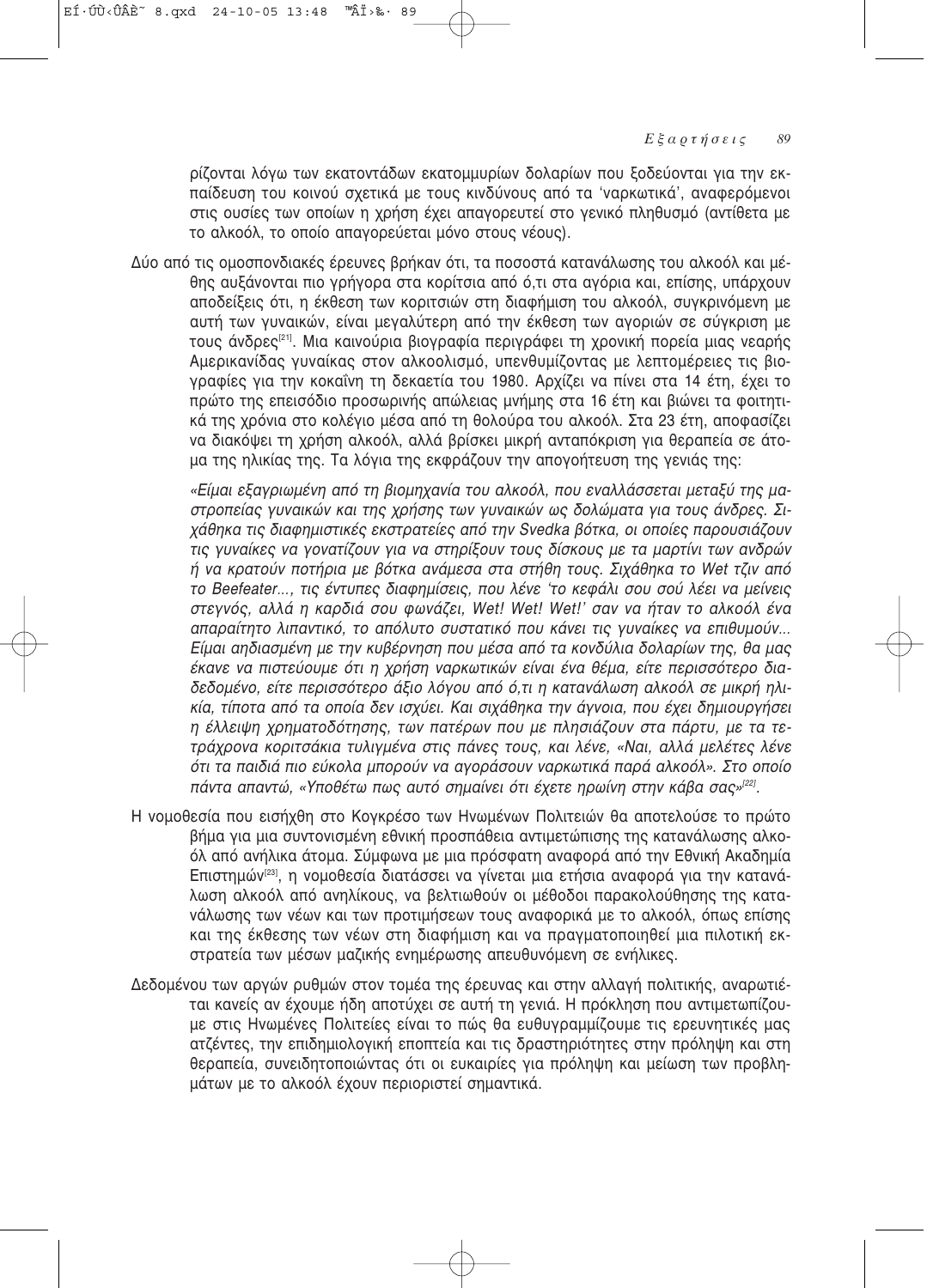ρίζονται λόγω των εκατοντάδων εκατομμυρίων δολαρίων που ξοδεύονται για την εκπαίδευση του κοινού σχετικά με τους κινδύνους από τα 'ναρκωτικά', αναφερόμενοι στις ουσίες των οποίων η χρήση έχει απαγορευτεί στο γενικό πληθυσμό (αντίθετα με το αλκοόλ, το οποίο απαγορεύεται μόνο στους νέους).

Δύο από τις ομοσπονδιακές έρευνες βρήκαν ότι, τα ποσοστά κατανάλωσης του αλκοόλ και μέθης αυξάνονται πιο γρήγορα στα κορίτσια από ό,τι στα αγόρια και, επίσης, υπάρχουν αποδείξεις ότι, η έκθεση των κοριτσιών στη διαφήμιση του αλκοόλ, συγκρινόμενη με αυτή των γυναικών, είναι μεγαλύτερη από την έκθεση των αγοριών σε σύγκριση με τους άνδρες[21]. Μια καινούρια βιογραφία περιγράφει τη χρονική πορεία μιας νεαρής Αμερικανίδας γυναίκας στον αλκοολισμό, υπενθυμίζοντας με λεπτομέρειες τις βιογραφίες για την κοκαΐνη τη δεκαετία του 1980. Αρχίζει να πίνει στα 14 έτη, έχει το πρώτο της επεισόδιο προσωρινής απώλειας μνήμης στα 16 έτη και βιώνει τα φοιτητικά της χρόνια στο κολέγιο μέσα από τη θολούρα του αλκοόλ. Στα 23 έτη, αποφασίζει να διακόψει τη χρήση αλκοόλ, αλλά βρίσκει μικρή ανταπόκριση για θεραπεία σε άτομα της ηλικίας της. Τα λόγια της εκφράζουν την απογοήτευση της γενιάς της:

*«Είμαι εξαγριωμένη από τη βιομηχανία του αλκοόλ, που εναλλάσσεται μεταξύ της μαστροπείας γυναικών και της χρήσης των γυναικών ως δολώματα για τους άνδρες. Σιχάθηκα τις διαφημιστικές εκστρατείες από την Svedka βότκα, οι οποίες παρουσιάζουν τις γυναίκες να γονατίζουν για να στηρίξουν τους δίσκους με τα μαρτίνι των ανδρών ή να κρατούν ποτήρια με βότκα ανάμεσα στα στήθη τους. Σιχάθηκα το Wet τζιν από το Beefeater..., τις έντυπες διαφημίσεις, που λένε 'το κεφάλι σου σού λέει να μείνεις στεγνός, αλλά η καρδιά σου φωνάζει, Wet! Wet! Wet!' σαν να ήταν το αλκοόλ ένα απαραίτητο λιπαντικό, το απόλυτο συστατικό που κάνει τις γυναίκες να επιθυμούν... Είμαι αηδιασμένη με την κυβέρνηση που μέσα από τα κονδύλια δολαρίων της, θα μας έκανε να πιστεύουμε ότι η χρήση ναρκωτικών είναι ένα θέμα, είτε περισσότερο διαδεδομένο, είτε περισσότερο άξιο λόγου από ό,τι η κατανάλωση αλκοόλ σε μικρή ηλικία, τίποτα από τα οποία δεν ισχύει. Και σιχάθηκα την άγνοια, που έχει δημιουργήσει η έλλειψη χρηματοδότησης, των πατέρων που με πλησιάζουν στα πάρτυ, με τα τετράχρονα κοριτσάκια τυλιγμένα στις πάνες τους, και λένε, «Ναι, αλλά μελέτες λένε ότι τα παιδιά πιο εύκολα μπορούν να αγοράσουν ναρκωτικά παρά αλκοόλ». Στο οποίο πάντα απαντώ, «Υποθέτω πως αυτό σημαίνει ότι έχετε ηρωίνη στην κάβα σας»*[22].

Η νομοθεσία που εισήχθη στο Κογκρέσο των Ηνωμένων Πολιτειών θα αποτελούσε το πρώτο βήμα για μια συντονισμένη εθνική προσπάθεια αντιμετώπισης της κατανάλωσης αλκοόλ από ανήλικα άτομα. Σύμφωνα με μια πρόσφατη αναφορά από την Εθνική Ακαδημία Επιστημών[23], η νομοθεσία διατάσσει να γίνεται μια ετήσια αναφορά για την κατανάλωση αλκοόλ από ανηλίκους, να βελτιωθούν οι μέθοδοι παρακολούθησης της κατανάλωσης των νέων και των προτιμήσεων τους αναφορικά με το αλκοόλ, όπως επίσης και της έκθεσης των νέων στη διαφήμιση και να πραγματοποιηθεί μια πιλοτική εκστρατεία των μέσων μαζικής ενημέρωσης απευθυνόμενη σε ενήλικες.

Δεδομένου των αργών ρυθμών στον τομέα της έρευνας και στην αλλαγή πολιτικής, αναρωτιέται κανείς αν έχουμε ήδη αποτύχει σε αυτή τη γενιά. Η πρόκληση που αντιμετωπίζουμε στις Ηνωμένες Πολιτείες είναι το πώς θα ευθυγραμμίζουμε τις ερευνητικές μας ατζέντες, την επιδημιολογική εποπτεία και τις δραστηριότητες στην πρόληψη και στη θεραπεία, συνειδητοποιώντας ότι οι ευκαιρίες για πρόληψη και μείωση των προβλημάτων με το αλκοόλ έχουν περιοριστεί σημαντικά.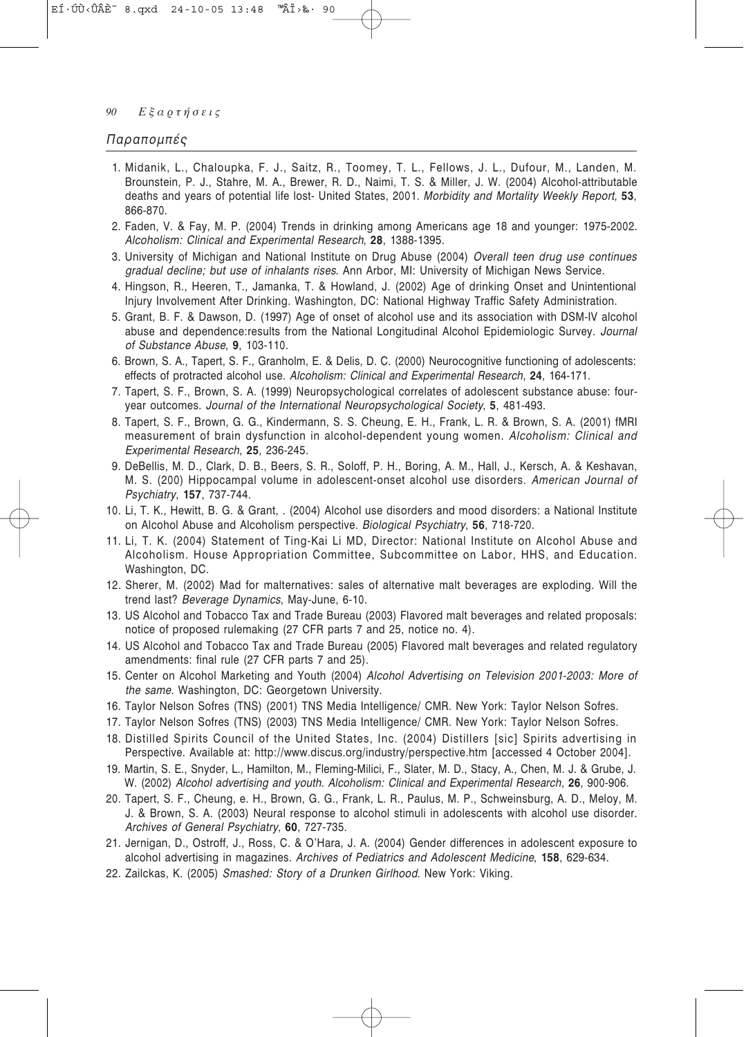## Παραπομπές

1. Midanik, L., Chaloupka, F. J., Saitz, R., Toomey, T. L., Fellows, J. L., Dufour, M., Landen, M. Brounstein, P. J., Stahre, M. A., Brewer, R. D., Naimi, T. S. & Miller, J. W. (2004) Alcohol-attributable deaths and years of potential life lost- United States, 2001. *Morbidity and Mortality Weekly Report*, **53**, 866-870.
2. Faden, V. & Fay, M. P. (2004) Trends in drinking among Americans age 18 and younger: 1975-2002. *Alcoholism: Clinical and Experimental Research*, **28**, 1388-1395.
3. University of Michigan and National Institute on Drug Abuse (2004) *Overall teen drug use continues gradual decline; but use of inhalants rises*. Ann Arbor, MI: University of Michigan News Service.
4. Hingson, R., Heeren, T., Jamanka, T. & Howland, J. (2002) Age of drinking Onset and Unintentional Injury Involvement After Drinking. Washington, DC: National Highway Traffic Safety Administration.
5. Grant, B. F. & Dawson, D. (1997) Age of onset of alcohol use and its association with DSM-IV alcohol abuse and dependence:results from the National Longitudinal Alcohol Epidemiologic Survey. *Journal of Substance Abuse*, **9**, 103-110.
6. Brown, S. A., Tapert, S. F., Granholm, E. & Delis, D. C. (2000) Neurocognitive functioning of adolescents: effects of protracted alcohol use. *Alcoholism: Clinical and Experimental Research*, **24**, 164-171.
7. Tapert, S. F., Brown, S. A. (1999) Neuropsychological correlates of adolescent substance abuse: four-year outcomes. *Journal of the International Neuropsychological Society*, **5**, 481-493.
8. Tapert, S. F., Brown, G. G., Kindermann, S. S. Cheung, E. H., Frank, L. R. & Brown, S. A. (2001) fMRI measurement of brain dysfunction in alcohol-dependent young women. *Alcoholism: Clinical and Experimental Research*, **25**, 236-245.
9. DeBellis, M. D., Clark, D. B., Beers, S. R., Soloff, P. H., Boring, A. M., Hall, J., Kersch, A. & Keshavan, M. S. (200) Hippocampal volume in adolescent-onset alcohol use disorders. *American Journal of Psychiatry*, **157**, 737-744.
10. Li, T. K., Hewitt, B. G. & Grant, . (2004) Alcohol use disorders and mood disorders: a National Institute on Alcohol Abuse and Alcoholism perspective. *Biological Psychiatry*, **56**, 718-720.
11. Li, T. K. (2004) Statement of Ting-Kai Li MD, Director: National Institute on Alcohol Abuse and Alcoholism. House Appropriation Committee, Subcommittee on Labor, HHS, and Education. Washington, DC.
12. Sherer, M. (2002) Mad for malternatives: sales of alternative malt beverages are exploding. Will the trend last? *Beverage Dynamics*, May-June, 6-10.
13. US Alcohol and Tobacco Tax and Trade Bureau (2003) Flavored malt beverages and related proposals: notice of proposed rulemaking (27 CFR parts 7 and 25, notice no. 4).
14. US Alcohol and Tobacco Tax and Trade Bureau (2005) Flavored malt beverages and related regulatory amendments: final rule (27 CFR parts 7 and 25).
15. Center on Alcohol Marketing and Youth (2004) *Alcohol Advertising on Television 2001-2003: More of the same*. Washington, DC: Georgetown University.
16. Taylor Nelson Sofres (TNS) (2001) TNS Media Intelligence/ CMR. New York: Taylor Nelson Sofres.
17. Taylor Nelson Sofres (TNS) (2003) TNS Media Intelligence/ CMR. New York: Taylor Nelson Sofres.
18. Distilled Spirits Council of the United States, Inc. (2004) Distillers [sic] Spirits advertising in Perspective. Available at: http://www.discus.org/industry/perspective.htm [accessed 4 October 2004].
19. Martin, S. E., Snyder, L., Hamilton, M., Fleming-Milici, F., Slater, M. D., Stacy, A., Chen, M. J. & Grube, J. W. (2002) *Alcohol advertising and youth. Alcoholism: Clinical and Experimental Research*, **26**, 900-906.
20. Tapert, S. F., Cheung, e. H., Brown, G. G., Frank, L. R., Paulus, M. P., Schweinsburg, A. D., Meloy, M. J. & Brown, S. A. (2003) Neural response to alcohol stimuli in adolescents with alcohol use disorder. *Archives of General Psychiatry*, **60**, 727-735.
21. Jernigan, D., Ostroff, J., Ross, C. & O'Hara, J. A. (2004) Gender differences in adolescent exposure to alcohol advertising in magazines. *Archives of Pediatrics and Adolescent Medicine*, **158**, 629-634.
22. Zailckas, K. (2005) *Smashed: Story of a Drunken Girlhood*. New York: Viking.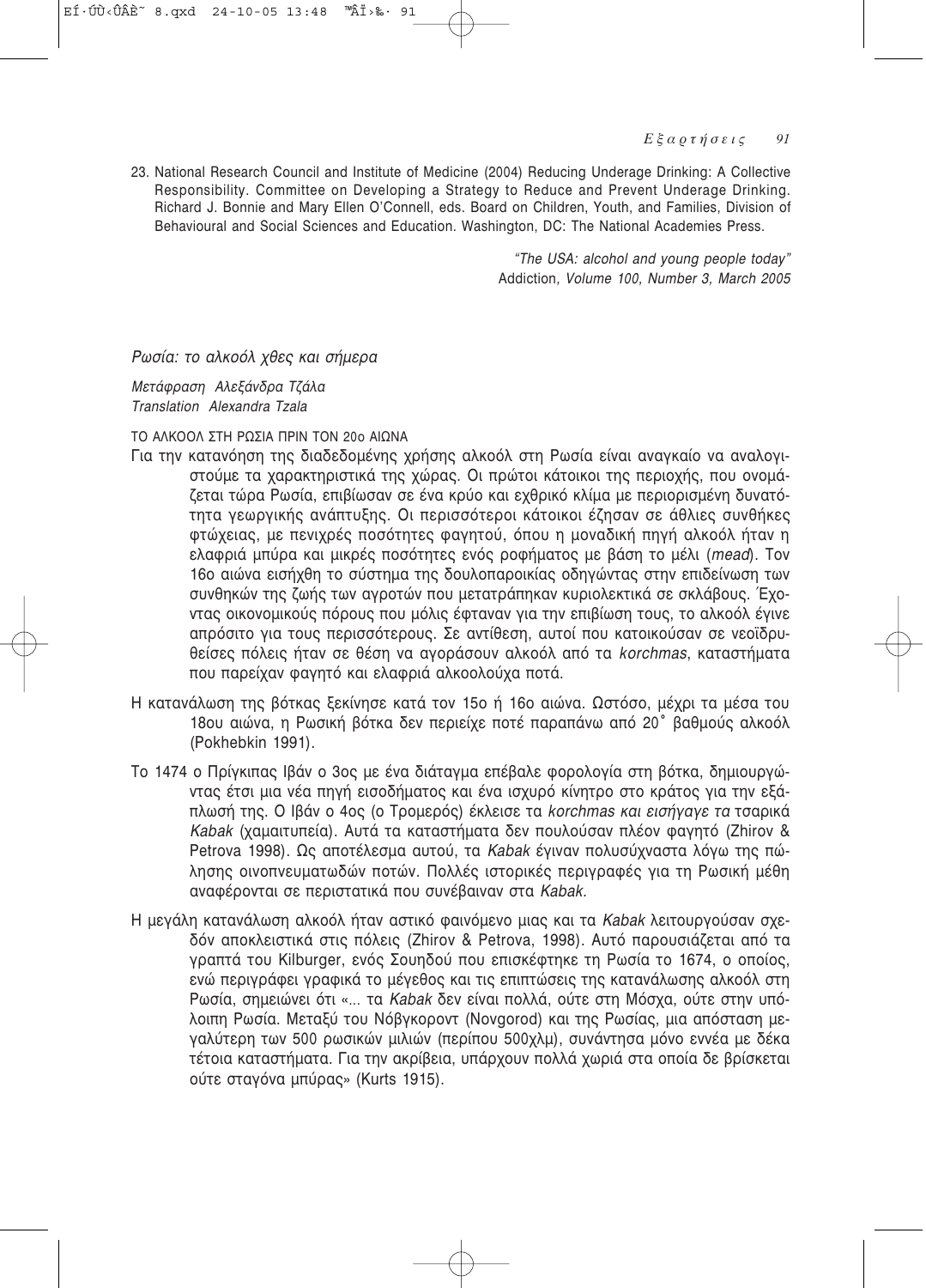23. National Research Council and Institute of Medicine (2004) Reducing Underage Drinking: A Collective Responsibility. Committee on Developing a Strategy to Reduce and Prevent Underage Drinking. Richard J. Bonnie and Mary Ellen O'Connell, eds. Board on Children, Youth, and Families, Division of Behavioural and Social Sciences and Education. Washington, DC: The National Academies Press.

*"The USA: alcohol and young people today"*
Addiction*, Volume 100, Number 3, March 2005*

## *Ρωσία: το αλκοόλ χθες και σήμερα*

*Μετάφραση Αλεξάνδρα Τζάλα*
*Translation Alexandra Tzala*

### ΤΟ ΑΛΚΟΟΛ ΣΤΗ ΡΩΣΙΑ ΠΡΙΝ ΤΟΝ 20ο ΑΙΩΝΑ

Για την κατανόηση της διαδεδομένης χρήσης αλκοόλ στη Ρωσία είναι αναγκαίο να αναλογιστούμε τα χαρακτηριστικά της χώρας. Οι πρώτοι κάτοικοι της περιοχής, που ονομάζεται τώρα Ρωσία, επιβίωσαν σε ένα κρύο και εχθρικό κλίμα με περιορισμένη δυνατότητα γεωργικής ανάπτυξης. Οι περισσότεροι κάτοικοι έζησαν σε άθλιες συνθήκες φτώχειας, με πενιχρές ποσότητες φαγητού, όπου η μοναδική πηγή αλκοόλ ήταν η ελαφριά μπύρα και μικρές ποσότητες ενός ροφήματος με βάση το μέλι (*mead*). Τον 16ο αιώνα εισήχθη το σύστημα της δουλοπαροικίας οδηγώντας στην επιδείνωση των συνθηκών της ζωής των αγροτών που μετατράπηκαν κυριολεκτικά σε σκλάβους. Έχοντας οικονομικούς πόρους που μόλις έφταναν για την επιβίωση τους, το αλκοόλ έγινε απρόσιτο για τους περισσότερους. Σε αντίθεση, αυτοί που κατοικούσαν σε νεοϊδρυθείσες πόλεις ήταν σε θέση να αγοράσουν αλκοόλ από τα *korchmas*, καταστήματα που παρείχαν φαγητό και ελαφριά αλκοολούχα ποτά.

Η κατανάλωση της βότκας ξεκίνησε κατά τον 15ο ή 16ο αιώνα. Ωστόσο, μέχρι τα μέσα του 18ου αιώνα, η Ρωσική βότκα δεν περιείχε ποτέ παραπάνω από 20˚ βαθμούς αλκοόλ (Pokhebkin 1991).

Το 1474 ο Πρίγκιπας Ιβάν ο 3ος με ένα διάταγμα επέβαλε φορολογία στη βότκα, δημιουργώντας έτσι μια νέα πηγή εισοδήματος και ένα ισχυρό κίνητρο στο κράτος για την εξάπλωσή της. Ο Ιβάν ο 4ος (ο Τρομερός) έκλεισε τα *korchmas και εισήγαγε τα* τσαρικά *Kabak* (χαμαιτυπεία). Αυτά τα καταστήματα δεν πουλούσαν πλέον φαγητό (Zhirov & Petrova 1998). Ως αποτέλεσμα αυτού, τα *Kabak* έγιναν πολυσύχναστα λόγω της πώλησης οινοπνευματωδών ποτών. Πολλές ιστορικές περιγραφές για τη Ρωσική μέθη αναφέρονται σε περιστατικά που συνέβαιναν στα *Kabak.*

Η μεγάλη κατανάλωση αλκοόλ ήταν αστικό φαινόμενο μιας και τα *Kabak* λειτουργούσαν σχεδόν αποκλειστικά στις πόλεις (Zhirov & Petrova, 1998). Αυτό παρουσιάζεται από τα γραπτά του Kilburger, ενός Σουηδού που επισκέφτηκε τη Ρωσία το 1674, ο οποίος, ενώ περιγράφει γραφικά το μέγεθος και τις επιπτώσεις της κατανάλωσης αλκοόλ στη Ρωσία, σημειώνει ότι «... τα *Kabak* δεν είναι πολλά, ούτε στη Μόσχα, ούτε στην υπόλοιπη Ρωσία. Μεταξύ του Νόβγκοροντ (Novgorod) και της Ρωσίας, μια απόσταση μεγαλύτερη των 500 ρωσικών μιλιών (περίπου 500χλμ), συνάντησα μόνο εννέα με δέκα τέτοια καταστήματα. Για την ακρίβεια, υπάρχουν πολλά χωριά στα οποία δε βρίσκεται ούτε σταγόνα μπύρας» (Kurts 1915).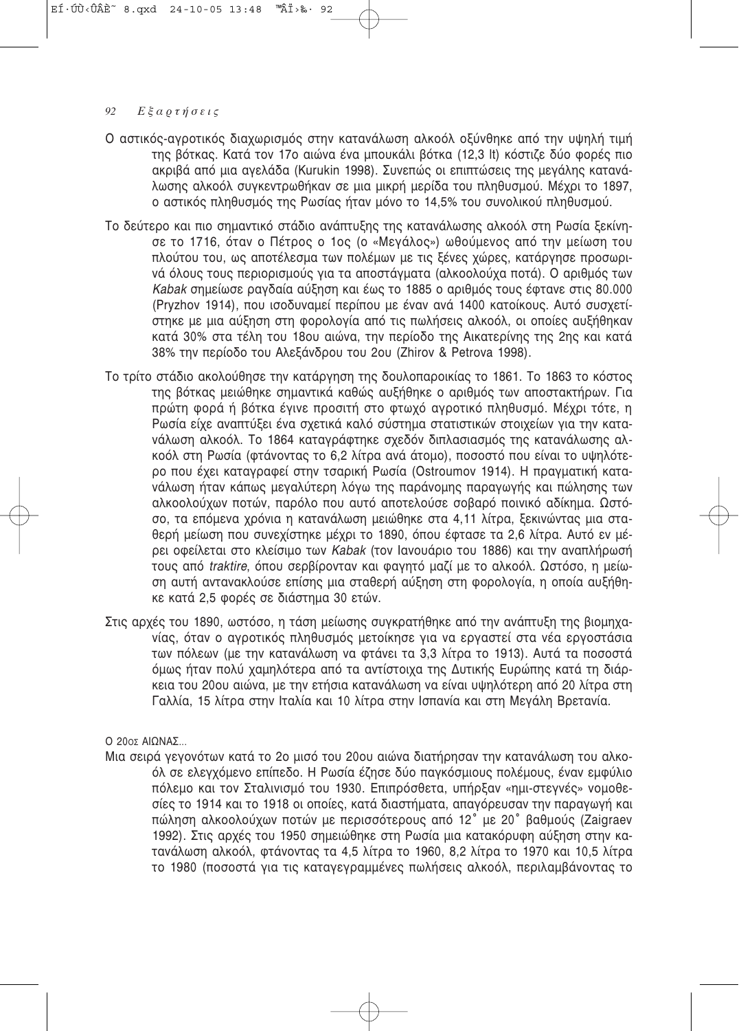Ο αστικός-αγροτικός διαχωρισμός στην κατανάλωση αλκοόλ οξύνθηκε από την υψηλή τιμή της βότκας. Κατά τον 17ο αιώνα ένα μπουκάλι βότκα (12,3 lt) κόστιζε δύο φορές πιο ακριβά από μια αγελάδα (Kurukin 1998). Συνεπώς οι επιπτώσεις της μεγάλης κατανάλωσης αλκοόλ συγκεντρωθήκαν σε μια μικρή μερίδα του πληθυσμού. Μέχρι το 1897, ο αστικός πληθυσμός της Ρωσίας ήταν μόνο το 14,5% του συνολικού πληθυσμού.

Το δεύτερο και πιο σημαντικό στάδιο ανάπτυξης της κατανάλωσης αλκοόλ στη Ρωσία ξεκίνησε το 1716, όταν ο Πέτρος ο 1ος (ο «Μεγάλος») ωθούμενος από την μείωση του πλούτου του, ως αποτέλεσμα των πολέμων με τις ξένες χώρες, κατάργησε προσωρινά όλους τους περιορισμούς για τα αποστάγματα (αλκοολούχα ποτά). Ο αριθμός των *Kabak* σημείωσε ραγδαία αύξηση και έως το 1885 ο αριθμός τους έφτανε στις 80.000 (Pryzhov 1914), που ισοδυναμεί περίπου με έναν ανά 1400 κατοίκους. Αυτό συσχετίστηκε με μια αύξηση στη φορολογία από τις πωλήσεις αλκοόλ, οι οποίες αυξήθηκαν κατά 30% στα τέλη του 18ου αιώνα, την περίοδο της Αικατερίνης της 2ης και κατά 38% την περίοδο του Αλεξάνδρου του 2ου (Zhirov & Petrova 1998).

Το τρίτο στάδιο ακολούθησε την κατάργηση της δουλοπαροικίας το 1861. Το 1863 το κόστος της βότκας μειώθηκε σημαντικά καθώς αυξήθηκε ο αριθμός των αποστακτήρων. Για πρώτη φορά ή βότκα έγινε προσιτή στο φτωχό αγροτικό πληθυσμό. Μέχρι τότε, η Ρωσία είχε αναπτύξει ένα σχετικά καλό σύστημα στατιστικών στοιχείων για την κατανάλωση αλκοόλ. Το 1864 καταγράφτηκε σχεδόν διπλασιασμός της κατανάλωσης αλκοόλ στη Ρωσία (φτάνοντας το 6,2 λίτρα ανά άτομο), ποσοστό που είναι το υψηλότερο που έχει καταγραφεί στην τσαρική Ρωσία (Ostroumov 1914). Η πραγματική κατανάλωση ήταν κάπως μεγαλύτερη λόγω της παράνομης παραγωγής και πώλησης των αλκοολούχων ποτών, παρόλο που αυτό αποτελούσε σοβαρό ποινικό αδίκημα. Ωστόσο, τα επόμενα χρόνια η κατανάλωση μειώθηκε στα 4,11 λίτρα, ξεκινώντας μια σταθερή μείωση που συνεχίστηκε μέχρι το 1890, όπου έφτασε τα 2,6 λίτρα. Αυτό εν μέρει οφείλεται στο κλείσιμο των *Kabak* (τον Ιανουάριο του 1886) και την αναπλήρωσή τους από *traktire*, όπου σερβίρονταν και φαγητό μαζί με το αλκοόλ. Ωστόσο, η μείωση αυτή αντανακλούσε επίσης μια σταθερή αύξηση στη φορολογία, η οποία αυξήθηκε κατά 2,5 φορές σε διάστημα 30 ετών.

Στις αρχές του 1890, ωστόσο, η τάση μείωσης συγκρατήθηκε από την ανάπτυξη της βιομηχανίας, όταν ο αγροτικός πληθυσμός μετοίκησε για να εργαστεί στα νέα εργοστάσια των πόλεων (με την κατανάλωση να φτάνει τα 3,3 λίτρα το 1913). Αυτά τα ποσοστά όμως ήταν πολύ χαμηλότερα από τα αντίστοιχα της Δυτικής Ευρώπης κατά τη διάρκεια του 20ου αιώνα, με την ετήσια κατανάλωση να είναι υψηλότερη από 20 λίτρα στη Γαλλία, 15 λίτρα στην Ιταλία και 10 λίτρα στην Ισπανία και στη Μεγάλη Βρετανία.

Ο 20ΟΣ ΑΙΩΝΑΣ...

Μια σειρά γεγονότων κατά το 2ο μισό του 20ου αιώνα διατήρησαν την κατανάλωση του αλκοόλ σε ελεγχόμενο επίπεδο. Η Ρωσία έζησε δύο παγκόσμιους πολέμους, έναν εμφύλιο πόλεμο και τον Σταλινισμό του 1930. Επιπρόσθετα, υπήρξαν «ημι-στεγνές» νομοθεσίες το 1914 και το 1918 οι οποίες, κατά διαστήματα, απαγόρευσαν την παραγωγή και πώληση αλκοολούχων ποτών με περισσότερους από 12˚ με 20˚ βαθμούς (Zaigraev 1992). Στις αρχές του 1950 σημειώθηκε στη Ρωσία μια κατακόρυφη αύξηση στην κατανάλωση αλκοόλ, φτάνοντας τα 4,5 λίτρα το 1960, 8,2 λίτρα το 1970 και 10,5 λίτρα το 1980 (ποσοστά για τις καταγεγραμμένες πωλήσεις αλκοόλ, περιλαμβάνοντας το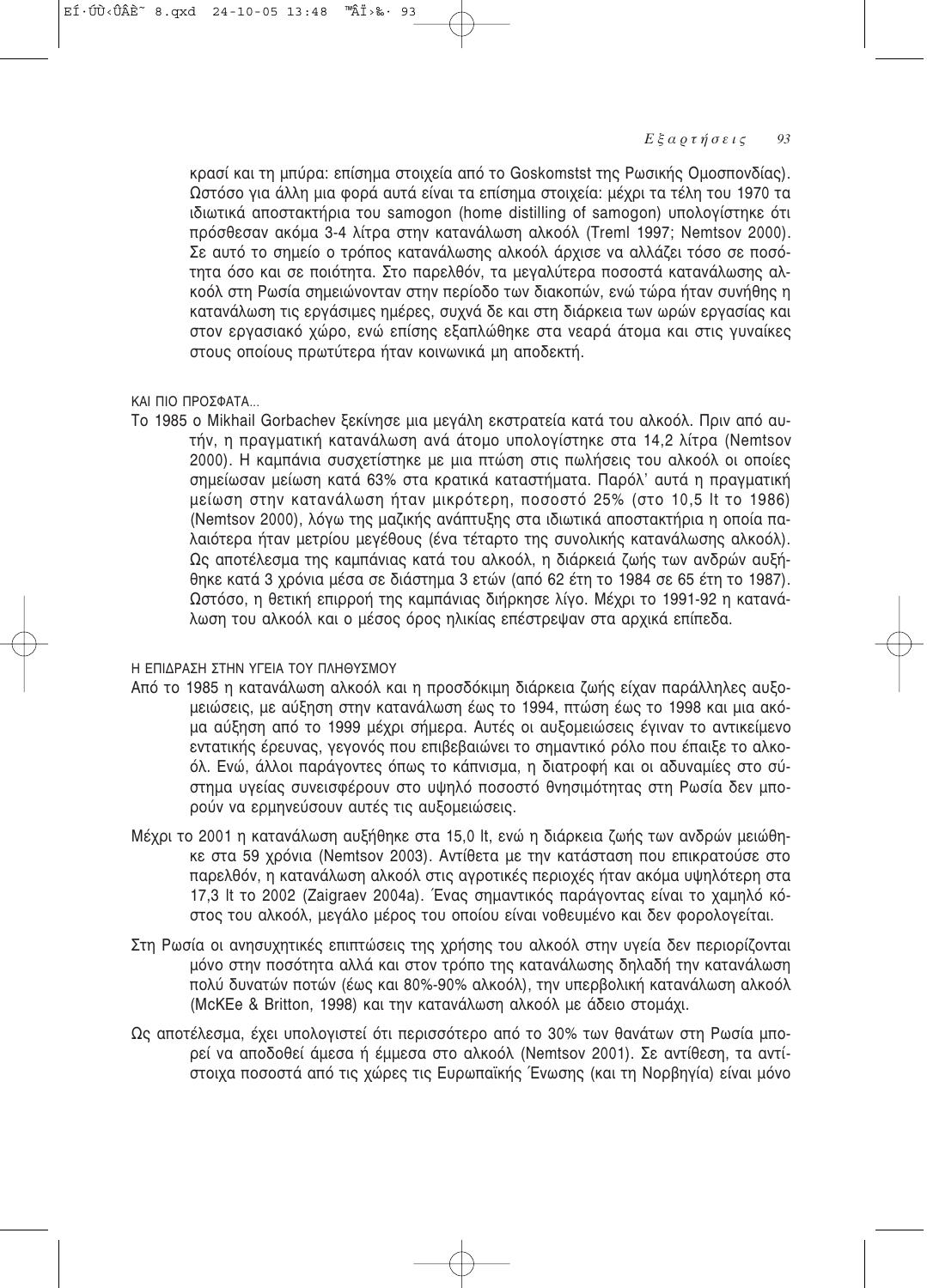κρασί και τη μπύρα: επίσημα στοιχεία από το Goskomstst της Ρωσικής Ομοσπονδίας). Ωστόσο για άλλη μια φορά αυτά είναι τα επίσημα στοιχεία: μέχρι τα τέλη του 1970 τα ιδιωτικά αποστακτήρια του samogon (home distilling of samogon) υπολογίστηκε ότι πρόσθεσαν ακόμα 3-4 λίτρα στην κατανάλωση αλκοόλ (Treml 1997; Nemtsov 2000). Σε αυτό το σημείο ο τρόπος κατανάλωσης αλκοόλ άρχισε να αλλάζει τόσο σε ποσότητα όσο και σε ποιότητα. Στο παρελθόν, τα μεγαλύτερα ποσοστά κατανάλωσης αλκοόλ στη Ρωσία σημειώνονταν στην περίοδο των διακοπών, ενώ τώρα ήταν συνήθης η κατανάλωση τις εργάσιμες ημέρες, συχνά δε και στη διάρκεια των ωρών εργασίας και στον εργασιακό χώρο, ενώ επίσης εξαπλώθηκε στα νεαρά άτομα και στις γυναίκες στους οποίους πρωτύτερα ήταν κοινωνικά μη αποδεκτή.

### ΚΑΙ ΠΙΟ ΠΡΟΣΦΑΤΑ...

Το 1985 ο Mikhail Gorbachev ξεκίνησε μια μεγάλη εκστρατεία κατά του αλκοόλ. Πριν από αυτήν, η πραγματική κατανάλωση ανά άτομο υπολογίστηκε στα 14,2 λίτρα (Nemtsov 2000). Η καμπάνια συσχετίστηκε με μια πτώση στις πωλήσεις του αλκοόλ οι οποίες σημείωσαν μείωση κατά 63% στα κρατικά καταστήματα. Παρόλ' αυτά η πραγματική μείωση στην κατανάλωση ήταν μικρότερη, ποσοστό 25% (στο 10,5 lt το 1986) (Nemtsov 2000), λόγω της μαζικής ανάπτυξης στα ιδιωτικά αποστακτήρια η οποία παλαιότερα ήταν μετρίου μεγέθους (ένα τέταρτο της συνολικής κατανάλωσης αλκοόλ). Ως αποτέλεσμα της καμπάνιας κατά του αλκοόλ, η διάρκειά ζωής των ανδρών αυξήθηκε κατά 3 χρόνια μέσα σε διάστημα 3 ετών (από 62 έτη το 1984 σε 65 έτη το 1987). Ωστόσο, η θετική επιρροή της καμπάνιας διήρκησε λίγο. Μέχρι το 1991-92 η κατανάλωση του αλκοόλ και ο μέσος όρος ηλικίας επέστρεψαν στα αρχικά επίπεδα.

### Η ΕΠΙΔΡΑΣΗ ΣΤΗΝ ΥΓΕΙΑ ΤΟΥ ΠΛΗΘΥΣΜΟΥ

Από το 1985 η κατανάλωση αλκοόλ και η προσδόκιμη διάρκεια ζωής είχαν παράλληλες αυξομειώσεις, με αύξηση στην κατανάλωση έως το 1994, πτώση έως το 1998 και μια ακόμα αύξηση από το 1999 μέχρι σήμερα. Αυτές οι αυξομειώσεις έγιναν το αντικείμενο εντατικής έρευνας, γεγονός που επιβεβαιώνει το σημαντικό ρόλο που έπαιξε το αλκοόλ. Ενώ, άλλοι παράγοντες όπως το κάπνισμα, η διατροφή και οι αδυναμίες στο σύστημα υγείας συνεισφέρουν στο υψηλό ποσοστό θνησιμότητας στη Ρωσία δεν μπορούν να ερμηνεύσουν αυτές τις αυξομειώσεις.

Μέχρι το 2001 η κατανάλωση αυξήθηκε στα 15,0 lt, ενώ η διάρκεια ζωής των ανδρών μειώθηκε στα 59 χρόνια (Nemtsov 2003). Αντίθετα με την κατάσταση που επικρατούσε στο παρελθόν, η κατανάλωση αλκοόλ στις αγροτικές περιοχές ήταν ακόμα υψηλότερη στα 17,3 lt το 2002 (Zaigraev 2004a). Ένας σημαντικός παράγοντας είναι το χαμηλό κόστος του αλκοόλ, μεγάλο μέρος του οποίου είναι νοθευμένο και δεν φορολογείται.

Στη Ρωσία οι ανησυχητικές επιπτώσεις της χρήσης του αλκοόλ στην υγεία δεν περιορίζονται μόνο στην ποσότητα αλλά και στον τρόπο της κατανάλωσης δηλαδή την κατανάλωση πολύ δυνατών ποτών (έως και 80%-90% αλκοόλ), την υπερβολική κατανάλωση αλκοόλ (McKEe & Britton, 1998) και την κατανάλωση αλκοόλ με άδειο στομάχι.

Ως αποτέλεσμα, έχει υπολογιστεί ότι περισσότερο από το 30% των θανάτων στη Ρωσία μπορεί να αποδοθεί άμεσα ή έμμεσα στο αλκοόλ (Nemtsov 2001). Σε αντίθεση, τα αντίστοιχα ποσοστά από τις χώρες τις Ευρωπαϊκής Ένωσης (και τη Νορβηγία) είναι μόνο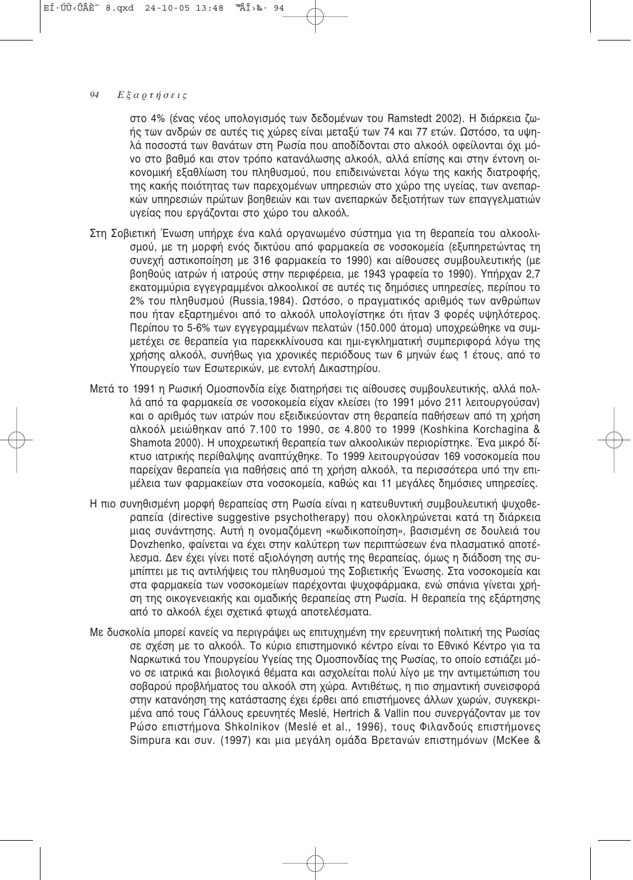στο 4% (ένας νέος υπολογισμός των δεδομένων του Ramstedt 2002). Η διάρκεια ζωής των ανδρών σε αυτές τις χώρες είναι μεταξύ των 74 και 77 ετών. Ωστόσο, τα υψηλά ποσοστά των θανάτων στη Ρωσία που αποδίδονται στο αλκοόλ οφείλονται όχι μόνο στο βαθμό και στον τρόπο κατανάλωσης αλκοόλ, αλλά επίσης και στην έντονη οικονομική εξαθλίωση του πληθυσμού, που επιδεινώνεται λόγω της κακής διατροφής, της κακής ποιότητας των παρεχομένων υπηρεσιών στο χώρο της υγείας, των ανεπαρκών υπηρεσιών πρώτων βοηθειών και των ανεπαρκών δεξιοτήτων των επαγγελματιών υγείας που εργάζονται στο χώρο του αλκοόλ.

Στη Σοβιετική Ένωση υπήρχε ένα καλά οργανωμένο σύστημα για τη θεραπεία του αλκοολισμού, με τη μορφή ενός δικτύου από φαρμακεία σε νοσοκομεία (εξυπηρετώντας τη συνεχή αστικοποίηση με 316 φαρμακεία το 1990) και αίθουσες συμβουλευτικής (με βοηθούς ιατρών ή ιατρούς στην περιφέρεια, με 1943 γραφεία το 1990). Υπήρχαν 2,7 εκατομμύρια εγγεγραμμένοι αλκοολικοί σε αυτές τις δημόσιες υπηρεσίες, περίπου το 2% του πληθυσμού (Russia,1984). Ωστόσο, ο πραγματικός αριθμός των ανθρώπων που ήταν εξαρτημένοι από το αλκοόλ υπολογίστηκε ότι ήταν 3 φορές υψηλότερος. Περίπου το 5-6% των εγγεγραμμένων πελατών (150.000 άτομα) υποχρεώθηκε να συμμετέχει σε θεραπεία για παρεκκλίνουσα και ημι-εγκληματική συμπεριφορά λόγω της χρήσης αλκοόλ, συνήθως για χρονικές περιόδους των 6 μηνών έως 1 έτους, από το Υπουργείο των Εσωτερικών, με εντολή Δικαστηρίου.

Μετά το 1991 η Ρωσική Ομοσπονδία είχε διατηρήσει τις αίθουσες συμβουλευτικής, αλλά πολλά από τα φαρμακεία σε νοσοκομεία είχαν κλείσει (το 1991 μόνο 211 λειτουργούσαν) και ο αριθμός των ιατρών που εξειδικεύονταν στη θεραπεία παθήσεων από τη χρήση αλκοόλ μειώθηκαν από 7.100 το 1990, σε 4.800 το 1999 (Koshkina Korchagina & Shamota 2000). Η υποχρεωτική θεραπεία των αλκοολικών περιορίστηκε. Ένα μικρό δίκτυο ιατρικής περίθαλψης αναπτύχθηκε. Το 1999 λειτουργούσαν 169 νοσοκομεία που παρείχαν θεραπεία για παθήσεις από τη χρήση αλκοόλ, τα περισσότερα υπό την επιμέλεια των φαρμακείων στα νοσοκομεία, καθώς και 11 μεγάλες δημόσιες υπηρεσίες.

Η πιο συνηθισμένη μορφή θεραπείας στη Ρωσία είναι η κατευθυντική συμβουλευτική ψυχοθεραπεία (directive suggestive psychotherapy) που ολοκληρώνεται κατά τη διάρκεια μιας συνάντησης. Αυτή η ονομαζόμενη «κωδικοποίηση», βασισμένη σε δουλειά του Dovzhenko, φαίνεται να έχει στην καλύτερη των περιπτώσεων ένα πλασματικό αποτέλεσμα. Δεν έχει γίνει ποτέ αξιολόγηση αυτής της θεραπείας, όμως η διάδοση της συμπίπτει με τις αντιλήψεις του πληθυσμού της Σοβιετικής Ένωσης. Στα νοσοκομεία και στα φαρμακεία των νοσοκομείων παρέχονται ψυχοφάρμακα, ενώ σπάνια γίνεται χρήση της οικογενειακής και ομαδικής θεραπείας στη Ρωσία. Η θεραπεία της εξάρτησης από το αλκοόλ έχει σχετικά φτωχά αποτελέσματα.

Με δυσκολία μπορεί κανείς να περιγράψει ως επιτυχημένη την ερευνητική πολιτική της Ρωσίας σε σχέση με το αλκοόλ. Το κύριο επιστημονικό κέντρο είναι το Εθνικό Κέντρο για τα Ναρκωτικά του Υπουργείου Υγείας της Ομοσπονδίας της Ρωσίας, το οποίο εστιάζει μόνο σε ιατρικά και βιολογικά θέματα και ασχολείται πολύ λίγο με την αντιμετώπιση του σοβαρού προβλήματος του αλκοόλ στη χώρα. Αντιθέτως, η πιο σημαντική συνεισφορά στην κατανόηση της κατάστασης έχει έρθει από επιστήμονες άλλων χωρών, συγκεκριμένα από τους Γάλλους ερευνητές Meslé, Hertrich & Vallin που συνεργάζονταν με τον Ρώσο επιστήμονα Shkolnikov (Meslé et al., 1996), τους Φιλανδούς επιστήμονες Simpura και συν. (1997) και μια μεγάλη ομάδα Βρετανών επιστημόνων (McKee &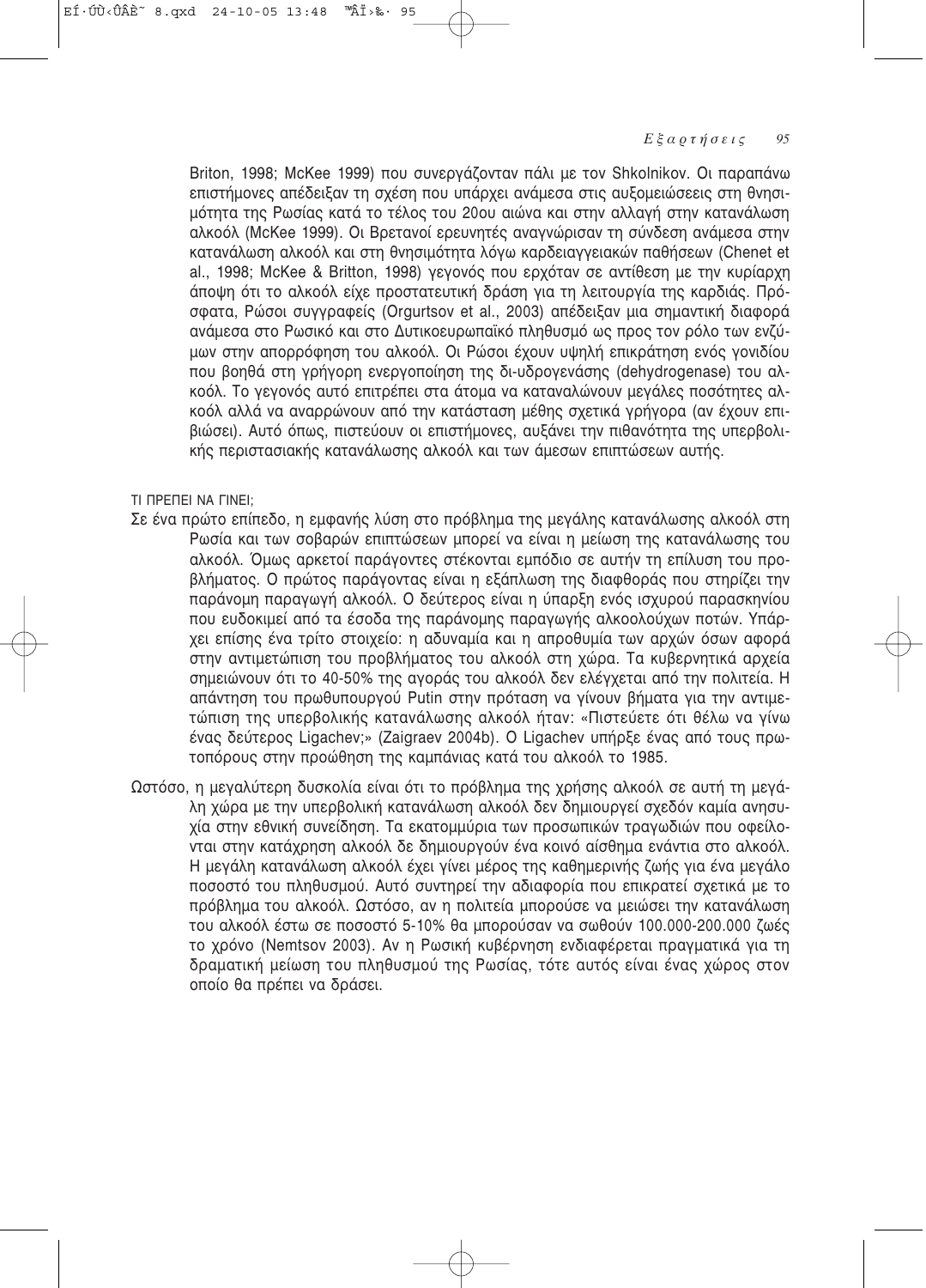Briton, 1998; McKee 1999) που συνεργάζονταν πάλι με τον Shkolnikov. Οι παραπάνω επιστήμονες απέδειξαν τη σχέση που υπάρχει ανάμεσα στις αυξομειώσεεις στη θνησιμότητα της Ρωσίας κατά το τέλος του 20ου αιώνα και στην αλλαγή στην κατανάλωση αλκοόλ (McKee 1999). Οι Βρετανοί ερευνητές αναγνώρισαν τη σύνδεση ανάμεσα στην κατανάλωση αλκοόλ και στη θνησιμότητα λόγω καρδειαγγειακών παθήσεων (Chenet et al., 1998; McKee & Britton, 1998) γεγονός που ερχόταν σε αντίθεση με την κυρίαρχη άποψη ότι το αλκοόλ είχε προστατευτική δράση για τη λειτουργία της καρδιάς. Πρόσφατα, Ρώσοι συγγραφείς (Orgurtsov et al., 2003) απέδειξαν μια σημαντική διαφορά ανάμεσα στο Ρωσικό και στο Δυτικοευρωπαϊκό πληθυσμό ως προς τον ρόλο των ενζύμων στην απορρόφηση του αλκοόλ. Οι Ρώσοι έχουν υψηλή επικράτηση ενός γονιδίου που βοηθά στη γρήγορη ενεργοποίηση της δι-υδρογενάσης (dehydrogenase) του αλκοόλ. Το γεγονός αυτό επιτρέπει στα άτομα να καταναλώνουν μεγάλες ποσότητες αλκοόλ αλλά να αναρρώνουν από την κατάσταση μέθης σχετικά γρήγορα (αν έχουν επιβιώσει). Αυτό όπως, πιστεύουν οι επιστήμονες, αυξάνει την πιθανότητα της υπερβολικής περιστασιακής κατανάλωσης αλκοόλ και των άμεσων επιπτώσεων αυτής.

ΤΙ ΠΡΕΠΕΙ ΝΑ ΓΙΝΕΙ;

Σε ένα πρώτο επίπεδο, η εμφανής λύση στο πρόβλημα της μεγάλης κατανάλωσης αλκοόλ στη Ρωσία και των σοβαρών επιπτώσεων μπορεί να είναι η μείωση της κατανάλωσης του αλκοόλ. Όμως αρκετοί παράγοντες στέκονται εμπόδιο σε αυτήν τη επίλυση του προβλήματος. Ο πρώτος παράγοντας είναι η εξάπλωση της διαφθοράς που στηρίζει την παράνομη παραγωγή αλκοόλ. Ο δεύτερος είναι η ύπαρξη ενός ισχυρού παρασκηνίου που ευδοκιμεί από τα έσοδα της παράνομης παραγωγής αλκοολούχων ποτών. Υπάρχει επίσης ένα τρίτο στοιχείο: η αδυναμία και η απροθυμία των αρχών όσων αφορά στην αντιμετώπιση του προβλήματος του αλκοόλ στη χώρα. Τα κυβερνητικά αρχεία σημειώνουν ότι το 40-50% της αγοράς του αλκοόλ δεν ελέγχεται από την πολιτεία. Η απάντηση του πρωθυπουργού Putin στην πρόταση να γίνουν βήματα για την αντιμετώπιση της υπερβολικής κατανάλωσης αλκοόλ ήταν: «Πιστεύετε ότι θέλω να γίνω ένας δεύτερος Ligachev;» (Zaigraev 2004b). Ο Ligachev υπήρξε ένας από τους πρωτοπόρους στην προώθηση της καμπάνιας κατά του αλκοόλ το 1985.

Ωστόσο, η μεγαλύτερη δυσκολία είναι ότι το πρόβλημα της χρήσης αλκοόλ σε αυτή τη μεγάλη χώρα με την υπερβολική κατανάλωση αλκοόλ δεν δημιουργεί σχεδόν καμία ανησυχία στην εθνική συνείδηση. Τα εκατομμύρια των προσωπικών τραγωδιών που οφείλονται στην κατάχρηση αλκοόλ δε δημιουργούν ένα κοινό αίσθημα ενάντια στο αλκοόλ. Η μεγάλη κατανάλωση αλκοόλ έχει γίνει μέρος της καθημερινής ζωής για ένα μεγάλο ποσοστό του πληθυσμού. Αυτό συντηρεί την αδιαφορία που επικρατεί σχετικά με το πρόβλημα του αλκοόλ. Ωστόσο, αν η πολιτεία μπορούσε να μειώσει την κατανάλωση του αλκοόλ έστω σε ποσοστό 5-10% θα μπορούσαν να σωθούν 100.000-200.000 ζωές το χρόνο (Nemtsov 2003). Αν η Ρωσική κυβέρνηση ενδιαφέρεται πραγματικά για τη δραματική μείωση του πληθυσμού της Ρωσίας, τότε αυτός είναι ένας χώρος στον οποίο θα πρέπει να δράσει.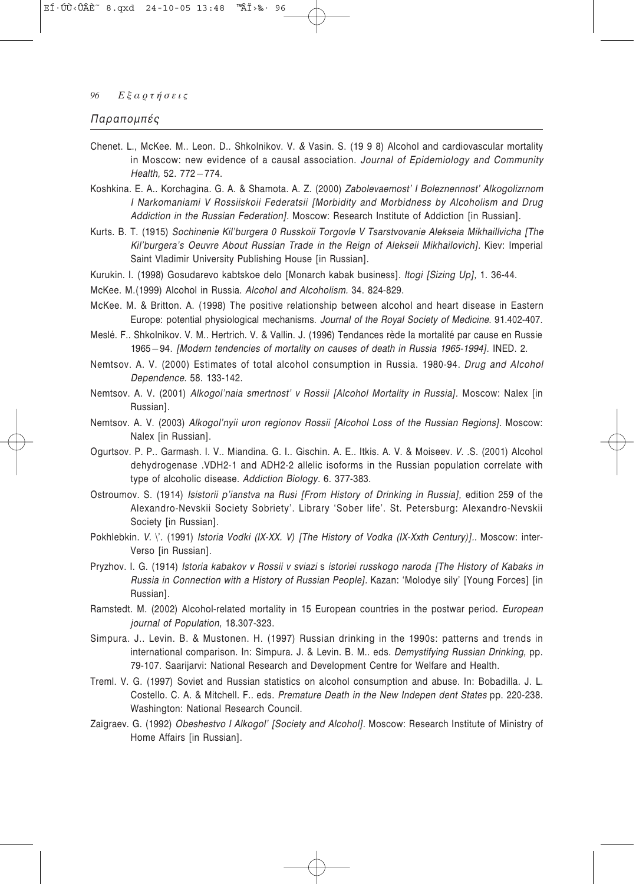## Παραπομπές

Chenet. L., McKee. M.. Leon. D.. Shkolnikov. V. & Vasin. S. (19 9 8) Alcohol and cardiovascular mortality in Moscow: new evidence of a causal association. *Journal of Epidemiology and Community Health,* 52. 772 – 774.

Koshkina. E. A.. Korchagina. G. A. & Shamota. A. Z. (2000) *Zabolevaemost' I Boleznennost' Alkogolizrnom I Narkomaniami V Rossiiskoii Federatsii [Morbidity and Morbidness by Alcoholism and Drug Addiction in the Russian Federation].* Moscow: Research Institute of Addiction [in Russian].

Kurts. B. T. (1915) *Sochinenie Kil'burgera 0 Russkoii Torgovle V Tsarstvovanie Alekseia Mikhaillvicha [The Kil'burgera's Oeuvre About Russian Trade in the Reign of Alekseii Mikhailovich].* Kiev: Imperial Saint Vladimir University Publishing House [in Russian].

Kurukin. I. (1998) Gosudarevo kabtskoe delo [Monarch kabak business]. *Itogi [Sizing Up],* 1. 36-44.

McKee. M.(1999) Alcohol in Russia. *Alcohol and Alcoholism.* 34. 824-829.

McKee. M. & Britton. A. (1998) The positive relationship between alcohol and heart disease in Eastern Europe: potential physiological mechanisms. *Journal of the Royal Society of Medicine.* 91.402-407.

Meslé. F.. Shkolnikov. V. M.. Hertrich. V. & Vallin. J. (1996) Tendances rède la mortalité par cause en Russie 1965 – 94. *[Modern tendencies of mortality on causes of death in Russia 1965-1994].* INED. 2.

Nemtsov. A. V. (2000) Estimates of total alcohol consumption in Russia. 1980-94. *Drug and Alcohol Dependence.* 58. 133-142.

Nemtsov. A. V. (2001) *Alkogol'naia smertnost' v Rossii [Alcohol Mortality in Russia].* Moscow: Nalex [in Russian].

Nemtsov. A. V. (2003) *Alkogol'nyii uron regionov Rossii [Alcohol Loss of the Russian Regions].* Moscow: Nalex [in Russian].

Ogurtsov. P. P.. Garmash. I. V.. Miandina. G. I.. Gischin. A. E.. Itkis. A. V. & Moiseev. *V.* .S. (2001) Alcohol dehydrogenase .VDH2-1 and ADH2-2 allelic isoforms in the Russian population correlate with type of alcoholic disease. *Addiction Biology.* 6. 377-383.

Ostroumov. S. (1914) *Isistorii p'ianstva na Rusi [From History of Drinking in Russia],* edition 259 of the Alexandro-Nevskii Society Sobriety'. Library 'Sober life'. St. Petersburg: Alexandro-Nevskii Society [in Russian].

Pokhlebkin. *V.* \'. (1991) *Istoria Vodki (IX-XX. V) [The History of Vodka (IX-Xxth Century)]..* Moscow: inter-Verso [in Russian].

Pryzhov. I. G. (1914) *Istoria kabakov v Rossii v sviazi* s *istoriei russkogo naroda [The History of Kabaks in Russia in Connection with a History of Russian People].* Kazan: 'Molodye sily' [Young Forces] [in Russian].

Ramstedt. M. (2002) Alcohol-related mortality in 15 European countries in the postwar period. *European journal of Population,* 18.307-323.

Simpura. J.. Levin. B. & Mustonen. H. (1997) Russian drinking in the 1990s: patterns and trends in international comparison. In: Simpura. J. & Levin. B. M.. eds. *Demystifying Russian Drinking,* pp. 79-107. Saarijarvi: National Research and Development Centre for Welfare and Health.

Treml. V. G. (1997) Soviet and Russian statistics on alcohol consumption and abuse. In: Bobadilla. J. L. Costello. C. A. & Mitchell. F.. eds. *Premature Death in the New Indepen dent States* pp. 220-238. Washington: National Research Council.

Zaigraev. G. (1992) *Obeshestvo I Alkogol' [Society and Alcohol].* Moscow: Research Institute of Ministry of Home Affairs [in Russian].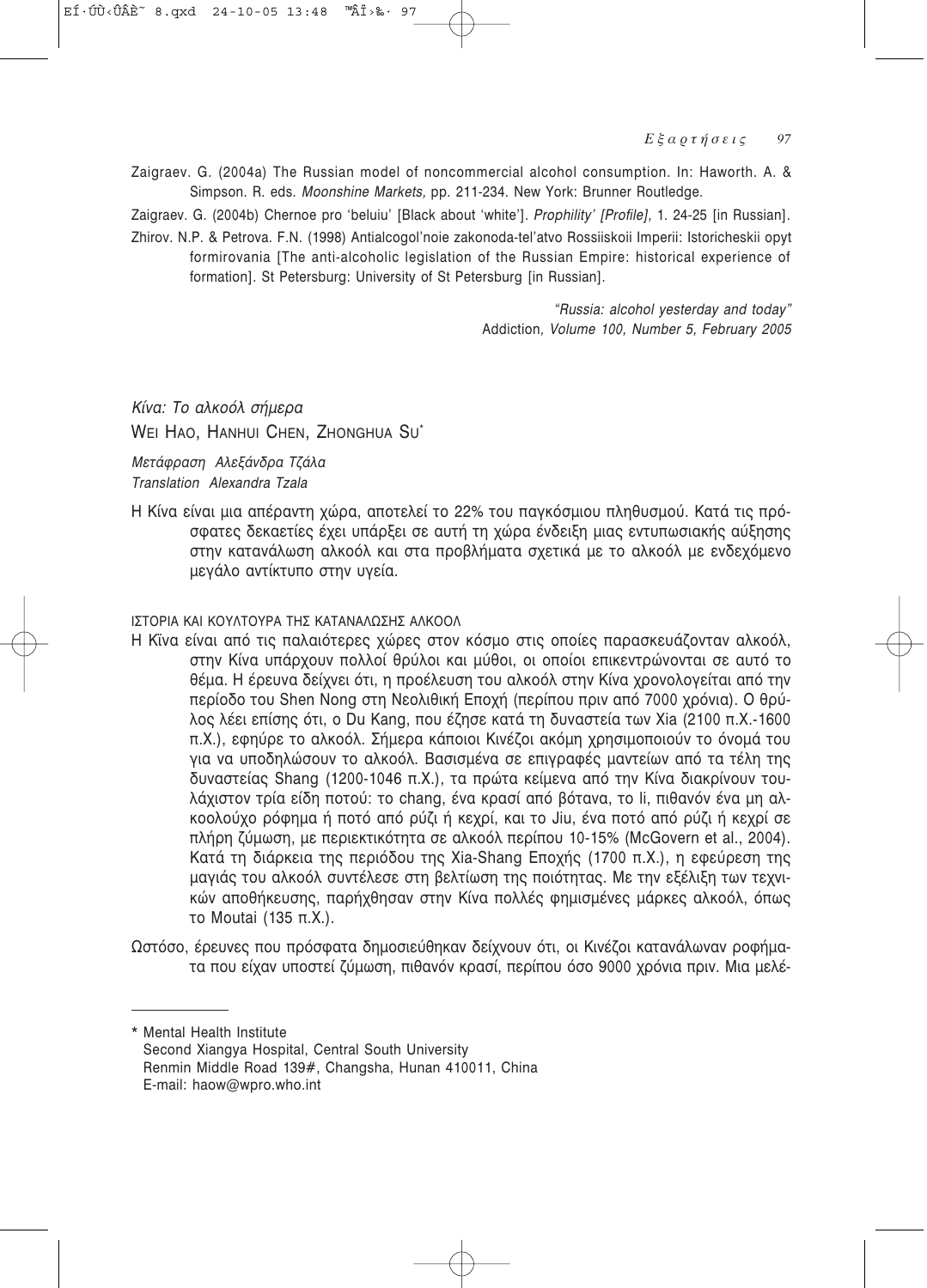Zaigraev. G. (2004a) The Russian model of noncommercial alcohol consumption. In: Haworth. A. & Simpson. R. eds. *Moonshine Markets,* pp. 211-234. New York: Brunner Routledge.

Zaigraev. G. (2004b) Chernoe pro 'beluiu' [Black about 'white']. *Prophility' [Profile],* 1. 24-25 [in Russian].

Zhirov. N.P. & Petrova. F.N. (1998) Antialcogol'noie zakonoda-tel'atvo Rossiiskoii Imperii: Istoricheskii opyt formirovania [The anti-alcoholic legislation of the Russian Empire: historical experience of formation]. St Petersburg: University of St Petersburg [in Russian].

*"Russia: alcohol yesterday and today"*
Addiction*, Volume 100, Number 5, February 2005*

## *Κίνα: Το αλκοόλ σήμερα*

WEI HAO, HANHUI CHEN, ZHONGHUA SU*

*Μετάφραση Αλεξάνδρα Τζάλα*
*Translation Alexandra Tzala*

Η Κίνα είναι μια απέραντη χώρα, αποτελεί το 22% του παγκόσμιου πληθυσμού. Κατά τις πρόσφατες δεκαετίες έχει υπάρξει σε αυτή τη χώρα ένδειξη μιας εντυπωσιακής αύξησης στην κατανάλωση αλκοόλ και στα προβλήματα σχετικά με το αλκοόλ με ενδεχόμενο μεγάλο αντίκτυπο στην υγεία.

### ΙΣΤΟΡΙΑ ΚΑΙ ΚΟΥΛΤΟΥΡΑ ΤΗΣ ΚΑΤΑΝΑΛΩΣΗΣ ΑΛΚΟΟΛ

Η Κϊνα είναι από τις παλαιότερες χώρες στον κόσμο στις οποίες παρασκευάζονταν αλκοόλ, στην Κίνα υπάρχουν πολλοί θρύλοι και μύθοι, οι οποίοι επικεντρώνονται σε αυτό το θέμα. Η έρευνα δείχνει ότι, η προέλευση του αλκοόλ στην Κίνα χρονολογείται από την περίοδο του Shen Nong στη Νεολιθική Εποχή (περίπου πριν από 7000 χρόνια). Ο θρύλος λέει επίσης ότι, ο Du Kang, που έζησε κατά τη δυναστεία των Xia (2100 π.Χ.-1600 π.Χ.), εφηύρε το αλκοόλ. Σήμερα κάποιοι Κινέζοι ακόμη χρησιμοποιούν το όνομά του για να υποδηλώσουν το αλκοόλ. Βασισμένα σε επιγραφές μαντείων από τα τέλη της δυναστείας Shang (1200-1046 π.Χ.), τα πρώτα κείμενα από την Κίνα διακρίνουν τουλάχιστον τρία είδη ποτού: το chang, ένα κρασί από βότανα, το li, πιθανόν ένα μη αλκοολούχο ρόφημα ή ποτό από ρύζι ή κεχρί, και το Jiu, ένα ποτό από ρύζι ή κεχρί σε πλήρη ζύμωση, με περιεκτικότητα σε αλκοόλ περίπου 10-15% (McGovern et al., 2004). Κατά τη διάρκεια της περιόδου της Xia-Shang Εποχής (1700 π.Χ.), η εφεύρεση της μαγιάς του αλκοόλ συντέλεσε στη βελτίωση της ποιότητας. Με την εξέλιξη των τεχνικών αποθήκευσης, παρήχθησαν στην Κίνα πολλές φημισμένες μάρκες αλκοόλ, όπως το Moutai (135 π.Χ.).

Ωστόσο, έρευνες που πρόσφατα δημοσιεύθηκαν δείχνουν ότι, οι Κινέζοι κατανάλωναν ροφήματα που είχαν υποστεί ζύμωση, πιθανόν κρασί, περίπου όσο 9000 χρόνια πριν. Μια μελέ-

---

\* Mental Health Institute
Second Xiangya Hospital, Central South University
Renmin Middle Road 139#, Changsha, Hunan 410011, China
E-mail: haow@wpro.who.int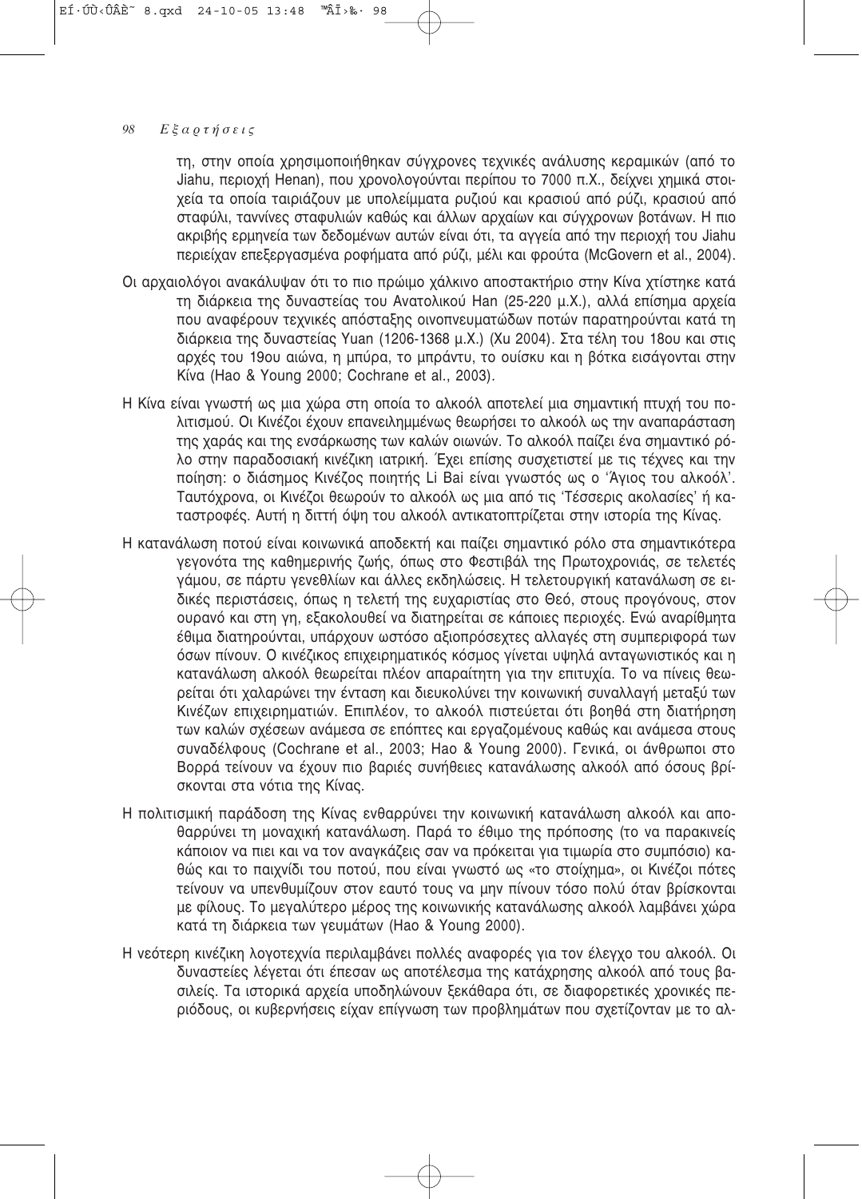τη, στην οποία χρησιμοποιήθηκαν σύγχρονες τεχνικές ανάλυσης κεραμικών (από το Jiahu, περιοχή Henan), που χρονολογούνται περίπου το 7000 π.Χ., δείχνει χημικά στοιχεία τα οποία ταιριάζουν με υπολείμματα ρυζιού και κρασιού από ρύζι, κρασιού από σταφύλι, ταννίνες σταφυλιών καθώς και άλλων αρχαίων και σύγχρονων βοτάνων. Η πιο ακριβής ερμηνεία των δεδομένων αυτών είναι ότι, τα αγγεία από την περιοχή του Jiahu περιείχαν επεξεργασμένα ροφήματα από ρύζι, μέλι και φρούτα (McGovern et al., 2004).

Οι αρχαιολόγοι ανακάλυψαν ότι το πιο πρώιμο χάλκινο αποστακτήριο στην Κίνα χτίστηκε κατά τη διάρκεια της δυναστείας του Ανατολικού Han (25-220 μ.Χ.), αλλά επίσημα αρχεία που αναφέρουν τεχνικές απόσταξης οινοπνευματώδων ποτών παρατηρούνται κατά τη διάρκεια της δυναστείας Yuan (1206-1368 μ.Χ.) (Xu 2004). Στα τέλη του 18ου και στις αρχές του 19ου αιώνα, η μπύρα, το μπράντυ, το ουίσκυ και η βότκα εισάγονται στην Κίνα (Hao & Young 2000; Cochrane et al., 2003).

Η Κίνα είναι γνωστή ως μια χώρα στη οποία το αλκοόλ αποτελεί μια σημαντική πτυχή του πολιτισμού. Οι Κινέζοι έχουν επανειλημμένως θεωρήσει το αλκοόλ ως την αναπαράσταση της χαράς και της ενσάρκωσης των καλών οιωνών. Το αλκοόλ παίζει ένα σημαντικό ρόλο στην παραδοσιακή κινέζικη ιατρική. Έχει επίσης συσχετιστεί με τις τέχνες και την ποίηση: ο διάσημος Κινέζος ποιητής Li Bai είναι γνωστός ως ο 'Άγιος του αλκοόλ'. Ταυτόχρονα, οι Κινέζοι θεωρούν το αλκοόλ ως μια από τις 'Τέσσερις ακολασίες' ή καταστροφές. Αυτή η διττή όψη του αλκοόλ αντικατοπτρίζεται στην ιστορία της Κίνας.

Η κατανάλωση ποτού είναι κοινωνικά αποδεκτή και παίζει σημαντικό ρόλο στα σημαντικότερα γεγονότα της καθημερινής ζωής, όπως στο Φεστιβάλ της Πρωτοχρονιάς, σε τελετές γάμου, σε πάρτυ γενεθλίων και άλλες εκδηλώσεις. Η τελετουργική κατανάλωση σε ειδικές περιστάσεις, όπως η τελετή της ευχαριστίας στο Θεό, στους προγόνους, στον ουρανό και στη γη, εξακολουθεί να διατηρείται σε κάποιες περιοχές. Ενώ αναρίθμητα έθιμα διατηρούνται, υπάρχουν ωστόσο αξιοπρόσεχτες αλλαγές στη συμπεριφορά των όσων πίνουν. Ο κινέζικος επιχειρηματικός κόσμος γίνεται υψηλά ανταγωνιστικός και η κατανάλωση αλκοόλ θεωρείται πλέον απαραίτητη για την επιτυχία. Το να πίνεις θεωρείται ότι χαλαρώνει την ένταση και διευκολύνει την κοινωνική συναλλαγή μεταξύ των Κινέζων επιχειρηματιών. Επιπλέον, το αλκοόλ πιστεύεται ότι βοηθά στη διατήρηση των καλών σχέσεων ανάμεσα σε επόπτες και εργαζομένους καθώς και ανάμεσα στους συναδέλφους (Cochrane et al., 2003; Hao & Young 2000). Γενικά, οι άνθρωποι στο Βορρά τείνουν να έχουν πιο βαριές συνήθειες κατανάλωσης αλκοόλ από όσους βρίσκονται στα νότια της Κίνας.

Η πολιτισμική παράδοση της Κίνας ενθαρρύνει την κοινωνική κατανάλωση αλκοόλ και αποθαρρύνει τη μοναχική κατανάλωση. Παρά το έθιμο της πρόποσης (το να παρακινείς κάποιον να πιει και να τον αναγκάζεις σαν να πρόκειται για τιμωρία στο συμπόσιο) καθώς και το παιχνίδι του ποτού, που είναι γνωστό ως «το στοίχημα», οι Κινέζοι πότες τείνουν να υπενθυμίζουν στον εαυτό τους να μην πίνουν τόσο πολύ όταν βρίσκονται με φίλους. Το μεγαλύτερο μέρος της κοινωνικής κατανάλωσης αλκοόλ λαμβάνει χώρα κατά τη διάρκεια των γευμάτων (Hao & Young 2000).

Η νεότερη κινέζικη λογοτεχνία περιλαμβάνει πολλές αναφορές για τον έλεγχο του αλκοόλ. Οι δυναστείες λέγεται ότι έπεσαν ως αποτέλεσμα της κατάχρησης αλκοόλ από τους βασιλείς. Τα ιστορικά αρχεία υποδηλώνουν ξεκάθαρα ότι, σε διαφορετικές χρονικές περιόδους, οι κυβερνήσεις είχαν επίγνωση των προβλημάτων που σχετίζονταν με το αλ-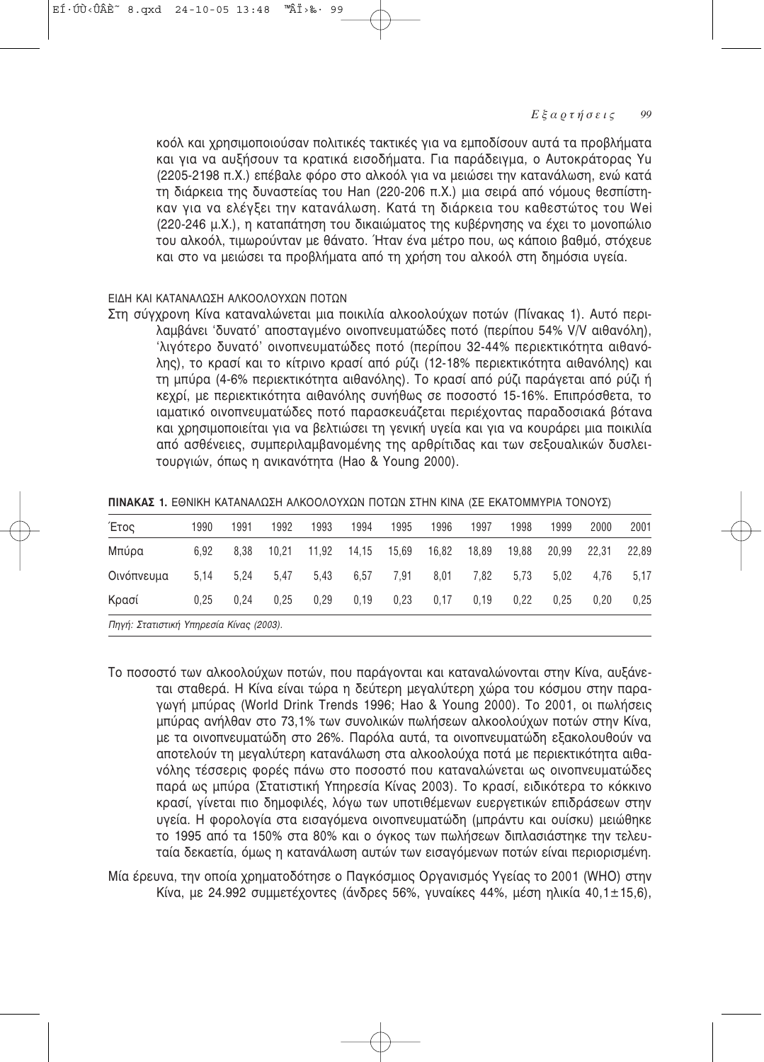κοόλ και χρησιμοποιούσαν πολιτικές τακτικές για να εμποδίσουν αυτά τα προβλήματα και για να αυξήσουν τα κρατικά εισοδήματα. Για παράδειγμα, ο Αυτοκράτορας Yu (2205-2198 π.Χ.) επέβαλε φόρο στο αλκοόλ για να μειώσει την κατανάλωση, ενώ κατά τη διάρκεια της δυναστείας του Han (220-206 π.Χ.) μια σειρά από νόμους θεσπίστηκαν για να ελέγξει την κατανάλωση. Κατά τη διάρκεια του καθεστώτος του Wei (220-246 μ.Χ.), η καταπάτηση του δικαιώματος της κυβέρνησης να έχει το μονοπώλιο του αλκοόλ, τιμωρούνταν με θάνατο. Ήταν ένα μέτρο που, ως κάποιο βαθμό, στόχευε και στο να μειώσει τα προβλήματα από τη χρήση του αλκοόλ στη δημόσια υγεία.

## ΕΙΔΗ ΚΑΙ ΚΑΤΑΝΑΛΩΣΗ ΑΛΚΟΟΛΟΥΧΩΝ ΠΟΤΩΝ

Στη σύγχρονη Κίνα καταναλώνεται μια ποικιλία αλκοολούχων ποτών (Πίνακας 1). Αυτό περιλαμβάνει 'δυνατό' αποσταγμένο οινοπνευματώδες ποτό (περίπου 54% V/V αιθανόλη), 'λιγότερο δυνατό' οινοπνευματώδες ποτό (περίπου 32-44% περιεκτικότητα αιθανόλης), το κρασί και το κίτρινο κρασί από ρύζι (12-18% περιεκτικότητα αιθανόλης) και τη μπύρα (4-6% περιεκτικότητα αιθανόλης). Το κρασί από ρύζι παράγεται από ρύζι ή κεχρί, με περιεκτικότητα αιθανόλης συνήθως σε ποσοστό 15-16%. Επιπρόσθετα, το ιαματικό οινοπνευματώδες ποτό παρασκευάζεται περιέχοντας παραδοσιακά βότανα και χρησιμοποιείται για να βελτιώσει τη γενική υγεία και για να κουράρει μια ποικιλία από ασθένειες, συμπεριλαμβανομένης της αρθρίτιδας και των σεξουαλικών δυσλειτουργιών, όπως η ανικανότητα (Hao & Young 2000).

**ΠΙΝΑΚΑΣ 1.** ΕΘΝΙΚΗ ΚΑΤΑΝΑΛΩΣΗ ΑΛΚΟΟΛΟΥΧΩΝ ΠΟΤΩΝ ΣΤΗΝ ΚΙΝΑ (ΣΕ ΕΚΑΤΟΜΜΥΡΙΑ ΤΟΝΟΥΣ)

| Έτος | 1990 | 1991 | 1992 | 1993 | 1994 | 1995 | 1996 | 1997 | 1998 | 1999 | 2000 | 2001 |
|---|---|---|---|---|---|---|---|---|---|---|---|---|
| Μπύρα | 6,92 | 8,38 | 10,21 | 11,92 | 14,15 | 15,69 | 16,82 | 18,89 | 19,88 | 20,99 | 22,31 | 22,89 |
| Οινόπνευμα | 5,14 | 5,24 | 5,47 | 5,43 | 6,57 | 7,91 | 8,01 | 7,82 | 5,73 | 5,02 | 4,76 | 5,17 |
| Κρασί | 0,25 | 0,24 | 0,25 | 0,29 | 0,19 | 0,23 | 0,17 | 0,19 | 0,22 | 0,25 | 0,20 | 0,25 |

*Πηγή: Στατιστική Υπηρεσία Κίνας (2003).*

Το ποσοστό των αλκοολούχων ποτών, που παράγονται και καταναλώνονται στην Κίνα, αυξάνεται σταθερά. Η Κίνα είναι τώρα η δεύτερη μεγαλύτερη χώρα του κόσμου στην παραγωγή μπύρας (World Drink Trends 1996; Hao & Young 2000). Το 2001, οι πωλήσεις μπύρας ανήλθαν στο 73,1% των συνολικών πωλήσεων αλκοολούχων ποτών στην Κίνα, με τα οινοπνευματώδη στο 26%. Παρόλα αυτά, τα οινοπνευματώδη εξακολουθούν να αποτελούν τη μεγαλύτερη κατανάλωση στα αλκοολούχα ποτά με περιεκτικότητα αιθανόλης τέσσερις φορές πάνω στο ποσοστό που καταναλώνεται ως οινοπνευματώδες παρά ως μπύρα (Στατιστική Υπηρεσία Κίνας 2003). Το κρασί, ειδικότερα το κόκκινο κρασί, γίνεται πιο δημοφιλές, λόγω των υποτιθέμενων ευεργετικών επιδράσεων στην υγεία. Η φορολογία στα εισαγόμενα οινοπνευματώδη (μπράντυ και ουίσκυ) μειώθηκε το 1995 από τα 150% στα 80% και ο όγκος των πωλήσεων διπλασιάστηκε την τελευταία δεκαετία, όμως η κατανάλωση αυτών των εισαγόμενων ποτών είναι περιορισμένη.

Μία έρευνα, την οποία χρηματοδότησε ο Παγκόσμιος Οργανισμός Υγείας το 2001 (WHO) στην Κίνα, με 24.992 συμμετέχοντες (άνδρες 56%, γυναίκες 44%, μέση ηλικία $40{,}1 \pm 15{,}6$),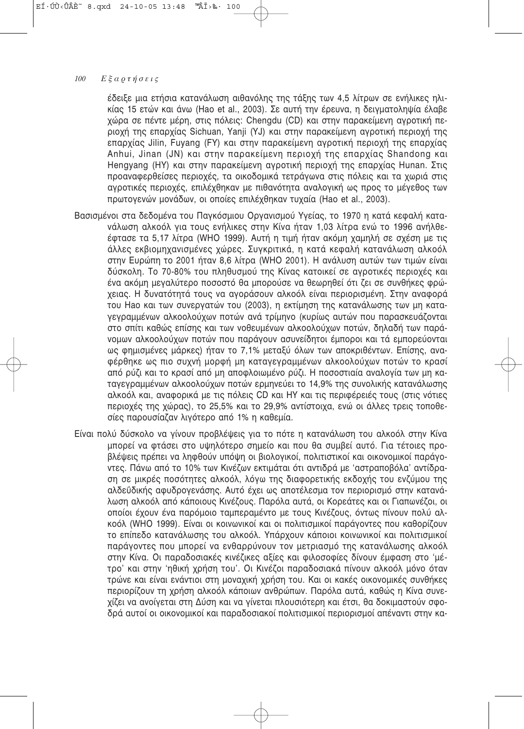έδειξε μια ετήσια κατανάλωση αιθανόλης της τάξης των 4,5 λίτρων σε ενήλικες ηλικίας 15 ετών και άνω (Hao et al., 2003). Σε αυτή την έρευνα, η δειγματοληψία έλαβε χώρα σε πέντε μέρη, στις πόλεις: Chengdu (CD) και στην παρακείμενη αγροτική περιοχή της επαρχίας Sichuan, Yanji (YJ) και στην παρακείμενη αγροτική περιοχή της επαρχίας Jilin, Fuyang (FY) και στην παρακείμενη αγροτική περιοχή της επαρχίας Anhui, Jinan (JN) και στην παρακείμενη περιοχή της επαρχίας Shandong και Hengyang (HY) και στην παρακείμενη αγροτική περιοχή της επαρχίας Hunan. Στις προαναφερθείσες περιοχές, τα οικοδομικά τετράγωνα στις πόλεις και τα χωριά στις αγροτικές περιοχές, επιλέχθηκαν με πιθανότητα αναλογική ως προς το μέγεθος των πρωτογενών μονάδων, οι οποίες επιλέχθηκαν τυχαία (Hao et al., 2003).

Βασισμένοι στα δεδομένα του Παγκόσμιου Οργανισμού Υγείας, το 1970 η κατά κεφαλή κατανάλωση αλκοόλ για τους ενήλικες στην Κίνα ήταν 1,03 λίτρα ενώ το 1996 ανήλθεέφτασε τα 5,17 λίτρα (WHO 1999). Αυτή η τιμή ήταν ακόμη χαμηλή σε σχέση με τις άλλες εκβιομηχανισμένες χώρες. Συγκριτικά, η κατά κεφαλή κατανάλωση αλκοόλ στην Ευρώπη το 2001 ήταν 8,6 λίτρα (WHO 2001). Η ανάλυση αυτών των τιμών είναι δύσκολη. Το 70-80% του πληθυσμού της Κίνας κατοικεί σε αγροτικές περιοχές και ένα ακόμη μεγαλύτερο ποσοστό θα μπορούσε να θεωρηθεί ότι ζει σε συνθήκες φτώχειας. Η δυνατότητά τους να αγοράσουν αλκοόλ είναι περιορισμένη. Στην αναφορά του Hao και των συνεργατών του (2003), η εκτίμηση της κατανάλωσης των μη καταγεγραμμένων αλκοολούχων ποτών ανά τρίμηνο (κυρίως αυτών που παρασκευάζονται στο σπίτι καθώς επίσης και των νοθευμένων αλκοολούχων ποτών, δηλαδή των παράνομων αλκοολούχων ποτών που παράγουν ασυνείδητοι έμποροι και τά εμπορεύονται ως φημισμένες μάρκες) ήταν το 7,1% μεταξύ όλων των αποκριθέντων. Επίσης, αναφέρθηκε ως πιο συχνή μορφή μη καταγεγραμμένων αλκοολούχων ποτών το κρασί από ρύζι και το κρασί από μη αποφλοιωμένο ρύζι. Η ποσοστιαία αναλογία των μη καταγεγραμμένων αλκοολούχων ποτών ερμηνεύει το 14,9% της συνολικής κατανάλωσης αλκοόλ και, αναφορικά με τις πόλεις CD και HY και τις περιφέρειές τους (στις νότιες περιοχές της χώρας), το 25,5% και το 29,9% αντίστοιχα, ενώ οι άλλες τρεις τοποθεσίες παρουσίαζαν λιγότερο από 1% η καθεμία.

Είναι πολύ δύσκολο να γίνουν προβλέψεις για το πότε η κατανάλωση του αλκοόλ στην Κίνα μπορεί να φτάσει στο υψηλότερο σημείο και που θα συμβεί αυτό. Για τέτοιες προβλέψεις πρέπει να ληφθούν υπόψη οι βιολογικοί, πολιτιστικοί και οικονομικοί παράγοντες. Πάνω από το 10% των Κινέζων εκτιμάται ότι αντιδρά με 'αστραποβόλα' αντίδραση σε μικρές ποσότητες αλκοόλ, λόγω της διαφορετικής εκδοχής του ενζύμου της αλδεΰδικής αφυδρογενάσης. Αυτό έχει ως αποτέλεσμα τον περιορισμό στην κατανάλωση αλκοόλ από κάποιους Κινέζους. Παρόλα αυτά, οι Κορεάτες και οι Γιαπωνέζοι, οι οποίοι έχουν ένα παρόμοιο ταμπεραμέντο με τους Κινέζους, όντως πίνουν πολύ αλκοόλ (WHO 1999). Είναι οι κοινωνικοί και οι πολιτισμικοί παράγοντες που καθορίζουν το επίπεδο κατανάλωσης του αλκοόλ. Υπάρχουν κάποιοι κοινωνικοί και πολιτισμικοί παράγοντες που μπορεί να ενθαρρύνουν τον μετριασμό της κατανάλωσης αλκοόλ στην Κίνα. Οι παραδοσιακές κινέζικες αξίες και φιλοσοφίες δίνουν έμφαση στο 'μέτρο' και στην 'ηθική χρήση του'. Οι Κινέζοι παραδοσιακά πίνουν αλκοόλ μόνο όταν τρώνε και είναι ενάντιοι στη μοναχική χρήση του. Και οι κακές οικονομικές συνθήκες περιορίζουν τη χρήση αλκοόλ κάποιων ανθρώπων. Παρόλα αυτά, καθώς η Κίνα συνεχίζει να ανοίγεται στη Δύση και να γίνεται πλουσιότερη και έτσι, θα δοκιμαστούν σφοδρά αυτοί οι οικονομικοί και παραδοσιακοί πολιτισμικοί περιορισμοί απέναντι στην κα-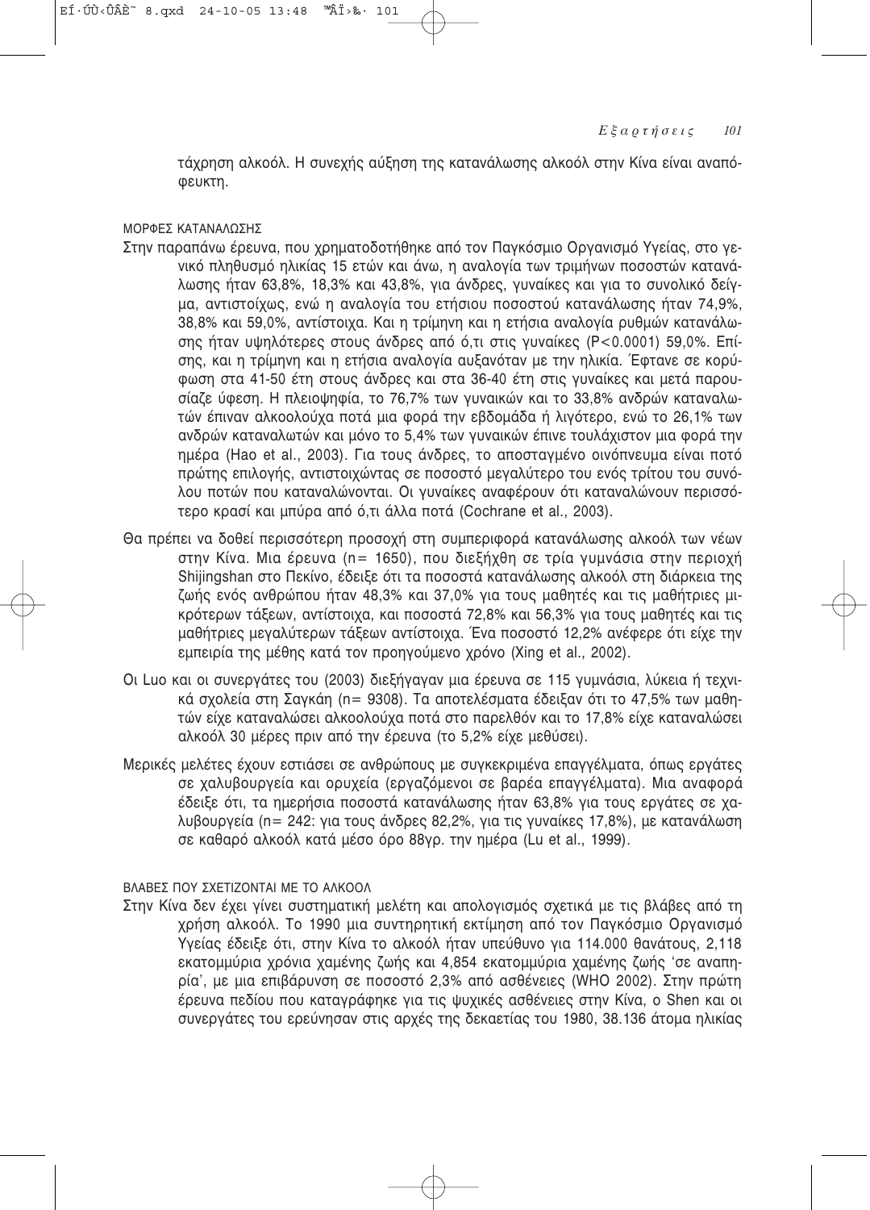τάχρηση αλκοόλ. Η συνεχής αύξηση της κατανάλωσης αλκοόλ στην Κίνα είναι αναπόφευκτη.

### ΜΟΡΦΕΣ ΚΑΤΑΝΑΛΩΣΗΣ

Στην παραπάνω έρευνα, που χρηματοδοτήθηκε από τον Παγκόσμιο Οργανισμό Υγείας, στο γενικό πληθυσμό ηλικίας 15 ετών και άνω, η αναλογία των τριμήνων ποσοστών κατανάλωσης ήταν 63,8%, 18,3% και 43,8%, για άνδρες, γυναίκες και για το συνολικό δείγμα, αντιστοίχως, ενώ η αναλογία του ετήσιου ποσοστού κατανάλωσης ήταν 74,9%, 38,8% και 59,0%, αντίστοιχα. Και η τρίμηνη και η ετήσια αναλογία ρυθμών κατανάλωσης ήταν υψηλότερες στους άνδρες από ό,τι στις γυναίκες ($P<0.0001$) 59,0%. Επίσης, και η τρίμηνη και η ετήσια αναλογία αυξανόταν με την ηλικία. Έφτανε σε κορύφωση στα 41-50 έτη στους άνδρες και στα 36-40 έτη στις γυναίκες και μετά παρουσίαζε ύφεση. Η πλειοψηφία, το 76,7% των γυναικών και το 33,8% ανδρών καταναλωτών έπιναν αλκοολούχα ποτά μια φορά την εβδομάδα ή λιγότερο, ενώ το 26,1% των ανδρών καταναλωτών και μόνο το 5,4% των γυναικών έπινε τουλάχιστον μια φορά την ημέρα (Hao et al., 2003). Για τους άνδρες, το αποσταγμένο οινόπνευμα είναι ποτό πρώτης επιλογής, αντιστοιχώντας σε ποσοστό μεγαλύτερο του ενός τρίτου του συνόλου ποτών που καταναλώνονται. Οι γυναίκες αναφέρουν ότι καταναλώνουν περισσότερο κρασί και μπύρα από ό,τι άλλα ποτά (Cochrane et al., 2003).

Θα πρέπει να δοθεί περισσότερη προσοχή στη συμπεριφορά κατανάλωσης αλκοόλ των νέων στην Κίνα. Μια έρευνα (n= 1650), που διεξήχθη σε τρία γυμνάσια στην περιοχή Shijingshan στο Πεκίνο, έδειξε ότι τα ποσοστά κατανάλωσης αλκοόλ στη διάρκεια της ζωής ενός ανθρώπου ήταν 48,3% και 37,0% για τους μαθητές και τις μαθήτριες μικρότερων τάξεων, αντίστοιχα, και ποσοστά 72,8% και 56,3% για τους μαθητές και τις μαθήτριες μεγαλύτερων τάξεων αντίστοιχα. Ένα ποσοστό 12,2% ανέφερε ότι είχε την εμπειρία της μέθης κατά τον προηγούμενο χρόνο (Xing et al., 2002).

Οι Luo και οι συνεργάτες του (2003) διεξήγαγαν μια έρευνα σε 115 γυμνάσια, λύκεια ή τεχνικά σχολεία στη Σαγκάη (n= 9308). Τα αποτελέσματα έδειξαν ότι το 47,5% των μαθητών είχε καταναλώσει αλκοολούχα ποτά στο παρελθόν και το 17,8% είχε καταναλώσει αλκοόλ 30 μέρες πριν από την έρευνα (το 5,2% είχε μεθύσει).

Μερικές μελέτες έχουν εστιάσει σε ανθρώπους με συγκεκριμένα επαγγέλματα, όπως εργάτες σε χαλυβουργεία και ορυχεία (εργαζόμενοι σε βαρέα επαγγέλματα). Μια αναφορά έδειξε ότι, τα ημερήσια ποσοστά κατανάλωσης ήταν 63,8% για τους εργάτες σε χαλυβουργεία (n= 242: για τους άνδρες 82,2%, για τις γυναίκες 17,8%), με κατανάλωση σε καθαρό αλκοόλ κατά μέσο όρο 88γρ. την ημέρα (Lu et al., 1999).

### ΒΛΑΒΕΣ ΠΟΥ ΣΧΕΤΙΖΟΝΤΑΙ ΜΕ ΤΟ ΑΛΚΟΟΛ

Στην Κίνα δεν έχει γίνει συστηματική μελέτη και απολογισμός σχετικά με τις βλάβες από τη χρήση αλκοόλ. Το 1990 μια συντηρητική εκτίμηση από τον Παγκόσμιο Οργανισμό Υγείας έδειξε ότι, στην Κίνα το αλκοόλ ήταν υπεύθυνο για 114.000 θανάτους, 2,118 εκατομμύρια χρόνια χαμένης ζωής και 4,854 εκατομμύρια χαμένης ζωής 'σε αναπηρία', με μια επιβάρυνση σε ποσοστό 2,3% από ασθένειες (WHO 2002). Στην πρώτη έρευνα πεδίου που καταγράφηκε για τις ψυχικές ασθένειες στην Κίνα, ο Shen και οι συνεργάτες του ερεύνησαν στις αρχές της δεκαετίας του 1980, 38.136 άτομα ηλικίας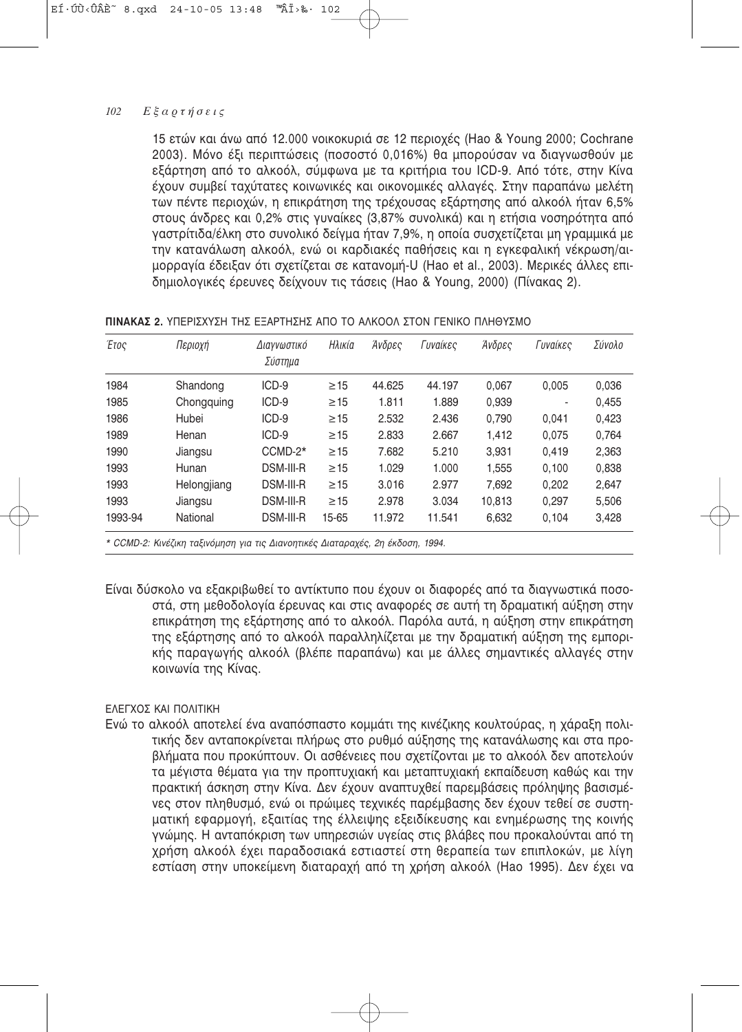15 ετών και άνω από 12.000 νοικοκυριά σε 12 περιοχές (Hao & Young 2000; Cochrane 2003). Μόνο έξι περιπτώσεις (ποσοστό 0,016%) θα μπορούσαν να διαγνωσθούν με εξάρτηση από το αλκοόλ, σύμφωνα με τα κριτήρια του ICD-9. Από τότε, στην Κίνα έχουν συμβεί ταχύτατες κοινωνικές και οικονομικές αλλαγές. Στην παραπάνω μελέτη των πέντε περιοχών, η επικράτηση της τρέχουσας εξάρτησης από αλκοόλ ήταν 6,5% στους άνδρες και 0,2% στις γυναίκες (3,87% συνολικά) και η ετήσια νοσηρότητα από γαστρίτιδα/έλκη στο συνολικό δείγμα ήταν 7,9%, η οποία συσχετίζεται μη γραμμικά με την κατανάλωση αλκοόλ, ενώ οι καρδιακές παθήσεις και η εγκεφαλική νέκρωση/αιμορραγία έδειξαν ότι σχετίζεται σε κατανομή-U (Hao et al., 2003). Μερικές άλλες επιδημιολογικές έρευνες δείχνουν τις τάσεις (Hao & Young, 2000) (Πίνακας 2).

**ΠΙΝΑΚΑΣ 2.** ΥΠΕΡΙΣΧΥΣΗ ΤΗΣ ΕΞΑΡΤΗΣΗΣ ΑΠΟ ΤΟ ΑΛΚΟΟΛ ΣΤΟΝ ΓΕΝΙΚΟ ΠΛΗΘΥΣΜΟ

| Έτος | Περιοχή | Διαγνωστικό Σύστημα | Ηλικία | Άνδρες | Γυναίκες | Άνδρες | Γυναίκες | Σύνολο |
|---|---|---|---|---|---|---|---|---|
| 1984 | Shandong | ICD-9 | ≥15 | 44.625 | 44.197 | 0,067 | 0,005 | 0,036 |
| 1985 | Chongquing | ICD-9 | ≥15 | 1.811 | 1.889 | 0,939 | - | 0,455 |
| 1986 | Hubei | ICD-9 | ≥15 | 2.532 | 2.436 | 0,790 | 0,041 | 0,423 |
| 1989 | Henan | ICD-9 | ≥15 | 2.833 | 2.667 | 1,412 | 0,075 | 0,764 |
| 1990 | Jiangsu | CCMD-2* | ≥15 | 7.682 | 5.210 | 3,931 | 0,419 | 2,363 |
| 1993 | Hunan | DSM-III-R | ≥15 | 1.029 | 1.000 | 1,555 | 0,100 | 0,838 |
| 1993 | Helongjiang | DSM-III-R | ≥15 | 3.016 | 2.977 | 7,692 | 0,202 | 2,647 |
| 1993 | Jiangsu | DSM-III-R | ≥15 | 2.978 | 3.034 | 10,813 | 0,297 | 5,506 |
| 1993-94 | National | DSM-III-R | 15-65 | 11.972 | 11.541 | 6,632 | 0,104 | 3,428 |

*\* CCMD-2: Κινέζικη ταξινόμηση για τις Διανοητικές Διαταραχές, 2η έκδοση, 1994.*

Είναι δύσκολο να εξακριβωθεί το αντίκτυπο που έχουν οι διαφορές από τα διαγνωστικά ποσοστά, στη μεθοδολογία έρευνας και στις αναφορές σε αυτή τη δραματική αύξηση στην επικράτηση της εξάρτησης από το αλκοόλ. Παρόλα αυτά, η αύξηση στην επικράτηση της εξάρτησης από το αλκοόλ παραλληλίζεται με την δραματική αύξηση της εμπορικής παραγωγής αλκοόλ (βλέπε παραπάνω) και με άλλες σημαντικές αλλαγές στην κοινωνία της Κίνας.

## ΕΛΕΓΧΟΣ ΚΑΙ ΠΟΛΙΤΙΚΗ

Ενώ το αλκοόλ αποτελεί ένα αναπόσπαστο κομμάτι της κινέζικης κουλτούρας, η χάραξη πολιτικής δεν ανταποκρίνεται πλήρως στο ρυθμό αύξησης της κατανάλωσης και στα προβλήματα που προκύπτουν. Οι ασθένειες που σχετίζονται με το αλκοόλ δεν αποτελούν τα μέγιστα θέματα για την προπτυχιακή και μεταπτυχιακή εκπαίδευση καθώς και την πρακτική άσκηση στην Κίνα. Δεν έχουν αναπτυχθεί παρεμβάσεις πρόληψης βασισμένες στον πληθυσμό, ενώ οι πρώιμες τεχνικές παρέμβασης δεν έχουν τεθεί σε συστηματική εφαρμογή, εξαιτίας της έλλειψης εξειδίκευσης και ενημέρωσης της κοινής γνώμης. Η ανταπόκριση των υπηρεσιών υγείας στις βλάβες που προκαλούνται από τη χρήση αλκοόλ έχει παραδοσιακά εστιαστεί στη θεραπεία των επιπλοκών, με λίγη εστίαση στην υποκείμενη διαταραχή από τη χρήση αλκοόλ (Hao 1995). Δεν έχει να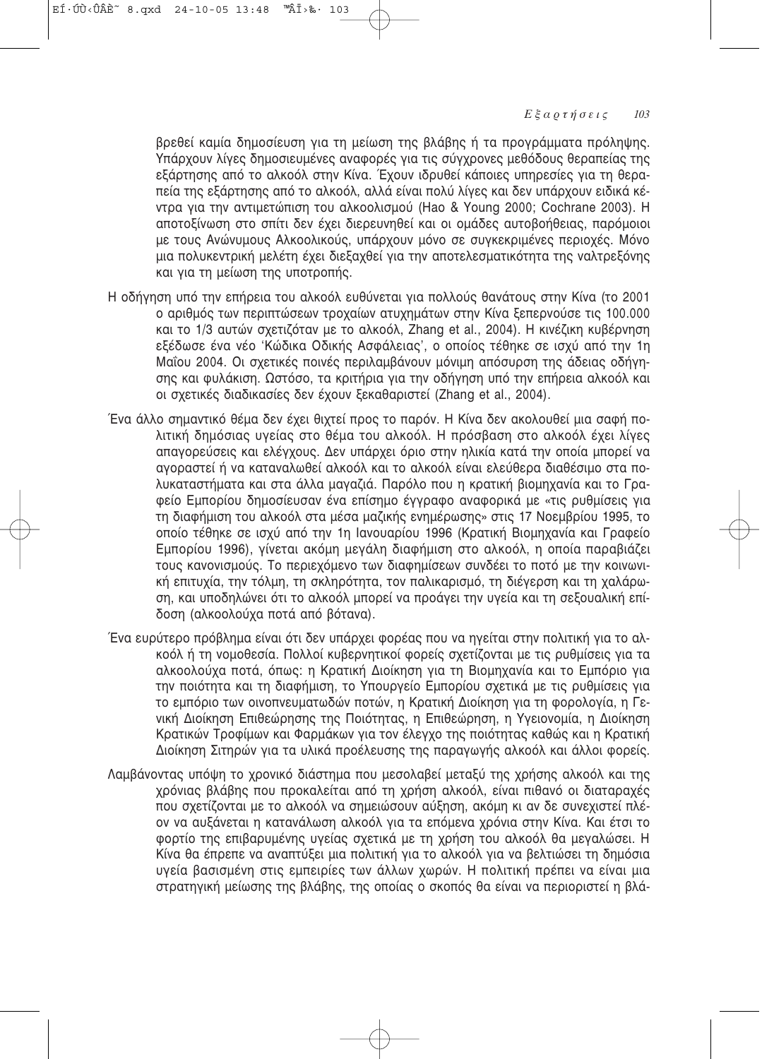βρεθεί καμία δημοσίευση για τη μείωση της βλάβης ή τα προγράμματα πρόληψης. Υπάρχουν λίγες δημοσιευμένες αναφορές για τις σύγχρονες μεθόδους θεραπείας της εξάρτησης από το αλκοόλ στην Κίνα. Έχουν ιδρυθεί κάποιες υπηρεσίες για τη θεραπεία της εξάρτησης από το αλκοόλ, αλλά είναι πολύ λίγες και δεν υπάρχουν ειδικά κέντρα για την αντιμετώπιση του αλκοολισμού (Hao & Young 2000; Cochrane 2003). Η αποτοξίνωση στο σπίτι δεν έχει διερευνηθεί και οι ομάδες αυτοβοήθειας, παρόμοιοι με τους Ανώνυμους Αλκοολικούς, υπάρχουν μόνο σε συγκεκριμένες περιοχές. Μόνο μια πολυκεντρική μελέτη έχει διεξαχθεί για την αποτελεσματικότητα της ναλτρεξόνης και για τη μείωση της υποτροπής.

Η οδήγηση υπό την επήρεια του αλκοόλ ευθύνεται για πολλούς θανάτους στην Κίνα (το 2001 ο αριθμός των περιπτώσεων τροχαίων ατυχημάτων στην Κίνα ξεπερνούσε τις 100.000 και το 1/3 αυτών σχετιζόταν με το αλκοόλ, Zhang et al., 2004). Η κινέζικη κυβέρνηση εξέδωσε ένα νέο 'Κώδικα Οδικής Ασφάλειας', ο οποίος τέθηκε σε ισχύ από την 1η Μαΐου 2004. Οι σχετικές ποινές περιλαμβάνουν μόνιμη απόσυρση της άδειας οδήγησης και φυλάκιση. Ωστόσο, τα κριτήρια για την οδήγηση υπό την επήρεια αλκοόλ και οι σχετικές διαδικασίες δεν έχουν ξεκαθαριστεί (Zhang et al., 2004).

Ένα άλλο σημαντικό θέμα δεν έχει θιχτεί προς το παρόν. Η Κίνα δεν ακολουθεί μια σαφή πολιτική δημόσιας υγείας στο θέμα του αλκοόλ. Η πρόσβαση στο αλκοόλ έχει λίγες απαγορεύσεις και ελέγχους. Δεν υπάρχει όριο στην ηλικία κατά την οποία μπορεί να αγοραστεί ή να καταναλωθεί αλκοόλ και το αλκοόλ είναι ελεύθερα διαθέσιμο στα πολυκαταστήματα και στα άλλα μαγαζιά. Παρόλο που η κρατική βιομηχανία και το Γραφείο Εμπορίου δημοσίευσαν ένα επίσημο έγγραφο αναφορικά με «τις ρυθμίσεις για τη διαφήμιση του αλκοόλ στα μέσα μαζικής ενημέρωσης» στις 17 Νοεμβρίου 1995, το οποίο τέθηκε σε ισχύ από την 1η Ιανουαρίου 1996 (Κρατική Βιομηχανία και Γραφείο Εμπορίου 1996), γίνεται ακόμη μεγάλη διαφήμιση στο αλκοόλ, η οποία παραβιάζει τους κανονισμούς. Το περιεχόμενο των διαφημίσεων συνδέει το ποτό με την κοινωνική επιτυχία, την τόλμη, τη σκληρότητα, τον παλικαρισμό, τη διέγερση και τη χαλάρωση, και υποδηλώνει ότι το αλκοόλ μπορεί να προάγει την υγεία και τη σεξουαλική επίδοση (αλκοολούχα ποτά από βότανα).

Ένα ευρύτερο πρόβλημα είναι ότι δεν υπάρχει φορέας που να ηγείται στην πολιτική για το αλκοόλ ή τη νομοθεσία. Πολλοί κυβερνητικοί φορείς σχετίζονται με τις ρυθμίσεις για τα αλκοολούχα ποτά, όπως: η Κρατική Διοίκηση για τη Βιομηχανία και το Εμπόριο για την ποιότητα και τη διαφήμιση, το Υπουργείο Εμπορίου σχετικά με τις ρυθμίσεις για το εμπόριο των οινοπνευματωδών ποτών, η Κρατική Διοίκηση για τη φορολογία, η Γενική Διοίκηση Επιθεώρησης της Ποιότητας, η Επιθεώρηση, η Υγειονομία, η Διοίκηση Κρατικών Τροφίμων και Φαρμάκων για τον έλεγχο της ποιότητας καθώς και η Κρατική Διοίκηση Σιτηρών για τα υλικά προέλευσης της παραγωγής αλκοόλ και άλλοι φορείς.

Λαμβάνοντας υπόψη το χρονικό διάστημα που μεσολαβεί μεταξύ της χρήσης αλκοόλ και της χρόνιας βλάβης που προκαλείται από τη χρήση αλκοόλ, είναι πιθανό οι διαταραχές που σχετίζονται με το αλκοόλ να σημειώσουν αύξηση, ακόμη κι αν δε συνεχιστεί πλέον να αυξάνεται η κατανάλωση αλκοόλ για τα επόμενα χρόνια στην Κίνα. Και έτσι το φορτίο της επιβαρυμένης υγείας σχετικά με τη χρήση του αλκοόλ θα μεγαλώσει. Η Κίνα θα έπρεπε να αναπτύξει μια πολιτική για το αλκοόλ για να βελτιώσει τη δημόσια υγεία βασισμένη στις εμπειρίες των άλλων χωρών. Η πολιτική πρέπει να είναι μια στρατηγική μείωσης της βλάβης, της οποίας ο σκοπός θα είναι να περιοριστεί η βλά-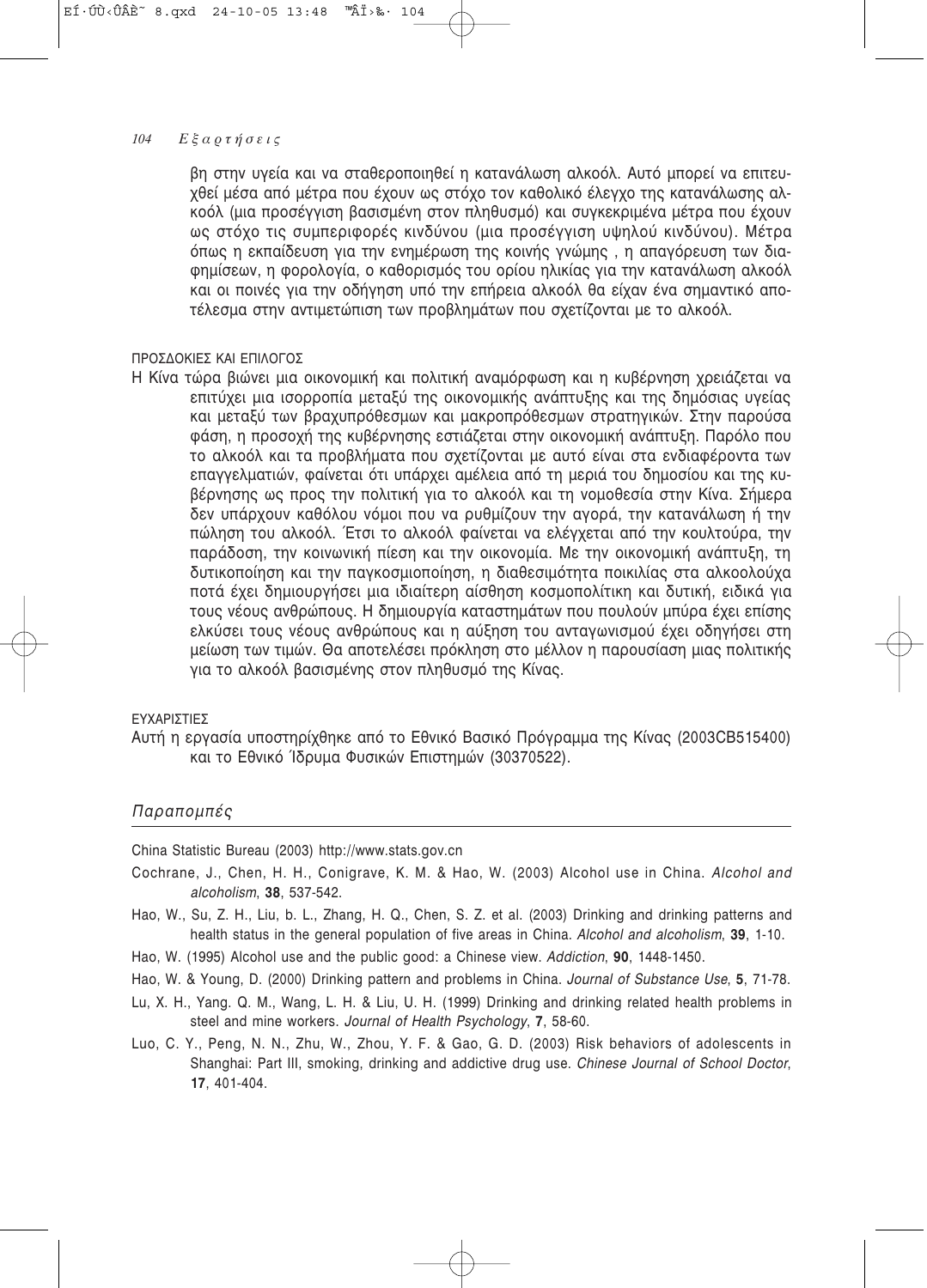βη στην υγεία και να σταθεροποιηθεί η κατανάλωση αλκοόλ. Αυτό μπορεί να επιτευχθεί μέσα από μέτρα που έχουν ως στόχο τον καθολικό έλεγχο της κατανάλωσης αλκοόλ (μια προσέγγιση βασισμένη στον πληθυσμό) και συγκεκριμένα μέτρα που έχουν ως στόχο τις συμπεριφορές κινδύνου (μια προσέγγιση υψηλού κινδύνου). Μέτρα όπως η εκπαίδευση για την ενημέρωση της κοινής γνώμης , η απαγόρευση των διαφημίσεων, η φορολογία, ο καθορισμός του ορίου ηλικίας για την κατανάλωση αλκοόλ και οι ποινές για την οδήγηση υπό την επήρεια αλκοόλ θα είχαν ένα σημαντικό αποτέλεσμα στην αντιμετώπιση των προβλημάτων που σχετίζονται με το αλκοόλ.

## ΠΡΟΣΔΟΚΙΕΣ ΚΑΙ ΕΠΙΛΟΓΟΣ

Η Κίνα τώρα βιώνει μια οικονομική και πολιτική αναμόρφωση και η κυβέρνηση χρειάζεται να επιτύχει μια ισορροπία μεταξύ της οικονομικής ανάπτυξης και της δημόσιας υγείας και μεταξύ των βραχυπρόθεσμων και μακροπρόθεσμων στρατηγικών. Στην παρούσα φάση, η προσοχή της κυβέρνησης εστιάζεται στην οικονομική ανάπτυξη. Παρόλο που το αλκοόλ και τα προβλήματα που σχετίζονται με αυτό είναι στα ενδιαφέροντα των επαγγελματιών, φαίνεται ότι υπάρχει αμέλεια από τη μεριά του δημοσίου και της κυβέρνησης ως προς την πολιτική για το αλκοόλ και τη νομοθεσία στην Κίνα. Σήμερα δεν υπάρχουν καθόλου νόμοι που να ρυθμίζουν την αγορά, την κατανάλωση ή την πώληση του αλκοόλ. Έτσι το αλκοόλ φαίνεται να ελέγχεται από την κουλτούρα, την παράδοση, την κοινωνική πίεση και την οικονομία. Με την οικονομική ανάπτυξη, τη δυτικοποίηση και την παγκοσμιοποίηση, η διαθεσιμότητα ποικιλίας στα αλκοολούχα ποτά έχει δημιουργήσει μια ιδιαίτερη αίσθηση κοσμοπολίτικη και δυτική, ειδικά για τους νέους ανθρώπους. Η δημιουργία καταστημάτων που πουλούν μπύρα έχει επίσης ελκύσει τους νέους ανθρώπους και η αύξηση του ανταγωνισμού έχει οδηγήσει στη μείωση των τιμών. Θα αποτελέσει πρόκληση στο μέλλον η παρουσίαση μιας πολιτικής για το αλκοόλ βασισμένης στον πληθυσμό της Κίνας.

## ΕΥΧΑΡΙΣΤΙΕΣ

Αυτή η εργασία υποστηρίχθηκε από το Εθνικό Βασικό Πρόγραμμα της Κίνας (2003CB515400) και το Εθνικό Ίδρυμα Φυσικών Επιστημών (30370522).

## *Παραπομπές*

China Statistic Bureau (2003) http://www.stats.gov.cn

Cochrane, J., Chen, H. H., Conigrave, K. M. & Hao, W. (2003) Alcohol use in China. *Alcohol and alcoholism*, **38**, 537-542.

Hao, W., Su, Z. H., Liu, b. L., Zhang, H. Q., Chen, S. Z. et al. (2003) Drinking and drinking patterns and health status in the general population of five areas in China. *Alcohol and alcoholism*, **39**, 1-10.

Hao, W. (1995) Alcohol use and the public good: a Chinese view. *Addiction*, **90**, 1448-1450.

Hao, W. & Young, D. (2000) Drinking pattern and problems in China. *Journal of Substance Use*, **5**, 71-78.

Lu, X. H., Yang. Q. M., Wang, L. H. & Liu, U. H. (1999) Drinking and drinking related health problems in steel and mine workers. *Journal of Health Psychology*, **7**, 58-60.

Luo, C. Y., Peng, N. N., Zhu, W., Zhou, Y. F. & Gao, G. D. (2003) Risk behaviors of adolescents in Shanghai: Part III, smoking, drinking and addictive drug use. *Chinese Journal of School Doctor*, **17**, 401-404.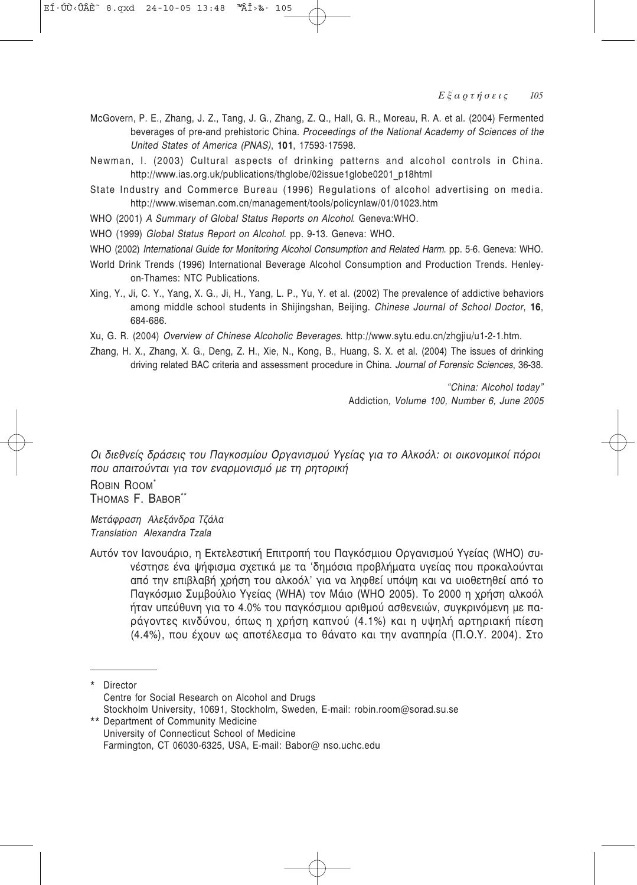McGovern, P. E., Zhang, J. Z., Tang, J. G., Zhang, Z. Q., Hall, G. R., Moreau, R. A. et al. (2004) Fermented beverages of pre-and prehistoric China. *Proceedings of the National Academy of Sciences of the United States of America (PNAS)*, **101**, 17593-17598.

Newman, I. (2003) Cultural aspects of drinking patterns and alcohol controls in China. http://www.ias.org.uk/publications/thglobe/02issue1globe0201_p18html

State Industry and Commerce Bureau (1996) Regulations of alcohol advertising on media. http://www.wiseman.com.cn/management/tools/policynlaw/01/01023.htm

WHO (2001) *A Summary of Global Status Reports on Alcohol*. Geneva:WHO.

WHO (1999) *Global Status Report on Alcohol*. pp. 9-13. Geneva: WHO.

WHO (2002) *International Guide for Monitoring Alcohol Consumption and Related Harm*. pp. 5-6. Geneva: WHO.

World Drink Trends (1996) International Beverage Alcohol Consumption and Production Trends. Henley-on-Thames: NTC Publications.

Xing, Y., Ji, C. Y., Yang, X. G., Ji, H., Yang, L. P., Yu, Y. et al. (2002) The prevalence of addictive behaviors among middle school students in Shijingshan, Beijing. *Chinese Journal of School Doctor*, **16**, 684-686.

Xu, G. R. (2004) *Overview of Chinese Alcoholic Beverages*. http://www.sytu.edu.cn/zhgjiu/u1-2-1.htm.

Zhang, H. X., Zhang, X. G., Deng, Z. H., Xie, N., Kong, B., Huang, S. X. et al. (2004) The issues of drinking driving related BAC criteria and assessment procedure in China. *Journal of Forensic Sciences*, 36-38.

*"China: Alcohol today"*
Addiction*, Volume 100, Number 6, June 2005*

## *Οι διεθνείς δράσεις του Παγκοσμίου Οργανισμού Υγείας για το Αλκοόλ: οι οικονομικοί πόροι που απαιτούνται για τον εναρμονισμό με τη ρητορική*

ROBIN ROOM*
THOMAS F. BABOR**

*Μετάφραση Αλεξάνδρα Τζάλα*
*Translation Alexandra Tzala*

Αυτόν τον Ιανουάριο, η Εκτελεστική Επιτροπή του Παγκόσμιου Οργανισμού Υγείας (WHO) συνέστησε ένα ψήφισμα σχετικά με τα 'δημόσια προβλήματα υγείας που προκαλούνται από την επιβλαβή χρήση του αλκοόλ' για να ληφθεί υπόψη και να υιοθετηθεί από το Παγκόσμιο Συμβούλιο Υγείας (WHA) τον Μάιο (WHO 2005). Το 2000 η χρήση αλκοόλ ήταν υπεύθυνη για το 4.0% του παγκόσμιου αριθμού ασθενειών, συγκρινόμενη με παράγοντες κινδύνου, όπως η χρήση καπνού (4.1%) και η υψηλή αρτηριακή πίεση (4.4%), που έχουν ως αποτέλεσμα το θάνατο και την αναπηρία (Π.Ο.Υ. 2004). Στο

---

\* Director
Centre for Social Research on Alcohol and Drugs
Stockholm University, 10691, Stockholm, Sweden, E-mail: robin.room@sorad.su.se

\*\* Department of Community Medicine
University of Connecticut School of Medicine
Farmington, CT 06030-6325, USA, E-mail: Babor@ nso.uchc.edu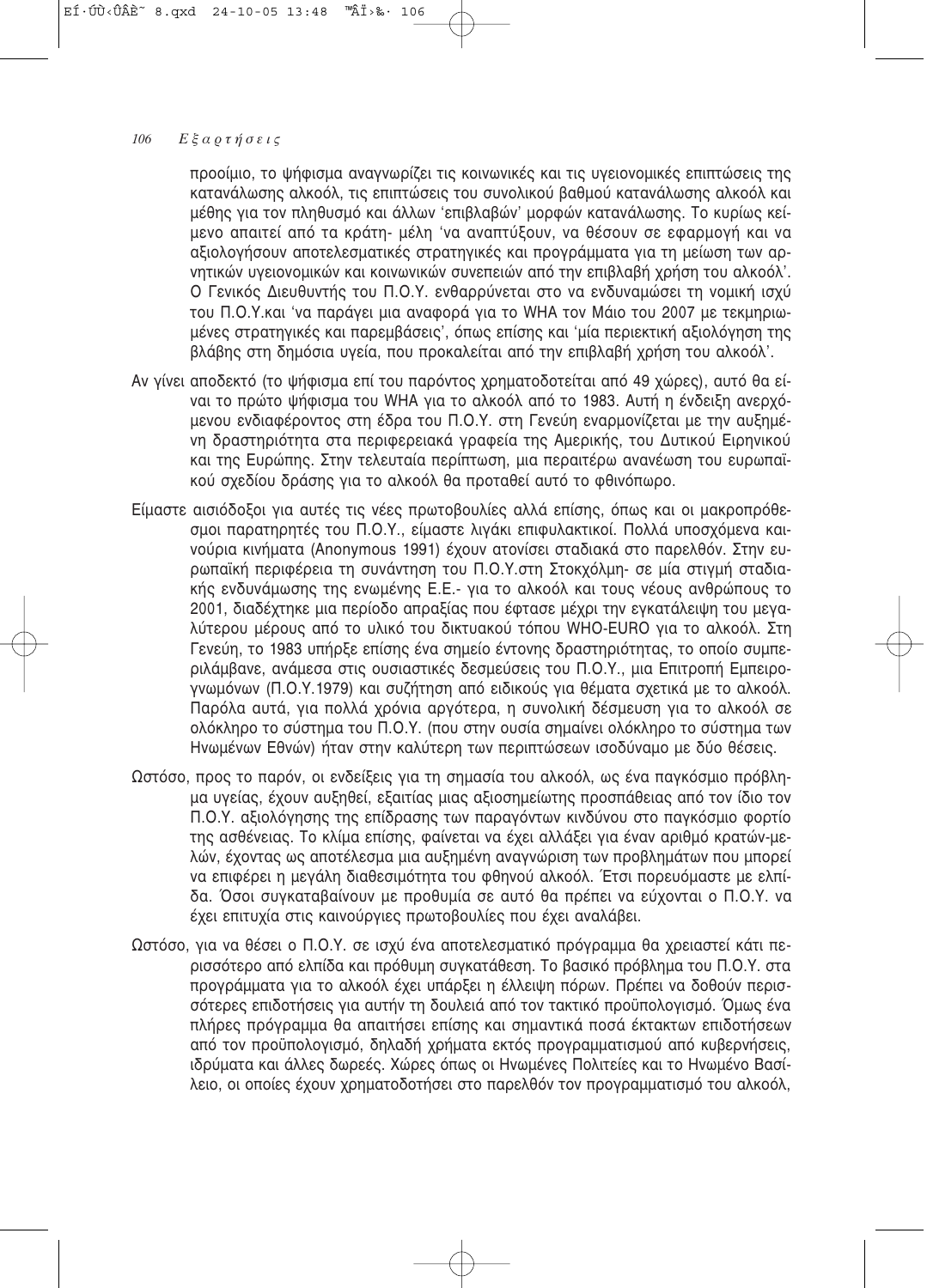προοίμιο, το ψήφισμα αναγνωρίζει τις κοινωνικές και τις υγειονομικές επιπτώσεις της κατανάλωσης αλκοόλ, τις επιπτώσεις του συνολικού βαθμού κατανάλωσης αλκοόλ και μέθης για τον πληθυσμό και άλλων 'επιβλαβών' μορφών κατανάλωσης. Το κυρίως κείμενο απαιτεί από τα κράτη- μέλη 'να αναπτύξουν, να θέσουν σε εφαρμογή και να αξιολογήσουν αποτελεσματικές στρατηγικές και προγράμματα για τη μείωση των αρνητικών υγειονομικών και κοινωνικών συνεπειών από την επιβλαβή χρήση του αλκοόλ'. Ο Γενικός Διευθυντής του Π.Ο.Υ. ενθαρρύνεται στο να ενδυναμώσει τη νομική ισχύ του Π.Ο.Υ.και 'να παράγει μια αναφορά για το WHA τον Μάιο του 2007 με τεκμηριωμένες στρατηγικές και παρεμβάσεις', όπως επίσης και 'μία περιεκτική αξιολόγηση της βλάβης στη δημόσια υγεία, που προκαλείται από την επιβλαβή χρήση του αλκοόλ'.

Αν γίνει αποδεκτό (το ψήφισμα επί του παρόντος χρηματοδοτείται από 49 χώρες), αυτό θα είναι το πρώτο ψήφισμα του WHA για το αλκοόλ από το 1983. Αυτή η ένδειξη ανερχόμενου ενδιαφέροντος στη έδρα του Π.Ο.Υ. στη Γενεύη εναρμονίζεται με την αυξημένη δραστηριότητα στα περιφερειακά γραφεία της Αμερικής, του Δυτικού Ειρηνικού και της Ευρώπης. Στην τελευταία περίπτωση, μια περαιτέρω ανανέωση του ευρωπαϊκού σχεδίου δράσης για το αλκοόλ θα προταθεί αυτό το φθινόπωρο.

Είμαστε αισιόδοξοι για αυτές τις νέες πρωτοβουλίες αλλά επίσης, όπως και οι μακροπρόθεσμοι παρατηρητές του Π.Ο.Υ., είμαστε λιγάκι επιφυλακτικοί. Πολλά υποσχόμενα καινούρια κινήματα (Anonymous 1991) έχουν ατονίσει σταδιακά στο παρελθόν. Στην ευρωπαϊκή περιφέρεια τη συνάντηση του Π.Ο.Υ.στη Στοκχόλμη- σε μία στιγμή σταδιακής ενδυνάμωσης της ενωμένης Ε.Ε.- για το αλκοόλ και τους νέους ανθρώπους το 2001, διαδέχτηκε μια περίοδο απραξίας που έφτασε μέχρι την εγκατάλειψη του μεγαλύτερου μέρους από το υλικό του δικτυακού τόπου WHO-EURO για το αλκοόλ. Στη Γενεύη, το 1983 υπήρξε επίσης ένα σημείο έντονης δραστηριότητας, το οποίο συμπεριλάμβανε, ανάμεσα στις ουσιαστικές δεσμεύσεις του Π.Ο.Υ., μια Επιτροπή Εμπειρογνωμόνων (Π.Ο.Υ.1979) και συζήτηση από ειδικούς για θέματα σχετικά με το αλκοόλ. Παρόλα αυτά, για πολλά χρόνια αργότερα, η συνολική δέσμευση για το αλκοόλ σε ολόκληρο το σύστημα του Π.Ο.Υ. (που στην ουσία σημαίνει ολόκληρο το σύστημα των Ηνωμένων Εθνών) ήταν στην καλύτερη των περιπτώσεων ισοδύναμο με δύο θέσεις.

Ωστόσο, προς το παρόν, οι ενδείξεις για τη σημασία του αλκοόλ, ως ένα παγκόσμιο πρόβλημα υγείας, έχουν αυξηθεί, εξαιτίας μιας αξιοσημείωτης προσπάθειας από τον ίδιο τον Π.Ο.Υ. αξιολόγησης της επίδρασης των παραγόντων κινδύνου στο παγκόσμιο φορτίο της ασθένειας. Το κλίμα επίσης, φαίνεται να έχει αλλάξει για έναν αριθμό κρατών-μελών, έχοντας ως αποτέλεσμα μια αυξημένη αναγνώριση των προβλημάτων που μπορεί να επιφέρει η μεγάλη διαθεσιμότητα του φθηνού αλκοόλ. Έτσι πορευόμαστε με ελπίδα. Όσοι συγκαταβαίνουν με προθυμία σε αυτό θα πρέπει να εύχονται ο Π.Ο.Υ. να έχει επιτυχία στις καινούργιες πρωτοβουλίες που έχει αναλάβει.

Ωστόσο, για να θέσει ο Π.Ο.Υ. σε ισχύ ένα αποτελεσματικό πρόγραμμα θα χρειαστεί κάτι περισσότερο από ελπίδα και πρόθυμη συγκατάθεση. Το βασικό πρόβλημα του Π.Ο.Υ. στα προγράμματα για το αλκοόλ έχει υπάρξει η έλλειψη πόρων. Πρέπει να δοθούν περισσότερες επιδοτήσεις για αυτήν τη δουλειά από τον τακτικό προϋπολογισμό. Όμως ένα πλήρες πρόγραμμα θα απαιτήσει επίσης και σημαντικά ποσά έκτακτων επιδοτήσεων από τον προϋπολογισμό, δηλαδή χρήματα εκτός προγραμματισμού από κυβερνήσεις, ιδρύματα και άλλες δωρεές. Χώρες όπως οι Ηνωμένες Πολιτείες και το Ηνωμένο Βασίλειο, οι οποίες έχουν χρηματοδοτήσει στο παρελθόν τον προγραμματισμό του αλκοόλ,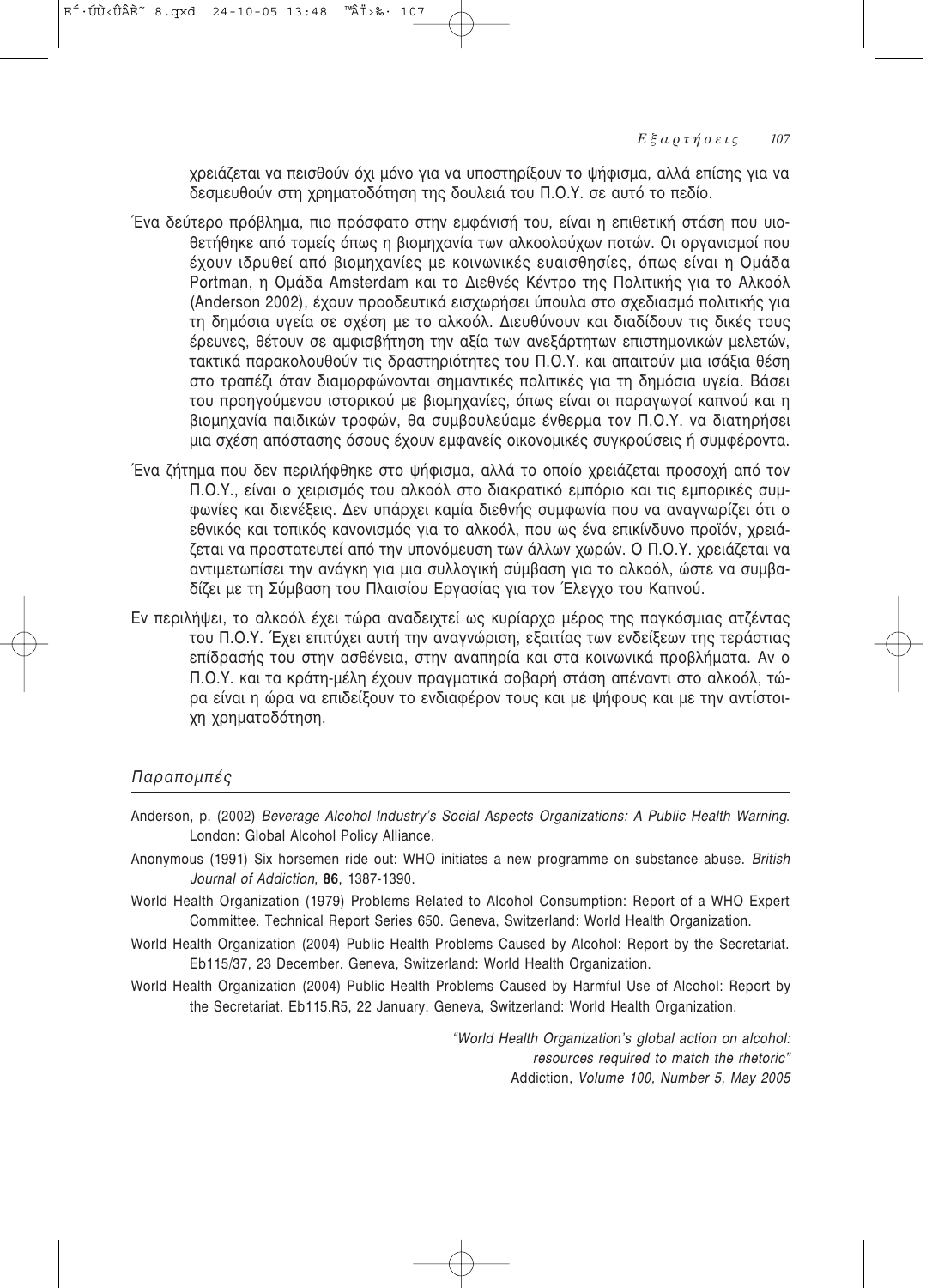χρειάζεται να πεισθούν όχι μόνο για να υποστηρίξουν το ψήφισμα, αλλά επίσης για να δεσμευθούν στη χρηματοδότηση της δουλειά του Π.Ο.Υ. σε αυτό το πεδίο.

Ένα δεύτερο πρόβλημα, πιο πρόσφατο στην εμφάνισή του, είναι η επιθετική στάση που υιοθετήθηκε από τομείς όπως η βιομηχανία των αλκοολούχων ποτών. Οι οργανισμοί που έχουν ιδρυθεί από βιομηχανίες με κοινωνικές ευαισθησίες, όπως είναι η Ομάδα Portman, η Ομάδα Amsterdam και το Διεθνές Κέντρο της Πολιτικής για το Αλκοόλ (Anderson 2002), έχουν προοδευτικά εισχωρήσει ύπουλα στο σχεδιασμό πολιτικής για τη δημόσια υγεία σε σχέση με το αλκοόλ. Διευθύνουν και διαδίδουν τις δικές τους έρευνες, θέτουν σε αμφισβήτηση την αξία των ανεξάρτητων επιστημονικών μελετών, τακτικά παρακολουθούν τις δραστηριότητες του Π.Ο.Υ. και απαιτούν μια ισάξια θέση στο τραπέζι όταν διαμορφώνονται σημαντικές πολιτικές για τη δημόσια υγεία. Βάσει του προηγούμενου ιστορικού με βιομηχανίες, όπως είναι οι παραγωγοί καπνού και η βιομηχανία παιδικών τροφών, θα συμβουλεύαμε ένθερμα τον Π.Ο.Υ. να διατηρήσει μια σχέση απόστασης όσους έχουν εμφανείς οικονομικές συγκρούσεις ή συμφέροντα.

Ένα ζήτημα που δεν περιλήφθηκε στο ψήφισμα, αλλά το οποίο χρειάζεται προσοχή από τον Π.Ο.Υ., είναι ο χειρισμός του αλκοόλ στο διακρατικό εμπόριο και τις εμπορικές συμφωνίες και διενέξεις. Δεν υπάρχει καμία διεθνής συμφωνία που να αναγνωρίζει ότι ο εθνικός και τοπικός κανονισμός για το αλκοόλ, που ως ένα επικίνδυνο προϊόν, χρειάζεται να προστατευτεί από την υπονόμευση των άλλων χωρών. Ο Π.Ο.Υ. χρειάζεται να αντιμετωπίσει την ανάγκη για μια συλλογική σύμβαση για το αλκοόλ, ώστε να συμβαδίζει με τη Σύμβαση του Πλαισίου Εργασίας για τον Έλεγχο του Καπνού.

Εν περιλήψει, το αλκοόλ έχει τώρα αναδειχτεί ως κυρίαρχο μέρος της παγκόσμιας ατζέντας του Π.Ο.Υ. Έχει επιτύχει αυτή την αναγνώριση, εξαιτίας των ενδείξεων της τεράστιας επίδρασής του στην ασθένεια, στην αναπηρία και στα κοινωνικά προβλήματα. Αν ο Π.Ο.Υ. και τα κράτη-μέλη έχουν πραγματικά σοβαρή στάση απέναντι στο αλκοόλ, τώρα είναι η ώρα να επιδείξουν το ενδιαφέρον τους και με ψήφους και με την αντίστοιχη χρηματοδότηση.

## *Παραπομπές*

Anderson, p. (2002) *Beverage Alcohol Industry's Social Aspects Organizations: A Public Health Warning*. London: Global Alcohol Policy Alliance.

Anonymous (1991) Six horsemen ride out: WHO initiates a new programme on substance abuse. *British Journal of Addiction*, **86**, 1387-1390.

World Health Organization (1979) Problems Related to Alcohol Consumption: Report of a WHO Expert Committee. Technical Report Series 650. Geneva, Switzerland: World Health Organization.

World Health Organization (2004) Public Health Problems Caused by Alcohol: Report by the Secretariat. Eb115/37, 23 December. Geneva, Switzerland: World Health Organization.

World Health Organization (2004) Public Health Problems Caused by Harmful Use of Alcohol: Report by the Secretariat. Eb115.R5, 22 January. Geneva, Switzerland: World Health Organization.

*"World Health Organization's global action on alcohol: resources required to match the rhetoric"*
Addiction, *Volume 100, Number 5, May 2005*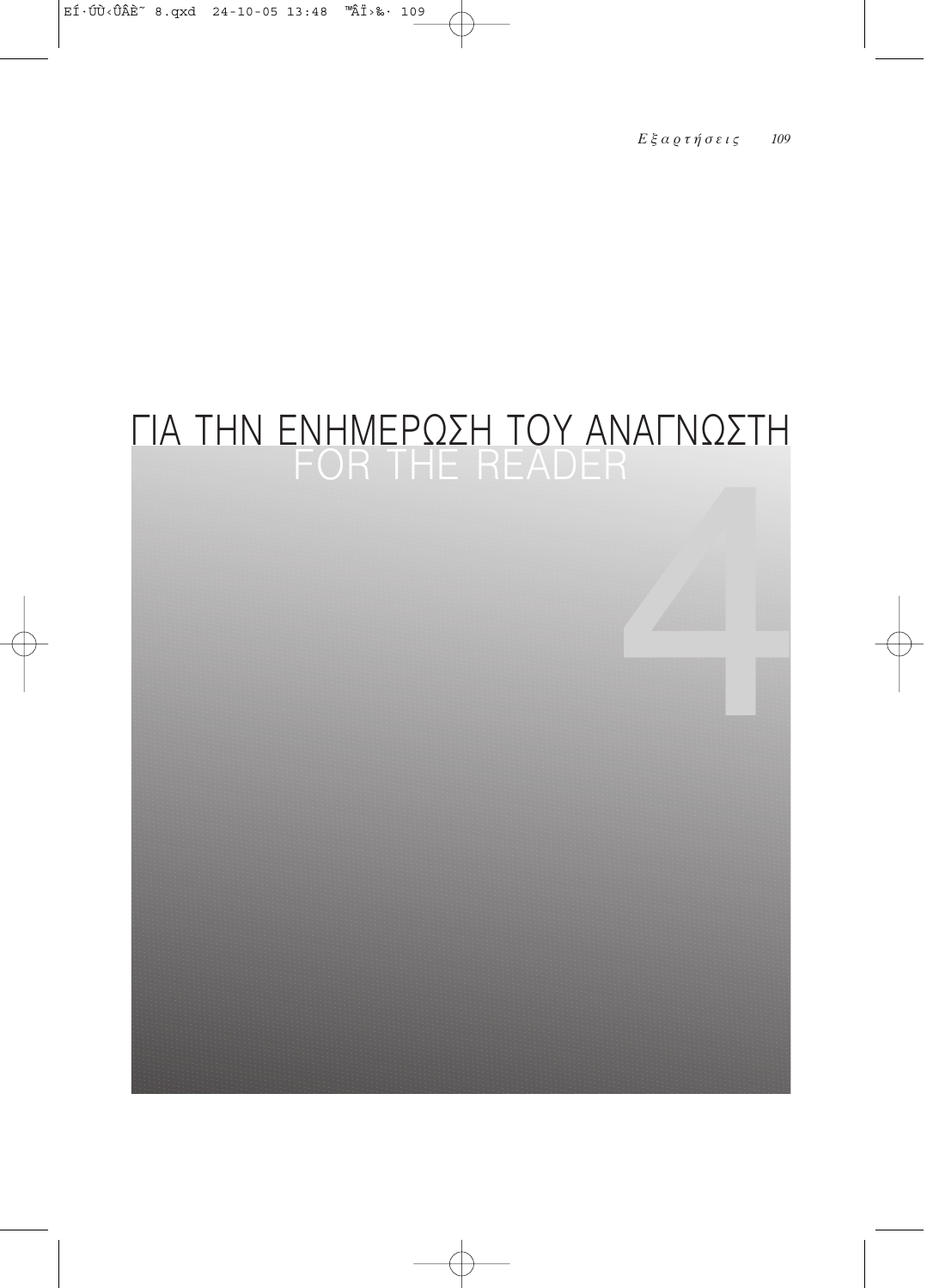# ΓΙΑ ΤΗΝ ΕΝΗΜΕΡΩΣΗ ΤΟΥ ΑΝΑΓΝΩΣΤΗ
## FOR THE READER

4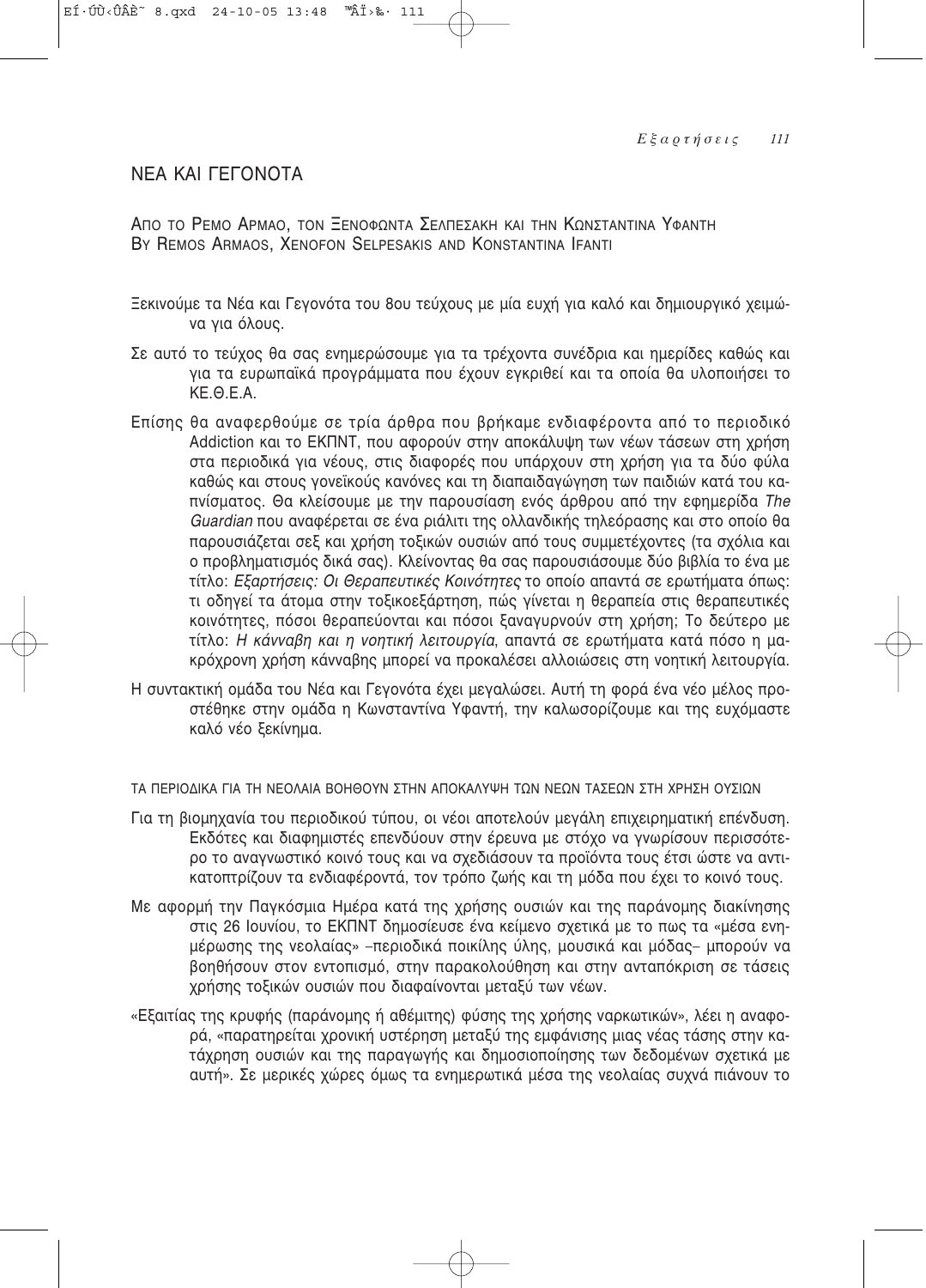## ΝΕΑ ΚΑΙ ΓΕΓΟΝΟΤΑ

ΑΠΟ ΤΟ ΡΕΜΟ ΑΡΜΑΟ, ΤΟΝ ΞΕΝΟΦΩΝΤΑ ΣΕΛΠΕΣΑΚΗ ΚΑΙ ΤΗΝ ΚΩΝΣΤΑΝΤΙΝΑ ΥΦΑΝΤΗ
BY REMOS ARMAOS, XENOFON SELPESAKIS AND KONSTANTINA IFANTI

Ξεκινούμε τα Νέα και Γεγονότα του 8ου τεύχους με μία ευχή για καλό και δημιουργικό χειμώνα για όλους.

Σε αυτό το τεύχος θα σας ενημερώσουμε για τα τρέχοντα συνέδρια και ημερίδες καθώς και για τα ευρωπαϊκά προγράμματα που έχουν εγκριθεί και τα οποία θα υλοποιήσει το ΚΕ.Θ.Ε.Α.

Επίσης θα αναφερθούμε σε τρία άρθρα που βρήκαμε ενδιαφέροντα από το περιοδικό Addiction και το ΕΚΠΝΤ, που αφορούν στην αποκάλυψη των νέων τάσεων στη χρήση στα περιοδικά για νέους, στις διαφορές που υπάρχουν στη χρήση για τα δύο φύλα καθώς και στους γονεϊκούς κανόνες και τη διαπαιδαγώγηση των παιδιών κατά του καπνίσματος. Θα κλείσουμε με την παρουσίαση ενός άρθρου από την εφημερίδα *The Guardian* που αναφέρεται σε ένα ριάλιτι της ολλανδικής τηλεόρασης και στο οποίο θα παρουσιάζεται σεξ και χρήση τοξικών ουσιών από τους συμμετέχοντες (τα σχόλια και ο προβληματισμός δικά σας). Κλείνοντας θα σας παρουσιάσουμε δύο βιβλία το ένα με τίτλο: *Εξαρτήσεις: Οι Θεραπευτικές Κοινότητες* το οποίο απαντά σε ερωτήματα όπως: τι οδηγεί τα άτομα στην τοξικοεξάρτηση, πώς γίνεται η θεραπεία στις θεραπευτικές κοινότητες, πόσοι θεραπεύονται και πόσοι ξαναγυρνούν στη χρήση; Το δεύτερο με τίτλο: *Η κάνναβη και η νοητική λειτουργία*, απαντά σε ερωτήματα κατά πόσο η μακρόχρονη χρήση κάνναβης μπορεί να προκαλέσει αλλοιώσεις στη νοητική λειτουργία.

Η συντακτική ομάδα του Νέα και Γεγονότα έχει μεγαλώσει. Αυτή τη φορά ένα νέο μέλος προστέθηκε στην ομάδα η Κωνσταντίνα Υφαντή, την καλωσορίζουμε και της ευχόμαστε καλό νέο ξεκίνημα.

### ΤΑ ΠΕΡΙΟΔΙΚΑ ΓΙΑ ΤΗ ΝΕΟΛΑΙΑ ΒΟΗΘΟΥΝ ΣΤΗΝ ΑΠΟΚΑΛΥΨΗ ΤΩΝ ΝΕΩΝ ΤΑΣΕΩΝ ΣΤΗ ΧΡΗΣΗ ΟΥΣΙΩΝ

Για τη βιομηχανία του περιοδικού τύπου, οι νέοι αποτελούν μεγάλη επιχειρηματική επένδυση. Εκδότες και διαφημιστές επενδύουν στην έρευνα με στόχο να γνωρίσουν περισσότερο το αναγνωστικό κοινό τους και να σχεδιάσουν τα προϊόντα τους έτσι ώστε να αντικατοπτρίζουν τα ενδιαφέροντά, τον τρόπο ζωής και τη μόδα που έχει το κοινό τους.

Με αφορμή την Παγκόσμια Ημέρα κατά της χρήσης ουσιών και της παράνομης διακίνησης στις 26 Ιουνίου, το ΕΚΠΝΤ δημοσίευσε ένα κείμενο σχετικά με το πως τα «μέσα ενημέρωσης της νεολαίας» –περιοδικά ποικίλης ύλης, μουσικά και μόδας– μπορούν να βοηθήσουν στον εντοπισμό, στην παρακολούθηση και στην ανταπόκριση σε τάσεις χρήσης τοξικών ουσιών που διαφαίνονται μεταξύ των νέων.

«Εξαιτίας της κρυφής (παράνομης ή αθέμιτης) φύσης της χρήσης ναρκωτικών», λέει η αναφορά, «παρατηρείται χρονική υστέρηση μεταξύ της εμφάνισης μιας νέας τάσης στην κατάχρηση ουσιών και της παραγωγής και δημοσιοποίησης των δεδομένων σχετικά με αυτή». Σε μερικές χώρες όμως τα ενημερωτικά μέσα της νεολαίας συχνά πιάνουν το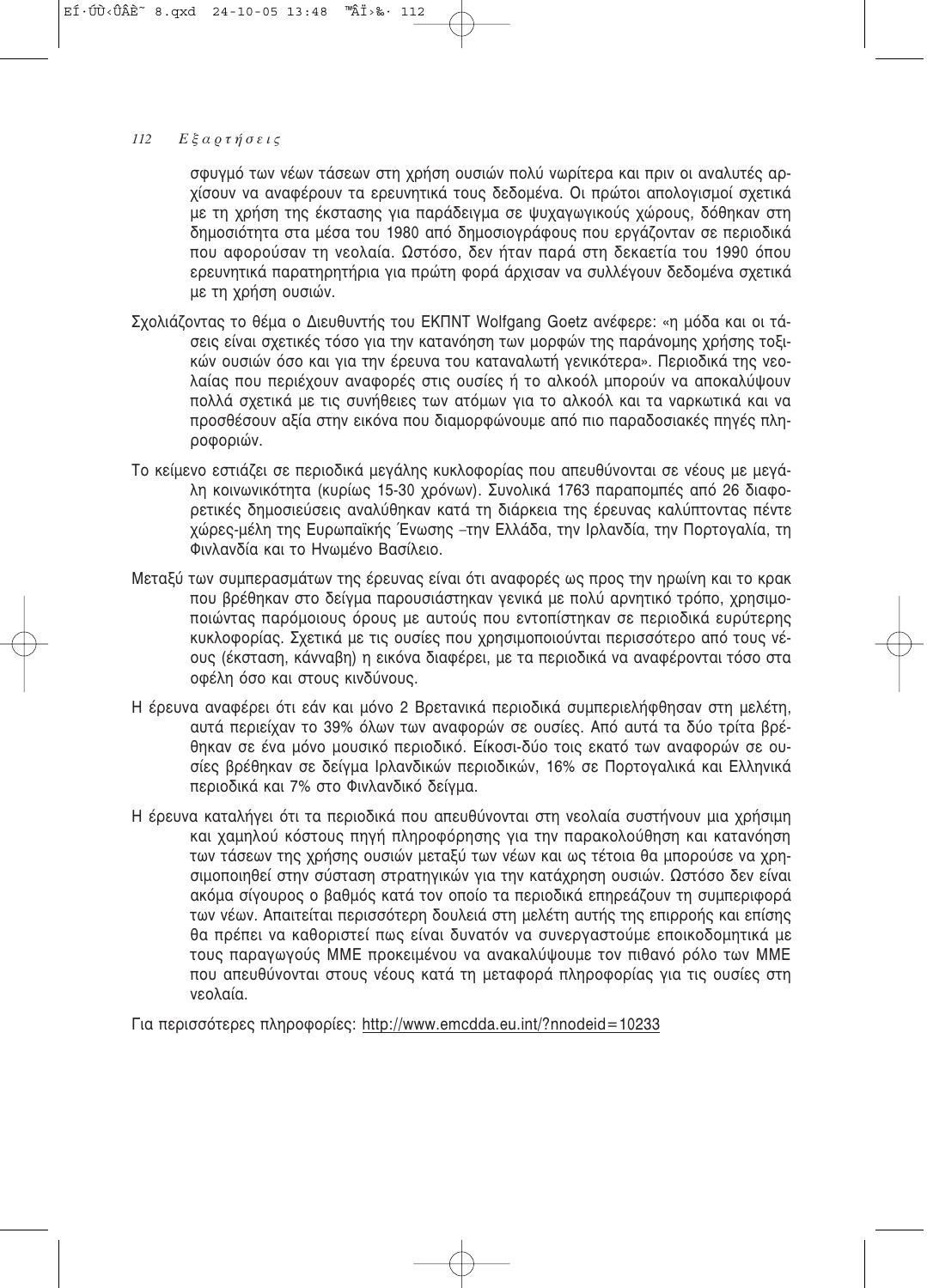σφυγμό των νέων τάσεων στη χρήση ουσιών πολύ νωρίτερα και πριν οι αναλυτές αρχίσουν να αναφέρουν τα ερευνητικά τους δεδομένα. Οι πρώτοι απολογισμοί σχετικά με τη χρήση της έκστασης για παράδειγμα σε ψυχαγωγικούς χώρους, δόθηκαν στη δημοσιότητα στα μέσα του 1980 από δημοσιογράφους που εργάζονταν σε περιοδικά που αφορούσαν τη νεολαία. Ωστόσο, δεν ήταν παρά στη δεκαετία του 1990 όπου ερευνητικά παρατηρητήρια για πρώτη φορά άρχισαν να συλλέγουν δεδομένα σχετικά με τη χρήση ουσιών.

Σχολιάζοντας το θέμα ο Διευθυντής του ΕΚΠΝΤ Wolfgang Goetz ανέφερε: «η μόδα και οι τάσεις είναι σχετικές τόσο για την κατανόηση των μορφών της παράνομης χρήσης τοξικών ουσιών όσο και για την έρευνα του καταναλωτή γενικότερα». Περιοδικά της νεολαίας που περιέχουν αναφορές στις ουσίες ή το αλκοόλ μπορούν να αποκαλύψουν πολλά σχετικά με τις συνήθειες των ατόμων για το αλκοόλ και τα ναρκωτικά και να προσθέσουν αξία στην εικόνα που διαμορφώνουμε από πιο παραδοσιακές πηγές πληροφοριών.

Το κείμενο εστιάζει σε περιοδικά μεγάλης κυκλοφορίας που απευθύνονται σε νέους με μεγάλη κοινωνικότητα (κυρίως 15-30 χρόνων). Συνολικά 1763 παραπομπές από 26 διαφορετικές δημοσιεύσεις αναλύθηκαν κατά τη διάρκεια της έρευνας καλύπτοντας πέντε χώρες-μέλη της Ευρωπαϊκής Ένωσης –την Ελλάδα, την Ιρλανδία, την Πορτογαλία, τη Φινλανδία και το Ηνωμένο Βασίλειο.

Μεταξύ των συμπερασμάτων της έρευνας είναι ότι αναφορές ως προς την ηρωίνη και το κρακ που βρέθηκαν στο δείγμα παρουσιάστηκαν γενικά με πολύ αρνητικό τρόπο, χρησιμοποιώντας παρόμοιους όρους με αυτούς που εντοπίστηκαν σε περιοδικά ευρύτερης κυκλοφορίας. Σχετικά με τις ουσίες που χρησιμοποιούνται περισσότερο από τους νέους (έκσταση, κάνναβη) η εικόνα διαφέρει, με τα περιοδικά να αναφέρονται τόσο στα οφέλη όσο και στους κινδύνους.

Η έρευνα αναφέρει ότι εάν και μόνο 2 Βρετανικά περιοδικά συμπεριελήφθησαν στη μελέτη, αυτά περιείχαν το 39% όλων των αναφορών σε ουσίες. Από αυτά τα δύο τρίτα βρέθηκαν σε ένα μόνο μουσικό περιοδικό. Είκοσι-δύο τοις εκατό των αναφορών σε ουσίες βρέθηκαν σε δείγμα Ιρλανδικών περιοδικών, 16% σε Πορτογαλικά και Ελληνικά περιοδικά και 7% στο Φινλανδικό δείγμα.

Η έρευνα καταλήγει ότι τα περιοδικά που απευθύνονται στη νεολαία συστήνουν μια χρήσιμη και χαμηλού κόστους πηγή πληροφόρησης για την παρακολούθηση και κατανόηση των τάσεων της χρήσης ουσιών μεταξύ των νέων και ως τέτοια θα μπορούσε να χρησιμοποιηθεί στην σύσταση στρατηγικών για την κατάχρηση ουσιών. Ωστόσο δεν είναι ακόμα σίγουρος ο βαθμός κατά τον οποίο τα περιοδικά επηρεάζουν τη συμπεριφορά των νέων. Απαιτείται περισσότερη δουλειά στη μελέτη αυτής της επιρροής και επίσης θα πρέπει να καθοριστεί πως είναι δυνατόν να συνεργαστούμε εποικοδομητικά με τους παραγωγούς ΜΜΕ προκειμένου να ανακαλύψουμε τον πιθανό ρόλο των ΜΜΕ που απευθύνονται στους νέους κατά τη μεταφορά πληροφορίας για τις ουσίες στη νεολαία.

Για περισσότερες πληροφορίες: http://www.emcdda.eu.int/?nnodeid=10233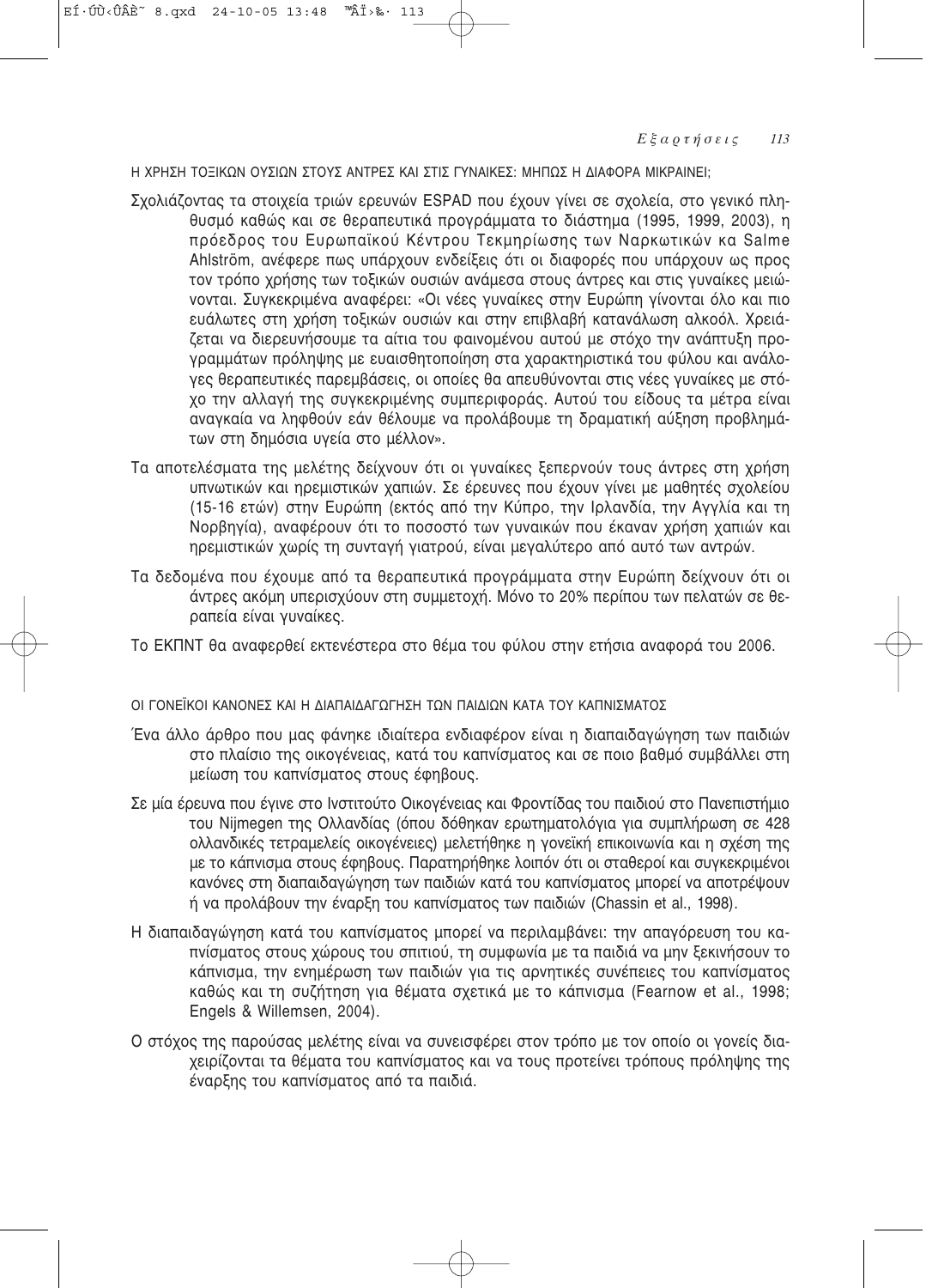## Η ΧΡΗΣΗ ΤΟΞΙΚΩΝ ΟΥΣΙΩΝ ΣΤΟΥΣ ΑΝΤΡΕΣ ΚΑΙ ΣΤΙΣ ΓΥΝΑΙΚΕΣ: ΜΗΠΩΣ Η ΔΙΑΦΟΡΑ ΜΙΚΡΑΙΝΕΙ;

Σχολιάζοντας τα στοιχεία τριών ερευνών ESPAD που έχουν γίνει σε σχολεία, στο γενικό πληθυσμό καθώς και σε θεραπευτικά προγράμματα το διάστημα (1995, 1999, 2003), η πρόεδρος του Ευρωπαϊκού Κέντρου Τεκμηρίωσης των Ναρκωτικών κα Salme Ahlström, ανέφερε πως υπάρχουν ενδείξεις ότι οι διαφορές που υπάρχουν ως προς τον τρόπο χρήσης των τοξικών ουσιών ανάμεσα στους άντρες και στις γυναίκες μειώνονται. Συγκεκριμένα αναφέρει: «Οι νέες γυναίκες στην Ευρώπη γίνονται όλο και πιο ευάλωτες στη χρήση τοξικών ουσιών και στην επιβλαβή κατανάλωση αλκοόλ. Χρειάζεται να διερευνήσουμε τα αίτια του φαινομένου αυτού με στόχο την ανάπτυξη προγραμμάτων πρόληψης με ευαισθητοποίηση στα χαρακτηριστικά του φύλου και ανάλογες θεραπευτικές παρεμβάσεις, οι οποίες θα απευθύνονται στις νέες γυναίκες με στόχο την αλλαγή της συγκεκριμένης συμπεριφοράς. Αυτού του είδους τα μέτρα είναι αναγκαία να ληφθούν εάν θέλουμε να προλάβουμε τη δραματική αύξηση προβλημάτων στη δημόσια υγεία στο μέλλον».

Τα αποτελέσματα της μελέτης δείχνουν ότι οι γυναίκες ξεπερνούν τους άντρες στη χρήση υπνωτικών και ηρεμιστικών χαπιών. Σε έρευνες που έχουν γίνει με μαθητές σχολείου (15-16 ετών) στην Ευρώπη (εκτός από την Κύπρο, την Ιρλανδία, την Αγγλία και τη Νορβηγία), αναφέρουν ότι το ποσοστό των γυναικών που έκαναν χρήση χαπιών και ηρεμιστικών χωρίς τη συνταγή γιατρού, είναι μεγαλύτερο από αυτό των αντρών.

Τα δεδομένα που έχουμε από τα θεραπευτικά προγράμματα στην Ευρώπη δείχνουν ότι οι άντρες ακόμη υπερισχύουν στη συμμετοχή. Μόνο το 20% περίπου των πελατών σε θεραπεία είναι γυναίκες.

Το ΕΚΠΝΤ θα αναφερθεί εκτενέστερα στο θέμα του φύλου στην ετήσια αναφορά του 2006.

## ΟΙ ΓΟΝΕΪΚΟΙ ΚΑΝΟΝΕΣ ΚΑΙ Η ΔΙΑΠΑΙΔΑΓΩΓΗΣΗ ΤΩΝ ΠΑΙΔΙΩΝ ΚΑΤΑ ΤΟΥ ΚΑΠΝΙΣΜΑΤΟΣ

Ένα άλλο άρθρο που μας φάνηκε ιδιαίτερα ενδιαφέρον είναι η διαπαιδαγώγηση των παιδιών στο πλαίσιο της οικογένειας, κατά του καπνίσματος και σε ποιο βαθμό συμβάλλει στη μείωση του καπνίσματος στους έφηβους.

Σε μία έρευνα που έγινε στο Ινστιτούτο Οικογένειας και Φροντίδας του παιδιού στο Πανεπιστήμιο του Nijmegen της Ολλανδίας (όπου δόθηκαν ερωτηματολόγια για συμπλήρωση σε 428 ολλανδικές τετραμελείς οικογένειες) μελετήθηκε η γονεϊκή επικοινωνία και η σχέση της με το κάπνισμα στους έφηβους. Παρατηρήθηκε λοιπόν ότι οι σταθεροί και συγκεκριμένοι κανόνες στη διαπαιδαγώγηση των παιδιών κατά του καπνίσματος μπορεί να αποτρέψουν ή να προλάβουν την έναρξη του καπνίσματος των παιδιών (Chassin et al., 1998).

Η διαπαιδαγώγηση κατά του καπνίσματος μπορεί να περιλαμβάνει: την απαγόρευση του καπνίσματος στους χώρους του σπιτιού, τη συμφωνία με τα παιδιά να μην ξεκινήσουν το κάπνισμα, την ενημέρωση των παιδιών για τις αρνητικές συνέπειες του καπνίσματος καθώς και την συζήτηση για θέματα σχετικά με το κάπνισμα (Fearnow et al., 1998; Engels & Willemsen, 2004).

Ο στόχος της παρούσας μελέτης είναι να συνεισφέρει στον τρόπο με τον οποίο οι γονείς διαχειρίζονται τα θέματα του καπνίσματος και να τους προτείνει τρόπους πρόληψης της έναρξης του καπνίσματος από τα παιδιά.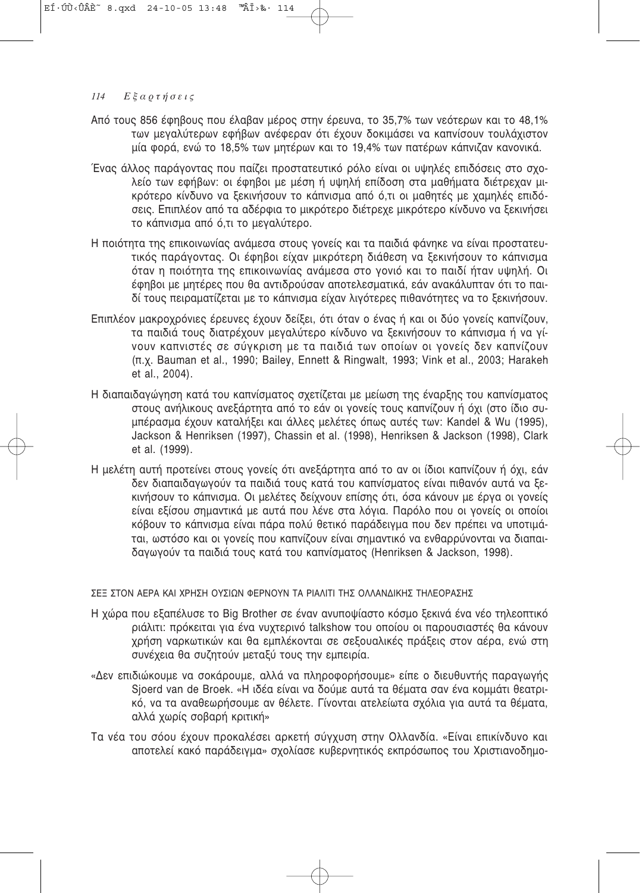Από τους 856 έφηβους που έλαβαν μέρος στην έρευνα, το 35,7% των νεότερων και το 48,1% των μεγαλύτερων εφήβων ανέφεραν ότι έχουν δοκιμάσει να καπνίσουν τουλάχιστον μία φορά, ενώ το 18,5% των μητέρων και το 19,4% των πατέρων κάπνιζαν κανονικά.

Ένας άλλος παράγοντας που παίζει προστατευτικό ρόλο είναι οι υψηλές επιδόσεις στο σχολείο των εφήβων: οι έφηβοι με μέση ή υψηλή επίδοση στα μαθήματα διέτρεχαν μικρότερο κίνδυνο να ξεκινήσουν το κάπνισμα από ό,τι οι μαθητές με χαμηλές επιδόσεις. Επιπλέον από τα αδέρφια το μικρότερο διέτρεχε μικρότερο κίνδυνο να ξεκινήσει το κάπνισμα από ό,τι το μεγαλύτερο.

Η ποιότητα της επικοινωνίας ανάμεσα στους γονείς και τα παιδιά φάνηκε να είναι προστατευτικός παράγοντας. Οι έφηβοι είχαν μικρότερη διάθεση να ξεκινήσουν το κάπνισμα όταν η ποιότητα της επικοινωνίας ανάμεσα στο γονιό και το παιδί ήταν υψηλή. Οι έφηβοι με μητέρες που θα αντιδρούσαν αποτελεσματικά, εάν ανακάλυπταν ότι το παιδί τους πειραματίζεται με το κάπνισμα είχαν λιγότερες πιθανότητες να το ξεκινήσουν.

Επιπλέον μακροχρόνιες έρευνες έχουν δείξει, ότι όταν ο ένας ή και οι δύο γονείς καπνίζουν, τα παιδιά τους διατρέχουν μεγαλύτερο κίνδυνο να ξεκινήσουν το κάπνισμα ή να γίνουν καπνιστές σε σύγκριση με τα παιδιά των οποίων οι γονείς δεν καπνίζουν (π.χ. Bauman et al., 1990; Bailey, Ennett & Ringwalt, 1993; Vink et al., 2003; Harakeh et al., 2004).

Η διαπαιδαγώγηση κατά του καπνίσματος σχετίζεται με μείωση της έναρξης του καπνίσματος στους ανήλικους ανεξάρτητα από το εάν οι γονείς τους καπνίζουν ή όχι (στο ίδιο συμπέρασμα έχουν καταλήξει και άλλες μελέτες όπως αυτές των: Kandel & Wu (1995), Jackson & Henriksen (1997), Chassin et al. (1998), Henriksen & Jackson (1998), Clark et al. (1999).

Η μελέτη αυτή προτείνει στους γονείς ότι ανεξάρτητα από το αν οι ίδιοι καπνίζουν ή όχι, εάν δεν διαπαιδαγωγούν τα παιδιά τους κατά του καπνίσματος είναι πιθανόν αυτά να ξεκινήσουν το κάπνισμα. Οι μελέτες δείχνουν επίσης ότι, όσα κάνουν με έργα οι γονείς είναι εξίσου σημαντικά με αυτά που λένε στα λόγια. Παρόλο που οι γονείς οι οποίοι κόβουν το κάπνισμα είναι πάρα πολύ θετικό παράδειγμα που δεν πρέπει να υποτιμάται, ωστόσο και οι γονείς που καπνίζουν είναι σημαντικό να ενθαρρύνονται να διαπαιδαγωγούν τα παιδιά τους κατά του καπνίσματος (Henriksen & Jackson, 1998).

## ΣΕΞ ΣΤΟΝ ΑΕΡΑ ΚΑΙ ΧΡΗΣΗ ΟΥΣΙΩΝ ΦΕΡΝΟΥΝ ΤΑ ΡΙΑΛΙΤΙ ΤΗΣ ΟΛΛΑΝΔΙΚΗΣ ΤΗΛΕΟΡΑΣΗΣ

Η χώρα που εξαπέλυσε το Big Brother σε έναν ανυποψίαστο κόσμο ξεκινά ένα νέο τηλεοπτικό ριάλιτι: πρόκειται για ένα νυχτερινό talkshow του οποίου οι παρουσιαστές θα κάνουν χρήση ναρκωτικών και θα εμπλέκονται σε σεξουαλικές πράξεις στον αέρα, ενώ στη συνέχεια θα συζητούν μεταξύ τους την εμπειρία.

«Δεν επιδιώκουμε να σοκάρουμε, αλλά να πληροφορήσουμε» είπε ο διευθυντής παραγωγής Sjoerd van de Broek. «Η ιδέα είναι να δούμε αυτά τα θέματα σαν ένα κομμάτι θεατρικό, να τα αναθεωρήσουμε αν θέλετε. Γίνονται ατελείωτα σχόλια για αυτά τα θέματα, αλλά χωρίς σοβαρή κριτική»

Τα νέα του σόου έχουν προκαλέσει αρκετή σύγχυση στην Ολλανδία. «Είναι επικίνδυνο και αποτελεί κακό παράδειγμα» σχολίασε κυβερνητικός εκπρόσωπος του Χριστιανοδημο-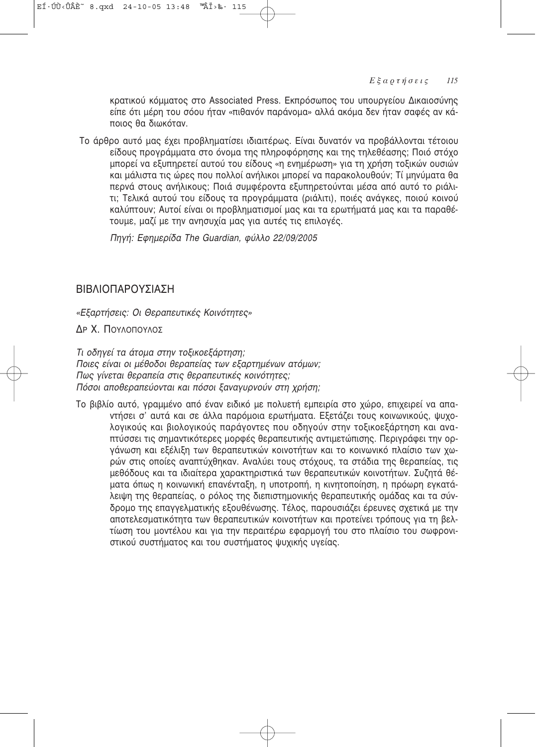κρατικού κόμματος στο Associated Press. Εκπρόσωπος του υπουργείου Δικαιοσύνης είπε ότι μέρη του σόου ήταν «πιθανόν παράνομα» αλλά ακόμα δεν ήταν σαφές αν κάποιος θα διωκόταν.

Το άρθρο αυτό μας έχει προβληματίσει ιδιαιτέρως. Είναι δυνατόν να προβάλλονται τέτοιου είδους προγράμματα στο όνομα της πληροφόρησης και της τηλεθέασης; Ποιό στόχο μπορεί να εξυπηρετεί αυτού του είδους «η ενημέρωση» για τη χρήση τοξικών ουσιών και μάλιστα τις ώρες που πολλοί ανήλικοι μπορεί να παρακολουθούν; Τί μηνύματα θα περνά στους ανήλικους; Ποιά συμφέροντα εξυπηρετούνται μέσα από αυτό το ριάλιτι; Τελικά αυτού του είδους τα προγράμματα (ριάλιτι), ποιές ανάγκες, ποιού κοινού καλύπτουν; Αυτοί είναι οι προβληματισμοί μας και τα ερωτήματά μας και τα παραθέτουμε, μαζί με την ανησυχία μας για αυτές τις επιλογές.

*Πηγή: Εφημερίδα The Guardian, φύλλο 22/09/2005*

## ΒΙΒΛΙΟΠΑΡΟΥΣΙΑΣΗ

*«Εξαρτήσεις: Οι Θεραπευτικές Κοινότητες»*

Δρ Χ. Πουλοπουλος

*Τι οδηγεί τα άτομα στην τοξικοεξάρτηση;*
*Ποιες είναι οι μέθοδοι θεραπείας των εξαρτημένων ατόμων;*
*Πως γίνεται θεραπεία στις θεραπευτικές κοινότητες;*
*Πόσοι αποθεραπεύονται και πόσοι ξαναγυρνούν στη χρήση;*

Το βιβλίο αυτό, γραμμένο από έναν ειδικό με πολυετή εμπειρία στο χώρο, επιχειρεί να απαντήσει σ' αυτά και σε άλλα παρόμοια ερωτήματα. Εξετάζει τους κοινωνικούς, ψυχολογικούς και βιολογικούς παράγοντες που οδηγούν στην τοξικοεξάρτηση και αναπτύσσει τις σημαντικότερες μορφές θεραπευτικής αντιμετώπισης. Περιγράφει την οργάνωση και εξέλιξη των θεραπευτικών κοινοτήτων και το κοινωνικό πλαίσιο των χωρών στις οποίες αναπτύχθηκαν. Αναλύει τους στόχους, τα στάδια της θεραπείας, τις μεθόδους και τα ιδιαίτερα χαρακτηριστικά των θεραπευτικών κοινοτήτων. Συζητά θέματα όπως η κοινωνική επανένταξη, η υποτροπή, η κινητοποίηση, η πρόωρη εγκατάλειψη της θεραπείας, ο ρόλος της διεπιστημονικής θεραπευτικής ομάδας και τα σύνδρομο της επαγγελματικής εξουθένωσης. Τέλος, παρουσιάζει έρευνες σχετικά με την αποτελεσματικότητα των θεραπευτικών κοινοτήτων και προτείνει τρόπους για τη βελτίωση του μοντέλου και για την περαιτέρω εφαρμογή του στο πλαίσιο του σωφρονιστικού συστήματος και του συστήματος ψυχικής υγείας.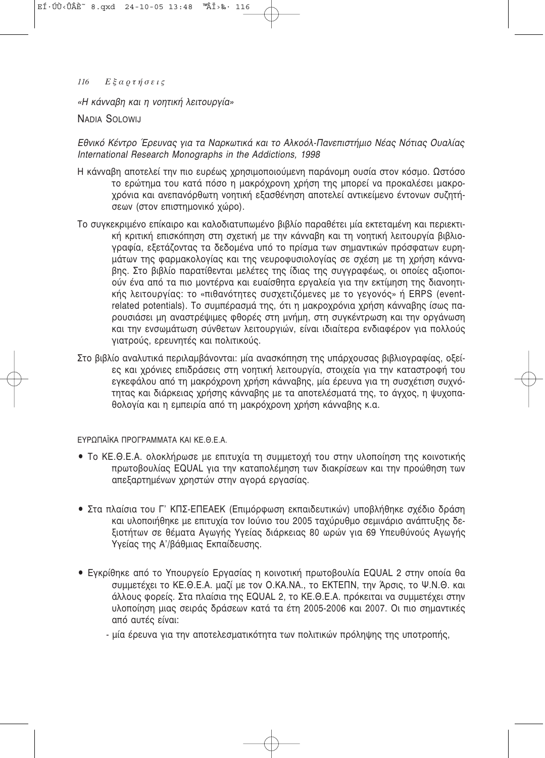*«Η κάνναβη και η νοητική λειτουργία»*

NADIA SOLOWIJ

*Εθνικό Κέντρο Έρευνας για τα Ναρκωτικά και το Αλκοόλ-Πανεπιστήμιο Νέας Νότιας Ουαλίας*
*International Research Monographs in the Addictions, 1998*

Η κάνναβη αποτελεί την πιο ευρέως χρησιμοποιούμενη παράνομη ουσία στον κόσμο. Ωστόσο το ερώτημα του κατά πόσο η μακρόχρονη χρήση της μπορεί να προκαλέσει μακροχρόνια και ανεπανόρθωτη νοητική εξασθένηση αποτελεί αντικείμενο έντονων συζητήσεων (στον επιστημονικό χώρο).

Το συγκεκριμένο επίκαιρο και καλοδιατυπωμένο βιβλίο παραθέτει μία εκτεταμένη και περιεκτική κριτική επισκόπηση στη σχετική με την κάνναβη και τη νοητική λειτουργία βιβλιογραφία, εξετάζοντας τα δεδομένα υπό το πρίσμα των σημαντικών πρόσφατων ευρημάτων της φαρμακολογίας και της νευροφυσιολογίας σε σχέση με τη χρήση κάνναβης. Στο βιβλίο παρατίθενται μελέτες της ίδιας της συγγραφέως, οι οποίες αξιοποιούν ένα από τα πιο μοντέρνα και ευαίσθητα εργαλεία για την εκτίμηση της διανοητικής λειτουργίας: το «πιθανότητες συσχετιζόμενες με το γεγονός» ή ERPS (event-related potentials). Το συμπέρασμά της, ότι η μακροχρόνια χρήση κάνναβης ίσως παρουσιάσει μη αναστρέψιμες φθορές στη μνήμη, στη συγκέντρωση και την οργάνωση και την ενσωμάτωση σύνθετων λειτουργιών, είναι ιδιαίτερα ενδιαφέρον για πολλούς γιατρούς, ερευνητές και πολιτικούς.

Στο βιβλίο αναλυτικά περιλαμβάνονται: μία ανασκόπηση της υπάρχουσας βιβλιογραφίας, οξείες και χρόνιες επιδράσεις στη νοητική λειτουργία, στοιχεία για την καταστροφή του εγκεφάλου από τη μακρόχρονη χρήση κάνναβης, μία έρευνα για τη συσχέτιση συχνότητας και διάρκειας χρήσης κάνναβης με τα αποτελέσματά της, το άγχος, η ψυχοπαθολογία και η εμπειρία από τη μακρόχρονη χρήση κάνναβης κ.α.

ΕΥΡΩΠΑΪΚΑ ΠΡΟΓΡΑΜΜΑΤΑ ΚΑΙ ΚΕ.Θ.Ε.Α.

- Το ΚΕ.Θ.Ε.Α. ολοκλήρωσε με επιτυχία τη συμμετοχή του στην υλοποίηση της κοινοτικής πρωτοβουλίας EQUAL για την καταπολέμηση των διακρίσεων και την προώθηση των απεξαρτημένων χρηστών στην αγορά εργασίας.

- Στα πλαίσια του Γ' ΚΠΣ-ΕΠΕΑΕΚ (Επιμόρφωση εκπαιδευτικών) υποβλήθηκε σχέδιο δράση και υλοποιήθηκε με επιτυχία τον Ιούνιο του 2005 ταχύρυθμο σεμινάριο ανάπτυξης δεξιοτήτων σε θέματα Αγωγής Υγείας διάρκειας 80 ωρών για 69 Υπευθύνούς Αγωγής Υγείας της Α'/βάθμιας Εκπαίδευσης.

- Εγκρίθηκε από το Υπουργείο Εργασίας η κοινοτική πρωτοβουλία EQUAL 2 στην οποία θα συμμετέχει το ΚΕ.Θ.Ε.Α. μαζί με τον Ο.ΚΑ.ΝΑ., το ΕΚΤΕΠΝ, την Άρσις, το Ψ.Ν.Θ. και άλλους φορείς. Στα πλαίσια της EQUAL 2, το ΚΕ.Θ.Ε.Α. πρόκειται να συμμετέχει στην υλοποίηση μιας σειράς δράσεων κατά τα έτη 2005-2006 και 2007. Οι πιο σημαντικές από αυτές είναι:
  - μία έρευνα για την αποτελεσματικότητα των πολιτικών πρόληψης της υποτροπής,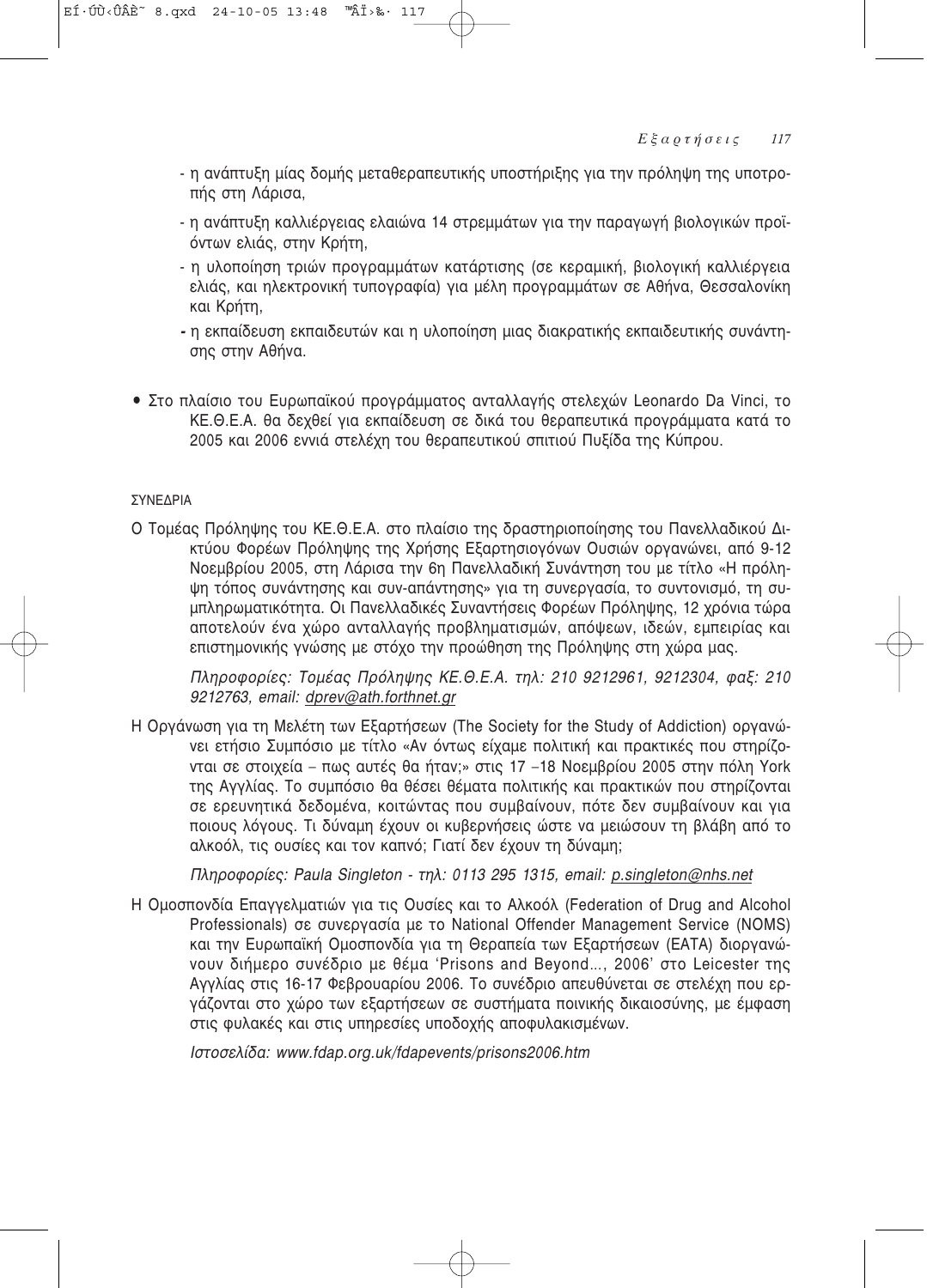- η ανάπτυξη μίας δομής μεταθεραπευτικής υποστήριξης για την πρόληψη της υποτροπής στη Λάρισα,
- η ανάπτυξη καλλιέργειας ελαιώνα 14 στρεμμάτων για την παραγωγή βιολογικών προϊόντων ελιάς, στην Κρήτη,
- η υλοποίηση τριών προγραμμάτων κατάρτισης (σε κεραμική, βιολογική καλλιέργεια ελιάς, και ηλεκτρονική τυπογραφία) για μέλη προγραμμάτων σε Αθήνα, Θεσσαλονίκη και Κρήτη,
- η εκπαίδευση εκπαιδευτών και η υλοποίηση μιας διακρατικής εκπαιδευτικής συνάντησης στην Αθήνα.

- Στο πλαίσιο του Ευρωπαϊκού προγράμματος ανταλλαγής στελεχών Leonardo Da Vinci, το ΚΕ.Θ.Ε.Α. θα δεχθεί για εκπαίδευση σε δικά του θεραπευτικά προγράμματα κατά το 2005 και 2006 εννιά στελέχη του θεραπευτικού σπιτιού Πυξίδα της Κύπρου.

ΣΥΝΕΔΡΙΑ

Ο Τομέας Πρόληψης του ΚΕ.Θ.Ε.Α. στο πλαίσιο της δραστηριοποίησης του Πανελλαδικού Δικτύου Φορέων Πρόληψης της Χρήσης Εξαρτησιογόνων Ουσιών οργανώνει, από 9-12 Νοεμβρίου 2005, στη Λάρισα την 6η Πανελλαδική Συνάντηση του με τίτλο «Η πρόληψη τόπος συνάντησης και συν-απάντησης» για τη συνεργασία, το συντονισμό, τη συμπληρωματικότητα. Οι Πανελλαδικές Συναντήσεις Φορέων Πρόληψης, 12 χρόνια τώρα αποτελούν ένα χώρο ανταλλαγής προβληματισμών, απόψεων, ιδεών, εμπειρίας και επιστημονικής γνώσης με στόχο την προώθηση της Πρόληψης στη χώρα μας.

*Πληροφορίες: Τομέας Πρόληψης ΚΕ.Θ.Ε.Α. τηλ: 210 9212961, 9212304, φαξ: 210 9212763, email: dprev@ath.forthnet.gr*

Η Οργάνωση για τη Μελέτη των Εξαρτήσεων (The Society for the Study of Addiction) οργανώνει ετήσιο Συμπόσιο με τίτλο «Αν όντως είχαμε πολιτική και πρακτικές που στηρίζονται σε στοιχεία – πως αυτές θα ήταν;» στις 17 –18 Νοεμβρίου 2005 στην πόλη York της Αγγλίας. Το συμπόσιο θα θέσει θέματα πολιτικής και πρακτικών που στηρίζονται σε ερευνητικά δεδομένα, κοιτώντας που συμβαίνουν, πότε δεν συμβαίνουν και για ποιους λόγους. Τι δύναμη έχουν οι κυβερνήσεις ώστε να μειώσουν τη βλάβη από το αλκοόλ, τις ουσίες και τον καπνό; Γιατί δεν έχουν τη δύναμη;

*Πληροφορίες: Paula Singleton - τηλ: 0113 295 1315, email: p.singleton@nhs.net*

Η Ομοσπονδία Επαγγελματιών για τις Ουσίες και το Αλκοόλ (Federation of Drug and Alcohol Professionals) σε συνεργασία με το National Offender Management Service (NOMS) και την Ευρωπαϊκή Ομοσπονδία για τη Θεραπεία των Εξαρτήσεων (EATA) διοργανώνουν διήμερο συνέδριο με θέμα 'Prisons and Beyond..., 2006' στο Leicester της Αγγλίας στις 16-17 Φεβρουαρίου 2006. Το συνέδριο απευθύνεται σε στελέχη που εργάζονται στο χώρο των εξαρτήσεων σε συστήματα ποινικής δικαιοσύνης, με έμφαση στις φυλακές και στις υπηρεσίες υποδοχής αποφυλακισμένων.

*Ιστοσελίδα: www.fdap.org.uk/fdapevents/prisons2006.htm*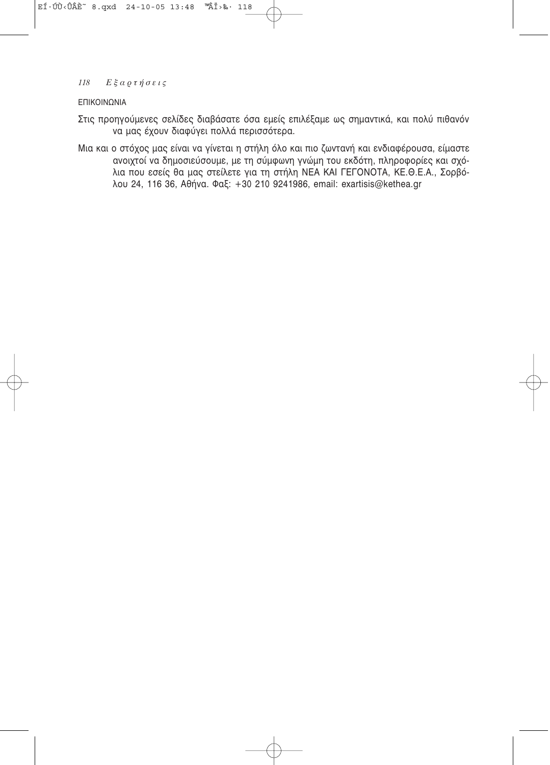ΕΠΙΚΟΙΝΩΝΙΑ

Στις προηγούμενες σελίδες διαβάσατε όσα εμείς επιλέξαμε ως σημαντικά, και πολύ πιθανόν να μας έχουν διαφύγει πολλά περισσότερα.

Μια και ο στόχος μας είναι να γίνεται η στήλη όλο και πιο ζωντανή και ενδιαφέρουσα, είμαστε ανοιχτοί να δημοσιεύσουμε, με τη σύμφωνη γνώμη του εκδότη, πληροφορίες και σχόλια που εσείς θα μας στείλετε για τη στήλη ΝΕΑ ΚΑΙ ΓΕΓΟΝΟΤΑ, ΚΕ.Θ.Ε.Α., Σορβόλου 24, 116 36, Αθήνα. Φαξ: +30 210 9241986, email: exartisis@kethea.gr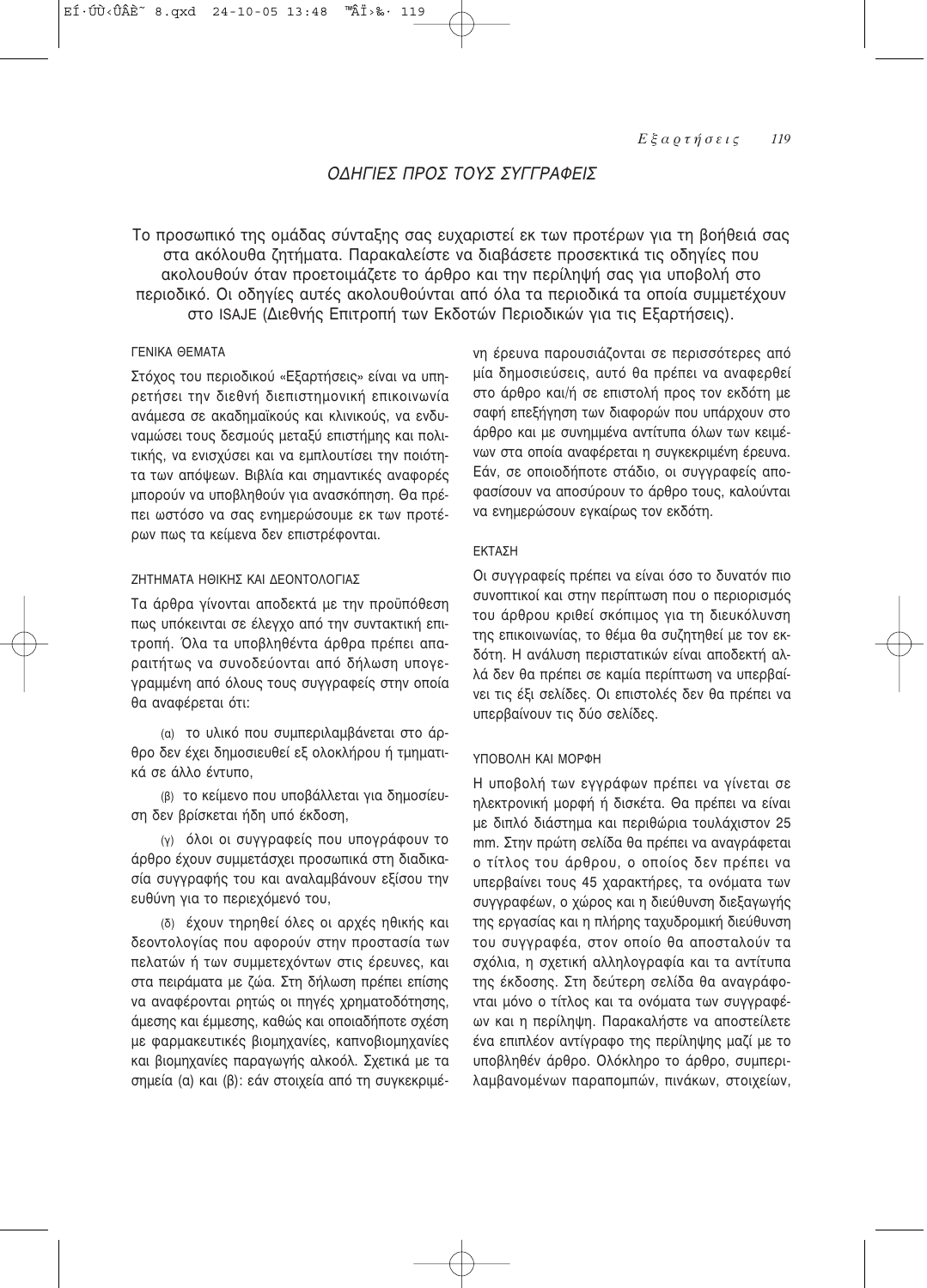## ΟΔΗΓΙΕΣ ΠΡΟΣ ΤΟΥΣ ΣΥΓΓΡΑΦΕΙΣ

Το προσωπικό της ομάδας σύνταξης σας ευχαριστεί εκ των προτέρων για τη βοήθειά σας στα ακόλουθα ζητήματα. Παρακαλείστε να διαβάσετε προσεκτικά τις οδηγίες που ακολουθούν όταν προετοιμάζετε το άρθρο και την περίληψή σας για υποβολή στο περιοδικό. Οι οδηγίες αυτές ακολουθούνται από όλα τα περιοδικά τα οποία συμμετέχουν στο ISAJE (Διεθνής Επιτροπή των Εκδοτών Περιοδικών για τις Εξαρτήσεις).

### ΓΕΝΙΚΑ ΘΕΜΑΤΑ

Στόχος του περιοδικού «Εξαρτήσεις» είναι να υπηρετήσει την διεθνή διεπιστημονική επικοινωνία ανάμεσα σε ακαδημαϊκούς και κλινικούς, να ενδυναμώσει τους δεσμούς μεταξύ επιστήμης και πολιτικής, να ενισχύσει και να εμπλουτίσει την ποιότητα των απόψεων. Βιβλία και σημαντικές αναφορές μπορούν να υποβληθούν για ανασκόπηση. Θα πρέπει ωστόσο να σας ενημερώσουμε εκ των προτέρων πως τα κείμενα δεν επιστρέφονται.

### ΖΗΤΗΜΑΤΑ ΗΘΙΚΗΣ ΚΑΙ ΔΕΟΝΤΟΛΟΓΙΑΣ

Τα άρθρα γίνονται αποδεκτά με την προϋπόθεση πως υπόκεινται σε έλεγχο από την συντακτική επιτροπή. Όλα τα υποβληθέντα άρθρα πρέπει απαραιτήτως να συνοδεύονται από δήλωση υπογεγραμμένη από όλους τους συγγραφείς στην οποία θα αναφέρεται ότι:

(α) το υλικό που συμπεριλαμβάνεται στο άρθρο δεν έχει δημοσιευθεί εξ ολοκλήρου ή τμηματικά σε άλλο έντυπο,

(β) το κείμενο που υποβάλλεται για δημοσίευση δεν βρίσκεται ήδη υπό έκδοση,

(γ) όλοι οι συγγραφείς που υπογράφουν το άρθρο έχουν συμμετάσχει προσωπικά στη διαδικασία συγγραφής του και αναλαμβάνουν εξίσου την ευθύνη για το περιεχόμενό του,

(δ) έχουν τηρηθεί όλες οι αρχές ηθικής και δεοντολογίας που αφορούν στην προστασία των πελατών ή των συμμετεχόντων στις έρευνες, και στα πειράματα με ζώα. Στη δήλωση πρέπει επίσης να αναφέρονται ρητώς οι πηγές χρηματοδότησης, άμεσης και έμμεσης, καθώς και οποιαδήποτε σχέση με φαρμακευτικές βιομηχανίες, καπνοβιομηχανίες και βιομηχανίες παραγωγής αλκοόλ. Σχετικά με τα σημεία (α) και (β): εάν στοιχεία από τη συγκεκριμένη έρευνα παρουσιάζονται σε περισσότερες από μία δημοσιεύσεις, αυτό θα πρέπει να αναφερθεί στο άρθρο και/ή σε επιστολή προς τον εκδότη με σαφή επεξήγηση των διαφορών που υπάρχουν στο άρθρο και με συνημμένα αντίτυπα όλων των κειμένων στα οποία αναφέρεται η συγκεκριμένη έρευνα. Εάν, σε οποιοδήποτε στάδιο, οι συγγραφείς αποφασίσουν να αποσύρουν το άρθρο τους, καλούνται να ενημερώσουν εγκαίρως τον εκδότη.

### ΕΚΤΑΣΗ

Οι συγγραφείς πρέπει να είναι όσο το δυνατόν πιο συνοπτικοί και στην περίπτωση που ο περιορισμός του άρθρου κριθεί σκόπιμος για τη διευκόλυνση της επικοινωνίας, το θέμα θα συζητηθεί με τον εκδότη. Η ανάλυση περιστατικών είναι αποδεκτή αλλά δεν θα πρέπει σε καμία περίπτωση να υπερβαίνει τις έξι σελίδες. Οι επιστολές δεν θα πρέπει να υπερβαίνουν τις δύο σελίδες.

### ΥΠΟΒΟΛΗ ΚΑΙ ΜΟΡΦΗ

Η υποβολή των εγγράφων πρέπει να γίνεται σε ηλεκτρονική μορφή ή δισκέτα. Θα πρέπει να είναι με διπλό διάστημα και περιθώρια τουλάχιστον 25 mm. Στην πρώτη σελίδα θα πρέπει να αναγράφεται ο τίτλος του άρθρου, ο οποίος δεν πρέπει να υπερβαίνει τους 45 χαρακτήρες, τα ονόματα των συγγραφέων, ο χώρος και η διεύθυνση διεξαγωγής της εργασίας και η πλήρης ταχυδρομική διεύθυνση του συγγραφέα, στον οποίο θα αποσταλούν τα σχόλια, η σχετική αλληλογραφία και τα αντίτυπα της έκδοσης. Στη δεύτερη σελίδα θα αναγράφονται μόνο ο τίτλος και τα ονόματα των συγγραφέων και η περίληψη. Παρακαλήστε να αποστείλετε ένα επιπλέον αντίγραφο της περίληψης μαζί με το υποβληθέν άρθρο. Ολόκληρο το άρθρο, συμπεριλαμβανομένων παραπομπών, πινάκων, στοιχείων,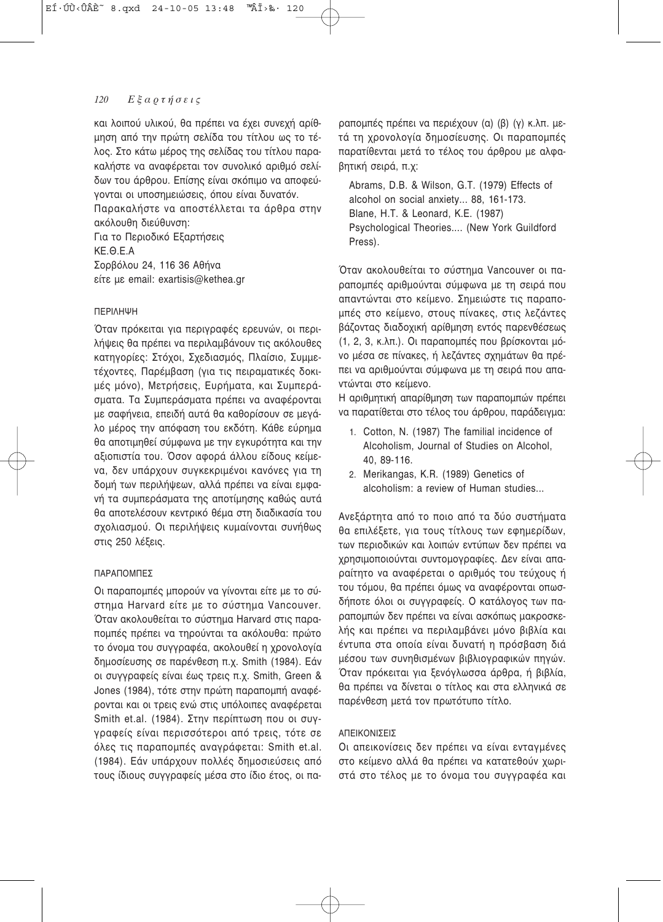και λοιπού υλικού, θα πρέπει να έχει συνεχή αρίθμηση από την πρώτη σελίδα του τίτλου ως το τέλος. Στο κάτω μέρος της σελίδας του τίτλου παρακαλήστε να αναφέρεται τον συνολικό αριθμό σελίδων του άρθρου. Επίσης είναι σκόπιμο να αποφεύγονται οι υποσημειώσεις, όπου είναι δυνατόν.

Παρακαλήστε να αποστέλλεται τα άρθρα στην ακόλουθη διεύθυνση:

Για το Περιοδικό Εξαρτήσεις
ΚΕ.Θ.Ε.Α
Σορβόλου 24, 116 36 Αθήνα
είτε με email: exartisis@kethea.gr

## ΠΕΡΙΛΗΨΗ

Όταν πρόκειται για περιγραφές ερευνών, οι περιλήψεις θα πρέπει να περιλαμβάνουν τις ακόλουθες κατηγορίες: Στόχοι, Σχεδιασμός, Πλαίσιο, Συμμετέχοντες, Παρέμβαση (για τις πειραματικές δοκιμές μόνο), Μετρήσεις, Ευρήματα, και Συμπεράσματα. Τα Συμπεράσματα πρέπει να αναφέρονται με σαφήνεια, επειδή αυτά θα καθορίσουν σε μεγάλο μέρος την απόφαση του εκδότη. Κάθε εύρημα θα αποτιμηθεί σύμφωνα με την εγκυρότητα και την αξιοπιστία του. Όσον αφορά άλλου είδους κείμενα, δεν υπάρχουν συγκεκριμένοι κανόνες για τη δομή των περιλήψεων, αλλά πρέπει να είναι εμφανή τα συμπεράσματα της αποτίμησης καθώς αυτά θα αποτελέσουν κεντρικό θέμα στη διαδικασία του σχολιασμού. Οι περιλήψεις κυμαίνονται συνήθως στις 250 λέξεις.

## ΠΑΡΑΠΟΜΠΕΣ

Οι παραπομπές μπορούν να γίνονται είτε με το σύστημα Harvard είτε με το σύστημα Vancouver. Όταν ακολουθείται το σύστημα Harvard στις παραπομπές πρέπει να τηρούνται τα ακόλουθα: πρώτο το όνομα του συγγραφέα, ακολουθεί η χρονολογία δημοσίευσης σε παρένθεση π.χ. Smith (1984). Εάν οι συγγραφείς είναι έως τρεις π.χ. Smith, Green & Jones (1984), τότε στην πρώτη παραπομπή αναφέρονται και οι τρεις ενώ στις υπόλοιπες αναφέρεται Smith et.al. (1984). Στην περίπτωση που οι συγγραφείς είναι περισσότεροι από τρεις, τότε σε όλες τις παραπομπές αναγράφεται: Smith et.al. (1984). Εάν υπάρχουν πολλές δημοσιεύσεις από τους ίδιους συγγραφείς μέσα στο ίδιο έτος, οι παραπομπές πρέπει να περιέχουν (α) (β) (γ) κ.λπ. μετά τη χρονολογία δημοσίευσης. Οι παραπομπές παρατίθενται μετά το τέλος του άρθρου με αλφαβητική σειρά, π.χ:

Abrams, D.B. & Wilson, G.T. (1979) Effects of alcohol on social anxiety... 88, 161-173.
Blane, H.T. & Leonard, K.E. (1987) Psychological Theories.... (New York Guildford Press).

Όταν ακολουθείται το σύστημα Vancouver οι παραπομπές αριθμούνται σύμφωνα με τη σειρά που απαντώνται στο κείμενο. Σημειώστε τις παραπομπές στο κείμενο, στους πίνακες, στις λεζάντες βάζοντας διαδοχική αρίθμηση εντός παρενθέσεως (1, 2, 3, κ.λπ.). Οι παραπομπές που βρίσκονται μόνο μέσα σε πίνακες, ή λεζάντες σχημάτων θα πρέπει να αριθμούνται σύμφωνα με τη σειρά που απαντώνται στο κείμενο.

Η αριθμητική απαρίθμηση των παραπομπών πρέπει να παρατίθεται στο τέλος του άρθρου, παράδειγμα:

1. Cotton, N. (1987) The familial incidence of Alcoholism, Journal of Studies on Alcohol, 40, 89-116.
2. Merikangas, K.R. (1989) Genetics of alcoholism: a review of Human studies...

Ανεξάρτητα από το ποιο από τα δύο συστήματα θα επιλέξετε, για τους τίτλους των εφημερίδων, των περιοδικών και λοιπών εντύπων δεν πρέπει να χρησιμοποιούνται συντομογραφίες. Δεν είναι απαραίτητο να αναφέρεται ο αριθμός του τεύχους ή του τόμου, θα πρέπει όμως να αναφέρονται οπωσδήποτε όλοι οι συγγραφείς. Ο κατάλογος των παραπομπών δεν πρέπει να είναι ασκόπως μακροσκελής και πρέπει να περιλαμβάνει μόνο βιβλία και έντυπα στα οποία είναι δυνατή η πρόσβαση διά μέσου των συνηθισμένων βιβλιογραφικών πηγών. Όταν πρόκειται για ξενόγλωσσα άρθρα, ή βιβλία, θα πρέπει να δίνεται ο τίτλος και στα ελληνικά σε παρένθεση μετά τον πρωτότυπο τίτλο.

## ΑΠΕΙΚΟΝΙΣΕΙΣ

Οι απεικονίσεις δεν πρέπει να είναι ενταγμένες στο κείμενο αλλά θα πρέπει να κατατεθούν χωριστά στο τέλος με το όνομα του συγγραφέα και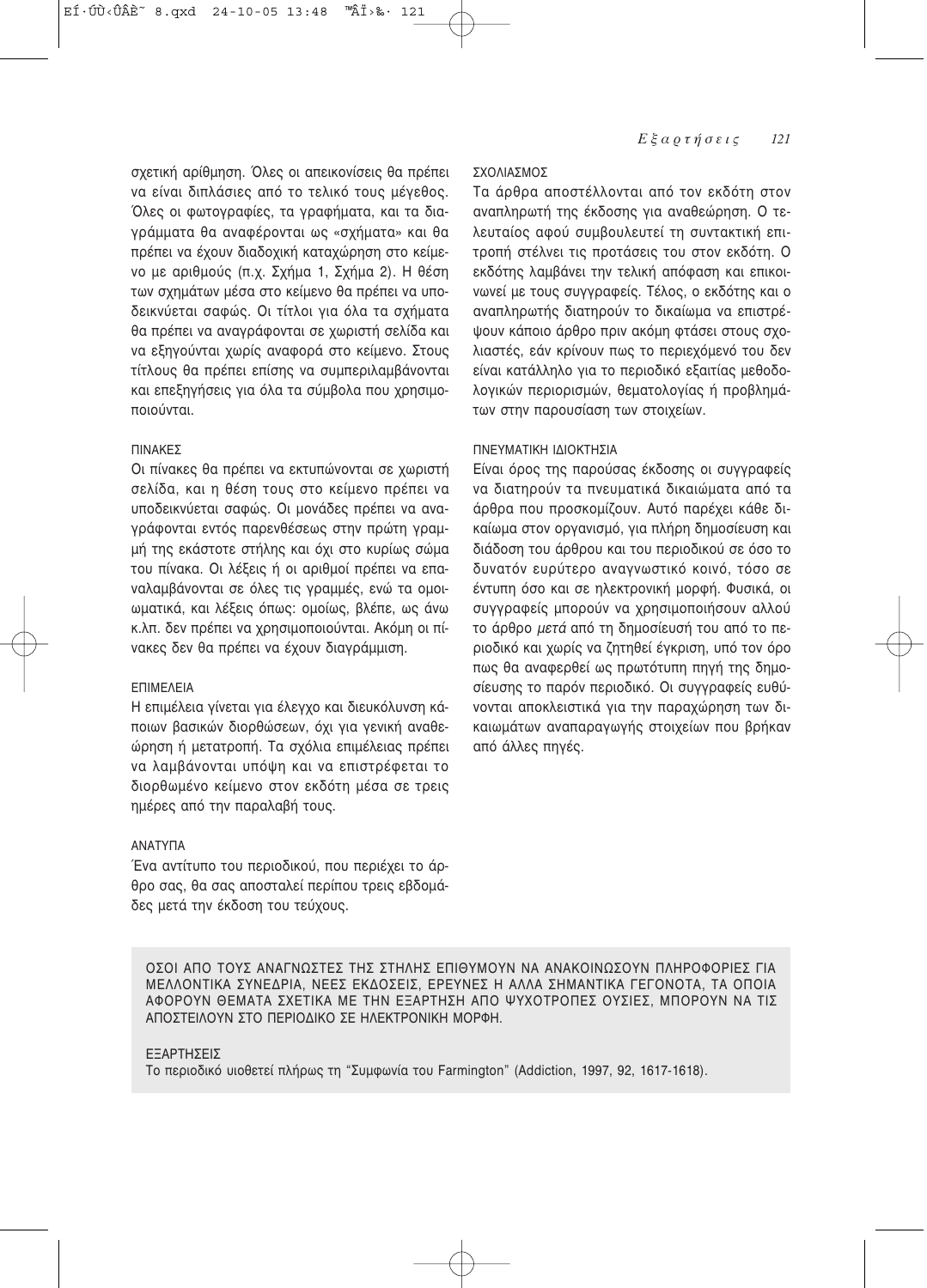σχετική αρίθμηση. Όλες οι απεικονίσεις θα πρέπει να είναι διπλάσιες από το τελικό τους μέγεθος. Όλες οι φωτογραφίες, τα γραφήματα, και τα διαγράμματα θα αναφέρονται ως «σχήματα» και θα πρέπει να έχουν διαδοχική καταχώρηση στο κείμενο με αριθμούς (π.χ. Σχήμα 1, Σχήμα 2). Η θέση των σχημάτων μέσα στο κείμενο θα πρέπει να υποδεικνύεται σαφώς. Οι τίτλοι για όλα τα σχήματα θα πρέπει να αναγράφονται σε χωριστή σελίδα και να εξηγούνται χωρίς αναφορά στο κείμενο. Στους τίτλους θα πρέπει επίσης να συμπεριλαμβάνονται και επεξηγήσεις για όλα τα σύμβολα που χρησιμοποιούνται.

ΠΙΝΑΚΕΣ

Οι πίνακες θα πρέπει να εκτυπώνονται σε χωριστή σελίδα, και η θέση τους στο κείμενο πρέπει να υποδεικνύεται σαφώς. Οι μονάδες πρέπει να αναγράφονται εντός παρενθέσεως στην πρώτη γραμμή της εκάστοτε στήλης και όχι στο κυρίως σώμα του πίνακα. Οι λέξεις ή οι αριθμοί πρέπει να επαναλαμβάνονται σε όλες τις γραμμές, ενώ τα ομοιωματικά, και λέξεις όπως: ομοίως, βλέπε, ως άνω κ.λπ. δεν πρέπει να χρησιμοποιούνται. Ακόμη οι πίνακες δεν θα πρέπει να έχουν διαγράμμιση.

ΕΠΙΜΕΛΕΙΑ

Η επιμέλεια γίνεται για έλεγχο και διευκόλυνση κάποιων βασικών διορθώσεων, όχι για γενική αναθεώρηση ή μετατροπή. Τα σχόλια επιμέλειας πρέπει να λαμβάνονται υπόψη και να επιστρέφεται το διορθωμένο κείμενο στον εκδότη μέσα σε τρεις ημέρες από την παραλαβή τους.

ΑΝΑΤΥΠΑ

Ένα αντίτυπο του περιοδικού, που περιέχει το άρθρο σας, θα σας αποσταλεί περίπου τρεις εβδομάδες μετά την έκδοση του τεύχους.

ΣΧΟΛΙΑΣΜΟΣ

Τα άρθρα αποστέλλονται από τον εκδότη στον αναπληρωτή της έκδοσης για αναθεώρηση. Ο τελευταίος αφού συμβουλευτεί τη συντακτική επιτροπή στέλνει τις προτάσεις του στον εκδότη. Ο εκδότης λαμβάνει την τελική απόφαση και επικοινωνεί με τους συγγραφείς. Τέλος, ο εκδότης και ο αναπληρωτής διατηρούν το δικαίωμα να επιστρέψουν κάποιο άρθρο πριν ακόμη φτάσει στους σχολιαστές, εάν κρίνουν πως το περιεχόμενό του δεν είναι κατάλληλο για το περιοδικό εξαιτίας μεθοδολογικών περιορισμών, θεματολογίας ή προβλημάτων στην παρουσίαση των στοιχείων.

ΠΝΕΥΜΑΤΙΚΗ ΙΔΙΟΚΤΗΣΙΑ

Είναι όρος της παρούσας έκδοσης οι συγγραφείς να διατηρούν τα πνευματικά δικαιώματα από τα άρθρα που προσκομίζουν. Αυτό παρέχει κάθε δικαίωμα στον οργανισμό, για πλήρη δημοσίευση και διάδοση του άρθρου και του περιοδικού σε όσο το δυνατόν ευρύτερο αναγνωστικό κοινό, τόσο σε έντυπη όσο και σε ηλεκτρονική μορφή. Φυσικά, οι συγγραφείς μπορούν να χρησιμοποιήσουν αλλού το άρθρο *μετά* από τη δημοσίευσή του από το περιοδικό και χωρίς να ζητηθεί έγκριση, υπό τον όρο πως θα αναφερθεί ως πρωτότυπη πηγή της δημοσίευσης το παρόν περιοδικό. Οι συγγραφείς ευθύνονται αποκλειστικά για την παραχώρηση των δικαιωμάτων αναπαραγωγής στοιχείων που βρήκαν από άλλες πηγές.

ΟΣΟΙ ΑΠΟ ΤΟΥΣ ΑΝΑΓΝΩΣΤΕΣ ΤΗΣ ΣΤΗΛΗΣ ΕΠΙΘΥΜΟΥΝ ΝΑ ΑΝΑΚΟΙΝΩΣΟΥΝ ΠΛΗΡΟΦΟΡΙΕΣ ΓΙΑ ΜΕΛΛΟΝΤΙΚΑ ΣΥΝΕΔΡΙΑ, ΝΕΕΣ ΕΚΔΟΣΕΙΣ, ΕΡΕΥΝΕΣ Η ΑΛΛΑ ΣΗΜΑΝΤΙΚΑ ΓΕΓΟΝΟΤΑ, ΤΑ ΟΠΟΙΑ ΑΦΟΡΟΥΝ ΘΕΜΑΤΑ ΣΧΕΤΙΚΑ ΜΕ ΤΗΝ ΕΞΑΡΤΗΣΗ ΑΠΟ ΨΥΧΟΤΡΟΠΕΣ ΟΥΣΙΕΣ, ΜΠΟΡΟΥΝ ΝΑ ΤΙΣ ΑΠΟΣΤΕΙΛΟΥΝ ΣΤΟ ΠΕΡΙΟΔΙΚΟ ΣΕ ΗΛΕΚΤΡΟΝΙΚΗ ΜΟΡΦΗ.

ΕΞΑΡΤΗΣΕΙΣ

Το περιοδικό υιοθετεί πλήρως τη "Συμφωνία του Farmington" (Addiction, 1997, 92, 1617-1618).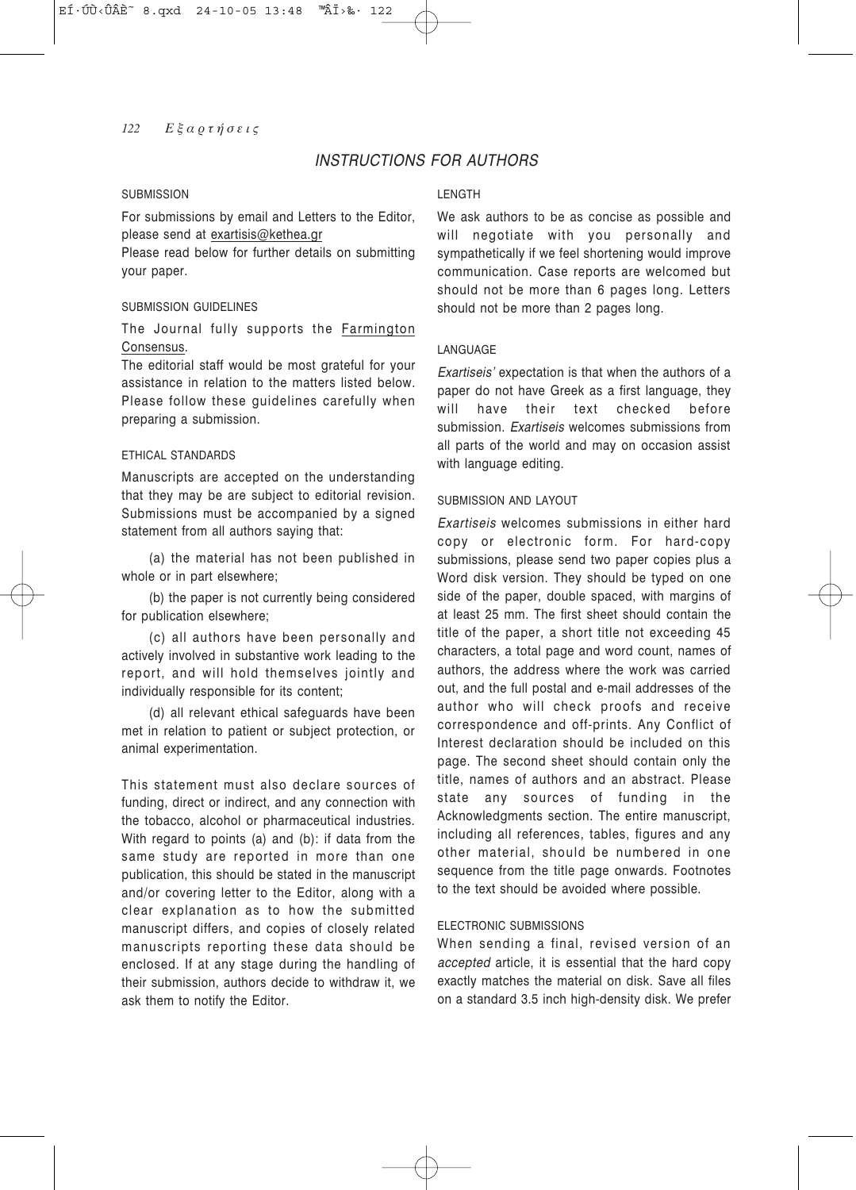## INSTRUCTIONS FOR AUTHORS

### SUBMISSION

For submissions by email and Letters to the Editor, please send at exartisis@kethea.gr

Please read below for further details on submitting your paper.

### SUBMISSION GUIDELINES

The Journal fully supports the Farmington Consensus.

The editorial staff would be most grateful for your assistance in relation to the matters listed below. Please follow these guidelines carefully when preparing a submission.

### ETHICAL STANDARDS

Manuscripts are accepted on the understanding that they may be are subject to editorial revision. Submissions must be accompanied by a signed statement from all authors saying that:

(a) the material has not been published in whole or in part elsewhere;

(b) the paper is not currently being considered for publication elsewhere;

(c) all authors have been personally and actively involved in substantive work leading to the report, and will hold themselves jointly and individually responsible for its content;

(d) all relevant ethical safeguards have been met in relation to patient or subject protection, or animal experimentation.

This statement must also declare sources of funding, direct or indirect, and any connection with the tobacco, alcohol or pharmaceutical industries. With regard to points (a) and (b): if data from the same study are reported in more than one publication, this should be stated in the manuscript and/or covering letter to the Editor, along with a clear explanation as to how the submitted manuscript differs, and copies of closely related manuscripts reporting these data should be enclosed. If at any stage during the handling of their submission, authors decide to withdraw it, we ask them to notify the Editor.

### LENGTH

We ask authors to be as concise as possible and will negotiate with you personally and sympathetically if we feel shortening would improve communication. Case reports are welcomed but should not be more than 6 pages long. Letters should not be more than 2 pages long.

### LANGUAGE

*Exartiseis'* expectation is that when the authors of a paper do not have Greek as a first language, they will have their text checked before submission. *Exartiseis* welcomes submissions from all parts of the world and may on occasion assist with language editing.

### SUBMISSION AND LAYOUT

*Exartiseis* welcomes submissions in either hard copy or electronic form. For hard-copy submissions, please send two paper copies plus a Word disk version. They should be typed on one side of the paper, double spaced, with margins of at least 25 mm. The first sheet should contain the title of the paper, a short title not exceeding 45 characters, a total page and word count, names of authors, the address where the work was carried out, and the full postal and e-mail addresses of the author who will check proofs and receive correspondence and off-prints. Any Conflict of Interest declaration should be included on this page. The second sheet should contain only the title, names of authors and an abstract. Please state any sources of funding in the Acknowledgments section. The entire manuscript, including all references, tables, figures and any other material, should be numbered in one sequence from the title page onwards. Footnotes to the text should be avoided where possible.

### ELECTRONIC SUBMISSIONS

When sending a final, revised version of an *accepted* article, it is essential that the hard copy exactly matches the material on disk. Save all files on a standard 3.5 inch high-density disk. We prefer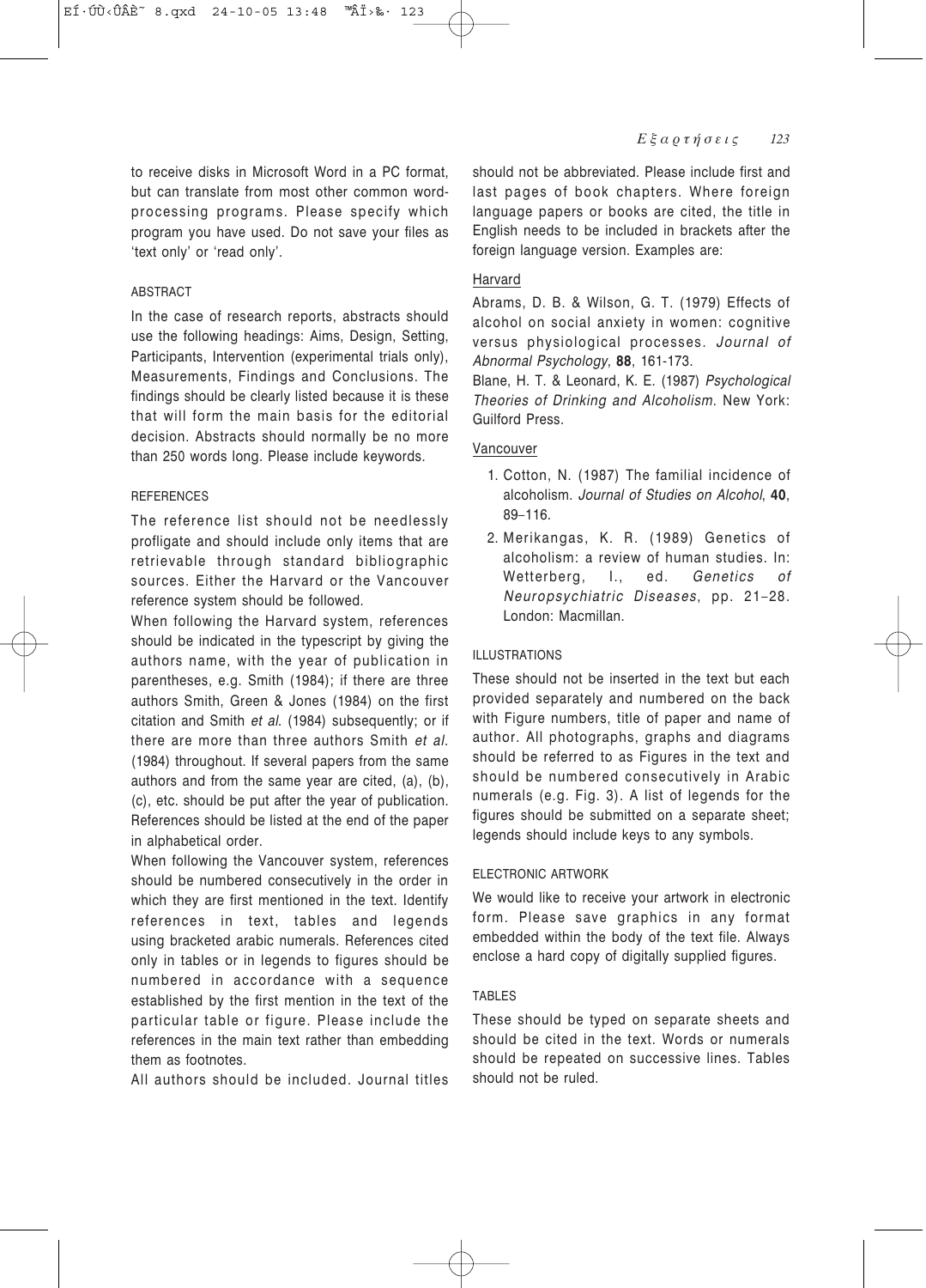to receive disks in Microsoft Word in a PC format, but can translate from most other common word-processing programs. Please specify which program you have used. Do not save your files as 'text only' or 'read only'.

### ABSTRACT

In the case of research reports, abstracts should use the following headings: Aims, Design, Setting, Participants, Intervention (experimental trials only), Measurements, Findings and Conclusions. The findings should be clearly listed because it is these that will form the main basis for the editorial decision. Abstracts should normally be no more than 250 words long. Please include keywords.

### REFERENCES

The reference list should not be needlessly profligate and should include only items that are retrievable through standard bibliographic sources. Either the Harvard or the Vancouver reference system should be followed.

When following the Harvard system, references should be indicated in the typescript by giving the authors name, with the year of publication in parentheses, e.g. Smith (1984); if there are three authors Smith, Green & Jones (1984) on the first citation and Smith *et al.* (1984) subsequently; or if there are more than three authors Smith *et al.* (1984) throughout. If several papers from the same authors and from the same year are cited, (a), (b), (c), etc. should be put after the year of publication. References should be listed at the end of the paper in alphabetical order.

When following the Vancouver system, references should be numbered consecutively in the order in which they are first mentioned in the text. Identify references in text, tables and legends using bracketed arabic numerals. References cited only in tables or in legends to figures should be numbered in accordance with a sequence established by the first mention in the text of the particular table or figure. Please include the references in the main text rather than embedding them as footnotes.

All authors should be included. Journal titles should not be abbreviated. Please include first and last pages of book chapters. Where foreign language papers or books are cited, the title in English needs to be included in brackets after the foreign language version. Examples are:

<u>Harvard</u>

Abrams, D. B. & Wilson, G. T. (1979) Effects of alcohol on social anxiety in women: cognitive versus physiological processes. *Journal of Abnormal Psychology*, **88**, 161-173.

Blane, H. T. & Leonard, K. E. (1987) *Psychological Theories of Drinking and Alcoholism*. New York: Guilford Press.

<u>Vancouver</u>

1. Cotton, N. (1987) The familial incidence of alcoholism. *Journal of Studies on Alcohol*, **40**, 89–116.
2. Merikangas, K. R. (1989) Genetics of alcoholism: a review of human studies. In: Wetterberg, I., ed. *Genetics of Neuropsychiatric Diseases*, pp. 21–28. London: Macmillan.

### ILLUSTRATIONS

These should not be inserted in the text but each provided separately and numbered on the back with Figure numbers, title of paper and name of author. All photographs, graphs and diagrams should be referred to as Figures in the text and should be numbered consecutively in Arabic numerals (e.g. Fig. 3). A list of legends for the figures should be submitted on a separate sheet; legends should include keys to any symbols.

### ELECTRONIC ARTWORK

We would like to receive your artwork in electronic form. Please save graphics in any format embedded within the body of the text file. Always enclose a hard copy of digitally supplied figures.

### TABLES

These should be typed on separate sheets and should be cited in the text. Words or numerals should be repeated on successive lines. Tables should not be ruled.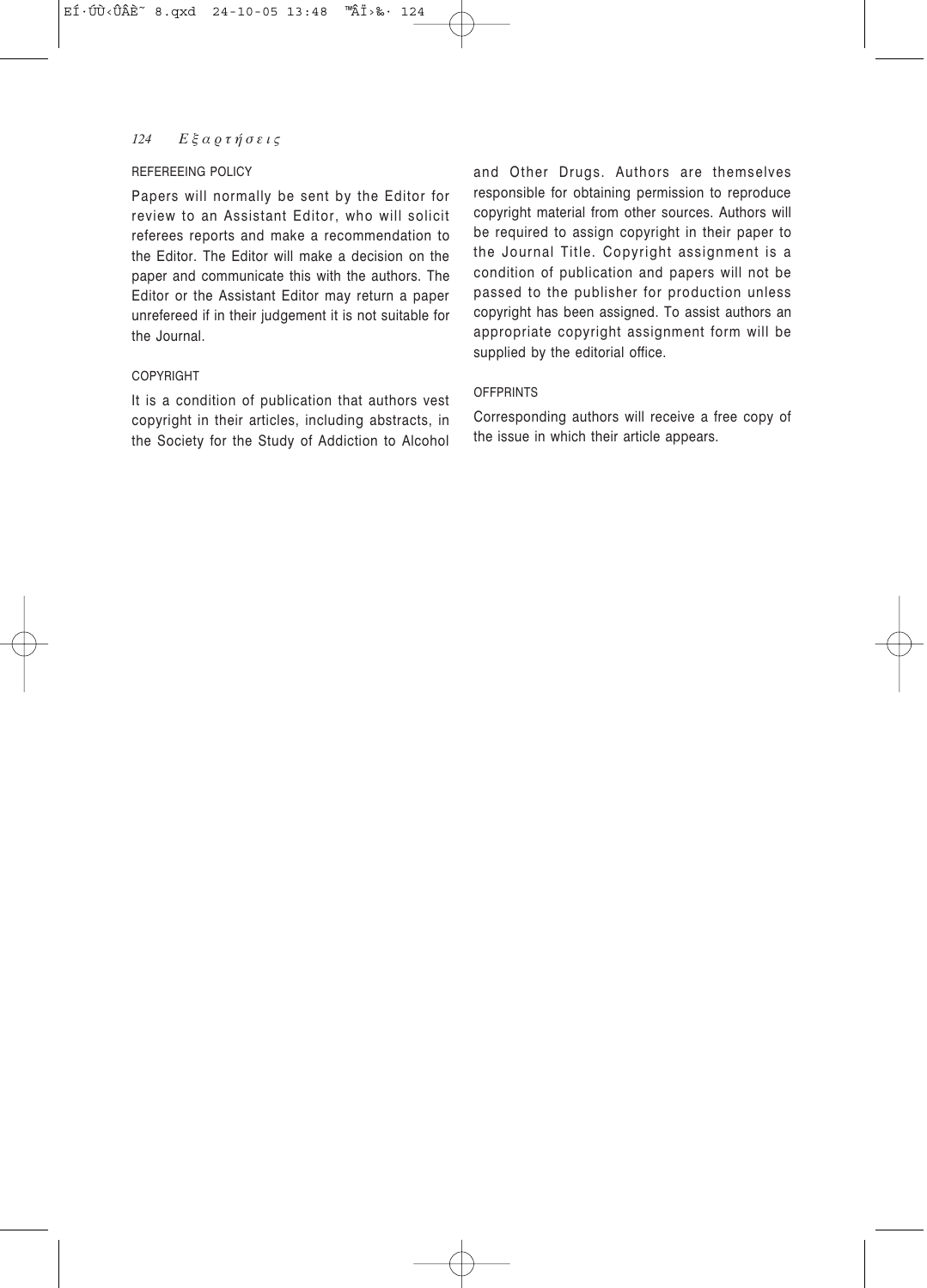### REFEREEING POLICY

Papers will normally be sent by the Editor for review to an Assistant Editor, who will solicit referees reports and make a recommendation to the Editor. The Editor will make a decision on the paper and communicate this with the authors. The Editor or the Assistant Editor may return a paper unrefereed if in their judgement it is not suitable for the Journal.

### COPYRIGHT

It is a condition of publication that authors vest copyright in their articles, including abstracts, in the Society for the Study of Addiction to Alcohol and Other Drugs. Authors are themselves responsible for obtaining permission to reproduce copyright material from other sources. Authors will be required to assign copyright in their paper to the Journal Title. Copyright assignment is a condition of publication and papers will not be passed to the publisher for production unless copyright has been assigned. To assist authors an appropriate copyright assignment form will be supplied by the editorial office.

### OFFPRINTS

Corresponding authors will receive a free copy of the issue in which their article appears.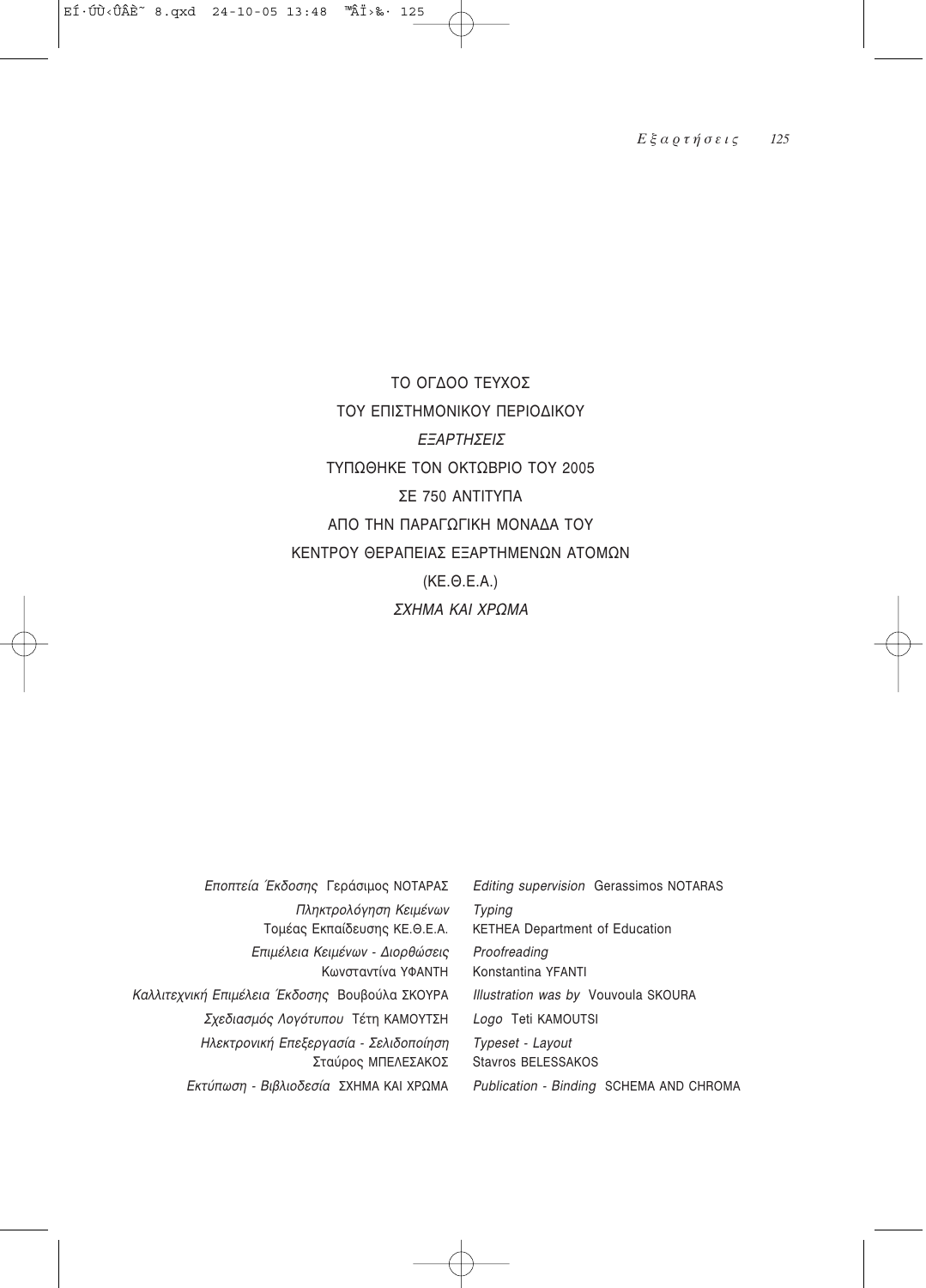ΤΟ ΟΓΔΟΟ ΤΕΥΧΟΣ

ΤΟΥ ΕΠΙΣΤΗΜΟΝΙΚΟΥ ΠΕΡΙΟΔΙΚΟΥ

*ΕΞΑΡΤΗΣΕΙΣ*

ΤΥΠΩΘΗΚΕ ΤΟΝ ΟΚΤΩΒΡΙΟ ΤΟΥ 2005

ΣΕ 750 ΑΝΤΙΤΥΠΑ

ΑΠΟ ΤΗΝ ΠΑΡΑΓΩΓΙΚΗ ΜΟΝΑΔΑ ΤΟΥ

ΚΕΝΤΡΟΥ ΘΕΡΑΠΕΙΑΣ ΕΞΑΡΤΗΜΕΝΩΝ ΑΤΟΜΩΝ

(ΚΕ.Θ.Ε.Α.)

*ΣΧΗΜΑ ΚΑΙ ΧΡΩΜΑ*

| | |
|---|---|
| *Εποπτεία Έκδοσης* Γεράσιμος ΝΟΤΑΡΑΣ | *Editing supervision* Gerassimos NOTARAS |
| *Πληκτρολόγηση Κειμένων* Τομέας Εκπαίδευσης ΚΕ.Θ.Ε.Α. | *Typing* KETHEA Department of Education |
| *Επιμέλεια Κειμένων - Διορθώσεις* Κωνσταντίνα ΥΦΑΝΤΗ | *Proofreading* Konstantina YFANTI |
| *Καλλιτεχνική Επιμέλεια Έκδοσης* Βουβούλα ΣΚΟΥΡΑ | *Illustration was by* Vouvoula SKOURA |
| *Σχεδιασμός Λογότυπου* Τέτη ΚΑΜΟΥΤΣΗ | *Logo* Teti KAMOUTSI |
| *Ηλεκτρονική Επεξεργασία - Σελιδοποίηση* Σταύρος ΜΠΕΛΕΣΑΚΟΣ | *Typeset - Layout* Stavros BELESSAKOS |
| *Εκτύπωση - Βιβλιοδεσία* ΣΧΗΜΑ ΚΑΙ ΧΡΩΜΑ | *Publication - Binding* SCHEMA AND CHROMA |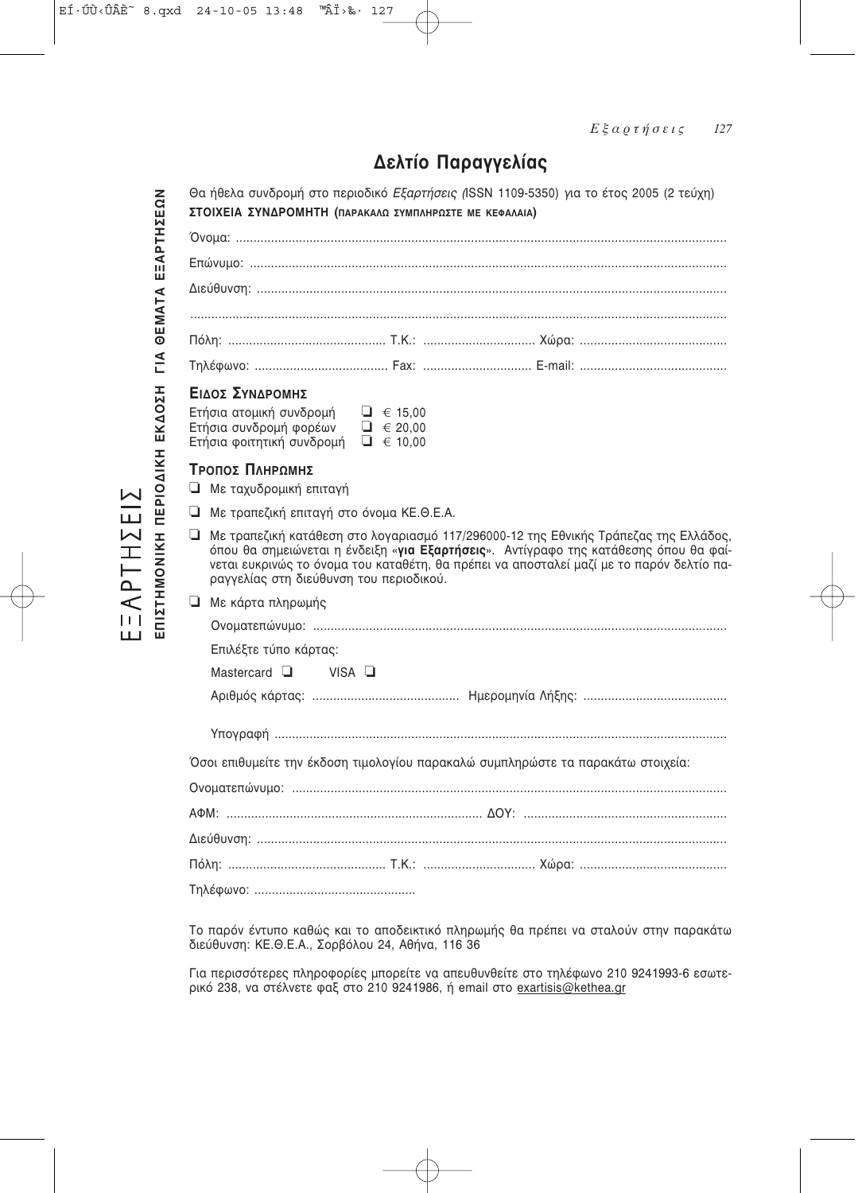# Δελτίο Παραγγελίας

Θα ήθελα συνδρομή στο περιοδικό *Εξαρτήσεις (*ISSN 1109-5350) για το έτος 2005 (2 τεύχη)

**ΣΤΟΙΧΕΙΑ ΣΥΝΔΡΟΜΗΤΗ (ΠΑΡΑΚΑΛΩ ΣΥΜΠΛΗΡΩΣΤΕ ΜΕ ΚΕΦΑΛΑΙΑ)**

Όνομα: ..........................................................................................................................................

Επώνυμο: ......................................................................................................................................

Διεύθυνση: ....................................................................................................................................

.......................................................................................................................................................

Πόλη: ............................................ Τ.Κ.: ................................ Χώρα: ..........................................

Τηλέφωνο: ...................................... Fax: .............................. E-mail: ..........................................

**ΕΙΔΟΣ ΣΥΝΔΡΟΜΗΣ**

Ετήσια ατομική συνδρομή ❑ € 15,00
Ετήσια συνδρομή φορέων ❑ € 20,00
Ετήσια φοιτητική συνδρομή ❑ € 10,00

**ΤΡΟΠΟΣ ΠΛΗΡΩΜΗΣ**

❑ Με ταχυδρομική επιταγή

❑ Με τραπεζική επιταγή στο όνομα ΚΕ.Θ.Ε.Α.

❑ Με τραπεζική κατάθεση στο λογαριασμό 117/296000-12 της Εθνικής Τράπεζας της Ελλάδος, όπου θα σημειώνεται η ένδειξη «**για Εξαρτήσεις**». Αντίγραφο της κατάθεσης όπου θα φαίνεται ευκρινώς το όνομα του καταθέτη, θα πρέπει να αποσταλεί μαζί με το παρόν δελτίο παραγγελίας στη διεύθυνση του περιοδικού.

❑ Με κάρτα πληρωμής

Ονοματεπώνυμο: ....................................................................................................................

Επιλέξτε τύπο κάρτας:

Mastercard ❑ VISA ❑

Αριθμός κάρτας: .......................................... Ημερομηνία Λήξης: .........................................

Υπογραφή ...............................................................................................................................

Όσοι επιθυμείτε την έκδοση τιμολογίου παρακαλώ συμπληρώστε τα παρακάτω στοιχεία:

Ονοματεπώνυμο: ..........................................................................................................................

ΑΦΜ: ......................................................................... ΔΟΥ: ..........................................................

Διεύθυνση: ....................................................................................................................................

Πόλη: ............................................ Τ.Κ.: ................................ Χώρα: ..........................................

Τηλέφωνο: .............................................

Το παρόν έντυπο καθώς και το αποδεικτικό πληρωμής θα πρέπει να σταλούν στην παρακάτω διεύθυνση: ΚΕ.Θ.Ε.Α., Σορβόλου 24, Αθήνα, 116 36

Για περισσότερες πληροφορίες μπορείτε να απευθυνθείτε στο τηλέφωνο 210 9241993-6 εσωτερικό 238, να στέλνετε φαξ στο 210 9241986, ή email στο exartisis@kethea.gr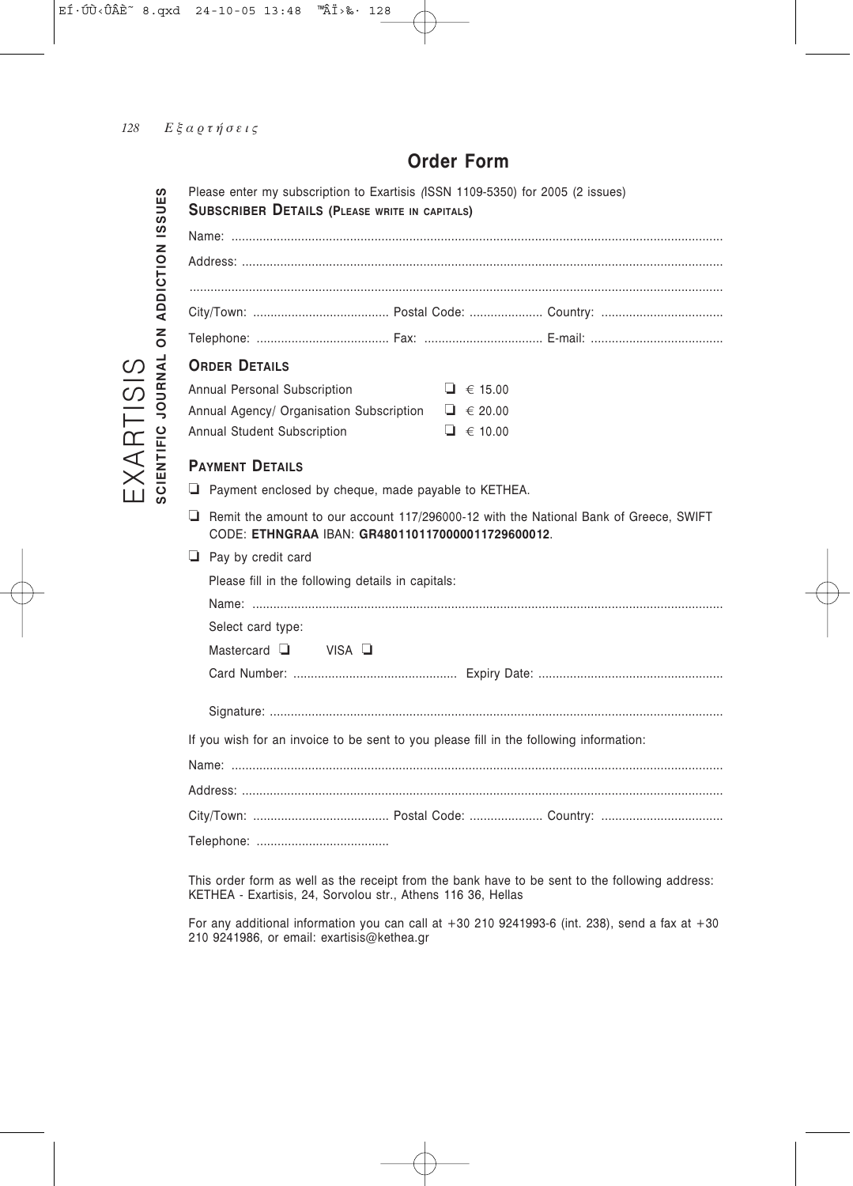## Order Form

EXARTISIS
**SCIENTIFIC JOURNAL ON ADDICTION ISSUES**

Please enter my subscription to Exartisis (ISSN 1109-5350) for 2005 (2 issues)

**SUBSCRIBER DETAILS (PLEASE WRITE IN CAPITALS)**

Name: ...........................................................................................................................................

Address: ........................................................................................................................................

.......................................................................................................................................................

City/Town: ....................................... Postal Code: ..................... Country: ..................................

Telephone: ...................................... Fax: .................................. E-mail: .....................................

**ORDER DETAILS**

| | |
|---|---|
| Annual Personal Subscription | ❑ € 15.00 |
| Annual Agency/ Organisation Subscription | ❑ € 20.00 |
| Annual Student Subscription | ❑ € 10.00 |

**PAYMENT DETAILS**

❑ Payment enclosed by cheque, made payable to KETHEA.

❑ Remit the amount to our account 117/296000-12 with the National Bank of Greece, SWIFT CODE: **ETHNGRAA** IBAN: **GR4801101170000011729600012**.

❑ Pay by credit card

Please fill in the following details in capitals:

Name: ......................................................................................................................................

Select card type:

Mastercard ❑ VISA ❑

Card Number: ............................................... Expiry Date: .....................................................

Signature: .................................................................................................................................

If you wish for an invoice to be sent to you please fill in the following information:

Name: ...........................................................................................................................................

Address: ........................................................................................................................................

City/Town: ....................................... Postal Code: ..................... Country: ..................................

Telephone: ......................................

This order form as well as the receipt from the bank have to be sent to the following address: KETHEA - Exartisis, 24, Sorvolou str., Athens 116 36, Hellas

For any additional information you can call at +30 210 9241993-6 (int. 238), send a fax at +30 210 9241986, or email: exartisis@kethea.gr